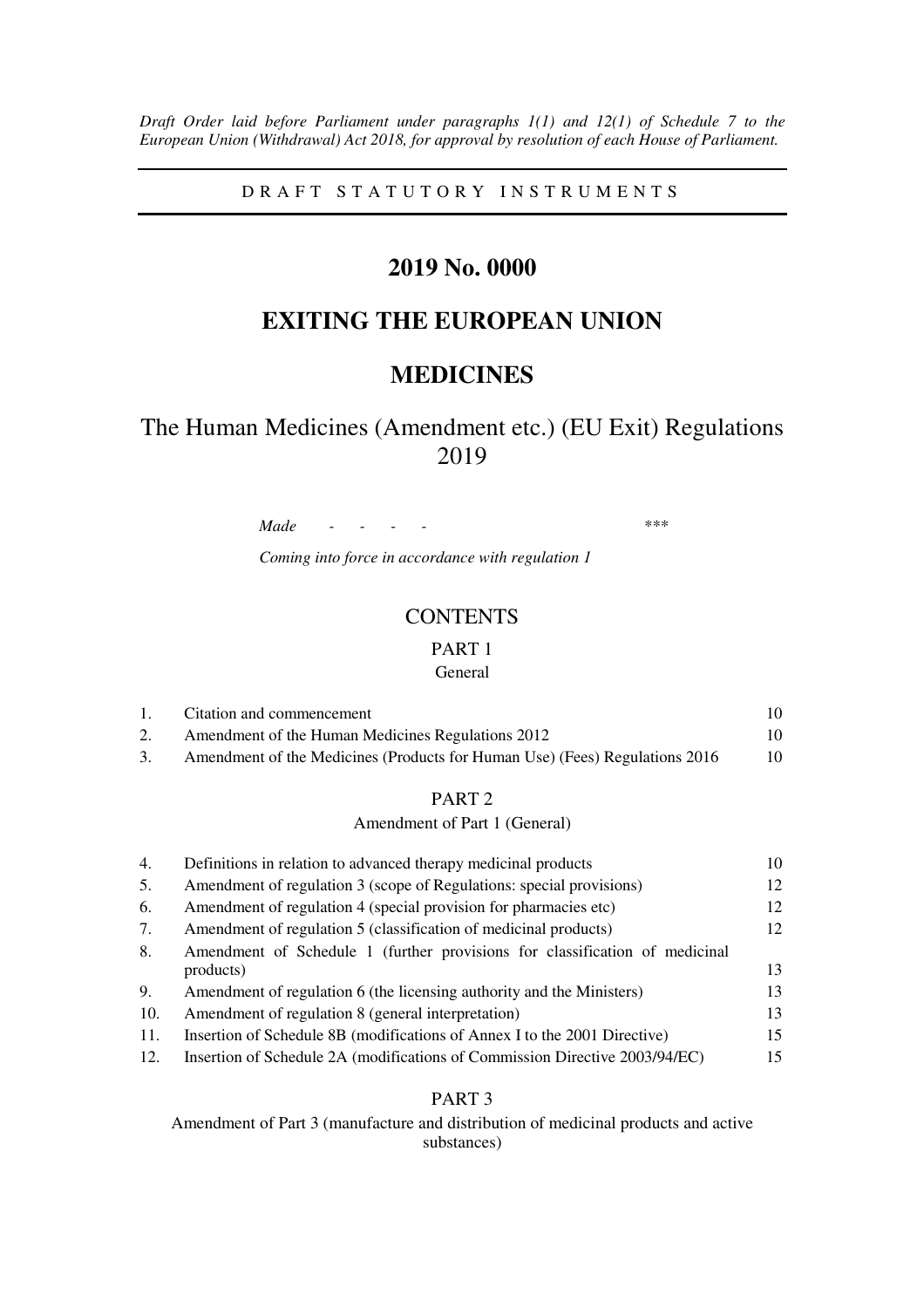*Draft Order laid before Parliament under paragraphs 1(1) and 12(1) of Schedule 7 to the European Union (Withdrawal) Act 2018, for approval by resolution of each House of Parliament.*

DRAFT STATUTORY INSTRUMENTS

# 2019 No. 0000

# EXITING THE EUROPEAN UNION

# MEDICINES

## The Human Medicines (Amendment etc.) (EU Exit) Regulations 2019

*Made* - - - - ***

*Coming into force in accordance with regulation 1*

### CONTENTS

PART 1

General

| | | |
|---|---|---|
| 1. | Citation and commencement | 10 |
| 2. | Amendment of the Human Medicines Regulations 2012 | 10 |
| 3. | Amendment of the Medicines (Products for Human Use) (Fees) Regulations 2016 | 10 |

PART 2

Amendment of Part 1 (General)

| | | |
|---|---|---|
| 4. | Definitions in relation to advanced therapy medicinal products | 10 |
| 5. | Amendment of regulation 3 (scope of Regulations: special provisions) | 12 |
| 6. | Amendment of regulation 4 (special provision for pharmacies etc) | 12 |
| 7. | Amendment of regulation 5 (classification of medicinal products) | 12 |
| 8. | Amendment of Schedule 1 (further provisions for classification of medicinal products) | 13 |
| 9. | Amendment of regulation 6 (the licensing authority and the Ministers) | 13 |
| 10. | Amendment of regulation 8 (general interpretation) | 13 |
| 11. | Insertion of Schedule 8B (modifications of Annex I to the 2001 Directive) | 15 |
| 12. | Insertion of Schedule 2A (modifications of Commission Directive 2003/94/EC) | 15 |

PART 3

Amendment of Part 3 (manufacture and distribution of medicinal products and active substances)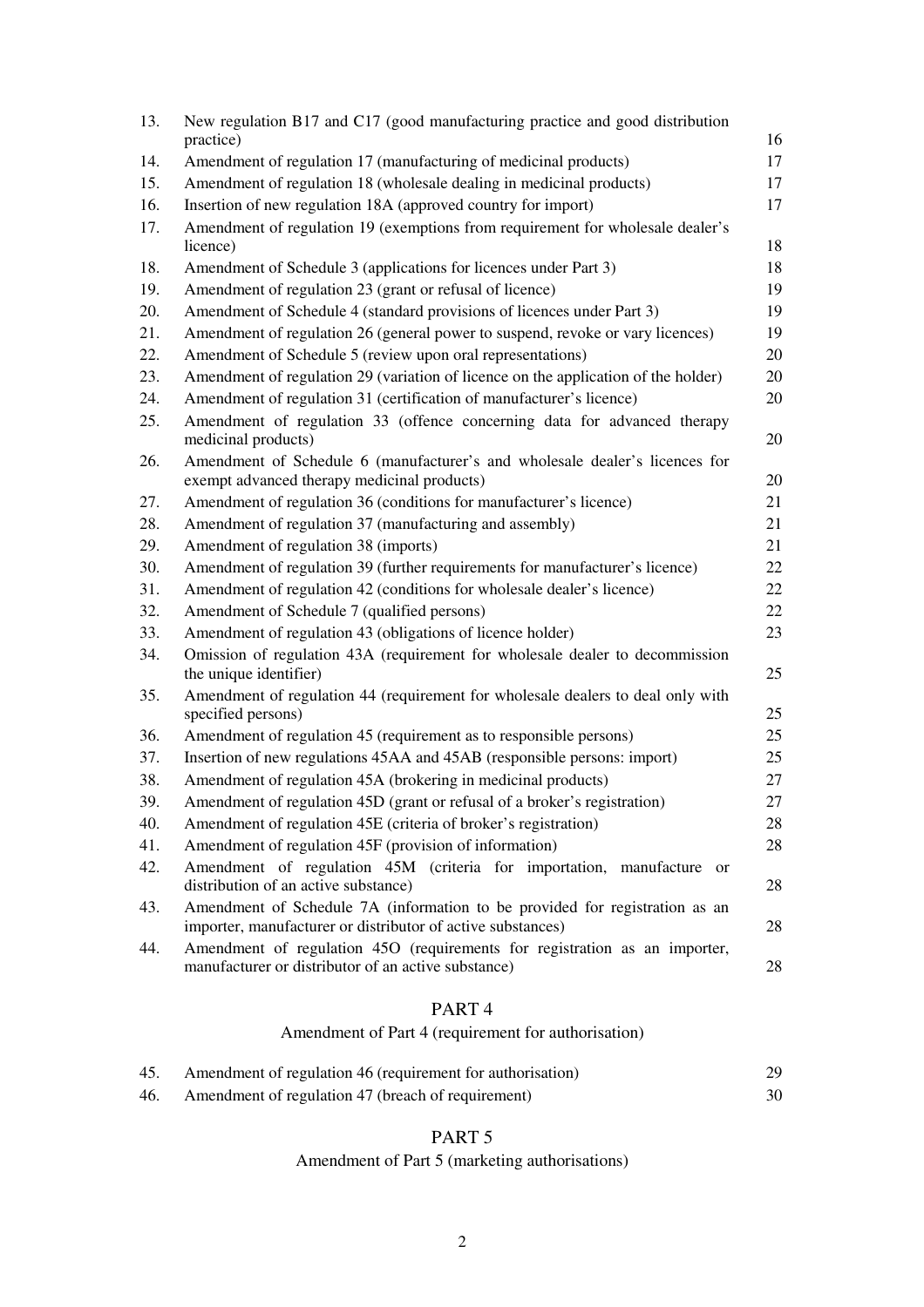| | | |
|---|---|---|
| 13. | New regulation B17 and C17 (good manufacturing practice and good distribution practice) | 16 |
| 14. | Amendment of regulation 17 (manufacturing of medicinal products) | 17 |
| 15. | Amendment of regulation 18 (wholesale dealing in medicinal products) | 17 |
| 16. | Insertion of new regulation 18A (approved country for import) | 17 |
| 17. | Amendment of regulation 19 (exemptions from requirement for wholesale dealer's licence) | 18 |
| 18. | Amendment of Schedule 3 (applications for licences under Part 3) | 18 |
| 19. | Amendment of regulation 23 (grant or refusal of licence) | 19 |
| 20. | Amendment of Schedule 4 (standard provisions of licences under Part 3) | 19 |
| 21. | Amendment of regulation 26 (general power to suspend, revoke or vary licences) | 19 |
| 22. | Amendment of Schedule 5 (review upon oral representations) | 20 |
| 23. | Amendment of regulation 29 (variation of licence on the application of the holder) | 20 |
| 24. | Amendment of regulation 31 (certification of manufacturer's licence) | 20 |
| 25. | Amendment of regulation 33 (offence concerning data for advanced therapy medicinal products) | 20 |
| 26. | Amendment of Schedule 6 (manufacturer's and wholesale dealer's licences for exempt advanced therapy medicinal products) | 20 |
| 27. | Amendment of regulation 36 (conditions for manufacturer's licence) | 21 |
| 28. | Amendment of regulation 37 (manufacturing and assembly) | 21 |
| 29. | Amendment of regulation 38 (imports) | 21 |
| 30. | Amendment of regulation 39 (further requirements for manufacturer's licence) | 22 |
| 31. | Amendment of regulation 42 (conditions for wholesale dealer's licence) | 22 |
| 32. | Amendment of Schedule 7 (qualified persons) | 22 |
| 33. | Amendment of regulation 43 (obligations of licence holder) | 23 |
| 34. | Omission of regulation 43A (requirement for wholesale dealer to decommission the unique identifier) | 25 |
| 35. | Amendment of regulation 44 (requirement for wholesale dealers to deal only with specified persons) | 25 |
| 36. | Amendment of regulation 45 (requirement as to responsible persons) | 25 |
| 37. | Insertion of new regulations 45AA and 45AB (responsible persons: import) | 25 |
| 38. | Amendment of regulation 45A (brokering in medicinal products) | 27 |
| 39. | Amendment of regulation 45D (grant or refusal of a broker's registration) | 27 |
| 40. | Amendment of regulation 45E (criteria of broker's registration) | 28 |
| 41. | Amendment of regulation 45F (provision of information) | 28 |
| 42. | Amendment of regulation 45M (criteria for importation, manufacture or distribution of an active substance) | 28 |
| 43. | Amendment of Schedule 7A (information to be provided for registration as an importer, manufacturer or distributor of active substances) | 28 |
| 44. | Amendment of regulation 45O (requirements for registration as an importer, manufacturer or distributor of an active substance) | 28 |

## PART 4

Amendment of Part 4 (requirement for authorisation)

| | | |
|---|---|---|
| 45. | Amendment of regulation 46 (requirement for authorisation) | 29 |
| 46. | Amendment of regulation 47 (breach of requirement) | 30 |

## PART 5

Amendment of Part 5 (marketing authorisations)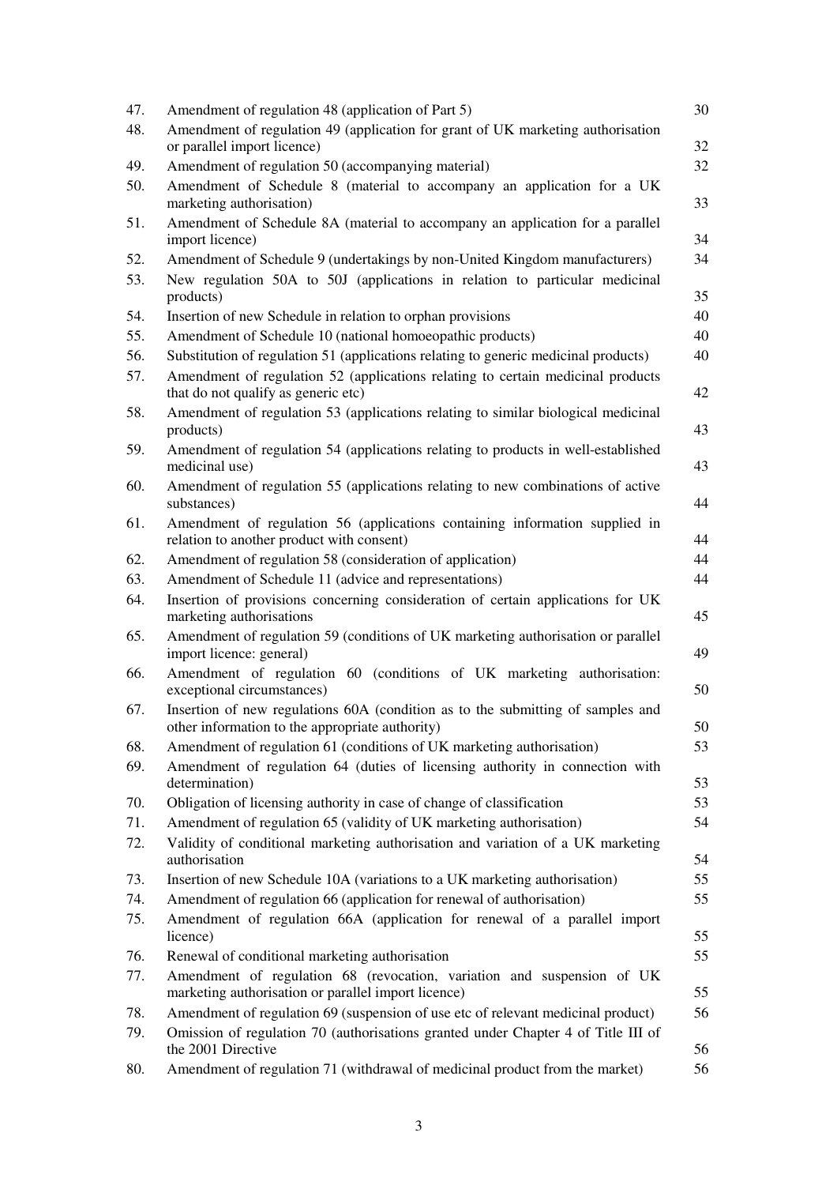| | | |
|---|---|---|
| 47. | Amendment of regulation 48 (application of Part 5) | 30 |
| 48. | Amendment of regulation 49 (application for grant of UK marketing authorisation or parallel import licence) | 32 |
| 49. | Amendment of regulation 50 (accompanying material) | 32 |
| 50. | Amendment of Schedule 8 (material to accompany an application for a UK marketing authorisation) | 33 |
| 51. | Amendment of Schedule 8A (material to accompany an application for a parallel import licence) | 34 |
| 52. | Amendment of Schedule 9 (undertakings by non-United Kingdom manufacturers) | 34 |
| 53. | New regulation 50A to 50J (applications in relation to particular medicinal products) | 35 |
| 54. | Insertion of new Schedule in relation to orphan provisions | 40 |
| 55. | Amendment of Schedule 10 (national homoeopathic products) | 40 |
| 56. | Substitution of regulation 51 (applications relating to generic medicinal products) | 40 |
| 57. | Amendment of regulation 52 (applications relating to certain medicinal products that do not qualify as generic etc) | 42 |
| 58. | Amendment of regulation 53 (applications relating to similar biological medicinal products) | 43 |
| 59. | Amendment of regulation 54 (applications relating to products in well-established medicinal use) | 43 |
| 60. | Amendment of regulation 55 (applications relating to new combinations of active substances) | 44 |
| 61. | Amendment of regulation 56 (applications containing information supplied in relation to another product with consent) | 44 |
| 62. | Amendment of regulation 58 (consideration of application) | 44 |
| 63. | Amendment of Schedule 11 (advice and representations) | 44 |
| 64. | Insertion of provisions concerning consideration of certain applications for UK marketing authorisations | 45 |
| 65. | Amendment of regulation 59 (conditions of UK marketing authorisation or parallel import licence: general) | 49 |
| 66. | Amendment of regulation 60 (conditions of UK marketing authorisation: exceptional circumstances) | 50 |
| 67. | Insertion of new regulations 60A (condition as to the submitting of samples and other information to the appropriate authority) | 50 |
| 68. | Amendment of regulation 61 (conditions of UK marketing authorisation) | 53 |
| 69. | Amendment of regulation 64 (duties of licensing authority in connection with determination) | 53 |
| 70. | Obligation of licensing authority in case of change of classification | 53 |
| 71. | Amendment of regulation 65 (validity of UK marketing authorisation) | 54 |
| 72. | Validity of conditional marketing authorisation and variation of a UK marketing authorisation | 54 |
| 73. | Insertion of new Schedule 10A (variations to a UK marketing authorisation) | 55 |
| 74. | Amendment of regulation 66 (application for renewal of authorisation) | 55 |
| 75. | Amendment of regulation 66A (application for renewal of a parallel import licence) | 55 |
| 76. | Renewal of conditional marketing authorisation | 55 |
| 77. | Amendment of regulation 68 (revocation, variation and suspension of UK marketing authorisation or parallel import licence) | 55 |
| 78. | Amendment of regulation 69 (suspension of use etc of relevant medicinal product) | 56 |
| 79. | Omission of regulation 70 (authorisations granted under Chapter 4 of Title III of the 2001 Directive | 56 |
| 80. | Amendment of regulation 71 (withdrawal of medicinal product from the market) | 56 |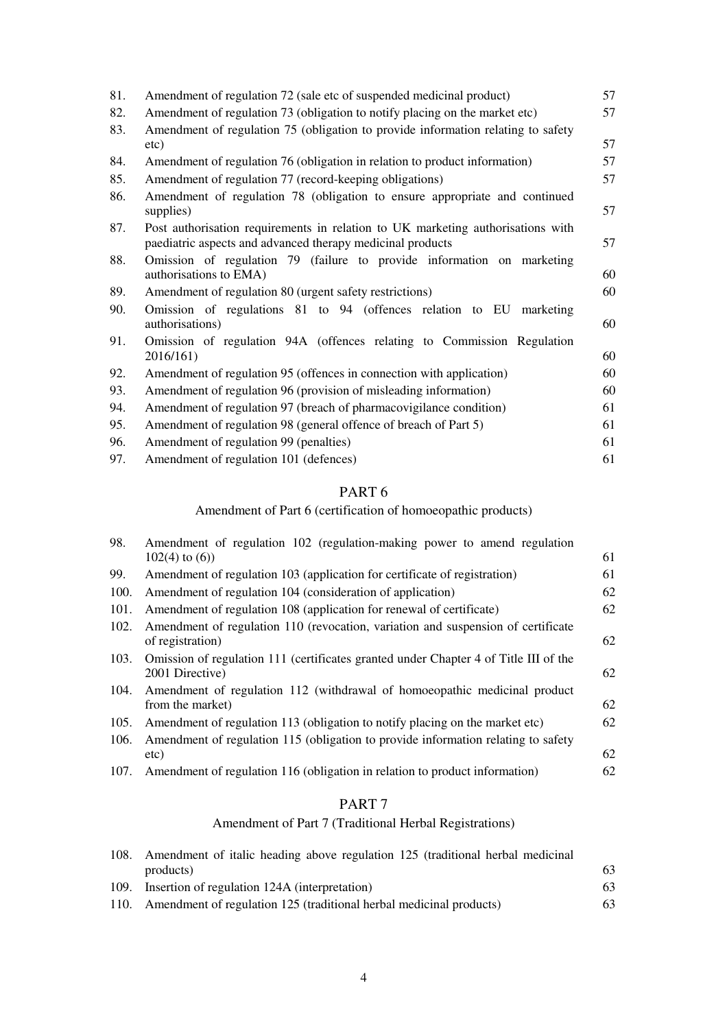| | | |
|---|---|---|
| 81. | Amendment of regulation 72 (sale etc of suspended medicinal product) | 57 |
| 82. | Amendment of regulation 73 (obligation to notify placing on the market etc) | 57 |
| 83. | Amendment of regulation 75 (obligation to provide information relating to safety etc) | 57 |
| 84. | Amendment of regulation 76 (obligation in relation to product information) | 57 |
| 85. | Amendment of regulation 77 (record-keeping obligations) | 57 |
| 86. | Amendment of regulation 78 (obligation to ensure appropriate and continued supplies) | 57 |
| 87. | Post authorisation requirements in relation to UK marketing authorisations with paediatric aspects and advanced therapy medicinal products | 57 |
| 88. | Omission of regulation 79 (failure to provide information on marketing authorisations to EMA) | 60 |
| 89. | Amendment of regulation 80 (urgent safety restrictions) | 60 |
| 90. | Omission of regulations 81 to 94 (offences relation to EU marketing authorisations) | 60 |
| 91. | Omission of regulation 94A (offences relating to Commission Regulation 2016/161) | 60 |
| 92. | Amendment of regulation 95 (offences in connection with application) | 60 |
| 93. | Amendment of regulation 96 (provision of misleading information) | 60 |
| 94. | Amendment of regulation 97 (breach of pharmacovigilance condition) | 61 |
| 95. | Amendment of regulation 98 (general offence of breach of Part 5) | 61 |
| 96. | Amendment of regulation 99 (penalties) | 61 |
| 97. | Amendment of regulation 101 (defences) | 61 |

## PART 6

### Amendment of Part 6 (certification of homoeopathic products)

| | | |
|---|---|---|
| 98. | Amendment of regulation 102 (regulation-making power to amend regulation 102(4) to (6)) | 61 |
| 99. | Amendment of regulation 103 (application for certificate of registration) | 61 |
| 100. | Amendment of regulation 104 (consideration of application) | 62 |
| 101. | Amendment of regulation 108 (application for renewal of certificate) | 62 |
| 102. | Amendment of regulation 110 (revocation, variation and suspension of certificate of registration) | 62 |
| 103. | Omission of regulation 111 (certificates granted under Chapter 4 of Title III of the 2001 Directive) | 62 |
| 104. | Amendment of regulation 112 (withdrawal of homoeopathic medicinal product from the market) | 62 |
| 105. | Amendment of regulation 113 (obligation to notify placing on the market etc) | 62 |
| 106. | Amendment of regulation 115 (obligation to provide information relating to safety etc) | 62 |
| 107. | Amendment of regulation 116 (obligation in relation to product information) | 62 |

## PART 7

### Amendment of Part 7 (Traditional Herbal Registrations)

| | | |
|---|---|---|
| 108. | Amendment of italic heading above regulation 125 (traditional herbal medicinal products) | 63 |
| 109. | Insertion of regulation 124A (interpretation) | 63 |
| 110. | Amendment of regulation 125 (traditional herbal medicinal products) | 63 |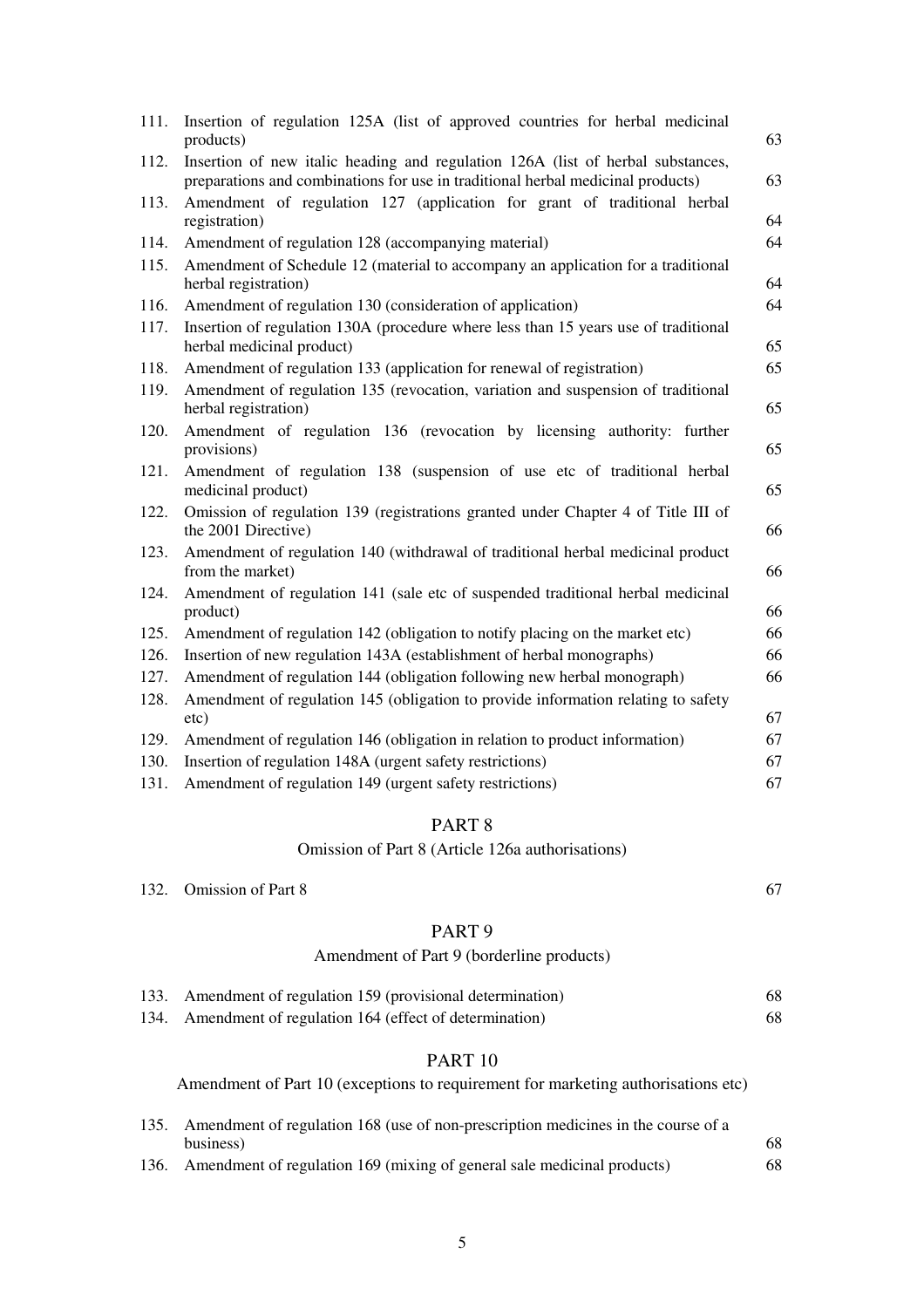| | | |
|---|---|---|
| 111. | Insertion of regulation 125A (list of approved countries for herbal medicinal products) | 63 |
| 112. | Insertion of new italic heading and regulation 126A (list of herbal substances, preparations and combinations for use in traditional herbal medicinal products) | 63 |
| 113. | Amendment of regulation 127 (application for grant of traditional herbal registration) | 64 |
| 114. | Amendment of regulation 128 (accompanying material) | 64 |
| 115. | Amendment of Schedule 12 (material to accompany an application for a traditional herbal registration) | 64 |
| 116. | Amendment of regulation 130 (consideration of application) | 64 |
| 117. | Insertion of regulation 130A (procedure where less than 15 years use of traditional herbal medicinal product) | 65 |
| 118. | Amendment of regulation 133 (application for renewal of registration) | 65 |
| 119. | Amendment of regulation 135 (revocation, variation and suspension of traditional herbal registration) | 65 |
| 120. | Amendment of regulation 136 (revocation by licensing authority: further provisions) | 65 |
| 121. | Amendment of regulation 138 (suspension of use etc of traditional herbal medicinal product) | 65 |
| 122. | Omission of regulation 139 (registrations granted under Chapter 4 of Title III of the 2001 Directive) | 66 |
| 123. | Amendment of regulation 140 (withdrawal of traditional herbal medicinal product from the market) | 66 |
| 124. | Amendment of regulation 141 (sale etc of suspended traditional herbal medicinal product) | 66 |
| 125. | Amendment of regulation 142 (obligation to notify placing on the market etc) | 66 |
| 126. | Insertion of new regulation 143A (establishment of herbal monographs) | 66 |
| 127. | Amendment of regulation 144 (obligation following new herbal monograph) | 66 |
| 128. | Amendment of regulation 145 (obligation to provide information relating to safety etc) | 67 |
| 129. | Amendment of regulation 146 (obligation in relation to product information) | 67 |
| 130. | Insertion of regulation 148A (urgent safety restrictions) | 67 |
| 131. | Amendment of regulation 149 (urgent safety restrictions) | 67 |

## PART 8

Omission of Part 8 (Article 126a authorisations)

| | | |
|---|---|---|
| 132. | Omission of Part 8 | 67 |

## PART 9

Amendment of Part 9 (borderline products)

| | | |
|---|---|---|
| 133. | Amendment of regulation 159 (provisional determination) | 68 |
| 134. | Amendment of regulation 164 (effect of determination) | 68 |

## PART 10

Amendment of Part 10 (exceptions to requirement for marketing authorisations etc)

| | | |
|---|---|---|
| 135. | Amendment of regulation 168 (use of non-prescription medicines in the course of a business) | 68 |
| 136. | Amendment of regulation 169 (mixing of general sale medicinal products) | 68 |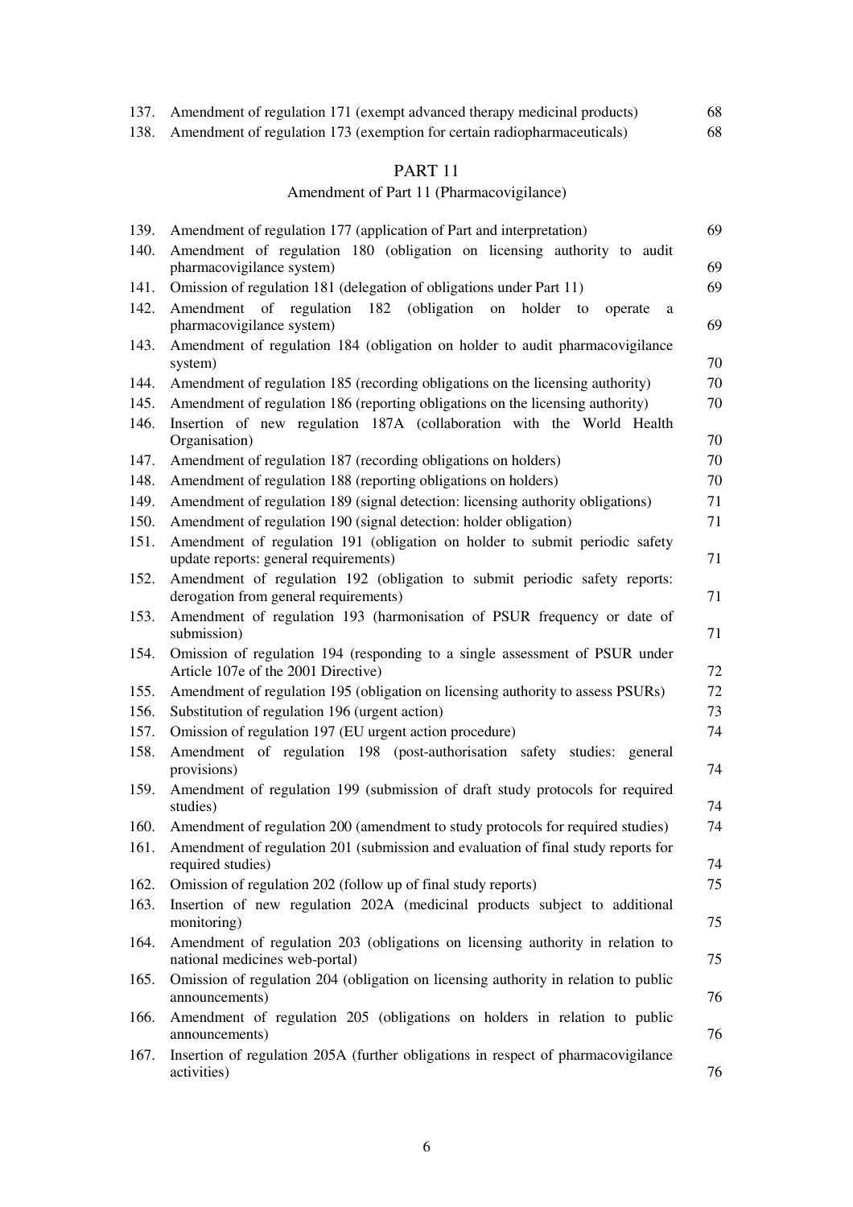| | | |
|---|---|---|
| 137. | Amendment of regulation 171 (exempt advanced therapy medicinal products) | 68 |
| 138. | Amendment of regulation 173 (exemption for certain radiopharmaceuticals) | 68 |

## PART 11

### Amendment of Part 11 (Pharmacovigilance)

| | | |
|---|---|---|
| 139. | Amendment of regulation 177 (application of Part and interpretation) | 69 |
| 140. | Amendment of regulation 180 (obligation on licensing authority to audit pharmacovigilance system) | 69 |
| 141. | Omission of regulation 181 (delegation of obligations under Part 11) | 69 |
| 142. | Amendment of regulation 182 (obligation on holder to operate a pharmacovigilance system) | 69 |
| 143. | Amendment of regulation 184 (obligation on holder to audit pharmacovigilance system) | 70 |
| 144. | Amendment of regulation 185 (recording obligations on the licensing authority) | 70 |
| 145. | Amendment of regulation 186 (reporting obligations on the licensing authority) | 70 |
| 146. | Insertion of new regulation 187A (collaboration with the World Health Organisation) | 70 |
| 147. | Amendment of regulation 187 (recording obligations on holders) | 70 |
| 148. | Amendment of regulation 188 (reporting obligations on holders) | 70 |
| 149. | Amendment of regulation 189 (signal detection: licensing authority obligations) | 71 |
| 150. | Amendment of regulation 190 (signal detection: holder obligation) | 71 |
| 151. | Amendment of regulation 191 (obligation on holder to submit periodic safety update reports: general requirements) | 71 |
| 152. | Amendment of regulation 192 (obligation to submit periodic safety reports: derogation from general requirements) | 71 |
| 153. | Amendment of regulation 193 (harmonisation of PSUR frequency or date of submission) | 71 |
| 154. | Omission of regulation 194 (responding to a single assessment of PSUR under Article 107e of the 2001 Directive) | 72 |
| 155. | Amendment of regulation 195 (obligation on licensing authority to assess PSURs) | 72 |
| 156. | Substitution of regulation 196 (urgent action) | 73 |
| 157. | Omission of regulation 197 (EU urgent action procedure) | 74 |
| 158. | Amendment of regulation 198 (post-authorisation safety studies: general provisions) | 74 |
| 159. | Amendment of regulation 199 (submission of draft study protocols for required studies) | 74 |
| 160. | Amendment of regulation 200 (amendment to study protocols for required studies) | 74 |
| 161. | Amendment of regulation 201 (submission and evaluation of final study reports for required studies) | 74 |
| 162. | Omission of regulation 202 (follow up of final study reports) | 75 |
| 163. | Insertion of new regulation 202A (medicinal products subject to additional monitoring) | 75 |
| 164. | Amendment of regulation 203 (obligations on licensing authority in relation to national medicines web-portal) | 75 |
| 165. | Omission of regulation 204 (obligation on licensing authority in relation to public announcements) | 76 |
| 166. | Amendment of regulation 205 (obligations on holders in relation to public announcements) | 76 |
| 167. | Insertion of regulation 205A (further obligations in respect of pharmacovigilance activities) | 76 |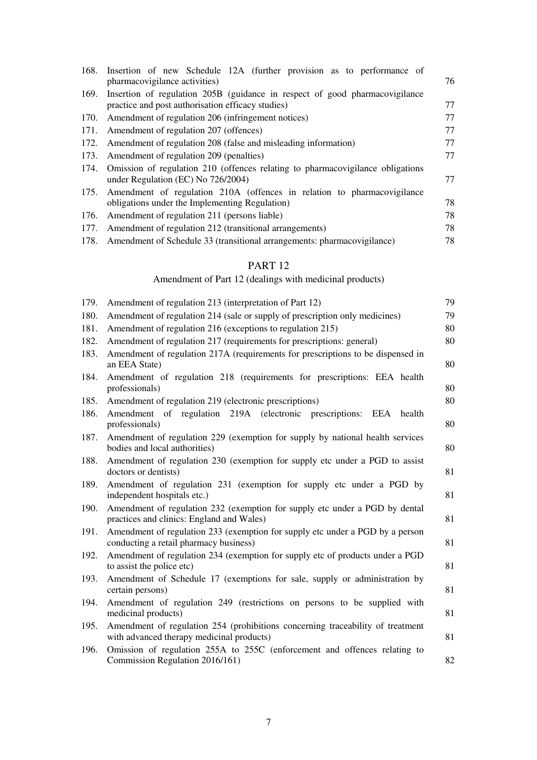| | | |
|---|---|---|
| 168. | Insertion of new Schedule 12A (further provision as to performance of pharmacovigilance activities) | 76 |
| 169. | Insertion of regulation 205B (guidance in respect of good pharmacovigilance practice and post authorisation efficacy studies) | 77 |
| 170. | Amendment of regulation 206 (infringement notices) | 77 |
| 171. | Amendment of regulation 207 (offences) | 77 |
| 172. | Amendment of regulation 208 (false and misleading information) | 77 |
| 173. | Amendment of regulation 209 (penalties) | 77 |
| 174. | Omission of regulation 210 (offences relating to pharmacovigilance obligations under Regulation (EC) No 726/2004) | 77 |
| 175. | Amendment of regulation 210A (offences in relation to pharmacovigilance obligations under the Implementing Regulation) | 78 |
| 176. | Amendment of regulation 211 (persons liable) | 78 |
| 177. | Amendment of regulation 212 (transitional arrangements) | 78 |
| 178. | Amendment of Schedule 33 (transitional arrangements: pharmacovigilance) | 78 |

## PART 12

### Amendment of Part 12 (dealings with medicinal products)

| | | |
|---|---|---|
| 179. | Amendment of regulation 213 (interpretation of Part 12) | 79 |
| 180. | Amendment of regulation 214 (sale or supply of prescription only medicines) | 79 |
| 181. | Amendment of regulation 216 (exceptions to regulation 215) | 80 |
| 182. | Amendment of regulation 217 (requirements for prescriptions: general) | 80 |
| 183. | Amendment of regulation 217A (requirements for prescriptions to be dispensed in an EEA State) | 80 |
| 184. | Amendment of regulation 218 (requirements for prescriptions: EEA health professionals) | 80 |
| 185. | Amendment of regulation 219 (electronic prescriptions) | 80 |
| 186. | Amendment of regulation 219A (electronic prescriptions: EEA health professionals) | 80 |
| 187. | Amendment of regulation 229 (exemption for supply by national health services bodies and local authorities) | 80 |
| 188. | Amendment of regulation 230 (exemption for supply etc under a PGD to assist doctors or dentists) | 81 |
| 189. | Amendment of regulation 231 (exemption for supply etc under a PGD by independent hospitals etc.) | 81 |
| 190. | Amendment of regulation 232 (exemption for supply etc under a PGD by dental practices and clinics: England and Wales) | 81 |
| 191. | Amendment of regulation 233 (exemption for supply etc under a PGD by a person conducting a retail pharmacy business) | 81 |
| 192. | Amendment of regulation 234 (exemption for supply etc of products under a PGD to assist the police etc) | 81 |
| 193. | Amendment of Schedule 17 (exemptions for sale, supply or administration by certain persons) | 81 |
| 194. | Amendment of regulation 249 (restrictions on persons to be supplied with medicinal products) | 81 |
| 195. | Amendment of regulation 254 (prohibitions concerning traceability of treatment with advanced therapy medicinal products) | 81 |
| 196. | Omission of regulation 255A to 255C (enforcement and offences relating to Commission Regulation 2016/161) | 82 |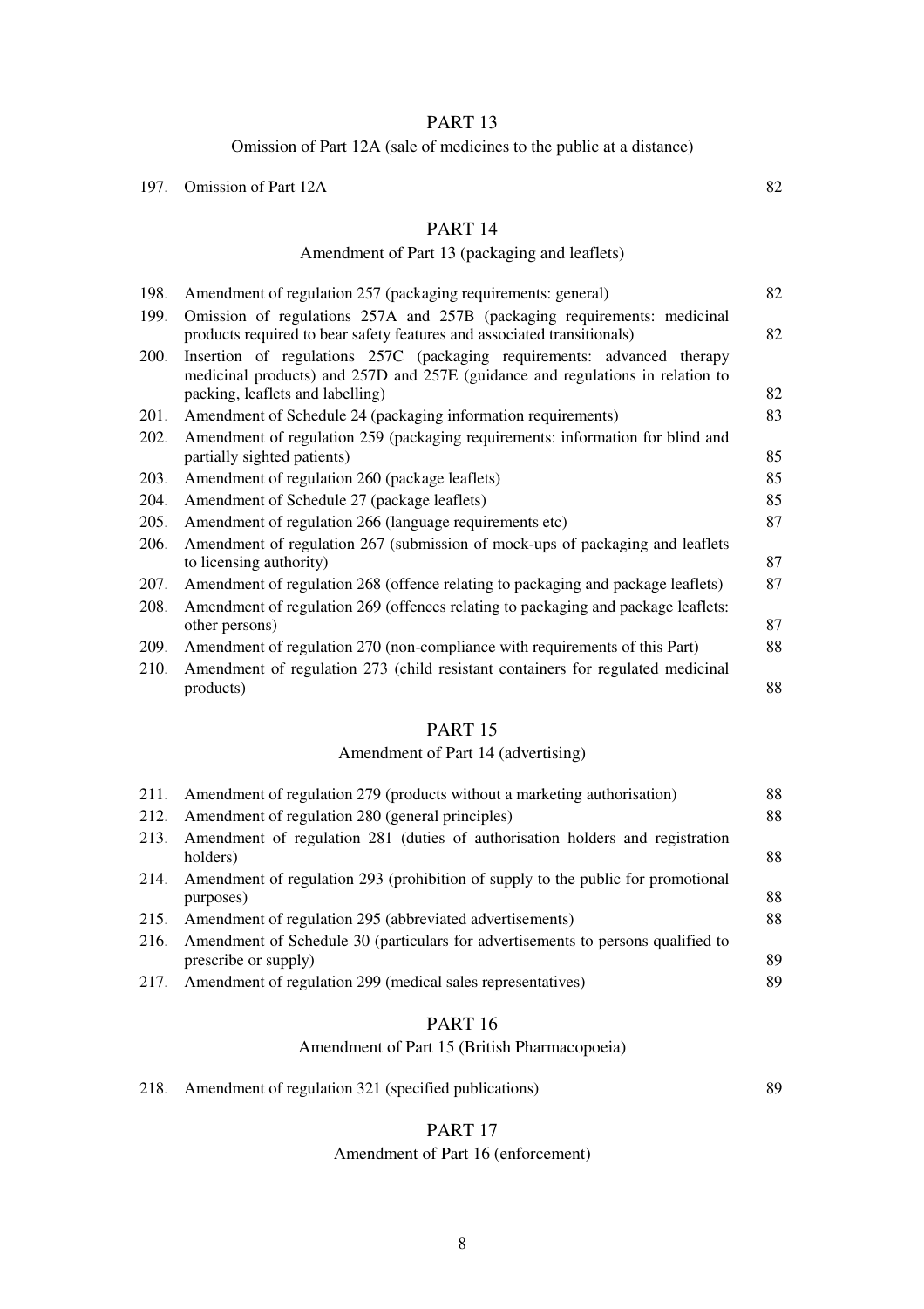PART 13

Omission of Part 12A (sale of medicines to the public at a distance)

| | | |
|---|---|---|
| 197. | Omission of Part 12A | 82 |

PART 14

Amendment of Part 13 (packaging and leaflets)

| | | |
|---|---|---|
| 198. | Amendment of regulation 257 (packaging requirements: general) | 82 |
| 199. | Omission of regulations 257A and 257B (packaging requirements: medicinal products required to bear safety features and associated transitionals) | 82 |
| 200. | Insertion of regulations 257C (packaging requirements: advanced therapy medicinal products) and 257D and 257E (guidance and regulations in relation to packing, leaflets and labelling) | 82 |
| 201. | Amendment of Schedule 24 (packaging information requirements) | 83 |
| 202. | Amendment of regulation 259 (packaging requirements: information for blind and partially sighted patients) | 85 |
| 203. | Amendment of regulation 260 (package leaflets) | 85 |
| 204. | Amendment of Schedule 27 (package leaflets) | 85 |
| 205. | Amendment of regulation 266 (language requirements etc) | 87 |
| 206. | Amendment of regulation 267 (submission of mock-ups of packaging and leaflets to licensing authority) | 87 |
| 207. | Amendment of regulation 268 (offence relating to packaging and package leaflets) | 87 |
| 208. | Amendment of regulation 269 (offences relating to packaging and package leaflets: other persons) | 87 |
| 209. | Amendment of regulation 270 (non-compliance with requirements of this Part) | 88 |
| 210. | Amendment of regulation 273 (child resistant containers for regulated medicinal products) | 88 |

PART 15

Amendment of Part 14 (advertising)

| | | |
|---|---|---|
| 211. | Amendment of regulation 279 (products without a marketing authorisation) | 88 |
| 212. | Amendment of regulation 280 (general principles) | 88 |
| 213. | Amendment of regulation 281 (duties of authorisation holders and registration holders) | 88 |
| 214. | Amendment of regulation 293 (prohibition of supply to the public for promotional purposes) | 88 |
| 215. | Amendment of regulation 295 (abbreviated advertisements) | 88 |
| 216. | Amendment of Schedule 30 (particulars for advertisements to persons qualified to prescribe or supply) | 89 |
| 217. | Amendment of regulation 299 (medical sales representatives) | 89 |

PART 16

Amendment of Part 15 (British Pharmacopoeia)

| | | |
|---|---|---|
| 218. | Amendment of regulation 321 (specified publications) | 89 |

PART 17

Amendment of Part 16 (enforcement)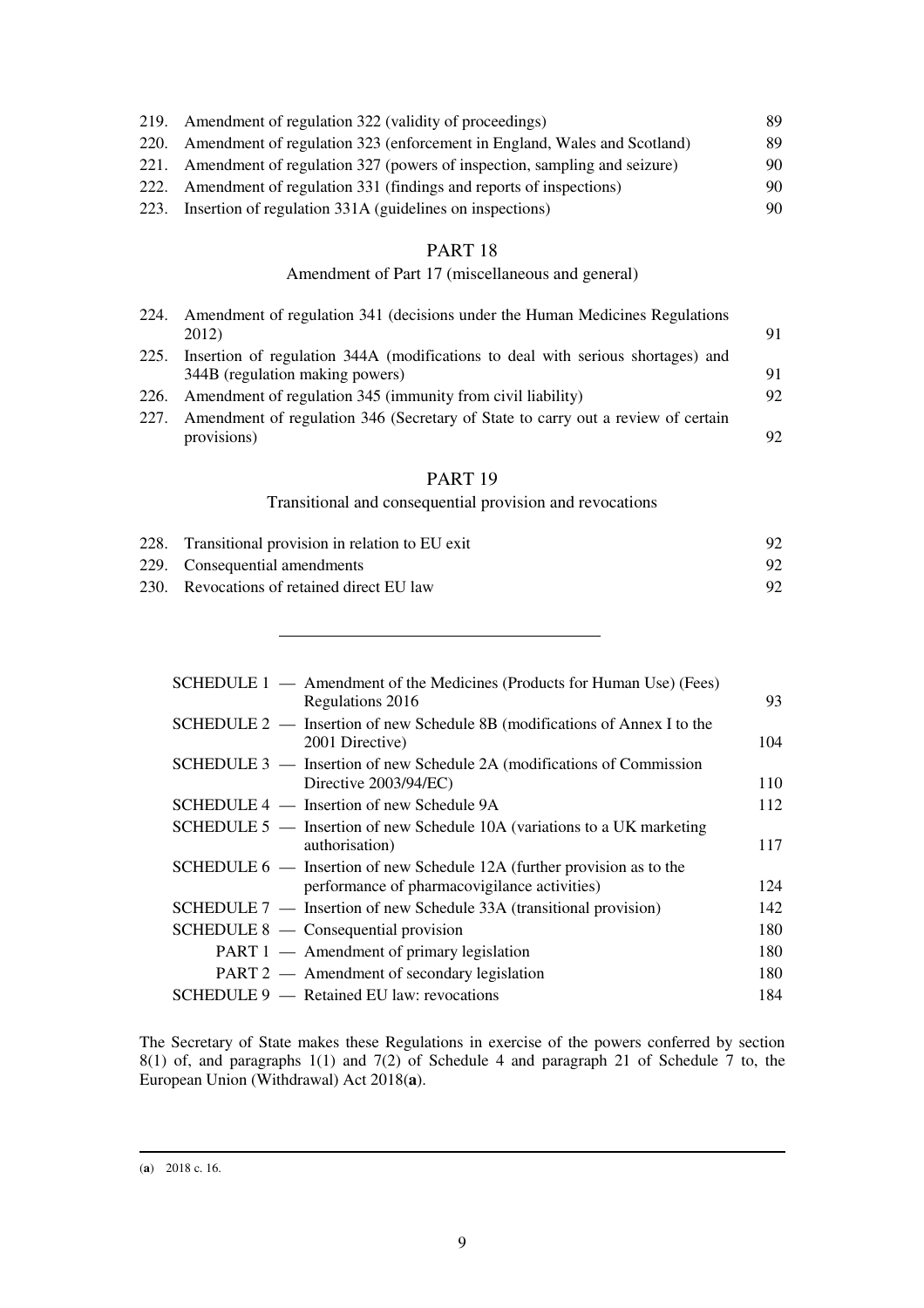| | | |
|---|---|---|
| 219. | Amendment of regulation 322 (validity of proceedings) | 89 |
| 220. | Amendment of regulation 323 (enforcement in England, Wales and Scotland) | 89 |
| 221. | Amendment of regulation 327 (powers of inspection, sampling and seizure) | 90 |
| 222. | Amendment of regulation 331 (findings and reports of inspections) | 90 |
| 223. | Insertion of regulation 331A (guidelines on inspections) | 90 |

## PART 18

### Amendment of Part 17 (miscellaneous and general)

| | | |
|---|---|---|
| 224. | Amendment of regulation 341 (decisions under the Human Medicines Regulations 2012) | 91 |
| 225. | Insertion of regulation 344A (modifications to deal with serious shortages) and 344B (regulation making powers) | 91 |
| 226. | Amendment of regulation 345 (immunity from civil liability) | 92 |
| 227. | Amendment of regulation 346 (Secretary of State to carry out a review of certain provisions) | 92 |

## PART 19

### Transitional and consequential provision and revocations

| | | |
|---|---|---|
| 228. | Transitional provision in relation to EU exit | 92 |
| 229. | Consequential amendments | 92 |
| 230. | Revocations of retained direct EU law | 92 |

---

| | | |
|---|---|---|
| SCHEDULE 1 — | Amendment of the Medicines (Products for Human Use) (Fees) Regulations 2016 | 93 |
| SCHEDULE 2 — | Insertion of new Schedule 8B (modifications of Annex I to the 2001 Directive) | 104 |
| SCHEDULE 3 — | Insertion of new Schedule 2A (modifications of Commission Directive 2003/94/EC) | 110 |
| SCHEDULE 4 — | Insertion of new Schedule 9A | 112 |
| SCHEDULE 5 — | Insertion of new Schedule 10A (variations to a UK marketing authorisation) | 117 |
| SCHEDULE 6 — | Insertion of new Schedule 12A (further provision as to the performance of pharmacovigilance activities) | 124 |
| SCHEDULE 7 — | Insertion of new Schedule 33A (transitional provision) | 142 |
| SCHEDULE 8 — | Consequential provision | 180 |
| PART 1 — | Amendment of primary legislation | 180 |
| PART 2 — | Amendment of secondary legislation | 180 |
| SCHEDULE 9 — | Retained EU law: revocations | 184 |

The Secretary of State makes these Regulations in exercise of the powers conferred by section 8(1) of, and paragraphs 1(1) and 7(2) of Schedule 4 and paragraph 21 of Schedule 7 to, the European Union (Withdrawal) Act 2018(**a**).

---

(**a**) 2018 c. 16.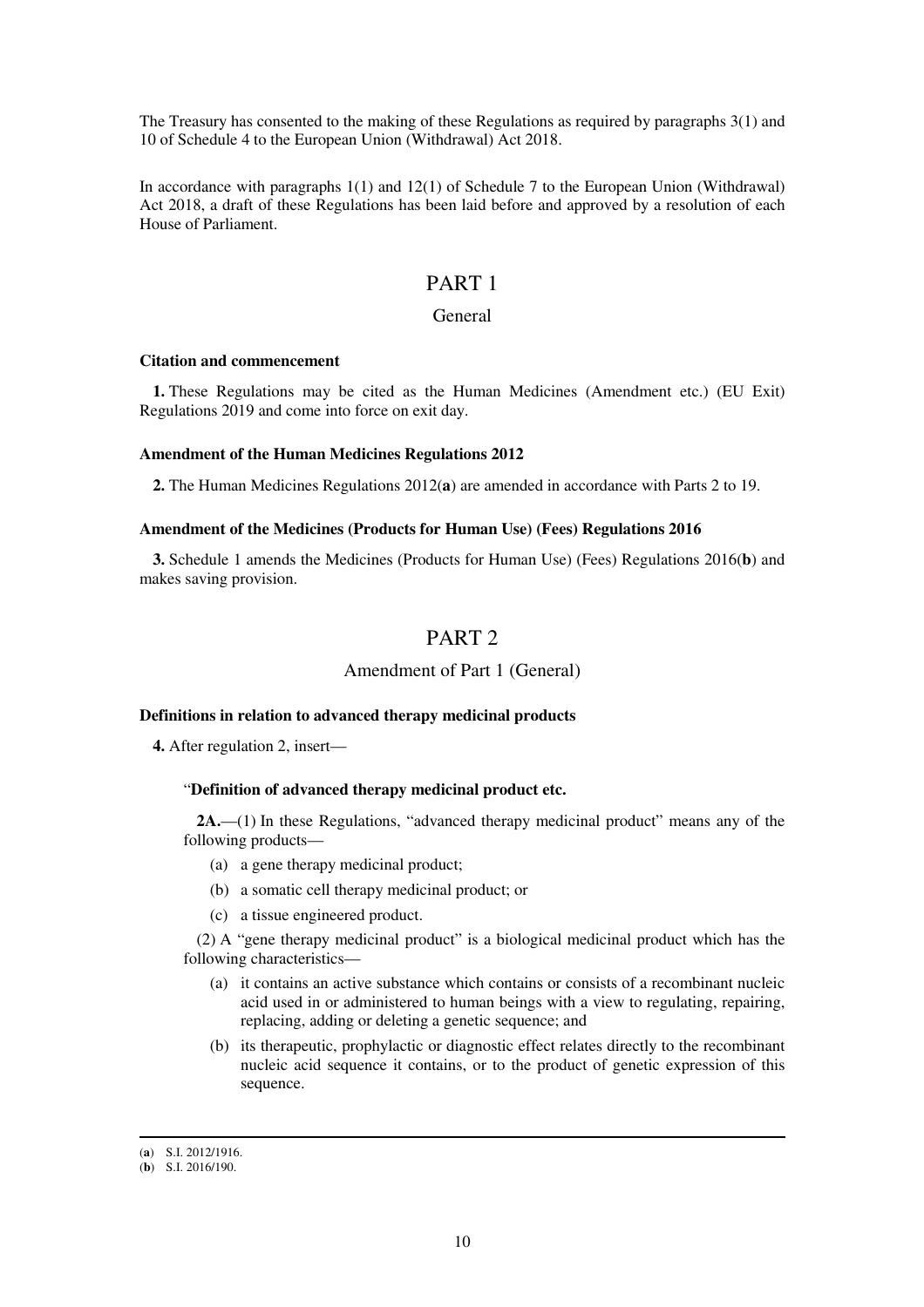The Treasury has consented to the making of these Regulations as required by paragraphs 3(1) and 10 of Schedule 4 to the European Union (Withdrawal) Act 2018.

In accordance with paragraphs 1(1) and 12(1) of Schedule 7 to the European Union (Withdrawal) Act 2018, a draft of these Regulations has been laid before and approved by a resolution of each House of Parliament.

# PART 1

## General

### Citation and commencement

**1.** These Regulations may be cited as the Human Medicines (Amendment etc.) (EU Exit) Regulations 2019 and come into force on exit day.

### Amendment of the Human Medicines Regulations 2012

**2.** The Human Medicines Regulations 2012(**a**) are amended in accordance with Parts 2 to 19.

### Amendment of the Medicines (Products for Human Use) (Fees) Regulations 2016

**3.** Schedule 1 amends the Medicines (Products for Human Use) (Fees) Regulations 2016(**b**) and makes saving provision.

# PART 2

## Amendment of Part 1 (General)

### Definitions in relation to advanced therapy medicinal products

**4.** After regulation 2, insert—

> “**Definition of advanced therapy medicinal product etc.**
>
> **2A.**—(1) In these Regulations, “advanced therapy medicinal product” means any of the following products—
>
> (a) a gene therapy medicinal product;
>
> (b) a somatic cell therapy medicinal product; or
>
> (c) a tissue engineered product.
>
> (2) A “gene therapy medicinal product” is a biological medicinal product which has the following characteristics—
>
> (a) it contains an active substance which contains or consists of a recombinant nucleic acid used in or administered to human beings with a view to regulating, repairing, replacing, adding or deleting a genetic sequence; and
>
> (b) its therapeutic, prophylactic or diagnostic effect relates directly to the recombinant nucleic acid sequence it contains, or to the product of genetic expression of this sequence.

---

(**a**) S.I. 2012/1916.

(**b**) S.I. 2016/190.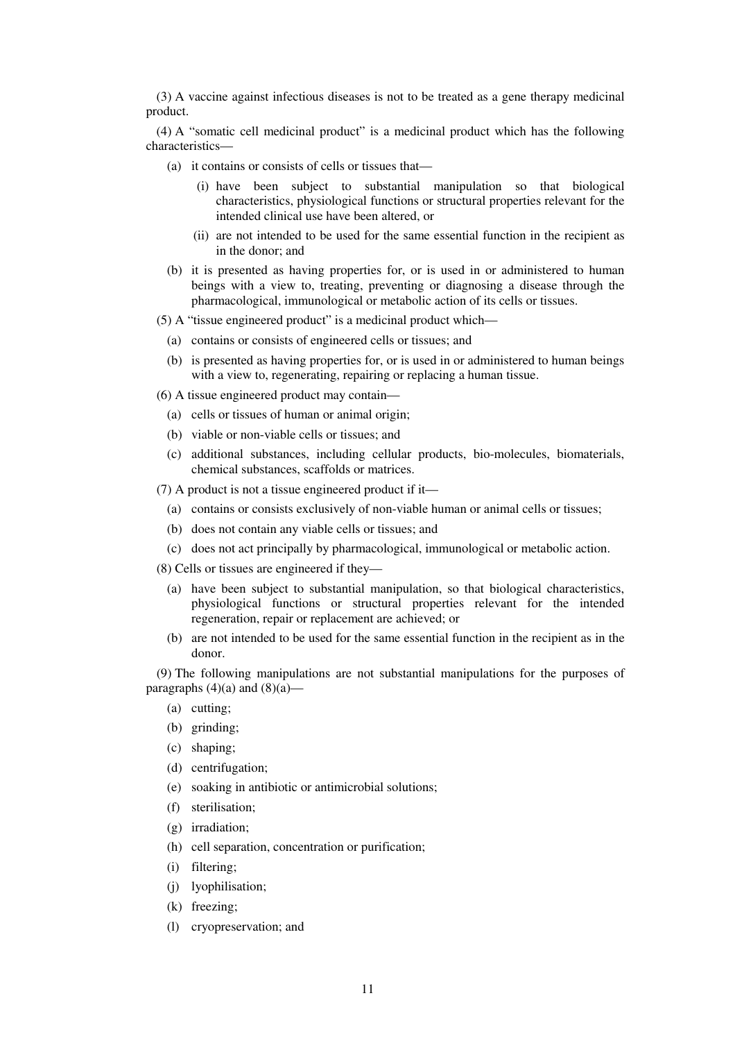(3) A vaccine against infectious diseases is not to be treated as a gene therapy medicinal product.

(4) A "somatic cell medicinal product" is a medicinal product which has the following characteristics—

- (a) it contains or consists of cells or tissues that—
  - (i) have been subject to substantial manipulation so that biological characteristics, physiological functions or structural properties relevant for the intended clinical use have been altered, or
  - (ii) are not intended to be used for the same essential function in the recipient as in the donor; and
- (b) it is presented as having properties for, or is used in or administered to human beings with a view to, treating, preventing or diagnosing a disease through the pharmacological, immunological or metabolic action of its cells or tissues.

(5) A "tissue engineered product" is a medicinal product which—

- (a) contains or consists of engineered cells or tissues; and
- (b) is presented as having properties for, or is used in or administered to human beings with a view to, regenerating, repairing or replacing a human tissue.

(6) A tissue engineered product may contain—

- (a) cells or tissues of human or animal origin;
- (b) viable or non-viable cells or tissues; and
- (c) additional substances, including cellular products, bio-molecules, biomaterials, chemical substances, scaffolds or matrices.

(7) A product is not a tissue engineered product if it—

- (a) contains or consists exclusively of non-viable human or animal cells or tissues;
- (b) does not contain any viable cells or tissues; and
- (c) does not act principally by pharmacological, immunological or metabolic action.

(8) Cells or tissues are engineered if they—

- (a) have been subject to substantial manipulation, so that biological characteristics, physiological functions or structural properties relevant for the intended regeneration, repair or replacement are achieved; or
- (b) are not intended to be used for the same essential function in the recipient as in the donor.

(9) The following manipulations are not substantial manipulations for the purposes of paragraphs (4)(a) and (8)(a)—

- (a) cutting;
- (b) grinding;
- (c) shaping;
- (d) centrifugation;
- (e) soaking in antibiotic or antimicrobial solutions;
- (f) sterilisation;
- (g) irradiation;
- (h) cell separation, concentration or purification;
- (i) filtering;
- (j) lyophilisation;
- (k) freezing;
- (l) cryopreservation; and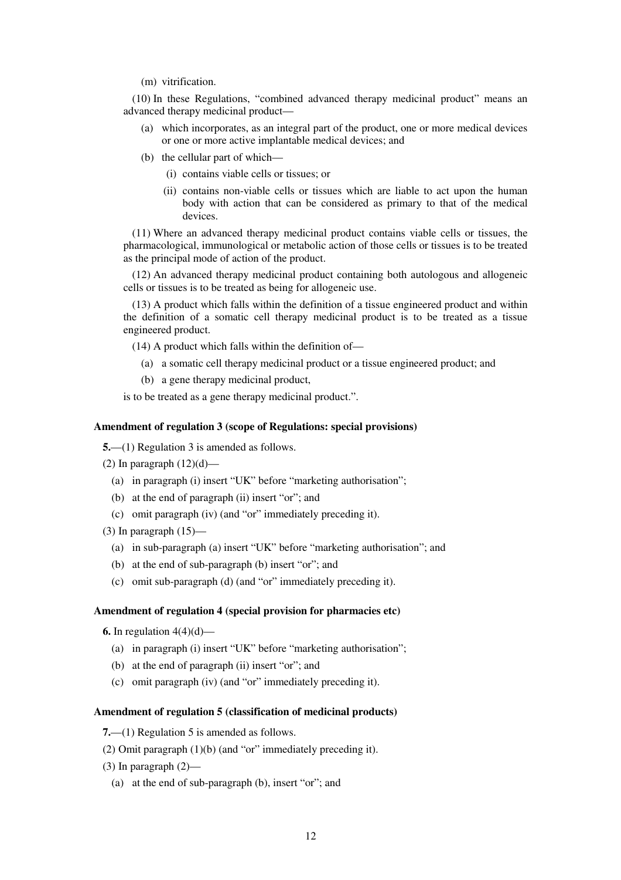(m) vitrification.

(10) In these Regulations, "combined advanced therapy medicinal product" means an advanced therapy medicinal product—

(a) which incorporates, as an integral part of the product, one or more medical devices or one or more active implantable medical devices; and

(b) the cellular part of which—

(i) contains viable cells or tissues; or

(ii) contains non-viable cells or tissues which are liable to act upon the human body with action that can be considered as primary to that of the medical devices.

(11) Where an advanced therapy medicinal product contains viable cells or tissues, the pharmacological, immunological or metabolic action of those cells or tissues is to be treated as the principal mode of action of the product.

(12) An advanced therapy medicinal product containing both autologous and allogeneic cells or tissues is to be treated as being for allogeneic use.

(13) A product which falls within the definition of a tissue engineered product and within the definition of a somatic cell therapy medicinal product is to be treated as a tissue engineered product.

(14) A product which falls within the definition of—

(a) a somatic cell therapy medicinal product or a tissue engineered product; and

(b) a gene therapy medicinal product,

is to be treated as a gene therapy medicinal product.".

**Amendment of regulation 3 (scope of Regulations: special provisions)**

**5.**—(1) Regulation 3 is amended as follows.

(2) In paragraph (12)(d)—

(a) in paragraph (i) insert "UK" before "marketing authorisation";

(b) at the end of paragraph (ii) insert "or"; and

(c) omit paragraph (iv) (and "or" immediately preceding it).

(3) In paragraph (15)—

(a) in sub-paragraph (a) insert "UK" before "marketing authorisation"; and

(b) at the end of sub-paragraph (b) insert "or"; and

(c) omit sub-paragraph (d) (and "or" immediately preceding it).

**Amendment of regulation 4 (special provision for pharmacies etc)**

**6.** In regulation 4(4)(d)—

(a) in paragraph (i) insert "UK" before "marketing authorisation";

(b) at the end of paragraph (ii) insert "or"; and

(c) omit paragraph (iv) (and "or" immediately preceding it).

**Amendment of regulation 5 (classification of medicinal products)**

**7.**—(1) Regulation 5 is amended as follows.

(2) Omit paragraph (1)(b) (and "or" immediately preceding it).

(3) In paragraph (2)—

(a) at the end of sub-paragraph (b), insert "or"; and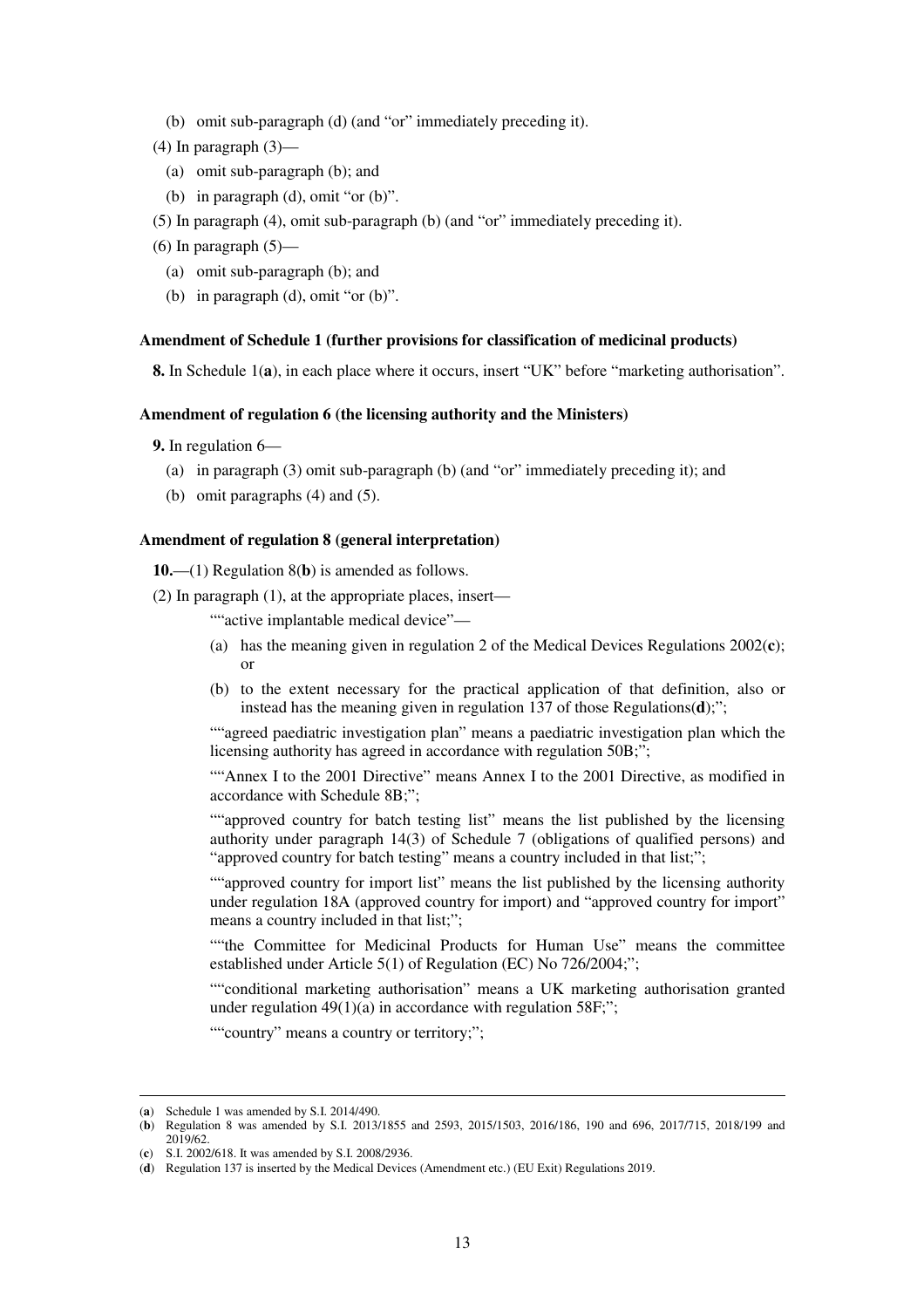(b) omit sub-paragraph (d) (and "or" immediately preceding it).

(4) In paragraph (3)—

(a) omit sub-paragraph (b); and

(b) in paragraph (d), omit "or (b)".

(5) In paragraph (4), omit sub-paragraph (b) (and "or" immediately preceding it).

(6) In paragraph (5)—

(a) omit sub-paragraph (b); and

(b) in paragraph (d), omit "or (b)".

**Amendment of Schedule 1 (further provisions for classification of medicinal products)**

**8.** In Schedule 1(**a**), in each place where it occurs, insert "UK" before "marketing authorisation".

**Amendment of regulation 6 (the licensing authority and the Ministers)**

**9.** In regulation 6—

(a) in paragraph (3) omit sub-paragraph (b) (and "or" immediately preceding it); and

(b) omit paragraphs (4) and (5).

**Amendment of regulation 8 (general interpretation)**

**10.**—(1) Regulation 8(**b**) is amended as follows.

(2) In paragraph (1), at the appropriate places, insert—

""active implantable medical device"—

(a) has the meaning given in regulation 2 of the Medical Devices Regulations 2002(**c**); or

(b) to the extent necessary for the practical application of that definition, also or instead has the meaning given in regulation 137 of those Regulations(**d**);";

""agreed paediatric investigation plan" means a paediatric investigation plan which the licensing authority has agreed in accordance with regulation 50B;";

""Annex I to the 2001 Directive" means Annex I to the 2001 Directive, as modified in accordance with Schedule 8B;";

""approved country for batch testing list" means the list published by the licensing authority under paragraph 14(3) of Schedule 7 (obligations of qualified persons) and "approved country for batch testing" means a country included in that list;";

""approved country for import list" means the list published by the licensing authority under regulation 18A (approved country for import) and "approved country for import" means a country included in that list;";

""the Committee for Medicinal Products for Human Use" means the committee established under Article 5(1) of Regulation (EC) No 726/2004;";

""conditional marketing authorisation" means a UK marketing authorisation granted under regulation 49(1)(a) in accordance with regulation 58F;";

""country" means a country or territory;";

---

(**a**) Schedule 1 was amended by S.I. 2014/490.

(**b**) Regulation 8 was amended by S.I. 2013/1855 and 2593, 2015/1503, 2016/186, 190 and 696, 2017/715, 2018/199 and 2019/62.

(**c**) S.I. 2002/618. It was amended by S.I. 2008/2936.

(**d**) Regulation 137 is inserted by the Medical Devices (Amendment etc.) (EU Exit) Regulations 2019.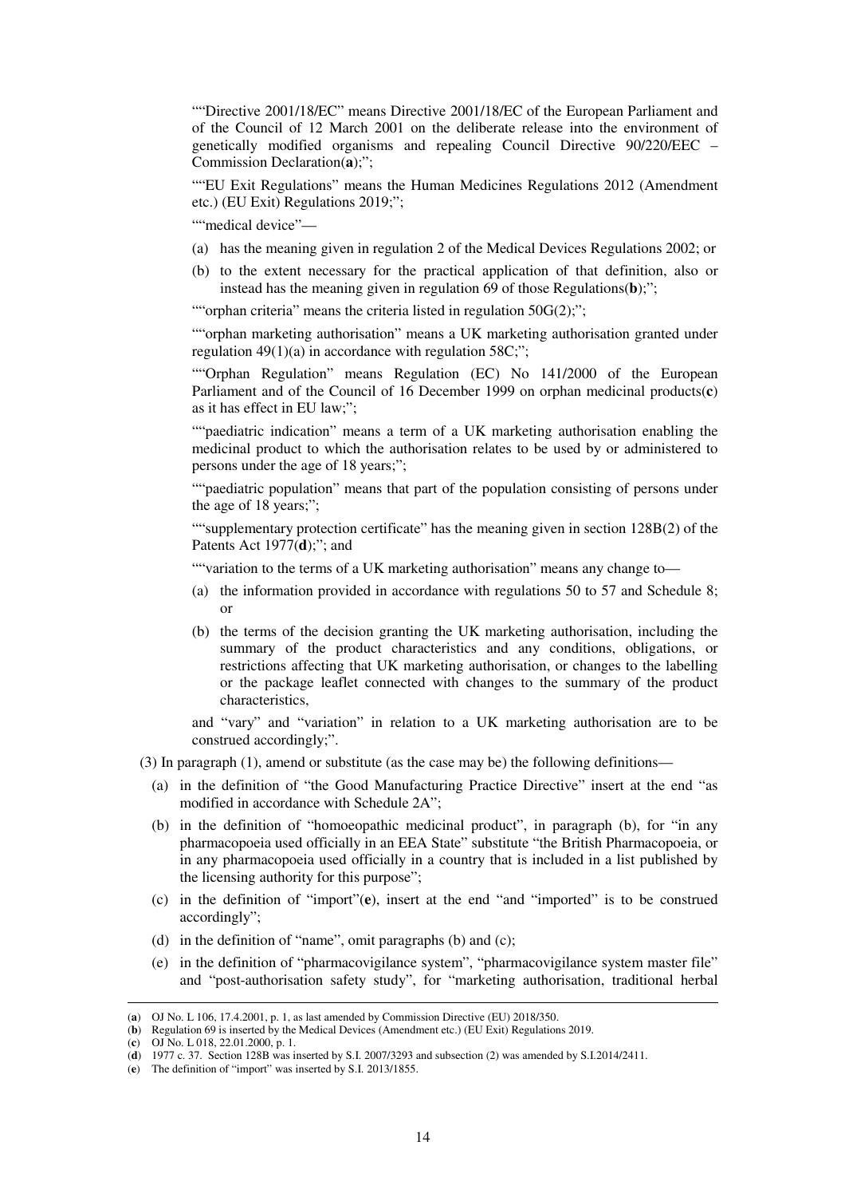"“Directive 2001/18/EC” means Directive 2001/18/EC of the European Parliament and of the Council of 12 March 2001 on the deliberate release into the environment of genetically modified organisms and repealing Council Directive 90/220/EEC – Commission Declaration(**a**);";

"“EU Exit Regulations” means the Human Medicines Regulations 2012 (Amendment etc.) (EU Exit) Regulations 2019;";

"“medical device”—

(a) has the meaning given in regulation 2 of the Medical Devices Regulations 2002; or

(b) to the extent necessary for the practical application of that definition, also or instead has the meaning given in regulation 69 of those Regulations(**b**);";

"“orphan criteria” means the criteria listed in regulation 50G(2);";

"“orphan marketing authorisation” means a UK marketing authorisation granted under regulation 49(1)(a) in accordance with regulation 58C;";

"“Orphan Regulation” means Regulation (EC) No 141/2000 of the European Parliament and of the Council of 16 December 1999 on orphan medicinal products(**c**) as it has effect in EU law;";

"“paediatric indication” means a term of a UK marketing authorisation enabling the medicinal product to which the authorisation relates to be used by or administered to persons under the age of 18 years;";

"“paediatric population” means that part of the population consisting of persons under the age of 18 years;";

"“supplementary protection certificate” has the meaning given in section 128B(2) of the Patents Act 1977(**d**);"; and

"“variation to the terms of a UK marketing authorisation” means any change to—

(a) the information provided in accordance with regulations 50 to 57 and Schedule 8; or

(b) the terms of the decision granting the UK marketing authorisation, including the summary of the product characteristics and any conditions, obligations, or restrictions affecting that UK marketing authorisation, or changes to the labelling or the package leaflet connected with changes to the summary of the product characteristics,

and “vary” and “variation” in relation to a UK marketing authorisation are to be construed accordingly;".

(3) In paragraph (1), amend or substitute (as the case may be) the following definitions—

(a) in the definition of “the Good Manufacturing Practice Directive” insert at the end “as modified in accordance with Schedule 2A”;

(b) in the definition of “homoeopathic medicinal product”, in paragraph (b), for “in any pharmacopoeia used officially in an EEA State” substitute “the British Pharmacopoeia, or in any pharmacopoeia used officially in a country that is included in a list published by the licensing authority for this purpose”;

(c) in the definition of “import”(**e**), insert at the end “and “imported” is to be construed accordingly”;

(d) in the definition of “name”, omit paragraphs (b) and (c);

(e) in the definition of “pharmacovigilance system”, “pharmacovigilance system master file” and “post-authorisation safety study”, for “marketing authorisation, traditional herbal

---

(**a**) OJ No. L 106, 17.4.2001, p. 1, as last amended by Commission Directive (EU) 2018/350.
(**b**) Regulation 69 is inserted by the Medical Devices (Amendment etc.) (EU Exit) Regulations 2019.
(**c**) OJ No. L 018, 22.01.2000, p. 1.
(**d**) 1977 c. 37. Section 128B was inserted by S.I. 2007/3293 and subsection (2) was amended by S.I.2014/2411.
(**e**) The definition of “import” was inserted by S.I. 2013/1855.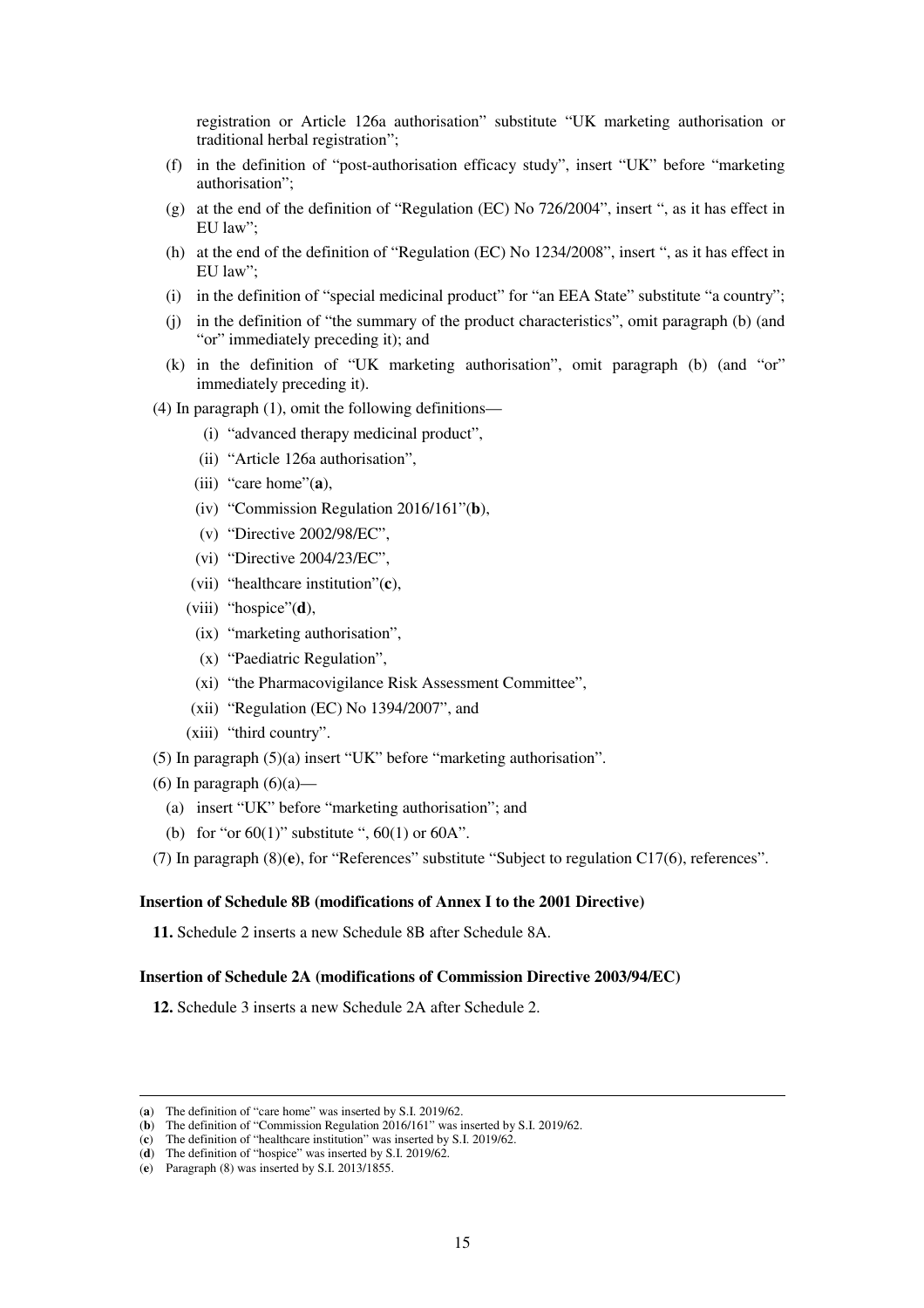registration or Article 126a authorisation" substitute "UK marketing authorisation or traditional herbal registration";

(f) in the definition of "post-authorisation efficacy study", insert "UK" before "marketing authorisation";

(g) at the end of the definition of "Regulation (EC) No 726/2004", insert ", as it has effect in EU law";

(h) at the end of the definition of "Regulation (EC) No 1234/2008", insert ", as it has effect in EU law";

(i) in the definition of "special medicinal product" for "an EEA State" substitute "a country";

(j) in the definition of "the summary of the product characteristics", omit paragraph (b) (and "or" immediately preceding it); and

(k) in the definition of "UK marketing authorisation", omit paragraph (b) (and "or" immediately preceding it).

(4) In paragraph (1), omit the following definitions—

(i) "advanced therapy medicinal product",

(ii) "Article 126a authorisation",

(iii) "care home"(**a**),

(iv) "Commission Regulation 2016/161"(**b**),

(v) "Directive 2002/98/EC",

(vi) "Directive 2004/23/EC",

(vii) "healthcare institution"(**c**),

(viii) "hospice"(**d**),

(ix) "marketing authorisation",

(x) "Paediatric Regulation",

(xi) "the Pharmacovigilance Risk Assessment Committee",

(xii) "Regulation (EC) No 1394/2007", and

(xiii) "third country".

(5) In paragraph (5)(a) insert "UK" before "marketing authorisation".

(6) In paragraph (6)(a)—

(a) insert "UK" before "marketing authorisation"; and

(b) for "or 60(1)" substitute ", 60(1) or 60A".

(7) In paragraph (8)(**e**), for "References" substitute "Subject to regulation C17(6), references".

**Insertion of Schedule 8B (modifications of Annex I to the 2001 Directive)**

**11.** Schedule 2 inserts a new Schedule 8B after Schedule 8A.

**Insertion of Schedule 2A (modifications of Commission Directive 2003/94/EC)**

**12.** Schedule 3 inserts a new Schedule 2A after Schedule 2.

---

(**a**) The definition of "care home" was inserted by S.I. 2019/62.
(**b**) The definition of "Commission Regulation 2016/161" was inserted by S.I. 2019/62.
(**c**) The definition of "healthcare institution" was inserted by S.I. 2019/62.
(**d**) The definition of "hospice" was inserted by S.I. 2019/62.
(**e**) Paragraph (8) was inserted by S.I. 2013/1855.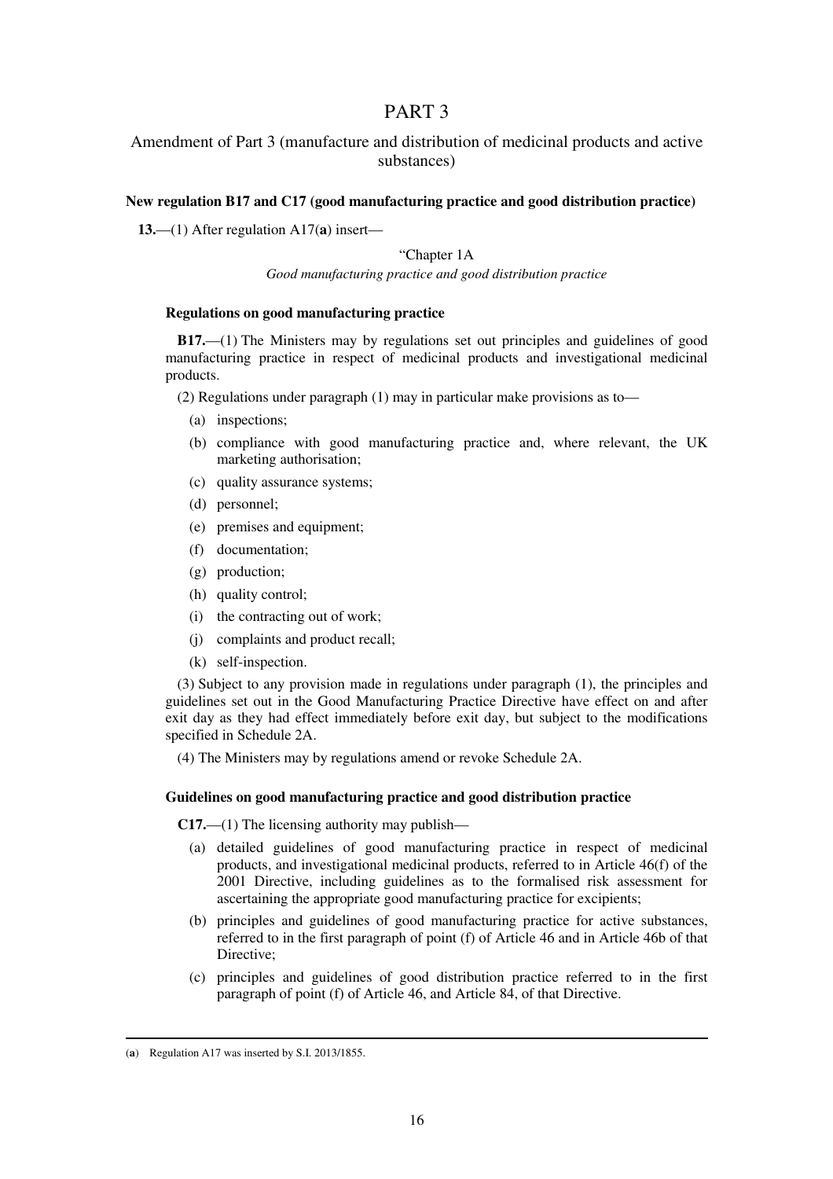# PART 3

## Amendment of Part 3 (manufacture and distribution of medicinal products and active substances)

**New regulation B17 and C17 (good manufacturing practice and good distribution practice)**

**13.**—(1) After regulation A17(**a**) insert—

"Chapter 1A

*Good manufacturing practice and good distribution practice*

**Regulations on good manufacturing practice**

**B17.**—(1) The Ministers may by regulations set out principles and guidelines of good manufacturing practice in respect of medicinal products and investigational medicinal products.

(2) Regulations under paragraph (1) may in particular make provisions as to—

- (a) inspections;
- (b) compliance with good manufacturing practice and, where relevant, the UK marketing authorisation;
- (c) quality assurance systems;
- (d) personnel;
- (e) premises and equipment;
- (f) documentation;
- (g) production;
- (h) quality control;
- (i) the contracting out of work;
- (j) complaints and product recall;
- (k) self-inspection.

(3) Subject to any provision made in regulations under paragraph (1), the principles and guidelines set out in the Good Manufacturing Practice Directive have effect on and after exit day as they had effect immediately before exit day, but subject to the modifications specified in Schedule 2A.

(4) The Ministers may by regulations amend or revoke Schedule 2A.

**Guidelines on good manufacturing practice and good distribution practice**

**C17.**—(1) The licensing authority may publish—

- (a) detailed guidelines of good manufacturing practice in respect of medicinal products, and investigational medicinal products, referred to in Article 46(f) of the 2001 Directive, including guidelines as to the formalised risk assessment for ascertaining the appropriate good manufacturing practice for excipients;
- (b) principles and guidelines of good manufacturing practice for active substances, referred to in the first paragraph of point (f) of Article 46 and in Article 46b of that Directive;
- (c) principles and guidelines of good distribution practice referred to in the first paragraph of point (f) of Article 46, and Article 84, of that Directive.

---

(**a**) Regulation A17 was inserted by S.I. 2013/1855.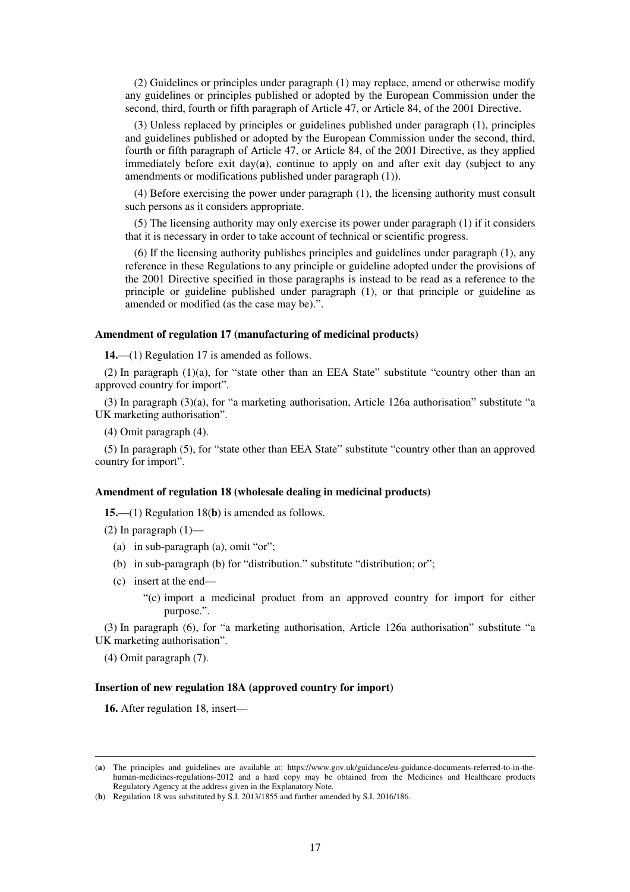(2) Guidelines or principles under paragraph (1) may replace, amend or otherwise modify any guidelines or principles published or adopted by the European Commission under the second, third, fourth or fifth paragraph of Article 47, or Article 84, of the 2001 Directive.

(3) Unless replaced by principles or guidelines published under paragraph (1), principles and guidelines published or adopted by the European Commission under the second, third, fourth or fifth paragraph of Article 47, or Article 84, of the 2001 Directive, as they applied immediately before exit day(**a**), continue to apply on and after exit day (subject to any amendments or modifications published under paragraph (1)).

(4) Before exercising the power under paragraph (1), the licensing authority must consult such persons as it considers appropriate.

(5) The licensing authority may only exercise its power under paragraph (1) if it considers that it is necessary in order to take account of technical or scientific progress.

(6) If the licensing authority publishes principles and guidelines under paragraph (1), any reference in these Regulations to any principle or guideline adopted under the provisions of the 2001 Directive specified in those paragraphs is instead to be read as a reference to the principle or guideline published under paragraph (1), or that principle or guideline as amended or modified (as the case may be).".

**Amendment of regulation 17 (manufacturing of medicinal products)**

**14.**—(1) Regulation 17 is amended as follows.

(2) In paragraph (1)(a), for "state other than an EEA State" substitute "country other than an approved country for import".

(3) In paragraph (3)(a), for "a marketing authorisation, Article 126a authorisation" substitute "a UK marketing authorisation".

(4) Omit paragraph (4).

(5) In paragraph (5), for "state other than EEA State" substitute "country other than an approved country for import".

**Amendment of regulation 18 (wholesale dealing in medicinal products)**

**15.**—(1) Regulation 18(**b**) is amended as follows.

(2) In paragraph (1)—

(a) in sub-paragraph (a), omit "or";

(b) in sub-paragraph (b) for "distribution." substitute "distribution; or";

(c) insert at the end—

"(c) import a medicinal product from an approved country for import for either purpose.".

(3) In paragraph (6), for "a marketing authorisation, Article 126a authorisation" substitute "a UK marketing authorisation".

(4) Omit paragraph (7).

**Insertion of new regulation 18A (approved country for import)**

**16.** After regulation 18, insert—

---

(**a**) The principles and guidelines are available at: https://www.gov.uk/guidance/eu-guidance-documents-referred-to-in-the-human-medicines-regulations-2012 and a hard copy may be obtained from the Medicines and Healthcare products Regulatory Agency at the address given in the Explanatory Note.

(**b**) Regulation 18 was substituted by S.I. 2013/1855 and further amended by S.I. 2016/186.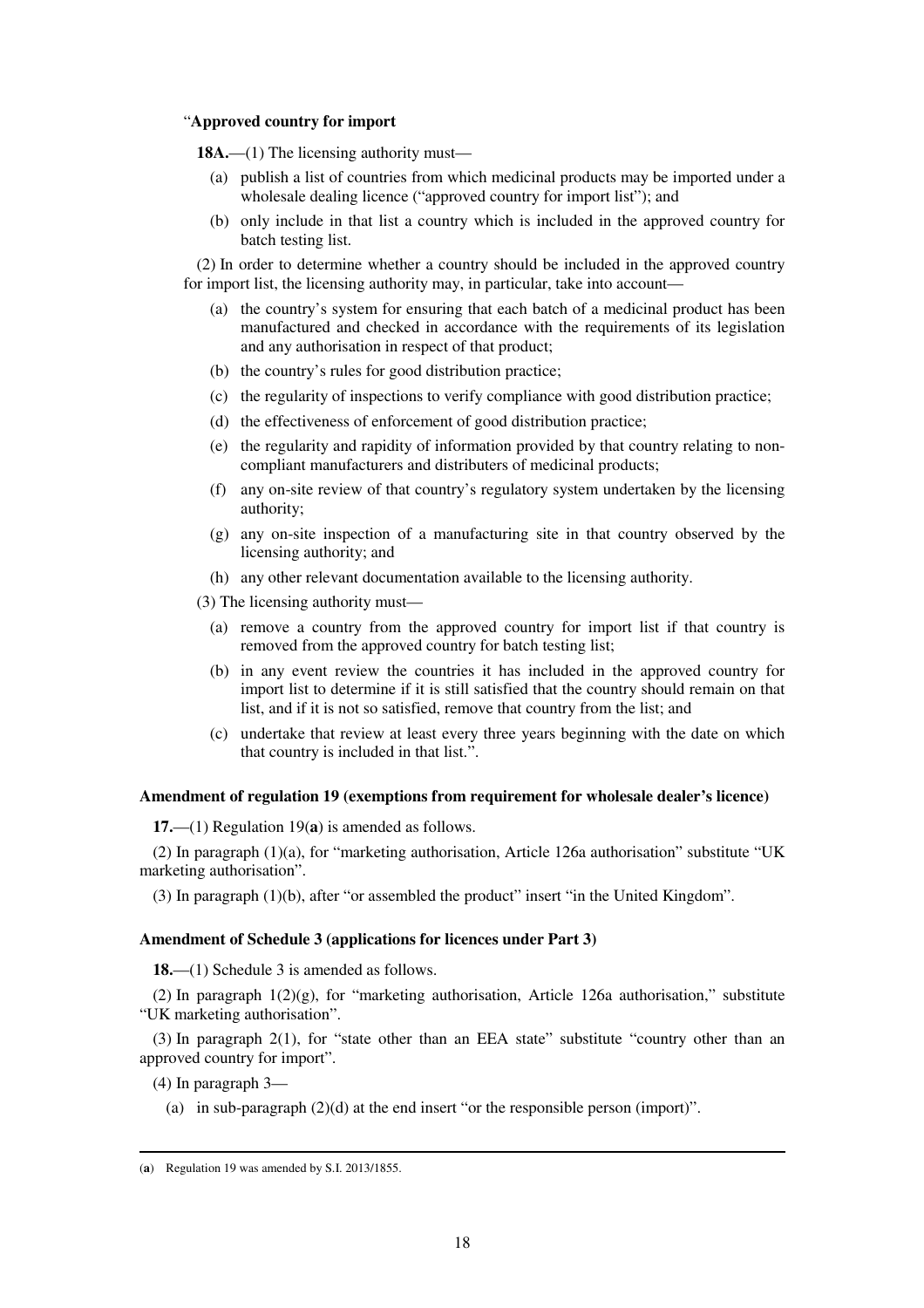"**Approved country for import**

**18A.**—(1) The licensing authority must—

(a) publish a list of countries from which medicinal products may be imported under a wholesale dealing licence ("approved country for import list"); and

(b) only include in that list a country which is included in the approved country for batch testing list.

(2) In order to determine whether a country should be included in the approved country for import list, the licensing authority may, in particular, take into account—

(a) the country's system for ensuring that each batch of a medicinal product has been manufactured and checked in accordance with the requirements of its legislation and any authorisation in respect of that product;

(b) the country's rules for good distribution practice;

(c) the regularity of inspections to verify compliance with good distribution practice;

(d) the effectiveness of enforcement of good distribution practice;

(e) the regularity and rapidity of information provided by that country relating to non-compliant manufacturers and distributers of medicinal products;

(f) any on-site review of that country's regulatory system undertaken by the licensing authority;

(g) any on-site inspection of a manufacturing site in that country observed by the licensing authority; and

(h) any other relevant documentation available to the licensing authority.

(3) The licensing authority must—

(a) remove a country from the approved country for import list if that country is removed from the approved country for batch testing list;

(b) in any event review the countries it has included in the approved country for import list to determine if it is still satisfied that the country should remain on that list, and if it is not so satisfied, remove that country from the list; and

(c) undertake that review at least every three years beginning with the date on which that country is included in that list.".

**Amendment of regulation 19 (exemptions from requirement for wholesale dealer's licence)**

**17.**—(1) Regulation 19(**a**) is amended as follows.

(2) In paragraph (1)(a), for "marketing authorisation, Article 126a authorisation" substitute "UK marketing authorisation".

(3) In paragraph (1)(b), after "or assembled the product" insert "in the United Kingdom".

**Amendment of Schedule 3 (applications for licences under Part 3)**

**18.**—(1) Schedule 3 is amended as follows.

(2) In paragraph 1(2)(g), for "marketing authorisation, Article 126a authorisation," substitute "UK marketing authorisation".

(3) In paragraph 2(1), for "state other than an EEA state" substitute "country other than an approved country for import".

(4) In paragraph 3—

(a) in sub-paragraph (2)(d) at the end insert "or the responsible person (import)".

---

(**a**) Regulation 19 was amended by S.I. 2013/1855.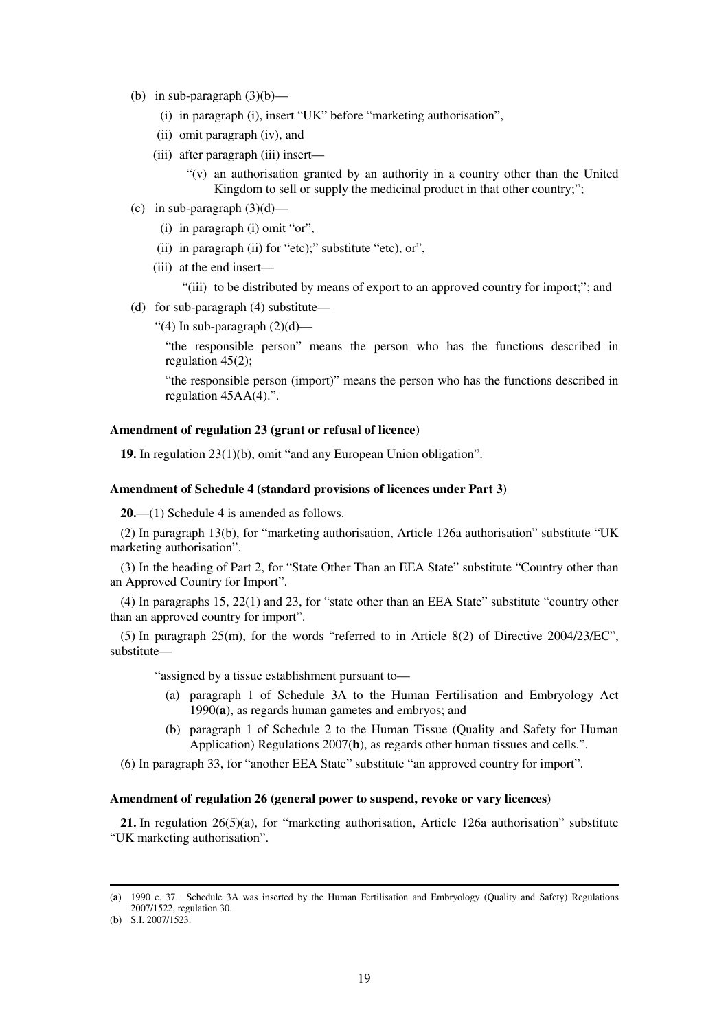(b) in sub-paragraph (3)(b)—

  (i) in paragraph (i), insert "UK" before "marketing authorisation",

  (ii) omit paragraph (iv), and

  (iii) after paragraph (iii) insert—

    "(v) an authorisation granted by an authority in a country other than the United Kingdom to sell or supply the medicinal product in that other country;";

(c) in sub-paragraph (3)(d)—

  (i) in paragraph (i) omit "or",

  (ii) in paragraph (ii) for "etc);" substitute "etc), or",

  (iii) at the end insert—

    "(iii) to be distributed by means of export to an approved country for import;"; and

(d) for sub-paragraph (4) substitute—

  "(4) In sub-paragraph (2)(d)—

  "the responsible person" means the person who has the functions described in regulation 45(2);

  "the responsible person (import)" means the person who has the functions described in regulation 45AA(4).".

**Amendment of regulation 23 (grant or refusal of licence)**

**19.** In regulation 23(1)(b), omit "and any European Union obligation".

**Amendment of Schedule 4 (standard provisions of licences under Part 3)**

**20.**—(1) Schedule 4 is amended as follows.

(2) In paragraph 13(b), for "marketing authorisation, Article 126a authorisation" substitute "UK marketing authorisation".

(3) In the heading of Part 2, for "State Other Than an EEA State" substitute "Country other than an Approved Country for Import".

(4) In paragraphs 15, 22(1) and 23, for "state other than an EEA State" substitute "country other than an approved country for import".

(5) In paragraph 25(m), for the words "referred to in Article 8(2) of Directive 2004/23/EC", substitute—

"assigned by a tissue establishment pursuant to—

  (a) paragraph 1 of Schedule 3A to the Human Fertilisation and Embryology Act 1990([a]), as regards human gametes and embryos; and

  (b) paragraph 1 of Schedule 2 to the Human Tissue (Quality and Safety for Human Application) Regulations 2007([b]), as regards other human tissues and cells.".

(6) In paragraph 33, for "another EEA State" substitute "an approved country for import".

**Amendment of regulation 26 (general power to suspend, revoke or vary licences)**

**21.** In regulation 26(5)(a), for "marketing authorisation, Article 126a authorisation" substitute "UK marketing authorisation".

---

([a]) 1990 c. 37. Schedule 3A was inserted by the Human Fertilisation and Embryology (Quality and Safety) Regulations 2007/1522, regulation 30.

([b]) S.I. 2007/1523.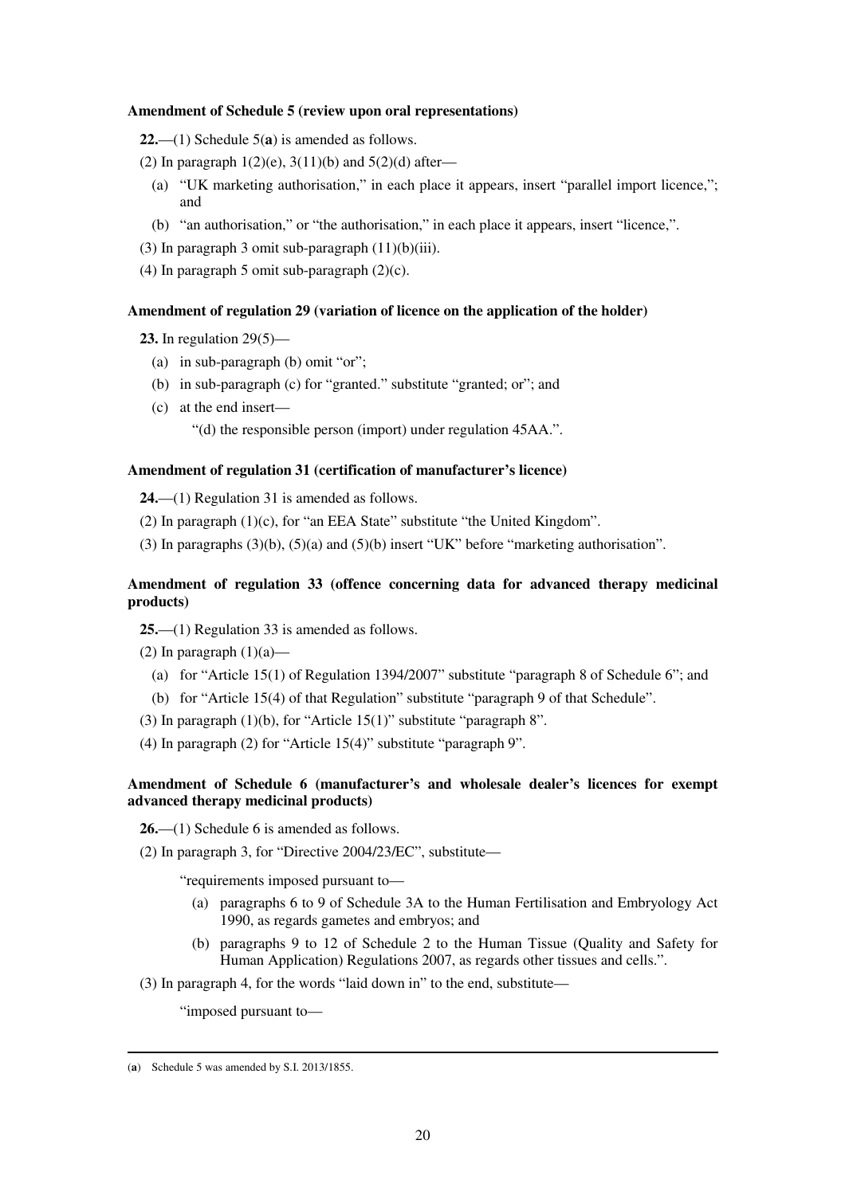**Amendment of Schedule 5 (review upon oral representations)**

**22.**—(1) Schedule 5(**a**) is amended as follows.

(2) In paragraph 1(2)(e), 3(11)(b) and 5(2)(d) after—

(a) "UK marketing authorisation," in each place it appears, insert "parallel import licence,"; and

(b) "an authorisation," or "the authorisation," in each place it appears, insert "licence,".

(3) In paragraph 3 omit sub-paragraph (11)(b)(iii).

(4) In paragraph 5 omit sub-paragraph (2)(c).

**Amendment of regulation 29 (variation of licence on the application of the holder)**

**23.** In regulation 29(5)—

(a) in sub-paragraph (b) omit "or";

(b) in sub-paragraph (c) for "granted." substitute "granted; or"; and

(c) at the end insert—

"(d) the responsible person (import) under regulation 45AA.".

**Amendment of regulation 31 (certification of manufacturer's licence)**

**24.**—(1) Regulation 31 is amended as follows.

(2) In paragraph (1)(c), for "an EEA State" substitute "the United Kingdom".

(3) In paragraphs (3)(b), (5)(a) and (5)(b) insert "UK" before "marketing authorisation".

**Amendment of regulation 33 (offence concerning data for advanced therapy medicinal products)**

**25.**—(1) Regulation 33 is amended as follows.

(2) In paragraph (1)(a)—

(a) for "Article 15(1) of Regulation 1394/2007" substitute "paragraph 8 of Schedule 6"; and

(b) for "Article 15(4) of that Regulation" substitute "paragraph 9 of that Schedule".

(3) In paragraph (1)(b), for "Article 15(1)" substitute "paragraph 8".

(4) In paragraph (2) for "Article 15(4)" substitute "paragraph 9".

**Amendment of Schedule 6 (manufacturer's and wholesale dealer's licences for exempt advanced therapy medicinal products)**

**26.**—(1) Schedule 6 is amended as follows.

(2) In paragraph 3, for "Directive 2004/23/EC", substitute—

"requirements imposed pursuant to—

(a) paragraphs 6 to 9 of Schedule 3A to the Human Fertilisation and Embryology Act 1990, as regards gametes and embryos; and

(b) paragraphs 9 to 12 of Schedule 2 to the Human Tissue (Quality and Safety for Human Application) Regulations 2007, as regards other tissues and cells.".

(3) In paragraph 4, for the words "laid down in" to the end, substitute—

"imposed pursuant to—

---

(**a**) Schedule 5 was amended by S.I. 2013/1855.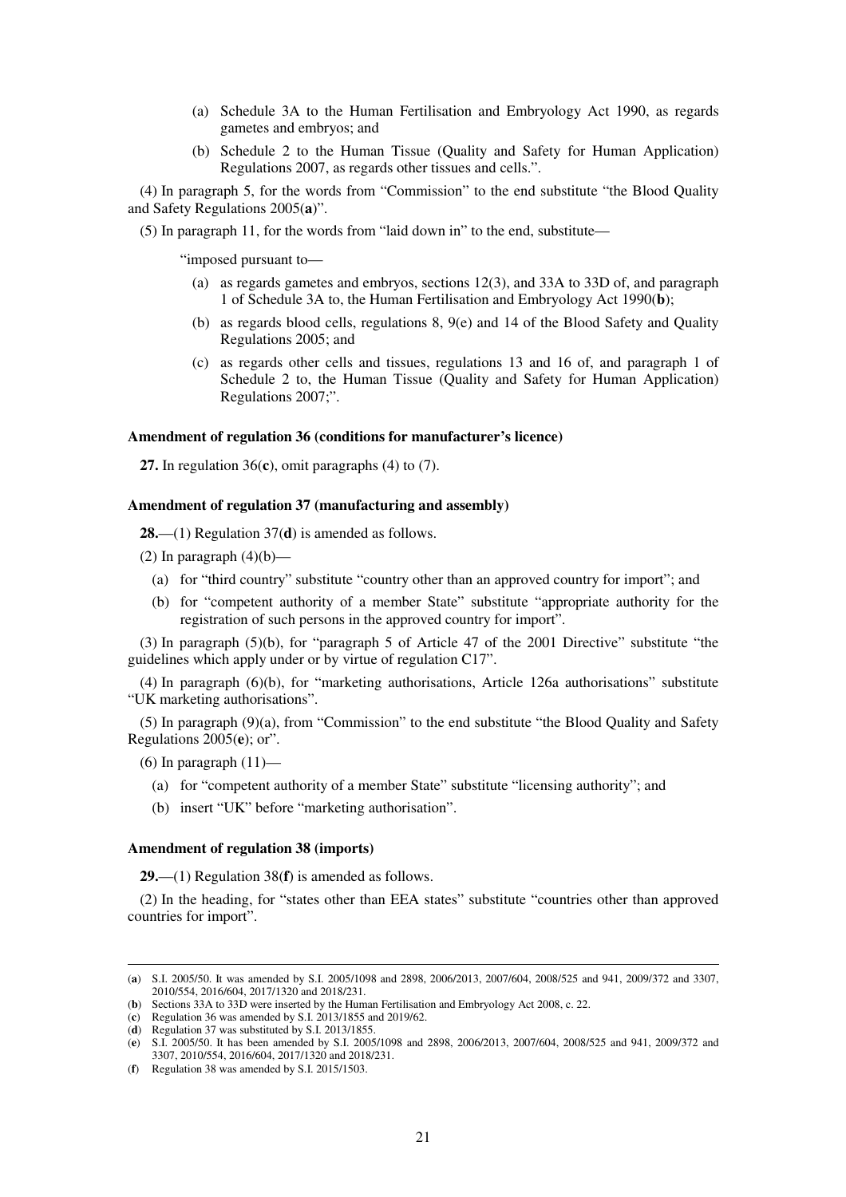(a) Schedule 3A to the Human Fertilisation and Embryology Act 1990, as regards gametes and embryos; and

(b) Schedule 2 to the Human Tissue (Quality and Safety for Human Application) Regulations 2007, as regards other tissues and cells.".

(4) In paragraph 5, for the words from "Commission" to the end substitute "the Blood Quality and Safety Regulations 2005(**a**)".

(5) In paragraph 11, for the words from "laid down in" to the end, substitute—

"imposed pursuant to—

(a) as regards gametes and embryos, sections 12(3), and 33A to 33D of, and paragraph 1 of Schedule 3A to, the Human Fertilisation and Embryology Act 1990(**b**);

(b) as regards blood cells, regulations 8, 9(e) and 14 of the Blood Safety and Quality Regulations 2005; and

(c) as regards other cells and tissues, regulations 13 and 16 of, and paragraph 1 of Schedule 2 to, the Human Tissue (Quality and Safety for Human Application) Regulations 2007;".

### Amendment of regulation 36 (conditions for manufacturer's licence)

**27.** In regulation 36(**c**), omit paragraphs (4) to (7).

### Amendment of regulation 37 (manufacturing and assembly)

**28.**—(1) Regulation 37(**d**) is amended as follows.

(2) In paragraph (4)(b)—

(a) for "third country" substitute "country other than an approved country for import"; and

(b) for "competent authority of a member State" substitute "appropriate authority for the registration of such persons in the approved country for import".

(3) In paragraph (5)(b), for "paragraph 5 of Article 47 of the 2001 Directive" substitute "the guidelines which apply under or by virtue of regulation C17".

(4) In paragraph (6)(b), for "marketing authorisations, Article 126a authorisations" substitute "UK marketing authorisations".

(5) In paragraph (9)(a), from "Commission" to the end substitute "the Blood Quality and Safety Regulations 2005(**e**); or".

(6) In paragraph (11)—

(a) for "competent authority of a member State" substitute "licensing authority"; and

(b) insert "UK" before "marketing authorisation".

### Amendment of regulation 38 (imports)

**29.**—(1) Regulation 38(**f**) is amended as follows.

(2) In the heading, for "states other than EEA states" substitute "countries other than approved countries for import".

---

(**a**) S.I. 2005/50. It was amended by S.I. 2005/1098 and 2898, 2006/2013, 2007/604, 2008/525 and 941, 2009/372 and 3307, 2010/554, 2016/604, 2017/1320 and 2018/231.

(**b**) Sections 33A to 33D were inserted by the Human Fertilisation and Embryology Act 2008, c. 22.

(**c**) Regulation 36 was amended by S.I. 2013/1855 and 2019/62.

(**d**) Regulation 37 was substituted by S.I. 2013/1855.

(**e**) S.I. 2005/50. It has been amended by S.I. 2005/1098 and 2898, 2006/2013, 2007/604, 2008/525 and 941, 2009/372 and 3307, 2010/554, 2016/604, 2017/1320 and 2018/231.

(**f**) Regulation 38 was amended by S.I. 2015/1503.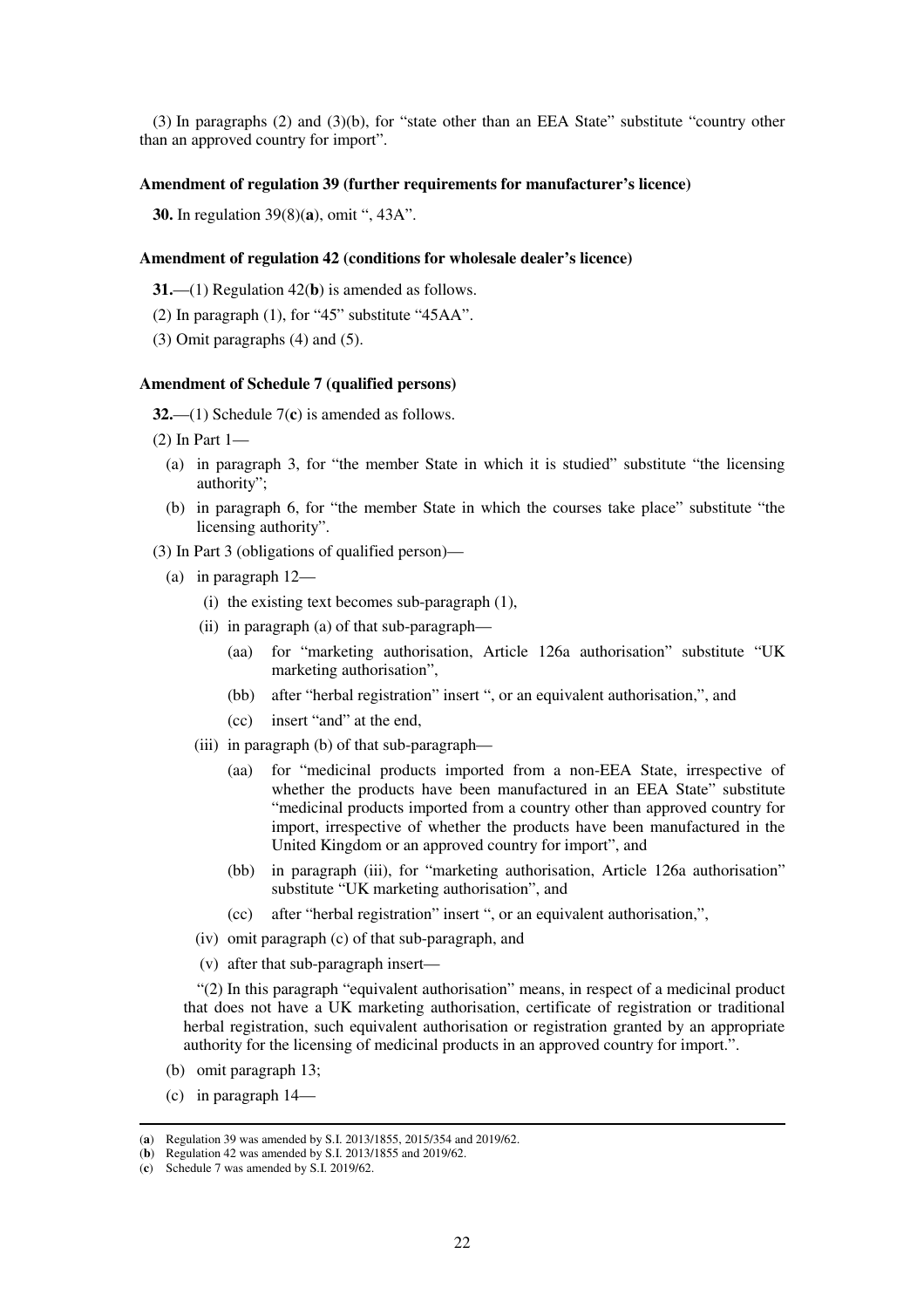(3) In paragraphs (2) and (3)(b), for "state other than an EEA State" substitute "country other than an approved country for import".

**Amendment of regulation 39 (further requirements for manufacturer's licence)**

**30.** In regulation 39(8)(**a**), omit ", 43A".

**Amendment of regulation 42 (conditions for wholesale dealer's licence)**

**31.**—(1) Regulation 42(**b**) is amended as follows.

(2) In paragraph (1), for "45" substitute "45AA".

(3) Omit paragraphs (4) and (5).

**Amendment of Schedule 7 (qualified persons)**

**32.**—(1) Schedule 7(**c**) is amended as follows.

(2) In Part 1—

- (a) in paragraph 3, for "the member State in which it is studied" substitute "the licensing authority";
- (b) in paragraph 6, for "the member State in which the courses take place" substitute "the licensing authority".

(3) In Part 3 (obligations of qualified person)—

- (a) in paragraph 12—
  - (i) the existing text becomes sub-paragraph (1),
  - (ii) in paragraph (a) of that sub-paragraph—
    - (aa) for "marketing authorisation, Article 126a authorisation" substitute "UK marketing authorisation",
    - (bb) after "herbal registration" insert ", or an equivalent authorisation,", and
    - (cc) insert "and" at the end,
  - (iii) in paragraph (b) of that sub-paragraph—
    - (aa) for "medicinal products imported from a non-EEA State, irrespective of whether the products have been manufactured in an EEA State" substitute "medicinal products imported from a country other than approved country for import, irrespective of whether the products have been manufactured in the United Kingdom or an approved country for import", and
    - (bb) in paragraph (iii), for "marketing authorisation, Article 126a authorisation" substitute "UK marketing authorisation", and
    - (cc) after "herbal registration" insert ", or an equivalent authorisation,",
  - (iv) omit paragraph (c) of that sub-paragraph, and
  - (v) after that sub-paragraph insert—

    "(2) In this paragraph "equivalent authorisation" means, in respect of a medicinal product that does not have a UK marketing authorisation, certificate of registration or traditional herbal registration, such equivalent authorisation or registration granted by an appropriate authority for the licensing of medicinal products in an approved country for import.".
- (b) omit paragraph 13;
- (c) in paragraph 14—

---

(**a**) Regulation 39 was amended by S.I. 2013/1855, 2015/354 and 2019/62.

(**b**) Regulation 42 was amended by S.I. 2013/1855 and 2019/62.

(**c**) Schedule 7 was amended by S.I. 2019/62.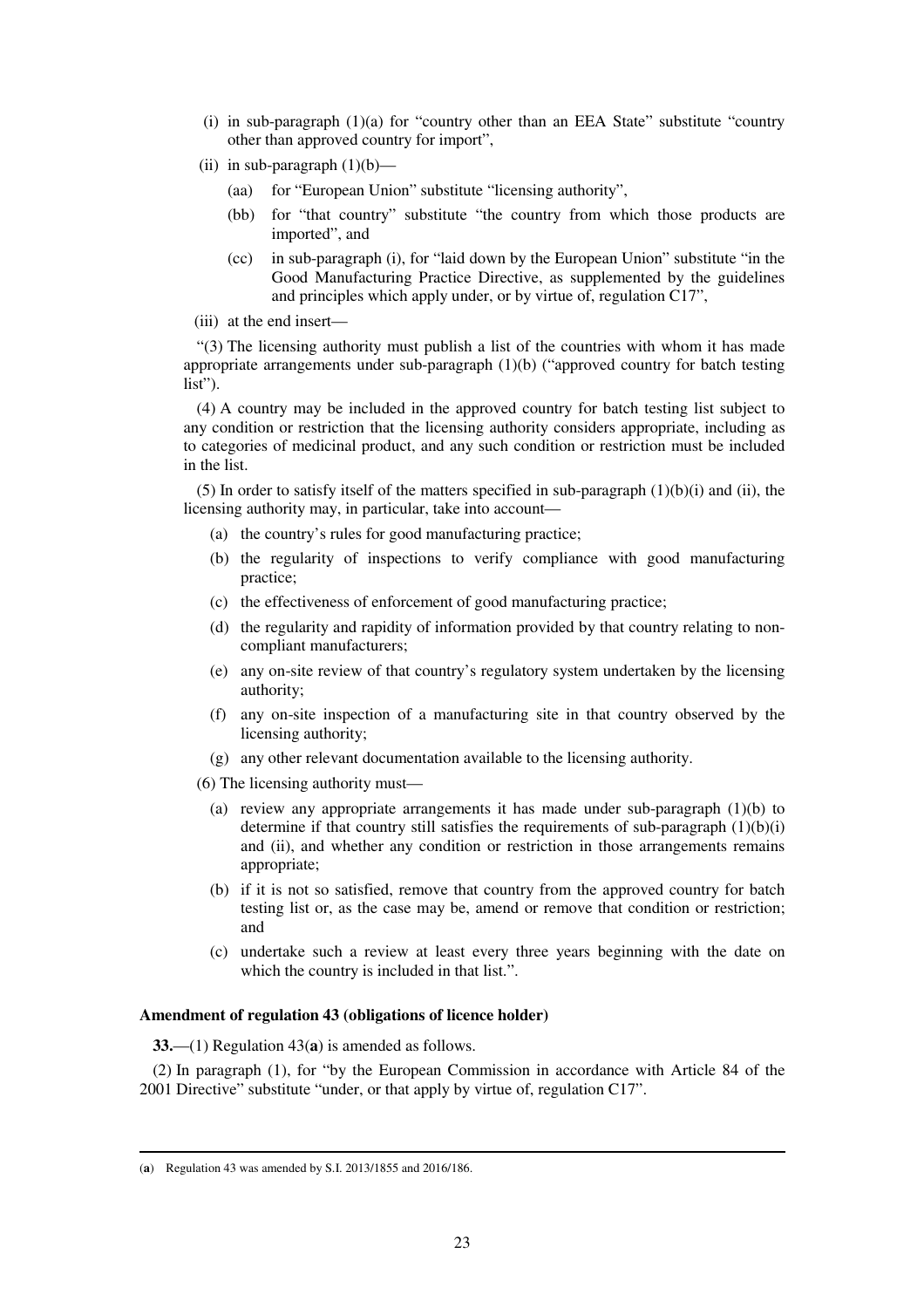(i) in sub-paragraph (1)(a) for "country other than an EEA State" substitute "country other than approved country for import",

(ii) in sub-paragraph (1)(b)—

(aa) for "European Union" substitute "licensing authority",

(bb) for "that country" substitute "the country from which those products are imported", and

(cc) in sub-paragraph (i), for "laid down by the European Union" substitute "in the Good Manufacturing Practice Directive, as supplemented by the guidelines and principles which apply under, or by virtue of, regulation C17",

(iii) at the end insert—

"(3) The licensing authority must publish a list of the countries with whom it has made appropriate arrangements under sub-paragraph (1)(b) ("approved country for batch testing list").

(4) A country may be included in the approved country for batch testing list subject to any condition or restriction that the licensing authority considers appropriate, including as to categories of medicinal product, and any such condition or restriction must be included in the list.

(5) In order to satisfy itself of the matters specified in sub-paragraph (1)(b)(i) and (ii), the licensing authority may, in particular, take into account—

(a) the country's rules for good manufacturing practice;

(b) the regularity of inspections to verify compliance with good manufacturing practice;

(c) the effectiveness of enforcement of good manufacturing practice;

(d) the regularity and rapidity of information provided by that country relating to non-compliant manufacturers;

(e) any on-site review of that country's regulatory system undertaken by the licensing authority;

(f) any on-site inspection of a manufacturing site in that country observed by the licensing authority;

(g) any other relevant documentation available to the licensing authority.

(6) The licensing authority must—

(a) review any appropriate arrangements it has made under sub-paragraph (1)(b) to determine if that country still satisfies the requirements of sub-paragraph (1)(b)(i) and (ii), and whether any condition or restriction in those arrangements remains appropriate;

(b) if it is not so satisfied, remove that country from the approved country for batch testing list or, as the case may be, amend or remove that condition or restriction; and

(c) undertake such a review at least every three years beginning with the date on which the country is included in that list.".

**Amendment of regulation 43 (obligations of licence holder)**

**33.**—(1) Regulation 43(**a**) is amended as follows.

(2) In paragraph (1), for "by the European Commission in accordance with Article 84 of the 2001 Directive" substitute "under, or that apply by virtue of, regulation C17".

---

(**a**) Regulation 43 was amended by S.I. 2013/1855 and 2016/186.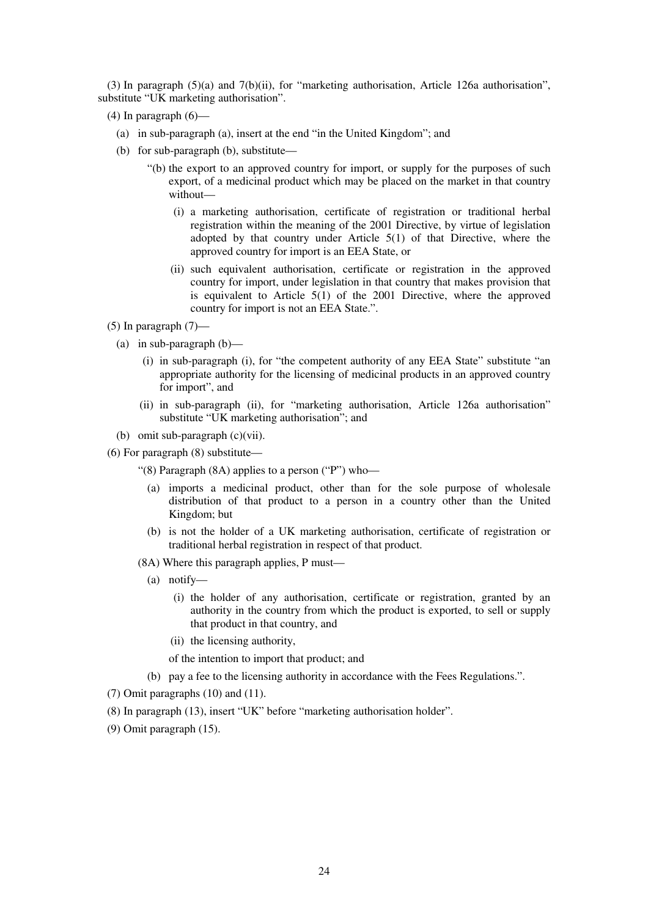(3) In paragraph (5)(a) and 7(b)(ii), for "marketing authorisation, Article 126a authorisation", substitute "UK marketing authorisation".

(4) In paragraph (6)—

(a) in sub-paragraph (a), insert at the end "in the United Kingdom"; and

(b) for sub-paragraph (b), substitute—

"(b) the export to an approved country for import, or supply for the purposes of such export, of a medicinal product which may be placed on the market in that country without—

(i) a marketing authorisation, certificate of registration or traditional herbal registration within the meaning of the 2001 Directive, by virtue of legislation adopted by that country under Article 5(1) of that Directive, where the approved country for import is an EEA State, or

(ii) such equivalent authorisation, certificate or registration in the approved country for import, under legislation in that country that makes provision that is equivalent to Article 5(1) of the 2001 Directive, where the approved country for import is not an EEA State.".

(5) In paragraph (7)—

(a) in sub-paragraph (b)—

(i) in sub-paragraph (i), for "the competent authority of any EEA State" substitute "an appropriate authority for the licensing of medicinal products in an approved country for import", and

(ii) in sub-paragraph (ii), for "marketing authorisation, Article 126a authorisation" substitute "UK marketing authorisation"; and

(b) omit sub-paragraph (c)(vii).

(6) For paragraph (8) substitute—

"(8) Paragraph (8A) applies to a person ("P") who—

(a) imports a medicinal product, other than for the sole purpose of wholesale distribution of that product to a person in a country other than the United Kingdom; but

(b) is not the holder of a UK marketing authorisation, certificate of registration or traditional herbal registration in respect of that product.

(8A) Where this paragraph applies, P must—

(a) notify—

(i) the holder of any authorisation, certificate or registration, granted by an authority in the country from which the product is exported, to sell or supply that product in that country, and

(ii) the licensing authority,

of the intention to import that product; and

(b) pay a fee to the licensing authority in accordance with the Fees Regulations.".

(7) Omit paragraphs (10) and (11).

(8) In paragraph (13), insert "UK" before "marketing authorisation holder".

(9) Omit paragraph (15).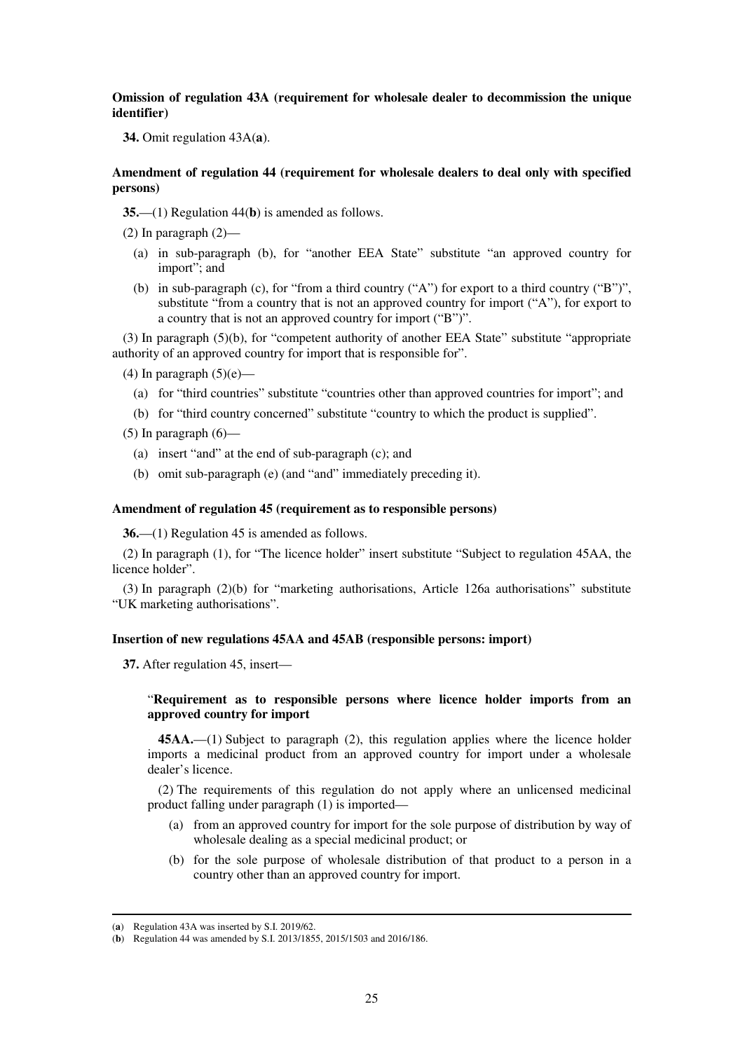**Omission of regulation 43A (requirement for wholesale dealer to decommission the unique identifier)**

**34.** Omit regulation 43A(**a**).

**Amendment of regulation 44 (requirement for wholesale dealers to deal only with specified persons)**

**35.**—(1) Regulation 44(**b**) is amended as follows.

(2) In paragraph (2)—

(a) in sub-paragraph (b), for "another EEA State" substitute "an approved country for import"; and

(b) in sub-paragraph (c), for "from a third country ("A") for export to a third country ("B")", substitute "from a country that is not an approved country for import ("A"), for export to a country that is not an approved country for import ("B")".

(3) In paragraph (5)(b), for "competent authority of another EEA State" substitute "appropriate authority of an approved country for import that is responsible for".

(4) In paragraph (5)(e)—

(a) for "third countries" substitute "countries other than approved countries for import"; and

(b) for "third country concerned" substitute "country to which the product is supplied".

(5) In paragraph (6)—

(a) insert "and" at the end of sub-paragraph (c); and

(b) omit sub-paragraph (e) (and "and" immediately preceding it).

**Amendment of regulation 45 (requirement as to responsible persons)**

**36.**—(1) Regulation 45 is amended as follows.

(2) In paragraph (1), for "The licence holder" insert substitute "Subject to regulation 45AA, the licence holder".

(3) In paragraph (2)(b) for "marketing authorisations, Article 126a authorisations" substitute "UK marketing authorisations".

**Insertion of new regulations 45AA and 45AB (responsible persons: import)**

**37.** After regulation 45, insert—

"**Requirement as to responsible persons where licence holder imports from an approved country for import**

**45AA.**—(1) Subject to paragraph (2), this regulation applies where the licence holder imports a medicinal product from an approved country for import under a wholesale dealer's licence.

(2) The requirements of this regulation do not apply where an unlicensed medicinal product falling under paragraph (1) is imported—

(a) from an approved country for import for the sole purpose of distribution by way of wholesale dealing as a special medicinal product; or

(b) for the sole purpose of wholesale distribution of that product to a person in a country other than an approved country for import.

---

(**a**) Regulation 43A was inserted by S.I. 2019/62.

(**b**) Regulation 44 was amended by S.I. 2013/1855, 2015/1503 and 2016/186.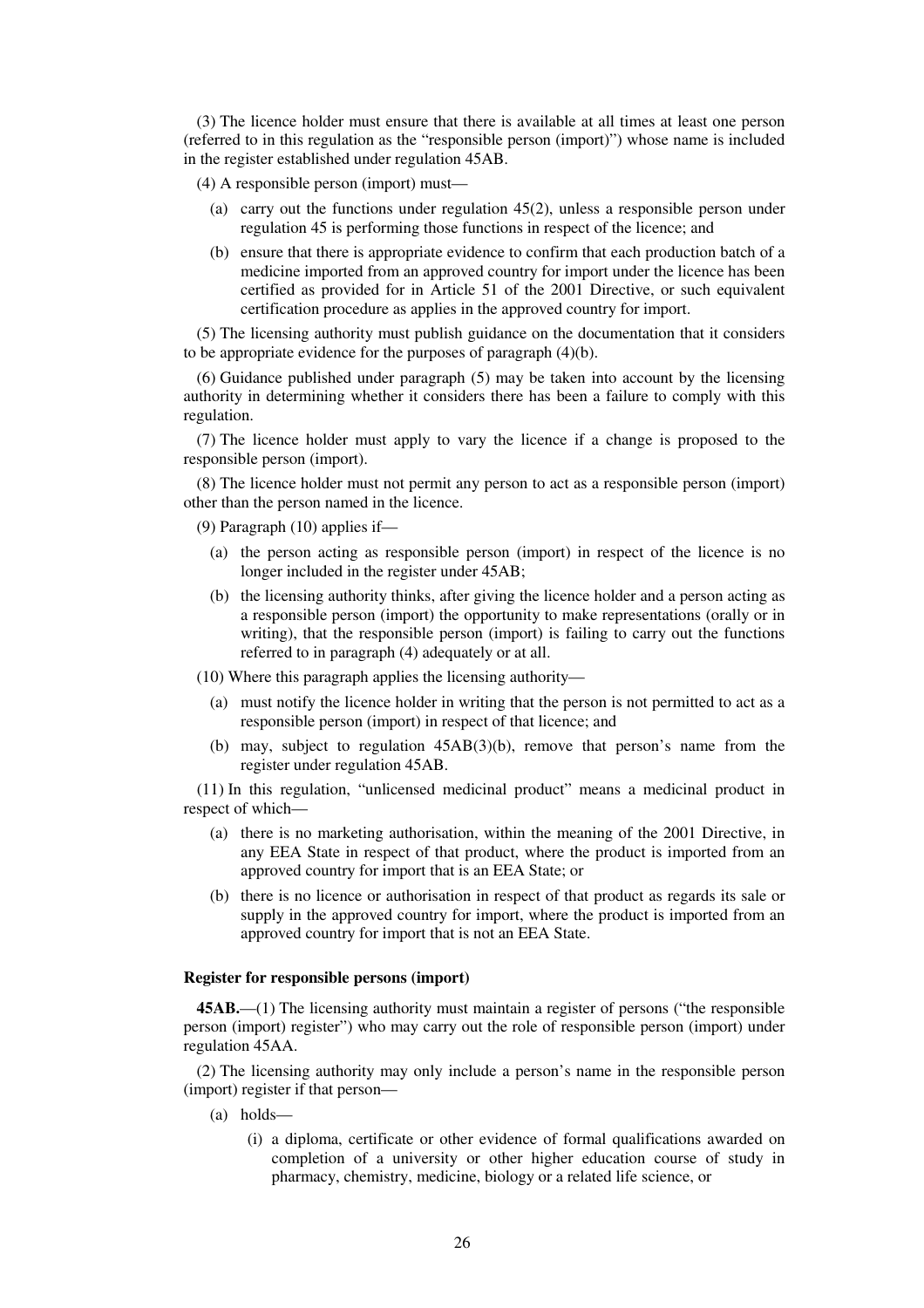(3) The licence holder must ensure that there is available at all times at least one person (referred to in this regulation as the "responsible person (import)") whose name is included in the register established under regulation 45AB.

(4) A responsible person (import) must—

- (a) carry out the functions under regulation 45(2), unless a responsible person under regulation 45 is performing those functions in respect of the licence; and
- (b) ensure that there is appropriate evidence to confirm that each production batch of a medicine imported from an approved country for import under the licence has been certified as provided for in Article 51 of the 2001 Directive, or such equivalent certification procedure as applies in the approved country for import.

(5) The licensing authority must publish guidance on the documentation that it considers to be appropriate evidence for the purposes of paragraph (4)(b).

(6) Guidance published under paragraph (5) may be taken into account by the licensing authority in determining whether it considers there has been a failure to comply with this regulation.

(7) The licence holder must apply to vary the licence if a change is proposed to the responsible person (import).

(8) The licence holder must not permit any person to act as a responsible person (import) other than the person named in the licence.

(9) Paragraph (10) applies if—

- (a) the person acting as responsible person (import) in respect of the licence is no longer included in the register under 45AB;
- (b) the licensing authority thinks, after giving the licence holder and a person acting as a responsible person (import) the opportunity to make representations (orally or in writing), that the responsible person (import) is failing to carry out the functions referred to in paragraph (4) adequately or at all.

(10) Where this paragraph applies the licensing authority—

- (a) must notify the licence holder in writing that the person is not permitted to act as a responsible person (import) in respect of that licence; and
- (b) may, subject to regulation 45AB(3)(b), remove that person's name from the register under regulation 45AB.

(11) In this regulation, "unlicensed medicinal product" means a medicinal product in respect of which—

- (a) there is no marketing authorisation, within the meaning of the 2001 Directive, in any EEA State in respect of that product, where the product is imported from an approved country for import that is an EEA State; or
- (b) there is no licence or authorisation in respect of that product as regards its sale or supply in the approved country for import, where the product is imported from an approved country for import that is not an EEA State.

**Register for responsible persons (import)**

**45AB.**—(1) The licensing authority must maintain a register of persons ("the responsible person (import) register") who may carry out the role of responsible person (import) under regulation 45AA.

(2) The licensing authority may only include a person's name in the responsible person (import) register if that person—

- (a) holds—
  - (i) a diploma, certificate or other evidence of formal qualifications awarded on completion of a university or other higher education course of study in pharmacy, chemistry, medicine, biology or a related life science, or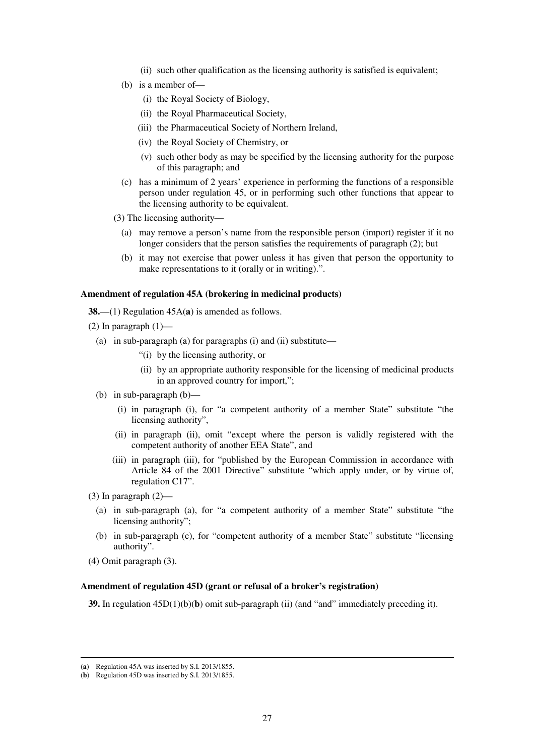(ii) such other qualification as the licensing authority is satisfied is equivalent;

(b) is a member of—

(i) the Royal Society of Biology,

(ii) the Royal Pharmaceutical Society,

(iii) the Pharmaceutical Society of Northern Ireland,

(iv) the Royal Society of Chemistry, or

(v) such other body as may be specified by the licensing authority for the purpose of this paragraph; and

(c) has a minimum of 2 years' experience in performing the functions of a responsible person under regulation 45, or in performing such other functions that appear to the licensing authority to be equivalent.

(3) The licensing authority—

(a) may remove a person's name from the responsible person (import) register if it no longer considers that the person satisfies the requirements of paragraph (2); but

(b) it may not exercise that power unless it has given that person the opportunity to make representations to it (orally or in writing).".

**Amendment of regulation 45A (brokering in medicinal products)**

**38.**—(1) Regulation 45A(**a**) is amended as follows.

(2) In paragraph (1)—

(a) in sub-paragraph (a) for paragraphs (i) and (ii) substitute—

"(i) by the licensing authority, or

(ii) by an appropriate authority responsible for the licensing of medicinal products in an approved country for import,";

(b) in sub-paragraph (b)—

(i) in paragraph (i), for "a competent authority of a member State" substitute "the licensing authority",

(ii) in paragraph (ii), omit "except where the person is validly registered with the competent authority of another EEA State", and

(iii) in paragraph (iii), for "published by the European Commission in accordance with Article 84 of the 2001 Directive" substitute "which apply under, or by virtue of, regulation C17".

(3) In paragraph (2)—

(a) in sub-paragraph (a), for "a competent authority of a member State" substitute "the licensing authority";

(b) in sub-paragraph (c), for "competent authority of a member State" substitute "licensing authority".

(4) Omit paragraph (3).

**Amendment of regulation 45D (grant or refusal of a broker's registration)**

**39.** In regulation 45D(1)(b)(**b**) omit sub-paragraph (ii) (and "and" immediately preceding it).

---

(**a**) Regulation 45A was inserted by S.I. 2013/1855.

(**b**) Regulation 45D was inserted by S.I. 2013/1855.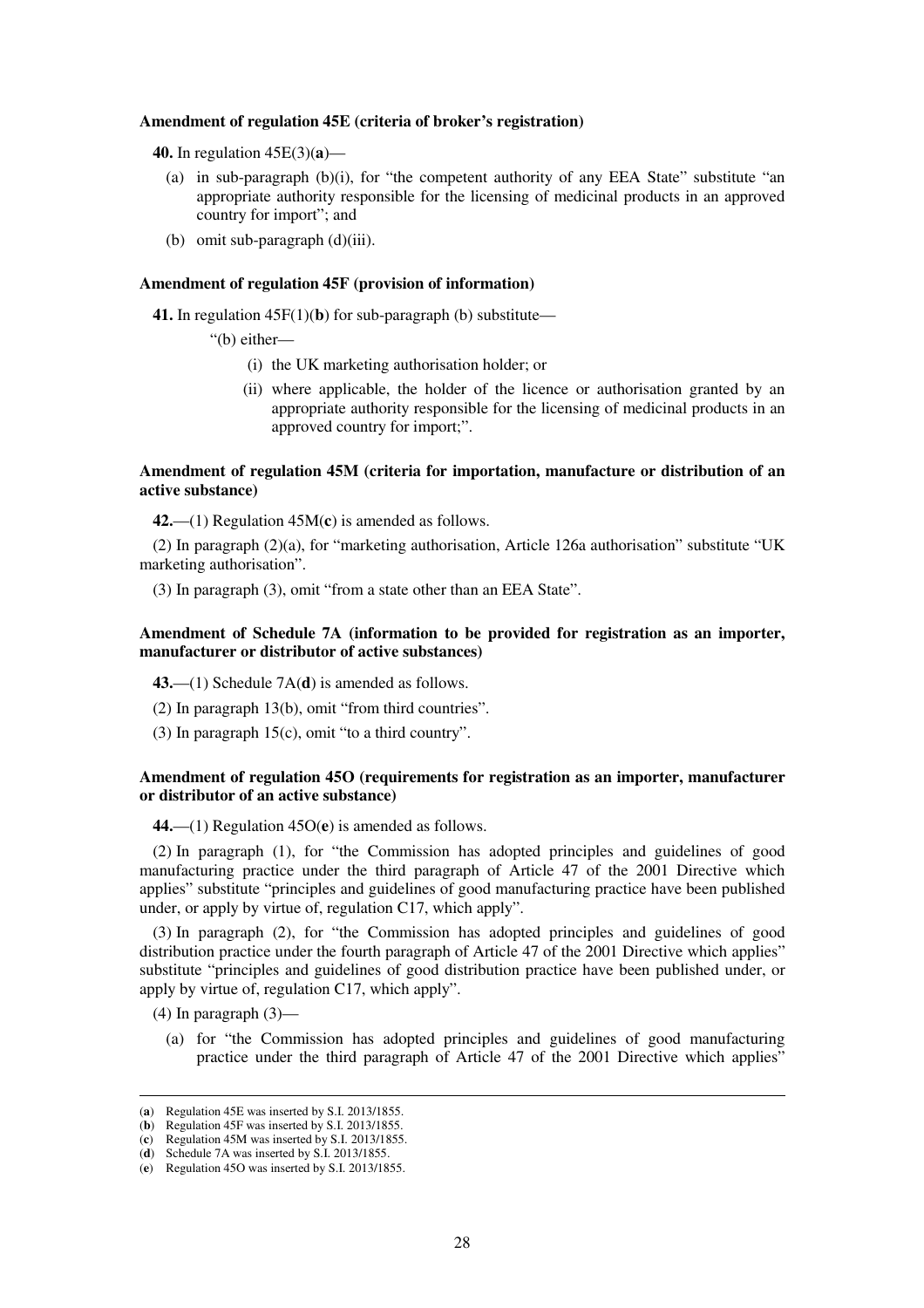**Amendment of regulation 45E (criteria of broker's registration)**

**40.** In regulation 45E(3)(**a**)—

(a) in sub-paragraph (b)(i), for "the competent authority of any EEA State" substitute "an appropriate authority responsible for the licensing of medicinal products in an approved country for import"; and

(b) omit sub-paragraph (d)(iii).

**Amendment of regulation 45F (provision of information)**

**41.** In regulation 45F(1)(**b**) for sub-paragraph (b) substitute—

"(b) either—

(i) the UK marketing authorisation holder; or

(ii) where applicable, the holder of the licence or authorisation granted by an appropriate authority responsible for the licensing of medicinal products in an approved country for import;".

**Amendment of regulation 45M (criteria for importation, manufacture or distribution of an active substance)**

**42.**—(1) Regulation 45M(**c**) is amended as follows.

(2) In paragraph (2)(a), for "marketing authorisation, Article 126a authorisation" substitute "UK marketing authorisation".

(3) In paragraph (3), omit "from a state other than an EEA State".

**Amendment of Schedule 7A (information to be provided for registration as an importer, manufacturer or distributor of active substances)**

**43.**—(1) Schedule 7A(**d**) is amended as follows.

(2) In paragraph 13(b), omit "from third countries".

(3) In paragraph 15(c), omit "to a third country".

**Amendment of regulation 45O (requirements for registration as an importer, manufacturer or distributor of an active substance)**

**44.**—(1) Regulation 45O(**e**) is amended as follows.

(2) In paragraph (1), for "the Commission has adopted principles and guidelines of good manufacturing practice under the third paragraph of Article 47 of the 2001 Directive which applies" substitute "principles and guidelines of good manufacturing practice have been published under, or apply by virtue of, regulation C17, which apply".

(3) In paragraph (2), for "the Commission has adopted principles and guidelines of good distribution practice under the fourth paragraph of Article 47 of the 2001 Directive which applies" substitute "principles and guidelines of good distribution practice have been published under, or apply by virtue of, regulation C17, which apply".

(4) In paragraph (3)—

(a) for "the Commission has adopted principles and guidelines of good manufacturing practice under the third paragraph of Article 47 of the 2001 Directive which applies"

---

(**a**) Regulation 45E was inserted by S.I. 2013/1855.
(**b**) Regulation 45F was inserted by S.I. 2013/1855.
(**c**) Regulation 45M was inserted by S.I. 2013/1855.
(**d**) Schedule 7A was inserted by S.I. 2013/1855.
(**e**) Regulation 45O was inserted by S.I. 2013/1855.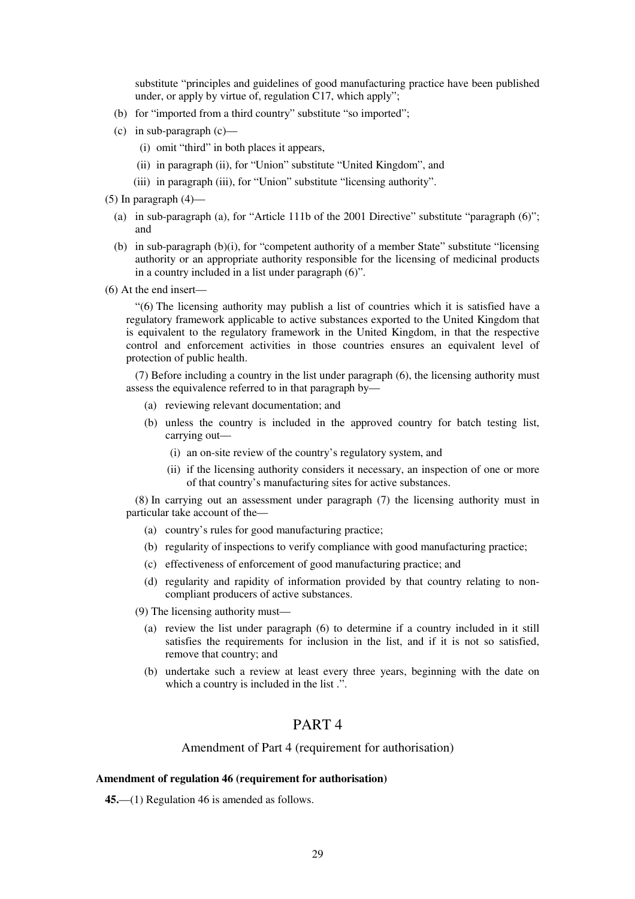substitute "principles and guidelines of good manufacturing practice have been published under, or apply by virtue of, regulation C17, which apply";

(b) for "imported from a third country" substitute "so imported";

(c) in sub-paragraph (c)—

(i) omit "third" in both places it appears,

(ii) in paragraph (ii), for "Union" substitute "United Kingdom", and

(iii) in paragraph (iii), for "Union" substitute "licensing authority".

(5) In paragraph (4)—

(a) in sub-paragraph (a), for "Article 111b of the 2001 Directive" substitute "paragraph (6)"; and

(b) in sub-paragraph (b)(i), for "competent authority of a member State" substitute "licensing authority or an appropriate authority responsible for the licensing of medicinal products in a country included in a list under paragraph (6)".

(6) At the end insert—

"(6) The licensing authority may publish a list of countries which it is satisfied have a regulatory framework applicable to active substances exported to the United Kingdom that is equivalent to the regulatory framework in the United Kingdom, in that the respective control and enforcement activities in those countries ensures an equivalent level of protection of public health.

(7) Before including a country in the list under paragraph (6), the licensing authority must assess the equivalence referred to in that paragraph by—

(a) reviewing relevant documentation; and

(b) unless the country is included in the approved country for batch testing list, carrying out—

(i) an on-site review of the country's regulatory system, and

(ii) if the licensing authority considers it necessary, an inspection of one or more of that country's manufacturing sites for active substances.

(8) In carrying out an assessment under paragraph (7) the licensing authority must in particular take account of the—

(a) country's rules for good manufacturing practice;

(b) regularity of inspections to verify compliance with good manufacturing practice;

(c) effectiveness of enforcement of good manufacturing practice; and

(d) regularity and rapidity of information provided by that country relating to non-compliant producers of active substances.

(9) The licensing authority must—

(a) review the list under paragraph (6) to determine if a country included in it still satisfies the requirements for inclusion in the list, and if it is not so satisfied, remove that country; and

(b) undertake such a review at least every three years, beginning with the date on which a country is included in the list .".

# PART 4

## Amendment of Part 4 (requirement for authorisation)

**Amendment of regulation 46 (requirement for authorisation)**

**45.**—(1) Regulation 46 is amended as follows.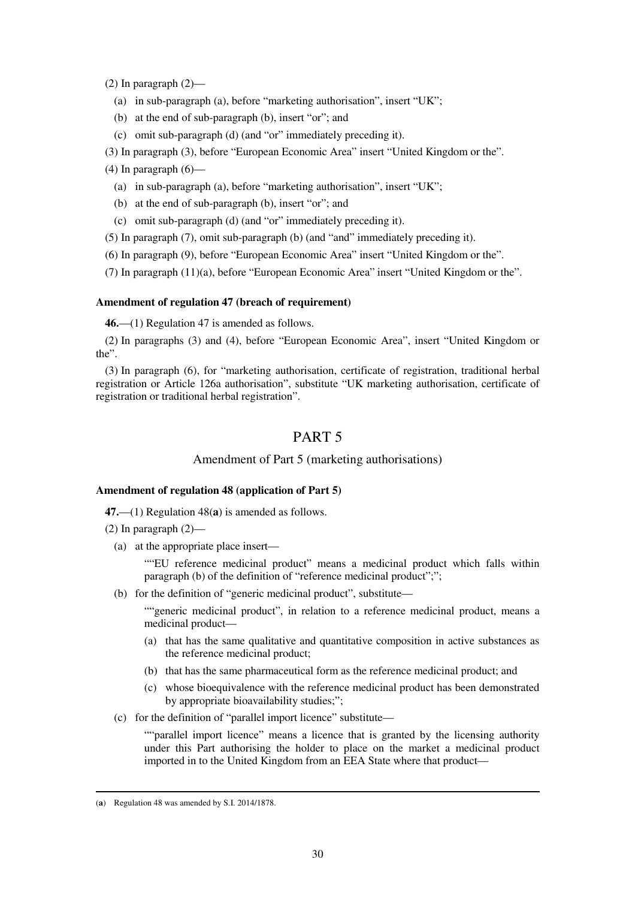(2) In paragraph (2)—

(a) in sub-paragraph (a), before "marketing authorisation", insert "UK";

(b) at the end of sub-paragraph (b), insert "or"; and

(c) omit sub-paragraph (d) (and "or" immediately preceding it).

(3) In paragraph (3), before "European Economic Area" insert "United Kingdom or the".

(4) In paragraph (6)—

(a) in sub-paragraph (a), before "marketing authorisation", insert "UK";

(b) at the end of sub-paragraph (b), insert "or"; and

(c) omit sub-paragraph (d) (and "or" immediately preceding it).

(5) In paragraph (7), omit sub-paragraph (b) (and "and" immediately preceding it).

(6) In paragraph (9), before "European Economic Area" insert "United Kingdom or the".

(7) In paragraph (11)(a), before "European Economic Area" insert "United Kingdom or the".

**Amendment of regulation 47 (breach of requirement)**

**46.**—(1) Regulation 47 is amended as follows.

(2) In paragraphs (3) and (4), before "European Economic Area", insert "United Kingdom or the".

(3) In paragraph (6), for "marketing authorisation, certificate of registration, traditional herbal registration or Article 126a authorisation", substitute "UK marketing authorisation, certificate of registration or traditional herbal registration".

# PART 5

## Amendment of Part 5 (marketing authorisations)

**Amendment of regulation 48 (application of Part 5)**

**47.**—(1) Regulation 48([a]) is amended as follows.

(2) In paragraph (2)—

(a) at the appropriate place insert—

""EU reference medicinal product" means a medicinal product which falls within paragraph (b) of the definition of "reference medicinal product";";

(b) for the definition of "generic medicinal product", substitute—

""generic medicinal product", in relation to a reference medicinal product, means a medicinal product—

(a) that has the same qualitative and quantitative composition in active substances as the reference medicinal product;

(b) that has the same pharmaceutical form as the reference medicinal product; and

(c) whose bioequivalence with the reference medicinal product has been demonstrated by appropriate bioavailability studies;";

(c) for the definition of "parallel import licence" substitute—

""parallel import licence" means a licence that is granted by the licensing authority under this Part authorising the holder to place on the market a medicinal product imported in to the United Kingdom from an EEA State where that product—

---

([a]) Regulation 48 was amended by S.I. 2014/1878.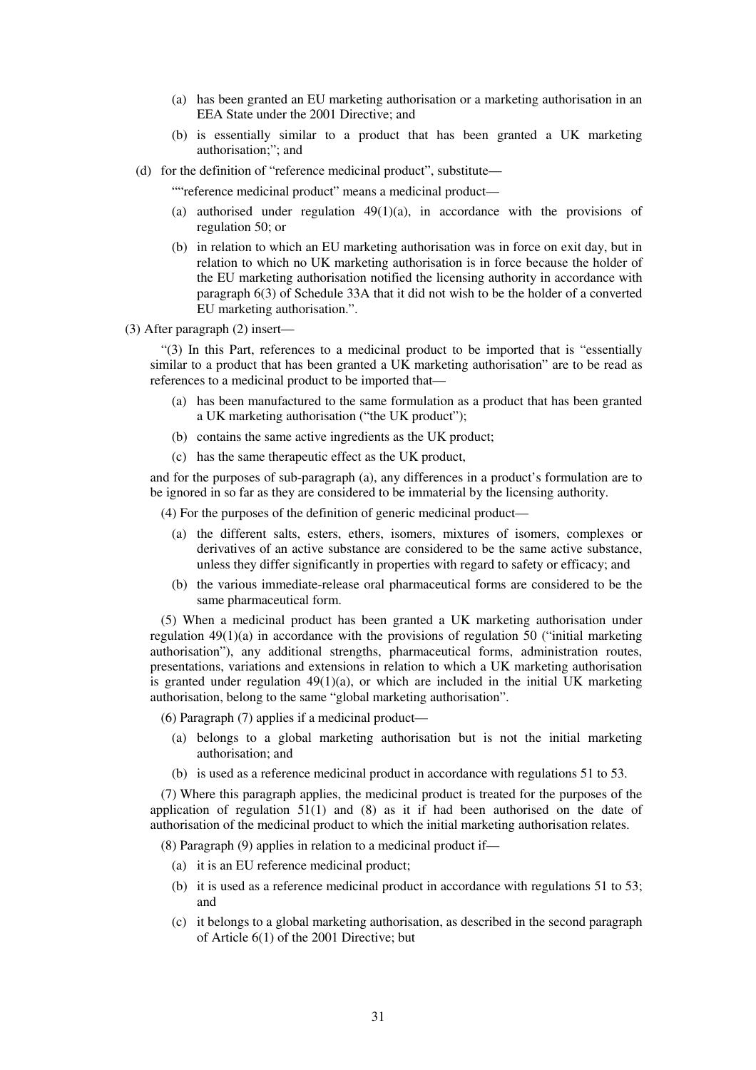(a) has been granted an EU marketing authorisation or a marketing authorisation in an EEA State under the 2001 Directive; and

(b) is essentially similar to a product that has been granted a UK marketing authorisation;"; and

(d) for the definition of "reference medicinal product", substitute—

""reference medicinal product" means a medicinal product—

(a) authorised under regulation 49(1)(a), in accordance with the provisions of regulation 50; or

(b) in relation to which an EU marketing authorisation was in force on exit day, but in relation to which no UK marketing authorisation is in force because the holder of the EU marketing authorisation notified the licensing authority in accordance with paragraph 6(3) of Schedule 33A that it did not wish to be the holder of a converted EU marketing authorisation.".

(3) After paragraph (2) insert—

"(3) In this Part, references to a medicinal product to be imported that is "essentially similar to a product that has been granted a UK marketing authorisation" are to be read as references to a medicinal product to be imported that—

(a) has been manufactured to the same formulation as a product that has been granted a UK marketing authorisation ("the UK product");

(b) contains the same active ingredients as the UK product;

(c) has the same therapeutic effect as the UK product,

and for the purposes of sub-paragraph (a), any differences in a product's formulation are to be ignored in so far as they are considered to be immaterial by the licensing authority.

(4) For the purposes of the definition of generic medicinal product—

(a) the different salts, esters, ethers, isomers, mixtures of isomers, complexes or derivatives of an active substance are considered to be the same active substance, unless they differ significantly in properties with regard to safety or efficacy; and

(b) the various immediate-release oral pharmaceutical forms are considered to be the same pharmaceutical form.

(5) When a medicinal product has been granted a UK marketing authorisation under regulation 49(1)(a) in accordance with the provisions of regulation 50 ("initial marketing authorisation"), any additional strengths, pharmaceutical forms, administration routes, presentations, variations and extensions in relation to which a UK marketing authorisation is granted under regulation 49(1)(a), or which are included in the initial UK marketing authorisation, belong to the same "global marketing authorisation".

(6) Paragraph (7) applies if a medicinal product—

(a) belongs to a global marketing authorisation but is not the initial marketing authorisation; and

(b) is used as a reference medicinal product in accordance with regulations 51 to 53.

(7) Where this paragraph applies, the medicinal product is treated for the purposes of the application of regulation 51(1) and (8) as it if had been authorised on the date of authorisation of the medicinal product to which the initial marketing authorisation relates.

(8) Paragraph (9) applies in relation to a medicinal product if—

(a) it is an EU reference medicinal product;

(b) it is used as a reference medicinal product in accordance with regulations 51 to 53; and

(c) it belongs to a global marketing authorisation, as described in the second paragraph of Article 6(1) of the 2001 Directive; but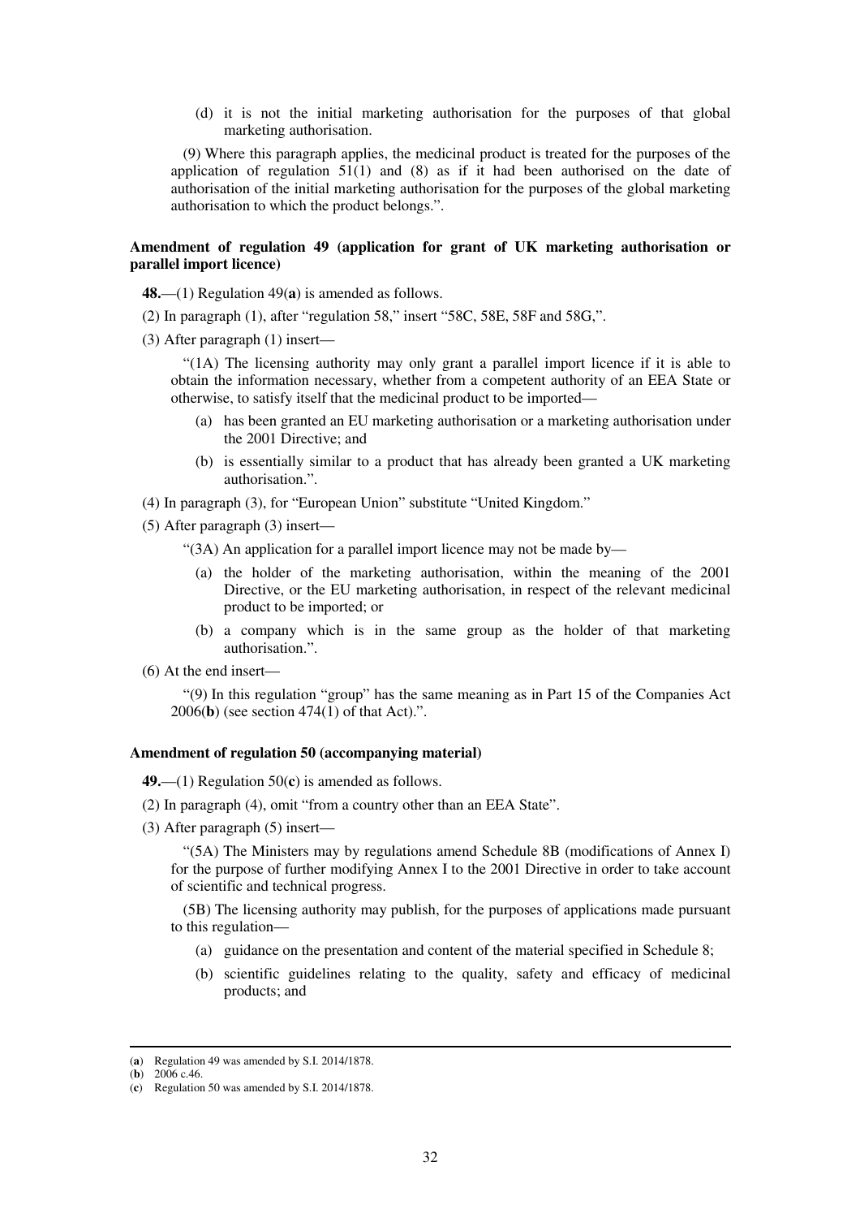(d) it is not the initial marketing authorisation for the purposes of that global marketing authorisation.

(9) Where this paragraph applies, the medicinal product is treated for the purposes of the application of regulation 51(1) and (8) as if it had been authorised on the date of authorisation of the initial marketing authorisation for the purposes of the global marketing authorisation to which the product belongs.".

**Amendment of regulation 49 (application for grant of UK marketing authorisation or parallel import licence)**

**48.**—(1) Regulation 49(**a**) is amended as follows.

(2) In paragraph (1), after "regulation 58," insert "58C, 58E, 58F and 58G,".

(3) After paragraph (1) insert—

"(1A) The licensing authority may only grant a parallel import licence if it is able to obtain the information necessary, whether from a competent authority of an EEA State or otherwise, to satisfy itself that the medicinal product to be imported—

(a) has been granted an EU marketing authorisation or a marketing authorisation under the 2001 Directive; and

(b) is essentially similar to a product that has already been granted a UK marketing authorisation.".

(4) In paragraph (3), for "European Union" substitute "United Kingdom."

(5) After paragraph (3) insert—

"(3A) An application for a parallel import licence may not be made by—

(a) the holder of the marketing authorisation, within the meaning of the 2001 Directive, or the EU marketing authorisation, in respect of the relevant medicinal product to be imported; or

(b) a company which is in the same group as the holder of that marketing authorisation.".

(6) At the end insert—

"(9) In this regulation "group" has the same meaning as in Part 15 of the Companies Act 2006(**b**) (see section 474(1) of that Act).".

**Amendment of regulation 50 (accompanying material)**

**49.**—(1) Regulation 50(**c**) is amended as follows.

(2) In paragraph (4), omit "from a country other than an EEA State".

(3) After paragraph (5) insert—

"(5A) The Ministers may by regulations amend Schedule 8B (modifications of Annex I) for the purpose of further modifying Annex I to the 2001 Directive in order to take account of scientific and technical progress.

(5B) The licensing authority may publish, for the purposes of applications made pursuant to this regulation—

(a) guidance on the presentation and content of the material specified in Schedule 8;

(b) scientific guidelines relating to the quality, safety and efficacy of medicinal products; and

---

(**a**) Regulation 49 was amended by S.I. 2014/1878.
(**b**) 2006 c.46.
(**c**) Regulation 50 was amended by S.I. 2014/1878.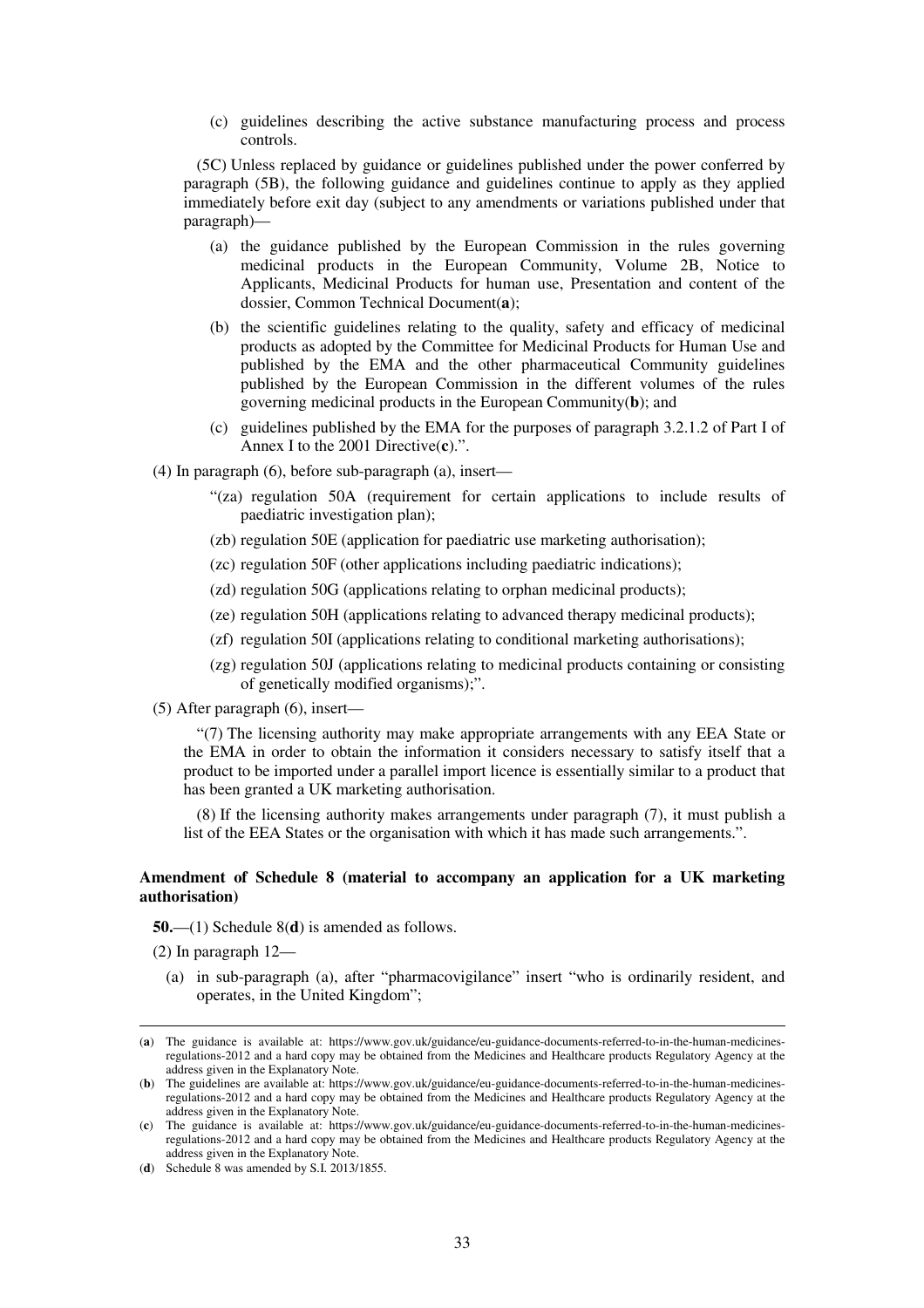(c) guidelines describing the active substance manufacturing process and process controls.

(5C) Unless replaced by guidance or guidelines published under the power conferred by paragraph (5B), the following guidance and guidelines continue to apply as they applied immediately before exit day (subject to any amendments or variations published under that paragraph)—

(a) the guidance published by the European Commission in the rules governing medicinal products in the European Community, Volume 2B, Notice to Applicants, Medicinal Products for human use, Presentation and content of the dossier, Common Technical Document(**a**);

(b) the scientific guidelines relating to the quality, safety and efficacy of medicinal products as adopted by the Committee for Medicinal Products for Human Use and published by the EMA and the other pharmaceutical Community guidelines published by the European Commission in the different volumes of the rules governing medicinal products in the European Community(**b**); and

(c) guidelines published by the EMA for the purposes of paragraph 3.2.1.2 of Part I of Annex I to the 2001 Directive(**c**).".

(4) In paragraph (6), before sub-paragraph (a), insert—

"(za) regulation 50A (requirement for certain applications to include results of paediatric investigation plan);

(zb) regulation 50E (application for paediatric use marketing authorisation);

(zc) regulation 50F (other applications including paediatric indications);

(zd) regulation 50G (applications relating to orphan medicinal products);

(ze) regulation 50H (applications relating to advanced therapy medicinal products);

(zf) regulation 50I (applications relating to conditional marketing authorisations);

(zg) regulation 50J (applications relating to medicinal products containing or consisting of genetically modified organisms);".

(5) After paragraph (6), insert—

"(7) The licensing authority may make appropriate arrangements with any EEA State or the EMA in order to obtain the information it considers necessary to satisfy itself that a product to be imported under a parallel import licence is essentially similar to a product that has been granted a UK marketing authorisation.

(8) If the licensing authority makes arrangements under paragraph (7), it must publish a list of the EEA States or the organisation with which it has made such arrangements.".

**Amendment of Schedule 8 (material to accompany an application for a UK marketing authorisation)**

**50.**—(1) Schedule 8(**d**) is amended as follows.

(2) In paragraph 12—

(a) in sub-paragraph (a), after "pharmacovigilance" insert "who is ordinarily resident, and operates, in the United Kingdom";

---

(**a**) The guidance is available at: https://www.gov.uk/guidance/eu-guidance-documents-referred-to-in-the-human-medicines-regulations-2012 and a hard copy may be obtained from the Medicines and Healthcare products Regulatory Agency at the address given in the Explanatory Note.

(**b**) The guidelines are available at: https://www.gov.uk/guidance/eu-guidance-documents-referred-to-in-the-human-medicines-regulations-2012 and a hard copy may be obtained from the Medicines and Healthcare products Regulatory Agency at the address given in the Explanatory Note.

(**c**) The guidance is available at: https://www.gov.uk/guidance/eu-guidance-documents-referred-to-in-the-human-medicines-regulations-2012 and a hard copy may be obtained from the Medicines and Healthcare products Regulatory Agency at the address given in the Explanatory Note.

(**d**) Schedule 8 was amended by S.I. 2013/1855.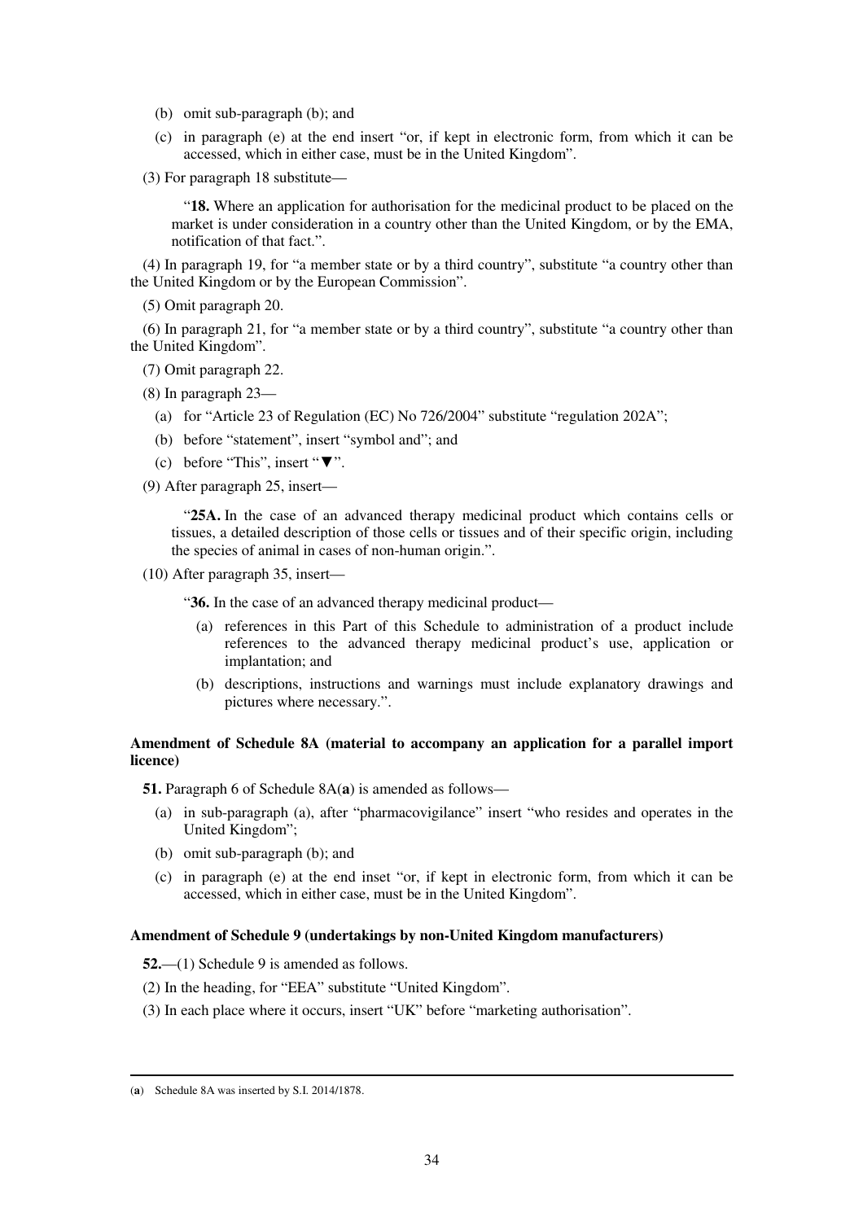(b) omit sub-paragraph (b); and

(c) in paragraph (e) at the end insert "or, if kept in electronic form, from which it can be accessed, which in either case, must be in the United Kingdom".

(3) For paragraph 18 substitute—

"**18.** Where an application for authorisation for the medicinal product to be placed on the market is under consideration in a country other than the United Kingdom, or by the EMA, notification of that fact.".

(4) In paragraph 19, for "a member state or by a third country", substitute "a country other than the United Kingdom or by the European Commission".

(5) Omit paragraph 20.

(6) In paragraph 21, for "a member state or by a third country", substitute "a country other than the United Kingdom".

(7) Omit paragraph 22.

(8) In paragraph 23—

(a) for "Article 23 of Regulation (EC) No 726/2004" substitute "regulation 202A";

(b) before "statement", insert "symbol and"; and

(c) before "This", insert "▼".

(9) After paragraph 25, insert—

"**25A.** In the case of an advanced therapy medicinal product which contains cells or tissues, a detailed description of those cells or tissues and of their specific origin, including the species of animal in cases of non-human origin.".

(10) After paragraph 35, insert—

"**36.** In the case of an advanced therapy medicinal product—

(a) references in this Part of this Schedule to administration of a product include references to the advanced therapy medicinal product's use, application or implantation; and

(b) descriptions, instructions and warnings must include explanatory drawings and pictures where necessary.".

**Amendment of Schedule 8A (material to accompany an application for a parallel import licence)**

**51.** Paragraph 6 of Schedule 8A(**a**) is amended as follows—

(a) in sub-paragraph (a), after "pharmacovigilance" insert "who resides and operates in the United Kingdom";

(b) omit sub-paragraph (b); and

(c) in paragraph (e) at the end inset "or, if kept in electronic form, from which it can be accessed, which in either case, must be in the United Kingdom".

**Amendment of Schedule 9 (undertakings by non-United Kingdom manufacturers)**

**52.**—(1) Schedule 9 is amended as follows.

(2) In the heading, for "EEA" substitute "United Kingdom".

(3) In each place where it occurs, insert "UK" before "marketing authorisation".

---

(**a**) Schedule 8A was inserted by S.I. 2014/1878.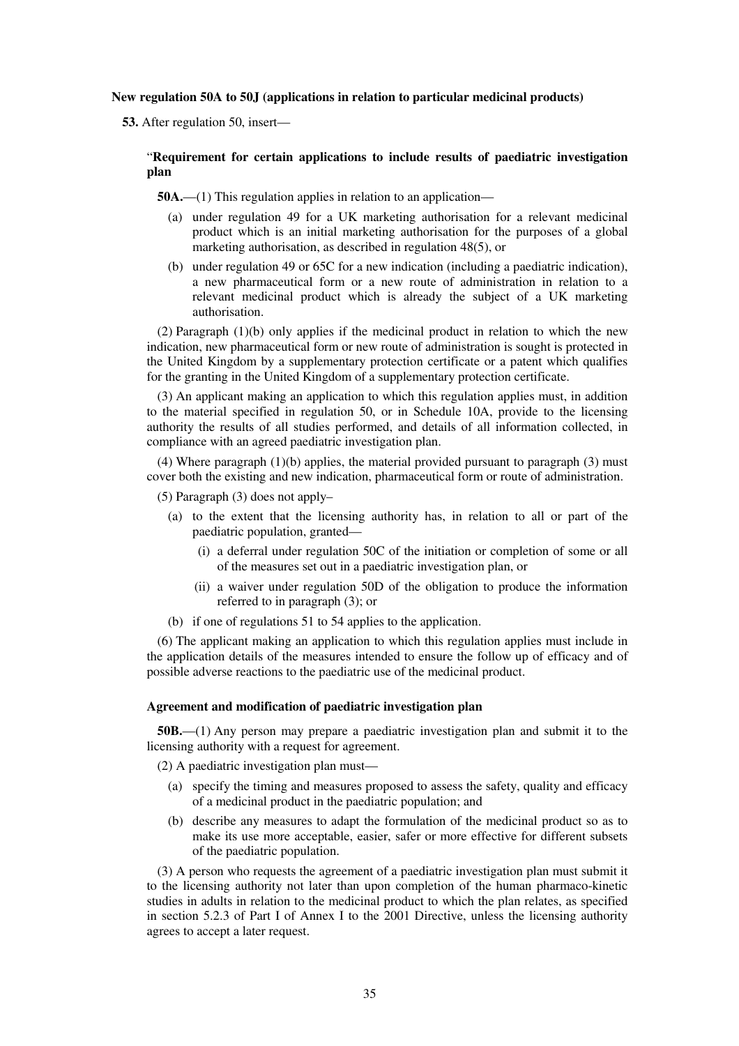**New regulation 50A to 50J (applications in relation to particular medicinal products)**

**53.** After regulation 50, insert—

"**Requirement for certain applications to include results of paediatric investigation plan**

**50A.**—(1) This regulation applies in relation to an application—

(a) under regulation 49 for a UK marketing authorisation for a relevant medicinal product which is an initial marketing authorisation for the purposes of a global marketing authorisation, as described in regulation 48(5), or

(b) under regulation 49 or 65C for a new indication (including a paediatric indication), a new pharmaceutical form or a new route of administration in relation to a relevant medicinal product which is already the subject of a UK marketing authorisation.

(2) Paragraph (1)(b) only applies if the medicinal product in relation to which the new indication, new pharmaceutical form or new route of administration is sought is protected in the United Kingdom by a supplementary protection certificate or a patent which qualifies for the granting in the United Kingdom of a supplementary protection certificate.

(3) An applicant making an application to which this regulation applies must, in addition to the material specified in regulation 50, or in Schedule 10A, provide to the licensing authority the results of all studies performed, and details of all information collected, in compliance with an agreed paediatric investigation plan.

(4) Where paragraph (1)(b) applies, the material provided pursuant to paragraph (3) must cover both the existing and new indication, pharmaceutical form or route of administration.

(5) Paragraph (3) does not apply–

(a) to the extent that the licensing authority has, in relation to all or part of the paediatric population, granted—

(i) a deferral under regulation 50C of the initiation or completion of some or all of the measures set out in a paediatric investigation plan, or

(ii) a waiver under regulation 50D of the obligation to produce the information referred to in paragraph (3); or

(b) if one of regulations 51 to 54 applies to the application.

(6) The applicant making an application to which this regulation applies must include in the application details of the measures intended to ensure the follow up of efficacy and of possible adverse reactions to the paediatric use of the medicinal product.

**Agreement and modification of paediatric investigation plan**

**50B.**—(1) Any person may prepare a paediatric investigation plan and submit it to the licensing authority with a request for agreement.

(2) A paediatric investigation plan must—

(a) specify the timing and measures proposed to assess the safety, quality and efficacy of a medicinal product in the paediatric population; and

(b) describe any measures to adapt the formulation of the medicinal product so as to make its use more acceptable, easier, safer or more effective for different subsets of the paediatric population.

(3) A person who requests the agreement of a paediatric investigation plan must submit it to the licensing authority not later than upon completion of the human pharmaco-kinetic studies in adults in relation to the medicinal product to which the plan relates, as specified in section 5.2.3 of Part I of Annex I to the 2001 Directive, unless the licensing authority agrees to accept a later request.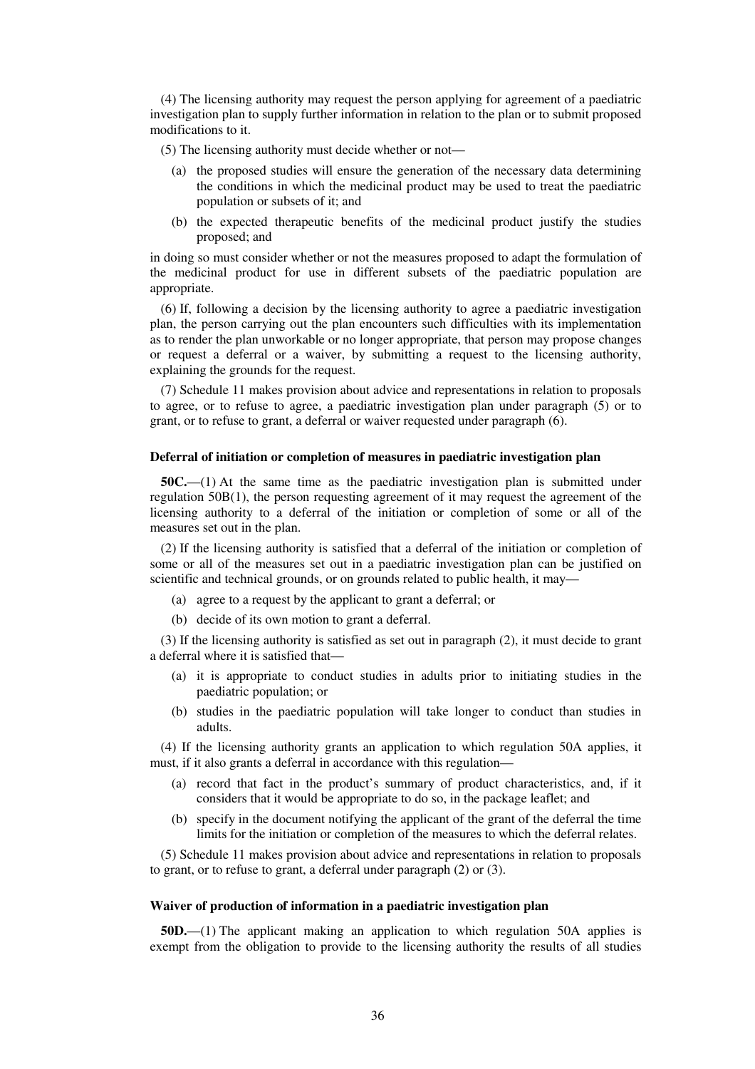(4) The licensing authority may request the person applying for agreement of a paediatric investigation plan to supply further information in relation to the plan or to submit proposed modifications to it.

(5) The licensing authority must decide whether or not—

(a) the proposed studies will ensure the generation of the necessary data determining the conditions in which the medicinal product may be used to treat the paediatric population or subsets of it; and

(b) the expected therapeutic benefits of the medicinal product justify the studies proposed; and

in doing so must consider whether or not the measures proposed to adapt the formulation of the medicinal product for use in different subsets of the paediatric population are appropriate.

(6) If, following a decision by the licensing authority to agree a paediatric investigation plan, the person carrying out the plan encounters such difficulties with its implementation as to render the plan unworkable or no longer appropriate, that person may propose changes or request a deferral or a waiver, by submitting a request to the licensing authority, explaining the grounds for the request.

(7) Schedule 11 makes provision about advice and representations in relation to proposals to agree, or to refuse to agree, a paediatric investigation plan under paragraph (5) or to grant, or to refuse to grant, a deferral or waiver requested under paragraph (6).

**Deferral of initiation or completion of measures in paediatric investigation plan**

**50C.**—(1) At the same time as the paediatric investigation plan is submitted under regulation 50B(1), the person requesting agreement of it may request the agreement of the licensing authority to a deferral of the initiation or completion of some or all of the measures set out in the plan.

(2) If the licensing authority is satisfied that a deferral of the initiation or completion of some or all of the measures set out in a paediatric investigation plan can be justified on scientific and technical grounds, or on grounds related to public health, it may—

(a) agree to a request by the applicant to grant a deferral; or

(b) decide of its own motion to grant a deferral.

(3) If the licensing authority is satisfied as set out in paragraph (2), it must decide to grant a deferral where it is satisfied that—

(a) it is appropriate to conduct studies in adults prior to initiating studies in the paediatric population; or

(b) studies in the paediatric population will take longer to conduct than studies in adults.

(4) If the licensing authority grants an application to which regulation 50A applies, it must, if it also grants a deferral in accordance with this regulation—

(a) record that fact in the product's summary of product characteristics, and, if it considers that it would be appropriate to do so, in the package leaflet; and

(b) specify in the document notifying the applicant of the grant of the deferral the time limits for the initiation or completion of the measures to which the deferral relates.

(5) Schedule 11 makes provision about advice and representations in relation to proposals to grant, or to refuse to grant, a deferral under paragraph (2) or (3).

**Waiver of production of information in a paediatric investigation plan**

**50D.**—(1) The applicant making an application to which regulation 50A applies is exempt from the obligation to provide to the licensing authority the results of all studies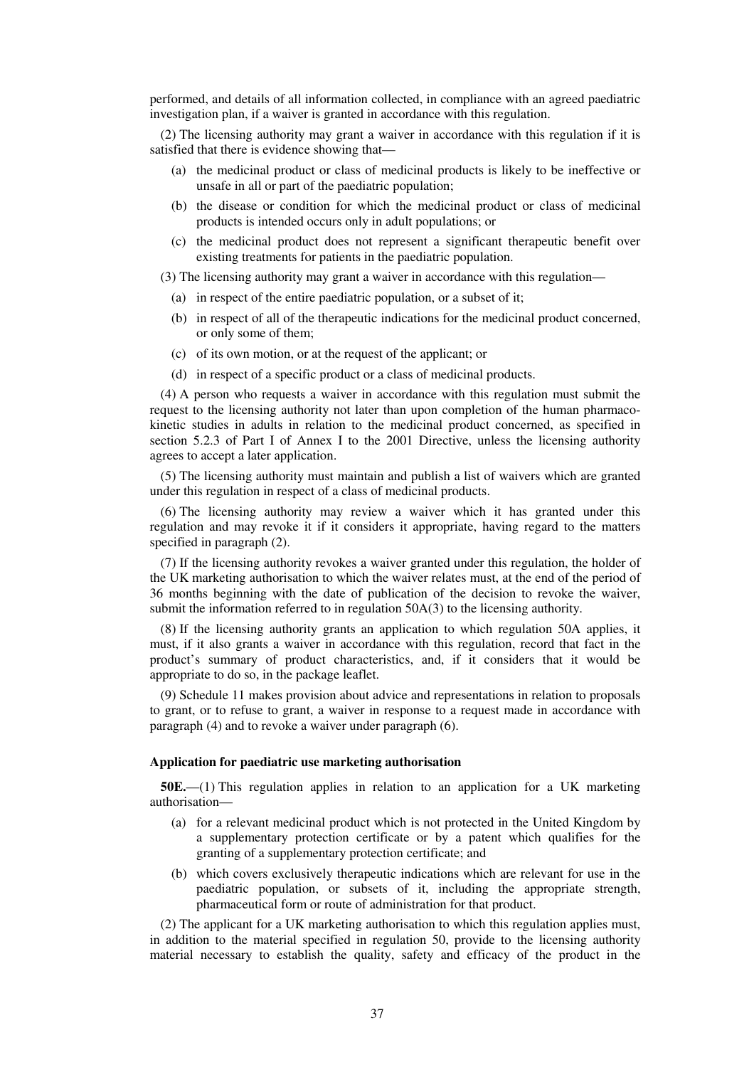performed, and details of all information collected, in compliance with an agreed paediatric investigation plan, if a waiver is granted in accordance with this regulation.

(2) The licensing authority may grant a waiver in accordance with this regulation if it is satisfied that there is evidence showing that—

(a) the medicinal product or class of medicinal products is likely to be ineffective or unsafe in all or part of the paediatric population;

(b) the disease or condition for which the medicinal product or class of medicinal products is intended occurs only in adult populations; or

(c) the medicinal product does not represent a significant therapeutic benefit over existing treatments for patients in the paediatric population.

(3) The licensing authority may grant a waiver in accordance with this regulation—

(a) in respect of the entire paediatric population, or a subset of it;

(b) in respect of all of the therapeutic indications for the medicinal product concerned, or only some of them;

(c) of its own motion, or at the request of the applicant; or

(d) in respect of a specific product or a class of medicinal products.

(4) A person who requests a waiver in accordance with this regulation must submit the request to the licensing authority not later than upon completion of the human pharmaco-kinetic studies in adults in relation to the medicinal product concerned, as specified in section 5.2.3 of Part I of Annex I to the 2001 Directive, unless the licensing authority agrees to accept a later application.

(5) The licensing authority must maintain and publish a list of waivers which are granted under this regulation in respect of a class of medicinal products.

(6) The licensing authority may review a waiver which it has granted under this regulation and may revoke it if it considers it appropriate, having regard to the matters specified in paragraph (2).

(7) If the licensing authority revokes a waiver granted under this regulation, the holder of the UK marketing authorisation to which the waiver relates must, at the end of the period of 36 months beginning with the date of publication of the decision to revoke the waiver, submit the information referred to in regulation 50A(3) to the licensing authority.

(8) If the licensing authority grants an application to which regulation 50A applies, it must, if it also grants a waiver in accordance with this regulation, record that fact in the product's summary of product characteristics, and, if it considers that it would be appropriate to do so, in the package leaflet.

(9) Schedule 11 makes provision about advice and representations in relation to proposals to grant, or to refuse to grant, a waiver in response to a request made in accordance with paragraph (4) and to revoke a waiver under paragraph (6).

**Application for paediatric use marketing authorisation**

**50E.**—(1) This regulation applies in relation to an application for a UK marketing authorisation—

(a) for a relevant medicinal product which is not protected in the United Kingdom by a supplementary protection certificate or by a patent which qualifies for the granting of a supplementary protection certificate; and

(b) which covers exclusively therapeutic indications which are relevant for use in the paediatric population, or subsets of it, including the appropriate strength, pharmaceutical form or route of administration for that product.

(2) The applicant for a UK marketing authorisation to which this regulation applies must, in addition to the material specified in regulation 50, provide to the licensing authority material necessary to establish the quality, safety and efficacy of the product in the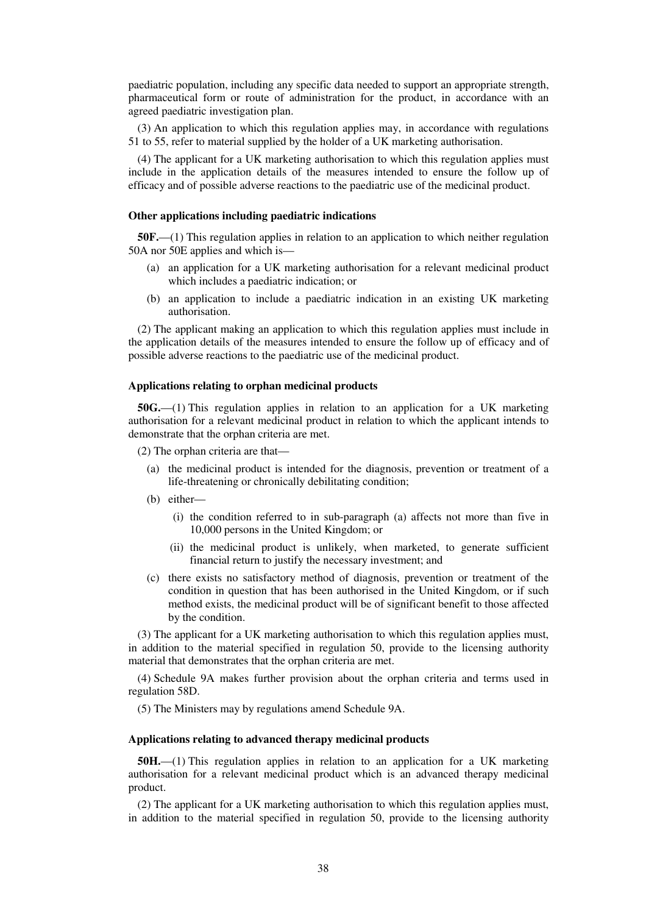paediatric population, including any specific data needed to support an appropriate strength, pharmaceutical form or route of administration for the product, in accordance with an agreed paediatric investigation plan.

(3) An application to which this regulation applies may, in accordance with regulations 51 to 55, refer to material supplied by the holder of a UK marketing authorisation.

(4) The applicant for a UK marketing authorisation to which this regulation applies must include in the application details of the measures intended to ensure the follow up of efficacy and of possible adverse reactions to the paediatric use of the medicinal product.

**Other applications including paediatric indications**

**50F.**—(1) This regulation applies in relation to an application to which neither regulation 50A nor 50E applies and which is—

(a) an application for a UK marketing authorisation for a relevant medicinal product which includes a paediatric indication; or

(b) an application to include a paediatric indication in an existing UK marketing authorisation.

(2) The applicant making an application to which this regulation applies must include in the application details of the measures intended to ensure the follow up of efficacy and of possible adverse reactions to the paediatric use of the medicinal product.

**Applications relating to orphan medicinal products**

**50G.**—(1) This regulation applies in relation to an application for a UK marketing authorisation for a relevant medicinal product in relation to which the applicant intends to demonstrate that the orphan criteria are met.

(2) The orphan criteria are that—

(a) the medicinal product is intended for the diagnosis, prevention or treatment of a life-threatening or chronically debilitating condition;

(b) either—

(i) the condition referred to in sub-paragraph (a) affects not more than five in 10,000 persons in the United Kingdom; or

(ii) the medicinal product is unlikely, when marketed, to generate sufficient financial return to justify the necessary investment; and

(c) there exists no satisfactory method of diagnosis, prevention or treatment of the condition in question that has been authorised in the United Kingdom, or if such method exists, the medicinal product will be of significant benefit to those affected by the condition.

(3) The applicant for a UK marketing authorisation to which this regulation applies must, in addition to the material specified in regulation 50, provide to the licensing authority material that demonstrates that the orphan criteria are met.

(4) Schedule 9A makes further provision about the orphan criteria and terms used in regulation 58D.

(5) The Ministers may by regulations amend Schedule 9A.

**Applications relating to advanced therapy medicinal products**

**50H.**—(1) This regulation applies in relation to an application for a UK marketing authorisation for a relevant medicinal product which is an advanced therapy medicinal product.

(2) The applicant for a UK marketing authorisation to which this regulation applies must, in addition to the material specified in regulation 50, provide to the licensing authority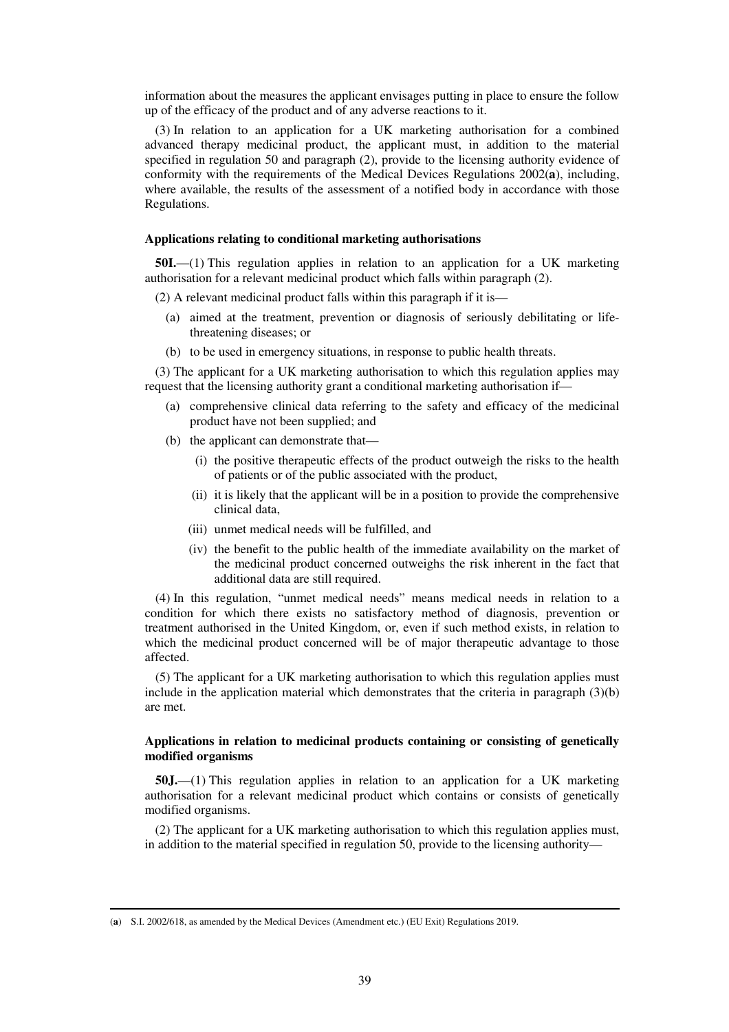information about the measures the applicant envisages putting in place to ensure the follow up of the efficacy of the product and of any adverse reactions to it.

(3) In relation to an application for a UK marketing authorisation for a combined advanced therapy medicinal product, the applicant must, in addition to the material specified in regulation 50 and paragraph (2), provide to the licensing authority evidence of conformity with the requirements of the Medical Devices Regulations 2002(**a**), including, where available, the results of the assessment of a notified body in accordance with those Regulations.

**Applications relating to conditional marketing authorisations**

**50I.**—(1) This regulation applies in relation to an application for a UK marketing authorisation for a relevant medicinal product which falls within paragraph (2).

(2) A relevant medicinal product falls within this paragraph if it is—

- (a) aimed at the treatment, prevention or diagnosis of seriously debilitating or life-threatening diseases; or
- (b) to be used in emergency situations, in response to public health threats.

(3) The applicant for a UK marketing authorisation to which this regulation applies may request that the licensing authority grant a conditional marketing authorisation if—

- (a) comprehensive clinical data referring to the safety and efficacy of the medicinal product have not been supplied; and
- (b) the applicant can demonstrate that—
  - (i) the positive therapeutic effects of the product outweigh the risks to the health of patients or of the public associated with the product,
  - (ii) it is likely that the applicant will be in a position to provide the comprehensive clinical data,
  - (iii) unmet medical needs will be fulfilled, and
  - (iv) the benefit to the public health of the immediate availability on the market of the medicinal product concerned outweighs the risk inherent in the fact that additional data are still required.

(4) In this regulation, "unmet medical needs" means medical needs in relation to a condition for which there exists no satisfactory method of diagnosis, prevention or treatment authorised in the United Kingdom, or, even if such method exists, in relation to which the medicinal product concerned will be of major therapeutic advantage to those affected.

(5) The applicant for a UK marketing authorisation to which this regulation applies must include in the application material which demonstrates that the criteria in paragraph (3)(b) are met.

**Applications in relation to medicinal products containing or consisting of genetically modified organisms**

**50J.**—(1) This regulation applies in relation to an application for a UK marketing authorisation for a relevant medicinal product which contains or consists of genetically modified organisms.

(2) The applicant for a UK marketing authorisation to which this regulation applies must, in addition to the material specified in regulation 50, provide to the licensing authority—

(**a**) S.I. 2002/618, as amended by the Medical Devices (Amendment etc.) (EU Exit) Regulations 2019.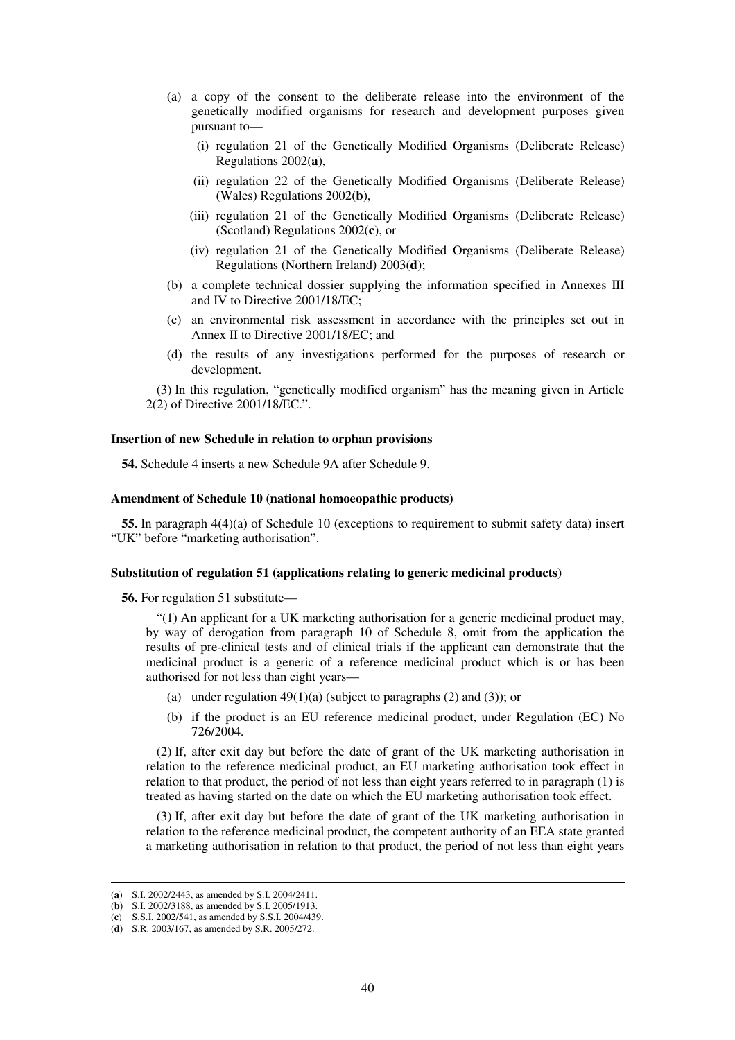(a) a copy of the consent to the deliberate release into the environment of the genetically modified organisms for research and development purposes given pursuant to—

(i) regulation 21 of the Genetically Modified Organisms (Deliberate Release) Regulations 2002(**a**),

(ii) regulation 22 of the Genetically Modified Organisms (Deliberate Release) (Wales) Regulations 2002(**b**),

(iii) regulation 21 of the Genetically Modified Organisms (Deliberate Release) (Scotland) Regulations 2002(**c**), or

(iv) regulation 21 of the Genetically Modified Organisms (Deliberate Release) Regulations (Northern Ireland) 2003(**d**);

(b) a complete technical dossier supplying the information specified in Annexes III and IV to Directive 2001/18/EC;

(c) an environmental risk assessment in accordance with the principles set out in Annex II to Directive 2001/18/EC; and

(d) the results of any investigations performed for the purposes of research or development.

(3) In this regulation, "genetically modified organism" has the meaning given in Article 2(2) of Directive 2001/18/EC.".

**Insertion of new Schedule in relation to orphan provisions**

**54.** Schedule 4 inserts a new Schedule 9A after Schedule 9.

**Amendment of Schedule 10 (national homoeopathic products)**

**55.** In paragraph 4(4)(a) of Schedule 10 (exceptions to requirement to submit safety data) insert "UK" before "marketing authorisation".

**Substitution of regulation 51 (applications relating to generic medicinal products)**

**56.** For regulation 51 substitute—

"(1) An applicant for a UK marketing authorisation for a generic medicinal product may, by way of derogation from paragraph 10 of Schedule 8, omit from the application the results of pre-clinical tests and of clinical trials if the applicant can demonstrate that the medicinal product is a generic of a reference medicinal product which is or has been authorised for not less than eight years—

(a) under regulation 49(1)(a) (subject to paragraphs (2) and (3)); or

(b) if the product is an EU reference medicinal product, under Regulation (EC) No 726/2004.

(2) If, after exit day but before the date of grant of the UK marketing authorisation in relation to the reference medicinal product, an EU marketing authorisation took effect in relation to that product, the period of not less than eight years referred to in paragraph (1) is treated as having started on the date on which the EU marketing authorisation took effect.

(3) If, after exit day but before the date of grant of the UK marketing authorisation in relation to the reference medicinal product, the competent authority of an EEA state granted a marketing authorisation in relation to that product, the period of not less than eight years

(**a**) S.I. 2002/2443, as amended by S.I. 2004/2411.

(**b**) S.I. 2002/3188, as amended by S.I. 2005/1913.

(**c**) S.S.I. 2002/541, as amended by S.S.I. 2004/439.

(**d**) S.R. 2003/167, as amended by S.R. 2005/272.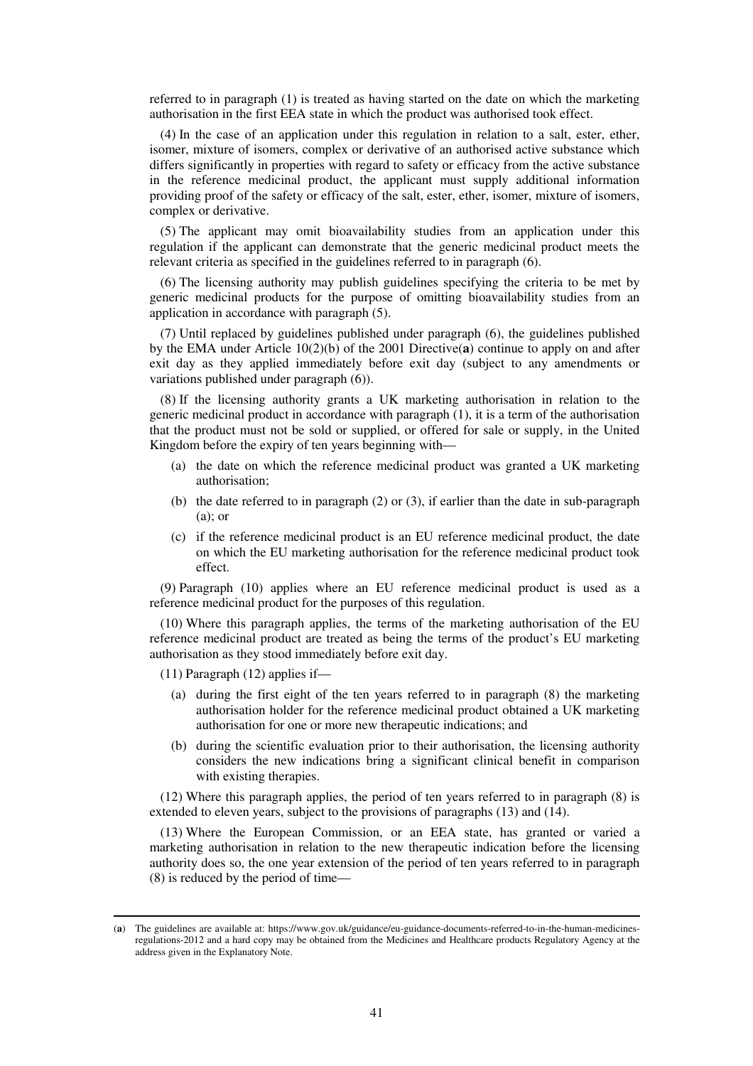referred to in paragraph (1) is treated as having started on the date on which the marketing authorisation in the first EEA state in which the product was authorised took effect.

(4) In the case of an application under this regulation in relation to a salt, ester, ether, isomer, mixture of isomers, complex or derivative of an authorised active substance which differs significantly in properties with regard to safety or efficacy from the active substance in the reference medicinal product, the applicant must supply additional information providing proof of the safety or efficacy of the salt, ester, ether, isomer, mixture of isomers, complex or derivative.

(5) The applicant may omit bioavailability studies from an application under this regulation if the applicant can demonstrate that the generic medicinal product meets the relevant criteria as specified in the guidelines referred to in paragraph (6).

(6) The licensing authority may publish guidelines specifying the criteria to be met by generic medicinal products for the purpose of omitting bioavailability studies from an application in accordance with paragraph (5).

(7) Until replaced by guidelines published under paragraph (6), the guidelines published by the EMA under Article 10(2)(b) of the 2001 Directive(**a**) continue to apply on and after exit day as they applied immediately before exit day (subject to any amendments or variations published under paragraph (6)).

(8) If the licensing authority grants a UK marketing authorisation in relation to the generic medicinal product in accordance with paragraph (1), it is a term of the authorisation that the product must not be sold or supplied, or offered for sale or supply, in the United Kingdom before the expiry of ten years beginning with—

- (a) the date on which the reference medicinal product was granted a UK marketing authorisation;
- (b) the date referred to in paragraph (2) or (3), if earlier than the date in sub-paragraph (a); or
- (c) if the reference medicinal product is an EU reference medicinal product, the date on which the EU marketing authorisation for the reference medicinal product took effect.

(9) Paragraph (10) applies where an EU reference medicinal product is used as a reference medicinal product for the purposes of this regulation.

(10) Where this paragraph applies, the terms of the marketing authorisation of the EU reference medicinal product are treated as being the terms of the product's EU marketing authorisation as they stood immediately before exit day.

(11) Paragraph (12) applies if—

- (a) during the first eight of the ten years referred to in paragraph (8) the marketing authorisation holder for the reference medicinal product obtained a UK marketing authorisation for one or more new therapeutic indications; and
- (b) during the scientific evaluation prior to their authorisation, the licensing authority considers the new indications bring a significant clinical benefit in comparison with existing therapies.

(12) Where this paragraph applies, the period of ten years referred to in paragraph (8) is extended to eleven years, subject to the provisions of paragraphs (13) and (14).

(13) Where the European Commission, or an EEA state, has granted or varied a marketing authorisation in relation to the new therapeutic indication before the licensing authority does so, the one year extension of the period of ten years referred to in paragraph (8) is reduced by the period of time—

---

(**a**) The guidelines are available at: https://www.gov.uk/guidance/eu-guidance-documents-referred-to-in-the-human-medicines-regulations-2012 and a hard copy may be obtained from the Medicines and Healthcare products Regulatory Agency at the address given in the Explanatory Note.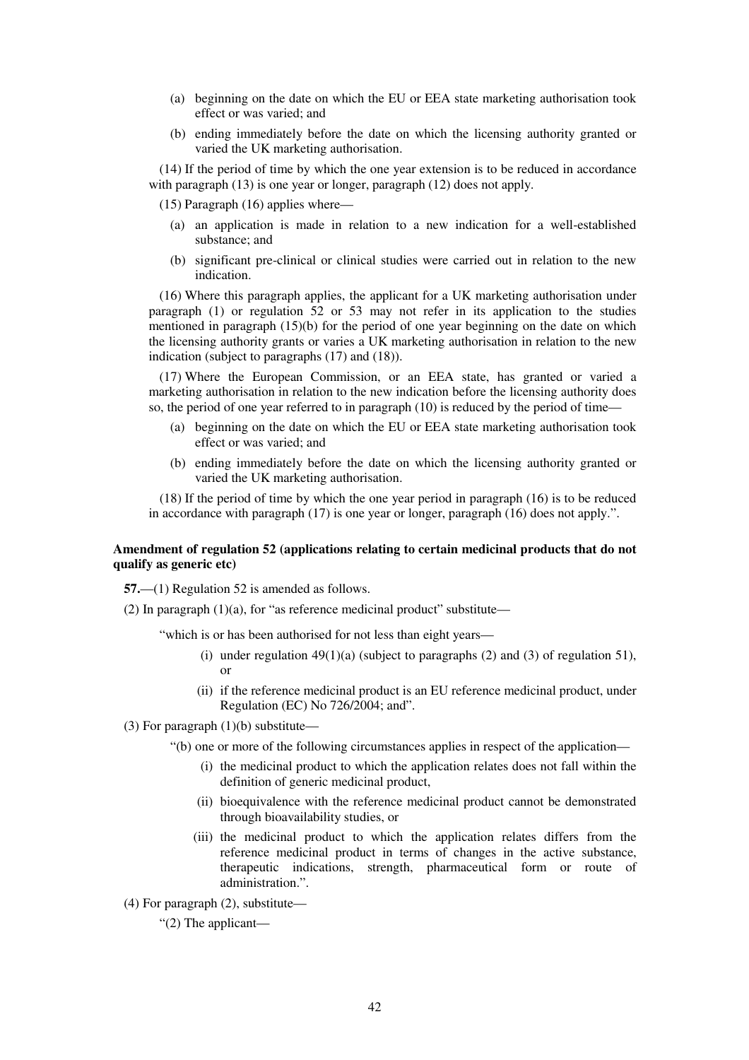(a) beginning on the date on which the EU or EEA state marketing authorisation took effect or was varied; and

(b) ending immediately before the date on which the licensing authority granted or varied the UK marketing authorisation.

(14) If the period of time by which the one year extension is to be reduced in accordance with paragraph (13) is one year or longer, paragraph (12) does not apply.

(15) Paragraph (16) applies where—

(a) an application is made in relation to a new indication for a well-established substance; and

(b) significant pre-clinical or clinical studies were carried out in relation to the new indication.

(16) Where this paragraph applies, the applicant for a UK marketing authorisation under paragraph (1) or regulation 52 or 53 may not refer in its application to the studies mentioned in paragraph (15)(b) for the period of one year beginning on the date on which the licensing authority grants or varies a UK marketing authorisation in relation to the new indication (subject to paragraphs (17) and (18)).

(17) Where the European Commission, or an EEA state, has granted or varied a marketing authorisation in relation to the new indication before the licensing authority does so, the period of one year referred to in paragraph (10) is reduced by the period of time—

(a) beginning on the date on which the EU or EEA state marketing authorisation took effect or was varied; and

(b) ending immediately before the date on which the licensing authority granted or varied the UK marketing authorisation.

(18) If the period of time by which the one year period in paragraph (16) is to be reduced in accordance with paragraph (17) is one year or longer, paragraph (16) does not apply.".

**Amendment of regulation 52 (applications relating to certain medicinal products that do not qualify as generic etc)**

**57.**—(1) Regulation 52 is amended as follows.

(2) In paragraph (1)(a), for "as reference medicinal product" substitute—

"which is or has been authorised for not less than eight years—

(i) under regulation 49(1)(a) (subject to paragraphs (2) and (3) of regulation 51), or

(ii) if the reference medicinal product is an EU reference medicinal product, under Regulation (EC) No 726/2004; and".

(3) For paragraph (1)(b) substitute—

"(b) one or more of the following circumstances applies in respect of the application—

(i) the medicinal product to which the application relates does not fall within the definition of generic medicinal product,

(ii) bioequivalence with the reference medicinal product cannot be demonstrated through bioavailability studies, or

(iii) the medicinal product to which the application relates differs from the reference medicinal product in terms of changes in the active substance, therapeutic indications, strength, pharmaceutical form or route of administration.".

(4) For paragraph (2), substitute—

"(2) The applicant—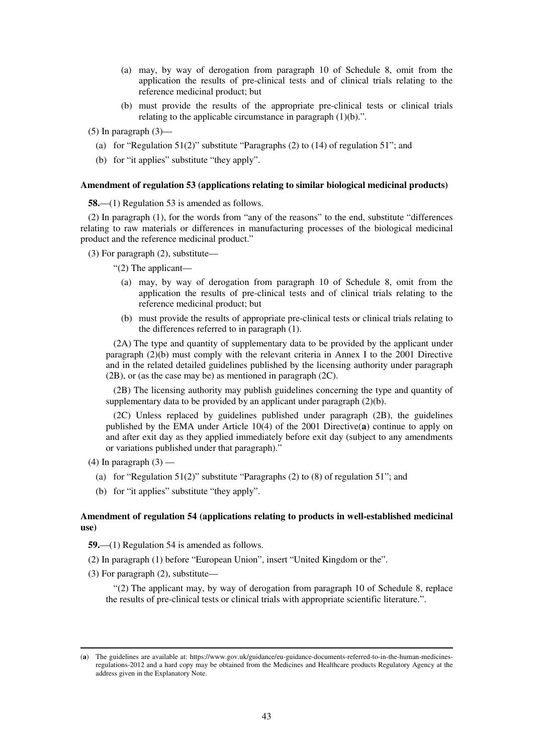(a) may, by way of derogation from paragraph 10 of Schedule 8, omit from the application the results of pre-clinical tests and of clinical trials relating to the reference medicinal product; but

(b) must provide the results of the appropriate pre-clinical tests or clinical trials relating to the applicable circumstance in paragraph (1)(b).".

(5) In paragraph (3)—

(a) for "Regulation 51(2)" substitute "Paragraphs (2) to (14) of regulation 51"; and

(b) for "it applies" substitute "they apply".

**Amendment of regulation 53 (applications relating to similar biological medicinal products)**

**58.**—(1) Regulation 53 is amended as follows.

(2) In paragraph (1), for the words from "any of the reasons" to the end, substitute "differences relating to raw materials or differences in manufacturing processes of the biological medicinal product and the reference medicinal product."

(3) For paragraph (2), substitute—

"(2) The applicant—

(a) may, by way of derogation from paragraph 10 of Schedule 8, omit from the application the results of pre-clinical tests and of clinical trials relating to the reference medicinal product; but

(b) must provide the results of appropriate pre-clinical tests or clinical trials relating to the differences referred to in paragraph (1).

(2A) The type and quantity of supplementary data to be provided by the applicant under paragraph (2)(b) must comply with the relevant criteria in Annex I to the 2001 Directive and in the related detailed guidelines published by the licensing authority under paragraph (2B), or (as the case may be) as mentioned in paragraph (2C).

(2B) The licensing authority may publish guidelines concerning the type and quantity of supplementary data to be provided by an applicant under paragraph (2)(b).

(2C) Unless replaced by guidelines published under paragraph (2B), the guidelines published by the EMA under Article 10(4) of the 2001 Directive(**a**) continue to apply on and after exit day as they applied immediately before exit day (subject to any amendments or variations published under that paragraph)."

(4) In paragraph (3) —

(a) for "Regulation 51(2)" substitute "Paragraphs (2) to (8) of regulation 51"; and

(b) for "it applies" substitute "they apply".

**Amendment of regulation 54 (applications relating to products in well-established medicinal use)**

**59.**—(1) Regulation 54 is amended as follows.

(2) In paragraph (1) before "European Union", insert "United Kingdom or the".

(3) For paragraph (2), substitute—

"(2) The applicant may, by way of derogation from paragraph 10 of Schedule 8, replace the results of pre-clinical tests or clinical trials with appropriate scientific literature.".

---

(**a**) The guidelines are available at: https://www.gov.uk/guidance/eu-guidance-documents-referred-to-in-the-human-medicines-regulations-2012 and a hard copy may be obtained from the Medicines and Healthcare products Regulatory Agency at the address given in the Explanatory Note.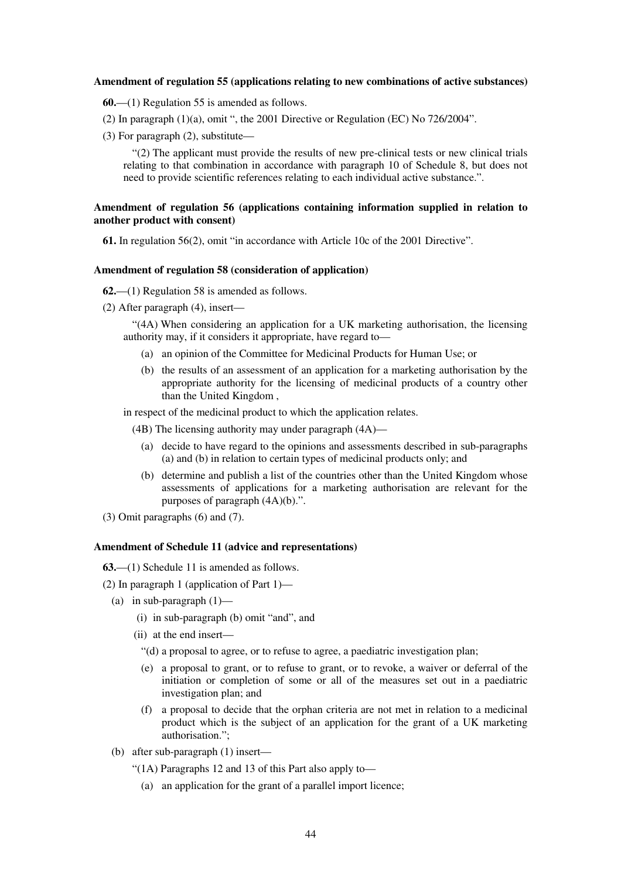**Amendment of regulation 55 (applications relating to new combinations of active substances)**

**60.**—(1) Regulation 55 is amended as follows.

(2) In paragraph (1)(a), omit ", the 2001 Directive or Regulation (EC) No 726/2004".

(3) For paragraph (2), substitute—

"(2) The applicant must provide the results of new pre-clinical tests or new clinical trials relating to that combination in accordance with paragraph 10 of Schedule 8, but does not need to provide scientific references relating to each individual active substance.".

**Amendment of regulation 56 (applications containing information supplied in relation to another product with consent)**

**61.** In regulation 56(2), omit "in accordance with Article 10c of the 2001 Directive".

**Amendment of regulation 58 (consideration of application)**

**62.**—(1) Regulation 58 is amended as follows.

(2) After paragraph (4), insert—

"(4A) When considering an application for a UK marketing authorisation, the licensing authority may, if it considers it appropriate, have regard to—

(a) an opinion of the Committee for Medicinal Products for Human Use; or

(b) the results of an assessment of an application for a marketing authorisation by the appropriate authority for the licensing of medicinal products of a country other than the United Kingdom ,

in respect of the medicinal product to which the application relates.

(4B) The licensing authority may under paragraph (4A)—

(a) decide to have regard to the opinions and assessments described in sub-paragraphs (a) and (b) in relation to certain types of medicinal products only; and

(b) determine and publish a list of the countries other than the United Kingdom whose assessments of applications for a marketing authorisation are relevant for the purposes of paragraph (4A)(b).".

(3) Omit paragraphs (6) and (7).

**Amendment of Schedule 11 (advice and representations)**

**63.**—(1) Schedule 11 is amended as follows.

(2) In paragraph 1 (application of Part 1)—

(a) in sub-paragraph (1)—

(i) in sub-paragraph (b) omit "and", and

(ii) at the end insert—

"(d) a proposal to agree, or to refuse to agree, a paediatric investigation plan;

(e) a proposal to grant, or to refuse to grant, or to revoke, a waiver or deferral of the initiation or completion of some or all of the measures set out in a paediatric investigation plan; and

(f) a proposal to decide that the orphan criteria are not met in relation to a medicinal product which is the subject of an application for the grant of a UK marketing authorisation.";

(b) after sub-paragraph (1) insert—

"(1A) Paragraphs 12 and 13 of this Part also apply to—

(a) an application for the grant of a parallel import licence;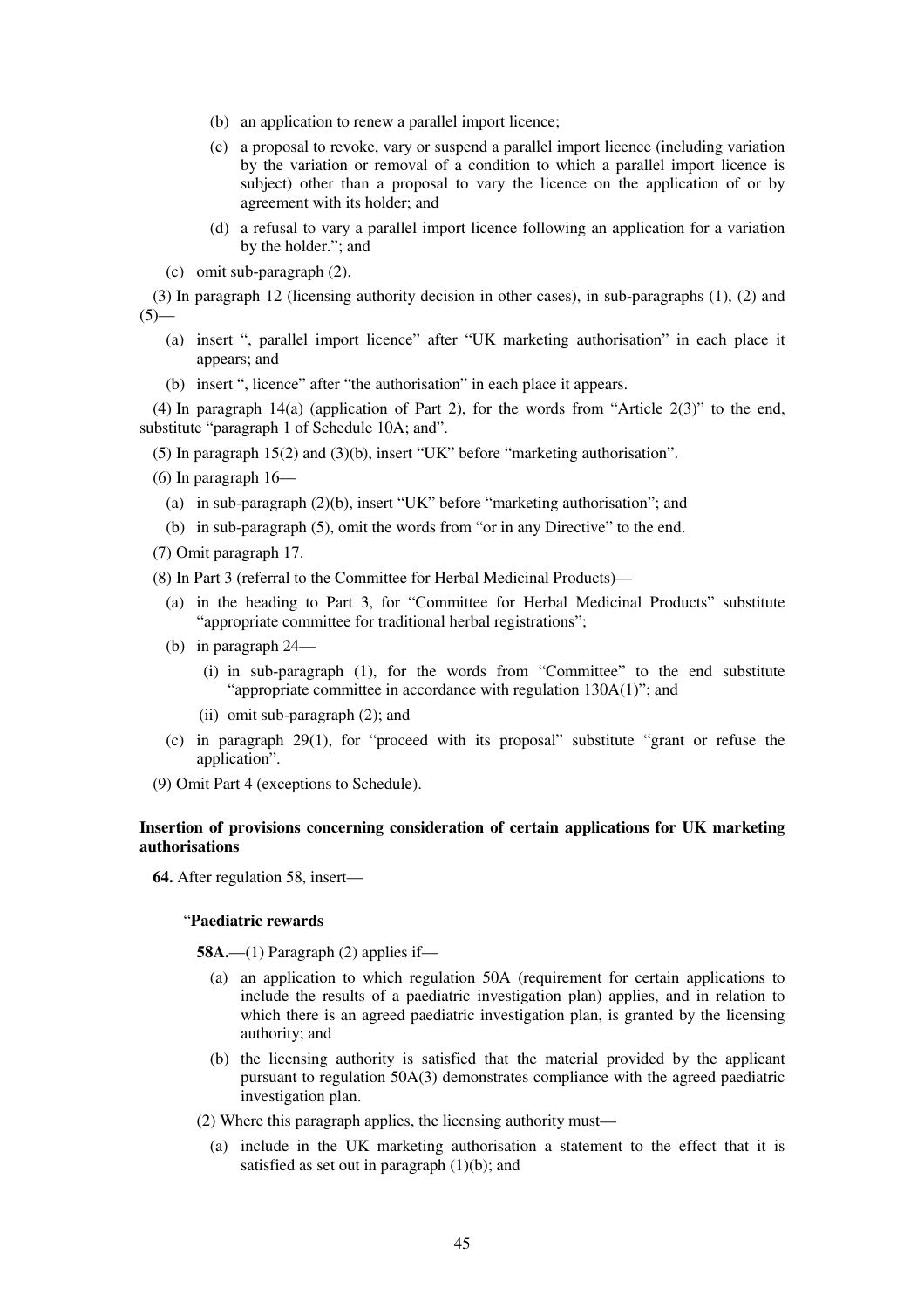(b) an application to renew a parallel import licence;

(c) a proposal to revoke, vary or suspend a parallel import licence (including variation by the variation or removal of a condition to which a parallel import licence is subject) other than a proposal to vary the licence on the application of or by agreement with its holder; and

(d) a refusal to vary a parallel import licence following an application for a variation by the holder."; and

(c) omit sub-paragraph (2).

(3) In paragraph 12 (licensing authority decision in other cases), in sub-paragraphs (1), (2) and (5)—

(a) insert ", parallel import licence" after "UK marketing authorisation" in each place it appears; and

(b) insert ", licence" after "the authorisation" in each place it appears.

(4) In paragraph 14(a) (application of Part 2), for the words from "Article 2(3)" to the end, substitute "paragraph 1 of Schedule 10A; and".

(5) In paragraph 15(2) and (3)(b), insert "UK" before "marketing authorisation".

(6) In paragraph 16—

(a) in sub-paragraph (2)(b), insert "UK" before "marketing authorisation"; and

(b) in sub-paragraph (5), omit the words from "or in any Directive" to the end.

(7) Omit paragraph 17.

(8) In Part 3 (referral to the Committee for Herbal Medicinal Products)—

(a) in the heading to Part 3, for "Committee for Herbal Medicinal Products" substitute "appropriate committee for traditional herbal registrations";

(b) in paragraph 24—

(i) in sub-paragraph (1), for the words from "Committee" to the end substitute "appropriate committee in accordance with regulation 130A(1)"; and

(ii) omit sub-paragraph (2); and

(c) in paragraph 29(1), for "proceed with its proposal" substitute "grant or refuse the application".

(9) Omit Part 4 (exceptions to Schedule).

**Insertion of provisions concerning consideration of certain applications for UK marketing authorisations**

**64.** After regulation 58, insert—

"**Paediatric rewards**

**58A.**—(1) Paragraph (2) applies if—

(a) an application to which regulation 50A (requirement for certain applications to include the results of a paediatric investigation plan) applies, and in relation to which there is an agreed paediatric investigation plan, is granted by the licensing authority; and

(b) the licensing authority is satisfied that the material provided by the applicant pursuant to regulation 50A(3) demonstrates compliance with the agreed paediatric investigation plan.

(2) Where this paragraph applies, the licensing authority must—

(a) include in the UK marketing authorisation a statement to the effect that it is satisfied as set out in paragraph (1)(b); and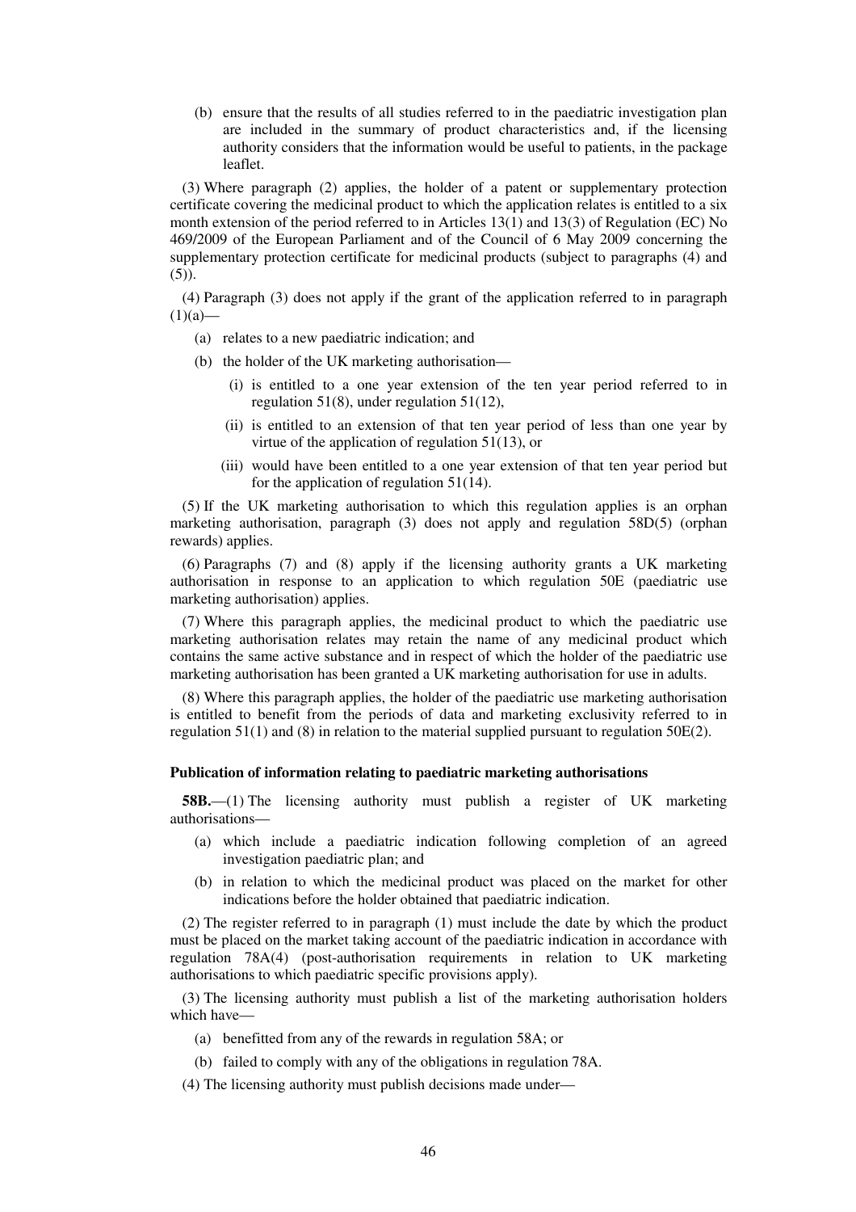(b) ensure that the results of all studies referred to in the paediatric investigation plan are included in the summary of product characteristics and, if the licensing authority considers that the information would be useful to patients, in the package leaflet.

(3) Where paragraph (2) applies, the holder of a patent or supplementary protection certificate covering the medicinal product to which the application relates is entitled to a six month extension of the period referred to in Articles 13(1) and 13(3) of Regulation (EC) No 469/2009 of the European Parliament and of the Council of 6 May 2009 concerning the supplementary protection certificate for medicinal products (subject to paragraphs (4) and (5)).

(4) Paragraph (3) does not apply if the grant of the application referred to in paragraph (1)(a)—

- (a) relates to a new paediatric indication; and
- (b) the holder of the UK marketing authorisation—
  - (i) is entitled to a one year extension of the ten year period referred to in regulation 51(8), under regulation 51(12),
  - (ii) is entitled to an extension of that ten year period of less than one year by virtue of the application of regulation 51(13), or
  - (iii) would have been entitled to a one year extension of that ten year period but for the application of regulation 51(14).

(5) If the UK marketing authorisation to which this regulation applies is an orphan marketing authorisation, paragraph (3) does not apply and regulation 58D(5) (orphan rewards) applies.

(6) Paragraphs (7) and (8) apply if the licensing authority grants a UK marketing authorisation in response to an application to which regulation 50E (paediatric use marketing authorisation) applies.

(7) Where this paragraph applies, the medicinal product to which the paediatric use marketing authorisation relates may retain the name of any medicinal product which contains the same active substance and in respect of which the holder of the paediatric use marketing authorisation has been granted a UK marketing authorisation for use in adults.

(8) Where this paragraph applies, the holder of the paediatric use marketing authorisation is entitled to benefit from the periods of data and marketing exclusivity referred to in regulation 51(1) and (8) in relation to the material supplied pursuant to regulation 50E(2).

**Publication of information relating to paediatric marketing authorisations**

**58B.**—(1) The licensing authority must publish a register of UK marketing authorisations—

- (a) which include a paediatric indication following completion of an agreed investigation paediatric plan; and
- (b) in relation to which the medicinal product was placed on the market for other indications before the holder obtained that paediatric indication.

(2) The register referred to in paragraph (1) must include the date by which the product must be placed on the market taking account of the paediatric indication in accordance with regulation 78A(4) (post-authorisation requirements in relation to UK marketing authorisations to which paediatric specific provisions apply).

(3) The licensing authority must publish a list of the marketing authorisation holders which have—

- (a) benefitted from any of the rewards in regulation 58A; or
- (b) failed to comply with any of the obligations in regulation 78A.

(4) The licensing authority must publish decisions made under—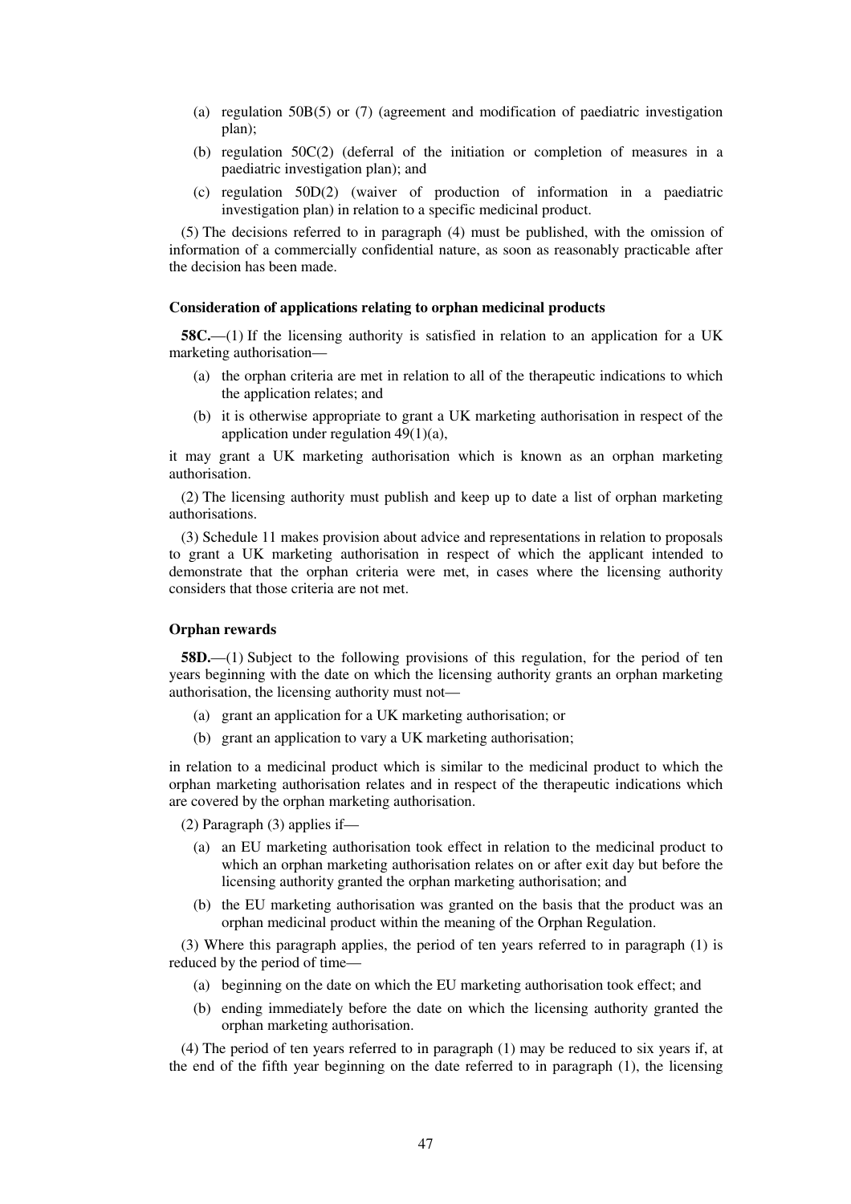(a) regulation 50B(5) or (7) (agreement and modification of paediatric investigation plan);

(b) regulation 50C(2) (deferral of the initiation or completion of measures in a paediatric investigation plan); and

(c) regulation 50D(2) (waiver of production of information in a paediatric investigation plan) in relation to a specific medicinal product.

(5) The decisions referred to in paragraph (4) must be published, with the omission of information of a commercially confidential nature, as soon as reasonably practicable after the decision has been made.

### Consideration of applications relating to orphan medicinal products

**58C.**—(1) If the licensing authority is satisfied in relation to an application for a UK marketing authorisation—

(a) the orphan criteria are met in relation to all of the therapeutic indications to which the application relates; and

(b) it is otherwise appropriate to grant a UK marketing authorisation in respect of the application under regulation 49(1)(a),

it may grant a UK marketing authorisation which is known as an orphan marketing authorisation.

(2) The licensing authority must publish and keep up to date a list of orphan marketing authorisations.

(3) Schedule 11 makes provision about advice and representations in relation to proposals to grant a UK marketing authorisation in respect of which the applicant intended to demonstrate that the orphan criteria were met, in cases where the licensing authority considers that those criteria are not met.

### Orphan rewards

**58D.**—(1) Subject to the following provisions of this regulation, for the period of ten years beginning with the date on which the licensing authority grants an orphan marketing authorisation, the licensing authority must not—

(a) grant an application for a UK marketing authorisation; or

(b) grant an application to vary a UK marketing authorisation;

in relation to a medicinal product which is similar to the medicinal product to which the orphan marketing authorisation relates and in respect of the therapeutic indications which are covered by the orphan marketing authorisation.

(2) Paragraph (3) applies if—

(a) an EU marketing authorisation took effect in relation to the medicinal product to which an orphan marketing authorisation relates on or after exit day but before the licensing authority granted the orphan marketing authorisation; and

(b) the EU marketing authorisation was granted on the basis that the product was an orphan medicinal product within the meaning of the Orphan Regulation.

(3) Where this paragraph applies, the period of ten years referred to in paragraph (1) is reduced by the period of time—

(a) beginning on the date on which the EU marketing authorisation took effect; and

(b) ending immediately before the date on which the licensing authority granted the orphan marketing authorisation.

(4) The period of ten years referred to in paragraph (1) may be reduced to six years if, at the end of the fifth year beginning on the date referred to in paragraph (1), the licensing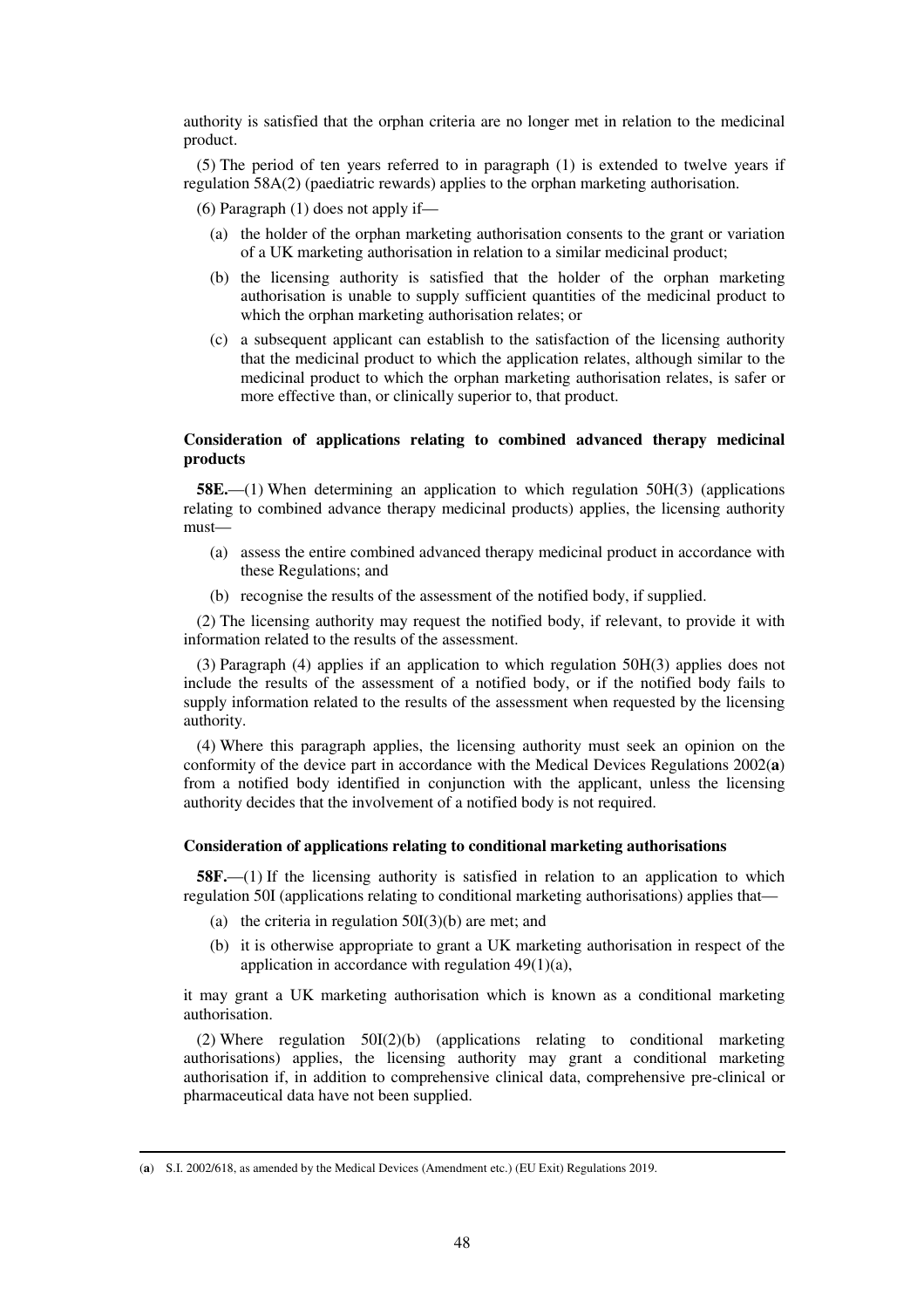authority is satisfied that the orphan criteria are no longer met in relation to the medicinal product.

(5) The period of ten years referred to in paragraph (1) is extended to twelve years if regulation 58A(2) (paediatric rewards) applies to the orphan marketing authorisation.

(6) Paragraph (1) does not apply if—

- (a) the holder of the orphan marketing authorisation consents to the grant or variation of a UK marketing authorisation in relation to a similar medicinal product;
- (b) the licensing authority is satisfied that the holder of the orphan marketing authorisation is unable to supply sufficient quantities of the medicinal product to which the orphan marketing authorisation relates; or
- (c) a subsequent applicant can establish to the satisfaction of the licensing authority that the medicinal product to which the application relates, although similar to the medicinal product to which the orphan marketing authorisation relates, is safer or more effective than, or clinically superior to, that product.

**Consideration of applications relating to combined advanced therapy medicinal products**

**58E.**—(1) When determining an application to which regulation 50H(3) (applications relating to combined advance therapy medicinal products) applies, the licensing authority must—

- (a) assess the entire combined advanced therapy medicinal product in accordance with these Regulations; and
- (b) recognise the results of the assessment of the notified body, if supplied.

(2) The licensing authority may request the notified body, if relevant, to provide it with information related to the results of the assessment.

(3) Paragraph (4) applies if an application to which regulation 50H(3) applies does not include the results of the assessment of a notified body, or if the notified body fails to supply information related to the results of the assessment when requested by the licensing authority.

(4) Where this paragraph applies, the licensing authority must seek an opinion on the conformity of the device part in accordance with the Medical Devices Regulations 2002(**a**) from a notified body identified in conjunction with the applicant, unless the licensing authority decides that the involvement of a notified body is not required.

**Consideration of applications relating to conditional marketing authorisations**

**58F.**—(1) If the licensing authority is satisfied in relation to an application to which regulation 50I (applications relating to conditional marketing authorisations) applies that—

- (a) the criteria in regulation 50I(3)(b) are met; and
- (b) it is otherwise appropriate to grant a UK marketing authorisation in respect of the application in accordance with regulation 49(1)(a),

it may grant a UK marketing authorisation which is known as a conditional marketing authorisation.

(2) Where regulation 50I(2)(b) (applications relating to conditional marketing authorisations) applies, the licensing authority may grant a conditional marketing authorisation if, in addition to comprehensive clinical data, comprehensive pre-clinical or pharmaceutical data have not been supplied.

---

(**a**) S.I. 2002/618, as amended by the Medical Devices (Amendment etc.) (EU Exit) Regulations 2019.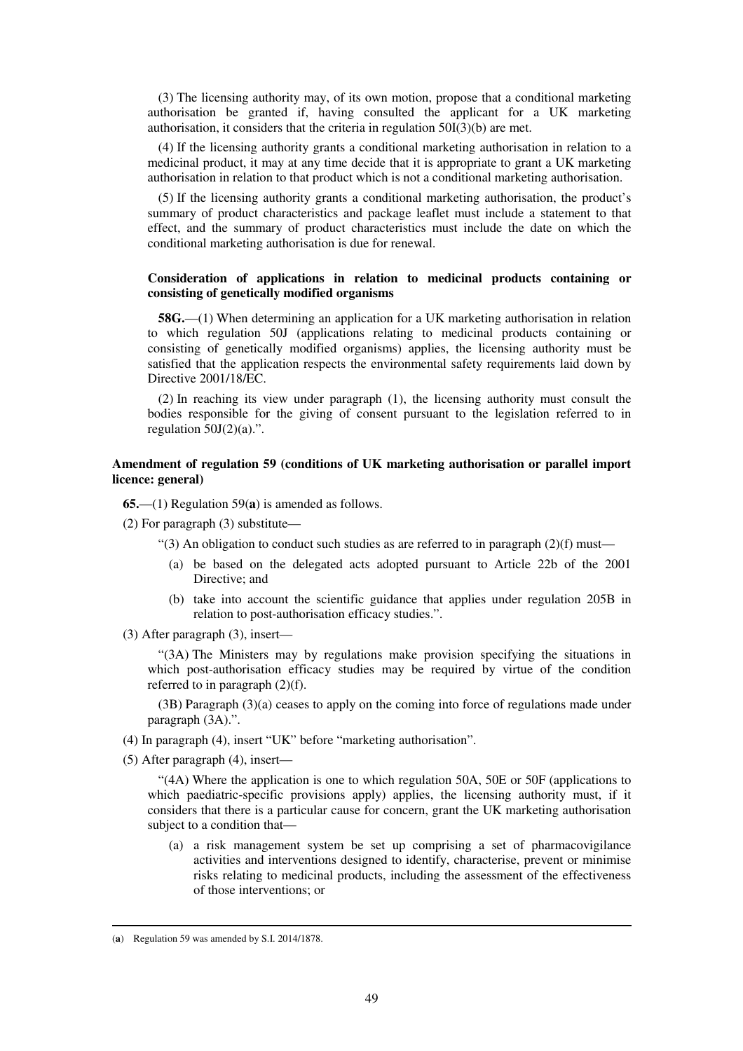(3) The licensing authority may, of its own motion, propose that a conditional marketing authorisation be granted if, having consulted the applicant for a UK marketing authorisation, it considers that the criteria in regulation 50I(3)(b) are met.

(4) If the licensing authority grants a conditional marketing authorisation in relation to a medicinal product, it may at any time decide that it is appropriate to grant a UK marketing authorisation in relation to that product which is not a conditional marketing authorisation.

(5) If the licensing authority grants a conditional marketing authorisation, the product's summary of product characteristics and package leaflet must include a statement to that effect, and the summary of product characteristics must include the date on which the conditional marketing authorisation is due for renewal.

**Consideration of applications in relation to medicinal products containing or consisting of genetically modified organisms**

**58G.**—(1) When determining an application for a UK marketing authorisation in relation to which regulation 50J (applications relating to medicinal products containing or consisting of genetically modified organisms) applies, the licensing authority must be satisfied that the application respects the environmental safety requirements laid down by Directive 2001/18/EC.

(2) In reaching its view under paragraph (1), the licensing authority must consult the bodies responsible for the giving of consent pursuant to the legislation referred to in regulation 50J(2)(a).".

**Amendment of regulation 59 (conditions of UK marketing authorisation or parallel import licence: general)**

**65.**—(1) Regulation 59(**a**) is amended as follows.

(2) For paragraph (3) substitute—

"(3) An obligation to conduct such studies as are referred to in paragraph (2)(f) must—

(a) be based on the delegated acts adopted pursuant to Article 22b of the 2001 Directive; and

(b) take into account the scientific guidance that applies under regulation 205B in relation to post-authorisation efficacy studies.".

(3) After paragraph (3), insert—

"(3A) The Ministers may by regulations make provision specifying the situations in which post-authorisation efficacy studies may be required by virtue of the condition referred to in paragraph (2)(f).

(3B) Paragraph (3)(a) ceases to apply on the coming into force of regulations made under paragraph (3A).".

(4) In paragraph (4), insert "UK" before "marketing authorisation".

(5) After paragraph (4), insert—

"(4A) Where the application is one to which regulation 50A, 50E or 50F (applications to which paediatric-specific provisions apply) applies, the licensing authority must, if it considers that there is a particular cause for concern, grant the UK marketing authorisation subject to a condition that—

(a) a risk management system be set up comprising a set of pharmacovigilance activities and interventions designed to identify, characterise, prevent or minimise risks relating to medicinal products, including the assessment of the effectiveness of those interventions; or

---

(**a**) Regulation 59 was amended by S.I. 2014/1878.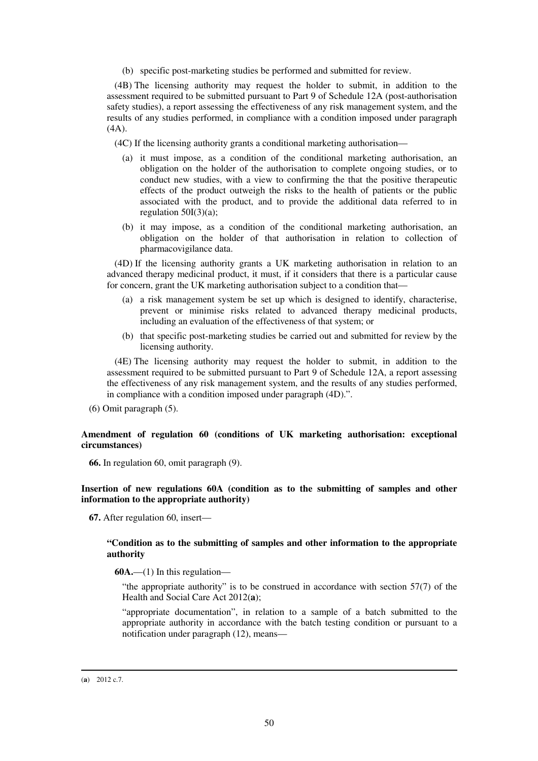(b) specific post-marketing studies be performed and submitted for review.

(4B) The licensing authority may request the holder to submit, in addition to the assessment required to be submitted pursuant to Part 9 of Schedule 12A (post-authorisation safety studies), a report assessing the effectiveness of any risk management system, and the results of any studies performed, in compliance with a condition imposed under paragraph (4A).

(4C) If the licensing authority grants a conditional marketing authorisation—

(a) it must impose, as a condition of the conditional marketing authorisation, an obligation on the holder of the authorisation to complete ongoing studies, or to conduct new studies, with a view to confirming the that the positive therapeutic effects of the product outweigh the risks to the health of patients or the public associated with the product, and to provide the additional data referred to in regulation 50I(3)(a);

(b) it may impose, as a condition of the conditional marketing authorisation, an obligation on the holder of that authorisation in relation to collection of pharmacovigilance data.

(4D) If the licensing authority grants a UK marketing authorisation in relation to an advanced therapy medicinal product, it must, if it considers that there is a particular cause for concern, grant the UK marketing authorisation subject to a condition that—

(a) a risk management system be set up which is designed to identify, characterise, prevent or minimise risks related to advanced therapy medicinal products, including an evaluation of the effectiveness of that system; or

(b) that specific post-marketing studies be carried out and submitted for review by the licensing authority.

(4E) The licensing authority may request the holder to submit, in addition to the assessment required to be submitted pursuant to Part 9 of Schedule 12A, a report assessing the effectiveness of any risk management system, and the results of any studies performed, in compliance with a condition imposed under paragraph (4D).".

(6) Omit paragraph (5).

**Amendment of regulation 60 (conditions of UK marketing authorisation: exceptional circumstances)**

**66.** In regulation 60, omit paragraph (9).

**Insertion of new regulations 60A (condition as to the submitting of samples and other information to the appropriate authority)**

**67.** After regulation 60, insert—

**"Condition as to the submitting of samples and other information to the appropriate authority**

**60A.**—(1) In this regulation—

"the appropriate authority" is to be construed in accordance with section 57(7) of the Health and Social Care Act 2012(**a**);

"appropriate documentation", in relation to a sample of a batch submitted to the appropriate authority in accordance with the batch testing condition or pursuant to a notification under paragraph (12), means—

(**a**) 2012 c.7.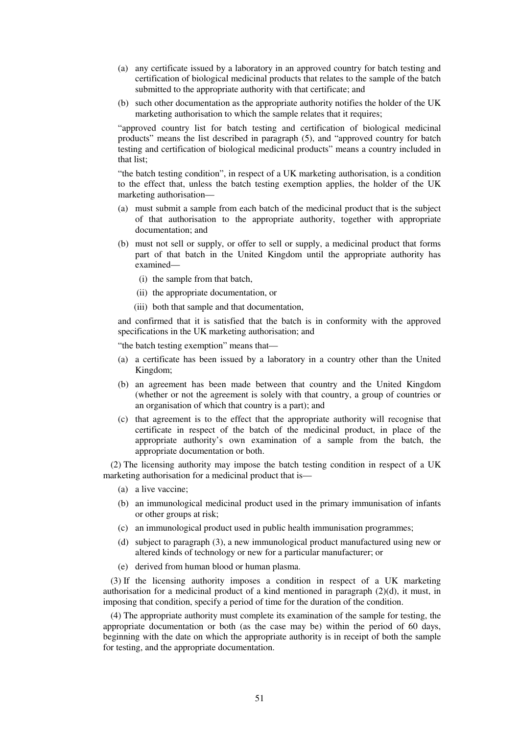(a) any certificate issued by a laboratory in an approved country for batch testing and certification of biological medicinal products that relates to the sample of the batch submitted to the appropriate authority with that certificate; and

(b) such other documentation as the appropriate authority notifies the holder of the UK marketing authorisation to which the sample relates that it requires;

"approved country list for batch testing and certification of biological medicinal products" means the list described in paragraph (5), and "approved country for batch testing and certification of biological medicinal products" means a country included in that list;

"the batch testing condition", in respect of a UK marketing authorisation, is a condition to the effect that, unless the batch testing exemption applies, the holder of the UK marketing authorisation—

(a) must submit a sample from each batch of the medicinal product that is the subject of that authorisation to the appropriate authority, together with appropriate documentation; and

(b) must not sell or supply, or offer to sell or supply, a medicinal product that forms part of that batch in the United Kingdom until the appropriate authority has examined—

(i) the sample from that batch,

(ii) the appropriate documentation, or

(iii) both that sample and that documentation,

and confirmed that it is satisfied that the batch is in conformity with the approved specifications in the UK marketing authorisation; and

"the batch testing exemption" means that—

(a) a certificate has been issued by a laboratory in a country other than the United Kingdom;

(b) an agreement has been made between that country and the United Kingdom (whether or not the agreement is solely with that country, a group of countries or an organisation of which that country is a part); and

(c) that agreement is to the effect that the appropriate authority will recognise that certificate in respect of the batch of the medicinal product, in place of the appropriate authority's own examination of a sample from the batch, the appropriate documentation or both.

(2) The licensing authority may impose the batch testing condition in respect of a UK marketing authorisation for a medicinal product that is—

(a) a live vaccine;

(b) an immunological medicinal product used in the primary immunisation of infants or other groups at risk;

(c) an immunological product used in public health immunisation programmes;

(d) subject to paragraph (3), a new immunological product manufactured using new or altered kinds of technology or new for a particular manufacturer; or

(e) derived from human blood or human plasma.

(3) If the licensing authority imposes a condition in respect of a UK marketing authorisation for a medicinal product of a kind mentioned in paragraph (2)(d), it must, in imposing that condition, specify a period of time for the duration of the condition.

(4) The appropriate authority must complete its examination of the sample for testing, the appropriate documentation or both (as the case may be) within the period of 60 days, beginning with the date on which the appropriate authority is in receipt of both the sample for testing, and the appropriate documentation.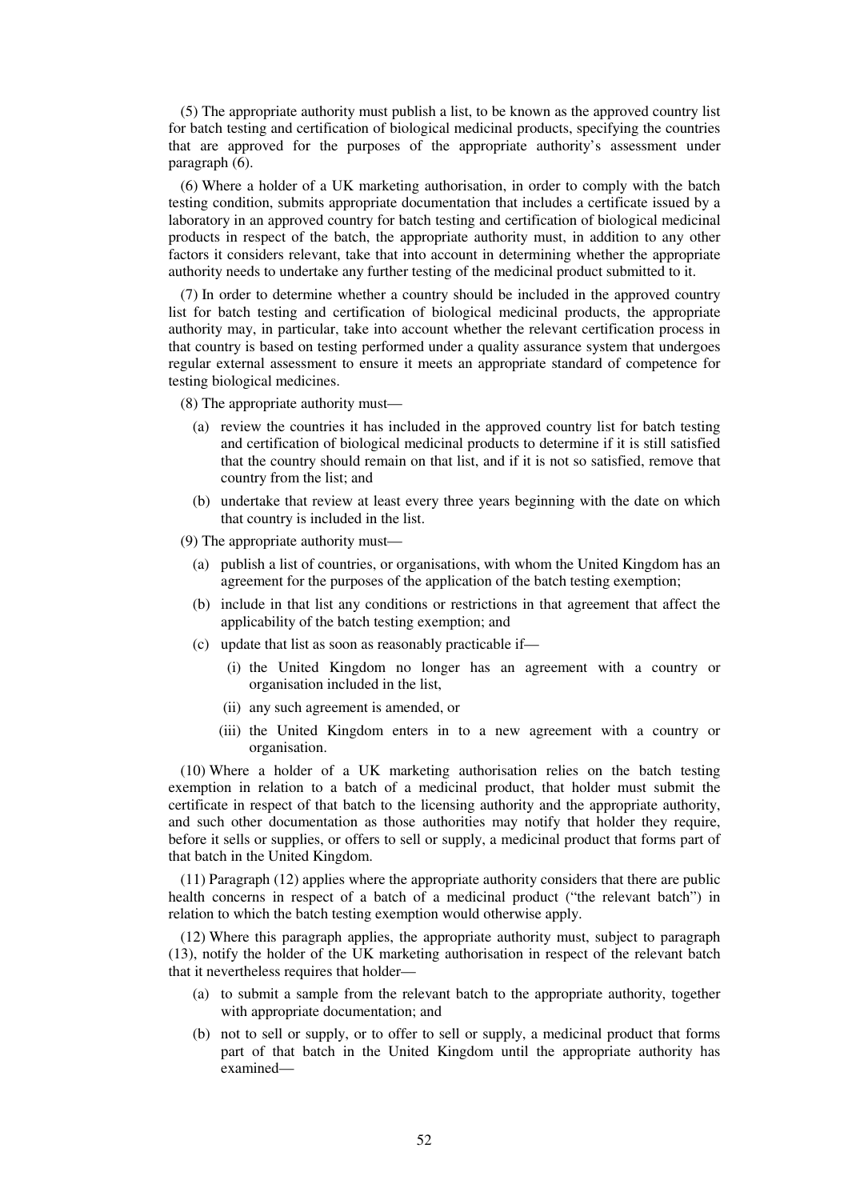(5) The appropriate authority must publish a list, to be known as the approved country list for batch testing and certification of biological medicinal products, specifying the countries that are approved for the purposes of the appropriate authority's assessment under paragraph (6).

(6) Where a holder of a UK marketing authorisation, in order to comply with the batch testing condition, submits appropriate documentation that includes a certificate issued by a laboratory in an approved country for batch testing and certification of biological medicinal products in respect of the batch, the appropriate authority must, in addition to any other factors it considers relevant, take that into account in determining whether the appropriate authority needs to undertake any further testing of the medicinal product submitted to it.

(7) In order to determine whether a country should be included in the approved country list for batch testing and certification of biological medicinal products, the appropriate authority may, in particular, take into account whether the relevant certification process in that country is based on testing performed under a quality assurance system that undergoes regular external assessment to ensure it meets an appropriate standard of competence for testing biological medicines.

(8) The appropriate authority must—

- (a) review the countries it has included in the approved country list for batch testing and certification of biological medicinal products to determine if it is still satisfied that the country should remain on that list, and if it is not so satisfied, remove that country from the list; and
- (b) undertake that review at least every three years beginning with the date on which that country is included in the list.

(9) The appropriate authority must—

- (a) publish a list of countries, or organisations, with whom the United Kingdom has an agreement for the purposes of the application of the batch testing exemption;
- (b) include in that list any conditions or restrictions in that agreement that affect the applicability of the batch testing exemption; and
- (c) update that list as soon as reasonably practicable if—
  - (i) the United Kingdom no longer has an agreement with a country or organisation included in the list,
  - (ii) any such agreement is amended, or
  - (iii) the United Kingdom enters in to a new agreement with a country or organisation.

(10) Where a holder of a UK marketing authorisation relies on the batch testing exemption in relation to a batch of a medicinal product, that holder must submit the certificate in respect of that batch to the licensing authority and the appropriate authority, and such other documentation as those authorities may notify that holder they require, before it sells or supplies, or offers to sell or supply, a medicinal product that forms part of that batch in the United Kingdom.

(11) Paragraph (12) applies where the appropriate authority considers that there are public health concerns in respect of a batch of a medicinal product ("the relevant batch") in relation to which the batch testing exemption would otherwise apply.

(12) Where this paragraph applies, the appropriate authority must, subject to paragraph (13), notify the holder of the UK marketing authorisation in respect of the relevant batch that it nevertheless requires that holder—

- (a) to submit a sample from the relevant batch to the appropriate authority, together with appropriate documentation; and
- (b) not to sell or supply, or to offer to sell or supply, a medicinal product that forms part of that batch in the United Kingdom until the appropriate authority has examined—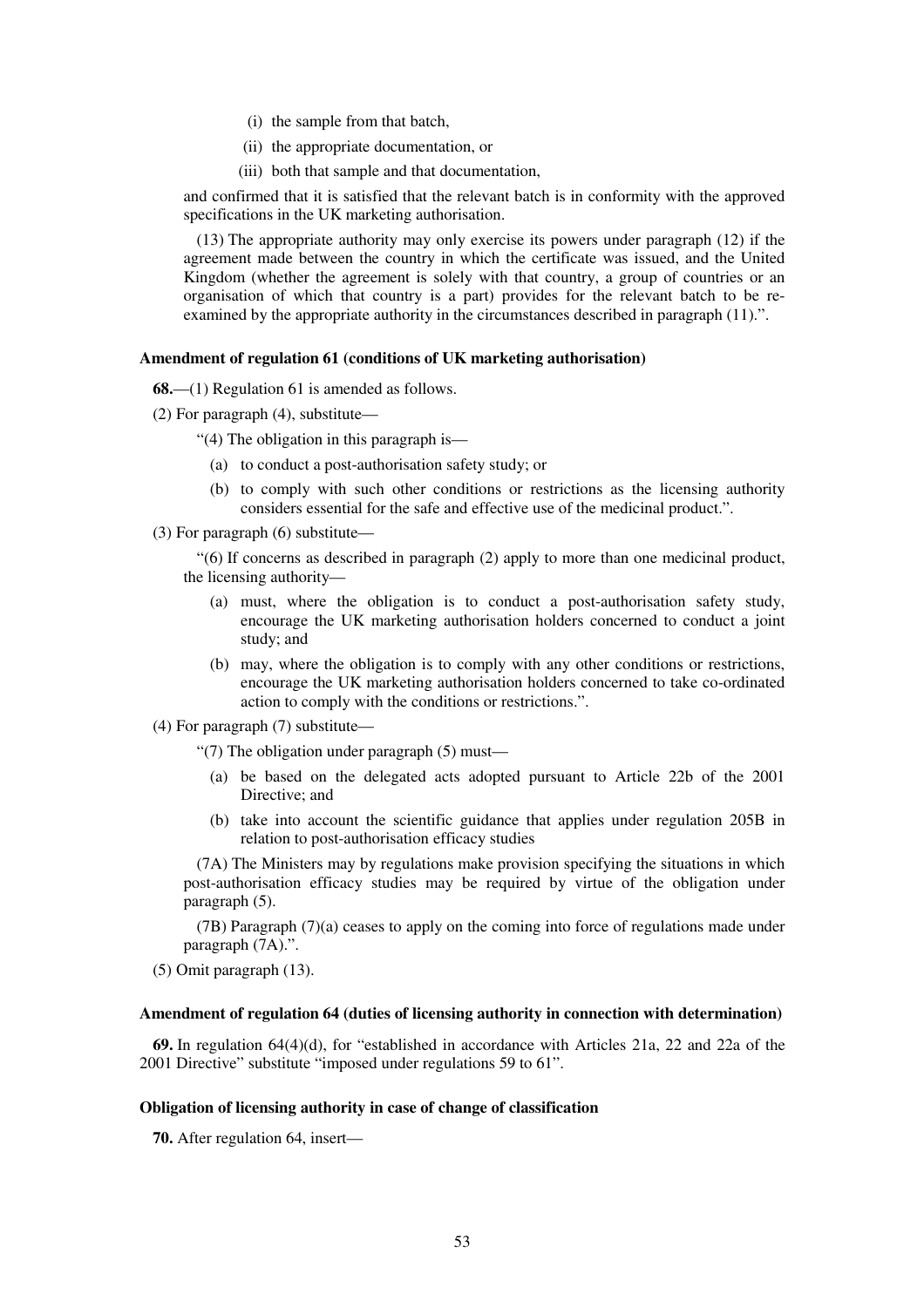(i) the sample from that batch,

(ii) the appropriate documentation, or

(iii) both that sample and that documentation,

and confirmed that it is satisfied that the relevant batch is in conformity with the approved specifications in the UK marketing authorisation.

(13) The appropriate authority may only exercise its powers under paragraph (12) if the agreement made between the country in which the certificate was issued, and the United Kingdom (whether the agreement is solely with that country, a group of countries or an organisation of which that country is a part) provides for the relevant batch to be re-examined by the appropriate authority in the circumstances described in paragraph (11).".

**Amendment of regulation 61 (conditions of UK marketing authorisation)**

**68.**—(1) Regulation 61 is amended as follows.

(2) For paragraph (4), substitute—

"(4) The obligation in this paragraph is—

(a) to conduct a post-authorisation safety study; or

(b) to comply with such other conditions or restrictions as the licensing authority considers essential for the safe and effective use of the medicinal product.".

(3) For paragraph (6) substitute—

"(6) If concerns as described in paragraph (2) apply to more than one medicinal product, the licensing authority—

(a) must, where the obligation is to conduct a post-authorisation safety study, encourage the UK marketing authorisation holders concerned to conduct a joint study; and

(b) may, where the obligation is to comply with any other conditions or restrictions, encourage the UK marketing authorisation holders concerned to take co-ordinated action to comply with the conditions or restrictions.".

(4) For paragraph (7) substitute—

"(7) The obligation under paragraph (5) must—

(a) be based on the delegated acts adopted pursuant to Article 22b of the 2001 Directive; and

(b) take into account the scientific guidance that applies under regulation 205B in relation to post-authorisation efficacy studies

(7A) The Ministers may by regulations make provision specifying the situations in which post-authorisation efficacy studies may be required by virtue of the obligation under paragraph (5).

(7B) Paragraph (7)(a) ceases to apply on the coming into force of regulations made under paragraph (7A).".

(5) Omit paragraph (13).

**Amendment of regulation 64 (duties of licensing authority in connection with determination)**

**69.** In regulation 64(4)(d), for "established in accordance with Articles 21a, 22 and 22a of the 2001 Directive" substitute "imposed under regulations 59 to 61".

**Obligation of licensing authority in case of change of classification**

**70.** After regulation 64, insert—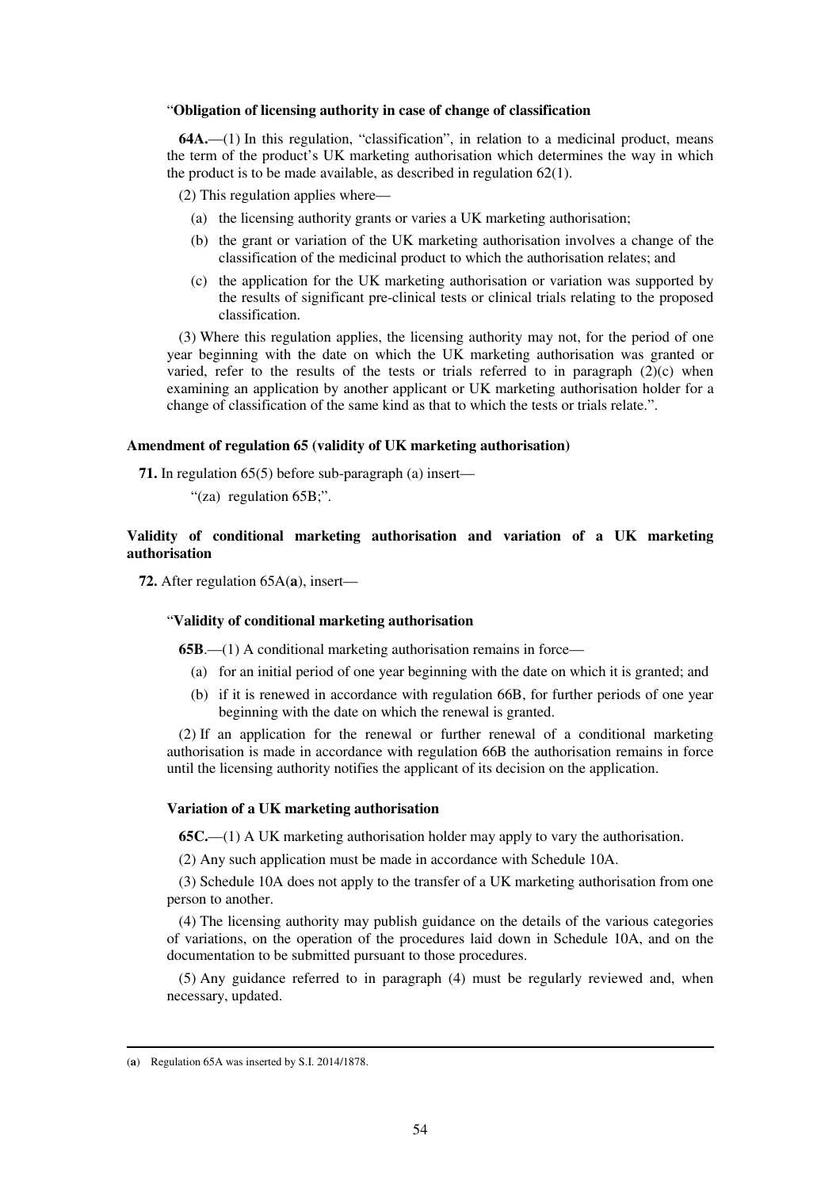"**Obligation of licensing authority in case of change of classification**

**64A.**—(1) In this regulation, "classification", in relation to a medicinal product, means the term of the product's UK marketing authorisation which determines the way in which the product is to be made available, as described in regulation 62(1).

(2) This regulation applies where—

(a) the licensing authority grants or varies a UK marketing authorisation;

(b) the grant or variation of the UK marketing authorisation involves a change of the classification of the medicinal product to which the authorisation relates; and

(c) the application for the UK marketing authorisation or variation was supported by the results of significant pre-clinical tests or clinical trials relating to the proposed classification.

(3) Where this regulation applies, the licensing authority may not, for the period of one year beginning with the date on which the UK marketing authorisation was granted or varied, refer to the results of the tests or trials referred to in paragraph (2)(c) when examining an application by another applicant or UK marketing authorisation holder for a change of classification of the same kind as that to which the tests or trials relate.".

**Amendment of regulation 65 (validity of UK marketing authorisation)**

**71.** In regulation 65(5) before sub-paragraph (a) insert—

"(za) regulation 65B;".

**Validity of conditional marketing authorisation and variation of a UK marketing authorisation**

**72.** After regulation 65A(**a**), insert—

"**Validity of conditional marketing authorisation**

**65B**.—(1) A conditional marketing authorisation remains in force—

(a) for an initial period of one year beginning with the date on which it is granted; and

(b) if it is renewed in accordance with regulation 66B, for further periods of one year beginning with the date on which the renewal is granted.

(2) If an application for the renewal or further renewal of a conditional marketing authorisation is made in accordance with regulation 66B the authorisation remains in force until the licensing authority notifies the applicant of its decision on the application.

**Variation of a UK marketing authorisation**

**65C.**—(1) A UK marketing authorisation holder may apply to vary the authorisation.

(2) Any such application must be made in accordance with Schedule 10A.

(3) Schedule 10A does not apply to the transfer of a UK marketing authorisation from one person to another.

(4) The licensing authority may publish guidance on the details of the various categories of variations, on the operation of the procedures laid down in Schedule 10A, and on the documentation to be submitted pursuant to those procedures.

(5) Any guidance referred to in paragraph (4) must be regularly reviewed and, when necessary, updated.

---

(**a**) Regulation 65A was inserted by S.I. 2014/1878.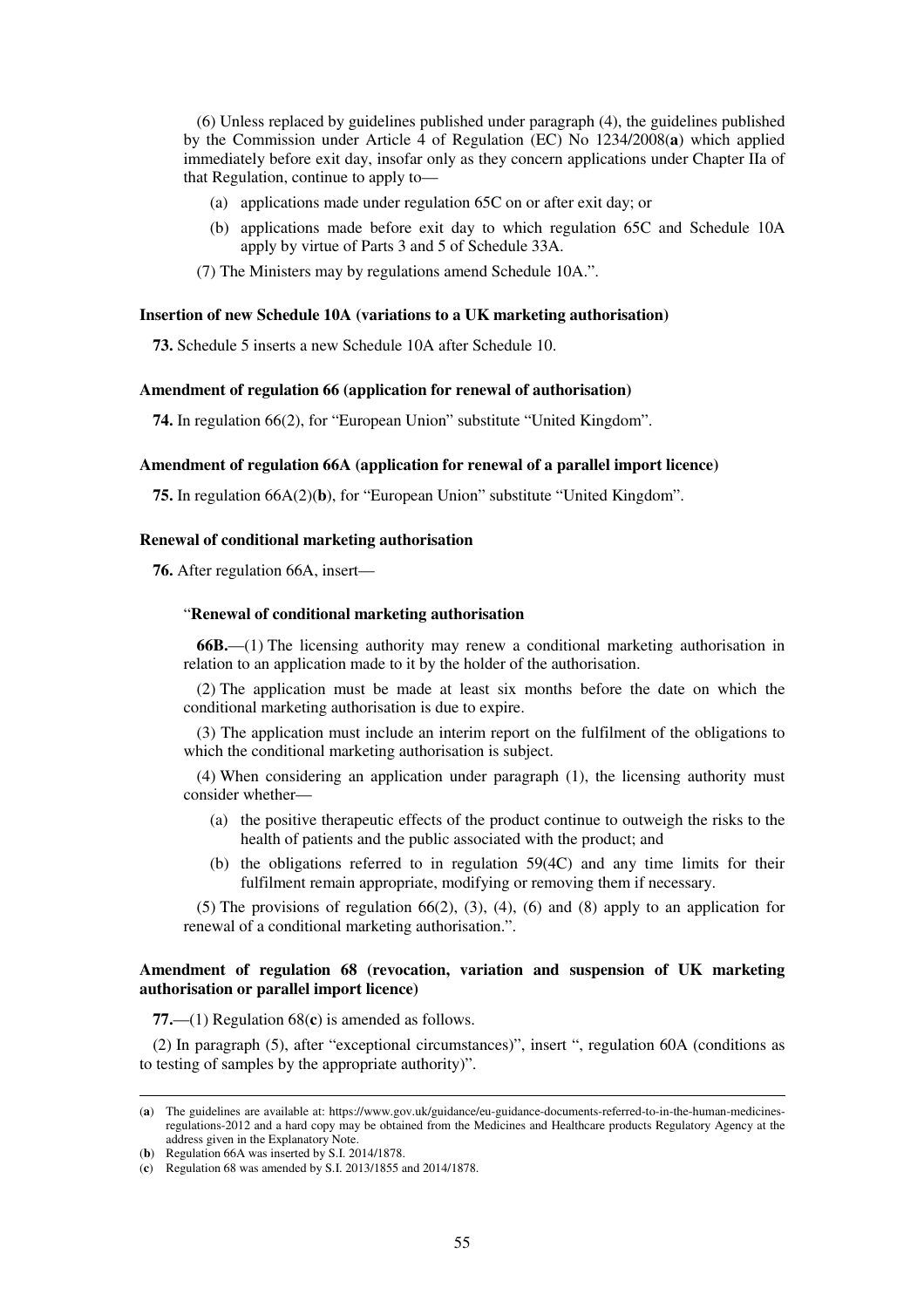(6) Unless replaced by guidelines published under paragraph (4), the guidelines published by the Commission under Article 4 of Regulation (EC) No 1234/2008(**a**) which applied immediately before exit day, insofar only as they concern applications under Chapter IIa of that Regulation, continue to apply to—

- (a) applications made under regulation 65C on or after exit day; or
- (b) applications made before exit day to which regulation 65C and Schedule 10A apply by virtue of Parts 3 and 5 of Schedule 33A.

(7) The Ministers may by regulations amend Schedule 10A.".

**Insertion of new Schedule 10A (variations to a UK marketing authorisation)**

**73.** Schedule 5 inserts a new Schedule 10A after Schedule 10.

**Amendment of regulation 66 (application for renewal of authorisation)**

**74.** In regulation 66(2), for "European Union" substitute "United Kingdom".

**Amendment of regulation 66A (application for renewal of a parallel import licence)**

**75.** In regulation 66A(2)(**b**), for "European Union" substitute "United Kingdom".

**Renewal of conditional marketing authorisation**

**76.** After regulation 66A, insert—

"**Renewal of conditional marketing authorisation**

**66B.**—(1) The licensing authority may renew a conditional marketing authorisation in relation to an application made to it by the holder of the authorisation.

(2) The application must be made at least six months before the date on which the conditional marketing authorisation is due to expire.

(3) The application must include an interim report on the fulfilment of the obligations to which the conditional marketing authorisation is subject.

(4) When considering an application under paragraph (1), the licensing authority must consider whether—

- (a) the positive therapeutic effects of the product continue to outweigh the risks to the health of patients and the public associated with the product; and
- (b) the obligations referred to in regulation 59(4C) and any time limits for their fulfilment remain appropriate, modifying or removing them if necessary.

(5) The provisions of regulation 66(2), (3), (4), (6) and (8) apply to an application for renewal of a conditional marketing authorisation.".

**Amendment of regulation 68 (revocation, variation and suspension of UK marketing authorisation or parallel import licence)**

**77.**—(1) Regulation 68(**c**) is amended as follows.

(2) In paragraph (5), after "exceptional circumstances)", insert ", regulation 60A (conditions as to testing of samples by the appropriate authority)".

---

(**a**) The guidelines are available at: https://www.gov.uk/guidance/eu-guidance-documents-referred-to-in-the-human-medicines-regulations-2012 and a hard copy may be obtained from the Medicines and Healthcare products Regulatory Agency at the address given in the Explanatory Note.

(**b**) Regulation 66A was inserted by S.I. 2014/1878.

(**c**) Regulation 68 was amended by S.I. 2013/1855 and 2014/1878.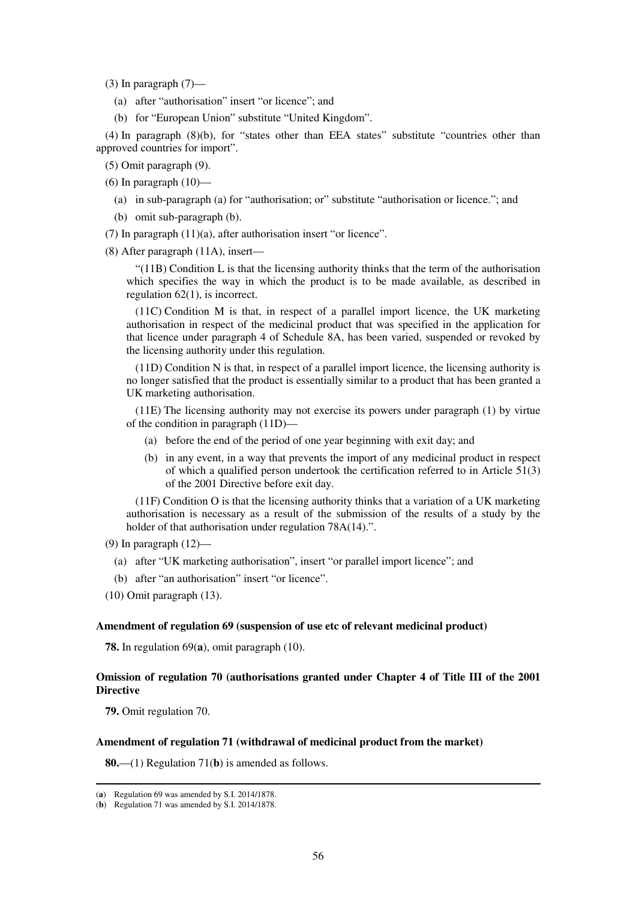(3) In paragraph (7)—

(a) after "authorisation" insert "or licence"; and

(b) for "European Union" substitute "United Kingdom".

(4) In paragraph (8)(b), for "states other than EEA states" substitute "countries other than approved countries for import".

(5) Omit paragraph (9).

(6) In paragraph (10)—

(a) in sub-paragraph (a) for "authorisation; or" substitute "authorisation or licence."; and

(b) omit sub-paragraph (b).

(7) In paragraph (11)(a), after authorisation insert "or licence".

(8) After paragraph (11A), insert—

"(11B) Condition L is that the licensing authority thinks that the term of the authorisation which specifies the way in which the product is to be made available, as described in regulation 62(1), is incorrect.

(11C) Condition M is that, in respect of a parallel import licence, the UK marketing authorisation in respect of the medicinal product that was specified in the application for that licence under paragraph 4 of Schedule 8A, has been varied, suspended or revoked by the licensing authority under this regulation.

(11D) Condition N is that, in respect of a parallel import licence, the licensing authority is no longer satisfied that the product is essentially similar to a product that has been granted a UK marketing authorisation.

(11E) The licensing authority may not exercise its powers under paragraph (1) by virtue of the condition in paragraph (11D)—

(a) before the end of the period of one year beginning with exit day; and

(b) in any event, in a way that prevents the import of any medicinal product in respect of which a qualified person undertook the certification referred to in Article 51(3) of the 2001 Directive before exit day.

(11F) Condition O is that the licensing authority thinks that a variation of a UK marketing authorisation is necessary as a result of the submission of the results of a study by the holder of that authorisation under regulation 78A(14).".

(9) In paragraph (12)—

(a) after "UK marketing authorisation", insert "or parallel import licence"; and

(b) after "an authorisation" insert "or licence".

(10) Omit paragraph (13).

**Amendment of regulation 69 (suspension of use etc of relevant medicinal product)**

**78.** In regulation 69(**a**), omit paragraph (10).

**Omission of regulation 70 (authorisations granted under Chapter 4 of Title III of the 2001 Directive**

**79.** Omit regulation 70.

**Amendment of regulation 71 (withdrawal of medicinal product from the market)**

**80.**—(1) Regulation 71(**b**) is amended as follows.

---

(**a**) Regulation 69 was amended by S.I. 2014/1878.

(**b**) Regulation 71 was amended by S.I. 2014/1878.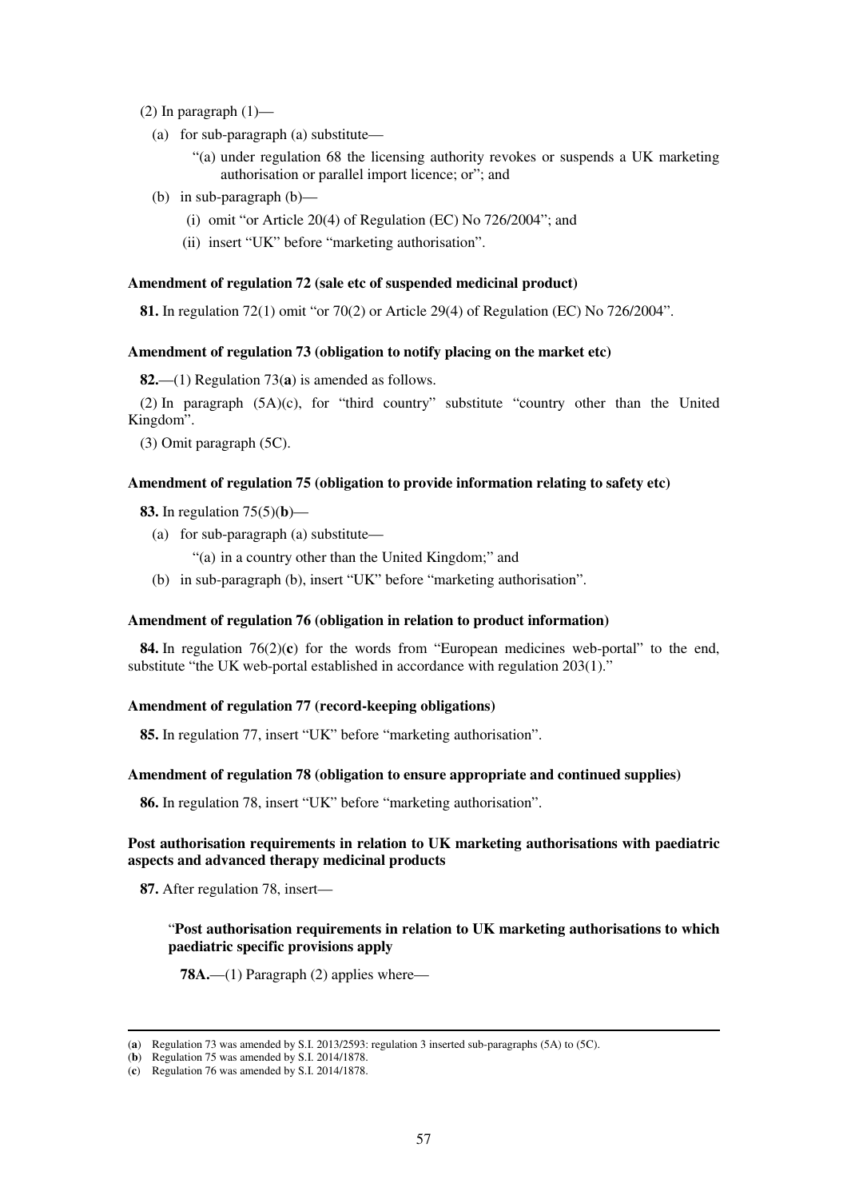(2) In paragraph (1)—

(a) for sub-paragraph (a) substitute—

"(a) under regulation 68 the licensing authority revokes or suspends a UK marketing authorisation or parallel import licence; or"; and

(b) in sub-paragraph (b)—

(i) omit "or Article 20(4) of Regulation (EC) No 726/2004"; and

(ii) insert "UK" before "marketing authorisation".

**Amendment of regulation 72 (sale etc of suspended medicinal product)**

**81.** In regulation 72(1) omit "or 70(2) or Article 29(4) of Regulation (EC) No 726/2004".

**Amendment of regulation 73 (obligation to notify placing on the market etc)**

**82.**—(1) Regulation 73(**a**) is amended as follows.

(2) In paragraph (5A)(c), for "third country" substitute "country other than the United Kingdom".

(3) Omit paragraph (5C).

**Amendment of regulation 75 (obligation to provide information relating to safety etc)**

**83.** In regulation 75(5)(**b**)—

(a) for sub-paragraph (a) substitute—

"(a) in a country other than the United Kingdom;" and

(b) in sub-paragraph (b), insert "UK" before "marketing authorisation".

**Amendment of regulation 76 (obligation in relation to product information)**

**84.** In regulation 76(2)(**c**) for the words from "European medicines web-portal" to the end, substitute "the UK web-portal established in accordance with regulation 203(1)."

**Amendment of regulation 77 (record-keeping obligations)**

**85.** In regulation 77, insert "UK" before "marketing authorisation".

**Amendment of regulation 78 (obligation to ensure appropriate and continued supplies)**

**86.** In regulation 78, insert "UK" before "marketing authorisation".

**Post authorisation requirements in relation to UK marketing authorisations with paediatric aspects and advanced therapy medicinal products**

**87.** After regulation 78, insert—

"**Post authorisation requirements in relation to UK marketing authorisations to which paediatric specific provisions apply**

**78A.**—(1) Paragraph (2) applies where—

---

(**a**) Regulation 73 was amended by S.I. 2013/2593: regulation 3 inserted sub-paragraphs (5A) to (5C).

(**b**) Regulation 75 was amended by S.I. 2014/1878.

(**c**) Regulation 76 was amended by S.I. 2014/1878.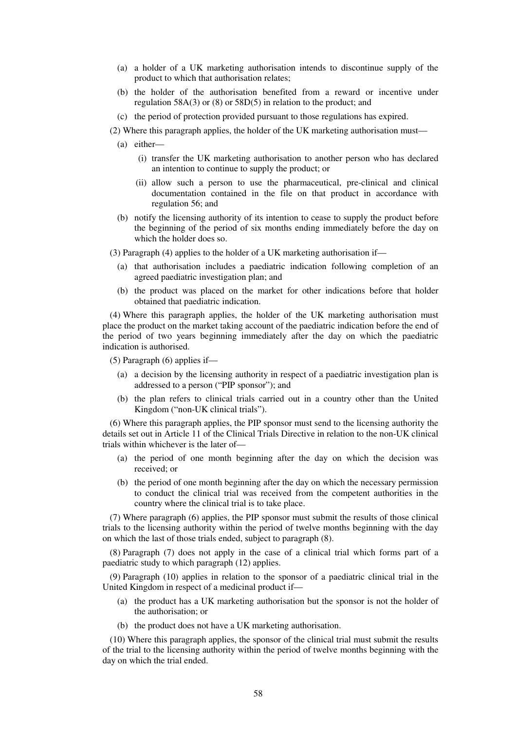(a) a holder of a UK marketing authorisation intends to discontinue supply of the product to which that authorisation relates;

(b) the holder of the authorisation benefited from a reward or incentive under regulation 58A(3) or (8) or 58D(5) in relation to the product; and

(c) the period of protection provided pursuant to those regulations has expired.

(2) Where this paragraph applies, the holder of the UK marketing authorisation must—

(a) either—

(i) transfer the UK marketing authorisation to another person who has declared an intention to continue to supply the product; or

(ii) allow such a person to use the pharmaceutical, pre-clinical and clinical documentation contained in the file on that product in accordance with regulation 56; and

(b) notify the licensing authority of its intention to cease to supply the product before the beginning of the period of six months ending immediately before the day on which the holder does so.

(3) Paragraph (4) applies to the holder of a UK marketing authorisation if—

(a) that authorisation includes a paediatric indication following completion of an agreed paediatric investigation plan; and

(b) the product was placed on the market for other indications before that holder obtained that paediatric indication.

(4) Where this paragraph applies, the holder of the UK marketing authorisation must place the product on the market taking account of the paediatric indication before the end of the period of two years beginning immediately after the day on which the paediatric indication is authorised.

(5) Paragraph (6) applies if—

(a) a decision by the licensing authority in respect of a paediatric investigation plan is addressed to a person ("PIP sponsor"); and

(b) the plan refers to clinical trials carried out in a country other than the United Kingdom ("non-UK clinical trials").

(6) Where this paragraph applies, the PIP sponsor must send to the licensing authority the details set out in Article 11 of the Clinical Trials Directive in relation to the non-UK clinical trials within whichever is the later of—

(a) the period of one month beginning after the day on which the decision was received; or

(b) the period of one month beginning after the day on which the necessary permission to conduct the clinical trial was received from the competent authorities in the country where the clinical trial is to take place.

(7) Where paragraph (6) applies, the PIP sponsor must submit the results of those clinical trials to the licensing authority within the period of twelve months beginning with the day on which the last of those trials ended, subject to paragraph (8).

(8) Paragraph (7) does not apply in the case of a clinical trial which forms part of a paediatric study to which paragraph (12) applies.

(9) Paragraph (10) applies in relation to the sponsor of a paediatric clinical trial in the United Kingdom in respect of a medicinal product if—

(a) the product has a UK marketing authorisation but the sponsor is not the holder of the authorisation; or

(b) the product does not have a UK marketing authorisation.

(10) Where this paragraph applies, the sponsor of the clinical trial must submit the results of the trial to the licensing authority within the period of twelve months beginning with the day on which the trial ended.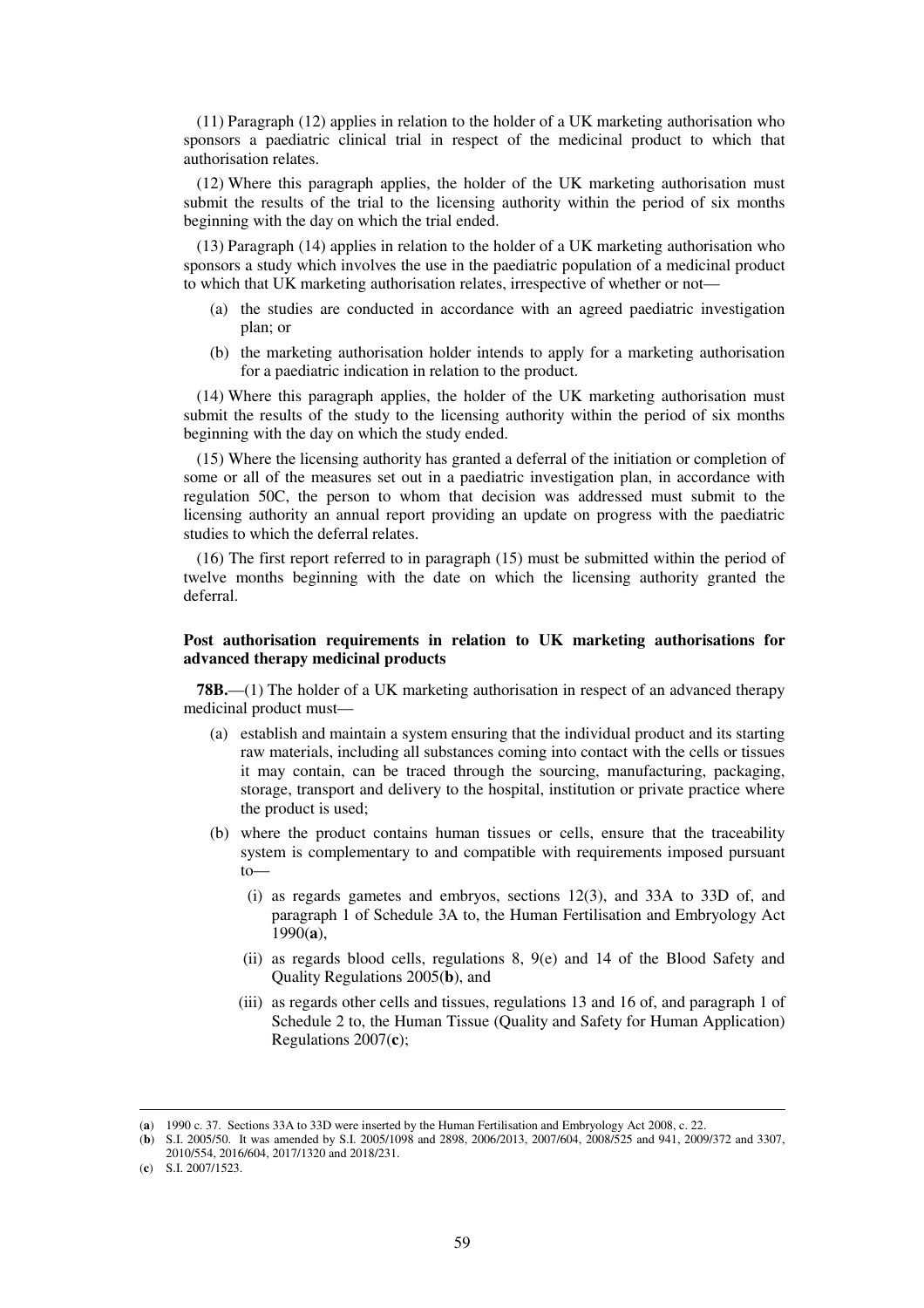(11) Paragraph (12) applies in relation to the holder of a UK marketing authorisation who sponsors a paediatric clinical trial in respect of the medicinal product to which that authorisation relates.

(12) Where this paragraph applies, the holder of the UK marketing authorisation must submit the results of the trial to the licensing authority within the period of six months beginning with the day on which the trial ended.

(13) Paragraph (14) applies in relation to the holder of a UK marketing authorisation who sponsors a study which involves the use in the paediatric population of a medicinal product to which that UK marketing authorisation relates, irrespective of whether or not—

(a) the studies are conducted in accordance with an agreed paediatric investigation plan; or

(b) the marketing authorisation holder intends to apply for a marketing authorisation for a paediatric indication in relation to the product.

(14) Where this paragraph applies, the holder of the UK marketing authorisation must submit the results of the study to the licensing authority within the period of six months beginning with the day on which the study ended.

(15) Where the licensing authority has granted a deferral of the initiation or completion of some or all of the measures set out in a paediatric investigation plan, in accordance with regulation 50C, the person to whom that decision was addressed must submit to the licensing authority an annual report providing an update on progress with the paediatric studies to which the deferral relates.

(16) The first report referred to in paragraph (15) must be submitted within the period of twelve months beginning with the date on which the licensing authority granted the deferral.

**Post authorisation requirements in relation to UK marketing authorisations for advanced therapy medicinal products**

**78B.**—(1) The holder of a UK marketing authorisation in respect of an advanced therapy medicinal product must—

(a) establish and maintain a system ensuring that the individual product and its starting raw materials, including all substances coming into contact with the cells or tissues it may contain, can be traced through the sourcing, manufacturing, packaging, storage, transport and delivery to the hospital, institution or private practice where the product is used;

(b) where the product contains human tissues or cells, ensure that the traceability system is complementary to and compatible with requirements imposed pursuant to—

(i) as regards gametes and embryos, sections 12(3), and 33A to 33D of, and paragraph 1 of Schedule 3A to, the Human Fertilisation and Embryology Act 1990(**a**),

(ii) as regards blood cells, regulations 8, 9(e) and 14 of the Blood Safety and Quality Regulations 2005(**b**), and

(iii) as regards other cells and tissues, regulations 13 and 16 of, and paragraph 1 of Schedule 2 to, the Human Tissue (Quality and Safety for Human Application) Regulations 2007(**c**);

---

(**a**) 1990 c. 37. Sections 33A to 33D were inserted by the Human Fertilisation and Embryology Act 2008, c. 22.

(**b**) S.I. 2005/50. It was amended by S.I. 2005/1098 and 2898, 2006/2013, 2007/604, 2008/525 and 941, 2009/372 and 3307, 2010/554, 2016/604, 2017/1320 and 2018/231.

(**c**) S.I. 2007/1523.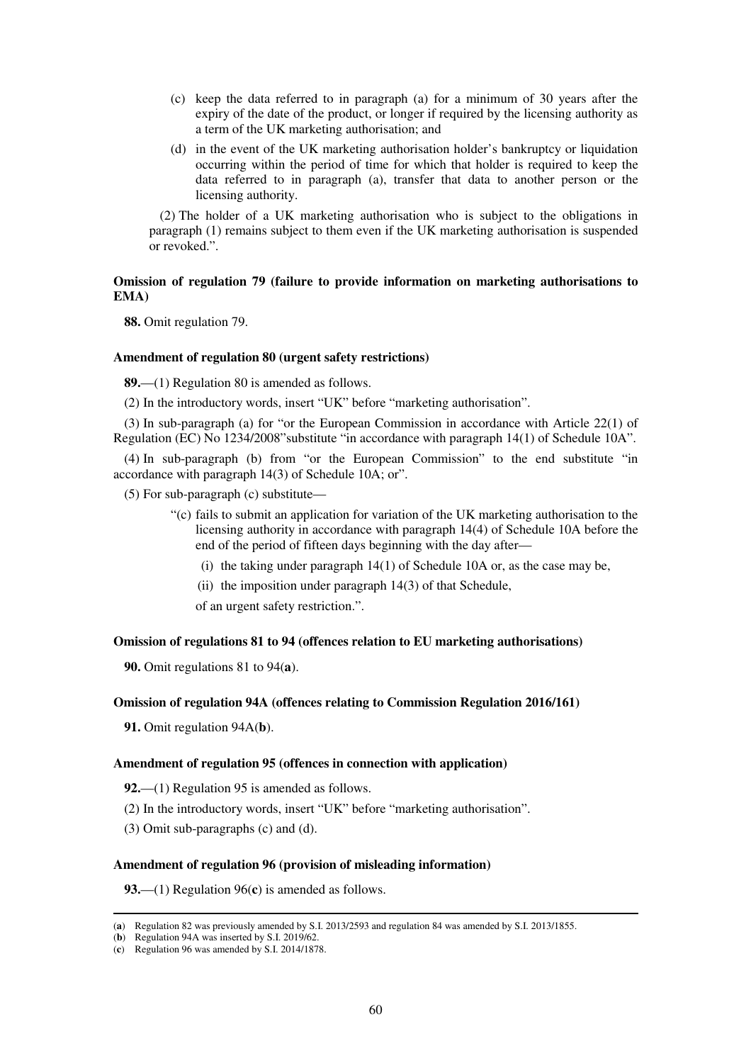(c) keep the data referred to in paragraph (a) for a minimum of 30 years after the expiry of the date of the product, or longer if required by the licensing authority as a term of the UK marketing authorisation; and

(d) in the event of the UK marketing authorisation holder's bankruptcy or liquidation occurring within the period of time for which that holder is required to keep the data referred to in paragraph (a), transfer that data to another person or the licensing authority.

(2) The holder of a UK marketing authorisation who is subject to the obligations in paragraph (1) remains subject to them even if the UK marketing authorisation is suspended or revoked.".

**Omission of regulation 79 (failure to provide information on marketing authorisations to EMA)**

**88.** Omit regulation 79.

**Amendment of regulation 80 (urgent safety restrictions)**

**89.**—(1) Regulation 80 is amended as follows.

(2) In the introductory words, insert "UK" before "marketing authorisation".

(3) In sub-paragraph (a) for "or the European Commission in accordance with Article 22(1) of Regulation (EC) No 1234/2008"substitute "in accordance with paragraph 14(1) of Schedule 10A".

(4) In sub-paragraph (b) from "or the European Commission" to the end substitute "in accordance with paragraph 14(3) of Schedule 10A; or".

(5) For sub-paragraph (c) substitute—

"(c) fails to submit an application for variation of the UK marketing authorisation to the licensing authority in accordance with paragraph 14(4) of Schedule 10A before the end of the period of fifteen days beginning with the day after—

(i) the taking under paragraph 14(1) of Schedule 10A or, as the case may be,

(ii) the imposition under paragraph 14(3) of that Schedule,

of an urgent safety restriction.".

**Omission of regulations 81 to 94 (offences relation to EU marketing authorisations)**

**90.** Omit regulations 81 to 94(**a**).

**Omission of regulation 94A (offences relating to Commission Regulation 2016/161)**

**91.** Omit regulation 94A(**b**).

**Amendment of regulation 95 (offences in connection with application)**

**92.**—(1) Regulation 95 is amended as follows.

(2) In the introductory words, insert "UK" before "marketing authorisation".

(3) Omit sub-paragraphs (c) and (d).

**Amendment of regulation 96 (provision of misleading information)**

**93.**—(1) Regulation 96(**c**) is amended as follows.

---

(**a**) Regulation 82 was previously amended by S.I. 2013/2593 and regulation 84 was amended by S.I. 2013/1855.

(**b**) Regulation 94A was inserted by S.I. 2019/62.

(**c**) Regulation 96 was amended by S.I. 2014/1878.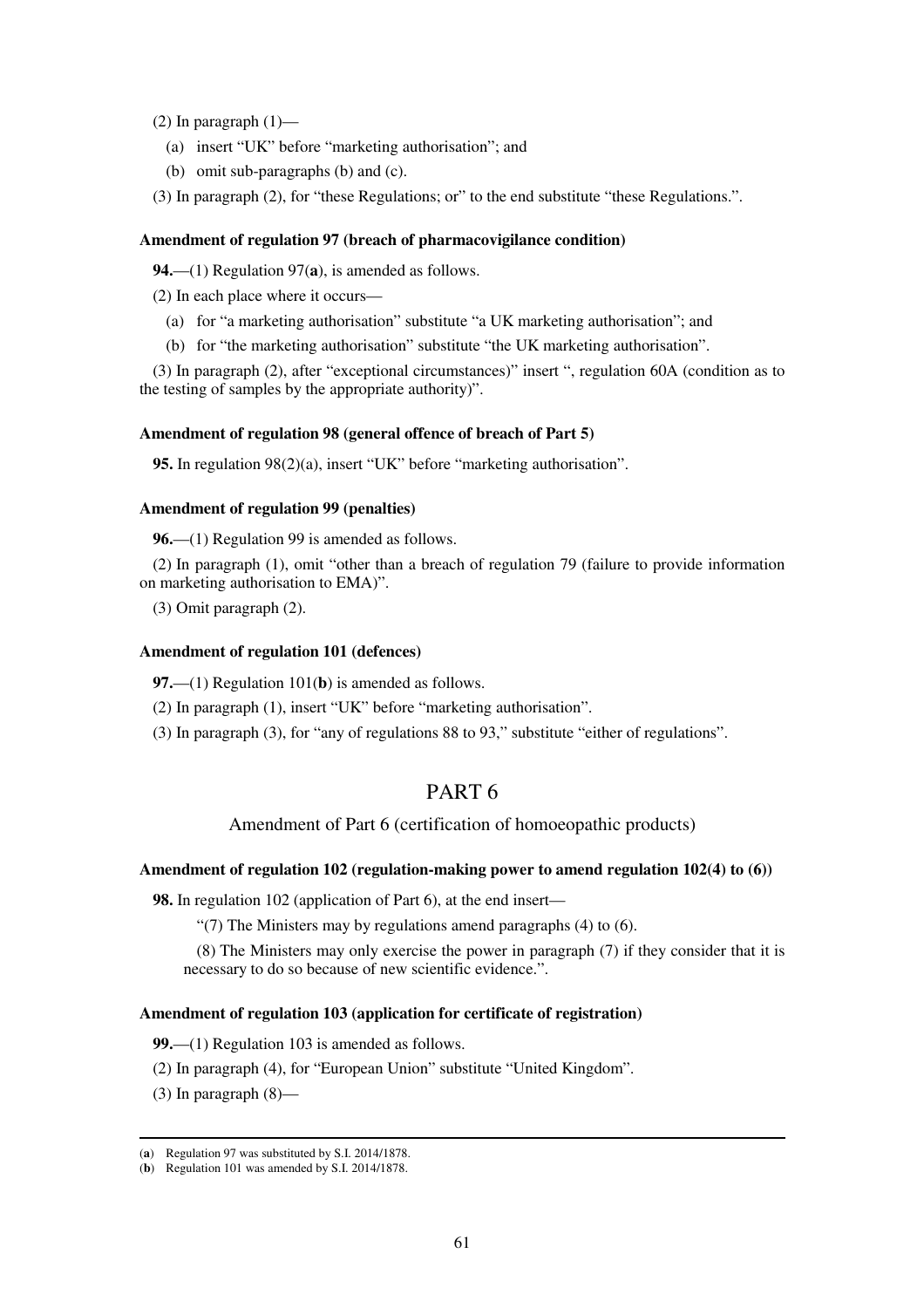(2) In paragraph (1)—

(a) insert "UK" before "marketing authorisation"; and

(b) omit sub-paragraphs (b) and (c).

(3) In paragraph (2), for "these Regulations; or" to the end substitute "these Regulations.".

**Amendment of regulation 97 (breach of pharmacovigilance condition)**

**94.**—(1) Regulation 97(**a**), is amended as follows.

(2) In each place where it occurs—

(a) for "a marketing authorisation" substitute "a UK marketing authorisation"; and

(b) for "the marketing authorisation" substitute "the UK marketing authorisation".

(3) In paragraph (2), after "exceptional circumstances)" insert ", regulation 60A (condition as to the testing of samples by the appropriate authority)".

**Amendment of regulation 98 (general offence of breach of Part 5)**

**95.** In regulation 98(2)(a), insert "UK" before "marketing authorisation".

**Amendment of regulation 99 (penalties)**

**96.**—(1) Regulation 99 is amended as follows.

(2) In paragraph (1), omit "other than a breach of regulation 79 (failure to provide information on marketing authorisation to EMA)".

(3) Omit paragraph (2).

**Amendment of regulation 101 (defences)**

**97.**—(1) Regulation 101(**b**) is amended as follows.

(2) In paragraph (1), insert "UK" before "marketing authorisation".

(3) In paragraph (3), for "any of regulations 88 to 93," substitute "either of regulations".

# PART 6

## Amendment of Part 6 (certification of homoeopathic products)

**Amendment of regulation 102 (regulation-making power to amend regulation 102(4) to (6))**

**98.** In regulation 102 (application of Part 6), at the end insert—

"(7) The Ministers may by regulations amend paragraphs (4) to (6).

(8) The Ministers may only exercise the power in paragraph (7) if they consider that it is necessary to do so because of new scientific evidence.".

**Amendment of regulation 103 (application for certificate of registration)**

**99.**—(1) Regulation 103 is amended as follows.

(2) In paragraph (4), for "European Union" substitute "United Kingdom".

(3) In paragraph (8)—

---

(**a**) Regulation 97 was substituted by S.I. 2014/1878.

(**b**) Regulation 101 was amended by S.I. 2014/1878.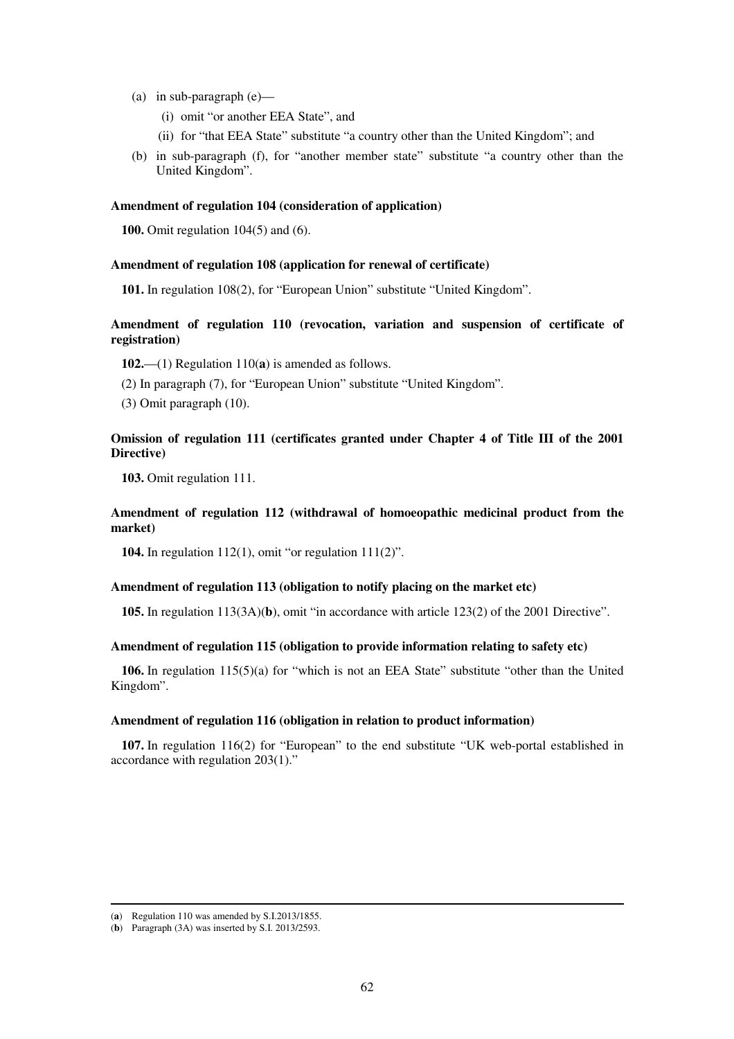(a) in sub-paragraph (e)—

(i) omit "or another EEA State", and

(ii) for "that EEA State" substitute "a country other than the United Kingdom"; and

(b) in sub-paragraph (f), for "another member state" substitute "a country other than the United Kingdom".

**Amendment of regulation 104 (consideration of application)**

**100.** Omit regulation 104(5) and (6).

**Amendment of regulation 108 (application for renewal of certificate)**

**101.** In regulation 108(2), for "European Union" substitute "United Kingdom".

**Amendment of regulation 110 (revocation, variation and suspension of certificate of registration)**

**102.**—(1) Regulation 110(**a**) is amended as follows.

(2) In paragraph (7), for "European Union" substitute "United Kingdom".

(3) Omit paragraph (10).

**Omission of regulation 111 (certificates granted under Chapter 4 of Title III of the 2001 Directive)**

**103.** Omit regulation 111.

**Amendment of regulation 112 (withdrawal of homoeopathic medicinal product from the market)**

**104.** In regulation 112(1), omit "or regulation 111(2)".

**Amendment of regulation 113 (obligation to notify placing on the market etc)**

**105.** In regulation 113(3A)(**b**), omit "in accordance with article 123(2) of the 2001 Directive".

**Amendment of regulation 115 (obligation to provide information relating to safety etc)**

**106.** In regulation 115(5)(a) for "which is not an EEA State" substitute "other than the United Kingdom".

**Amendment of regulation 116 (obligation in relation to product information)**

**107.** In regulation 116(2) for "European" to the end substitute "UK web-portal established in accordance with regulation 203(1)."

---

(**a**) Regulation 110 was amended by S.I.2013/1855.

(**b**) Paragraph (3A) was inserted by S.I. 2013/2593.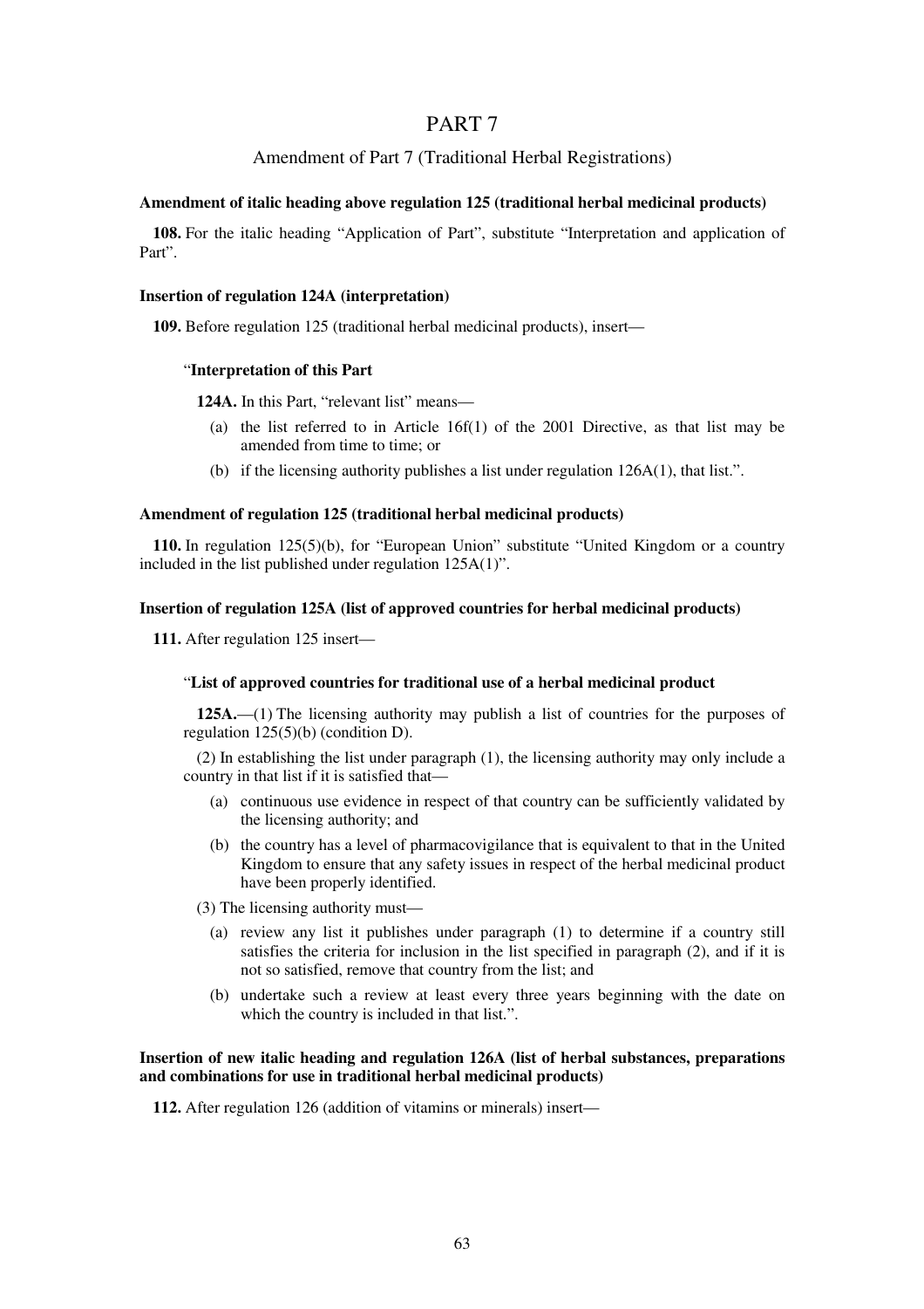# PART 7

## Amendment of Part 7 (Traditional Herbal Registrations)

**Amendment of italic heading above regulation 125 (traditional herbal medicinal products)**

**108.** For the italic heading "Application of Part", substitute "Interpretation and application of Part".

**Insertion of regulation 124A (interpretation)**

**109.** Before regulation 125 (traditional herbal medicinal products), insert—

"**Interpretation of this Part**

**124A.** In this Part, "relevant list" means—

(a) the list referred to in Article 16f(1) of the 2001 Directive, as that list may be amended from time to time; or

(b) if the licensing authority publishes a list under regulation 126A(1), that list.".

**Amendment of regulation 125 (traditional herbal medicinal products)**

**110.** In regulation 125(5)(b), for "European Union" substitute "United Kingdom or a country included in the list published under regulation 125A(1)".

**Insertion of regulation 125A (list of approved countries for herbal medicinal products)**

**111.** After regulation 125 insert—

"**List of approved countries for traditional use of a herbal medicinal product**

**125A.**—(1) The licensing authority may publish a list of countries for the purposes of regulation 125(5)(b) (condition D).

(2) In establishing the list under paragraph (1), the licensing authority may only include a country in that list if it is satisfied that—

(a) continuous use evidence in respect of that country can be sufficiently validated by the licensing authority; and

(b) the country has a level of pharmacovigilance that is equivalent to that in the United Kingdom to ensure that any safety issues in respect of the herbal medicinal product have been properly identified.

(3) The licensing authority must—

(a) review any list it publishes under paragraph (1) to determine if a country still satisfies the criteria for inclusion in the list specified in paragraph (2), and if it is not so satisfied, remove that country from the list; and

(b) undertake such a review at least every three years beginning with the date on which the country is included in that list.".

**Insertion of new italic heading and regulation 126A (list of herbal substances, preparations and combinations for use in traditional herbal medicinal products)**

**112.** After regulation 126 (addition of vitamins or minerals) insert—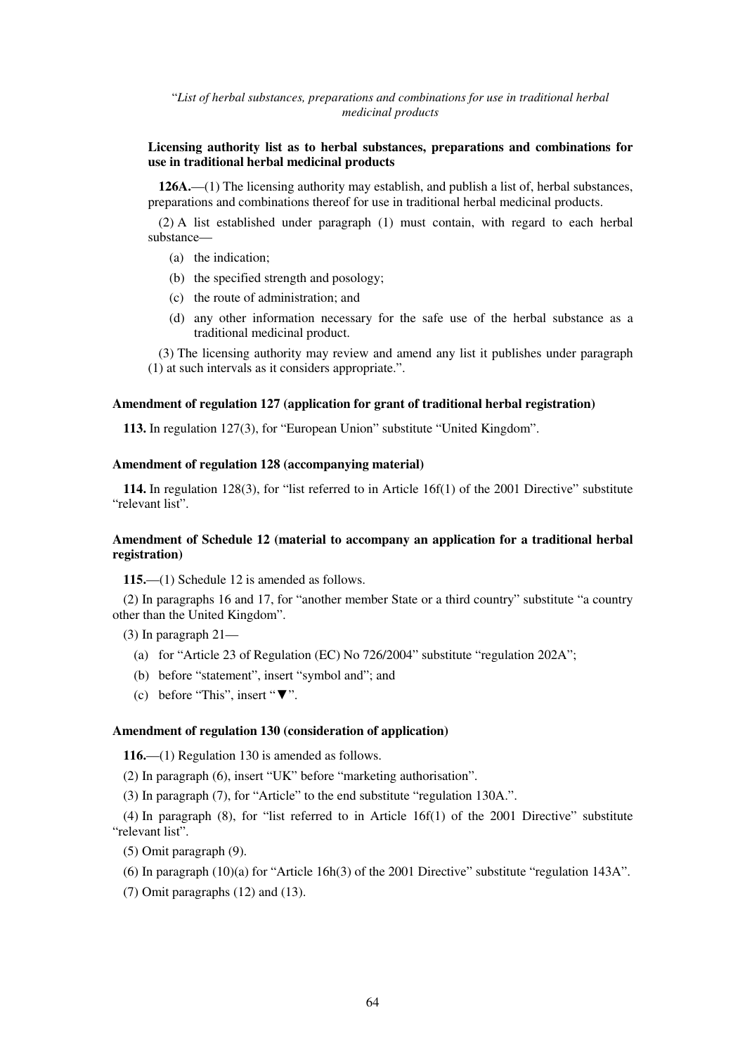"*List of herbal substances, preparations and combinations for use in traditional herbal medicinal products*

**Licensing authority list as to herbal substances, preparations and combinations for use in traditional herbal medicinal products**

**126A.**—(1) The licensing authority may establish, and publish a list of, herbal substances, preparations and combinations thereof for use in traditional herbal medicinal products.

(2) A list established under paragraph (1) must contain, with regard to each herbal substance—

(a) the indication;

(b) the specified strength and posology;

(c) the route of administration; and

(d) any other information necessary for the safe use of the herbal substance as a traditional medicinal product.

(3) The licensing authority may review and amend any list it publishes under paragraph (1) at such intervals as it considers appropriate.".

### Amendment of regulation 127 (application for grant of traditional herbal registration)

**113.** In regulation 127(3), for "European Union" substitute "United Kingdom".

### Amendment of regulation 128 (accompanying material)

**114.** In regulation 128(3), for "list referred to in Article 16f(1) of the 2001 Directive" substitute "relevant list".

### Amendment of Schedule 12 (material to accompany an application for a traditional herbal registration)

**115.**—(1) Schedule 12 is amended as follows.

(2) In paragraphs 16 and 17, for "another member State or a third country" substitute "a country other than the United Kingdom".

(3) In paragraph 21—

(a) for "Article 23 of Regulation (EC) No 726/2004" substitute "regulation 202A";

(b) before "statement", insert "symbol and"; and

(c) before "This", insert "▼".

### Amendment of regulation 130 (consideration of application)

**116.**—(1) Regulation 130 is amended as follows.

(2) In paragraph (6), insert "UK" before "marketing authorisation".

(3) In paragraph (7), for "Article" to the end substitute "regulation 130A.".

(4) In paragraph (8), for "list referred to in Article 16f(1) of the 2001 Directive" substitute "relevant list".

(5) Omit paragraph (9).

(6) In paragraph (10)(a) for "Article 16h(3) of the 2001 Directive" substitute "regulation 143A".

(7) Omit paragraphs (12) and (13).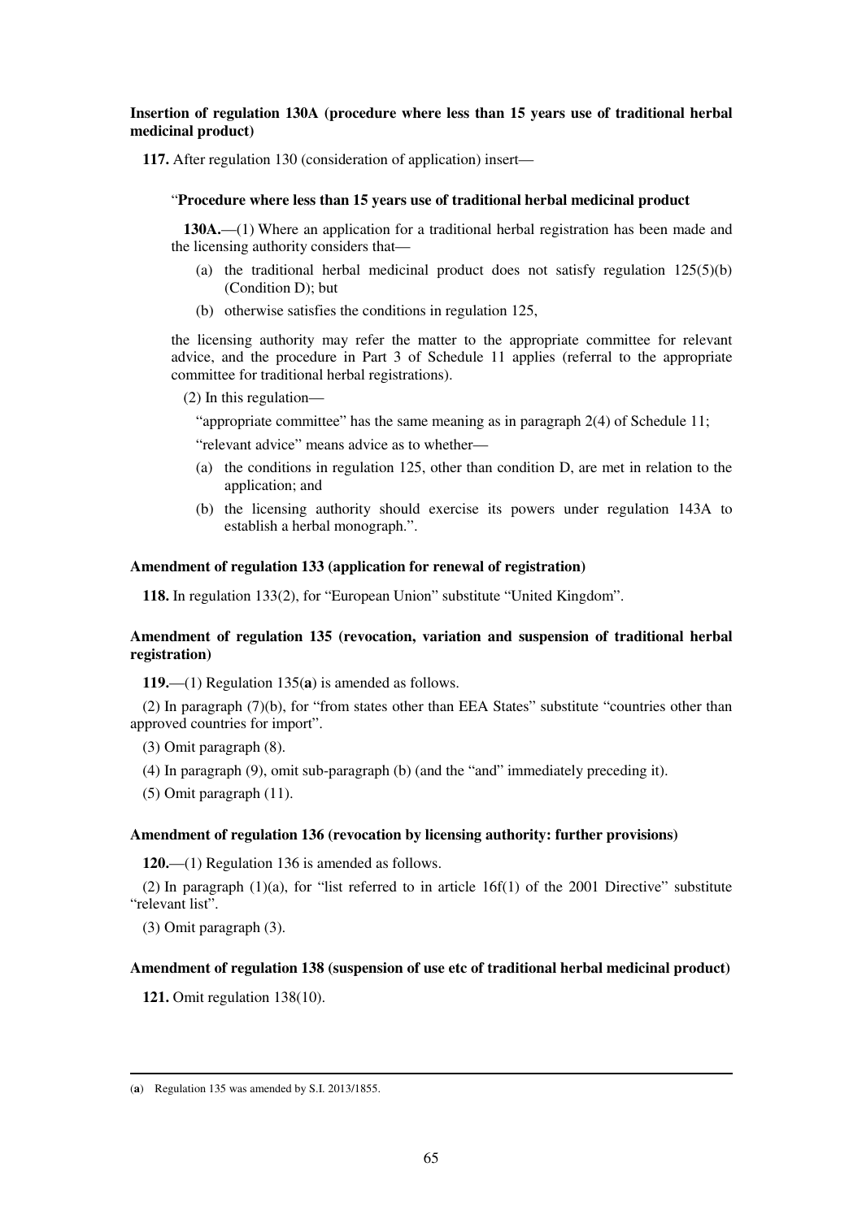**Insertion of regulation 130A (procedure where less than 15 years use of traditional herbal medicinal product)**

**117.** After regulation 130 (consideration of application) insert—

"**Procedure where less than 15 years use of traditional herbal medicinal product**

**130A.**—(1) Where an application for a traditional herbal registration has been made and the licensing authority considers that—

(a) the traditional herbal medicinal product does not satisfy regulation 125(5)(b) (Condition D); but

(b) otherwise satisfies the conditions in regulation 125,

the licensing authority may refer the matter to the appropriate committee for relevant advice, and the procedure in Part 3 of Schedule 11 applies (referral to the appropriate committee for traditional herbal registrations).

(2) In this regulation—

"appropriate committee" has the same meaning as in paragraph 2(4) of Schedule 11;

"relevant advice" means advice as to whether—

(a) the conditions in regulation 125, other than condition D, are met in relation to the application; and

(b) the licensing authority should exercise its powers under regulation 143A to establish a herbal monograph.".

**Amendment of regulation 133 (application for renewal of registration)**

**118.** In regulation 133(2), for "European Union" substitute "United Kingdom".

**Amendment of regulation 135 (revocation, variation and suspension of traditional herbal registration)**

**119.**—(1) Regulation 135(**a**) is amended as follows.

(2) In paragraph (7)(b), for "from states other than EEA States" substitute "countries other than approved countries for import".

(3) Omit paragraph (8).

(4) In paragraph (9), omit sub-paragraph (b) (and the "and" immediately preceding it).

(5) Omit paragraph (11).

**Amendment of regulation 136 (revocation by licensing authority: further provisions)**

**120.**—(1) Regulation 136 is amended as follows.

(2) In paragraph (1)(a), for "list referred to in article 16f(1) of the 2001 Directive" substitute "relevant list".

(3) Omit paragraph (3).

**Amendment of regulation 138 (suspension of use etc of traditional herbal medicinal product)**

**121.** Omit regulation 138(10).

---

(**a**) Regulation 135 was amended by S.I. 2013/1855.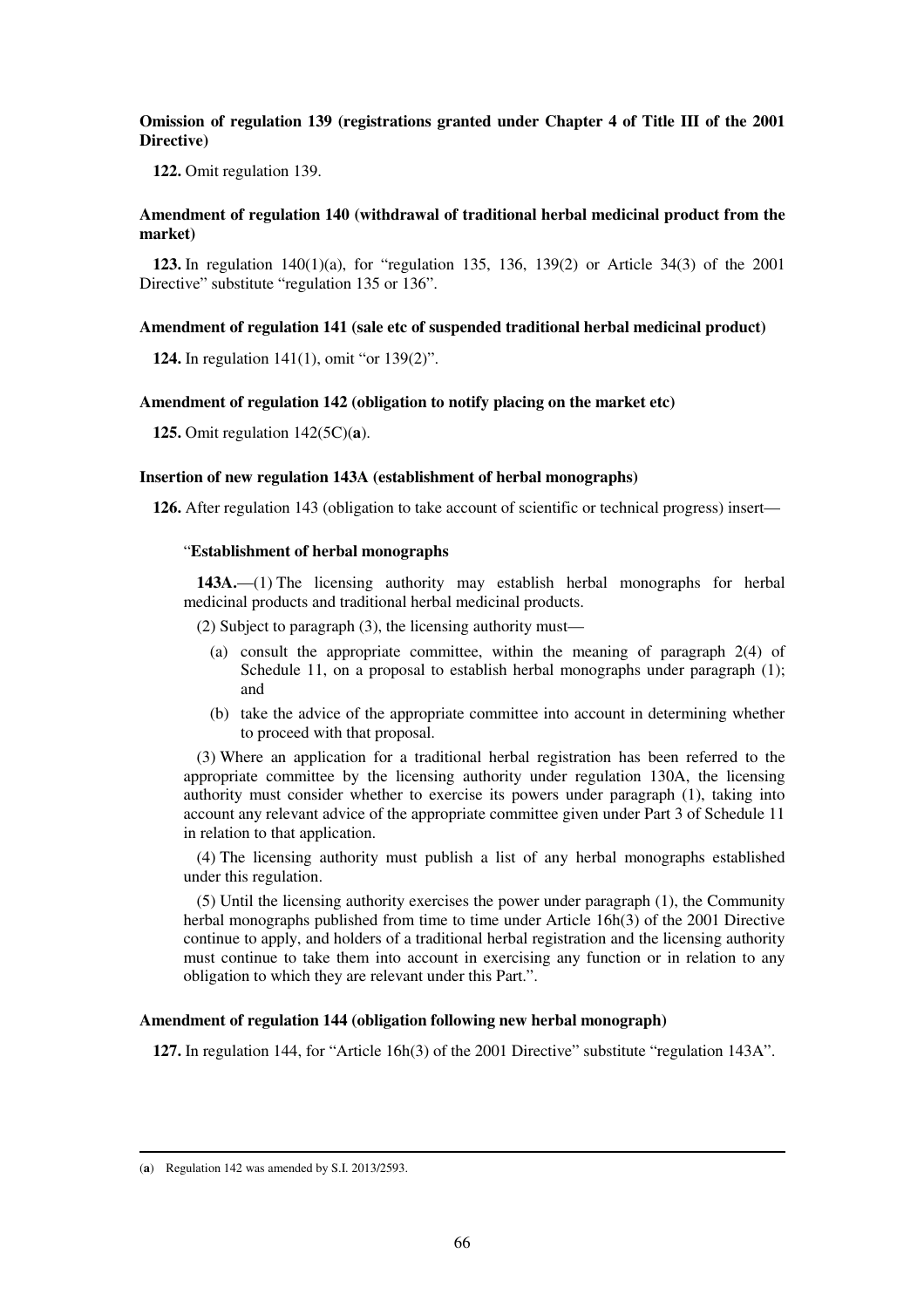**Omission of regulation 139 (registrations granted under Chapter 4 of Title III of the 2001 Directive)**

**122.** Omit regulation 139.

**Amendment of regulation 140 (withdrawal of traditional herbal medicinal product from the market)**

**123.** In regulation 140(1)(a), for "regulation 135, 136, 139(2) or Article 34(3) of the 2001 Directive" substitute "regulation 135 or 136".

**Amendment of regulation 141 (sale etc of suspended traditional herbal medicinal product)**

**124.** In regulation 141(1), omit "or 139(2)".

**Amendment of regulation 142 (obligation to notify placing on the market etc)**

**125.** Omit regulation 142(5C)(**a**).

**Insertion of new regulation 143A (establishment of herbal monographs)**

**126.** After regulation 143 (obligation to take account of scientific or technical progress) insert—

"**Establishment of herbal monographs**

**143A.**—(1) The licensing authority may establish herbal monographs for herbal medicinal products and traditional herbal medicinal products.

(2) Subject to paragraph (3), the licensing authority must—

(a) consult the appropriate committee, within the meaning of paragraph 2(4) of Schedule 11, on a proposal to establish herbal monographs under paragraph (1); and

(b) take the advice of the appropriate committee into account in determining whether to proceed with that proposal.

(3) Where an application for a traditional herbal registration has been referred to the appropriate committee by the licensing authority under regulation 130A, the licensing authority must consider whether to exercise its powers under paragraph (1), taking into account any relevant advice of the appropriate committee given under Part 3 of Schedule 11 in relation to that application.

(4) The licensing authority must publish a list of any herbal monographs established under this regulation.

(5) Until the licensing authority exercises the power under paragraph (1), the Community herbal monographs published from time to time under Article 16h(3) of the 2001 Directive continue to apply, and holders of a traditional herbal registration and the licensing authority must continue to take them into account in exercising any function or in relation to any obligation to which they are relevant under this Part.".

**Amendment of regulation 144 (obligation following new herbal monograph)**

**127.** In regulation 144, for "Article 16h(3) of the 2001 Directive" substitute "regulation 143A".

---

(**a**) Regulation 142 was amended by S.I. 2013/2593.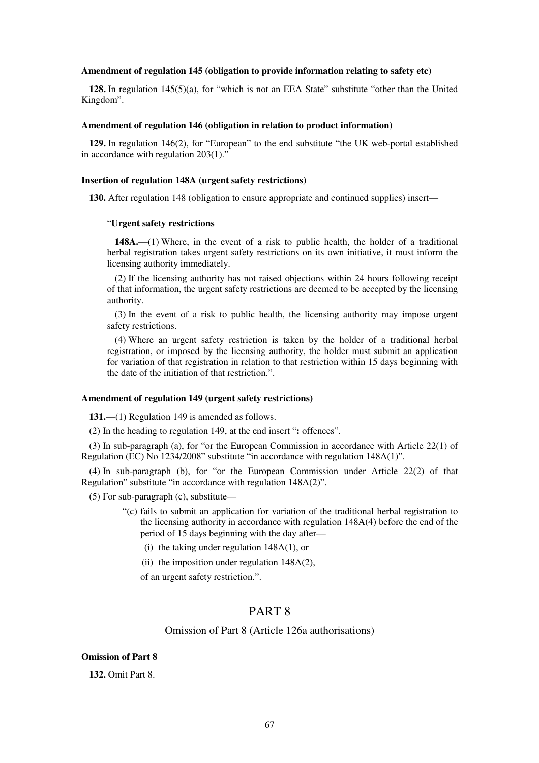**Amendment of regulation 145 (obligation to provide information relating to safety etc)**

**128.** In regulation 145(5)(a), for "which is not an EEA State" substitute "other than the United Kingdom".

**Amendment of regulation 146 (obligation in relation to product information)**

**129.** In regulation 146(2), for "European" to the end substitute "the UK web-portal established in accordance with regulation 203(1)."

**Insertion of regulation 148A (urgent safety restrictions)**

**130.** After regulation 148 (obligation to ensure appropriate and continued supplies) insert—

"**Urgent safety restrictions**

**148A.**—(1) Where, in the event of a risk to public health, the holder of a traditional herbal registration takes urgent safety restrictions on its own initiative, it must inform the licensing authority immediately.

(2) If the licensing authority has not raised objections within 24 hours following receipt of that information, the urgent safety restrictions are deemed to be accepted by the licensing authority.

(3) In the event of a risk to public health, the licensing authority may impose urgent safety restrictions.

(4) Where an urgent safety restriction is taken by the holder of a traditional herbal registration, or imposed by the licensing authority, the holder must submit an application for variation of that registration in relation to that restriction within 15 days beginning with the date of the initiation of that restriction.".

**Amendment of regulation 149 (urgent safety restrictions)**

**131.**—(1) Regulation 149 is amended as follows.

(2) In the heading to regulation 149, at the end insert "**:** offences".

(3) In sub-paragraph (a), for "or the European Commission in accordance with Article 22(1) of Regulation (EC) No 1234/2008" substitute "in accordance with regulation 148A(1)".

(4) In sub-paragraph (b), for "or the European Commission under Article 22(2) of that Regulation" substitute "in accordance with regulation 148A(2)".

(5) For sub-paragraph (c), substitute—

"(c) fails to submit an application for variation of the traditional herbal registration to the licensing authority in accordance with regulation 148A(4) before the end of the period of 15 days beginning with the day after—

(i) the taking under regulation 148A(1), or

(ii) the imposition under regulation 148A(2),

of an urgent safety restriction.".

# PART 8

## Omission of Part 8 (Article 126a authorisations)

**Omission of Part 8**

**132.** Omit Part 8.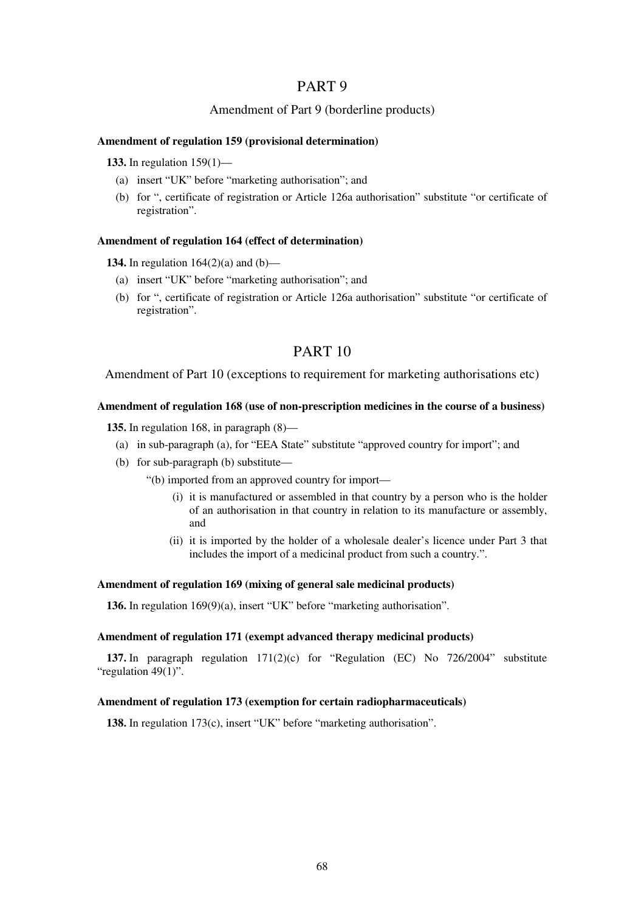# PART 9

## Amendment of Part 9 (borderline products)

### Amendment of regulation 159 (provisional determination)

**133.** In regulation 159(1)—

(a) insert "UK" before "marketing authorisation"; and

(b) for ", certificate of registration or Article 126a authorisation" substitute "or certificate of registration".

### Amendment of regulation 164 (effect of determination)

**134.** In regulation 164(2)(a) and (b)—

(a) insert "UK" before "marketing authorisation"; and

(b) for ", certificate of registration or Article 126a authorisation" substitute "or certificate of registration".

# PART 10

## Amendment of Part 10 (exceptions to requirement for marketing authorisations etc)

### Amendment of regulation 168 (use of non-prescription medicines in the course of a business)

**135.** In regulation 168, in paragraph (8)—

(a) in sub-paragraph (a), for "EEA State" substitute "approved country for import"; and

(b) for sub-paragraph (b) substitute—

"(b) imported from an approved country for import—

(i) it is manufactured or assembled in that country by a person who is the holder of an authorisation in that country in relation to its manufacture or assembly, and

(ii) it is imported by the holder of a wholesale dealer's licence under Part 3 that includes the import of a medicinal product from such a country.".

### Amendment of regulation 169 (mixing of general sale medicinal products)

**136.** In regulation 169(9)(a), insert "UK" before "marketing authorisation".

### Amendment of regulation 171 (exempt advanced therapy medicinal products)

**137.** In paragraph regulation 171(2)(c) for "Regulation (EC) No 726/2004" substitute "regulation 49(1)".

### Amendment of regulation 173 (exemption for certain radiopharmaceuticals)

**138.** In regulation 173(c), insert "UK" before "marketing authorisation".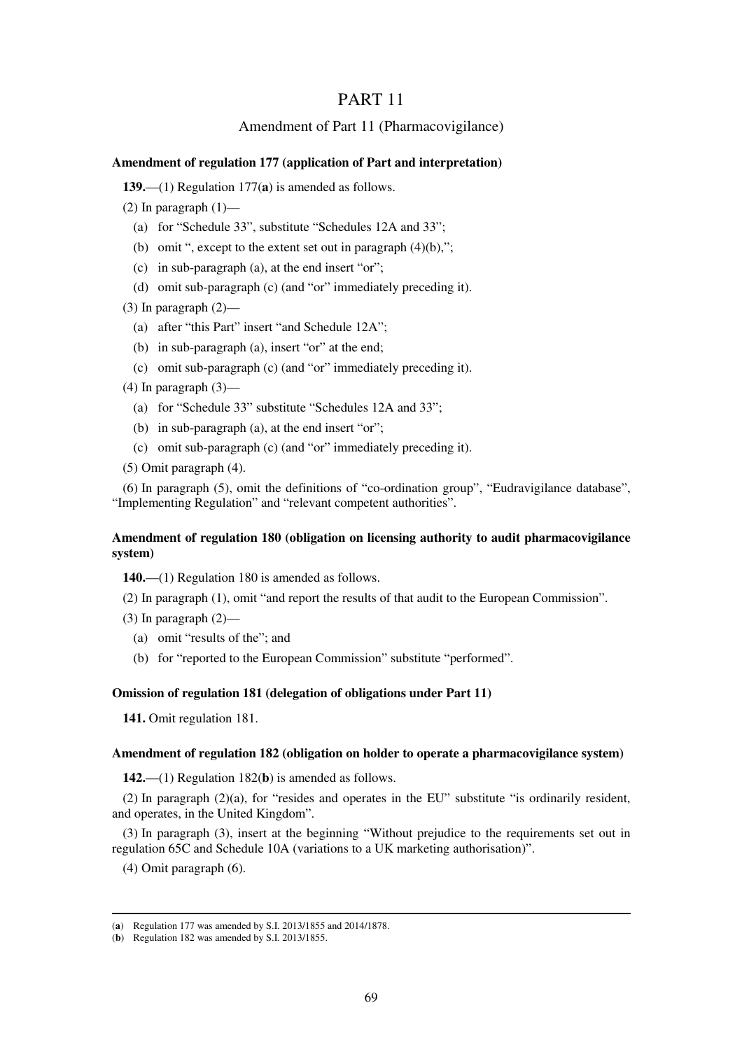# PART 11

## Amendment of Part 11 (Pharmacovigilance)

### Amendment of regulation 177 (application of Part and interpretation)

**139.**—(1) Regulation 177(**a**) is amended as follows.

(2) In paragraph (1)—

(a) for "Schedule 33", substitute "Schedules 12A and 33";

(b) omit ", except to the extent set out in paragraph (4)(b),";

(c) in sub-paragraph (a), at the end insert "or";

(d) omit sub-paragraph (c) (and "or" immediately preceding it).

(3) In paragraph (2)—

(a) after "this Part" insert "and Schedule 12A";

(b) in sub-paragraph (a), insert "or" at the end;

(c) omit sub-paragraph (c) (and "or" immediately preceding it).

(4) In paragraph (3)—

(a) for "Schedule 33" substitute "Schedules 12A and 33";

(b) in sub-paragraph (a), at the end insert "or";

(c) omit sub-paragraph (c) (and "or" immediately preceding it).

(5) Omit paragraph (4).

(6) In paragraph (5), omit the definitions of "co-ordination group", "Eudravigilance database", "Implementing Regulation" and "relevant competent authorities".

### Amendment of regulation 180 (obligation on licensing authority to audit pharmacovigilance system)

**140.**—(1) Regulation 180 is amended as follows.

(2) In paragraph (1), omit "and report the results of that audit to the European Commission".

(3) In paragraph (2)—

(a) omit "results of the"; and

(b) for "reported to the European Commission" substitute "performed".

### Omission of regulation 181 (delegation of obligations under Part 11)

**141.** Omit regulation 181.

### Amendment of regulation 182 (obligation on holder to operate a pharmacovigilance system)

**142.**—(1) Regulation 182(**b**) is amended as follows.

(2) In paragraph (2)(a), for "resides and operates in the EU" substitute "is ordinarily resident, and operates, in the United Kingdom".

(3) In paragraph (3), insert at the beginning "Without prejudice to the requirements set out in regulation 65C and Schedule 10A (variations to a UK marketing authorisation)".

(4) Omit paragraph (6).

---

(**a**) Regulation 177 was amended by S.I. 2013/1855 and 2014/1878.

(**b**) Regulation 182 was amended by S.I. 2013/1855.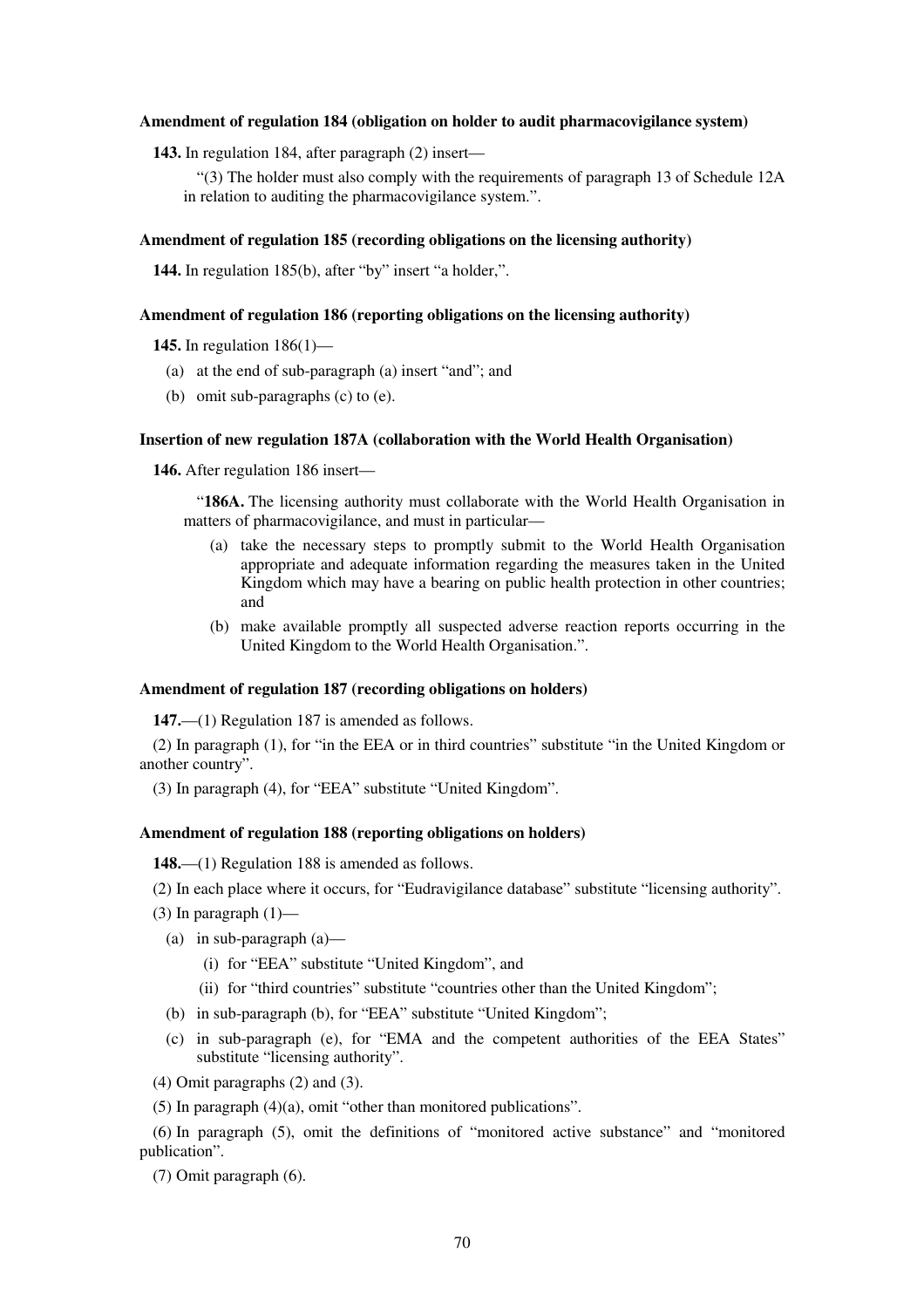**Amendment of regulation 184 (obligation on holder to audit pharmacovigilance system)**

**143.** In regulation 184, after paragraph (2) insert—

> "(3) The holder must also comply with the requirements of paragraph 13 of Schedule 12A in relation to auditing the pharmacovigilance system.".

**Amendment of regulation 185 (recording obligations on the licensing authority)**

**144.** In regulation 185(b), after "by" insert "a holder,".

**Amendment of regulation 186 (reporting obligations on the licensing authority)**

**145.** In regulation 186(1)—

(a) at the end of sub-paragraph (a) insert "and"; and

(b) omit sub-paragraphs (c) to (e).

**Insertion of new regulation 187A (collaboration with the World Health Organisation)**

**146.** After regulation 186 insert—

> "**186A.** The licensing authority must collaborate with the World Health Organisation in matters of pharmacovigilance, and must in particular—
>
> (a) take the necessary steps to promptly submit to the World Health Organisation appropriate and adequate information regarding the measures taken in the United Kingdom which may have a bearing on public health protection in other countries; and
>
> (b) make available promptly all suspected adverse reaction reports occurring in the United Kingdom to the World Health Organisation.".

**Amendment of regulation 187 (recording obligations on holders)**

**147.**—(1) Regulation 187 is amended as follows.

(2) In paragraph (1), for "in the EEA or in third countries" substitute "in the United Kingdom or another country".

(3) In paragraph (4), for "EEA" substitute "United Kingdom".

**Amendment of regulation 188 (reporting obligations on holders)**

**148.**—(1) Regulation 188 is amended as follows.

(2) In each place where it occurs, for "Eudravigilance database" substitute "licensing authority".

(3) In paragraph (1)—

(a) in sub-paragraph (a)—

(i) for "EEA" substitute "United Kingdom", and

(ii) for "third countries" substitute "countries other than the United Kingdom";

(b) in sub-paragraph (b), for "EEA" substitute "United Kingdom";

(c) in sub-paragraph (e), for "EMA and the competent authorities of the EEA States" substitute "licensing authority".

(4) Omit paragraphs (2) and (3).

(5) In paragraph (4)(a), omit "other than monitored publications".

(6) In paragraph (5), omit the definitions of "monitored active substance" and "monitored publication".

(7) Omit paragraph (6).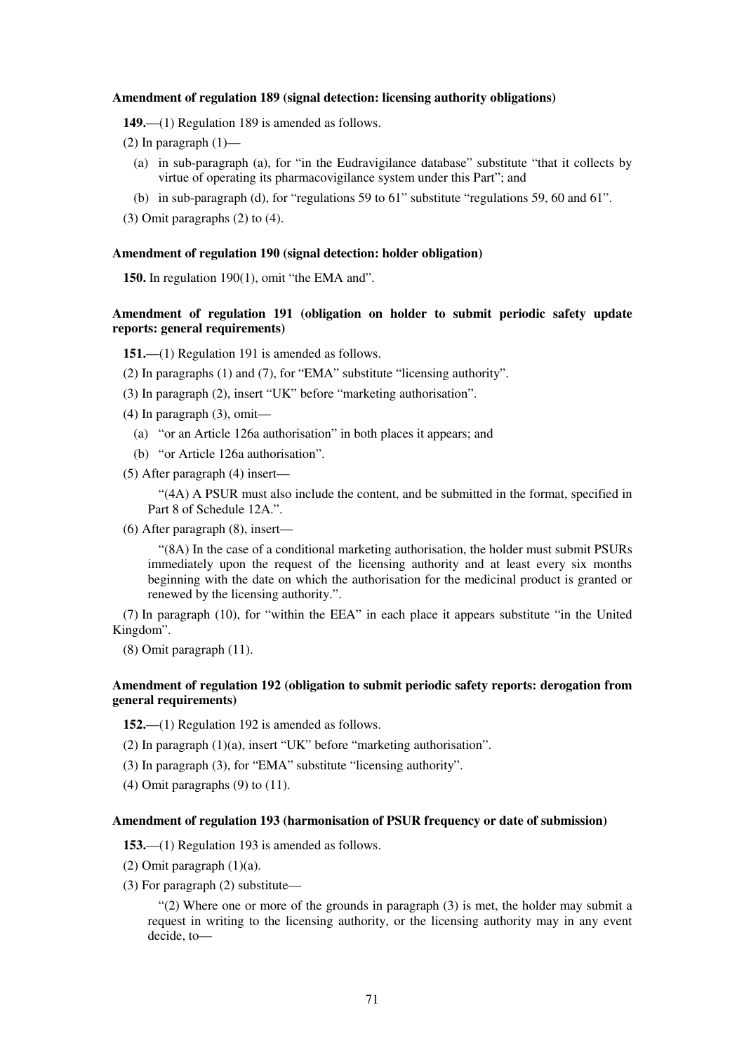**Amendment of regulation 189 (signal detection: licensing authority obligations)**

**149.**—(1) Regulation 189 is amended as follows.

(2) In paragraph (1)—

(a) in sub-paragraph (a), for "in the Eudravigilance database" substitute "that it collects by virtue of operating its pharmacovigilance system under this Part"; and

(b) in sub-paragraph (d), for "regulations 59 to 61" substitute "regulations 59, 60 and 61".

(3) Omit paragraphs (2) to (4).

**Amendment of regulation 190 (signal detection: holder obligation)**

**150.** In regulation 190(1), omit "the EMA and".

**Amendment of regulation 191 (obligation on holder to submit periodic safety update reports: general requirements)**

**151.**—(1) Regulation 191 is amended as follows.

(2) In paragraphs (1) and (7), for "EMA" substitute "licensing authority".

(3) In paragraph (2), insert "UK" before "marketing authorisation".

(4) In paragraph (3), omit—

(a) "or an Article 126a authorisation" in both places it appears; and

(b) "or Article 126a authorisation".

(5) After paragraph (4) insert—

"(4A) A PSUR must also include the content, and be submitted in the format, specified in Part 8 of Schedule 12A.".

(6) After paragraph (8), insert—

"(8A) In the case of a conditional marketing authorisation, the holder must submit PSURs immediately upon the request of the licensing authority and at least every six months beginning with the date on which the authorisation for the medicinal product is granted or renewed by the licensing authority.".

(7) In paragraph (10), for "within the EEA" in each place it appears substitute "in the United Kingdom".

(8) Omit paragraph (11).

**Amendment of regulation 192 (obligation to submit periodic safety reports: derogation from general requirements)**

**152.**—(1) Regulation 192 is amended as follows.

(2) In paragraph (1)(a), insert "UK" before "marketing authorisation".

(3) In paragraph (3), for "EMA" substitute "licensing authority".

(4) Omit paragraphs (9) to (11).

**Amendment of regulation 193 (harmonisation of PSUR frequency or date of submission)**

**153.**—(1) Regulation 193 is amended as follows.

(2) Omit paragraph (1)(a).

(3) For paragraph (2) substitute—

"(2) Where one or more of the grounds in paragraph (3) is met, the holder may submit a request in writing to the licensing authority, or the licensing authority may in any event decide, to—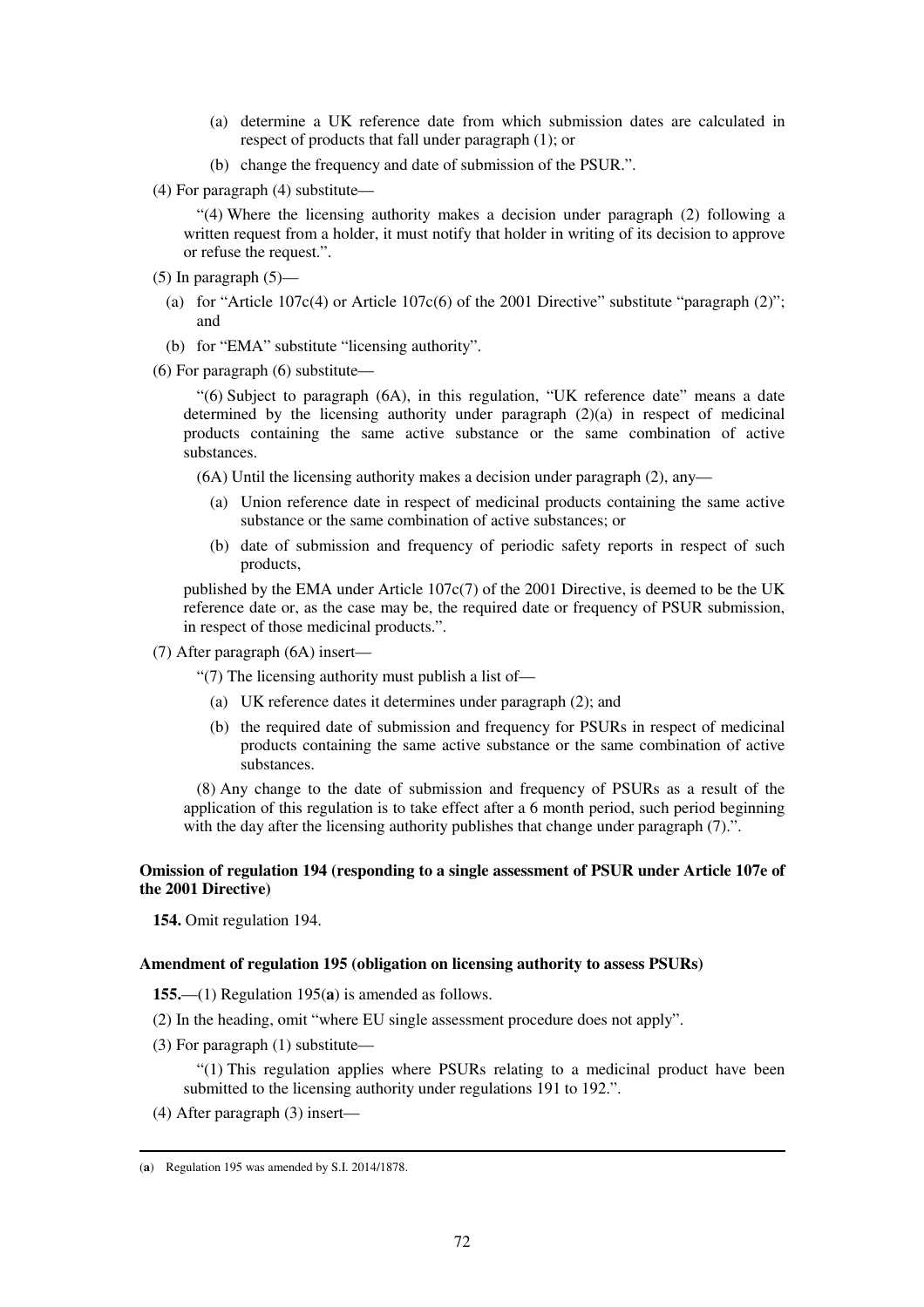(a) determine a UK reference date from which submission dates are calculated in respect of products that fall under paragraph (1); or

(b) change the frequency and date of submission of the PSUR.".

(4) For paragraph (4) substitute—

"(4) Where the licensing authority makes a decision under paragraph (2) following a written request from a holder, it must notify that holder in writing of its decision to approve or refuse the request.".

(5) In paragraph (5)—

(a) for "Article 107c(4) or Article 107c(6) of the 2001 Directive" substitute "paragraph (2)"; and

(b) for "EMA" substitute "licensing authority".

(6) For paragraph (6) substitute—

"(6) Subject to paragraph (6A), in this regulation, "UK reference date" means a date determined by the licensing authority under paragraph (2)(a) in respect of medicinal products containing the same active substance or the same combination of active substances.

(6A) Until the licensing authority makes a decision under paragraph (2), any—

(a) Union reference date in respect of medicinal products containing the same active substance or the same combination of active substances; or

(b) date of submission and frequency of periodic safety reports in respect of such products,

published by the EMA under Article 107c(7) of the 2001 Directive, is deemed to be the UK reference date or, as the case may be, the required date or frequency of PSUR submission, in respect of those medicinal products.".

(7) After paragraph (6A) insert—

"(7) The licensing authority must publish a list of—

(a) UK reference dates it determines under paragraph (2); and

(b) the required date of submission and frequency for PSURs in respect of medicinal products containing the same active substance or the same combination of active substances.

(8) Any change to the date of submission and frequency of PSURs as a result of the application of this regulation is to take effect after a 6 month period, such period beginning with the day after the licensing authority publishes that change under paragraph (7).".

**Omission of regulation 194 (responding to a single assessment of PSUR under Article 107e of the 2001 Directive)**

**154.** Omit regulation 194.

**Amendment of regulation 195 (obligation on licensing authority to assess PSURs)**

**155.**—(1) Regulation 195(**a**) is amended as follows.

(2) In the heading, omit "where EU single assessment procedure does not apply".

(3) For paragraph (1) substitute—

"(1) This regulation applies where PSURs relating to a medicinal product have been submitted to the licensing authority under regulations 191 to 192.".

(4) After paragraph (3) insert—

(**a**) Regulation 195 was amended by S.I. 2014/1878.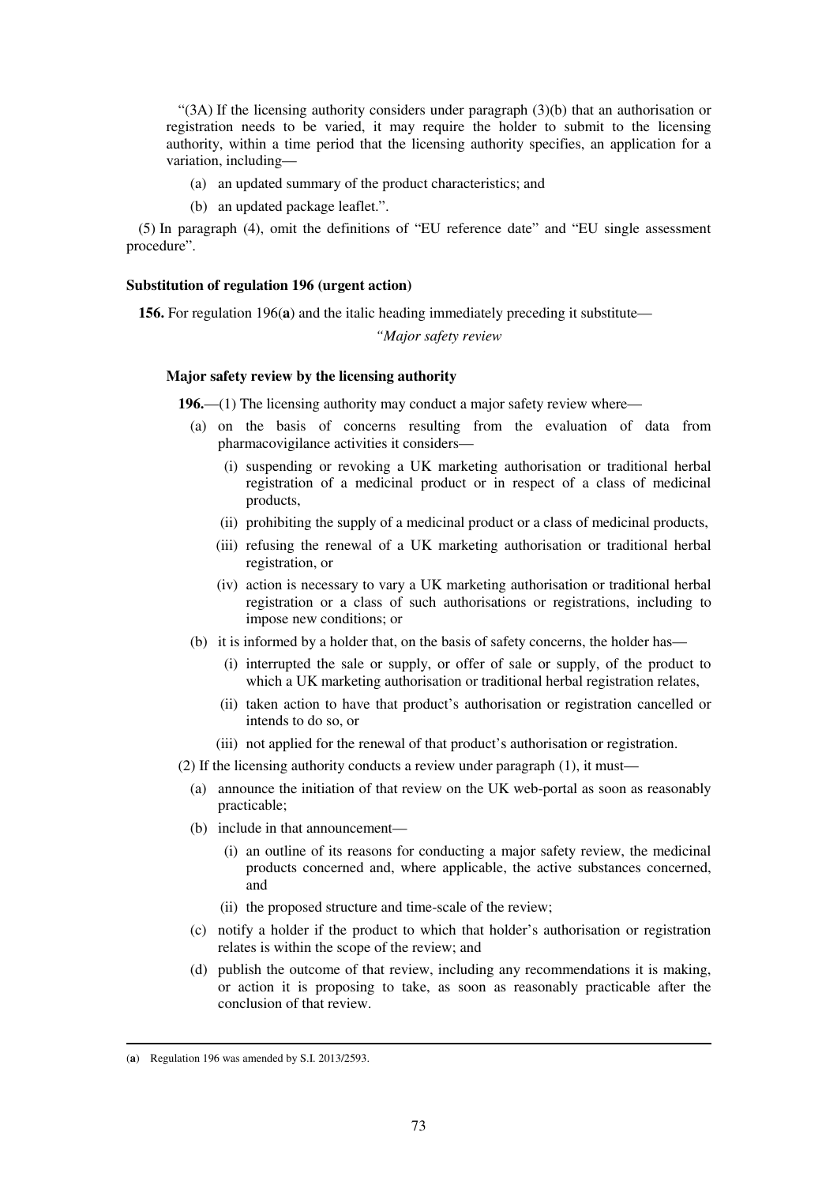"(3A) If the licensing authority considers under paragraph (3)(b) that an authorisation or registration needs to be varied, it may require the holder to submit to the licensing authority, within a time period that the licensing authority specifies, an application for a variation, including—

(a) an updated summary of the product characteristics; and

(b) an updated package leaflet.".

(5) In paragraph (4), omit the definitions of "EU reference date" and "EU single assessment procedure".

**Substitution of regulation 196 (urgent action)**

**156.** For regulation 196(**a**) and the italic heading immediately preceding it substitute—

*"Major safety review*

**Major safety review by the licensing authority**

**196.**—(1) The licensing authority may conduct a major safety review where—

(a) on the basis of concerns resulting from the evaluation of data from pharmacovigilance activities it considers—

(i) suspending or revoking a UK marketing authorisation or traditional herbal registration of a medicinal product or in respect of a class of medicinal products,

(ii) prohibiting the supply of a medicinal product or a class of medicinal products,

(iii) refusing the renewal of a UK marketing authorisation or traditional herbal registration, or

(iv) action is necessary to vary a UK marketing authorisation or traditional herbal registration or a class of such authorisations or registrations, including to impose new conditions; or

(b) it is informed by a holder that, on the basis of safety concerns, the holder has—

(i) interrupted the sale or supply, or offer of sale or supply, of the product to which a UK marketing authorisation or traditional herbal registration relates,

(ii) taken action to have that product's authorisation or registration cancelled or intends to do so, or

(iii) not applied for the renewal of that product's authorisation or registration.

(2) If the licensing authority conducts a review under paragraph (1), it must—

(a) announce the initiation of that review on the UK web-portal as soon as reasonably practicable;

(b) include in that announcement—

(i) an outline of its reasons for conducting a major safety review, the medicinal products concerned and, where applicable, the active substances concerned, and

(ii) the proposed structure and time-scale of the review;

(c) notify a holder if the product to which that holder's authorisation or registration relates is within the scope of the review; and

(d) publish the outcome of that review, including any recommendations it is making, or action it is proposing to take, as soon as reasonably practicable after the conclusion of that review.

---

(**a**) Regulation 196 was amended by S.I. 2013/2593.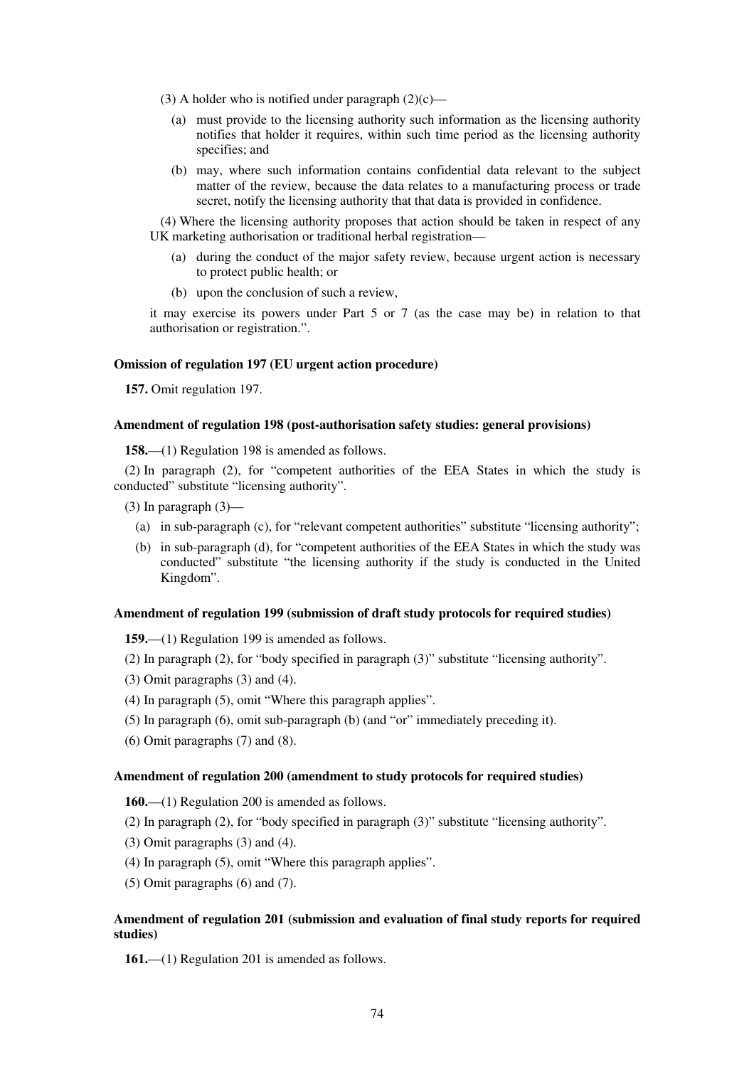(3) A holder who is notified under paragraph (2)(c)—

(a) must provide to the licensing authority such information as the licensing authority notifies that holder it requires, within such time period as the licensing authority specifies; and

(b) may, where such information contains confidential data relevant to the subject matter of the review, because the data relates to a manufacturing process or trade secret, notify the licensing authority that that data is provided in confidence.

(4) Where the licensing authority proposes that action should be taken in respect of any UK marketing authorisation or traditional herbal registration—

(a) during the conduct of the major safety review, because urgent action is necessary to protect public health; or

(b) upon the conclusion of such a review,

it may exercise its powers under Part 5 or 7 (as the case may be) in relation to that authorisation or registration.".

**Omission of regulation 197 (EU urgent action procedure)**

**157.** Omit regulation 197.

**Amendment of regulation 198 (post-authorisation safety studies: general provisions)**

**158.**—(1) Regulation 198 is amended as follows.

(2) In paragraph (2), for "competent authorities of the EEA States in which the study is conducted" substitute "licensing authority".

(3) In paragraph (3)—

(a) in sub-paragraph (c), for "relevant competent authorities" substitute "licensing authority";

(b) in sub-paragraph (d), for "competent authorities of the EEA States in which the study was conducted" substitute "the licensing authority if the study is conducted in the United Kingdom".

**Amendment of regulation 199 (submission of draft study protocols for required studies)**

**159.**—(1) Regulation 199 is amended as follows.

(2) In paragraph (2), for "body specified in paragraph (3)" substitute "licensing authority".

(3) Omit paragraphs (3) and (4).

(4) In paragraph (5), omit "Where this paragraph applies".

(5) In paragraph (6), omit sub-paragraph (b) (and "or" immediately preceding it).

(6) Omit paragraphs (7) and (8).

**Amendment of regulation 200 (amendment to study protocols for required studies)**

**160.**—(1) Regulation 200 is amended as follows.

(2) In paragraph (2), for "body specified in paragraph (3)" substitute "licensing authority".

(3) Omit paragraphs (3) and (4).

(4) In paragraph (5), omit "Where this paragraph applies".

(5) Omit paragraphs (6) and (7).

**Amendment of regulation 201 (submission and evaluation of final study reports for required studies)**

**161.**—(1) Regulation 201 is amended as follows.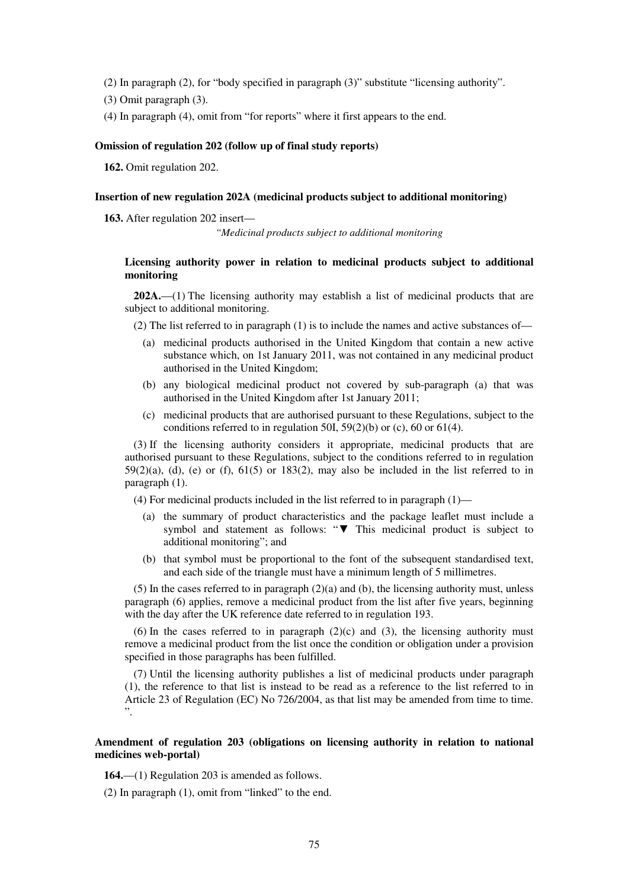(2) In paragraph (2), for "body specified in paragraph (3)" substitute "licensing authority".

(3) Omit paragraph (3).

(4) In paragraph (4), omit from "for reports" where it first appears to the end.

**Omission of regulation 202 (follow up of final study reports)**

**162.** Omit regulation 202.

**Insertion of new regulation 202A (medicinal products subject to additional monitoring)**

**163.** After regulation 202 insert—

*"Medicinal products subject to additional monitoring*

**Licensing authority power in relation to medicinal products subject to additional monitoring**

**202A.**—(1) The licensing authority may establish a list of medicinal products that are subject to additional monitoring.

(2) The list referred to in paragraph (1) is to include the names and active substances of—

(a) medicinal products authorised in the United Kingdom that contain a new active substance which, on 1st January 2011, was not contained in any medicinal product authorised in the United Kingdom;

(b) any biological medicinal product not covered by sub-paragraph (a) that was authorised in the United Kingdom after 1st January 2011;

(c) medicinal products that are authorised pursuant to these Regulations, subject to the conditions referred to in regulation 50I, 59(2)(b) or (c), 60 or 61(4).

(3) If the licensing authority considers it appropriate, medicinal products that are authorised pursuant to these Regulations, subject to the conditions referred to in regulation 59(2)(a), (d), (e) or (f), 61(5) or 183(2), may also be included in the list referred to in paragraph (1).

(4) For medicinal products included in the list referred to in paragraph (1)—

(a) the summary of product characteristics and the package leaflet must include a symbol and statement as follows: "▼ This medicinal product is subject to additional monitoring"; and

(b) that symbol must be proportional to the font of the subsequent standardised text, and each side of the triangle must have a minimum length of 5 millimetres.

(5) In the cases referred to in paragraph (2)(a) and (b), the licensing authority must, unless paragraph (6) applies, remove a medicinal product from the list after five years, beginning with the day after the UK reference date referred to in regulation 193.

(6) In the cases referred to in paragraph (2)(c) and (3), the licensing authority must remove a medicinal product from the list once the condition or obligation under a provision specified in those paragraphs has been fulfilled.

(7) Until the licensing authority publishes a list of medicinal products under paragraph (1), the reference to that list is instead to be read as a reference to the list referred to in Article 23 of Regulation (EC) No 726/2004, as that list may be amended from time to time.
".

**Amendment of regulation 203 (obligations on licensing authority in relation to national medicines web-portal)**

**164.**—(1) Regulation 203 is amended as follows.

(2) In paragraph (1), omit from "linked" to the end.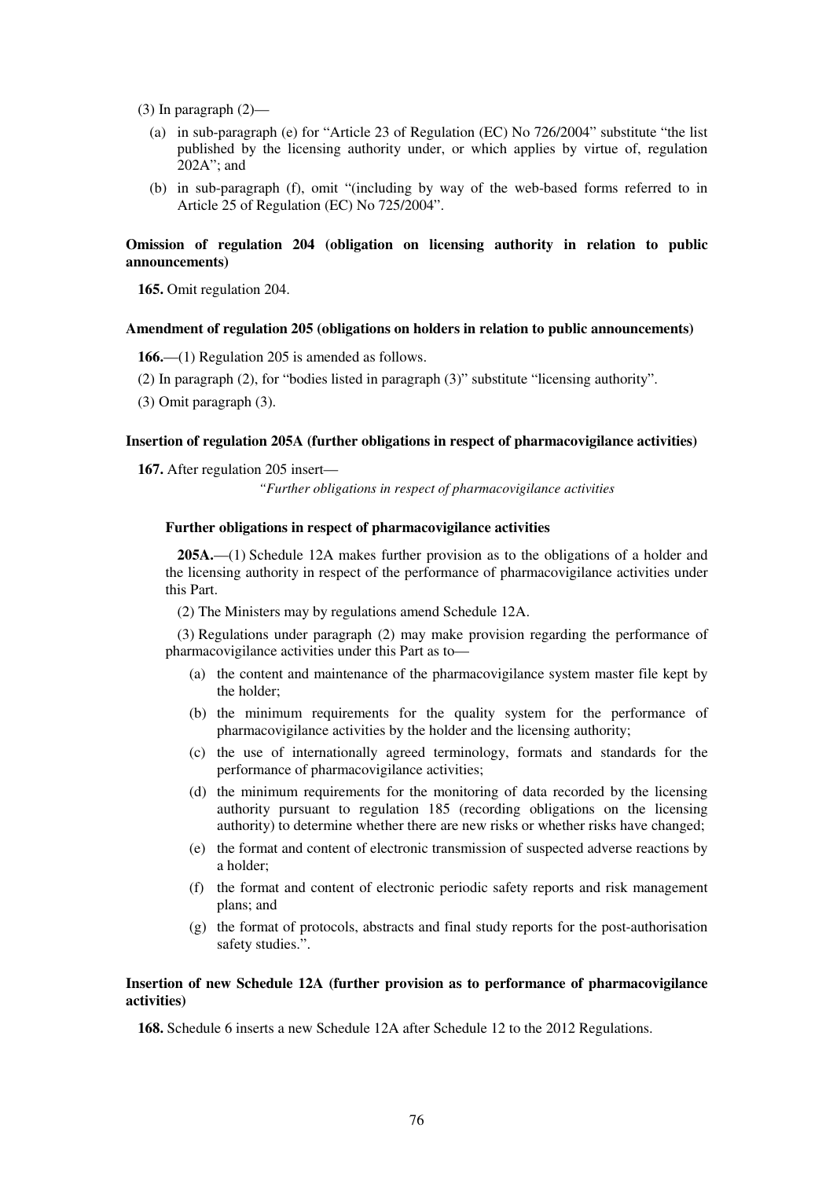(3) In paragraph (2)—

(a) in sub-paragraph (e) for "Article 23 of Regulation (EC) No 726/2004" substitute "the list published by the licensing authority under, or which applies by virtue of, regulation 202A"; and

(b) in sub-paragraph (f), omit "(including by way of the web-based forms referred to in Article 25 of Regulation (EC) No 725/2004".

**Omission of regulation 204 (obligation on licensing authority in relation to public announcements)**

**165.** Omit regulation 204.

**Amendment of regulation 205 (obligations on holders in relation to public announcements)**

**166.**—(1) Regulation 205 is amended as follows.

(2) In paragraph (2), for "bodies listed in paragraph (3)" substitute "licensing authority".

(3) Omit paragraph (3).

**Insertion of regulation 205A (further obligations in respect of pharmacovigilance activities)**

**167.** After regulation 205 insert—

*"Further obligations in respect of pharmacovigilance activities*

**Further obligations in respect of pharmacovigilance activities**

**205A.**—(1) Schedule 12A makes further provision as to the obligations of a holder and the licensing authority in respect of the performance of pharmacovigilance activities under this Part.

(2) The Ministers may by regulations amend Schedule 12A.

(3) Regulations under paragraph (2) may make provision regarding the performance of pharmacovigilance activities under this Part as to—

(a) the content and maintenance of the pharmacovigilance system master file kept by the holder;

(b) the minimum requirements for the quality system for the performance of pharmacovigilance activities by the holder and the licensing authority;

(c) the use of internationally agreed terminology, formats and standards for the performance of pharmacovigilance activities;

(d) the minimum requirements for the monitoring of data recorded by the licensing authority pursuant to regulation 185 (recording obligations on the licensing authority) to determine whether there are new risks or whether risks have changed;

(e) the format and content of electronic transmission of suspected adverse reactions by a holder;

(f) the format and content of electronic periodic safety reports and risk management plans; and

(g) the format of protocols, abstracts and final study reports for the post-authorisation safety studies.".

**Insertion of new Schedule 12A (further provision as to performance of pharmacovigilance activities)**

**168.** Schedule 6 inserts a new Schedule 12A after Schedule 12 to the 2012 Regulations.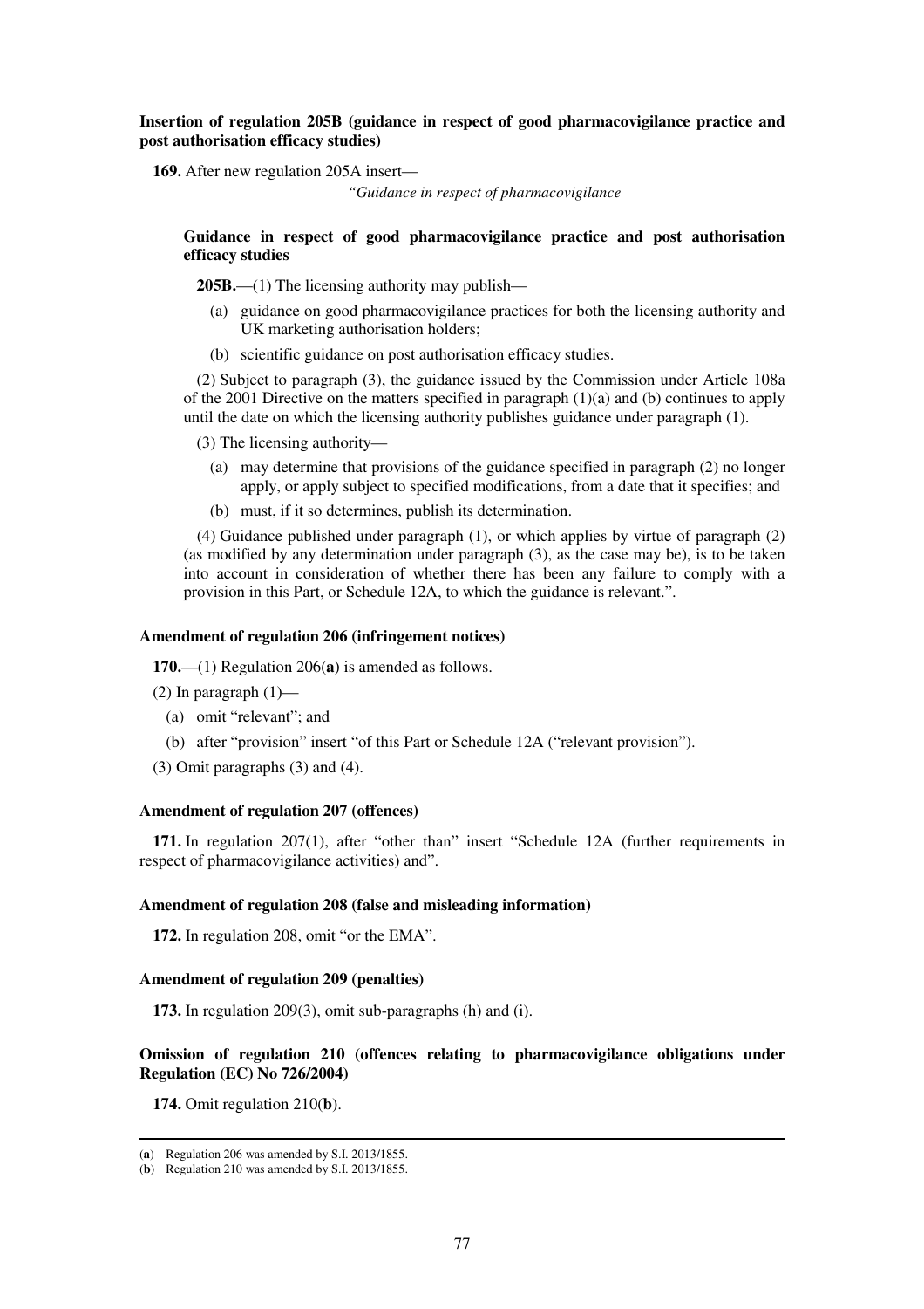**Insertion of regulation 205B (guidance in respect of good pharmacovigilance practice and post authorisation efficacy studies)**

**169.** After new regulation 205A insert—

*"Guidance in respect of pharmacovigilance*

**Guidance in respect of good pharmacovigilance practice and post authorisation efficacy studies**

**205B.**—(1) The licensing authority may publish—

(a) guidance on good pharmacovigilance practices for both the licensing authority and UK marketing authorisation holders;

(b) scientific guidance on post authorisation efficacy studies.

(2) Subject to paragraph (3), the guidance issued by the Commission under Article 108a of the 2001 Directive on the matters specified in paragraph (1)(a) and (b) continues to apply until the date on which the licensing authority publishes guidance under paragraph (1).

(3) The licensing authority—

(a) may determine that provisions of the guidance specified in paragraph (2) no longer apply, or apply subject to specified modifications, from a date that it specifies; and

(b) must, if it so determines, publish its determination.

(4) Guidance published under paragraph (1), or which applies by virtue of paragraph (2) (as modified by any determination under paragraph (3), as the case may be), is to be taken into account in consideration of whether there has been any failure to comply with a provision in this Part, or Schedule 12A, to which the guidance is relevant.".

**Amendment of regulation 206 (infringement notices)**

**170.**—(1) Regulation 206(**a**) is amended as follows.

(2) In paragraph (1)—

(a) omit "relevant"; and

(b) after "provision" insert "of this Part or Schedule 12A ("relevant provision").

(3) Omit paragraphs (3) and (4).

**Amendment of regulation 207 (offences)**

**171.** In regulation 207(1), after "other than" insert "Schedule 12A (further requirements in respect of pharmacovigilance activities) and".

**Amendment of regulation 208 (false and misleading information)**

**172.** In regulation 208, omit "or the EMA".

**Amendment of regulation 209 (penalties)**

**173.** In regulation 209(3), omit sub-paragraphs (h) and (i).

**Omission of regulation 210 (offences relating to pharmacovigilance obligations under Regulation (EC) No 726/2004)**

**174.** Omit regulation 210(**b**).

---

(**a**) Regulation 206 was amended by S.I. 2013/1855.

(**b**) Regulation 210 was amended by S.I. 2013/1855.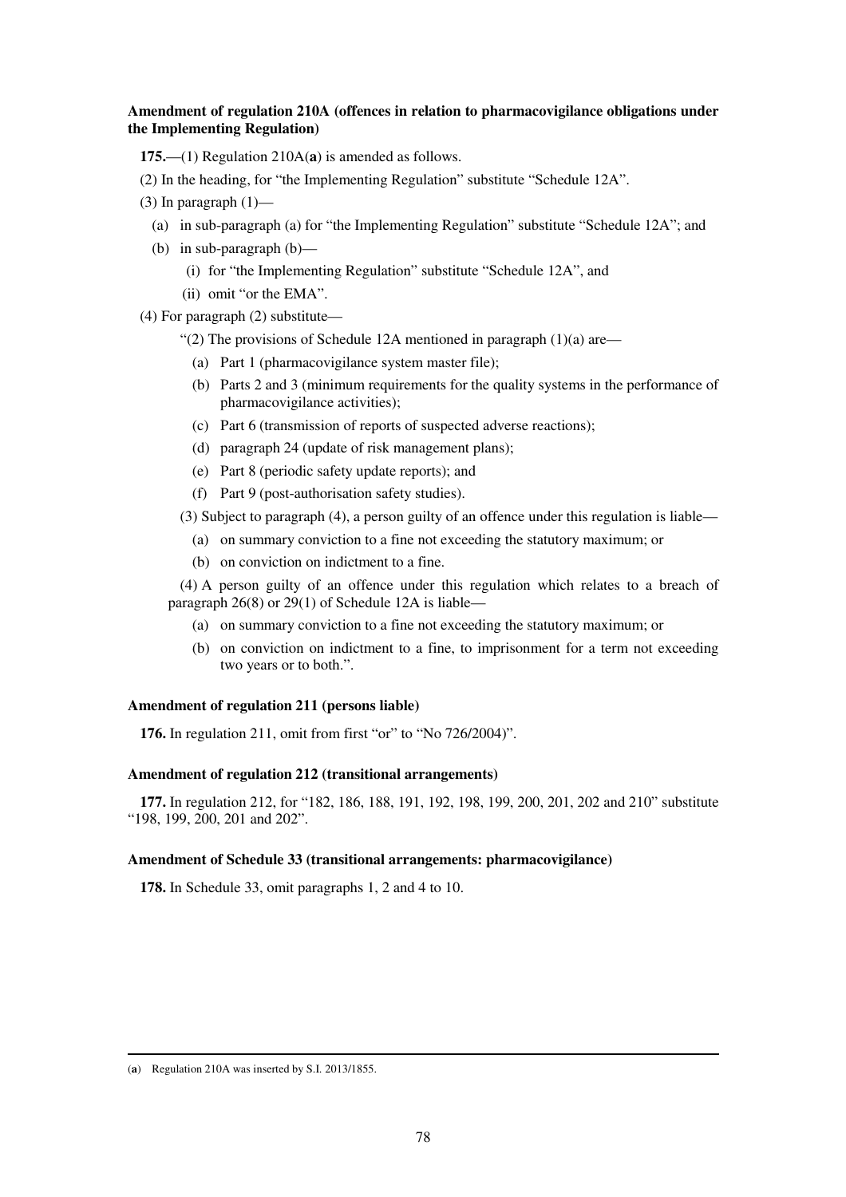**Amendment of regulation 210A (offences in relation to pharmacovigilance obligations under the Implementing Regulation)**

**175.**—(1) Regulation 210A(**a**) is amended as follows.

(2) In the heading, for "the Implementing Regulation" substitute "Schedule 12A".

(3) In paragraph (1)—

- (a) in sub-paragraph (a) for "the Implementing Regulation" substitute "Schedule 12A"; and
- (b) in sub-paragraph (b)—
  - (i) for "the Implementing Regulation" substitute "Schedule 12A", and
  - (ii) omit "or the EMA".

(4) For paragraph (2) substitute—

"(2) The provisions of Schedule 12A mentioned in paragraph (1)(a) are—

- (a) Part 1 (pharmacovigilance system master file);
- (b) Parts 2 and 3 (minimum requirements for the quality systems in the performance of pharmacovigilance activities);
- (c) Part 6 (transmission of reports of suspected adverse reactions);
- (d) paragraph 24 (update of risk management plans);
- (e) Part 8 (periodic safety update reports); and
- (f) Part 9 (post-authorisation safety studies).

(3) Subject to paragraph (4), a person guilty of an offence under this regulation is liable—

- (a) on summary conviction to a fine not exceeding the statutory maximum; or
- (b) on conviction on indictment to a fine.

(4) A person guilty of an offence under this regulation which relates to a breach of paragraph 26(8) or 29(1) of Schedule 12A is liable—

- (a) on summary conviction to a fine not exceeding the statutory maximum; or
- (b) on conviction on indictment to a fine, to imprisonment for a term not exceeding two years or to both.".

**Amendment of regulation 211 (persons liable)**

**176.** In regulation 211, omit from first "or" to "No 726/2004)".

**Amendment of regulation 212 (transitional arrangements)**

**177.** In regulation 212, for "182, 186, 188, 191, 192, 198, 199, 200, 201, 202 and 210" substitute "198, 199, 200, 201 and 202".

**Amendment of Schedule 33 (transitional arrangements: pharmacovigilance)**

**178.** In Schedule 33, omit paragraphs 1, 2 and 4 to 10.

---

(**a**) Regulation 210A was inserted by S.I. 2013/1855.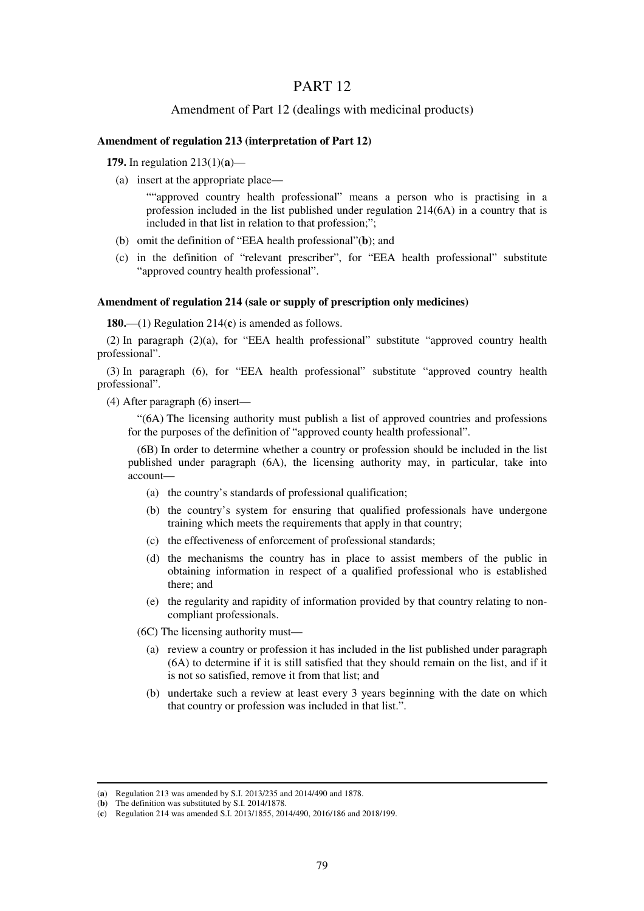# PART 12

## Amendment of Part 12 (dealings with medicinal products)

**Amendment of regulation 213 (interpretation of Part 12)**

**179.** In regulation 213(1)(**a**)—

(a) insert at the appropriate place—

> ""approved country health professional" means a person who is practising in a profession included in the list published under regulation 214(6A) in a country that is included in that list in relation to that profession;";

(b) omit the definition of "EEA health professional"(**b**); and

(c) in the definition of "relevant prescriber", for "EEA health professional" substitute "approved country health professional".

**Amendment of regulation 214 (sale or supply of prescription only medicines)**

**180.**—(1) Regulation 214(**c**) is amended as follows.

(2) In paragraph (2)(a), for "EEA health professional" substitute "approved country health professional".

(3) In paragraph (6), for "EEA health professional" substitute "approved country health professional".

(4) After paragraph (6) insert—

> "(6A) The licensing authority must publish a list of approved countries and professions for the purposes of the definition of "approved county health professional".
>
> (6B) In order to determine whether a country or profession should be included in the list published under paragraph (6A), the licensing authority may, in particular, take into account—
>
> (a) the country's standards of professional qualification;
>
> (b) the country's system for ensuring that qualified professionals have undergone training which meets the requirements that apply in that country;
>
> (c) the effectiveness of enforcement of professional standards;
>
> (d) the mechanisms the country has in place to assist members of the public in obtaining information in respect of a qualified professional who is established there; and
>
> (e) the regularity and rapidity of information provided by that country relating to non-compliant professionals.
>
> (6C) The licensing authority must—
>
> (a) review a country or profession it has included in the list published under paragraph (6A) to determine if it is still satisfied that they should remain on the list, and if it is not so satisfied, remove it from that list; and
>
> (b) undertake such a review at least every 3 years beginning with the date on which that country or profession was included in that list.".

---

(**a**) Regulation 213 was amended by S.I. 2013/235 and 2014/490 and 1878.

(**b**) The definition was substituted by S.I. 2014/1878.

(**c**) Regulation 214 was amended S.I. 2013/1855, 2014/490, 2016/186 and 2018/199.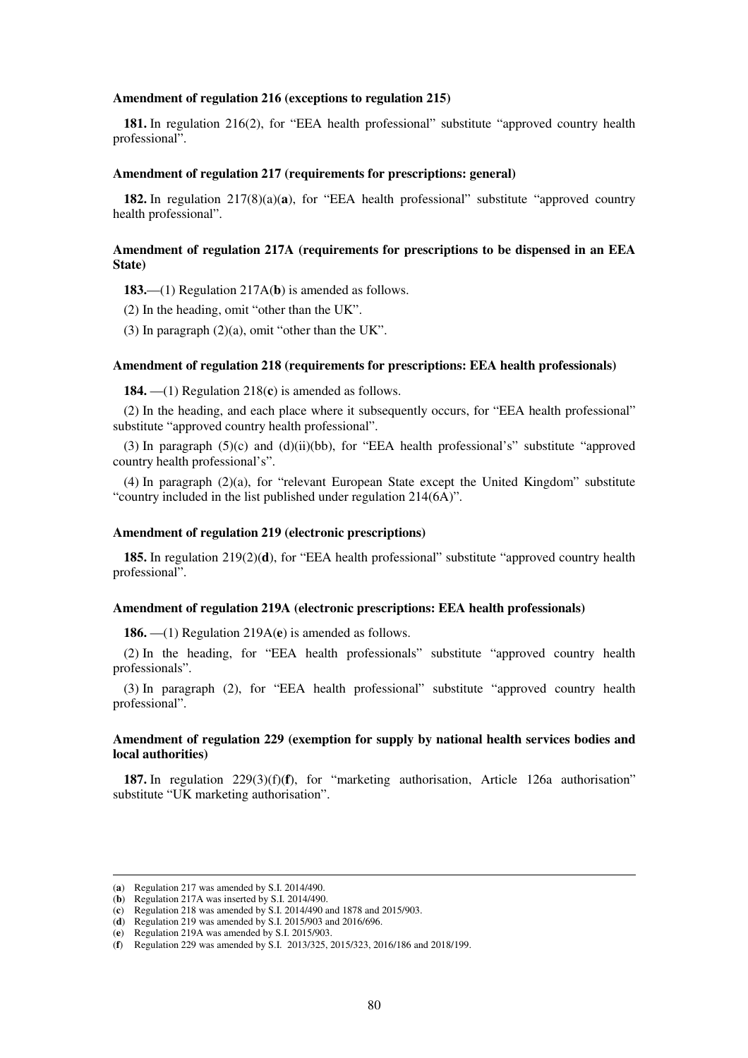**Amendment of regulation 216 (exceptions to regulation 215)**

**181.** In regulation 216(2), for "EEA health professional" substitute "approved country health professional".

**Amendment of regulation 217 (requirements for prescriptions: general)**

**182.** In regulation 217(8)(a)(**a**), for "EEA health professional" substitute "approved country health professional".

**Amendment of regulation 217A (requirements for prescriptions to be dispensed in an EEA State)**

**183.**—(1) Regulation 217A(**b**) is amended as follows.

(2) In the heading, omit "other than the UK".

(3) In paragraph (2)(a), omit "other than the UK".

**Amendment of regulation 218 (requirements for prescriptions: EEA health professionals)**

**184.** —(1) Regulation 218(**c**) is amended as follows.

(2) In the heading, and each place where it subsequently occurs, for "EEA health professional" substitute "approved country health professional".

(3) In paragraph (5)(c) and (d)(ii)(bb), for "EEA health professional's" substitute "approved country health professional's".

(4) In paragraph (2)(a), for "relevant European State except the United Kingdom" substitute "country included in the list published under regulation 214(6A)".

**Amendment of regulation 219 (electronic prescriptions)**

**185.** In regulation 219(2)(**d**), for "EEA health professional" substitute "approved country health professional".

**Amendment of regulation 219A (electronic prescriptions: EEA health professionals)**

**186.** —(1) Regulation 219A(**e**) is amended as follows.

(2) In the heading, for "EEA health professionals" substitute "approved country health professionals".

(3) In paragraph (2), for "EEA health professional" substitute "approved country health professional".

**Amendment of regulation 229 (exemption for supply by national health services bodies and local authorities)**

**187.** In regulation 229(3)(f)(**f**), for "marketing authorisation, Article 126a authorisation" substitute "UK marketing authorisation".

---

(**a**) Regulation 217 was amended by S.I. 2014/490.
(**b**) Regulation 217A was inserted by S.I. 2014/490.
(**c**) Regulation 218 was amended by S.I. 2014/490 and 1878 and 2015/903.
(**d**) Regulation 219 was amended by S.I. 2015/903 and 2016/696.
(**e**) Regulation 219A was amended by S.I. 2015/903.
(**f**) Regulation 229 was amended by S.I. 2013/325, 2015/323, 2016/186 and 2018/199.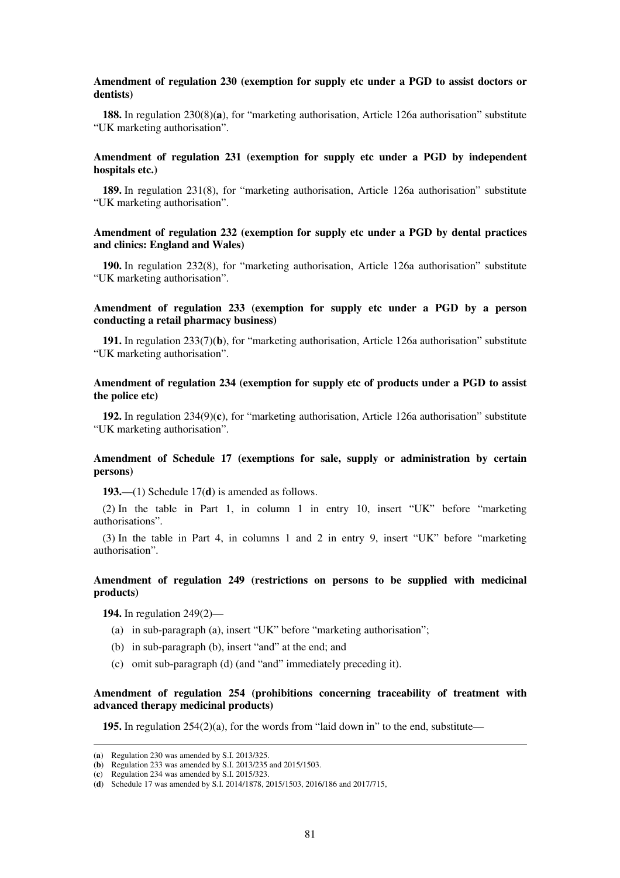**Amendment of regulation 230 (exemption for supply etc under a PGD to assist doctors or dentists)**

**188.** In regulation 230(8)(**a**), for "marketing authorisation, Article 126a authorisation" substitute "UK marketing authorisation".

**Amendment of regulation 231 (exemption for supply etc under a PGD by independent hospitals etc.)**

**189.** In regulation 231(8), for "marketing authorisation, Article 126a authorisation" substitute "UK marketing authorisation".

**Amendment of regulation 232 (exemption for supply etc under a PGD by dental practices and clinics: England and Wales)**

**190.** In regulation 232(8), for "marketing authorisation, Article 126a authorisation" substitute "UK marketing authorisation".

**Amendment of regulation 233 (exemption for supply etc under a PGD by a person conducting a retail pharmacy business)**

**191.** In regulation 233(7)(**b**), for "marketing authorisation, Article 126a authorisation" substitute "UK marketing authorisation".

**Amendment of regulation 234 (exemption for supply etc of products under a PGD to assist the police etc)**

**192.** In regulation 234(9)(**c**), for "marketing authorisation, Article 126a authorisation" substitute "UK marketing authorisation".

**Amendment of Schedule 17 (exemptions for sale, supply or administration by certain persons)**

**193.**—(1) Schedule 17(**d**) is amended as follows.

(2) In the table in Part 1, in column 1 in entry 10, insert "UK" before "marketing authorisations".

(3) In the table in Part 4, in columns 1 and 2 in entry 9, insert "UK" before "marketing authorisation".

**Amendment of regulation 249 (restrictions on persons to be supplied with medicinal products)**

**194.** In regulation 249(2)—

(a) in sub-paragraph (a), insert "UK" before "marketing authorisation";

(b) in sub-paragraph (b), insert "and" at the end; and

(c) omit sub-paragraph (d) (and "and" immediately preceding it).

**Amendment of regulation 254 (prohibitions concerning traceability of treatment with advanced therapy medicinal products)**

**195.** In regulation 254(2)(a), for the words from "laid down in" to the end, substitute—

---

(**a**) Regulation 230 was amended by S.I. 2013/325.

(**b**) Regulation 233 was amended by S.I. 2013/235 and 2015/1503.

(**c**) Regulation 234 was amended by S.I. 2015/323.

(**d**) Schedule 17 was amended by S.I. 2014/1878, 2015/1503, 2016/186 and 2017/715,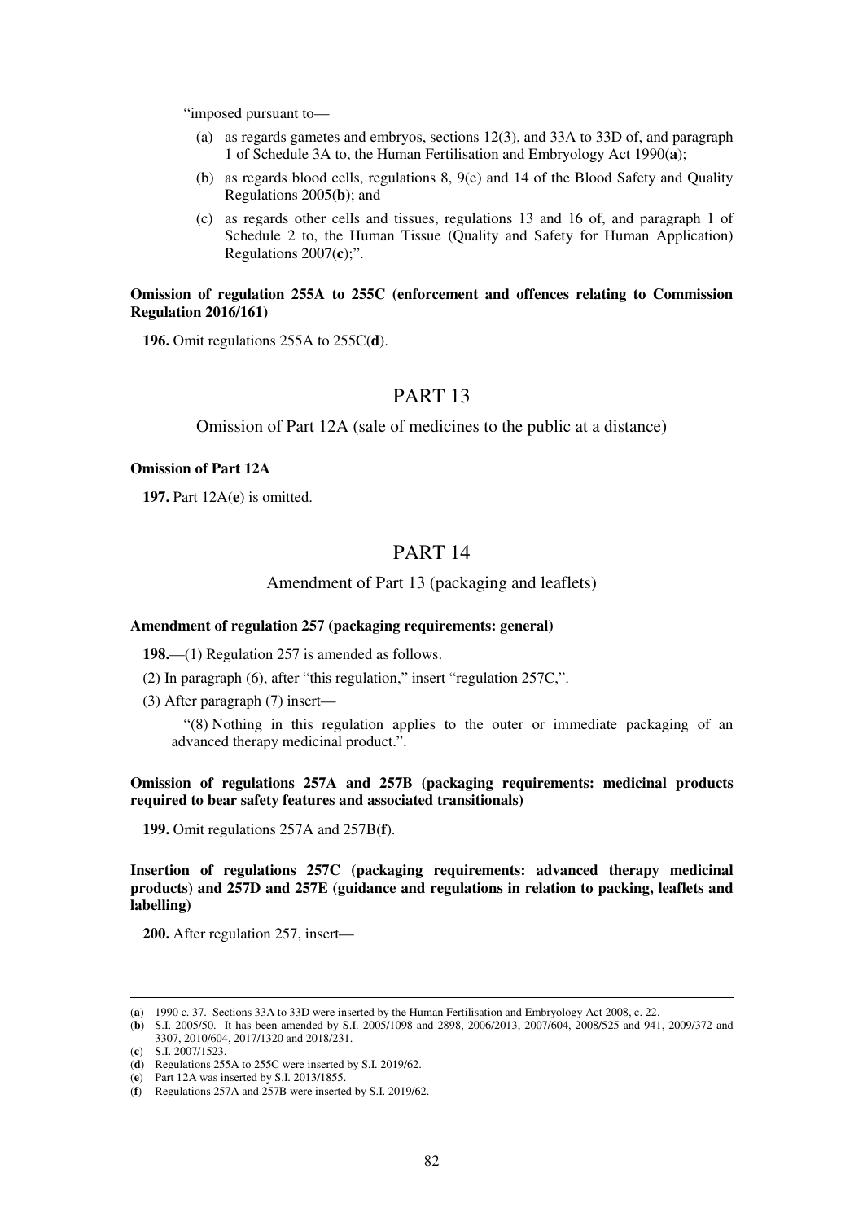"imposed pursuant to—

(a) as regards gametes and embryos, sections 12(3), and 33A to 33D of, and paragraph 1 of Schedule 3A to, the Human Fertilisation and Embryology Act 1990(**a**);

(b) as regards blood cells, regulations 8, 9(e) and 14 of the Blood Safety and Quality Regulations 2005(**b**); and

(c) as regards other cells and tissues, regulations 13 and 16 of, and paragraph 1 of Schedule 2 to, the Human Tissue (Quality and Safety for Human Application) Regulations 2007(**c**);".

**Omission of regulation 255A to 255C (enforcement and offences relating to Commission Regulation 2016/161)**

**196.** Omit regulations 255A to 255C(**d**).

## PART 13

Omission of Part 12A (sale of medicines to the public at a distance)

**Omission of Part 12A**

**197.** Part 12A(**e**) is omitted.

## PART 14

Amendment of Part 13 (packaging and leaflets)

**Amendment of regulation 257 (packaging requirements: general)**

**198.**—(1) Regulation 257 is amended as follows.

(2) In paragraph (6), after "this regulation," insert "regulation 257C,".

(3) After paragraph (7) insert—

"(8) Nothing in this regulation applies to the outer or immediate packaging of an advanced therapy medicinal product.".

**Omission of regulations 257A and 257B (packaging requirements: medicinal products required to bear safety features and associated transitionals)**

**199.** Omit regulations 257A and 257B(**f**).

**Insertion of regulations 257C (packaging requirements: advanced therapy medicinal products) and 257D and 257E (guidance and regulations in relation to packing, leaflets and labelling)**

**200.** After regulation 257, insert—

---

(**a**) 1990 c. 37. Sections 33A to 33D were inserted by the Human Fertilisation and Embryology Act 2008, c. 22.

(**b**) S.I. 2005/50. It has been amended by S.I. 2005/1098 and 2898, 2006/2013, 2007/604, 2008/525 and 941, 2009/372 and 3307, 2010/604, 2017/1320 and 2018/231.

(**c**) S.I. 2007/1523.

(**d**) Regulations 255A to 255C were inserted by S.I. 2019/62.

(**e**) Part 12A was inserted by S.I. 2013/1855.

(**f**) Regulations 257A and 257B were inserted by S.I. 2019/62.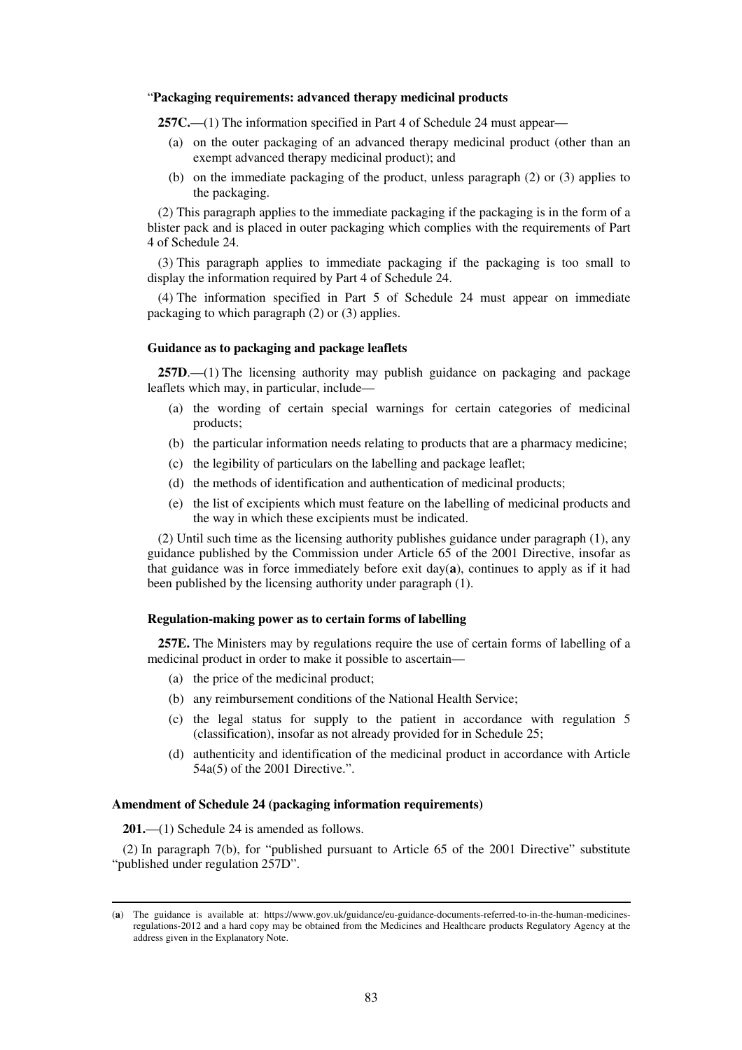"**Packaging requirements: advanced therapy medicinal products**

**257C.**—(1) The information specified in Part 4 of Schedule 24 must appear—

(a) on the outer packaging of an advanced therapy medicinal product (other than an exempt advanced therapy medicinal product); and

(b) on the immediate packaging of the product, unless paragraph (2) or (3) applies to the packaging.

(2) This paragraph applies to the immediate packaging if the packaging is in the form of a blister pack and is placed in outer packaging which complies with the requirements of Part 4 of Schedule 24.

(3) This paragraph applies to immediate packaging if the packaging is too small to display the information required by Part 4 of Schedule 24.

(4) The information specified in Part 5 of Schedule 24 must appear on immediate packaging to which paragraph (2) or (3) applies.

**Guidance as to packaging and package leaflets**

**257D**.—(1) The licensing authority may publish guidance on packaging and package leaflets which may, in particular, include—

(a) the wording of certain special warnings for certain categories of medicinal products;

(b) the particular information needs relating to products that are a pharmacy medicine;

(c) the legibility of particulars on the labelling and package leaflet;

(d) the methods of identification and authentication of medicinal products;

(e) the list of excipients which must feature on the labelling of medicinal products and the way in which these excipients must be indicated.

(2) Until such time as the licensing authority publishes guidance under paragraph (1), any guidance published by the Commission under Article 65 of the 2001 Directive, insofar as that guidance was in force immediately before exit day(**a**), continues to apply as if it had been published by the licensing authority under paragraph (1).

**Regulation-making power as to certain forms of labelling**

**257E.** The Ministers may by regulations require the use of certain forms of labelling of a medicinal product in order to make it possible to ascertain—

(a) the price of the medicinal product;

(b) any reimbursement conditions of the National Health Service;

(c) the legal status for supply to the patient in accordance with regulation 5 (classification), insofar as not already provided for in Schedule 25;

(d) authenticity and identification of the medicinal product in accordance with Article 54a(5) of the 2001 Directive.".

**Amendment of Schedule 24 (packaging information requirements)**

**201.**—(1) Schedule 24 is amended as follows.

(2) In paragraph 7(b), for "published pursuant to Article 65 of the 2001 Directive" substitute "published under regulation 257D".

---

(**a**) The guidance is available at: https://www.gov.uk/guidance/eu-guidance-documents-referred-to-in-the-human-medicines-regulations-2012 and a hard copy may be obtained from the Medicines and Healthcare products Regulatory Agency at the address given in the Explanatory Note.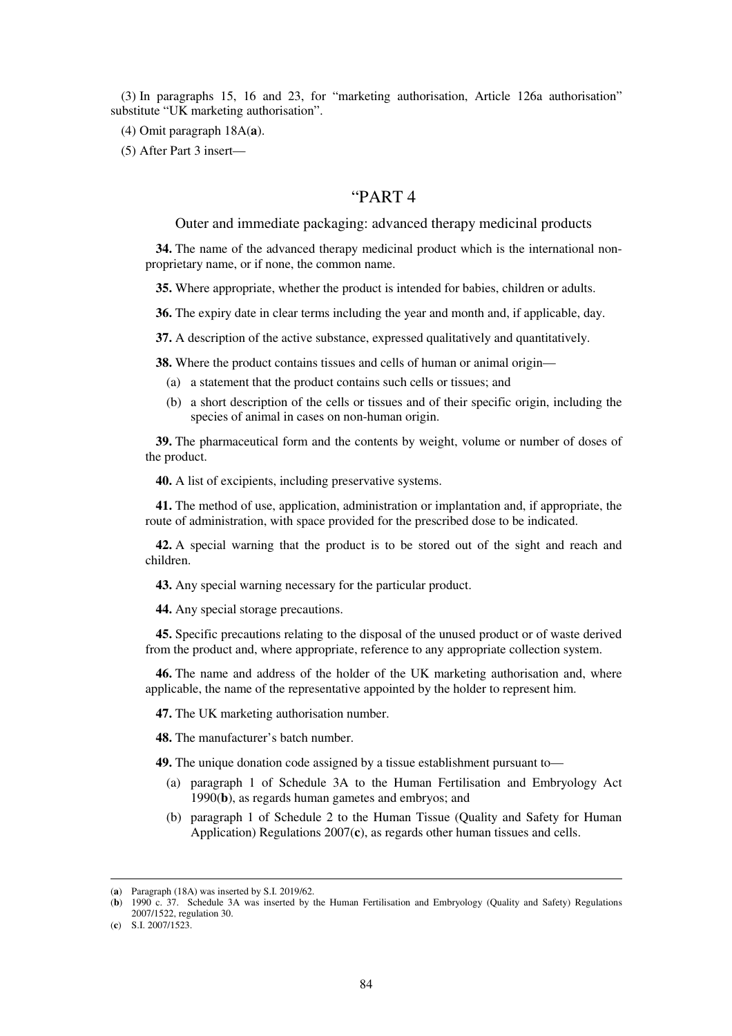(3) In paragraphs 15, 16 and 23, for "marketing authorisation, Article 126a authorisation" substitute "UK marketing authorisation".

(4) Omit paragraph 18A(**a**).

(5) After Part 3 insert—

## "PART 4

### Outer and immediate packaging: advanced therapy medicinal products

**34.** The name of the advanced therapy medicinal product which is the international non-proprietary name, or if none, the common name.

**35.** Where appropriate, whether the product is intended for babies, children or adults.

**36.** The expiry date in clear terms including the year and month and, if applicable, day.

**37.** A description of the active substance, expressed qualitatively and quantitatively.

**38.** Where the product contains tissues and cells of human or animal origin—

- (a) a statement that the product contains such cells or tissues; and
- (b) a short description of the cells or tissues and of their specific origin, including the species of animal in cases on non-human origin.

**39.** The pharmaceutical form and the contents by weight, volume or number of doses of the product.

**40.** A list of excipients, including preservative systems.

**41.** The method of use, application, administration or implantation and, if appropriate, the route of administration, with space provided for the prescribed dose to be indicated.

**42.** A special warning that the product is to be stored out of the sight and reach and children.

**43.** Any special warning necessary for the particular product.

**44.** Any special storage precautions.

**45.** Specific precautions relating to the disposal of the unused product or of waste derived from the product and, where appropriate, reference to any appropriate collection system.

**46.** The name and address of the holder of the UK marketing authorisation and, where applicable, the name of the representative appointed by the holder to represent him.

**47.** The UK marketing authorisation number.

**48.** The manufacturer's batch number.

**49.** The unique donation code assigned by a tissue establishment pursuant to—

- (a) paragraph 1 of Schedule 3A to the Human Fertilisation and Embryology Act 1990(**b**), as regards human gametes and embryos; and
- (b) paragraph 1 of Schedule 2 to the Human Tissue (Quality and Safety for Human Application) Regulations 2007(**c**), as regards other human tissues and cells.

---

(**a**) Paragraph (18A) was inserted by S.I. 2019/62.

(**b**) 1990 c. 37. Schedule 3A was inserted by the Human Fertilisation and Embryology (Quality and Safety) Regulations 2007/1522, regulation 30.

(**c**) S.I. 2007/1523.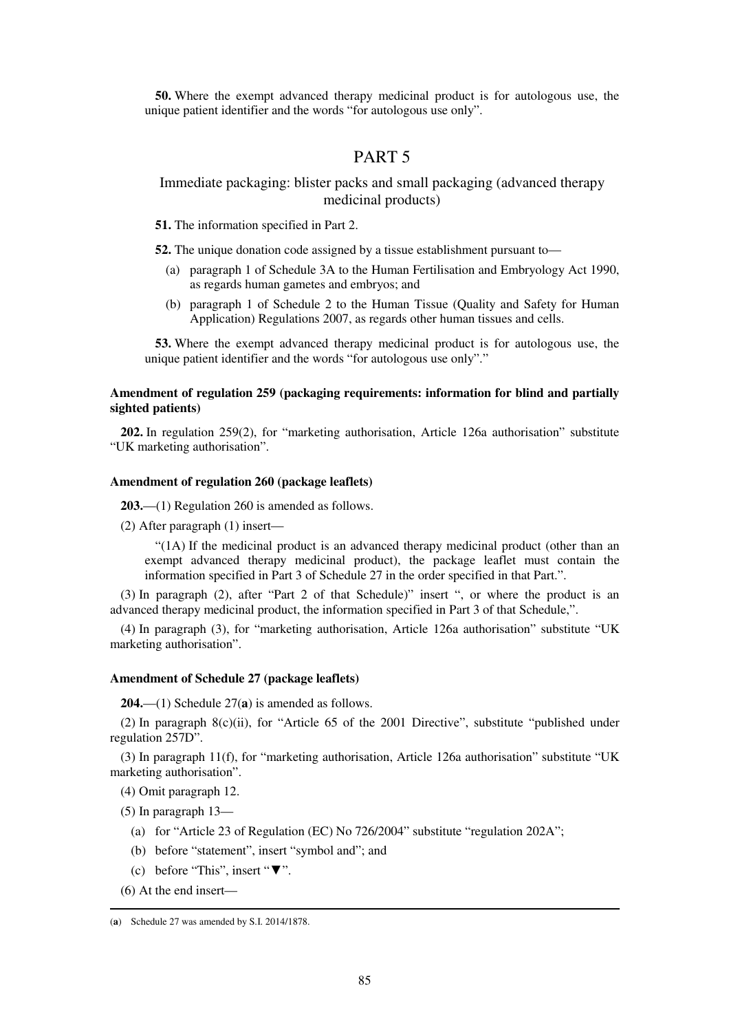**50.** Where the exempt advanced therapy medicinal product is for autologous use, the unique patient identifier and the words "for autologous use only".

## PART 5

### Immediate packaging: blister packs and small packaging (advanced therapy medicinal products)

**51.** The information specified in Part 2.

**52.** The unique donation code assigned by a tissue establishment pursuant to—

(a) paragraph 1 of Schedule 3A to the Human Fertilisation and Embryology Act 1990, as regards human gametes and embryos; and

(b) paragraph 1 of Schedule 2 to the Human Tissue (Quality and Safety for Human Application) Regulations 2007, as regards other human tissues and cells.

**53.** Where the exempt advanced therapy medicinal product is for autologous use, the unique patient identifier and the words "for autologous use only"."

#### Amendment of regulation 259 (packaging requirements: information for blind and partially sighted patients)

**202.** In regulation 259(2), for "marketing authorisation, Article 126a authorisation" substitute "UK marketing authorisation".

#### Amendment of regulation 260 (package leaflets)

**203.**—(1) Regulation 260 is amended as follows.

(2) After paragraph (1) insert—

> "(1A) If the medicinal product is an advanced therapy medicinal product (other than an exempt advanced therapy medicinal product), the package leaflet must contain the information specified in Part 3 of Schedule 27 in the order specified in that Part.".

(3) In paragraph (2), after "Part 2 of that Schedule)" insert ", or where the product is an advanced therapy medicinal product, the information specified in Part 3 of that Schedule,".

(4) In paragraph (3), for "marketing authorisation, Article 126a authorisation" substitute "UK marketing authorisation".

#### Amendment of Schedule 27 (package leaflets)

**204.**—(1) Schedule 27(**a**) is amended as follows.

(2) In paragraph 8(c)(ii), for "Article 65 of the 2001 Directive", substitute "published under regulation 257D".

(3) In paragraph 11(f), for "marketing authorisation, Article 126a authorisation" substitute "UK marketing authorisation".

(4) Omit paragraph 12.

(5) In paragraph 13—

(a) for "Article 23 of Regulation (EC) No 726/2004" substitute "regulation 202A";

(b) before "statement", insert "symbol and"; and

(c) before "This", insert "▼".

(6) At the end insert—

---

(**a**) Schedule 27 was amended by S.I. 2014/1878.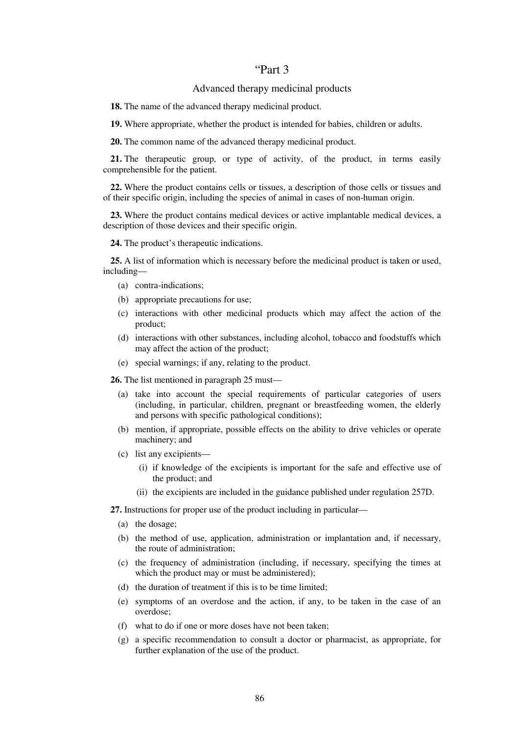# "Part 3

## Advanced therapy medicinal products

**18.** The name of the advanced therapy medicinal product.

**19.** Where appropriate, whether the product is intended for babies, children or adults.

**20.** The common name of the advanced therapy medicinal product.

**21.** The therapeutic group, or type of activity, of the product, in terms easily comprehensible for the patient.

**22.** Where the product contains cells or tissues, a description of those cells or tissues and of their specific origin, including the species of animal in cases of non-human origin.

**23.** Where the product contains medical devices or active implantable medical devices, a description of those devices and their specific origin.

**24.** The product's therapeutic indications.

**25.** A list of information which is necessary before the medicinal product is taken or used, including—

- (a) contra-indications;
- (b) appropriate precautions for use;
- (c) interactions with other medicinal products which may affect the action of the product;
- (d) interactions with other substances, including alcohol, tobacco and foodstuffs which may affect the action of the product;
- (e) special warnings; if any, relating to the product.

**26.** The list mentioned in paragraph 25 must—

- (a) take into account the special requirements of particular categories of users (including, in particular, children, pregnant or breastfeeding women, the elderly and persons with specific pathological conditions);
- (b) mention, if appropriate, possible effects on the ability to drive vehicles or operate machinery; and
- (c) list any excipients—
  - (i) if knowledge of the excipients is important for the safe and effective use of the product; and
  - (ii) the excipients are included in the guidance published under regulation 257D.

**27.** Instructions for proper use of the product including in particular—

- (a) the dosage;
- (b) the method of use, application, administration or implantation and, if necessary, the route of administration;
- (c) the frequency of administration (including, if necessary, specifying the times at which the product may or must be administered);
- (d) the duration of treatment if this is to be time limited;
- (e) symptoms of an overdose and the action, if any, to be taken in the case of an overdose;
- (f) what to do if one or more doses have not been taken;
- (g) a specific recommendation to consult a doctor or pharmacist, as appropriate, for further explanation of the use of the product.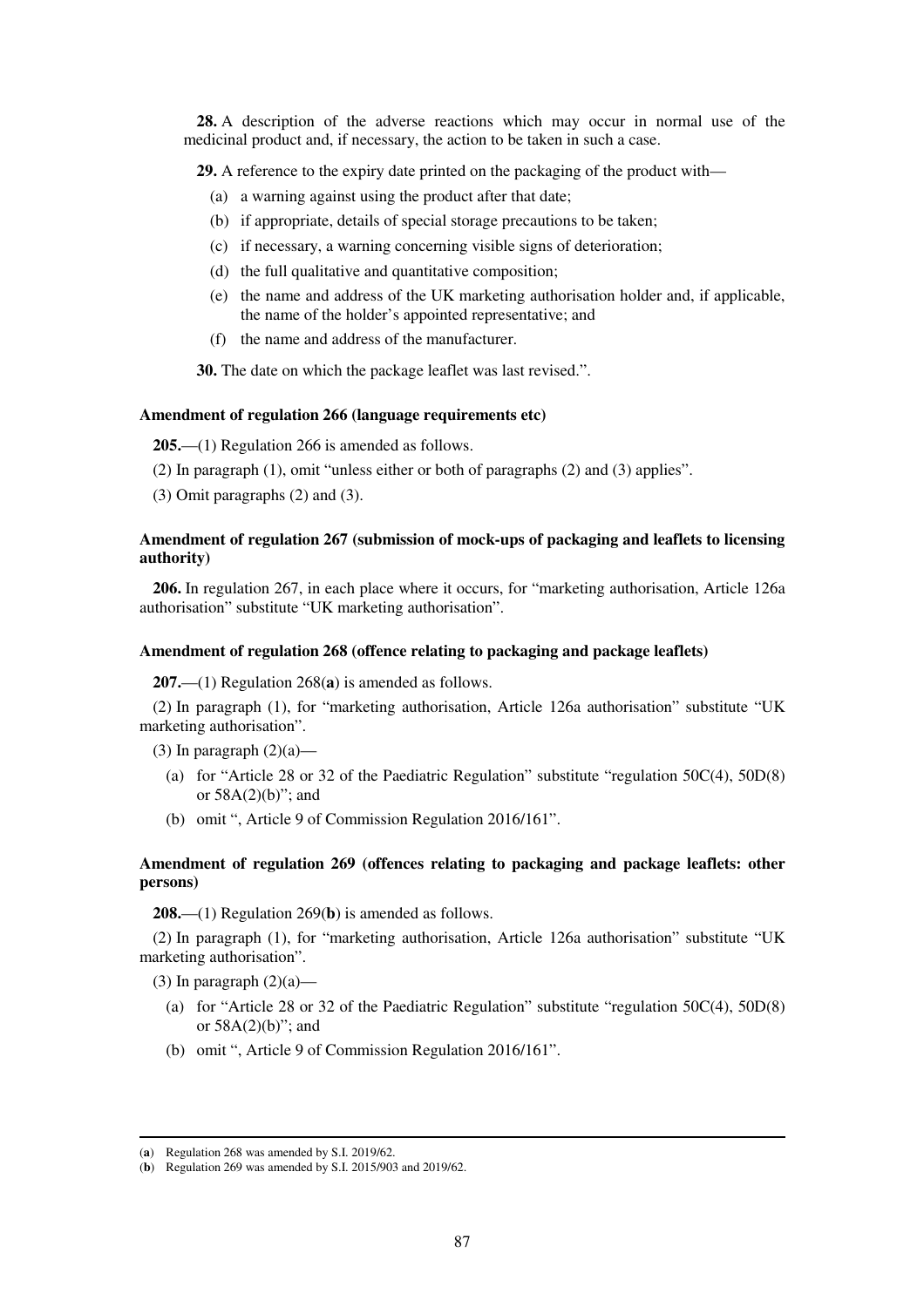**28.** A description of the adverse reactions which may occur in normal use of the medicinal product and, if necessary, the action to be taken in such a case.

**29.** A reference to the expiry date printed on the packaging of the product with—

(a) a warning against using the product after that date;

(b) if appropriate, details of special storage precautions to be taken;

(c) if necessary, a warning concerning visible signs of deterioration;

(d) the full qualitative and quantitative composition;

(e) the name and address of the UK marketing authorisation holder and, if applicable, the name of the holder's appointed representative; and

(f) the name and address of the manufacturer.

**30.** The date on which the package leaflet was last revised.".

#### Amendment of regulation 266 (language requirements etc)

**205.**—(1) Regulation 266 is amended as follows.

(2) In paragraph (1), omit "unless either or both of paragraphs (2) and (3) applies".

(3) Omit paragraphs (2) and (3).

#### Amendment of regulation 267 (submission of mock-ups of packaging and leaflets to licensing authority)

**206.** In regulation 267, in each place where it occurs, for "marketing authorisation, Article 126a authorisation" substitute "UK marketing authorisation".

#### Amendment of regulation 268 (offence relating to packaging and package leaflets)

**207.**—(1) Regulation 268(**a**) is amended as follows.

(2) In paragraph (1), for "marketing authorisation, Article 126a authorisation" substitute "UK marketing authorisation".

(3) In paragraph (2)(a)—

(a) for "Article 28 or 32 of the Paediatric Regulation" substitute "regulation 50C(4), 50D(8) or 58A(2)(b)"; and

(b) omit ", Article 9 of Commission Regulation 2016/161".

#### Amendment of regulation 269 (offences relating to packaging and package leaflets: other persons)

**208.**—(1) Regulation 269(**b**) is amended as follows.

(2) In paragraph (1), for "marketing authorisation, Article 126a authorisation" substitute "UK marketing authorisation".

(3) In paragraph (2)(a)—

(a) for "Article 28 or 32 of the Paediatric Regulation" substitute "regulation 50C(4), 50D(8) or 58A(2)(b)"; and

(b) omit ", Article 9 of Commission Regulation 2016/161".

---

(**a**) Regulation 268 was amended by S.I. 2019/62.

(**b**) Regulation 269 was amended by S.I. 2015/903 and 2019/62.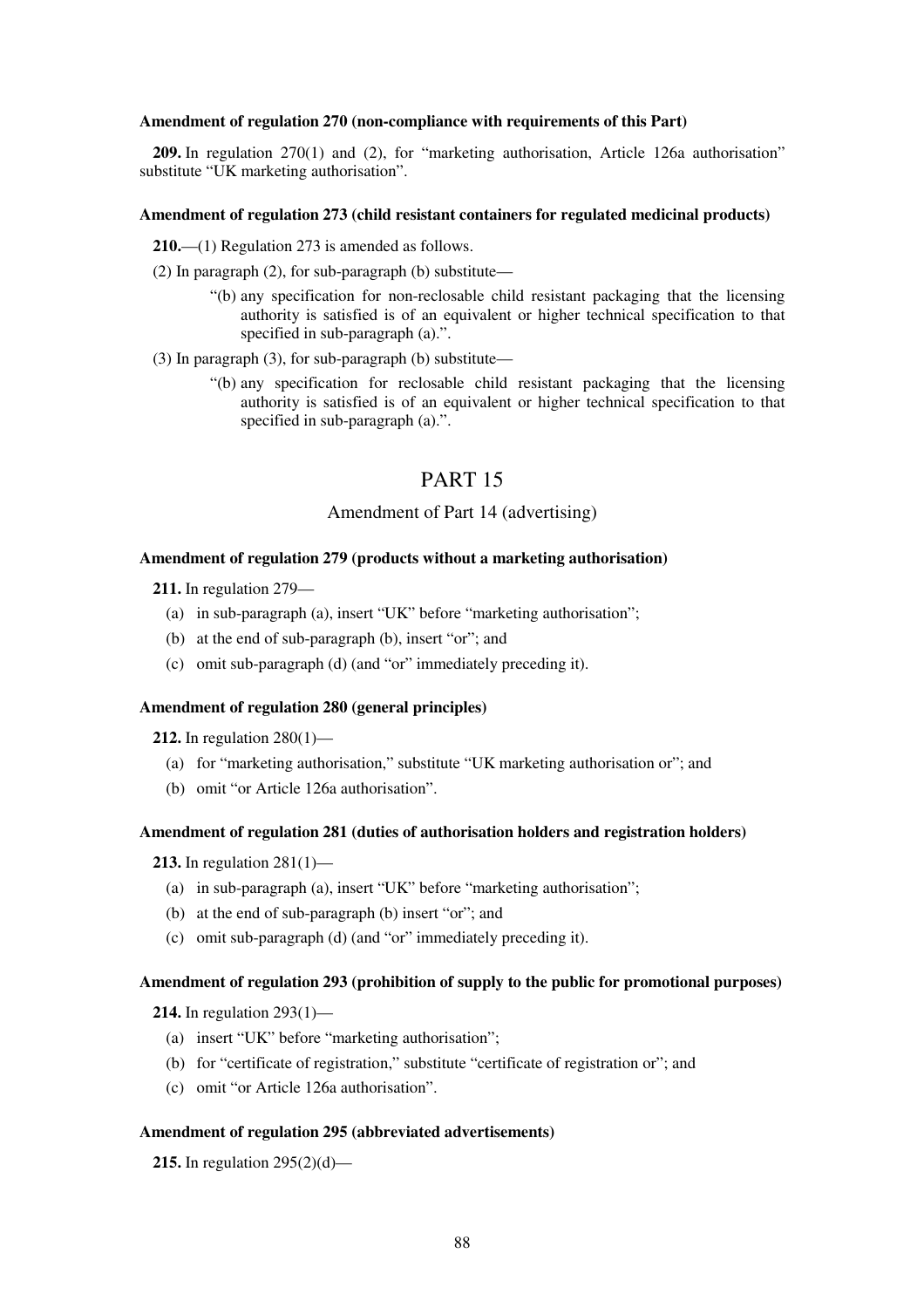**Amendment of regulation 270 (non-compliance with requirements of this Part)**

**209.** In regulation 270(1) and (2), for "marketing authorisation, Article 126a authorisation" substitute "UK marketing authorisation".

**Amendment of regulation 273 (child resistant containers for regulated medicinal products)**

**210.**—(1) Regulation 273 is amended as follows.

(2) In paragraph (2), for sub-paragraph (b) substitute—

> "(b) any specification for non-reclosable child resistant packaging that the licensing authority is satisfied is of an equivalent or higher technical specification to that specified in sub-paragraph (a).".

(3) In paragraph (3), for sub-paragraph (b) substitute—

> "(b) any specification for reclosable child resistant packaging that the licensing authority is satisfied is of an equivalent or higher technical specification to that specified in sub-paragraph (a).".

# PART 15

## Amendment of Part 14 (advertising)

**Amendment of regulation 279 (products without a marketing authorisation)**

**211.** In regulation 279—

(a) in sub-paragraph (a), insert "UK" before "marketing authorisation";

(b) at the end of sub-paragraph (b), insert "or"; and

(c) omit sub-paragraph (d) (and "or" immediately preceding it).

**Amendment of regulation 280 (general principles)**

**212.** In regulation 280(1)—

(a) for "marketing authorisation," substitute "UK marketing authorisation or"; and

(b) omit "or Article 126a authorisation".

**Amendment of regulation 281 (duties of authorisation holders and registration holders)**

**213.** In regulation 281(1)—

(a) in sub-paragraph (a), insert "UK" before "marketing authorisation";

(b) at the end of sub-paragraph (b) insert "or"; and

(c) omit sub-paragraph (d) (and "or" immediately preceding it).

**Amendment of regulation 293 (prohibition of supply to the public for promotional purposes)**

**214.** In regulation 293(1)—

(a) insert "UK" before "marketing authorisation";

(b) for "certificate of registration," substitute "certificate of registration or"; and

(c) omit "or Article 126a authorisation".

**Amendment of regulation 295 (abbreviated advertisements)**

**215.** In regulation 295(2)(d)—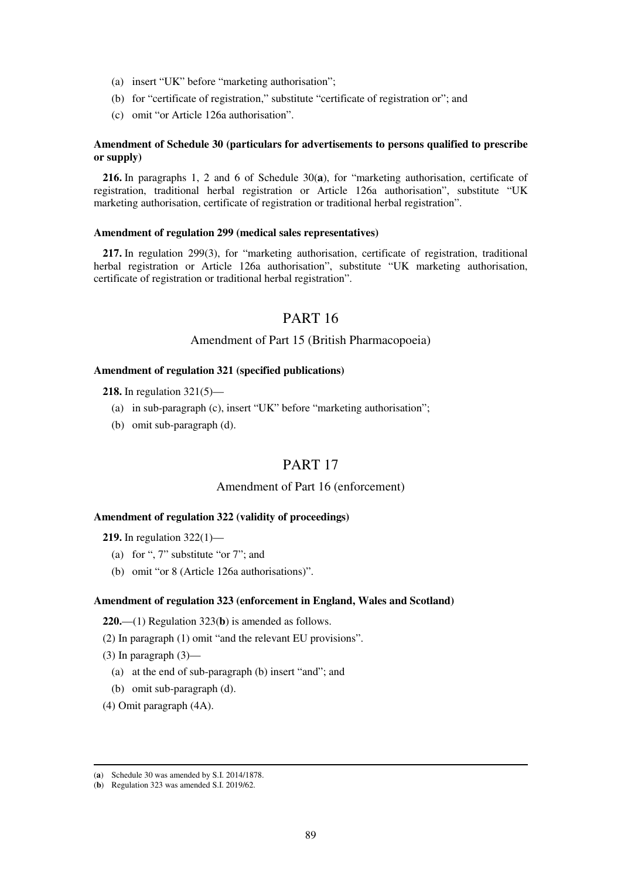(a) insert "UK" before "marketing authorisation";

(b) for "certificate of registration," substitute "certificate of registration or"; and

(c) omit "or Article 126a authorisation".

**Amendment of Schedule 30 (particulars for advertisements to persons qualified to prescribe or supply)**

**216.** In paragraphs 1, 2 and 6 of Schedule 30(**a**), for "marketing authorisation, certificate of registration, traditional herbal registration or Article 126a authorisation", substitute "UK marketing authorisation, certificate of registration or traditional herbal registration".

**Amendment of regulation 299 (medical sales representatives)**

**217.** In regulation 299(3), for "marketing authorisation, certificate of registration, traditional herbal registration or Article 126a authorisation", substitute "UK marketing authorisation, certificate of registration or traditional herbal registration".

# PART 16

## Amendment of Part 15 (British Pharmacopoeia)

**Amendment of regulation 321 (specified publications)**

**218.** In regulation 321(5)—

(a) in sub-paragraph (c), insert "UK" before "marketing authorisation";

(b) omit sub-paragraph (d).

# PART 17

## Amendment of Part 16 (enforcement)

**Amendment of regulation 322 (validity of proceedings)**

**219.** In regulation 322(1)—

(a) for ", 7" substitute "or 7"; and

(b) omit "or 8 (Article 126a authorisations)".

**Amendment of regulation 323 (enforcement in England, Wales and Scotland)**

**220.**—(1) Regulation 323(**b**) is amended as follows.

(2) In paragraph (1) omit "and the relevant EU provisions".

(3) In paragraph (3)—

(a) at the end of sub-paragraph (b) insert "and"; and

(b) omit sub-paragraph (d).

(4) Omit paragraph (4A).

---

(**a**) Schedule 30 was amended by S.I. 2014/1878.

(**b**) Regulation 323 was amended S.I. 2019/62.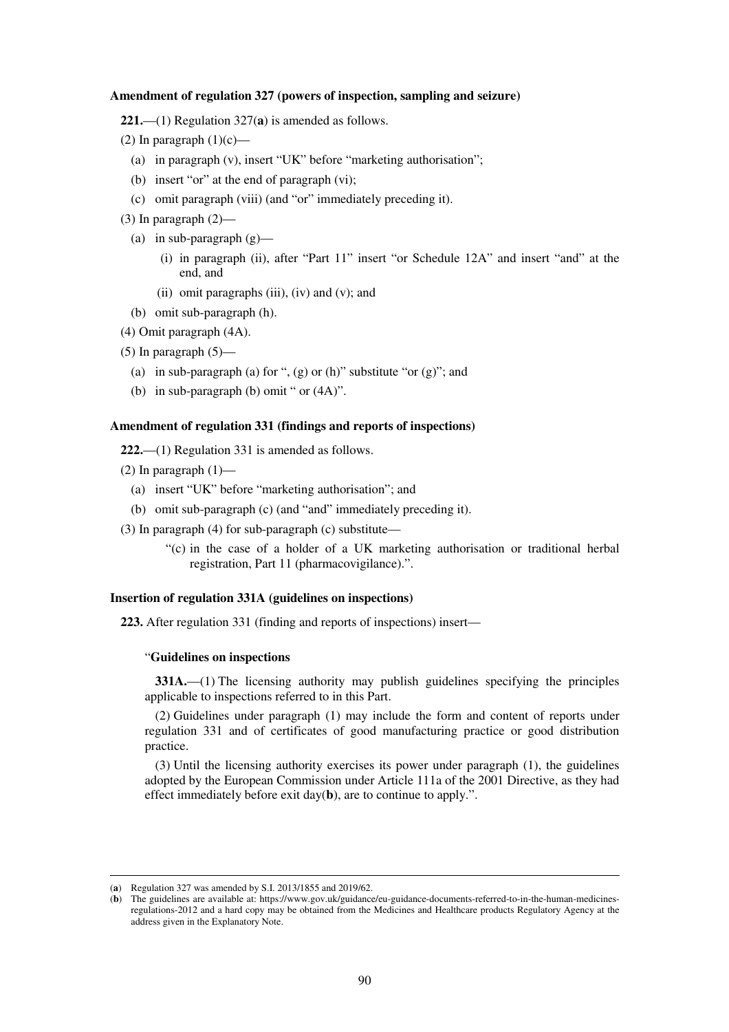**Amendment of regulation 327 (powers of inspection, sampling and seizure)**

**221.**—(1) Regulation 327(**a**) is amended as follows.

(2) In paragraph (1)(c)—

(a) in paragraph (v), insert "UK" before "marketing authorisation";

(b) insert "or" at the end of paragraph (vi);

(c) omit paragraph (viii) (and "or" immediately preceding it).

(3) In paragraph (2)—

(a) in sub-paragraph (g)—

(i) in paragraph (ii), after "Part 11" insert "or Schedule 12A" and insert "and" at the end, and

(ii) omit paragraphs (iii), (iv) and (v); and

(b) omit sub-paragraph (h).

(4) Omit paragraph (4A).

(5) In paragraph (5)—

(a) in sub-paragraph (a) for ", (g) or (h)" substitute "or (g)"; and

(b) in sub-paragraph (b) omit " or (4A)".

**Amendment of regulation 331 (findings and reports of inspections)**

**222.**—(1) Regulation 331 is amended as follows.

(2) In paragraph (1)—

(a) insert "UK" before "marketing authorisation"; and

(b) omit sub-paragraph (c) (and "and" immediately preceding it).

(3) In paragraph (4) for sub-paragraph (c) substitute—

"(c) in the case of a holder of a UK marketing authorisation or traditional herbal registration, Part 11 (pharmacovigilance).".

**Insertion of regulation 331A (guidelines on inspections)**

**223.** After regulation 331 (finding and reports of inspections) insert—

"**Guidelines on inspections**

**331A.**—(1) The licensing authority may publish guidelines specifying the principles applicable to inspections referred to in this Part.

(2) Guidelines under paragraph (1) may include the form and content of reports under regulation 331 and of certificates of good manufacturing practice or good distribution practice.

(3) Until the licensing authority exercises its power under paragraph (1), the guidelines adopted by the European Commission under Article 111a of the 2001 Directive, as they had effect immediately before exit day(**b**), are to continue to apply.".

---

(**a**) Regulation 327 was amended by S.I. 2013/1855 and 2019/62.

(**b**) The guidelines are available at: https://www.gov.uk/guidance/eu-guidance-documents-referred-to-in-the-human-medicines-regulations-2012 and a hard copy may be obtained from the Medicines and Healthcare products Regulatory Agency at the address given in the Explanatory Note.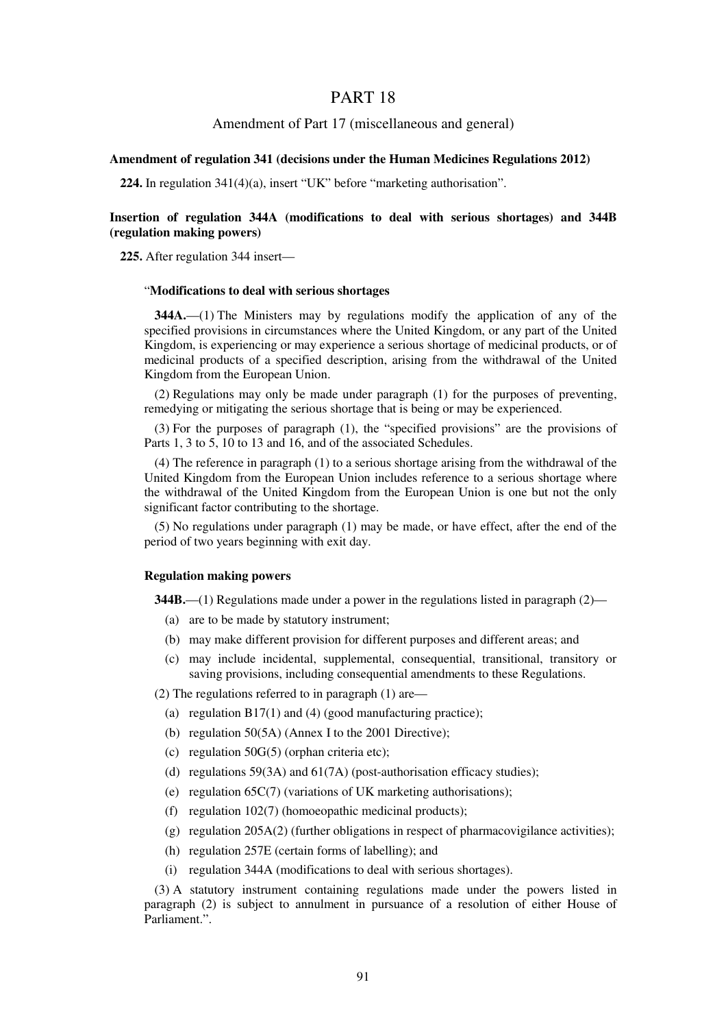# PART 18

## Amendment of Part 17 (miscellaneous and general)

**Amendment of regulation 341 (decisions under the Human Medicines Regulations 2012)**

**224.** In regulation 341(4)(a), insert "UK" before "marketing authorisation".

**Insertion of regulation 344A (modifications to deal with serious shortages) and 344B (regulation making powers)**

**225.** After regulation 344 insert—

"**Modifications to deal with serious shortages**

**344A.**—(1) The Ministers may by regulations modify the application of any of the specified provisions in circumstances where the United Kingdom, or any part of the United Kingdom, is experiencing or may experience a serious shortage of medicinal products, or of medicinal products of a specified description, arising from the withdrawal of the United Kingdom from the European Union.

(2) Regulations may only be made under paragraph (1) for the purposes of preventing, remedying or mitigating the serious shortage that is being or may be experienced.

(3) For the purposes of paragraph (1), the "specified provisions" are the provisions of Parts 1, 3 to 5, 10 to 13 and 16, and of the associated Schedules.

(4) The reference in paragraph (1) to a serious shortage arising from the withdrawal of the United Kingdom from the European Union includes reference to a serious shortage where the withdrawal of the United Kingdom from the European Union is one but not the only significant factor contributing to the shortage.

(5) No regulations under paragraph (1) may be made, or have effect, after the end of the period of two years beginning with exit day.

**Regulation making powers**

**344B.**—(1) Regulations made under a power in the regulations listed in paragraph (2)—

(a) are to be made by statutory instrument;

(b) may make different provision for different purposes and different areas; and

(c) may include incidental, supplemental, consequential, transitional, transitory or saving provisions, including consequential amendments to these Regulations.

(2) The regulations referred to in paragraph (1) are—

(a) regulation B17(1) and (4) (good manufacturing practice);

(b) regulation 50(5A) (Annex I to the 2001 Directive);

(c) regulation 50G(5) (orphan criteria etc);

(d) regulations 59(3A) and 61(7A) (post-authorisation efficacy studies);

(e) regulation 65C(7) (variations of UK marketing authorisations);

(f) regulation 102(7) (homoeopathic medicinal products);

(g) regulation 205A(2) (further obligations in respect of pharmacovigilance activities);

(h) regulation 257E (certain forms of labelling); and

(i) regulation 344A (modifications to deal with serious shortages).

(3) A statutory instrument containing regulations made under the powers listed in paragraph (2) is subject to annulment in pursuance of a resolution of either House of Parliament.".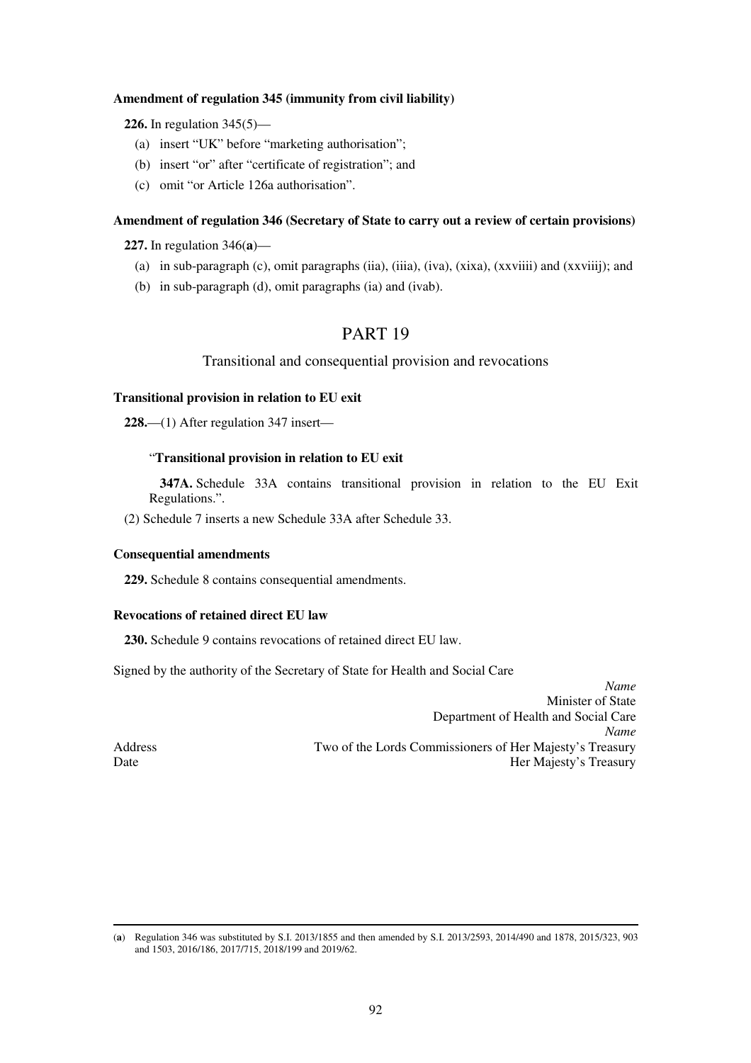**Amendment of regulation 345 (immunity from civil liability)**

**226.** In regulation 345(5)—

(a) insert "UK" before "marketing authorisation";

(b) insert "or" after "certificate of registration"; and

(c) omit "or Article 126a authorisation".

**Amendment of regulation 346 (Secretary of State to carry out a review of certain provisions)**

**227.** In regulation 346(**a**)—

(a) in sub-paragraph (c), omit paragraphs (iia), (iiia), (iva), (xixa), (xxviiii) and (xxviiij); and

(b) in sub-paragraph (d), omit paragraphs (ia) and (ivab).

# PART 19

## Transitional and consequential provision and revocations

**Transitional provision in relation to EU exit**

**228.**—(1) After regulation 347 insert—

> "**Transitional provision in relation to EU exit**
>
> **347A.** Schedule 33A contains transitional provision in relation to the EU Exit Regulations.".

(2) Schedule 7 inserts a new Schedule 33A after Schedule 33.

**Consequential amendments**

**229.** Schedule 8 contains consequential amendments.

**Revocations of retained direct EU law**

**230.** Schedule 9 contains revocations of retained direct EU law.

Signed by the authority of the Secretary of State for Health and Social Care

*Name*
Minister of State
Department of Health and Social Care

*Name*
Address — Two of the Lords Commissioners of Her Majesty's Treasury
Date — Her Majesty's Treasury

---

(**a**) Regulation 346 was substituted by S.I. 2013/1855 and then amended by S.I. 2013/2593, 2014/490 and 1878, 2015/323, 903 and 1503, 2016/186, 2017/715, 2018/199 and 2019/62.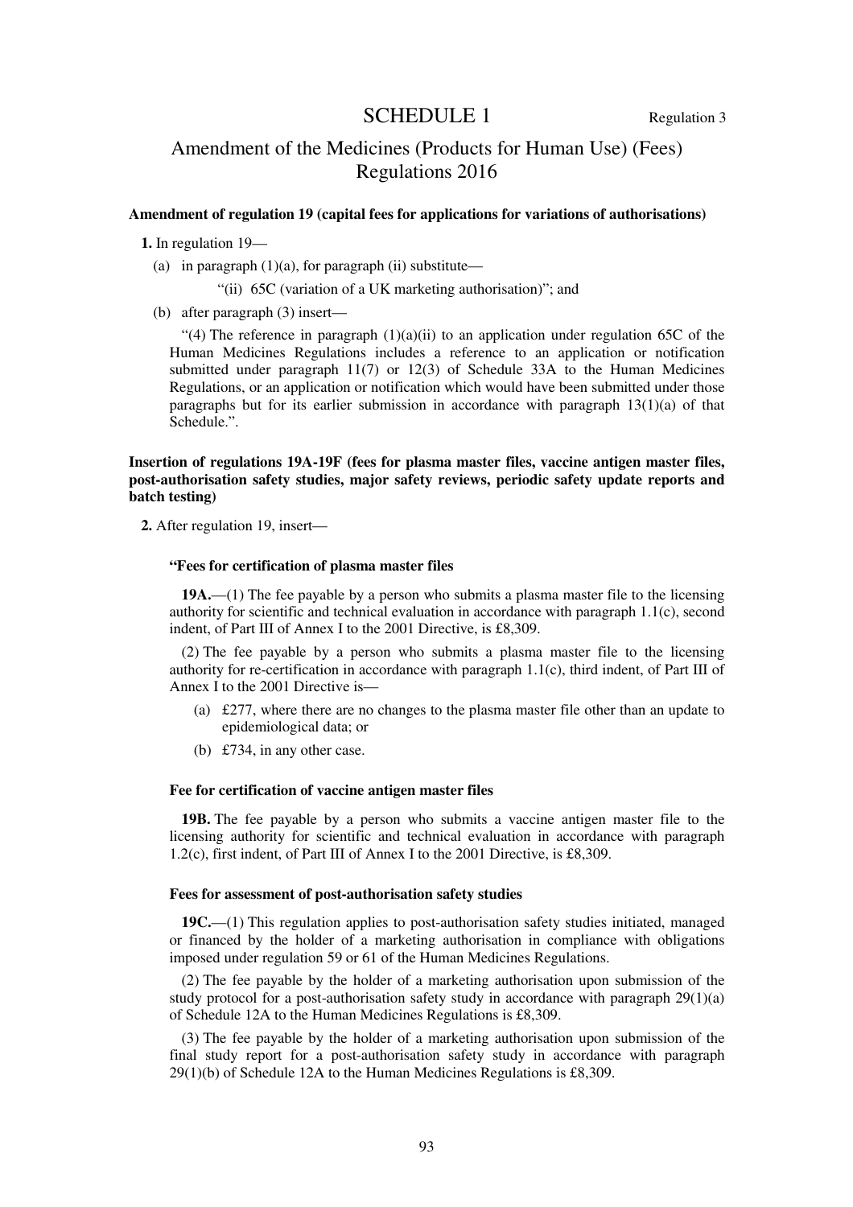# SCHEDULE 1

Regulation 3

## Amendment of the Medicines (Products for Human Use) (Fees) Regulations 2016

**Amendment of regulation 19 (capital fees for applications for variations of authorisations)**

**1.** In regulation 19—

(a) in paragraph (1)(a), for paragraph (ii) substitute—

"(ii) 65C (variation of a UK marketing authorisation)"; and

(b) after paragraph (3) insert—

"(4) The reference in paragraph (1)(a)(ii) to an application under regulation 65C of the Human Medicines Regulations includes a reference to an application or notification submitted under paragraph 11(7) or 12(3) of Schedule 33A to the Human Medicines Regulations, or an application or notification which would have been submitted under those paragraphs but for its earlier submission in accordance with paragraph 13(1)(a) of that Schedule.".

**Insertion of regulations 19A-19F (fees for plasma master files, vaccine antigen master files, post-authorisation safety studies, major safety reviews, periodic safety update reports and batch testing)**

**2.** After regulation 19, insert—

**"Fees for certification of plasma master files**

**19A.**—(1) The fee payable by a person who submits a plasma master file to the licensing authority for scientific and technical evaluation in accordance with paragraph 1.1(c), second indent, of Part III of Annex I to the 2001 Directive, is £8,309.

(2) The fee payable by a person who submits a plasma master file to the licensing authority for re-certification in accordance with paragraph 1.1(c), third indent, of Part III of Annex I to the 2001 Directive is—

(a) £277, where there are no changes to the plasma master file other than an update to epidemiological data; or

(b) £734, in any other case.

**Fee for certification of vaccine antigen master files**

**19B.** The fee payable by a person who submits a vaccine antigen master file to the licensing authority for scientific and technical evaluation in accordance with paragraph 1.2(c), first indent, of Part III of Annex I to the 2001 Directive, is £8,309.

**Fees for assessment of post-authorisation safety studies**

**19C.**—(1) This regulation applies to post-authorisation safety studies initiated, managed or financed by the holder of a marketing authorisation in compliance with obligations imposed under regulation 59 or 61 of the Human Medicines Regulations.

(2) The fee payable by the holder of a marketing authorisation upon submission of the study protocol for a post-authorisation safety study in accordance with paragraph 29(1)(a) of Schedule 12A to the Human Medicines Regulations is £8,309.

(3) The fee payable by the holder of a marketing authorisation upon submission of the final study report for a post-authorisation safety study in accordance with paragraph 29(1)(b) of Schedule 12A to the Human Medicines Regulations is £8,309.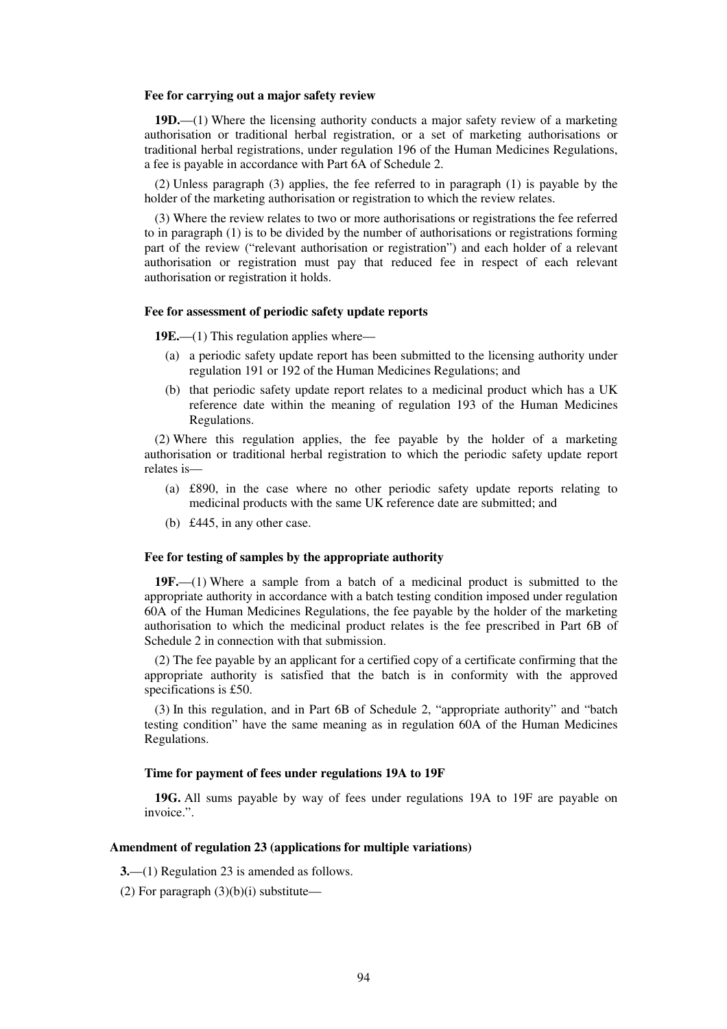**Fee for carrying out a major safety review**

**19D.**—(1) Where the licensing authority conducts a major safety review of a marketing authorisation or traditional herbal registration, or a set of marketing authorisations or traditional herbal registrations, under regulation 196 of the Human Medicines Regulations, a fee is payable in accordance with Part 6A of Schedule 2.

(2) Unless paragraph (3) applies, the fee referred to in paragraph (1) is payable by the holder of the marketing authorisation or registration to which the review relates.

(3) Where the review relates to two or more authorisations or registrations the fee referred to in paragraph (1) is to be divided by the number of authorisations or registrations forming part of the review ("relevant authorisation or registration") and each holder of a relevant authorisation or registration must pay that reduced fee in respect of each relevant authorisation or registration it holds.

**Fee for assessment of periodic safety update reports**

**19E.**—(1) This regulation applies where—

(a) a periodic safety update report has been submitted to the licensing authority under regulation 191 or 192 of the Human Medicines Regulations; and

(b) that periodic safety update report relates to a medicinal product which has a UK reference date within the meaning of regulation 193 of the Human Medicines Regulations.

(2) Where this regulation applies, the fee payable by the holder of a marketing authorisation or traditional herbal registration to which the periodic safety update report relates is—

(a) £890, in the case where no other periodic safety update reports relating to medicinal products with the same UK reference date are submitted; and

(b) £445, in any other case.

**Fee for testing of samples by the appropriate authority**

**19F.**—(1) Where a sample from a batch of a medicinal product is submitted to the appropriate authority in accordance with a batch testing condition imposed under regulation 60A of the Human Medicines Regulations, the fee payable by the holder of the marketing authorisation to which the medicinal product relates is the fee prescribed in Part 6B of Schedule 2 in connection with that submission.

(2) The fee payable by an applicant for a certified copy of a certificate confirming that the appropriate authority is satisfied that the batch is in conformity with the approved specifications is £50.

(3) In this regulation, and in Part 6B of Schedule 2, "appropriate authority" and "batch testing condition" have the same meaning as in regulation 60A of the Human Medicines Regulations.

**Time for payment of fees under regulations 19A to 19F**

**19G.** All sums payable by way of fees under regulations 19A to 19F are payable on invoice.".

**Amendment of regulation 23 (applications for multiple variations)**

**3.**—(1) Regulation 23 is amended as follows.

(2) For paragraph (3)(b)(i) substitute—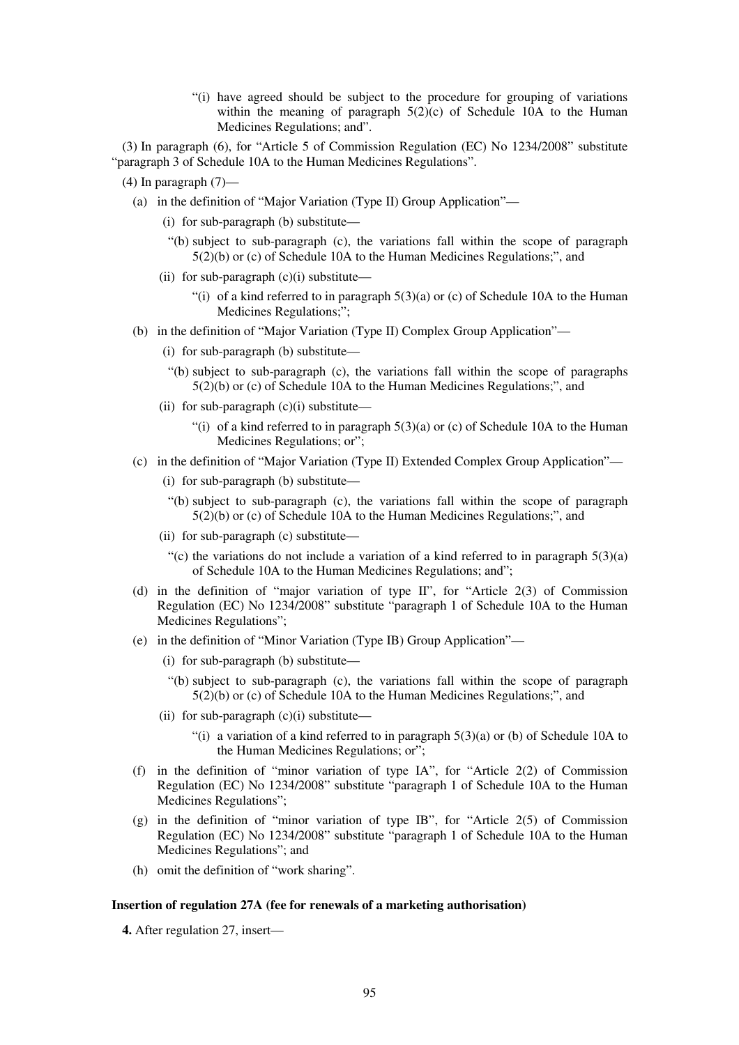"(i) have agreed should be subject to the procedure for grouping of variations within the meaning of paragraph 5(2)(c) of Schedule 10A to the Human Medicines Regulations; and".

(3) In paragraph (6), for "Article 5 of Commission Regulation (EC) No 1234/2008" substitute "paragraph 3 of Schedule 10A to the Human Medicines Regulations".

(4) In paragraph (7)—

- (a) in the definition of "Major Variation (Type II) Group Application"—
  - (i) for sub-paragraph (b) substitute—

    "(b) subject to sub-paragraph (c), the variations fall within the scope of paragraph 5(2)(b) or (c) of Schedule 10A to the Human Medicines Regulations;", and
  - (ii) for sub-paragraph (c)(i) substitute—

    "(i) of a kind referred to in paragraph 5(3)(a) or (c) of Schedule 10A to the Human Medicines Regulations;";
- (b) in the definition of "Major Variation (Type II) Complex Group Application"—
  - (i) for sub-paragraph (b) substitute—

    "(b) subject to sub-paragraph (c), the variations fall within the scope of paragraphs 5(2)(b) or (c) of Schedule 10A to the Human Medicines Regulations;", and
  - (ii) for sub-paragraph (c)(i) substitute—

    "(i) of a kind referred to in paragraph 5(3)(a) or (c) of Schedule 10A to the Human Medicines Regulations; or";
- (c) in the definition of "Major Variation (Type II) Extended Complex Group Application"—
  - (i) for sub-paragraph (b) substitute—

    "(b) subject to sub-paragraph (c), the variations fall within the scope of paragraph 5(2)(b) or (c) of Schedule 10A to the Human Medicines Regulations;", and
  - (ii) for sub-paragraph (c) substitute—

    "(c) the variations do not include a variation of a kind referred to in paragraph 5(3)(a) of Schedule 10A to the Human Medicines Regulations; and";
- (d) in the definition of "major variation of type II", for "Article 2(3) of Commission Regulation (EC) No 1234/2008" substitute "paragraph 1 of Schedule 10A to the Human Medicines Regulations";
- (e) in the definition of "Minor Variation (Type IB) Group Application"—
  - (i) for sub-paragraph (b) substitute—

    "(b) subject to sub-paragraph (c), the variations fall within the scope of paragraph 5(2)(b) or (c) of Schedule 10A to the Human Medicines Regulations;", and
  - (ii) for sub-paragraph (c)(i) substitute—

    "(i) a variation of a kind referred to in paragraph 5(3)(a) or (b) of Schedule 10A to the Human Medicines Regulations; or";
- (f) in the definition of "minor variation of type IA", for "Article 2(2) of Commission Regulation (EC) No 1234/2008" substitute "paragraph 1 of Schedule 10A to the Human Medicines Regulations";
- (g) in the definition of "minor variation of type IB", for "Article 2(5) of Commission Regulation (EC) No 1234/2008" substitute "paragraph 1 of Schedule 10A to the Human Medicines Regulations"; and
- (h) omit the definition of "work sharing".

**Insertion of regulation 27A (fee for renewals of a marketing authorisation)**

**4.** After regulation 27, insert—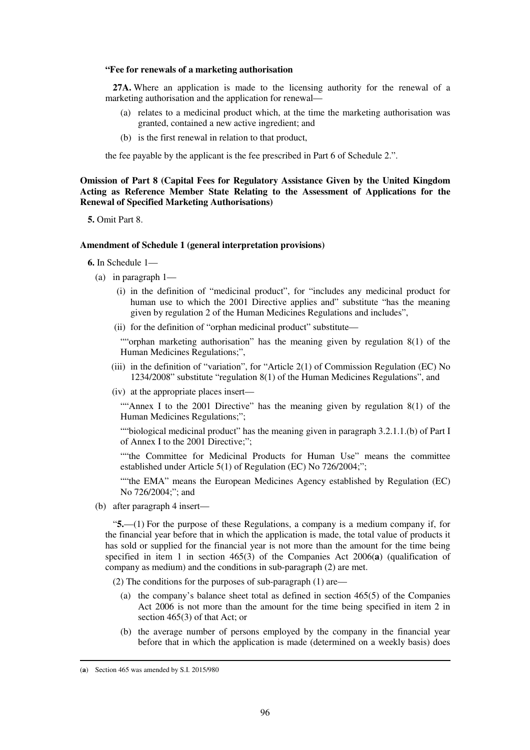**"Fee for renewals of a marketing authorisation**

**27A.** Where an application is made to the licensing authority for the renewal of a marketing authorisation and the application for renewal—

(a) relates to a medicinal product which, at the time the marketing authorisation was granted, contained a new active ingredient; and

(b) is the first renewal in relation to that product,

the fee payable by the applicant is the fee prescribed in Part 6 of Schedule 2.".

**Omission of Part 8 (Capital Fees for Regulatory Assistance Given by the United Kingdom Acting as Reference Member State Relating to the Assessment of Applications for the Renewal of Specified Marketing Authorisations)**

**5.** Omit Part 8.

**Amendment of Schedule 1 (general interpretation provisions)**

**6.** In Schedule 1—

(a) in paragraph 1—

(i) in the definition of "medicinal product", for "includes any medicinal product for human use to which the 2001 Directive applies and" substitute "has the meaning given by regulation 2 of the Human Medicines Regulations and includes",

(ii) for the definition of "orphan medicinal product" substitute—

""orphan marketing authorisation" has the meaning given by regulation 8(1) of the Human Medicines Regulations;",

(iii) in the definition of "variation", for "Article 2(1) of Commission Regulation (EC) No 1234/2008" substitute "regulation 8(1) of the Human Medicines Regulations", and

(iv) at the appropriate places insert—

""Annex I to the 2001 Directive" has the meaning given by regulation 8(1) of the Human Medicines Regulations;";

""biological medicinal product" has the meaning given in paragraph 3.2.1.1.(b) of Part I of Annex I to the 2001 Directive;";

""the Committee for Medicinal Products for Human Use" means the committee established under Article 5(1) of Regulation (EC) No 726/2004;";

""the EMA" means the European Medicines Agency established by Regulation (EC) No 726/2004;"; and

(b) after paragraph 4 insert—

"**5.**—(1) For the purpose of these Regulations, a company is a medium company if, for the financial year before that in which the application is made, the total value of products it has sold or supplied for the financial year is not more than the amount for the time being specified in item 1 in section 465(3) of the Companies Act 2006(**a**) (qualification of company as medium) and the conditions in sub-paragraph (2) are met.

(2) The conditions for the purposes of sub-paragraph (1) are—

(a) the company's balance sheet total as defined in section 465(5) of the Companies Act 2006 is not more than the amount for the time being specified in item 2 in section 465(3) of that Act; or

(b) the average number of persons employed by the company in the financial year before that in which the application is made (determined on a weekly basis) does

(**a**) Section 465 was amended by S.I. 2015/980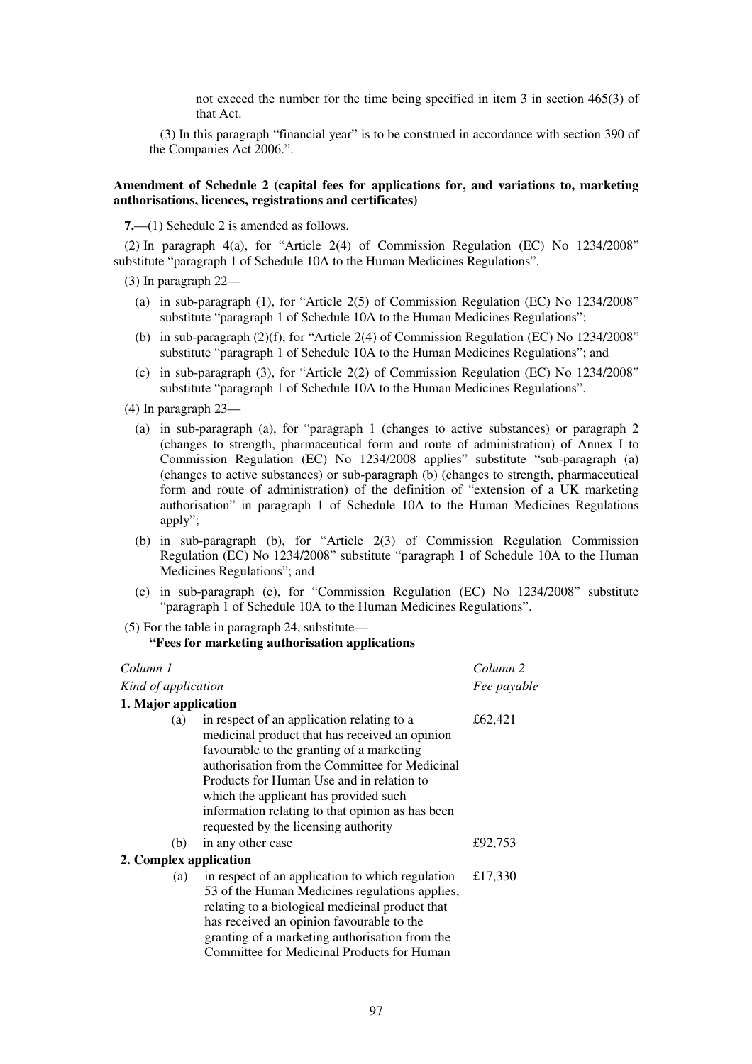not exceed the number for the time being specified in item 3 in section 465(3) of that Act.

(3) In this paragraph "financial year" is to be construed in accordance with section 390 of the Companies Act 2006.".

**Amendment of Schedule 2 (capital fees for applications for, and variations to, marketing authorisations, licences, registrations and certificates)**

**7.**—(1) Schedule 2 is amended as follows.

(2) In paragraph 4(a), for "Article 2(4) of Commission Regulation (EC) No 1234/2008" substitute "paragraph 1 of Schedule 10A to the Human Medicines Regulations".

(3) In paragraph 22—

(a) in sub-paragraph (1), for "Article 2(5) of Commission Regulation (EC) No 1234/2008" substitute "paragraph 1 of Schedule 10A to the Human Medicines Regulations";

(b) in sub-paragraph (2)(f), for "Article 2(4) of Commission Regulation (EC) No 1234/2008" substitute "paragraph 1 of Schedule 10A to the Human Medicines Regulations"; and

(c) in sub-paragraph (3), for "Article 2(2) of Commission Regulation (EC) No 1234/2008" substitute "paragraph 1 of Schedule 10A to the Human Medicines Regulations".

(4) In paragraph 23—

(a) in sub-paragraph (a), for "paragraph 1 (changes to active substances) or paragraph 2 (changes to strength, pharmaceutical form and route of administration) of Annex I to Commission Regulation (EC) No 1234/2008 applies" substitute "sub-paragraph (a) (changes to active substances) or sub-paragraph (b) (changes to strength, pharmaceutical form and route of administration) of the definition of "extension of a UK marketing authorisation" in paragraph 1 of Schedule 10A to the Human Medicines Regulations apply";

(b) in sub-paragraph (b), for "Article 2(3) of Commission Regulation Commission Regulation (EC) No 1234/2008" substitute "paragraph 1 of Schedule 10A to the Human Medicines Regulations"; and

(c) in sub-paragraph (c), for "Commission Regulation (EC) No 1234/2008" substitute "paragraph 1 of Schedule 10A to the Human Medicines Regulations".

(5) For the table in paragraph 24, substitute—

**"Fees for marketing authorisation applications**

| *Column 1*<br>*Kind of application* | *Column 2*<br>*Fee payable* |
|---|---|
| **1. Major application** | |
| (a) in respect of an application relating to a medicinal product that has received an opinion favourable to the granting of a marketing authorisation from the Committee for Medicinal Products for Human Use and in relation to which the applicant has provided such information relating to that opinion as has been requested by the licensing authority | £62,421 |
| (b) in any other case | £92,753 |
| **2. Complex application** | |
| (a) in respect of an application to which regulation 53 of the Human Medicines regulations applies, relating to a biological medicinal product that has received an opinion favourable to the granting of a marketing authorisation from the Committee for Medicinal Products for Human | £17,330 |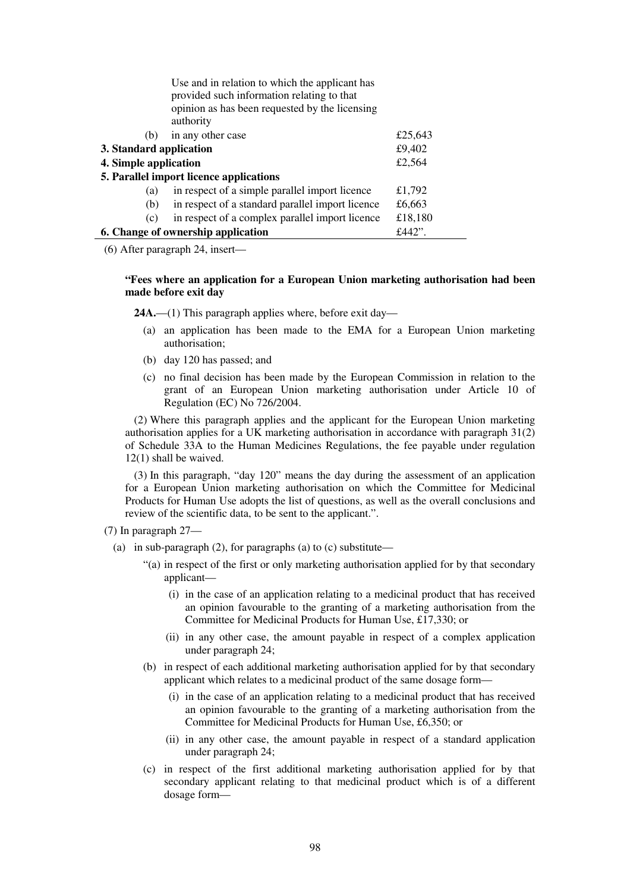| | |
|---|---|
| Use and in relation to which the applicant has provided such information relating to that opinion as has been requested by the licensing authority | |
| (b) in any other case | £25,643 |
| **3. Standard application** | £9,402 |
| **4. Simple application** | £2,564 |
| **5. Parallel import licence applications** | |
| (a) in respect of a simple parallel import licence | £1,792 |
| (b) in respect of a standard parallel import licence | £6,663 |
| (c) in respect of a complex parallel import licence | £18,180 |
| **6. Change of ownership application** | £442". |

(6) After paragraph 24, insert—

**"Fees where an application for a European Union marketing authorisation had been made before exit day**

**24A.**—(1) This paragraph applies where, before exit day—

(a) an application has been made to the EMA for a European Union marketing authorisation;

(b) day 120 has passed; and

(c) no final decision has been made by the European Commission in relation to the grant of an European Union marketing authorisation under Article 10 of Regulation (EC) No 726/2004.

(2) Where this paragraph applies and the applicant for the European Union marketing authorisation applies for a UK marketing authorisation in accordance with paragraph 31(2) of Schedule 33A to the Human Medicines Regulations, the fee payable under regulation 12(1) shall be waived.

(3) In this paragraph, "day 120" means the day during the assessment of an application for a European Union marketing authorisation on which the Committee for Medicinal Products for Human Use adopts the list of questions, as well as the overall conclusions and review of the scientific data, to be sent to the applicant.".

(7) In paragraph 27—

(a) in sub-paragraph (2), for paragraphs (a) to (c) substitute—

"(a) in respect of the first or only marketing authorisation applied for by that secondary applicant—

(i) in the case of an application relating to a medicinal product that has received an opinion favourable to the granting of a marketing authorisation from the Committee for Medicinal Products for Human Use, £17,330; or

(ii) in any other case, the amount payable in respect of a complex application under paragraph 24;

(b) in respect of each additional marketing authorisation applied for by that secondary applicant which relates to a medicinal product of the same dosage form—

(i) in the case of an application relating to a medicinal product that has received an opinion favourable to the granting of a marketing authorisation from the Committee for Medicinal Products for Human Use, £6,350; or

(ii) in any other case, the amount payable in respect of a standard application under paragraph 24;

(c) in respect of the first additional marketing authorisation applied for by that secondary applicant relating to that medicinal product which is of a different dosage form—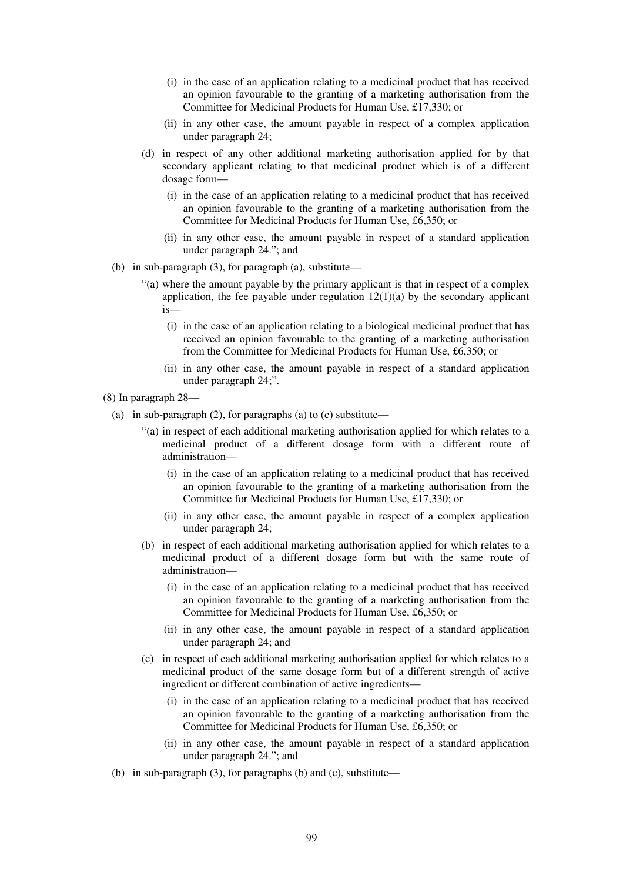(i) in the case of an application relating to a medicinal product that has received an opinion favourable to the granting of a marketing authorisation from the Committee for Medicinal Products for Human Use, £17,330; or

(ii) in any other case, the amount payable in respect of a complex application under paragraph 24;

(d) in respect of any other additional marketing authorisation applied for by that secondary applicant relating to that medicinal product which is of a different dosage form—

(i) in the case of an application relating to a medicinal product that has received an opinion favourable to the granting of a marketing authorisation from the Committee for Medicinal Products for Human Use, £6,350; or

(ii) in any other case, the amount payable in respect of a standard application under paragraph 24."; and

(b) in sub-paragraph (3), for paragraph (a), substitute—

"(a) where the amount payable by the primary applicant is that in respect of a complex application, the fee payable under regulation 12(1)(a) by the secondary applicant is—

(i) in the case of an application relating to a biological medicinal product that has received an opinion favourable to the granting of a marketing authorisation from the Committee for Medicinal Products for Human Use, £6,350; or

(ii) in any other case, the amount payable in respect of a standard application under paragraph 24;".

(8) In paragraph 28—

(a) in sub-paragraph (2), for paragraphs (a) to (c) substitute—

"(a) in respect of each additional marketing authorisation applied for which relates to a medicinal product of a different dosage form with a different route of administration—

(i) in the case of an application relating to a medicinal product that has received an opinion favourable to the granting of a marketing authorisation from the Committee for Medicinal Products for Human Use, £17,330; or

(ii) in any other case, the amount payable in respect of a complex application under paragraph 24;

(b) in respect of each additional marketing authorisation applied for which relates to a medicinal product of a different dosage form but with the same route of administration—

(i) in the case of an application relating to a medicinal product that has received an opinion favourable to the granting of a marketing authorisation from the Committee for Medicinal Products for Human Use, £6,350; or

(ii) in any other case, the amount payable in respect of a standard application under paragraph 24; and

(c) in respect of each additional marketing authorisation applied for which relates to a medicinal product of the same dosage form but of a different strength of active ingredient or different combination of active ingredients—

(i) in the case of an application relating to a medicinal product that has received an opinion favourable to the granting of a marketing authorisation from the Committee for Medicinal Products for Human Use, £6,350; or

(ii) in any other case, the amount payable in respect of a standard application under paragraph 24."; and

(b) in sub-paragraph (3), for paragraphs (b) and (c), substitute—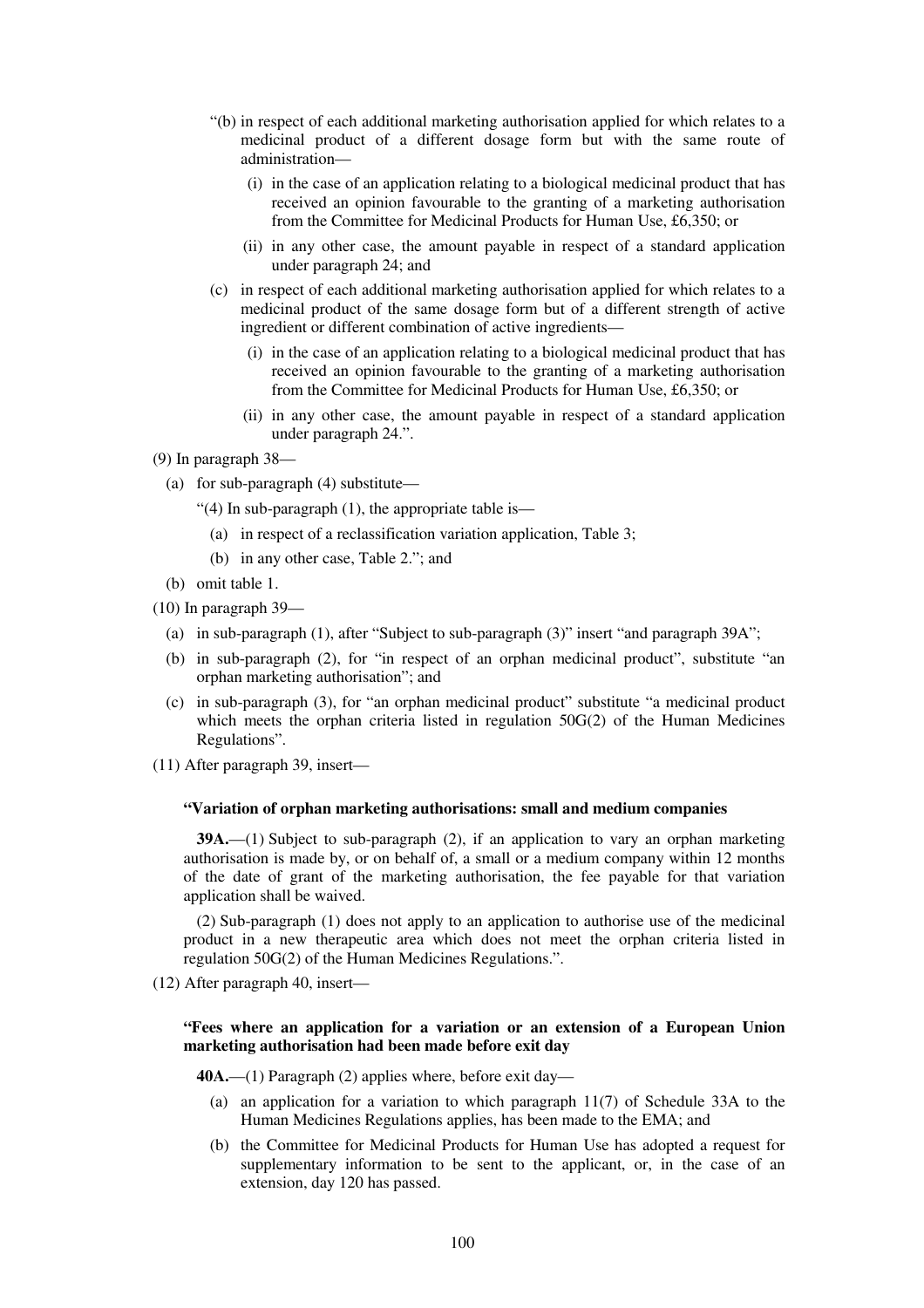"(b) in respect of each additional marketing authorisation applied for which relates to a medicinal product of a different dosage form but with the same route of administration—

(i) in the case of an application relating to a biological medicinal product that has received an opinion favourable to the granting of a marketing authorisation from the Committee for Medicinal Products for Human Use, £6,350; or

(ii) in any other case, the amount payable in respect of a standard application under paragraph 24; and

(c) in respect of each additional marketing authorisation applied for which relates to a medicinal product of the same dosage form but of a different strength of active ingredient or different combination of active ingredients—

(i) in the case of an application relating to a biological medicinal product that has received an opinion favourable to the granting of a marketing authorisation from the Committee for Medicinal Products for Human Use, £6,350; or

(ii) in any other case, the amount payable in respect of a standard application under paragraph 24.".

(9) In paragraph 38—

(a) for sub-paragraph (4) substitute—

"(4) In sub-paragraph (1), the appropriate table is—

(a) in respect of a reclassification variation application, Table 3;

(b) in any other case, Table 2."; and

(b) omit table 1.

(10) In paragraph 39—

(a) in sub-paragraph (1), after "Subject to sub-paragraph (3)" insert "and paragraph 39A";

(b) in sub-paragraph (2), for "in respect of an orphan medicinal product", substitute "an orphan marketing authorisation"; and

(c) in sub-paragraph (3), for "an orphan medicinal product" substitute "a medicinal product which meets the orphan criteria listed in regulation 50G(2) of the Human Medicines Regulations".

(11) After paragraph 39, insert—

**"Variation of orphan marketing authorisations: small and medium companies**

**39A.**—(1) Subject to sub-paragraph (2), if an application to vary an orphan marketing authorisation is made by, or on behalf of, a small or a medium company within 12 months of the date of grant of the marketing authorisation, the fee payable for that variation application shall be waived.

(2) Sub-paragraph (1) does not apply to an application to authorise use of the medicinal product in a new therapeutic area which does not meet the orphan criteria listed in regulation 50G(2) of the Human Medicines Regulations.".

(12) After paragraph 40, insert—

**"Fees where an application for a variation or an extension of a European Union marketing authorisation had been made before exit day**

**40A.**—(1) Paragraph (2) applies where, before exit day—

(a) an application for a variation to which paragraph 11(7) of Schedule 33A to the Human Medicines Regulations applies, has been made to the EMA; and

(b) the Committee for Medicinal Products for Human Use has adopted a request for supplementary information to be sent to the applicant, or, in the case of an extension, day 120 has passed.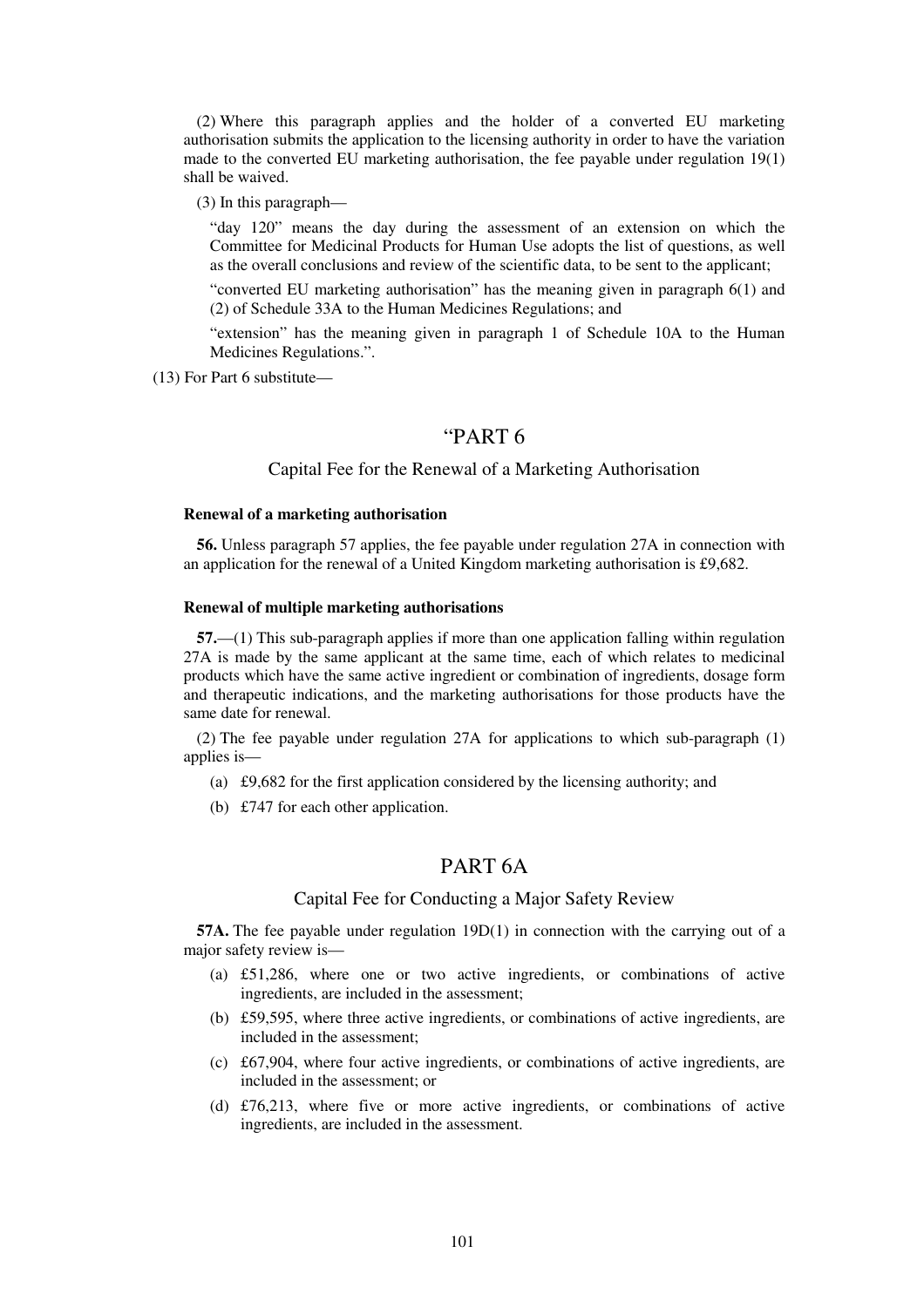(2) Where this paragraph applies and the holder of a converted EU marketing authorisation submits the application to the licensing authority in order to have the variation made to the converted EU marketing authorisation, the fee payable under regulation 19(1) shall be waived.

(3) In this paragraph—

"day 120" means the day during the assessment of an extension on which the Committee for Medicinal Products for Human Use adopts the list of questions, as well as the overall conclusions and review of the scientific data, to be sent to the applicant;

"converted EU marketing authorisation" has the meaning given in paragraph 6(1) and (2) of Schedule 33A to the Human Medicines Regulations; and

"extension" has the meaning given in paragraph 1 of Schedule 10A to the Human Medicines Regulations.".

(13) For Part 6 substitute—

## "PART 6

### Capital Fee for the Renewal of a Marketing Authorisation

**Renewal of a marketing authorisation**

**56.** Unless paragraph 57 applies, the fee payable under regulation 27A in connection with an application for the renewal of a United Kingdom marketing authorisation is £9,682.

**Renewal of multiple marketing authorisations**

**57.**—(1) This sub-paragraph applies if more than one application falling within regulation 27A is made by the same applicant at the same time, each of which relates to medicinal products which have the same active ingredient or combination of ingredients, dosage form and therapeutic indications, and the marketing authorisations for those products have the same date for renewal.

(2) The fee payable under regulation 27A for applications to which sub-paragraph (1) applies is—

(a) £9,682 for the first application considered by the licensing authority; and

(b) £747 for each other application.

## PART 6A

### Capital Fee for Conducting a Major Safety Review

**57A.** The fee payable under regulation 19D(1) in connection with the carrying out of a major safety review is—

(a) £51,286, where one or two active ingredients, or combinations of active ingredients, are included in the assessment;

(b) £59,595, where three active ingredients, or combinations of active ingredients, are included in the assessment;

(c) £67,904, where four active ingredients, or combinations of active ingredients, are included in the assessment; or

(d) £76,213, where five or more active ingredients, or combinations of active ingredients, are included in the assessment.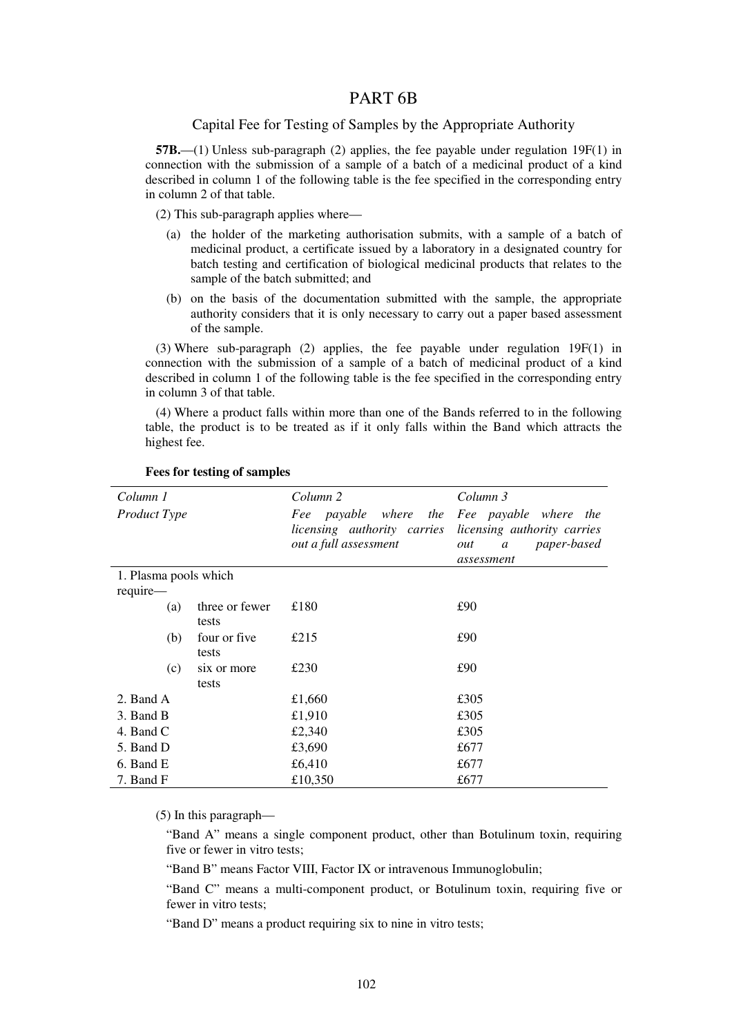# PART 6B

## Capital Fee for Testing of Samples by the Appropriate Authority

**57B.**—(1) Unless sub-paragraph (2) applies, the fee payable under regulation 19F(1) in connection with the submission of a sample of a batch of a medicinal product of a kind described in column 1 of the following table is the fee specified in the corresponding entry in column 2 of that table.

(2) This sub-paragraph applies where—

(a) the holder of the marketing authorisation submits, with a sample of a batch of medicinal product, a certificate issued by a laboratory in a designated country for batch testing and certification of biological medicinal products that relates to the sample of the batch submitted; and

(b) on the basis of the documentation submitted with the sample, the appropriate authority considers that it is only necessary to carry out a paper based assessment of the sample.

(3) Where sub-paragraph (2) applies, the fee payable under regulation 19F(1) in connection with the submission of a sample of a batch of medicinal product of a kind described in column 1 of the following table is the fee specified in the corresponding entry in column 3 of that table.

(4) Where a product falls within more than one of the Bands referred to in the following table, the product is to be treated as if it only falls within the Band which attracts the highest fee.

**Fees for testing of samples**

| *Column 1* *Product Type* | *Column 2* *Fee payable where the licensing authority carries out a full assessment* | *Column 3* *Fee payable where the licensing authority carries out a paper-based assessment* |
|---|---|---|
| 1. Plasma pools which require— | | |
| (a) three or fewer tests | £180 | £90 |
| (b) four or five tests | £215 | £90 |
| (c) six or more tests | £230 | £90 |
| 2. Band A | £1,660 | £305 |
| 3. Band B | £1,910 | £305 |
| 4. Band C | £2,340 | £305 |
| 5. Band D | £3,690 | £677 |
| 6. Band E | £6,410 | £677 |
| 7. Band F | £10,350 | £677 |

(5) In this paragraph—

"Band A" means a single component product, other than Botulinum toxin, requiring five or fewer in vitro tests;

"Band B" means Factor VIII, Factor IX or intravenous Immunoglobulin;

"Band C" means a multi-component product, or Botulinum toxin, requiring five or fewer in vitro tests;

"Band D" means a product requiring six to nine in vitro tests;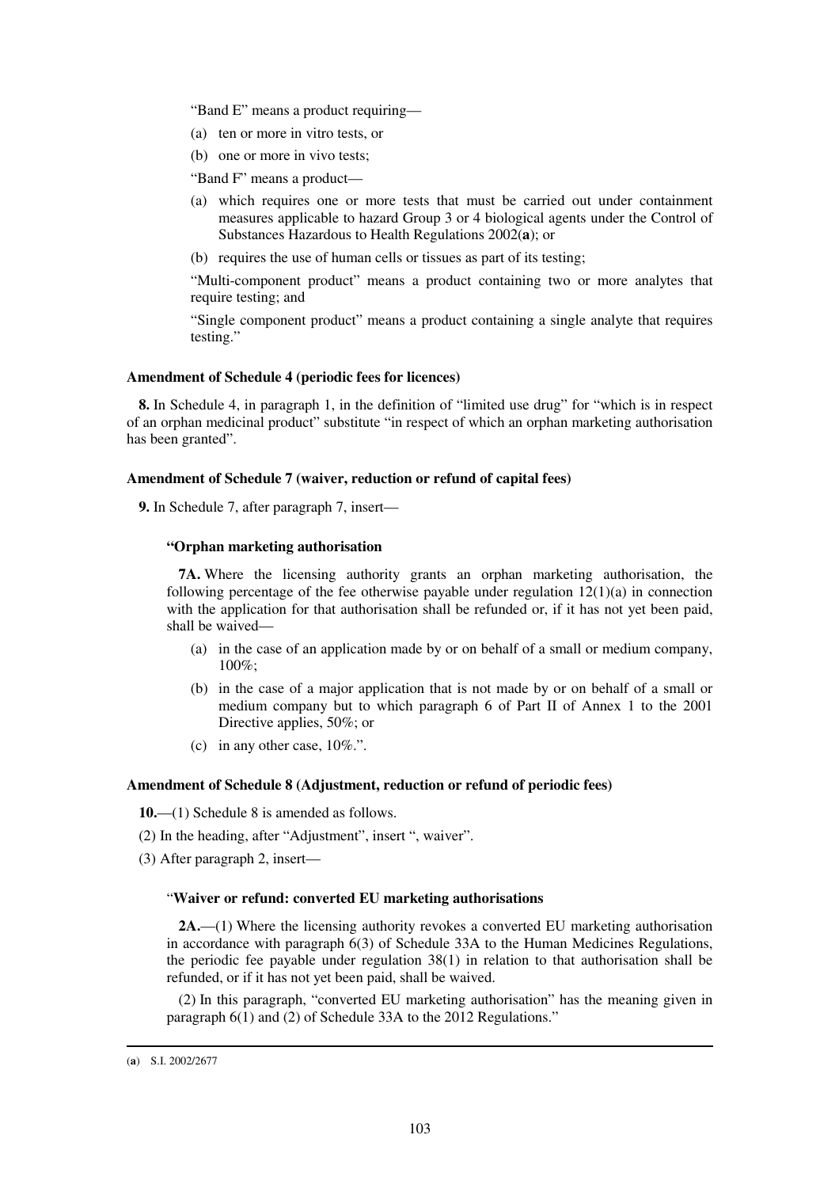"Band E" means a product requiring—

(a) ten or more in vitro tests, or

(b) one or more in vivo tests;

"Band F" means a product—

(a) which requires one or more tests that must be carried out under containment measures applicable to hazard Group 3 or 4 biological agents under the Control of Substances Hazardous to Health Regulations 2002(**a**); or

(b) requires the use of human cells or tissues as part of its testing;

"Multi-component product" means a product containing two or more analytes that require testing; and

"Single component product" means a product containing a single analyte that requires testing."

**Amendment of Schedule 4 (periodic fees for licences)**

**8.** In Schedule 4, in paragraph 1, in the definition of "limited use drug" for "which is in respect of an orphan medicinal product" substitute "in respect of which an orphan marketing authorisation has been granted".

**Amendment of Schedule 7 (waiver, reduction or refund of capital fees)**

**9.** In Schedule 7, after paragraph 7, insert—

**"Orphan marketing authorisation**

**7A.** Where the licensing authority grants an orphan marketing authorisation, the following percentage of the fee otherwise payable under regulation 12(1)(a) in connection with the application for that authorisation shall be refunded or, if it has not yet been paid, shall be waived—

(a) in the case of an application made by or on behalf of a small or medium company, 100%;

(b) in the case of a major application that is not made by or on behalf of a small or medium company but to which paragraph 6 of Part II of Annex 1 to the 2001 Directive applies, 50%; or

(c) in any other case, 10%.".

**Amendment of Schedule 8 (Adjustment, reduction or refund of periodic fees)**

**10.**—(1) Schedule 8 is amended as follows.

(2) In the heading, after "Adjustment", insert ", waiver".

(3) After paragraph 2, insert—

"**Waiver or refund: converted EU marketing authorisations**

**2A.**—(1) Where the licensing authority revokes a converted EU marketing authorisation in accordance with paragraph 6(3) of Schedule 33A to the Human Medicines Regulations, the periodic fee payable under regulation 38(1) in relation to that authorisation shall be refunded, or if it has not yet been paid, shall be waived.

(2) In this paragraph, "converted EU marketing authorisation" has the meaning given in paragraph 6(1) and (2) of Schedule 33A to the 2012 Regulations."

---

(**a**) S.I. 2002/2677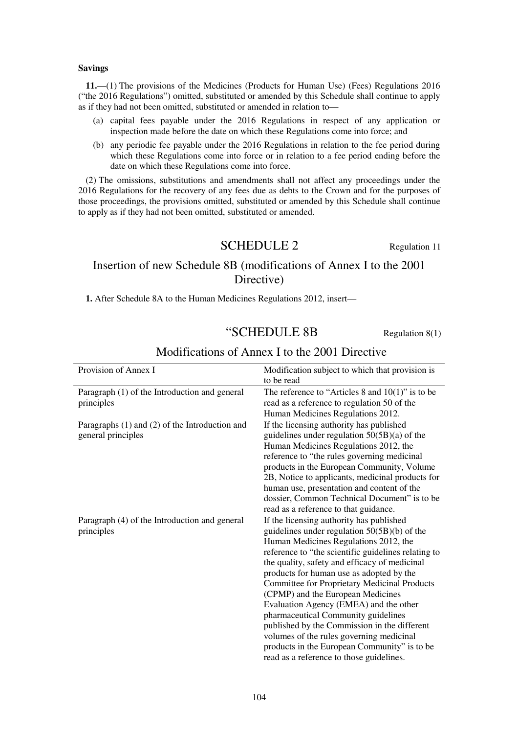**Savings**

**11.**—(1) The provisions of the Medicines (Products for Human Use) (Fees) Regulations 2016 ("the 2016 Regulations") omitted, substituted or amended by this Schedule shall continue to apply as if they had not been omitted, substituted or amended in relation to—

(a) capital fees payable under the 2016 Regulations in respect of any application or inspection made before the date on which these Regulations come into force; and

(b) any periodic fee payable under the 2016 Regulations in relation to the fee period during which these Regulations come into force or in relation to a fee period ending before the date on which these Regulations come into force.

(2) The omissions, substitutions and amendments shall not affect any proceedings under the 2016 Regulations for the recovery of any fees due as debts to the Crown and for the purposes of those proceedings, the provisions omitted, substituted or amended by this Schedule shall continue to apply as if they had not been omitted, substituted or amended.

## SCHEDULE 2

Regulation 11

## Insertion of new Schedule 8B (modifications of Annex I to the 2001 Directive)

**1.** After Schedule 8A to the Human Medicines Regulations 2012, insert—

## "SCHEDULE 8B

Regulation 8(1)

## Modifications of Annex I to the 2001 Directive

| Provision of Annex I | Modification subject to which that provision is to be read |
|---|---|
| Paragraph (1) of the Introduction and general principles | The reference to "Articles 8 and 10(1)" is to be read as a reference to regulation 50 of the Human Medicines Regulations 2012. |
| Paragraphs (1) and (2) of the Introduction and general principles | If the licensing authority has published guidelines under regulation 50(5B)(a) of the Human Medicines Regulations 2012, the reference to "the rules governing medicinal products in the European Community, Volume 2B, Notice to applicants, medicinal products for human use, presentation and content of the dossier, Common Technical Document" is to be read as a reference to that guidance. |
| Paragraph (4) of the Introduction and general principles | If the licensing authority has published guidelines under regulation 50(5B)(b) of the Human Medicines Regulations 2012, the reference to "the scientific guidelines relating to the quality, safety and efficacy of medicinal products for human use as adopted by the Committee for Proprietary Medicinal Products (CPMP) and the European Medicines Evaluation Agency (EMEA) and the other pharmaceutical Community guidelines published by the Commission in the different volumes of the rules governing medicinal products in the European Community" is to be read as a reference to those guidelines. |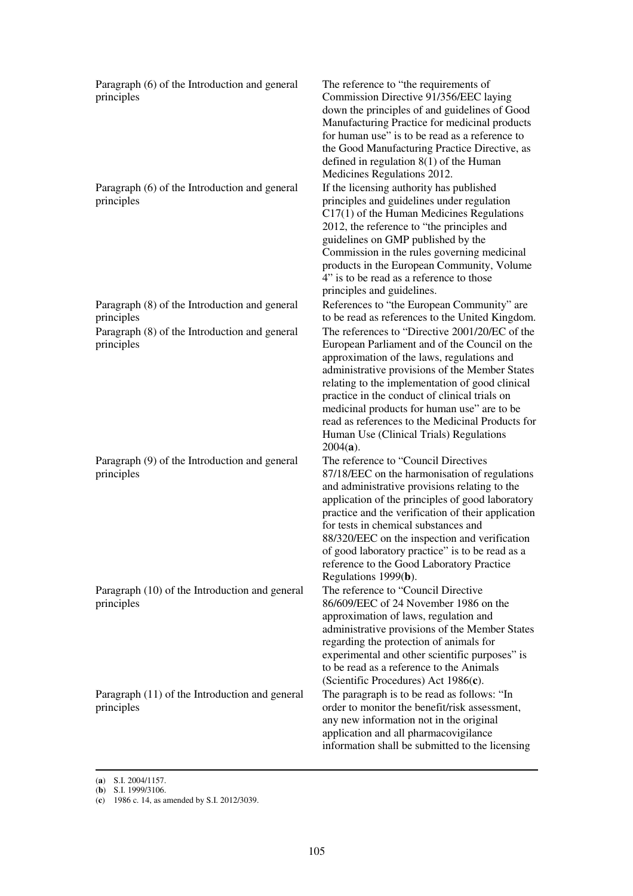| | |
|---|---|
| Paragraph (6) of the Introduction and general principles | The reference to "the requirements of Commission Directive 91/356/EEC laying down the principles of and guidelines of Good Manufacturing Practice for medicinal products for human use" is to be read as a reference to the Good Manufacturing Practice Directive, as defined in regulation 8(1) of the Human Medicines Regulations 2012. |
| Paragraph (6) of the Introduction and general principles | If the licensing authority has published principles and guidelines under regulation C17(1) of the Human Medicines Regulations 2012, the reference to "the principles and guidelines on GMP published by the Commission in the rules governing medicinal products in the European Community, Volume 4" is to be read as a reference to those principles and guidelines. |
| Paragraph (8) of the Introduction and general principles | References to "the European Community" are to be read as references to the United Kingdom. |
| Paragraph (8) of the Introduction and general principles | The references to "Directive 2001/20/EC of the European Parliament and of the Council on the approximation of the laws, regulations and administrative provisions of the Member States relating to the implementation of good clinical practice in the conduct of clinical trials on medicinal products for human use" are to be read as references to the Medicinal Products for Human Use (Clinical Trials) Regulations 2004(**a**). |
| Paragraph (9) of the Introduction and general principles | The reference to "Council Directives 87/18/EEC on the harmonisation of regulations and administrative provisions relating to the application of the principles of good laboratory practice and the verification of their application for tests in chemical substances and 88/320/EEC on the inspection and verification of good laboratory practice" is to be read as a reference to the Good Laboratory Practice Regulations 1999(**b**). |
| Paragraph (10) of the Introduction and general principles | The reference to "Council Directive 86/609/EEC of 24 November 1986 on the approximation of laws, regulation and administrative provisions of the Member States regarding the protection of animals for experimental and other scientific purposes" is to be read as a reference to the Animals (Scientific Procedures) Act 1986(**c**). |
| Paragraph (11) of the Introduction and general principles | The paragraph is to be read as follows: "In order to monitor the benefit/risk assessment, any new information not in the original application and all pharmacovigilance information shall be submitted to the licensing |

(**a**) S.I. 2004/1157.
(**b**) S.I. 1999/3106.
(**c**) 1986 c. 14, as amended by S.I. 2012/3039.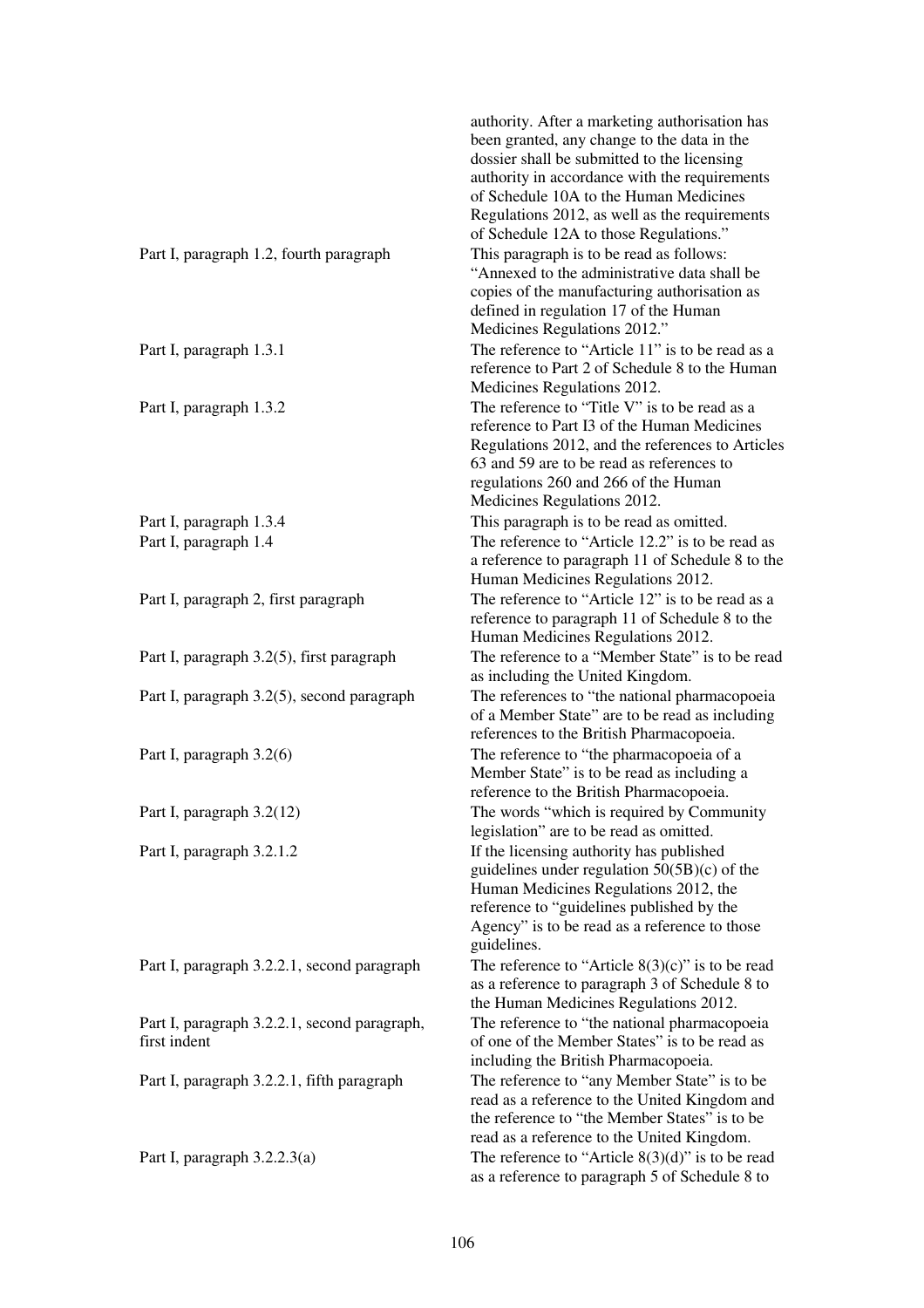| | |
|---|---|
| | authority. After a marketing authorisation has been granted, any change to the data in the dossier shall be submitted to the licensing authority in accordance with the requirements of Schedule 10A to the Human Medicines Regulations 2012, as well as the requirements of Schedule 12A to those Regulations.” |
| Part I, paragraph 1.2, fourth paragraph | This paragraph is to be read as follows: “Annexed to the administrative data shall be copies of the manufacturing authorisation as defined in regulation 17 of the Human Medicines Regulations 2012.” |
| Part I, paragraph 1.3.1 | The reference to “Article 11” is to be read as a reference to Part 2 of Schedule 8 to the Human Medicines Regulations 2012. |
| Part I, paragraph 1.3.2 | The reference to “Title V” is to be read as a reference to Part I3 of the Human Medicines Regulations 2012, and the references to Articles 63 and 59 are to be read as references to regulations 260 and 266 of the Human Medicines Regulations 2012. |
| Part I, paragraph 1.3.4 | This paragraph is to be read as omitted. |
| Part I, paragraph 1.4 | The reference to “Article 12.2” is to be read as a reference to paragraph 11 of Schedule 8 to the Human Medicines Regulations 2012. |
| Part I, paragraph 2, first paragraph | The reference to “Article 12” is to be read as a reference to paragraph 11 of Schedule 8 to the Human Medicines Regulations 2012. |
| Part I, paragraph 3.2(5), first paragraph | The reference to a “Member State” is to be read as including the United Kingdom. |
| Part I, paragraph 3.2(5), second paragraph | The references to “the national pharmacopoeia of a Member State” are to be read as including references to the British Pharmacopoeia. |
| Part I, paragraph 3.2(6) | The reference to “the pharmacopoeia of a Member State” is to be read as including a reference to the British Pharmacopoeia. |
| Part I, paragraph 3.2(12) | The words “which is required by Community legislation” are to be read as omitted. |
| Part I, paragraph 3.2.1.2 | If the licensing authority has published guidelines under regulation 50(5B)(c) of the Human Medicines Regulations 2012, the reference to “guidelines published by the Agency” is to be read as a reference to those guidelines. |
| Part I, paragraph 3.2.2.1, second paragraph | The reference to “Article 8(3)(c)” is to be read as a reference to paragraph 3 of Schedule 8 to the Human Medicines Regulations 2012. |
| Part I, paragraph 3.2.2.1, second paragraph, first indent | The reference to “the national pharmacopoeia of one of the Member States” is to be read as including the British Pharmacopoeia. |
| Part I, paragraph 3.2.2.1, fifth paragraph | The reference to “any Member State” is to be read as a reference to the United Kingdom and the reference to “the Member States” is to be read as a reference to the United Kingdom. |
| Part I, paragraph 3.2.2.3(a) | The reference to “Article 8(3)(d)” is to be read as a reference to paragraph 5 of Schedule 8 to |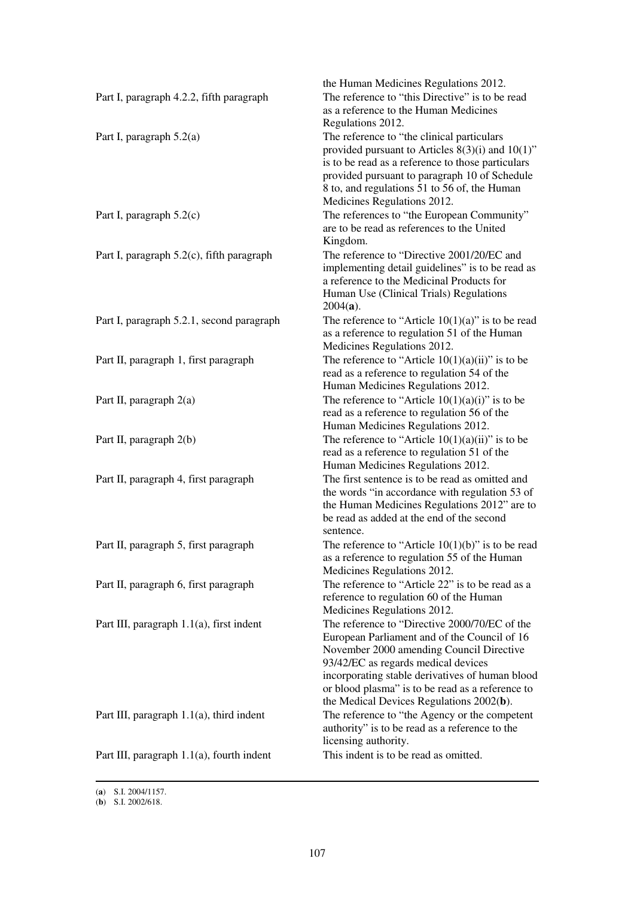| | |
|---|---|
| | the Human Medicines Regulations 2012. |
| Part I, paragraph 4.2.2, fifth paragraph | The reference to "this Directive" is to be read as a reference to the Human Medicines Regulations 2012. |
| Part I, paragraph 5.2(a) | The reference to "the clinical particulars provided pursuant to Articles 8(3)(i) and 10(1)" is to be read as a reference to those particulars provided pursuant to paragraph 10 of Schedule 8 to, and regulations 51 to 56 of, the Human Medicines Regulations 2012. |
| Part I, paragraph 5.2(c) | The references to "the European Community" are to be read as references to the United Kingdom. |
| Part I, paragraph 5.2(c), fifth paragraph | The reference to "Directive 2001/20/EC and implementing detail guidelines" is to be read as a reference to the Medicinal Products for Human Use (Clinical Trials) Regulations 2004(**a**). |
| Part I, paragraph 5.2.1, second paragraph | The reference to "Article 10(1)(a)" is to be read as a reference to regulation 51 of the Human Medicines Regulations 2012. |
| Part II, paragraph 1, first paragraph | The reference to "Article 10(1)(a)(ii)" is to be read as a reference to regulation 54 of the Human Medicines Regulations 2012. |
| Part II, paragraph 2(a) | The reference to "Article 10(1)(a)(i)" is to be read as a reference to regulation 56 of the Human Medicines Regulations 2012. |
| Part II, paragraph 2(b) | The reference to "Article 10(1)(a)(ii)" is to be read as a reference to regulation 51 of the Human Medicines Regulations 2012. |
| Part II, paragraph 4, first paragraph | The first sentence is to be read as omitted and the words "in accordance with regulation 53 of the Human Medicines Regulations 2012" are to be read as added at the end of the second sentence. |
| Part II, paragraph 5, first paragraph | The reference to "Article 10(1)(b)" is to be read as a reference to regulation 55 of the Human Medicines Regulations 2012. |
| Part II, paragraph 6, first paragraph | The reference to "Article 22" is to be read as a reference to regulation 60 of the Human Medicines Regulations 2012. |
| Part III, paragraph 1.1(a), first indent | The reference to "Directive 2000/70/EC of the European Parliament and of the Council of 16 November 2000 amending Council Directive 93/42/EC as regards medical devices incorporating stable derivatives of human blood or blood plasma" is to be read as a reference to the Medical Devices Regulations 2002(**b**). |
| Part III, paragraph 1.1(a), third indent | The reference to "the Agency or the competent authority" is to be read as a reference to the licensing authority. |
| Part III, paragraph 1.1(a), fourth indent | This indent is to be read as omitted. |

(**a**) S.I. 2004/1157.
(**b**) S.I. 2002/618.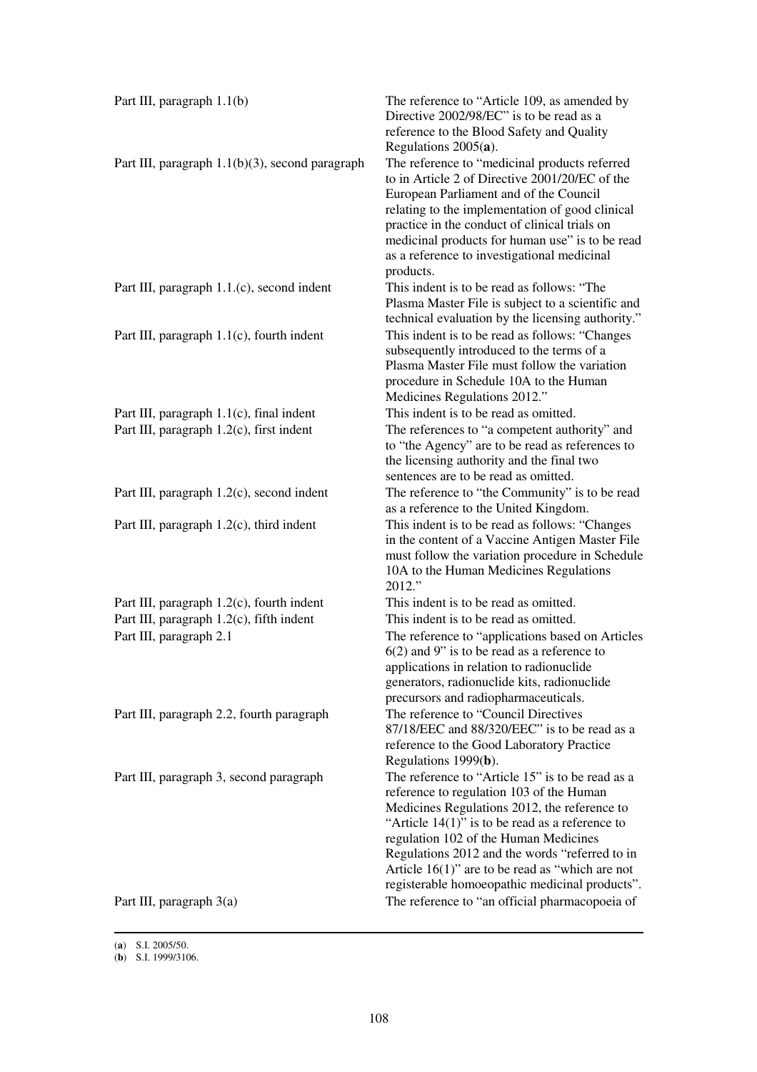| | |
|---|---|
| Part III, paragraph 1.1(b) | The reference to "Article 109, as amended by Directive 2002/98/EC" is to be read as a reference to the Blood Safety and Quality Regulations 2005(**a**). |
| Part III, paragraph 1.1(b)(3), second paragraph | The reference to "medicinal products referred to in Article 2 of Directive 2001/20/EC of the European Parliament and of the Council relating to the implementation of good clinical practice in the conduct of clinical trials on medicinal products for human use" is to be read as a reference to investigational medicinal products. |
| Part III, paragraph 1.1.(c), second indent | This indent is to be read as follows: "The Plasma Master File is subject to a scientific and technical evaluation by the licensing authority." |
| Part III, paragraph 1.1(c), fourth indent | This indent is to be read as follows: "Changes subsequently introduced to the terms of a Plasma Master File must follow the variation procedure in Schedule 10A to the Human Medicines Regulations 2012." |
| Part III, paragraph 1.1(c), final indent | This indent is to be read as omitted. |
| Part III, paragraph 1.2(c), first indent | The references to "a competent authority" and to "the Agency" are to be read as references to the licensing authority and the final two sentences are to be read as omitted. |
| Part III, paragraph 1.2(c), second indent | The reference to "the Community" is to be read as a reference to the United Kingdom. |
| Part III, paragraph 1.2(c), third indent | This indent is to be read as follows: "Changes in the content of a Vaccine Antigen Master File must follow the variation procedure in Schedule 10A to the Human Medicines Regulations 2012." |
| Part III, paragraph 1.2(c), fourth indent | This indent is to be read as omitted. |
| Part III, paragraph 1.2(c), fifth indent | This indent is to be read as omitted. |
| Part III, paragraph 2.1 | The reference to "applications based on Articles 6(2) and 9" is to be read as a reference to applications in relation to radionuclide generators, radionuclide kits, radionuclide precursors and radiopharmaceuticals. |
| Part III, paragraph 2.2, fourth paragraph | The reference to "Council Directives 87/18/EEC and 88/320/EEC" is to be read as a reference to the Good Laboratory Practice Regulations 1999(**b**). |
| Part III, paragraph 3, second paragraph | The reference to "Article 15" is to be read as a reference to regulation 103 of the Human Medicines Regulations 2012, the reference to "Article 14(1)" is to be read as a reference to regulation 102 of the Human Medicines Regulations 2012 and the words "referred to in Article 16(1)" are to be read as "which are not registerable homoeopathic medicinal products". |
| Part III, paragraph 3(a) | The reference to "an official pharmacopoeia of |

(**a**) S.I. 2005/50.
(**b**) S.I. 1999/3106.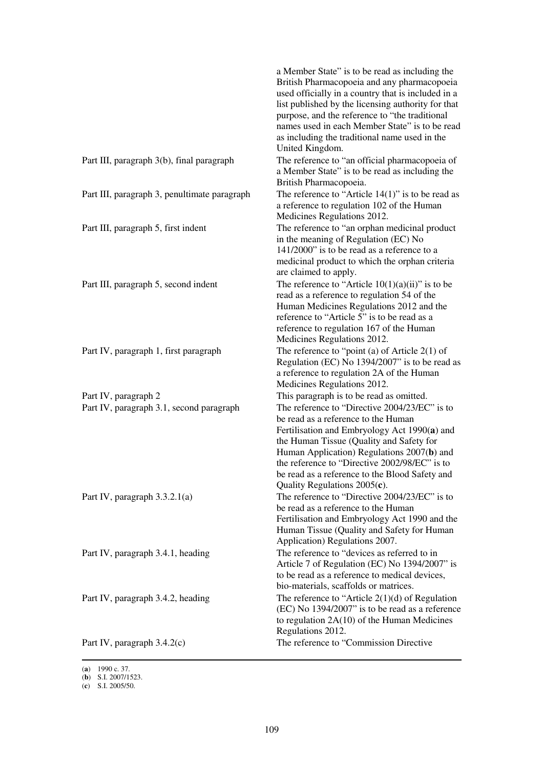| | |
|---|---|
| | a Member State" is to be read as including the British Pharmacopoeia and any pharmacopoeia used officially in a country that is included in a list published by the licensing authority for that purpose, and the reference to "the traditional names used in each Member State" is to be read as including the traditional name used in the United Kingdom. |
| Part III, paragraph 3(b), final paragraph | The reference to "an official pharmacopoeia of a Member State" is to be read as including the British Pharmacopoeia. |
| Part III, paragraph 3, penultimate paragraph | The reference to "Article 14(1)" is to be read as a reference to regulation 102 of the Human Medicines Regulations 2012. |
| Part III, paragraph 5, first indent | The reference to "an orphan medicinal product in the meaning of Regulation (EC) No 141/2000" is to be read as a reference to a medicinal product to which the orphan criteria are claimed to apply. |
| Part III, paragraph 5, second indent | The reference to "Article 10(1)(a)(ii)" is to be read as a reference to regulation 54 of the Human Medicines Regulations 2012 and the reference to "Article 5" is to be read as a reference to regulation 167 of the Human Medicines Regulations 2012. |
| Part IV, paragraph 1, first paragraph | The reference to "point (a) of Article 2(1) of Regulation (EC) No 1394/2007" is to be read as a reference to regulation 2A of the Human Medicines Regulations 2012. |
| Part IV, paragraph 2 | This paragraph is to be read as omitted. |
| Part IV, paragraph 3.1, second paragraph | The reference to "Directive 2004/23/EC" is to be read as a reference to the Human Fertilisation and Embryology Act 1990(**a**) and the Human Tissue (Quality and Safety for Human Application) Regulations 2007(**b**) and the reference to "Directive 2002/98/EC" is to be read as a reference to the Blood Safety and Quality Regulations 2005(**c**). |
| Part IV, paragraph 3.3.2.1(a) | The reference to "Directive 2004/23/EC" is to be read as a reference to the Human Fertilisation and Embryology Act 1990 and the Human Tissue (Quality and Safety for Human Application) Regulations 2007. |
| Part IV, paragraph 3.4.1, heading | The reference to "devices as referred to in Article 7 of Regulation (EC) No 1394/2007" is to be read as a reference to medical devices, bio-materials, scaffolds or matrices. |
| Part IV, paragraph 3.4.2, heading | The reference to "Article 2(1)(d) of Regulation (EC) No 1394/2007" is to be read as a reference to regulation 2A(10) of the Human Medicines Regulations 2012. |
| Part IV, paragraph 3.4.2(c) | The reference to "Commission Directive |

(**a**) 1990 c. 37.
(**b**) S.I. 2007/1523.
(**c**) S.I. 2005/50.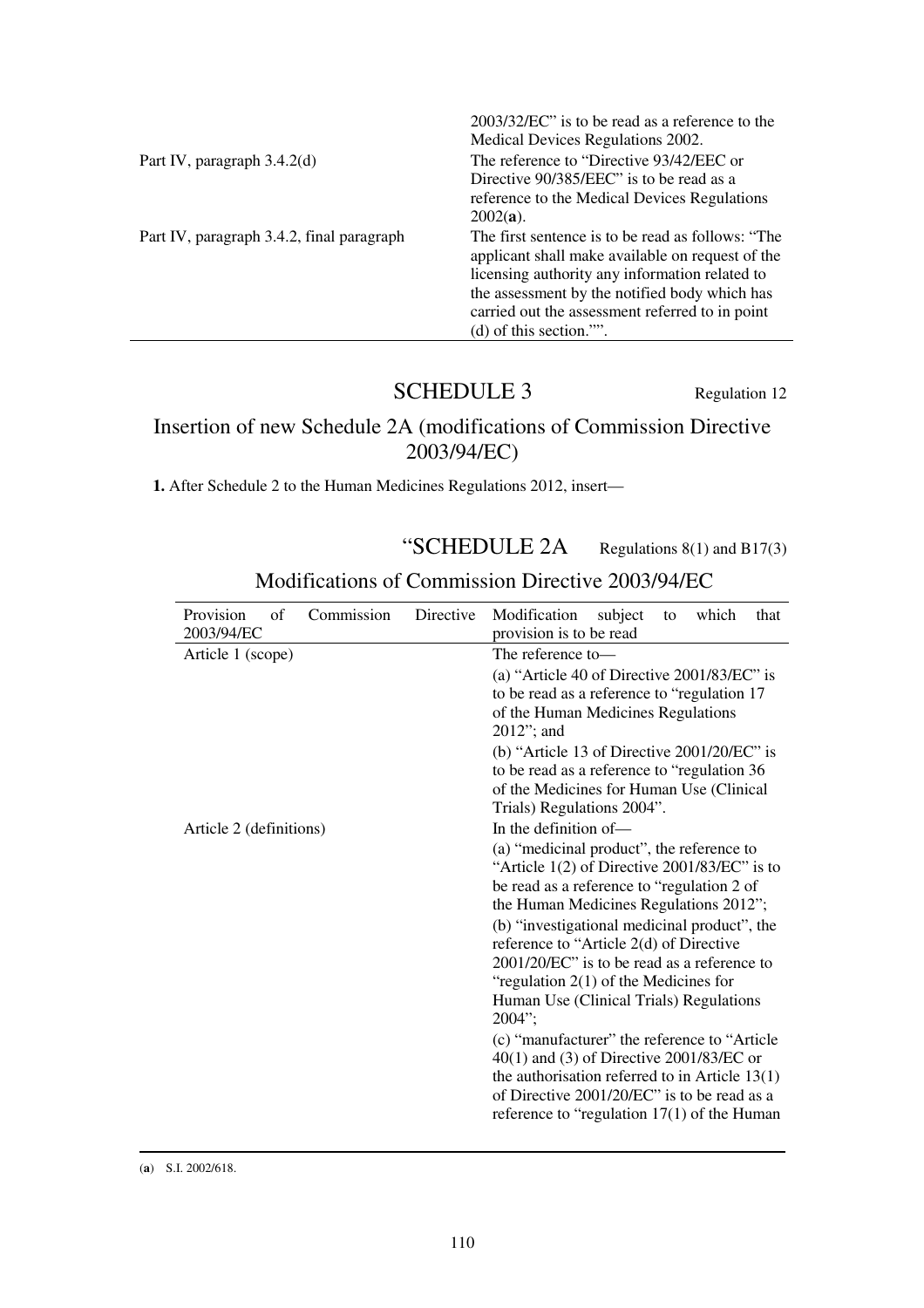| | |
|---|---|
| | 2003/32/EC" is to be read as a reference to the Medical Devices Regulations 2002. |
| Part IV, paragraph 3.4.2(d) | The reference to "Directive 93/42/EEC or Directive 90/385/EEC" is to be read as a reference to the Medical Devices Regulations 2002(**a**). |
| Part IV, paragraph 3.4.2, final paragraph | The first sentence is to be read as follows: "The applicant shall make available on request of the licensing authority any information related to the assessment by the notified body which has carried out the assessment referred to in point (d) of this section."". |

## SCHEDULE 3

Regulation 12

### Insertion of new Schedule 2A (modifications of Commission Directive 2003/94/EC)

**1.** After Schedule 2 to the Human Medicines Regulations 2012, insert—

## "SCHEDULE 2A

Regulations 8(1) and B17(3)

### Modifications of Commission Directive 2003/94/EC

| Provision of Commission Directive 2003/94/EC | Modification subject to which that provision is to be read |
|---|---|
| Article 1 (scope) | The reference to—<br>(a) "Article 40 of Directive 2001/83/EC" is to be read as a reference to "regulation 17 of the Human Medicines Regulations 2012"; and<br>(b) "Article 13 of Directive 2001/20/EC" is to be read as a reference to "regulation 36 of the Medicines for Human Use (Clinical Trials) Regulations 2004". |
| Article 2 (definitions) | In the definition of—<br>(a) "medicinal product", the reference to "Article 1(2) of Directive 2001/83/EC" is to be read as a reference to "regulation 2 of the Human Medicines Regulations 2012";<br>(b) "investigational medicinal product", the reference to "Article 2(d) of Directive 2001/20/EC" is to be read as a reference to "regulation 2(1) of the Medicines for Human Use (Clinical Trials) Regulations 2004";<br>(c) "manufacturer" the reference to "Article 40(1) and (3) of Directive 2001/83/EC or the authorisation referred to in Article 13(1) of Directive 2001/20/EC" is to be read as a reference to "regulation 17(1) of the Human |

(**a**) S.I. 2002/618.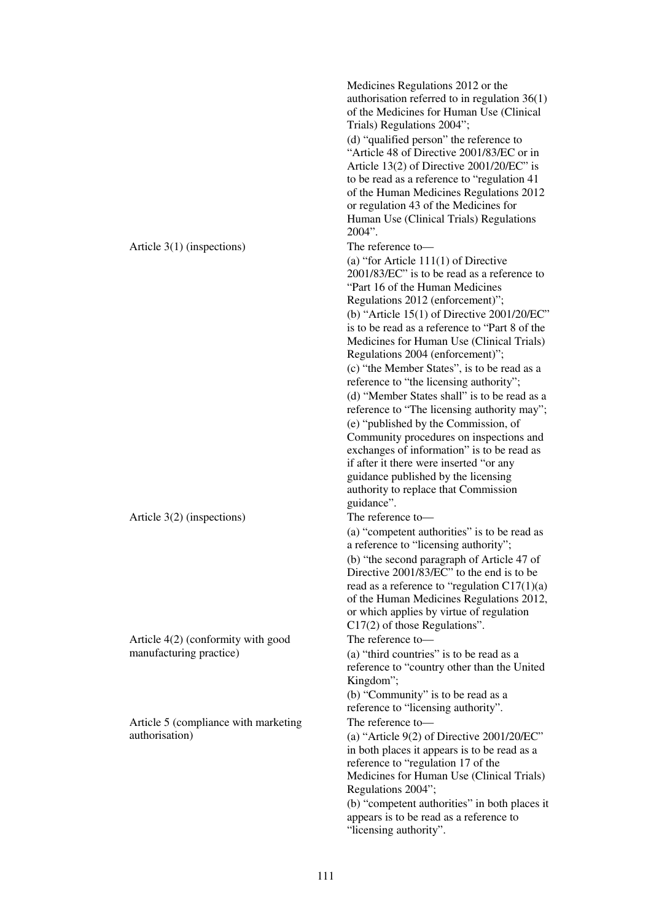| | |
|---|---|
| | Medicines Regulations 2012 or the authorisation referred to in regulation 36(1) of the Medicines for Human Use (Clinical Trials) Regulations 2004"; (d) "qualified person" the reference to "Article 48 of Directive 2001/83/EC or in Article 13(2) of Directive 2001/20/EC" is to be read as a reference to "regulation 41 of the Human Medicines Regulations 2012 or regulation 43 of the Medicines for Human Use (Clinical Trials) Regulations 2004". |
| Article 3(1) (inspections) | The reference to— (a) "for Article 111(1) of Directive 2001/83/EC" is to be read as a reference to "Part 16 of the Human Medicines Regulations 2012 (enforcement)"; (b) "Article 15(1) of Directive 2001/20/EC" is to be read as a reference to "Part 8 of the Medicines for Human Use (Clinical Trials) Regulations 2004 (enforcement)"; (c) "the Member States", is to be read as a reference to "the licensing authority"; (d) "Member States shall" is to be read as a reference to "The licensing authority may"; (e) "published by the Commission, of Community procedures on inspections and exchanges of information" is to be read as if after it there were inserted "or any guidance published by the licensing authority to replace that Commission guidance". |
| Article 3(2) (inspections) | The reference to— (a) "competent authorities" is to be read as a reference to "licensing authority"; (b) "the second paragraph of Article 47 of Directive 2001/83/EC" to the end is to be read as a reference to "regulation C17(1)(a) of the Human Medicines Regulations 2012, or which applies by virtue of regulation C17(2) of those Regulations". |
| Article 4(2) (conformity with good manufacturing practice) | The reference to— (a) "third countries" is to be read as a reference to "country other than the United Kingdom"; (b) "Community" is to be read as a reference to "licensing authority". |
| Article 5 (compliance with marketing authorisation) | The reference to— (a) "Article 9(2) of Directive 2001/20/EC" in both places it appears is to be read as a reference to "regulation 17 of the Medicines for Human Use (Clinical Trials) Regulations 2004"; (b) "competent authorities" in both places it appears is to be read as a reference to "licensing authority". |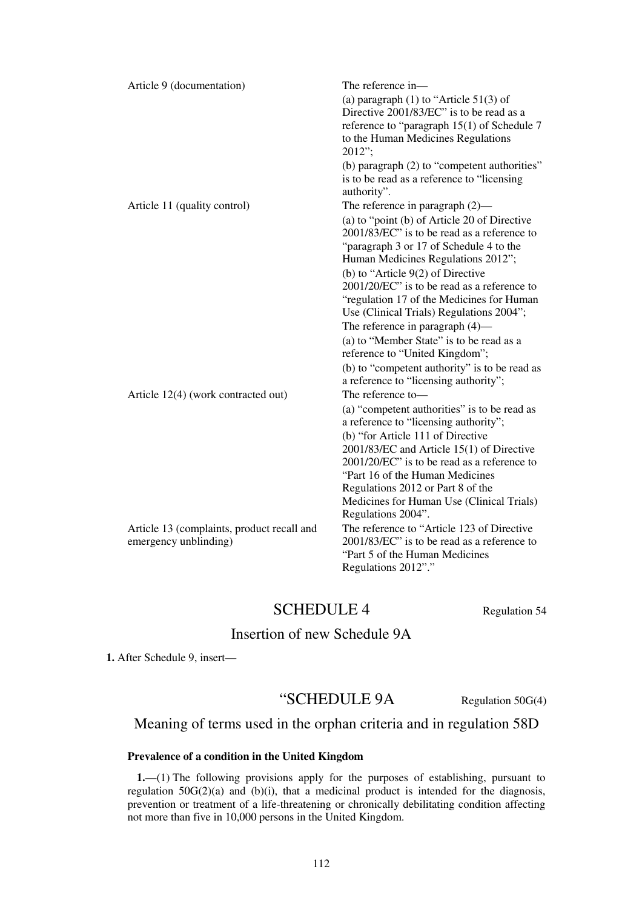| | |
|---|---|
| Article 9 (documentation) | The reference in—<br>(a) paragraph (1) to “Article 51(3) of Directive 2001/83/EC” is to be read as a reference to “paragraph 15(1) of Schedule 7 to the Human Medicines Regulations 2012”;<br>(b) paragraph (2) to “competent authorities” is to be read as a reference to “licensing authority”. |
| Article 11 (quality control) | The reference in paragraph (2)—<br>(a) to “point (b) of Article 20 of Directive 2001/83/EC” is to be read as a reference to “paragraph 3 or 17 of Schedule 4 to the Human Medicines Regulations 2012”;<br>(b) to “Article 9(2) of Directive 2001/20/EC” is to be read as a reference to “regulation 17 of the Medicines for Human Use (Clinical Trials) Regulations 2004”;<br>The reference in paragraph (4)—<br>(a) to “Member State” is to be read as a reference to “United Kingdom”;<br>(b) to “competent authority” is to be read as a reference to “licensing authority”; |
| Article 12(4) (work contracted out) | The reference to—<br>(a) “competent authorities” is to be read as a reference to “licensing authority”;<br>(b) “for Article 111 of Directive 2001/83/EC and Article 15(1) of Directive 2001/20/EC” is to be read as a reference to “Part 16 of the Human Medicines Regulations 2012 or Part 8 of the Medicines for Human Use (Clinical Trials) Regulations 2004”. |
| Article 13 (complaints, product recall and emergency unblinding) | The reference to “Article 123 of Directive 2001/83/EC” is to be read as a reference to “Part 5 of the Human Medicines Regulations 2012”.” |

## SCHEDULE 4

Regulation 54

### Insertion of new Schedule 9A

**1.** After Schedule 9, insert—

## “SCHEDULE 9A

Regulation 50G(4)

### Meaning of terms used in the orphan criteria and in regulation 58D

**Prevalence of a condition in the United Kingdom**

**1.**—(1) The following provisions apply for the purposes of establishing, pursuant to regulation 50G(2)(a) and (b)(i), that a medicinal product is intended for the diagnosis, prevention or treatment of a life-threatening or chronically debilitating condition affecting not more than five in 10,000 persons in the United Kingdom.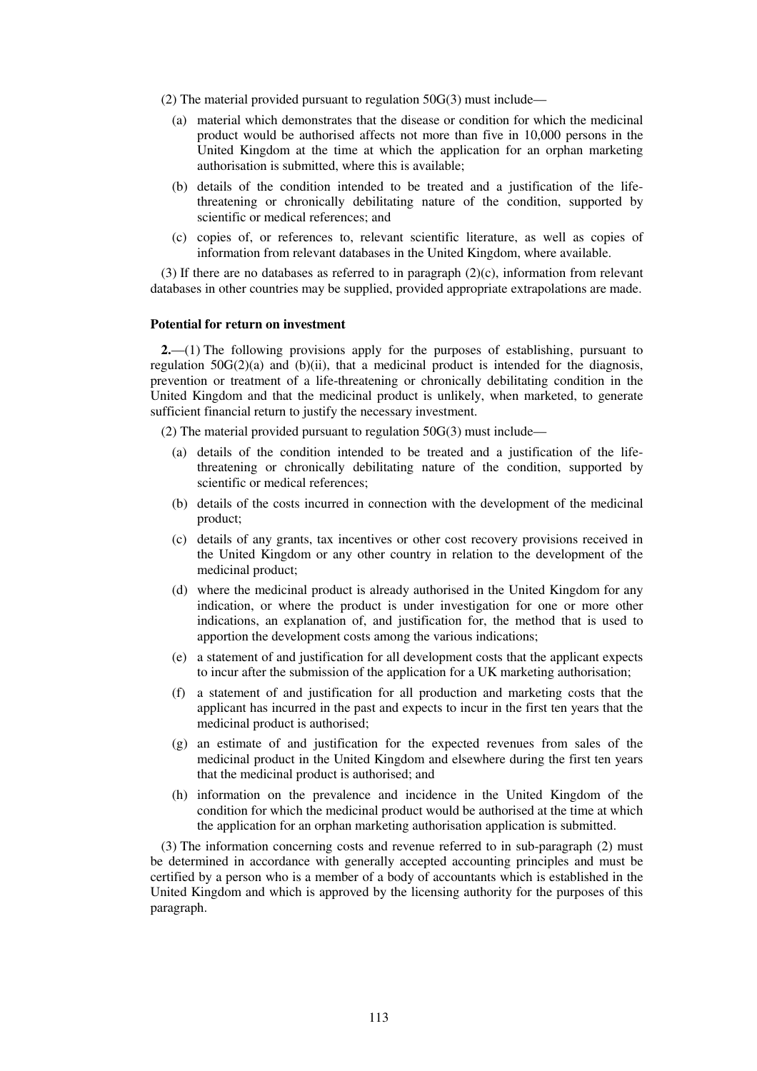(2) The material provided pursuant to regulation 50G(3) must include—

(a) material which demonstrates that the disease or condition for which the medicinal product would be authorised affects not more than five in 10,000 persons in the United Kingdom at the time at which the application for an orphan marketing authorisation is submitted, where this is available;

(b) details of the condition intended to be treated and a justification of the life-threatening or chronically debilitating nature of the condition, supported by scientific or medical references; and

(c) copies of, or references to, relevant scientific literature, as well as copies of information from relevant databases in the United Kingdom, where available.

(3) If there are no databases as referred to in paragraph (2)(c), information from relevant databases in other countries may be supplied, provided appropriate extrapolations are made.

**Potential for return on investment**

**2.**—(1) The following provisions apply for the purposes of establishing, pursuant to regulation 50G(2)(a) and (b)(ii), that a medicinal product is intended for the diagnosis, prevention or treatment of a life-threatening or chronically debilitating condition in the United Kingdom and that the medicinal product is unlikely, when marketed, to generate sufficient financial return to justify the necessary investment.

(2) The material provided pursuant to regulation 50G(3) must include—

(a) details of the condition intended to be treated and a justification of the life-threatening or chronically debilitating nature of the condition, supported by scientific or medical references;

(b) details of the costs incurred in connection with the development of the medicinal product;

(c) details of any grants, tax incentives or other cost recovery provisions received in the United Kingdom or any other country in relation to the development of the medicinal product;

(d) where the medicinal product is already authorised in the United Kingdom for any indication, or where the product is under investigation for one or more other indications, an explanation of, and justification for, the method that is used to apportion the development costs among the various indications;

(e) a statement of and justification for all development costs that the applicant expects to incur after the submission of the application for a UK marketing authorisation;

(f) a statement of and justification for all production and marketing costs that the applicant has incurred in the past and expects to incur in the first ten years that the medicinal product is authorised;

(g) an estimate of and justification for the expected revenues from sales of the medicinal product in the United Kingdom and elsewhere during the first ten years that the medicinal product is authorised; and

(h) information on the prevalence and incidence in the United Kingdom of the condition for which the medicinal product would be authorised at the time at which the application for an orphan marketing authorisation application is submitted.

(3) The information concerning costs and revenue referred to in sub-paragraph (2) must be determined in accordance with generally accepted accounting principles and must be certified by a person who is a member of a body of accountants which is established in the United Kingdom and which is approved by the licensing authority for the purposes of this paragraph.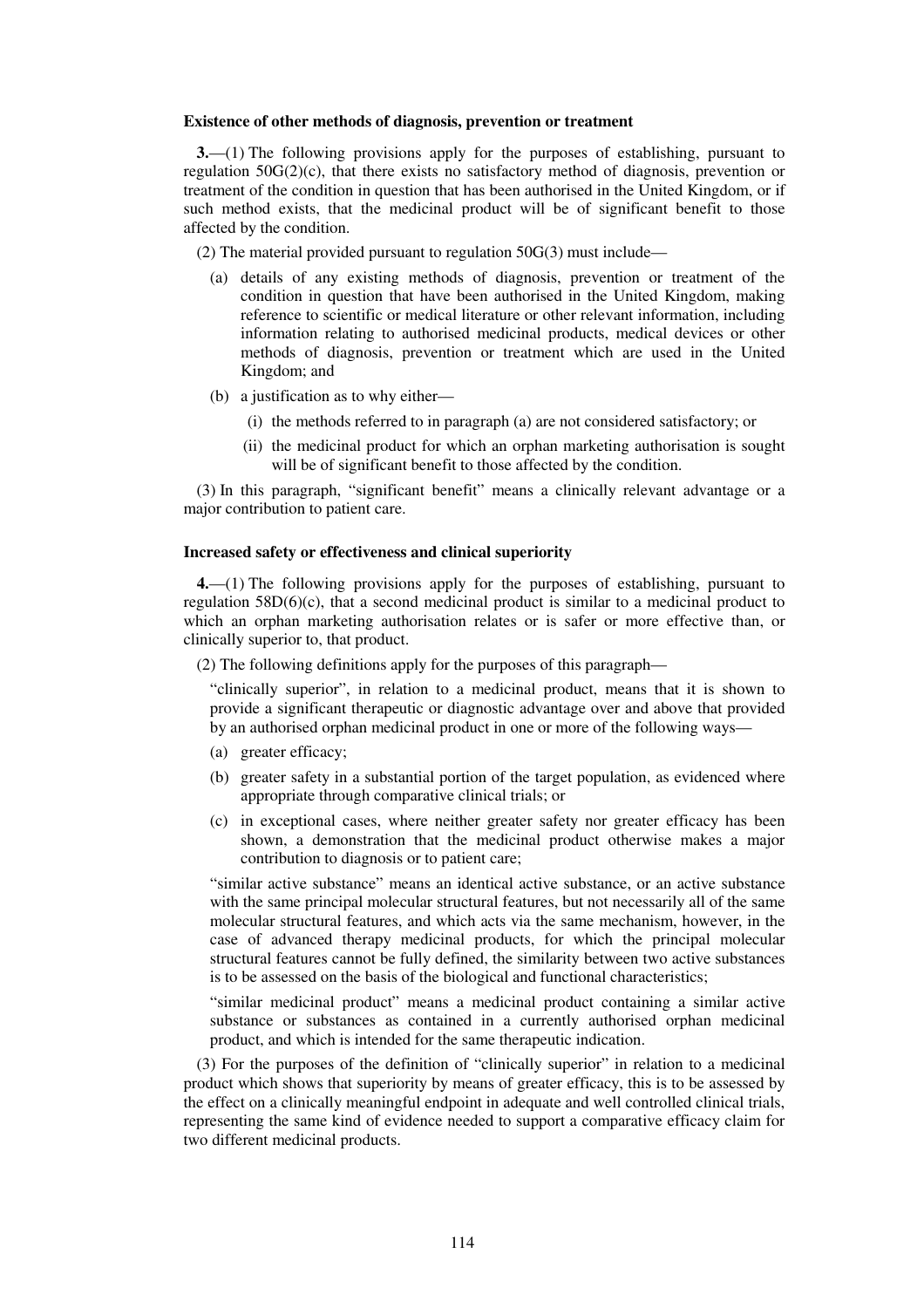**Existence of other methods of diagnosis, prevention or treatment**

**3.**—(1) The following provisions apply for the purposes of establishing, pursuant to regulation 50G(2)(c), that there exists no satisfactory method of diagnosis, prevention or treatment of the condition in question that has been authorised in the United Kingdom, or if such method exists, that the medicinal product will be of significant benefit to those affected by the condition.

(2) The material provided pursuant to regulation 50G(3) must include—

(a) details of any existing methods of diagnosis, prevention or treatment of the condition in question that have been authorised in the United Kingdom, making reference to scientific or medical literature or other relevant information, including information relating to authorised medicinal products, medical devices or other methods of diagnosis, prevention or treatment which are used in the United Kingdom; and

(b) a justification as to why either—

(i) the methods referred to in paragraph (a) are not considered satisfactory; or

(ii) the medicinal product for which an orphan marketing authorisation is sought will be of significant benefit to those affected by the condition.

(3) In this paragraph, "significant benefit" means a clinically relevant advantage or a major contribution to patient care.

**Increased safety or effectiveness and clinical superiority**

**4.**—(1) The following provisions apply for the purposes of establishing, pursuant to regulation 58D(6)(c), that a second medicinal product is similar to a medicinal product to which an orphan marketing authorisation relates or is safer or more effective than, or clinically superior to, that product.

(2) The following definitions apply for the purposes of this paragraph—

"clinically superior", in relation to a medicinal product, means that it is shown to provide a significant therapeutic or diagnostic advantage over and above that provided by an authorised orphan medicinal product in one or more of the following ways—

(a) greater efficacy;

(b) greater safety in a substantial portion of the target population, as evidenced where appropriate through comparative clinical trials; or

(c) in exceptional cases, where neither greater safety nor greater efficacy has been shown, a demonstration that the medicinal product otherwise makes a major contribution to diagnosis or to patient care;

"similar active substance" means an identical active substance, or an active substance with the same principal molecular structural features, but not necessarily all of the same molecular structural features, and which acts via the same mechanism, however, in the case of advanced therapy medicinal products, for which the principal molecular structural features cannot be fully defined, the similarity between two active substances is to be assessed on the basis of the biological and functional characteristics;

"similar medicinal product" means a medicinal product containing a similar active substance or substances as contained in a currently authorised orphan medicinal product, and which is intended for the same therapeutic indication.

(3) For the purposes of the definition of "clinically superior" in relation to a medicinal product which shows that superiority by means of greater efficacy, this is to be assessed by the effect on a clinically meaningful endpoint in adequate and well controlled clinical trials, representing the same kind of evidence needed to support a comparative efficacy claim for two different medicinal products.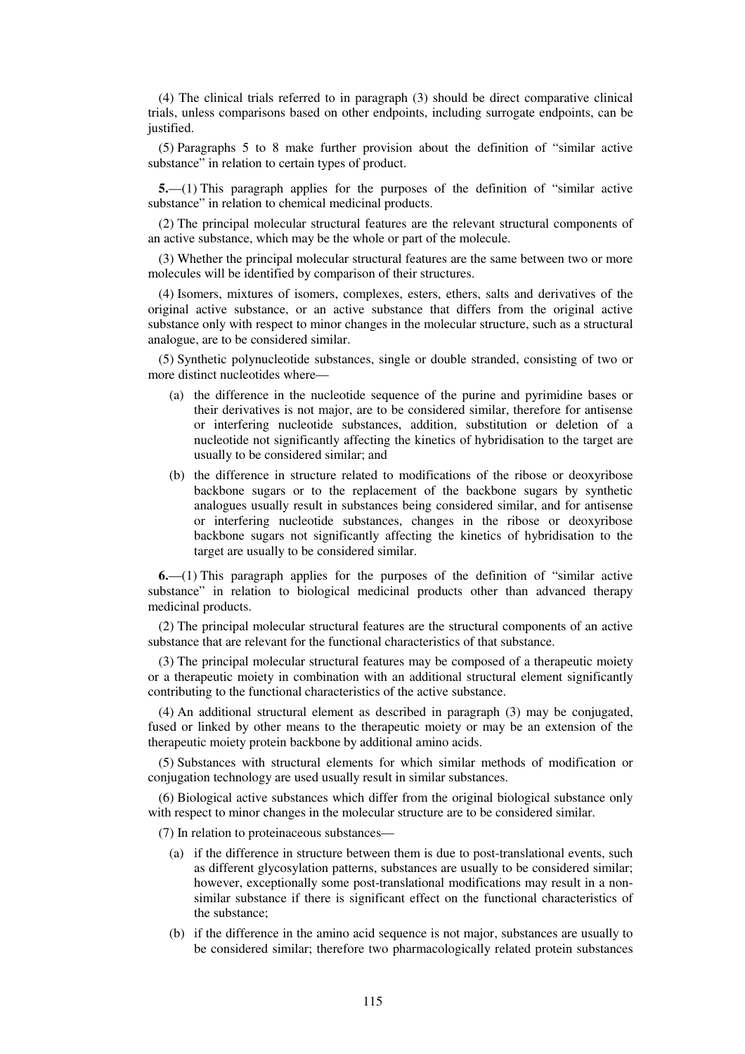(4) The clinical trials referred to in paragraph (3) should be direct comparative clinical trials, unless comparisons based on other endpoints, including surrogate endpoints, can be justified.

(5) Paragraphs 5 to 8 make further provision about the definition of "similar active substance" in relation to certain types of product.

**5.**—(1) This paragraph applies for the purposes of the definition of "similar active substance" in relation to chemical medicinal products.

(2) The principal molecular structural features are the relevant structural components of an active substance, which may be the whole or part of the molecule.

(3) Whether the principal molecular structural features are the same between two or more molecules will be identified by comparison of their structures.

(4) Isomers, mixtures of isomers, complexes, esters, ethers, salts and derivatives of the original active substance, or an active substance that differs from the original active substance only with respect to minor changes in the molecular structure, such as a structural analogue, are to be considered similar.

(5) Synthetic polynucleotide substances, single or double stranded, consisting of two or more distinct nucleotides where—

- (a) the difference in the nucleotide sequence of the purine and pyrimidine bases or their derivatives is not major, are to be considered similar, therefore for antisense or interfering nucleotide substances, addition, substitution or deletion of a nucleotide not significantly affecting the kinetics of hybridisation to the target are usually to be considered similar; and
- (b) the difference in structure related to modifications of the ribose or deoxyribose backbone sugars or to the replacement of the backbone sugars by synthetic analogues usually result in substances being considered similar, and for antisense or interfering nucleotide substances, changes in the ribose or deoxyribose backbone sugars not significantly affecting the kinetics of hybridisation to the target are usually to be considered similar.

**6.**—(1) This paragraph applies for the purposes of the definition of "similar active substance" in relation to biological medicinal products other than advanced therapy medicinal products.

(2) The principal molecular structural features are the structural components of an active substance that are relevant for the functional characteristics of that substance.

(3) The principal molecular structural features may be composed of a therapeutic moiety or a therapeutic moiety in combination with an additional structural element significantly contributing to the functional characteristics of the active substance.

(4) An additional structural element as described in paragraph (3) may be conjugated, fused or linked by other means to the therapeutic moiety or may be an extension of the therapeutic moiety protein backbone by additional amino acids.

(5) Substances with structural elements for which similar methods of modification or conjugation technology are used usually result in similar substances.

(6) Biological active substances which differ from the original biological substance only with respect to minor changes in the molecular structure are to be considered similar.

(7) In relation to proteinaceous substances—

- (a) if the difference in structure between them is due to post-translational events, such as different glycosylation patterns, substances are usually to be considered similar; however, exceptionally some post-translational modifications may result in a non-similar substance if there is significant effect on the functional characteristics of the substance;
- (b) if the difference in the amino acid sequence is not major, substances are usually to be considered similar; therefore two pharmacologically related protein substances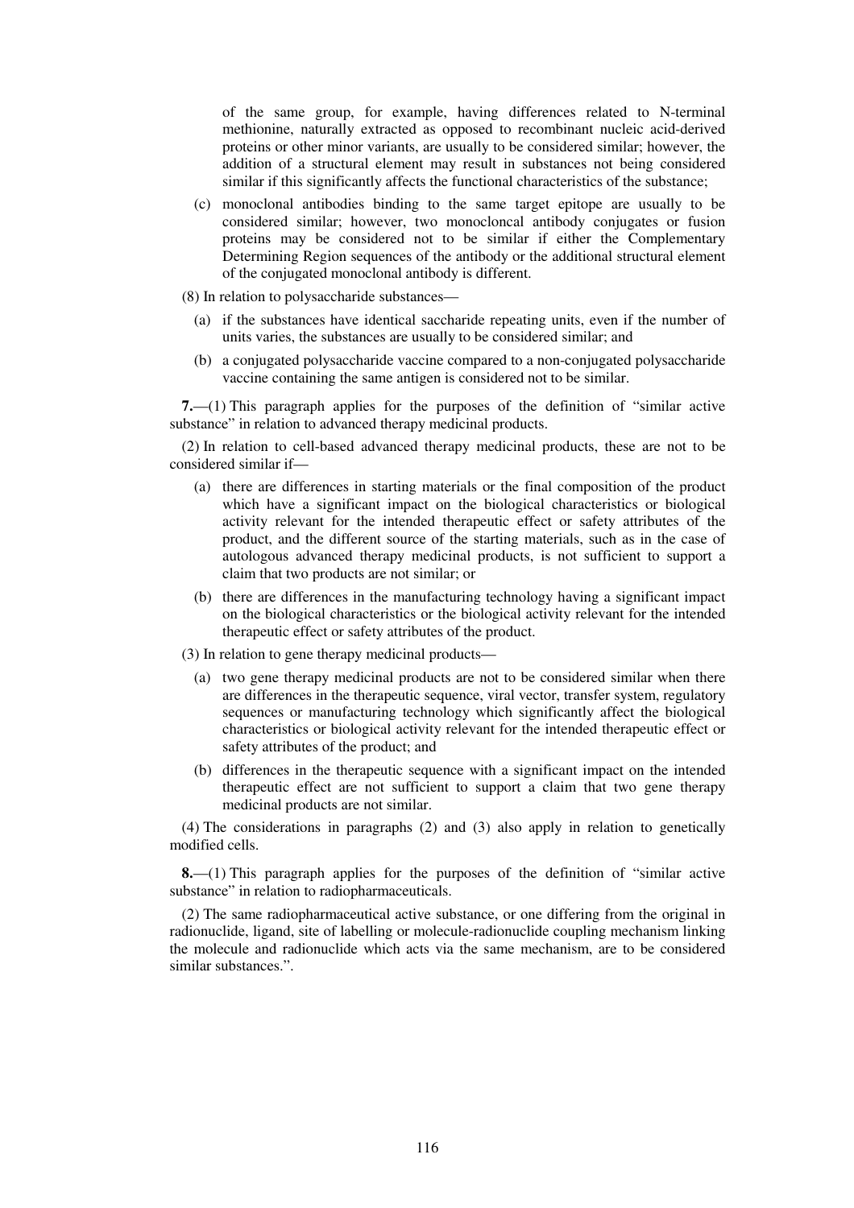of the same group, for example, having differences related to N-terminal methionine, naturally extracted as opposed to recombinant nucleic acid-derived proteins or other minor variants, are usually to be considered similar; however, the addition of a structural element may result in substances not being considered similar if this significantly affects the functional characteristics of the substance;

(c) monoclonal antibodies binding to the same target epitope are usually to be considered similar; however, two monocloncal antibody conjugates or fusion proteins may be considered not to be similar if either the Complementary Determining Region sequences of the antibody or the additional structural element of the conjugated monoclonal antibody is different.

(8) In relation to polysaccharide substances—

(a) if the substances have identical saccharide repeating units, even if the number of units varies, the substances are usually to be considered similar; and

(b) a conjugated polysaccharide vaccine compared to a non-conjugated polysaccharide vaccine containing the same antigen is considered not to be similar.

**7.**—(1) This paragraph applies for the purposes of the definition of "similar active substance" in relation to advanced therapy medicinal products.

(2) In relation to cell-based advanced therapy medicinal products, these are not to be considered similar if—

(a) there are differences in starting materials or the final composition of the product which have a significant impact on the biological characteristics or biological activity relevant for the intended therapeutic effect or safety attributes of the product, and the different source of the starting materials, such as in the case of autologous advanced therapy medicinal products, is not sufficient to support a claim that two products are not similar; or

(b) there are differences in the manufacturing technology having a significant impact on the biological characteristics or the biological activity relevant for the intended therapeutic effect or safety attributes of the product.

(3) In relation to gene therapy medicinal products—

(a) two gene therapy medicinal products are not to be considered similar when there are differences in the therapeutic sequence, viral vector, transfer system, regulatory sequences or manufacturing technology which significantly affect the biological characteristics or biological activity relevant for the intended therapeutic effect or safety attributes of the product; and

(b) differences in the therapeutic sequence with a significant impact on the intended therapeutic effect are not sufficient to support a claim that two gene therapy medicinal products are not similar.

(4) The considerations in paragraphs (2) and (3) also apply in relation to genetically modified cells.

**8.**—(1) This paragraph applies for the purposes of the definition of "similar active substance" in relation to radiopharmaceuticals.

(2) The same radiopharmaceutical active substance, or one differing from the original in radionuclide, ligand, site of labelling or molecule-radionuclide coupling mechanism linking the molecule and radionuclide which acts via the same mechanism, are to be considered similar substances.".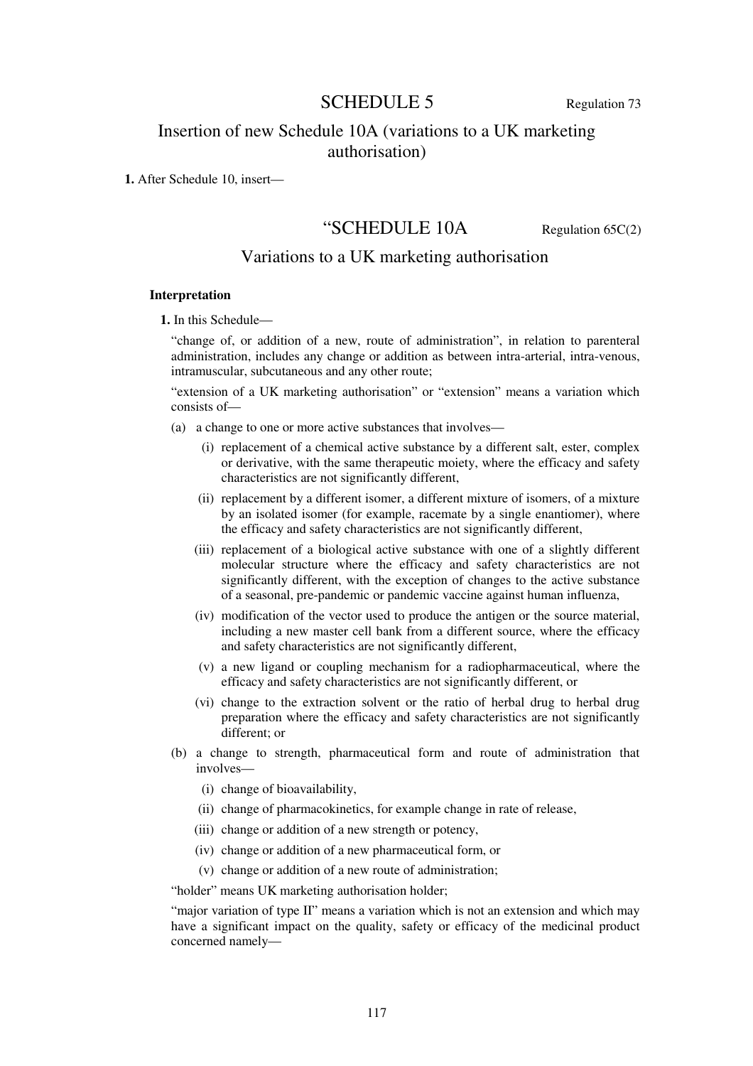# SCHEDULE 5

Regulation 73

## Insertion of new Schedule 10A (variations to a UK marketing authorisation)

**1.** After Schedule 10, insert—

# "SCHEDULE 10A

Regulation 65C(2)

## Variations to a UK marketing authorisation

### Interpretation

**1.** In this Schedule—

"change of, or addition of a new, route of administration", in relation to parenteral administration, includes any change or addition as between intra-arterial, intra-venous, intramuscular, subcutaneous and any other route;

"extension of a UK marketing authorisation" or "extension" means a variation which consists of—

(a) a change to one or more active substances that involves—

(i) replacement of a chemical active substance by a different salt, ester, complex or derivative, with the same therapeutic moiety, where the efficacy and safety characteristics are not significantly different,

(ii) replacement by a different isomer, a different mixture of isomers, of a mixture by an isolated isomer (for example, racemate by a single enantiomer), where the efficacy and safety characteristics are not significantly different,

(iii) replacement of a biological active substance with one of a slightly different molecular structure where the efficacy and safety characteristics are not significantly different, with the exception of changes to the active substance of a seasonal, pre-pandemic or pandemic vaccine against human influenza,

(iv) modification of the vector used to produce the antigen or the source material, including a new master cell bank from a different source, where the efficacy and safety characteristics are not significantly different,

(v) a new ligand or coupling mechanism for a radiopharmaceutical, where the efficacy and safety characteristics are not significantly different, or

(vi) change to the extraction solvent or the ratio of herbal drug to herbal drug preparation where the efficacy and safety characteristics are not significantly different; or

(b) a change to strength, pharmaceutical form and route of administration that involves—

(i) change of bioavailability,

(ii) change of pharmacokinetics, for example change in rate of release,

(iii) change or addition of a new strength or potency,

(iv) change or addition of a new pharmaceutical form, or

(v) change or addition of a new route of administration;

"holder" means UK marketing authorisation holder;

"major variation of type II" means a variation which is not an extension and which may have a significant impact on the quality, safety or efficacy of the medicinal product concerned namely—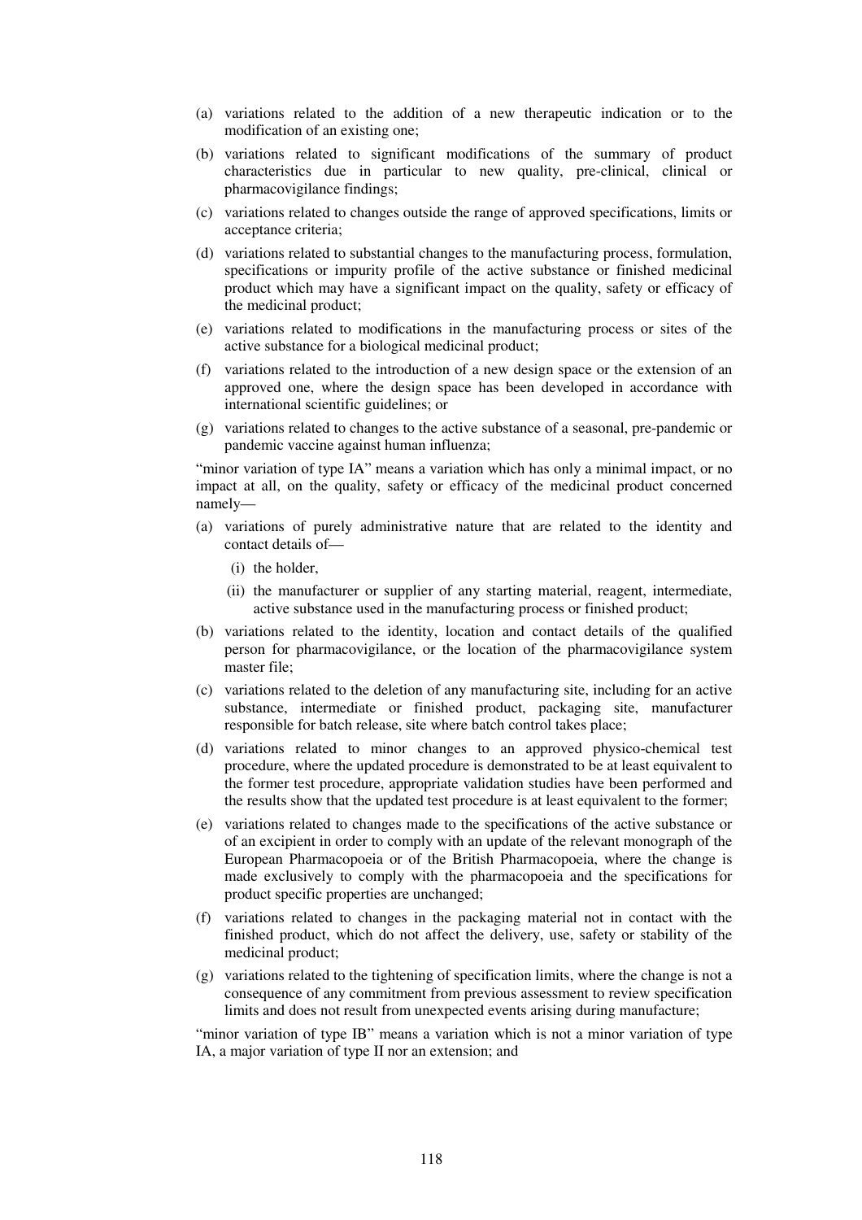(a) variations related to the addition of a new therapeutic indication or to the modification of an existing one;

(b) variations related to significant modifications of the summary of product characteristics due in particular to new quality, pre-clinical, clinical or pharmacovigilance findings;

(c) variations related to changes outside the range of approved specifications, limits or acceptance criteria;

(d) variations related to substantial changes to the manufacturing process, formulation, specifications or impurity profile of the active substance or finished medicinal product which may have a significant impact on the quality, safety or efficacy of the medicinal product;

(e) variations related to modifications in the manufacturing process or sites of the active substance for a biological medicinal product;

(f) variations related to the introduction of a new design space or the extension of an approved one, where the design space has been developed in accordance with international scientific guidelines; or

(g) variations related to changes to the active substance of a seasonal, pre-pandemic or pandemic vaccine against human influenza;

"minor variation of type IA" means a variation which has only a minimal impact, or no impact at all, on the quality, safety or efficacy of the medicinal product concerned namely—

(a) variations of purely administrative nature that are related to the identity and contact details of—

  (i) the holder,

  (ii) the manufacturer or supplier of any starting material, reagent, intermediate, active substance used in the manufacturing process or finished product;

(b) variations related to the identity, location and contact details of the qualified person for pharmacovigilance, or the location of the pharmacovigilance system master file;

(c) variations related to the deletion of any manufacturing site, including for an active substance, intermediate or finished product, packaging site, manufacturer responsible for batch release, site where batch control takes place;

(d) variations related to minor changes to an approved physico-chemical test procedure, where the updated procedure is demonstrated to be at least equivalent to the former test procedure, appropriate validation studies have been performed and the results show that the updated test procedure is at least equivalent to the former;

(e) variations related to changes made to the specifications of the active substance or of an excipient in order to comply with an update of the relevant monograph of the European Pharmacopoeia or of the British Pharmacopoeia, where the change is made exclusively to comply with the pharmacopoeia and the specifications for product specific properties are unchanged;

(f) variations related to changes in the packaging material not in contact with the finished product, which do not affect the delivery, use, safety or stability of the medicinal product;

(g) variations related to the tightening of specification limits, where the change is not a consequence of any commitment from previous assessment to review specification limits and does not result from unexpected events arising during manufacture;

"minor variation of type IB" means a variation which is not a minor variation of type IA, a major variation of type II nor an extension; and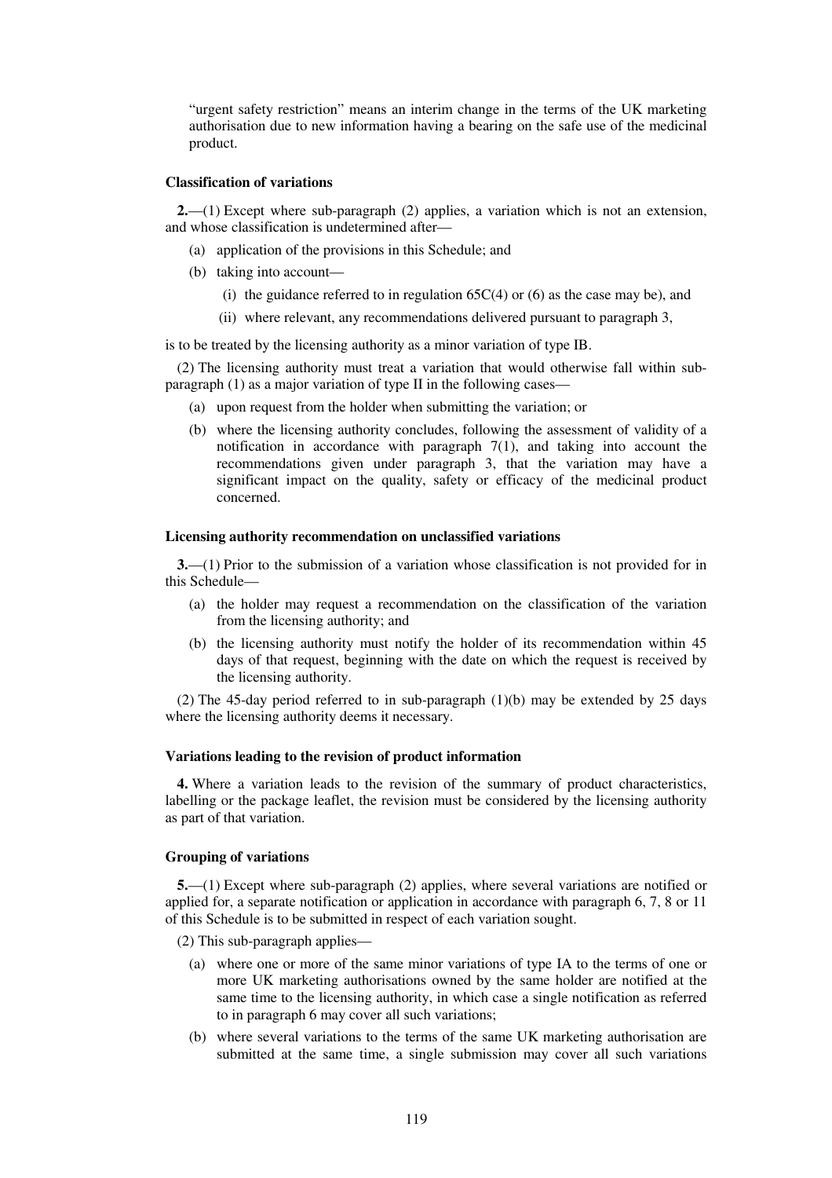"urgent safety restriction" means an interim change in the terms of the UK marketing authorisation due to new information having a bearing on the safe use of the medicinal product.

**Classification of variations**

**2.**—(1) Except where sub-paragraph (2) applies, a variation which is not an extension, and whose classification is undetermined after—

(a) application of the provisions in this Schedule; and

(b) taking into account—

(i) the guidance referred to in regulation 65C(4) or (6) as the case may be), and

(ii) where relevant, any recommendations delivered pursuant to paragraph 3,

is to be treated by the licensing authority as a minor variation of type IB.

(2) The licensing authority must treat a variation that would otherwise fall within sub-paragraph (1) as a major variation of type II in the following cases—

(a) upon request from the holder when submitting the variation; or

(b) where the licensing authority concludes, following the assessment of validity of a notification in accordance with paragraph 7(1), and taking into account the recommendations given under paragraph 3, that the variation may have a significant impact on the quality, safety or efficacy of the medicinal product concerned.

**Licensing authority recommendation on unclassified variations**

**3.**—(1) Prior to the submission of a variation whose classification is not provided for in this Schedule—

(a) the holder may request a recommendation on the classification of the variation from the licensing authority; and

(b) the licensing authority must notify the holder of its recommendation within 45 days of that request, beginning with the date on which the request is received by the licensing authority.

(2) The 45-day period referred to in sub-paragraph (1)(b) may be extended by 25 days where the licensing authority deems it necessary.

**Variations leading to the revision of product information**

**4.** Where a variation leads to the revision of the summary of product characteristics, labelling or the package leaflet, the revision must be considered by the licensing authority as part of that variation.

**Grouping of variations**

**5.**—(1) Except where sub-paragraph (2) applies, where several variations are notified or applied for, a separate notification or application in accordance with paragraph 6, 7, 8 or 11 of this Schedule is to be submitted in respect of each variation sought.

(2) This sub-paragraph applies—

(a) where one or more of the same minor variations of type IA to the terms of one or more UK marketing authorisations owned by the same holder are notified at the same time to the licensing authority, in which case a single notification as referred to in paragraph 6 may cover all such variations;

(b) where several variations to the terms of the same UK marketing authorisation are submitted at the same time, a single submission may cover all such variations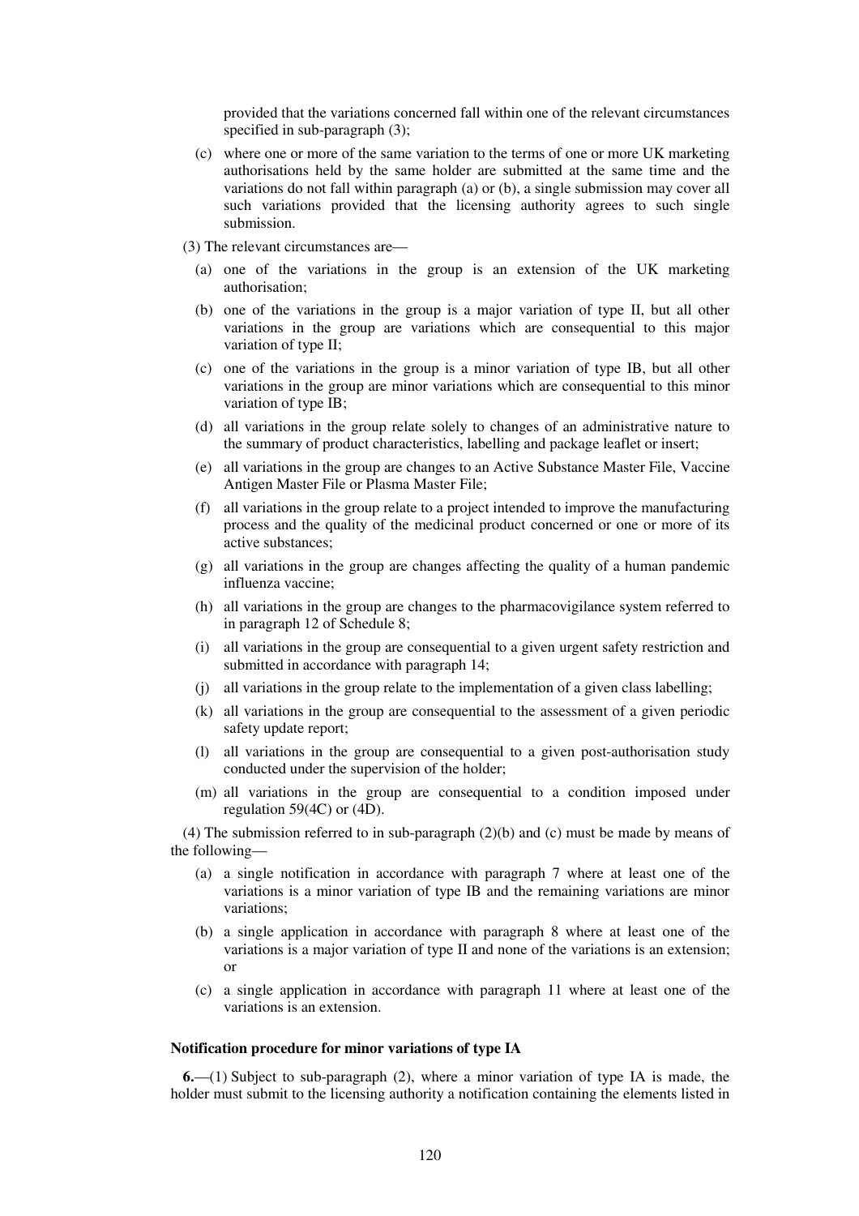provided that the variations concerned fall within one of the relevant circumstances specified in sub-paragraph (3);

(c) where one or more of the same variation to the terms of one or more UK marketing authorisations held by the same holder are submitted at the same time and the variations do not fall within paragraph (a) or (b), a single submission may cover all such variations provided that the licensing authority agrees to such single submission.

(3) The relevant circumstances are—

(a) one of the variations in the group is an extension of the UK marketing authorisation;

(b) one of the variations in the group is a major variation of type II, but all other variations in the group are variations which are consequential to this major variation of type II;

(c) one of the variations in the group is a minor variation of type IB, but all other variations in the group are minor variations which are consequential to this minor variation of type IB;

(d) all variations in the group relate solely to changes of an administrative nature to the summary of product characteristics, labelling and package leaflet or insert;

(e) all variations in the group are changes to an Active Substance Master File, Vaccine Antigen Master File or Plasma Master File;

(f) all variations in the group relate to a project intended to improve the manufacturing process and the quality of the medicinal product concerned or one or more of its active substances;

(g) all variations in the group are changes affecting the quality of a human pandemic influenza vaccine;

(h) all variations in the group are changes to the pharmacovigilance system referred to in paragraph 12 of Schedule 8;

(i) all variations in the group are consequential to a given urgent safety restriction and submitted in accordance with paragraph 14;

(j) all variations in the group relate to the implementation of a given class labelling;

(k) all variations in the group are consequential to the assessment of a given periodic safety update report;

(l) all variations in the group are consequential to a given post-authorisation study conducted under the supervision of the holder;

(m) all variations in the group are consequential to a condition imposed under regulation 59(4C) or (4D).

(4) The submission referred to in sub-paragraph (2)(b) and (c) must be made by means of the following—

(a) a single notification in accordance with paragraph 7 where at least one of the variations is a minor variation of type IB and the remaining variations are minor variations;

(b) a single application in accordance with paragraph 8 where at least one of the variations is a major variation of type II and none of the variations is an extension; or

(c) a single application in accordance with paragraph 11 where at least one of the variations is an extension.

**Notification procedure for minor variations of type IA**

**6.**—(1) Subject to sub-paragraph (2), where a minor variation of type IA is made, the holder must submit to the licensing authority a notification containing the elements listed in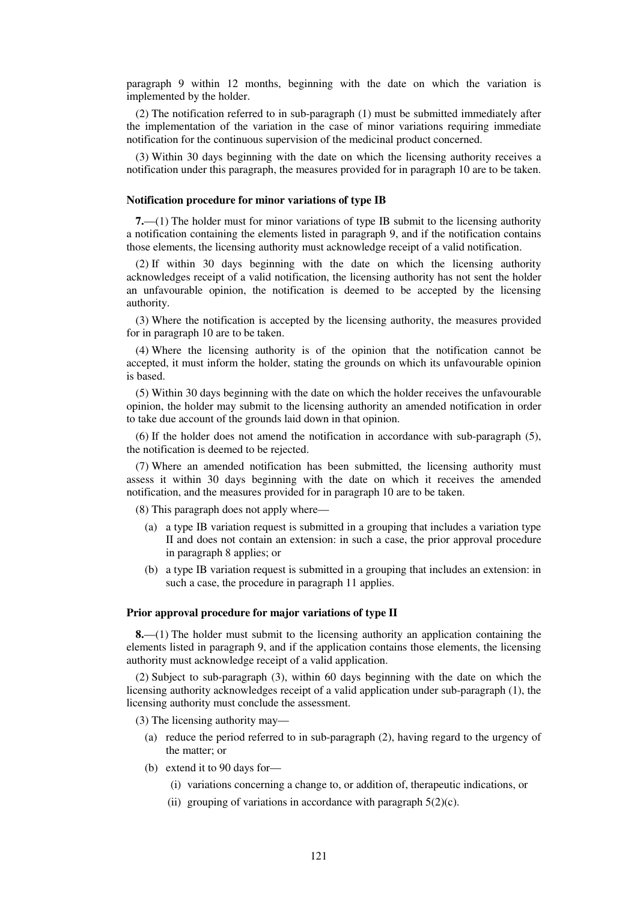paragraph 9 within 12 months, beginning with the date on which the variation is implemented by the holder.

(2) The notification referred to in sub-paragraph (1) must be submitted immediately after the implementation of the variation in the case of minor variations requiring immediate notification for the continuous supervision of the medicinal product concerned.

(3) Within 30 days beginning with the date on which the licensing authority receives a notification under this paragraph, the measures provided for in paragraph 10 are to be taken.

**Notification procedure for minor variations of type IB**

**7.**—(1) The holder must for minor variations of type IB submit to the licensing authority a notification containing the elements listed in paragraph 9, and if the notification contains those elements, the licensing authority must acknowledge receipt of a valid notification.

(2) If within 30 days beginning with the date on which the licensing authority acknowledges receipt of a valid notification, the licensing authority has not sent the holder an unfavourable opinion, the notification is deemed to be accepted by the licensing authority.

(3) Where the notification is accepted by the licensing authority, the measures provided for in paragraph 10 are to be taken.

(4) Where the licensing authority is of the opinion that the notification cannot be accepted, it must inform the holder, stating the grounds on which its unfavourable opinion is based.

(5) Within 30 days beginning with the date on which the holder receives the unfavourable opinion, the holder may submit to the licensing authority an amended notification in order to take due account of the grounds laid down in that opinion.

(6) If the holder does not amend the notification in accordance with sub-paragraph (5), the notification is deemed to be rejected.

(7) Where an amended notification has been submitted, the licensing authority must assess it within 30 days beginning with the date on which it receives the amended notification, and the measures provided for in paragraph 10 are to be taken.

(8) This paragraph does not apply where—

(a) a type IB variation request is submitted in a grouping that includes a variation type II and does not contain an extension: in such a case, the prior approval procedure in paragraph 8 applies; or

(b) a type IB variation request is submitted in a grouping that includes an extension: in such a case, the procedure in paragraph 11 applies.

**Prior approval procedure for major variations of type II**

**8.**—(1) The holder must submit to the licensing authority an application containing the elements listed in paragraph 9, and if the application contains those elements, the licensing authority must acknowledge receipt of a valid application.

(2) Subject to sub-paragraph (3), within 60 days beginning with the date on which the licensing authority acknowledges receipt of a valid application under sub-paragraph (1), the licensing authority must conclude the assessment.

(3) The licensing authority may—

(a) reduce the period referred to in sub-paragraph (2), having regard to the urgency of the matter; or

(b) extend it to 90 days for—

(i) variations concerning a change to, or addition of, therapeutic indications, or

(ii) grouping of variations in accordance with paragraph 5(2)(c).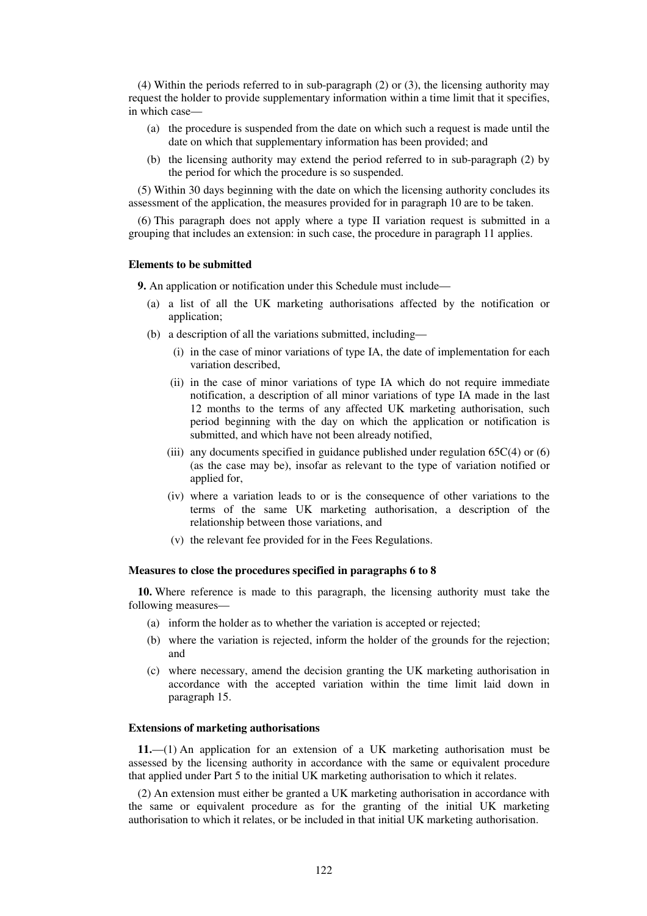(4) Within the periods referred to in sub-paragraph (2) or (3), the licensing authority may request the holder to provide supplementary information within a time limit that it specifies, in which case—

- (a) the procedure is suspended from the date on which such a request is made until the date on which that supplementary information has been provided; and
- (b) the licensing authority may extend the period referred to in sub-paragraph (2) by the period for which the procedure is so suspended.

(5) Within 30 days beginning with the date on which the licensing authority concludes its assessment of the application, the measures provided for in paragraph 10 are to be taken.

(6) This paragraph does not apply where a type II variation request is submitted in a grouping that includes an extension: in such case, the procedure in paragraph 11 applies.

#### Elements to be submitted

**9.** An application or notification under this Schedule must include—

- (a) a list of all the UK marketing authorisations affected by the notification or application;
- (b) a description of all the variations submitted, including—
  - (i) in the case of minor variations of type IA, the date of implementation for each variation described,
  - (ii) in the case of minor variations of type IA which do not require immediate notification, a description of all minor variations of type IA made in the last 12 months to the terms of any affected UK marketing authorisation, such period beginning with the day on which the application or notification is submitted, and which have not been already notified,
  - (iii) any documents specified in guidance published under regulation 65C(4) or (6) (as the case may be), insofar as relevant to the type of variation notified or applied for,
  - (iv) where a variation leads to or is the consequence of other variations to the terms of the same UK marketing authorisation, a description of the relationship between those variations, and
  - (v) the relevant fee provided for in the Fees Regulations.

#### Measures to close the procedures specified in paragraphs 6 to 8

**10.** Where reference is made to this paragraph, the licensing authority must take the following measures—

- (a) inform the holder as to whether the variation is accepted or rejected;
- (b) where the variation is rejected, inform the holder of the grounds for the rejection; and
- (c) where necessary, amend the decision granting the UK marketing authorisation in accordance with the accepted variation within the time limit laid down in paragraph 15.

#### Extensions of marketing authorisations

**11.**—(1) An application for an extension of a UK marketing authorisation must be assessed by the licensing authority in accordance with the same or equivalent procedure that applied under Part 5 to the initial UK marketing authorisation to which it relates.

(2) An extension must either be granted a UK marketing authorisation in accordance with the same or equivalent procedure as for the granting of the initial UK marketing authorisation to which it relates, or be included in that initial UK marketing authorisation.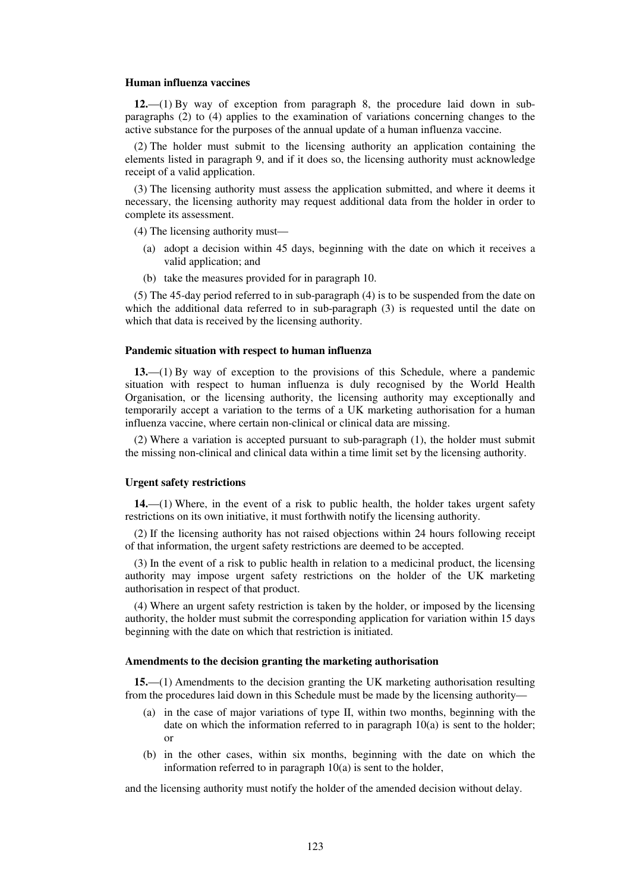**Human influenza vaccines**

**12.**—(1) By way of exception from paragraph 8, the procedure laid down in sub-paragraphs (2) to (4) applies to the examination of variations concerning changes to the active substance for the purposes of the annual update of a human influenza vaccine.

(2) The holder must submit to the licensing authority an application containing the elements listed in paragraph 9, and if it does so, the licensing authority must acknowledge receipt of a valid application.

(3) The licensing authority must assess the application submitted, and where it deems it necessary, the licensing authority may request additional data from the holder in order to complete its assessment.

(4) The licensing authority must—

- (a) adopt a decision within 45 days, beginning with the date on which it receives a valid application; and
- (b) take the measures provided for in paragraph 10.

(5) The 45-day period referred to in sub-paragraph (4) is to be suspended from the date on which the additional data referred to in sub-paragraph (3) is requested until the date on which that data is received by the licensing authority.

**Pandemic situation with respect to human influenza**

**13.**—(1) By way of exception to the provisions of this Schedule, where a pandemic situation with respect to human influenza is duly recognised by the World Health Organisation, or the licensing authority, the licensing authority may exceptionally and temporarily accept a variation to the terms of a UK marketing authorisation for a human influenza vaccine, where certain non-clinical or clinical data are missing.

(2) Where a variation is accepted pursuant to sub-paragraph (1), the holder must submit the missing non-clinical and clinical data within a time limit set by the licensing authority.

**Urgent safety restrictions**

**14.**—(1) Where, in the event of a risk to public health, the holder takes urgent safety restrictions on its own initiative, it must forthwith notify the licensing authority.

(2) If the licensing authority has not raised objections within 24 hours following receipt of that information, the urgent safety restrictions are deemed to be accepted.

(3) In the event of a risk to public health in relation to a medicinal product, the licensing authority may impose urgent safety restrictions on the holder of the UK marketing authorisation in respect of that product.

(4) Where an urgent safety restriction is taken by the holder, or imposed by the licensing authority, the holder must submit the corresponding application for variation within 15 days beginning with the date on which that restriction is initiated.

**Amendments to the decision granting the marketing authorisation**

**15.**—(1) Amendments to the decision granting the UK marketing authorisation resulting from the procedures laid down in this Schedule must be made by the licensing authority—

- (a) in the case of major variations of type II, within two months, beginning with the date on which the information referred to in paragraph 10(a) is sent to the holder; or
- (b) in the other cases, within six months, beginning with the date on which the information referred to in paragraph 10(a) is sent to the holder,

and the licensing authority must notify the holder of the amended decision without delay.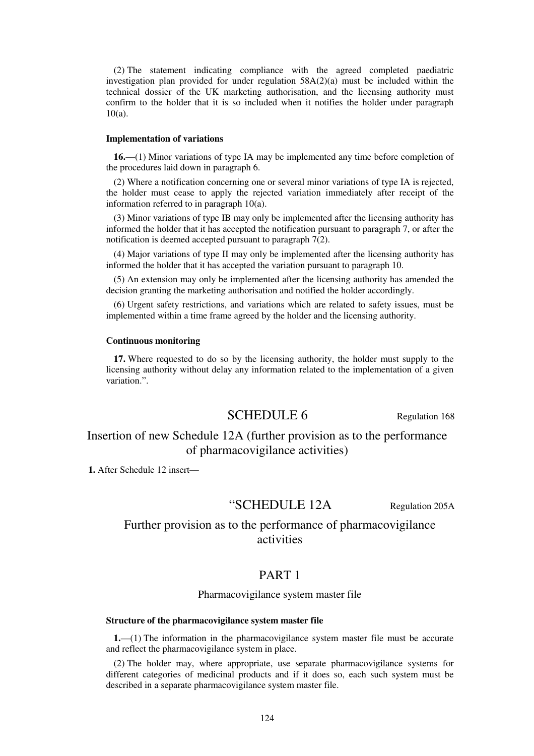(2) The statement indicating compliance with the agreed completed paediatric investigation plan provided for under regulation 58A(2)(a) must be included within the technical dossier of the UK marketing authorisation, and the licensing authority must confirm to the holder that it is so included when it notifies the holder under paragraph 10(a).

**Implementation of variations**

**16.**—(1) Minor variations of type IA may be implemented any time before completion of the procedures laid down in paragraph 6.

(2) Where a notification concerning one or several minor variations of type IA is rejected, the holder must cease to apply the rejected variation immediately after receipt of the information referred to in paragraph 10(a).

(3) Minor variations of type IB may only be implemented after the licensing authority has informed the holder that it has accepted the notification pursuant to paragraph 7, or after the notification is deemed accepted pursuant to paragraph 7(2).

(4) Major variations of type II may only be implemented after the licensing authority has informed the holder that it has accepted the variation pursuant to paragraph 10.

(5) An extension may only be implemented after the licensing authority has amended the decision granting the marketing authorisation and notified the holder accordingly.

(6) Urgent safety restrictions, and variations which are related to safety issues, must be implemented within a time frame agreed by the holder and the licensing authority.

**Continuous monitoring**

**17.** Where requested to do so by the licensing authority, the holder must supply to the licensing authority without delay any information related to the implementation of a given variation.".

# SCHEDULE 6

Regulation 168

## Insertion of new Schedule 12A (further provision as to the performance of pharmacovigilance activities)

**1.** After Schedule 12 insert—

# "SCHEDULE 12A

Regulation 205A

## Further provision as to the performance of pharmacovigilance activities

## PART 1

### Pharmacovigilance system master file

**Structure of the pharmacovigilance system master file**

**1.**—(1) The information in the pharmacovigilance system master file must be accurate and reflect the pharmacovigilance system in place.

(2) The holder may, where appropriate, use separate pharmacovigilance systems for different categories of medicinal products and if it does so, each such system must be described in a separate pharmacovigilance system master file.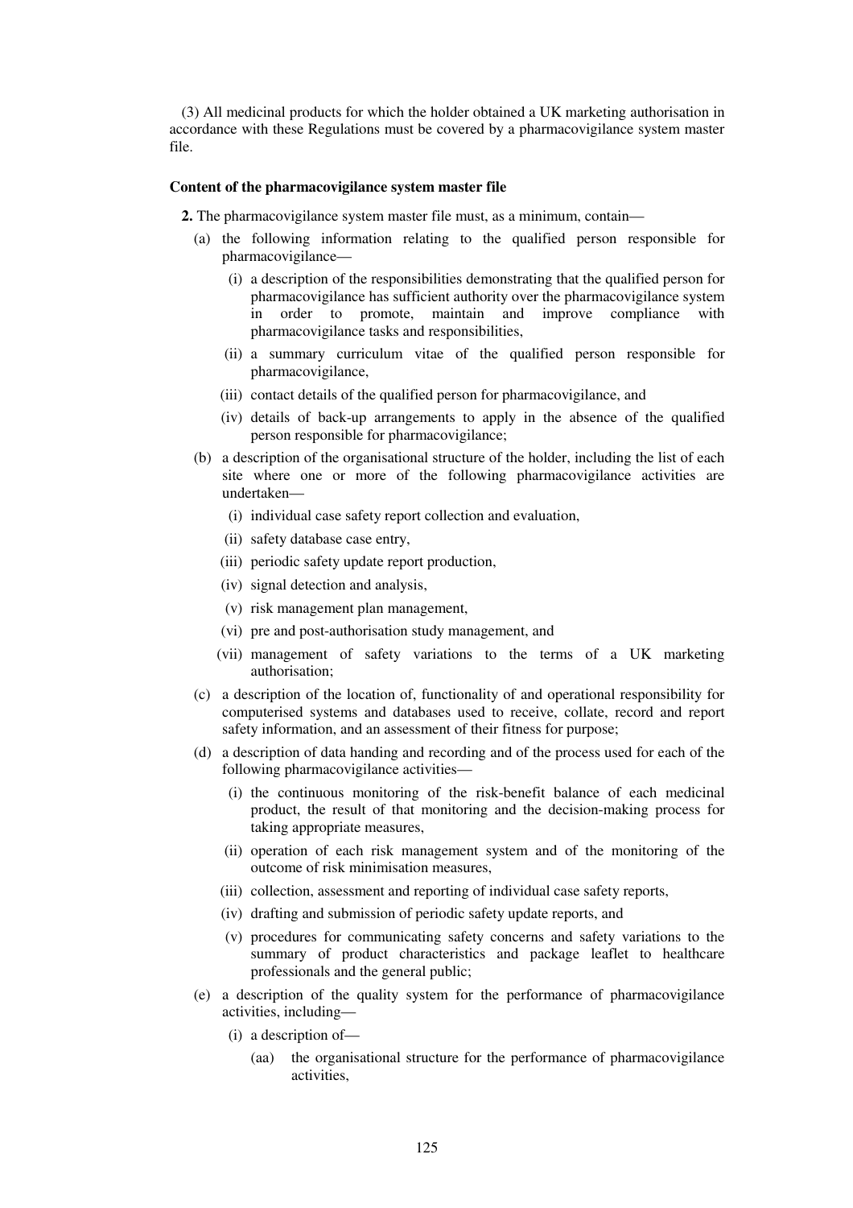(3) All medicinal products for which the holder obtained a UK marketing authorisation in accordance with these Regulations must be covered by a pharmacovigilance system master file.

**Content of the pharmacovigilance system master file**

**2.** The pharmacovigilance system master file must, as a minimum, contain—

- (a) the following information relating to the qualified person responsible for pharmacovigilance—
  - (i) a description of the responsibilities demonstrating that the qualified person for pharmacovigilance has sufficient authority over the pharmacovigilance system in order to promote, maintain and improve compliance with pharmacovigilance tasks and responsibilities,
  - (ii) a summary curriculum vitae of the qualified person responsible for pharmacovigilance,
  - (iii) contact details of the qualified person for pharmacovigilance, and
  - (iv) details of back-up arrangements to apply in the absence of the qualified person responsible for pharmacovigilance;
- (b) a description of the organisational structure of the holder, including the list of each site where one or more of the following pharmacovigilance activities are undertaken—
  - (i) individual case safety report collection and evaluation,
  - (ii) safety database case entry,
  - (iii) periodic safety update report production,
  - (iv) signal detection and analysis,
  - (v) risk management plan management,
  - (vi) pre and post-authorisation study management, and
  - (vii) management of safety variations to the terms of a UK marketing authorisation;
- (c) a description of the location of, functionality of and operational responsibility for computerised systems and databases used to receive, collate, record and report safety information, and an assessment of their fitness for purpose;
- (d) a description of data handing and recording and of the process used for each of the following pharmacovigilance activities—
  - (i) the continuous monitoring of the risk-benefit balance of each medicinal product, the result of that monitoring and the decision-making process for taking appropriate measures,
  - (ii) operation of each risk management system and of the monitoring of the outcome of risk minimisation measures,
  - (iii) collection, assessment and reporting of individual case safety reports,
  - (iv) drafting and submission of periodic safety update reports, and
  - (v) procedures for communicating safety concerns and safety variations to the summary of product characteristics and package leaflet to healthcare professionals and the general public;
- (e) a description of the quality system for the performance of pharmacovigilance activities, including—
  - (i) a description of—
    - (aa) the organisational structure for the performance of pharmacovigilance activities,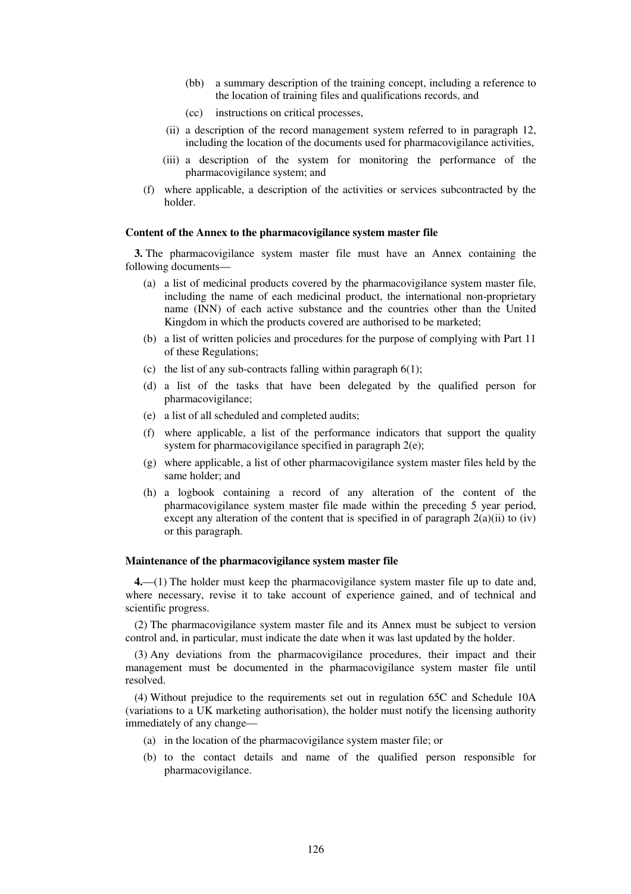(bb) a summary description of the training concept, including a reference to the location of training files and qualifications records, and

(cc) instructions on critical processes,

(ii) a description of the record management system referred to in paragraph 12, including the location of the documents used for pharmacovigilance activities,

(iii) a description of the system for monitoring the performance of the pharmacovigilance system; and

(f) where applicable, a description of the activities or services subcontracted by the holder.

**Content of the Annex to the pharmacovigilance system master file**

**3.** The pharmacovigilance system master file must have an Annex containing the following documents—

(a) a list of medicinal products covered by the pharmacovigilance system master file, including the name of each medicinal product, the international non-proprietary name (INN) of each active substance and the countries other than the United Kingdom in which the products covered are authorised to be marketed;

(b) a list of written policies and procedures for the purpose of complying with Part 11 of these Regulations;

(c) the list of any sub-contracts falling within paragraph 6(1);

(d) a list of the tasks that have been delegated by the qualified person for pharmacovigilance;

(e) a list of all scheduled and completed audits;

(f) where applicable, a list of the performance indicators that support the quality system for pharmacovigilance specified in paragraph 2(e);

(g) where applicable, a list of other pharmacovigilance system master files held by the same holder; and

(h) a logbook containing a record of any alteration of the content of the pharmacovigilance system master file made within the preceding 5 year period, except any alteration of the content that is specified in of paragraph 2(a)(ii) to (iv) or this paragraph.

**Maintenance of the pharmacovigilance system master file**

**4.**—(1) The holder must keep the pharmacovigilance system master file up to date and, where necessary, revise it to take account of experience gained, and of technical and scientific progress.

(2) The pharmacovigilance system master file and its Annex must be subject to version control and, in particular, must indicate the date when it was last updated by the holder.

(3) Any deviations from the pharmacovigilance procedures, their impact and their management must be documented in the pharmacovigilance system master file until resolved.

(4) Without prejudice to the requirements set out in regulation 65C and Schedule 10A (variations to a UK marketing authorisation), the holder must notify the licensing authority immediately of any change—

(a) in the location of the pharmacovigilance system master file; or

(b) to the contact details and name of the qualified person responsible for pharmacovigilance.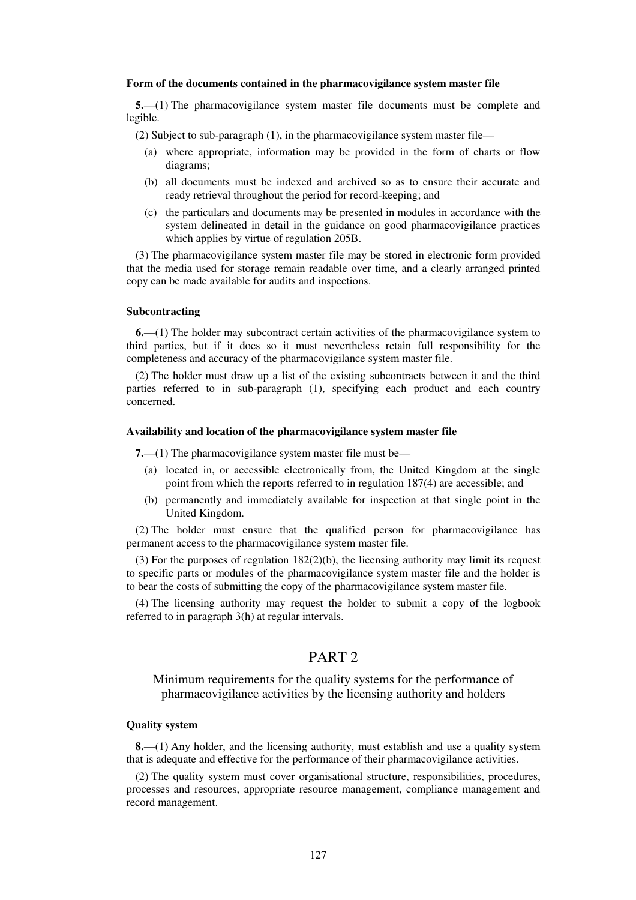**Form of the documents contained in the pharmacovigilance system master file**

**5.**—(1) The pharmacovigilance system master file documents must be complete and legible.

(2) Subject to sub-paragraph (1), in the pharmacovigilance system master file—

- (a) where appropriate, information may be provided in the form of charts or flow diagrams;
- (b) all documents must be indexed and archived so as to ensure their accurate and ready retrieval throughout the period for record-keeping; and
- (c) the particulars and documents may be presented in modules in accordance with the system delineated in detail in the guidance on good pharmacovigilance practices which applies by virtue of regulation 205B.

(3) The pharmacovigilance system master file may be stored in electronic form provided that the media used for storage remain readable over time, and a clearly arranged printed copy can be made available for audits and inspections.

**Subcontracting**

**6.**—(1) The holder may subcontract certain activities of the pharmacovigilance system to third parties, but if it does so it must nevertheless retain full responsibility for the completeness and accuracy of the pharmacovigilance system master file.

(2) The holder must draw up a list of the existing subcontracts between it and the third parties referred to in sub-paragraph (1), specifying each product and each country concerned.

**Availability and location of the pharmacovigilance system master file**

**7.**—(1) The pharmacovigilance system master file must be—

- (a) located in, or accessible electronically from, the United Kingdom at the single point from which the reports referred to in regulation 187(4) are accessible; and
- (b) permanently and immediately available for inspection at that single point in the United Kingdom.

(2) The holder must ensure that the qualified person for pharmacovigilance has permanent access to the pharmacovigilance system master file.

(3) For the purposes of regulation 182(2)(b), the licensing authority may limit its request to specific parts or modules of the pharmacovigilance system master file and the holder is to bear the costs of submitting the copy of the pharmacovigilance system master file.

(4) The licensing authority may request the holder to submit a copy of the logbook referred to in paragraph 3(h) at regular intervals.

# PART 2

## Minimum requirements for the quality systems for the performance of pharmacovigilance activities by the licensing authority and holders

**Quality system**

**8.**—(1) Any holder, and the licensing authority, must establish and use a quality system that is adequate and effective for the performance of their pharmacovigilance activities.

(2) The quality system must cover organisational structure, responsibilities, procedures, processes and resources, appropriate resource management, compliance management and record management.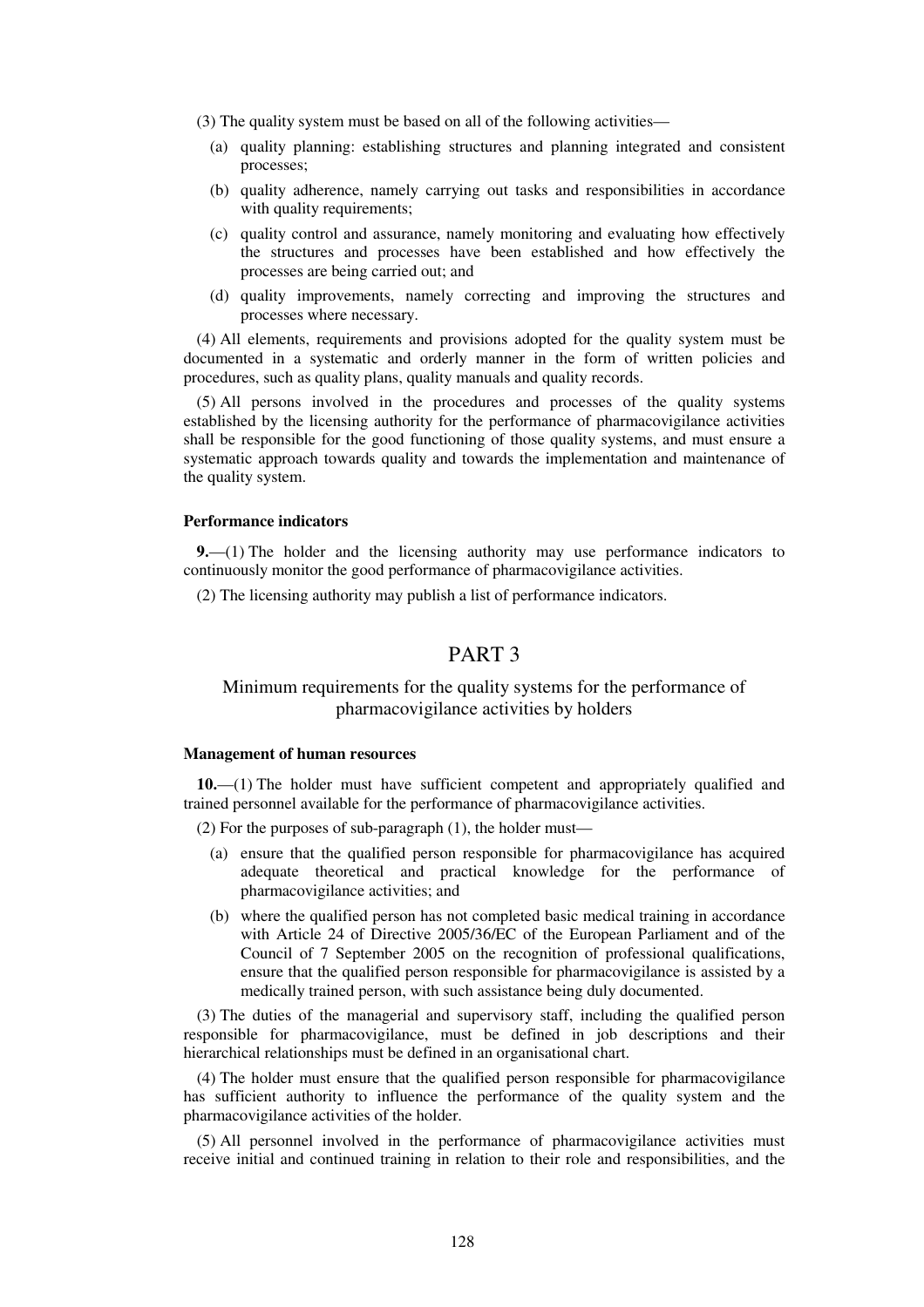(3) The quality system must be based on all of the following activities—

(a) quality planning: establishing structures and planning integrated and consistent processes;

(b) quality adherence, namely carrying out tasks and responsibilities in accordance with quality requirements;

(c) quality control and assurance, namely monitoring and evaluating how effectively the structures and processes have been established and how effectively the processes are being carried out; and

(d) quality improvements, namely correcting and improving the structures and processes where necessary.

(4) All elements, requirements and provisions adopted for the quality system must be documented in a systematic and orderly manner in the form of written policies and procedures, such as quality plans, quality manuals and quality records.

(5) All persons involved in the procedures and processes of the quality systems established by the licensing authority for the performance of pharmacovigilance activities shall be responsible for the good functioning of those quality systems, and must ensure a systematic approach towards quality and towards the implementation and maintenance of the quality system.

**Performance indicators**

**9.**—(1) The holder and the licensing authority may use performance indicators to continuously monitor the good performance of pharmacovigilance activities.

(2) The licensing authority may publish a list of performance indicators.

## PART 3

### Minimum requirements for the quality systems for the performance of pharmacovigilance activities by holders

**Management of human resources**

**10.**—(1) The holder must have sufficient competent and appropriately qualified and trained personnel available for the performance of pharmacovigilance activities.

(2) For the purposes of sub-paragraph (1), the holder must—

(a) ensure that the qualified person responsible for pharmacovigilance has acquired adequate theoretical and practical knowledge for the performance of pharmacovigilance activities; and

(b) where the qualified person has not completed basic medical training in accordance with Article 24 of Directive 2005/36/EC of the European Parliament and of the Council of 7 September 2005 on the recognition of professional qualifications, ensure that the qualified person responsible for pharmacovigilance is assisted by a medically trained person, with such assistance being duly documented.

(3) The duties of the managerial and supervisory staff, including the qualified person responsible for pharmacovigilance, must be defined in job descriptions and their hierarchical relationships must be defined in an organisational chart.

(4) The holder must ensure that the qualified person responsible for pharmacovigilance has sufficient authority to influence the performance of the quality system and the pharmacovigilance activities of the holder.

(5) All personnel involved in the performance of pharmacovigilance activities must receive initial and continued training in relation to their role and responsibilities, and the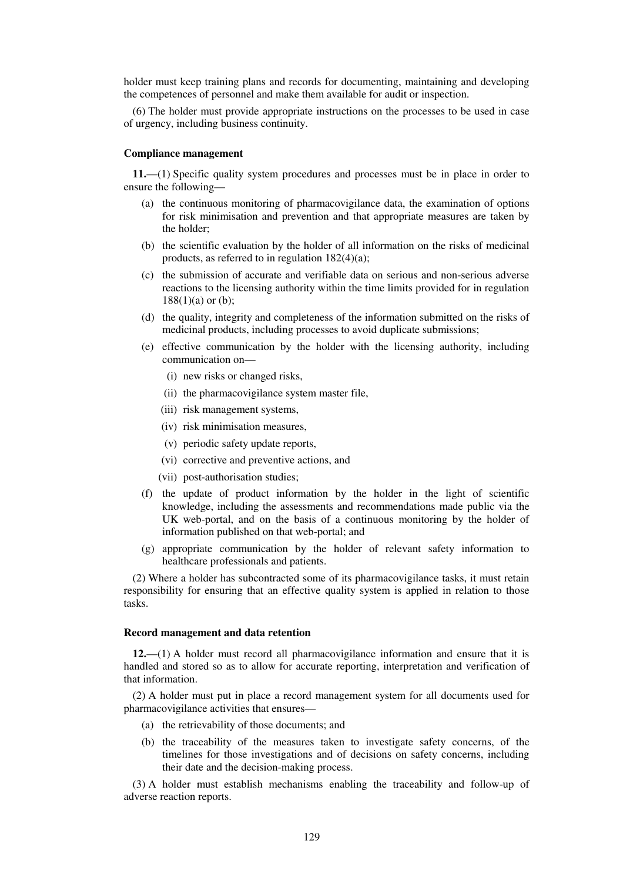holder must keep training plans and records for documenting, maintaining and developing the competences of personnel and make them available for audit or inspection.

(6) The holder must provide appropriate instructions on the processes to be used in case of urgency, including business continuity.

**Compliance management**

**11.**—(1) Specific quality system procedures and processes must be in place in order to ensure the following—

- (a) the continuous monitoring of pharmacovigilance data, the examination of options for risk minimisation and prevention and that appropriate measures are taken by the holder;
- (b) the scientific evaluation by the holder of all information on the risks of medicinal products, as referred to in regulation 182(4)(a);
- (c) the submission of accurate and verifiable data on serious and non-serious adverse reactions to the licensing authority within the time limits provided for in regulation 188(1)(a) or (b);
- (d) the quality, integrity and completeness of the information submitted on the risks of medicinal products, including processes to avoid duplicate submissions;
- (e) effective communication by the holder with the licensing authority, including communication on—
  - (i) new risks or changed risks,
  - (ii) the pharmacovigilance system master file,
  - (iii) risk management systems,
  - (iv) risk minimisation measures,
  - (v) periodic safety update reports,
  - (vi) corrective and preventive actions, and
  - (vii) post-authorisation studies;
- (f) the update of product information by the holder in the light of scientific knowledge, including the assessments and recommendations made public via the UK web-portal, and on the basis of a continuous monitoring by the holder of information published on that web-portal; and
- (g) appropriate communication by the holder of relevant safety information to healthcare professionals and patients.

(2) Where a holder has subcontracted some of its pharmacovigilance tasks, it must retain responsibility for ensuring that an effective quality system is applied in relation to those tasks.

**Record management and data retention**

**12.**—(1) A holder must record all pharmacovigilance information and ensure that it is handled and stored so as to allow for accurate reporting, interpretation and verification of that information.

(2) A holder must put in place a record management system for all documents used for pharmacovigilance activities that ensures—

- (a) the retrievability of those documents; and
- (b) the traceability of the measures taken to investigate safety concerns, of the timelines for those investigations and of decisions on safety concerns, including their date and the decision-making process.

(3) A holder must establish mechanisms enabling the traceability and follow-up of adverse reaction reports.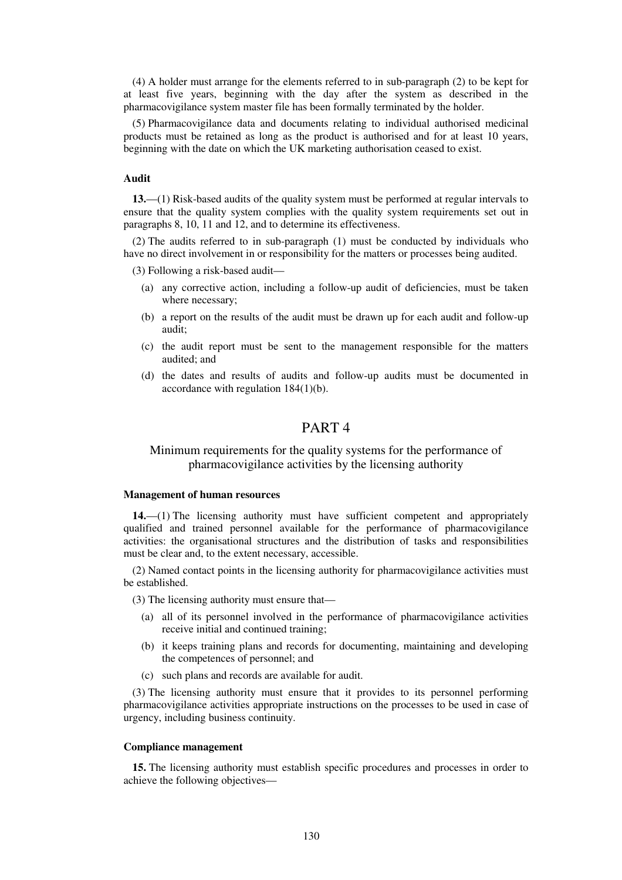(4) A holder must arrange for the elements referred to in sub-paragraph (2) to be kept for at least five years, beginning with the day after the system as described in the pharmacovigilance system master file has been formally terminated by the holder.

(5) Pharmacovigilance data and documents relating to individual authorised medicinal products must be retained as long as the product is authorised and for at least 10 years, beginning with the date on which the UK marketing authorisation ceased to exist.

**Audit**

**13.**—(1) Risk-based audits of the quality system must be performed at regular intervals to ensure that the quality system complies with the quality system requirements set out in paragraphs 8, 10, 11 and 12, and to determine its effectiveness.

(2) The audits referred to in sub-paragraph (1) must be conducted by individuals who have no direct involvement in or responsibility for the matters or processes being audited.

(3) Following a risk-based audit—

- (a) any corrective action, including a follow-up audit of deficiencies, must be taken where necessary;
- (b) a report on the results of the audit must be drawn up for each audit and follow-up audit;
- (c) the audit report must be sent to the management responsible for the matters audited; and
- (d) the dates and results of audits and follow-up audits must be documented in accordance with regulation 184(1)(b).

## PART 4

### Minimum requirements for the quality systems for the performance of pharmacovigilance activities by the licensing authority

**Management of human resources**

**14.**—(1) The licensing authority must have sufficient competent and appropriately qualified and trained personnel available for the performance of pharmacovigilance activities: the organisational structures and the distribution of tasks and responsibilities must be clear and, to the extent necessary, accessible.

(2) Named contact points in the licensing authority for pharmacovigilance activities must be established.

(3) The licensing authority must ensure that—

- (a) all of its personnel involved in the performance of pharmacovigilance activities receive initial and continued training;
- (b) it keeps training plans and records for documenting, maintaining and developing the competences of personnel; and
- (c) such plans and records are available for audit.

(3) The licensing authority must ensure that it provides to its personnel performing pharmacovigilance activities appropriate instructions on the processes to be used in case of urgency, including business continuity.

**Compliance management**

**15.** The licensing authority must establish specific procedures and processes in order to achieve the following objectives—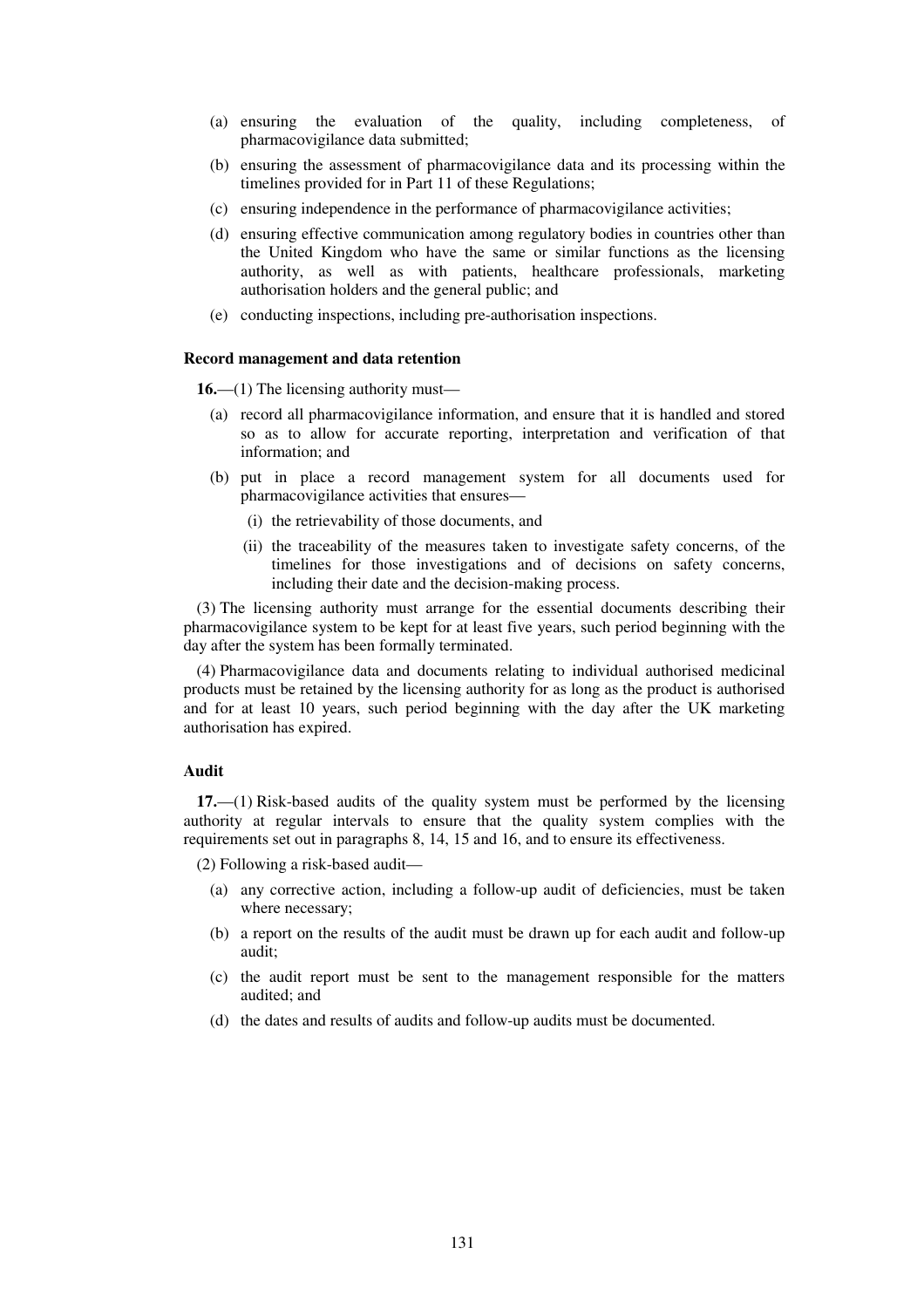(a) ensuring the evaluation of the quality, including completeness, of pharmacovigilance data submitted;

(b) ensuring the assessment of pharmacovigilance data and its processing within the timelines provided for in Part 11 of these Regulations;

(c) ensuring independence in the performance of pharmacovigilance activities;

(d) ensuring effective communication among regulatory bodies in countries other than the United Kingdom who have the same or similar functions as the licensing authority, as well as with patients, healthcare professionals, marketing authorisation holders and the general public; and

(e) conducting inspections, including pre-authorisation inspections.

**Record management and data retention**

**16.**—(1) The licensing authority must—

(a) record all pharmacovigilance information, and ensure that it is handled and stored so as to allow for accurate reporting, interpretation and verification of that information; and

(b) put in place a record management system for all documents used for pharmacovigilance activities that ensures—

(i) the retrievability of those documents, and

(ii) the traceability of the measures taken to investigate safety concerns, of the timelines for those investigations and of decisions on safety concerns, including their date and the decision-making process.

(3) The licensing authority must arrange for the essential documents describing their pharmacovigilance system to be kept for at least five years, such period beginning with the day after the system has been formally terminated.

(4) Pharmacovigilance data and documents relating to individual authorised medicinal products must be retained by the licensing authority for as long as the product is authorised and for at least 10 years, such period beginning with the day after the UK marketing authorisation has expired.

**Audit**

**17.**—(1) Risk-based audits of the quality system must be performed by the licensing authority at regular intervals to ensure that the quality system complies with the requirements set out in paragraphs 8, 14, 15 and 16, and to ensure its effectiveness.

(2) Following a risk-based audit—

(a) any corrective action, including a follow-up audit of deficiencies, must be taken where necessary;

(b) a report on the results of the audit must be drawn up for each audit and follow-up audit;

(c) the audit report must be sent to the management responsible for the matters audited; and

(d) the dates and results of audits and follow-up audits must be documented.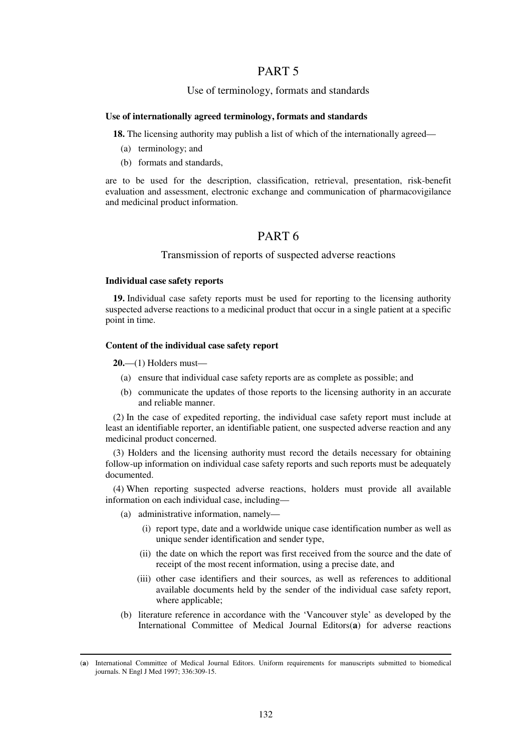# PART 5

## Use of terminology, formats and standards

**Use of internationally agreed terminology, formats and standards**

**18.** The licensing authority may publish a list of which of the internationally agreed—

- (a) terminology; and
- (b) formats and standards,

are to be used for the description, classification, retrieval, presentation, risk-benefit evaluation and assessment, electronic exchange and communication of pharmacovigilance and medicinal product information.

# PART 6

## Transmission of reports of suspected adverse reactions

**Individual case safety reports**

**19.** Individual case safety reports must be used for reporting to the licensing authority suspected adverse reactions to a medicinal product that occur in a single patient at a specific point in time.

**Content of the individual case safety report**

**20.**—(1) Holders must—

- (a) ensure that individual case safety reports are as complete as possible; and
- (b) communicate the updates of those reports to the licensing authority in an accurate and reliable manner.

(2) In the case of expedited reporting, the individual case safety report must include at least an identifiable reporter, an identifiable patient, one suspected adverse reaction and any medicinal product concerned.

(3) Holders and the licensing authority must record the details necessary for obtaining follow-up information on individual case safety reports and such reports must be adequately documented.

(4) When reporting suspected adverse reactions, holders must provide all available information on each individual case, including—

- (a) administrative information, namely—
  - (i) report type, date and a worldwide unique case identification number as well as unique sender identification and sender type,
  - (ii) the date on which the report was first received from the source and the date of receipt of the most recent information, using a precise date, and
  - (iii) other case identifiers and their sources, as well as references to additional available documents held by the sender of the individual case safety report, where applicable;
- (b) literature reference in accordance with the 'Vancouver style' as developed by the International Committee of Medical Journal Editors([a]) for adverse reactions

---

([a]) International Committee of Medical Journal Editors. Uniform requirements for manuscripts submitted to biomedical journals. N Engl J Med 1997; 336:309-15.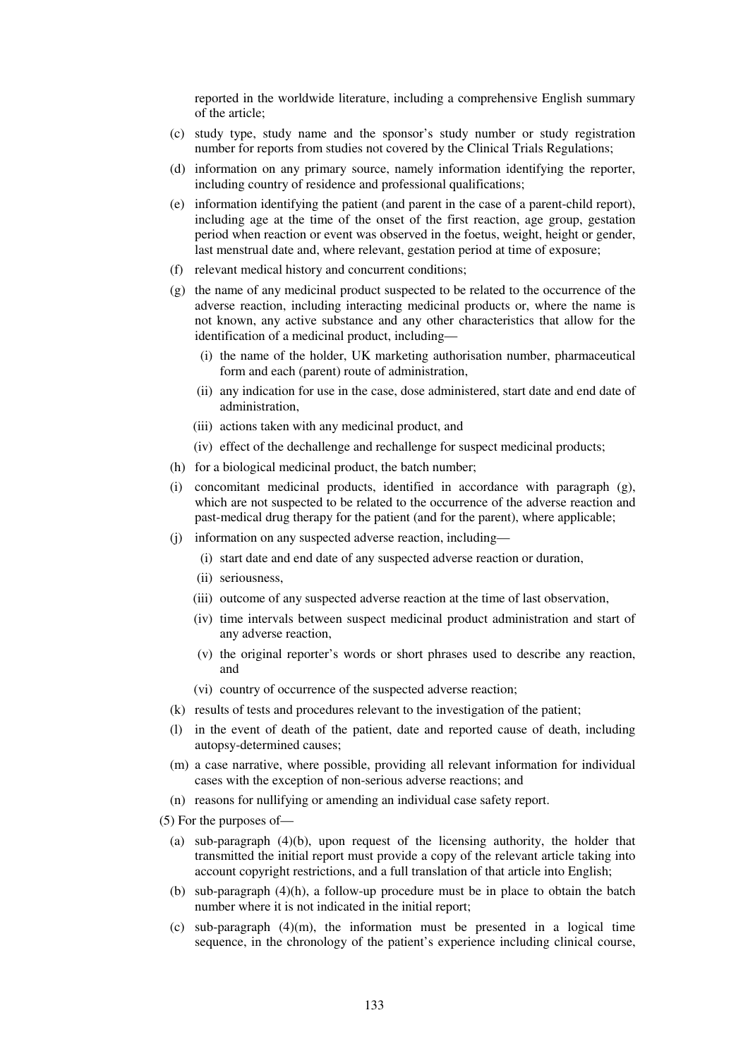reported in the worldwide literature, including a comprehensive English summary of the article;

(c) study type, study name and the sponsor's study number or study registration number for reports from studies not covered by the Clinical Trials Regulations;

(d) information on any primary source, namely information identifying the reporter, including country of residence and professional qualifications;

(e) information identifying the patient (and parent in the case of a parent-child report), including age at the time of the onset of the first reaction, age group, gestation period when reaction or event was observed in the foetus, weight, height or gender, last menstrual date and, where relevant, gestation period at time of exposure;

(f) relevant medical history and concurrent conditions;

(g) the name of any medicinal product suspected to be related to the occurrence of the adverse reaction, including interacting medicinal products or, where the name is not known, any active substance and any other characteristics that allow for the identification of a medicinal product, including—

(i) the name of the holder, UK marketing authorisation number, pharmaceutical form and each (parent) route of administration,

(ii) any indication for use in the case, dose administered, start date and end date of administration,

(iii) actions taken with any medicinal product, and

(iv) effect of the dechallenge and rechallenge for suspect medicinal products;

(h) for a biological medicinal product, the batch number;

(i) concomitant medicinal products, identified in accordance with paragraph (g), which are not suspected to be related to the occurrence of the adverse reaction and past-medical drug therapy for the patient (and for the parent), where applicable;

(j) information on any suspected adverse reaction, including—

(i) start date and end date of any suspected adverse reaction or duration,

(ii) seriousness,

(iii) outcome of any suspected adverse reaction at the time of last observation,

(iv) time intervals between suspect medicinal product administration and start of any adverse reaction,

(v) the original reporter's words or short phrases used to describe any reaction, and

(vi) country of occurrence of the suspected adverse reaction;

(k) results of tests and procedures relevant to the investigation of the patient;

(l) in the event of death of the patient, date and reported cause of death, including autopsy-determined causes;

(m) a case narrative, where possible, providing all relevant information for individual cases with the exception of non-serious adverse reactions; and

(n) reasons for nullifying or amending an individual case safety report.

(5) For the purposes of—

(a) sub-paragraph (4)(b), upon request of the licensing authority, the holder that transmitted the initial report must provide a copy of the relevant article taking into account copyright restrictions, and a full translation of that article into English;

(b) sub-paragraph (4)(h), a follow-up procedure must be in place to obtain the batch number where it is not indicated in the initial report;

(c) sub-paragraph (4)(m), the information must be presented in a logical time sequence, in the chronology of the patient's experience including clinical course,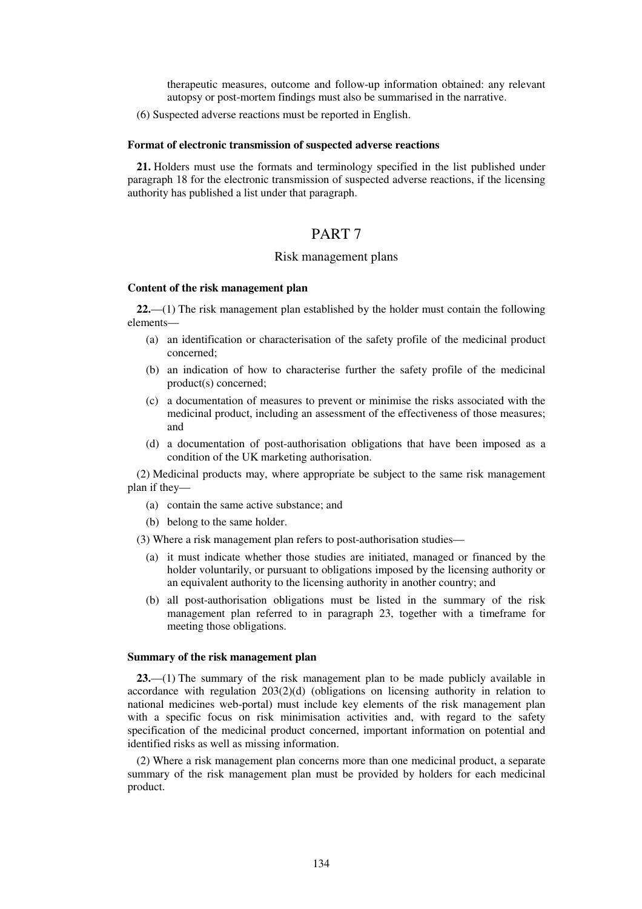therapeutic measures, outcome and follow-up information obtained: any relevant autopsy or post-mortem findings must also be summarised in the narrative.

(6) Suspected adverse reactions must be reported in English.

**Format of electronic transmission of suspected adverse reactions**

**21.** Holders must use the formats and terminology specified in the list published under paragraph 18 for the electronic transmission of suspected adverse reactions, if the licensing authority has published a list under that paragraph.

## PART 7

### Risk management plans

**Content of the risk management plan**

**22.**—(1) The risk management plan established by the holder must contain the following elements—

- (a) an identification or characterisation of the safety profile of the medicinal product concerned;
- (b) an indication of how to characterise further the safety profile of the medicinal product(s) concerned;
- (c) a documentation of measures to prevent or minimise the risks associated with the medicinal product, including an assessment of the effectiveness of those measures; and
- (d) a documentation of post-authorisation obligations that have been imposed as a condition of the UK marketing authorisation.

(2) Medicinal products may, where appropriate be subject to the same risk management plan if they—

- (a) contain the same active substance; and
- (b) belong to the same holder.

(3) Where a risk management plan refers to post-authorisation studies—

- (a) it must indicate whether those studies are initiated, managed or financed by the holder voluntarily, or pursuant to obligations imposed by the licensing authority or an equivalent authority to the licensing authority in another country; and
- (b) all post-authorisation obligations must be listed in the summary of the risk management plan referred to in paragraph 23, together with a timeframe for meeting those obligations.

**Summary of the risk management plan**

**23.**—(1) The summary of the risk management plan to be made publicly available in accordance with regulation 203(2)(d) (obligations on licensing authority in relation to national medicines web-portal) must include key elements of the risk management plan with a specific focus on risk minimisation activities and, with regard to the safety specification of the medicinal product concerned, important information on potential and identified risks as well as missing information.

(2) Where a risk management plan concerns more than one medicinal product, a separate summary of the risk management plan must be provided by holders for each medicinal product.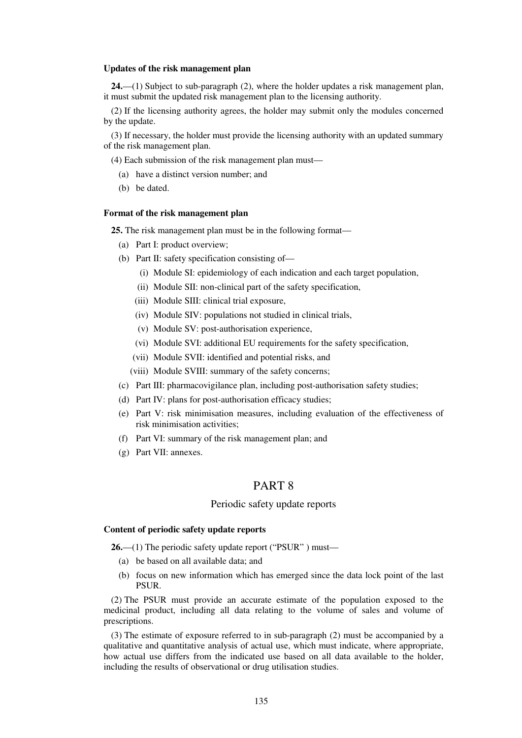**Updates of the risk management plan**

**24.**—(1) Subject to sub-paragraph (2), where the holder updates a risk management plan, it must submit the updated risk management plan to the licensing authority.

(2) If the licensing authority agrees, the holder may submit only the modules concerned by the update.

(3) If necessary, the holder must provide the licensing authority with an updated summary of the risk management plan.

(4) Each submission of the risk management plan must—

(a) have a distinct version number; and

(b) be dated.

**Format of the risk management plan**

**25.** The risk management plan must be in the following format—

(a) Part I: product overview;

(b) Part II: safety specification consisting of—

(i) Module SI: epidemiology of each indication and each target population,

(ii) Module SII: non-clinical part of the safety specification,

(iii) Module SIII: clinical trial exposure,

(iv) Module SIV: populations not studied in clinical trials,

(v) Module SV: post-authorisation experience,

(vi) Module SVI: additional EU requirements for the safety specification,

(vii) Module SVII: identified and potential risks, and

(viii) Module SVIII: summary of the safety concerns;

(c) Part III: pharmacovigilance plan, including post-authorisation safety studies;

(d) Part IV: plans for post-authorisation efficacy studies;

(e) Part V: risk minimisation measures, including evaluation of the effectiveness of risk minimisation activities;

(f) Part VI: summary of the risk management plan; and

(g) Part VII: annexes.

# PART 8

## Periodic safety update reports

**Content of periodic safety update reports**

**26.**—(1) The periodic safety update report ("PSUR" ) must—

(a) be based on all available data; and

(b) focus on new information which has emerged since the data lock point of the last PSUR.

(2) The PSUR must provide an accurate estimate of the population exposed to the medicinal product, including all data relating to the volume of sales and volume of prescriptions.

(3) The estimate of exposure referred to in sub-paragraph (2) must be accompanied by a qualitative and quantitative analysis of actual use, which must indicate, where appropriate, how actual use differs from the indicated use based on all data available to the holder, including the results of observational or drug utilisation studies.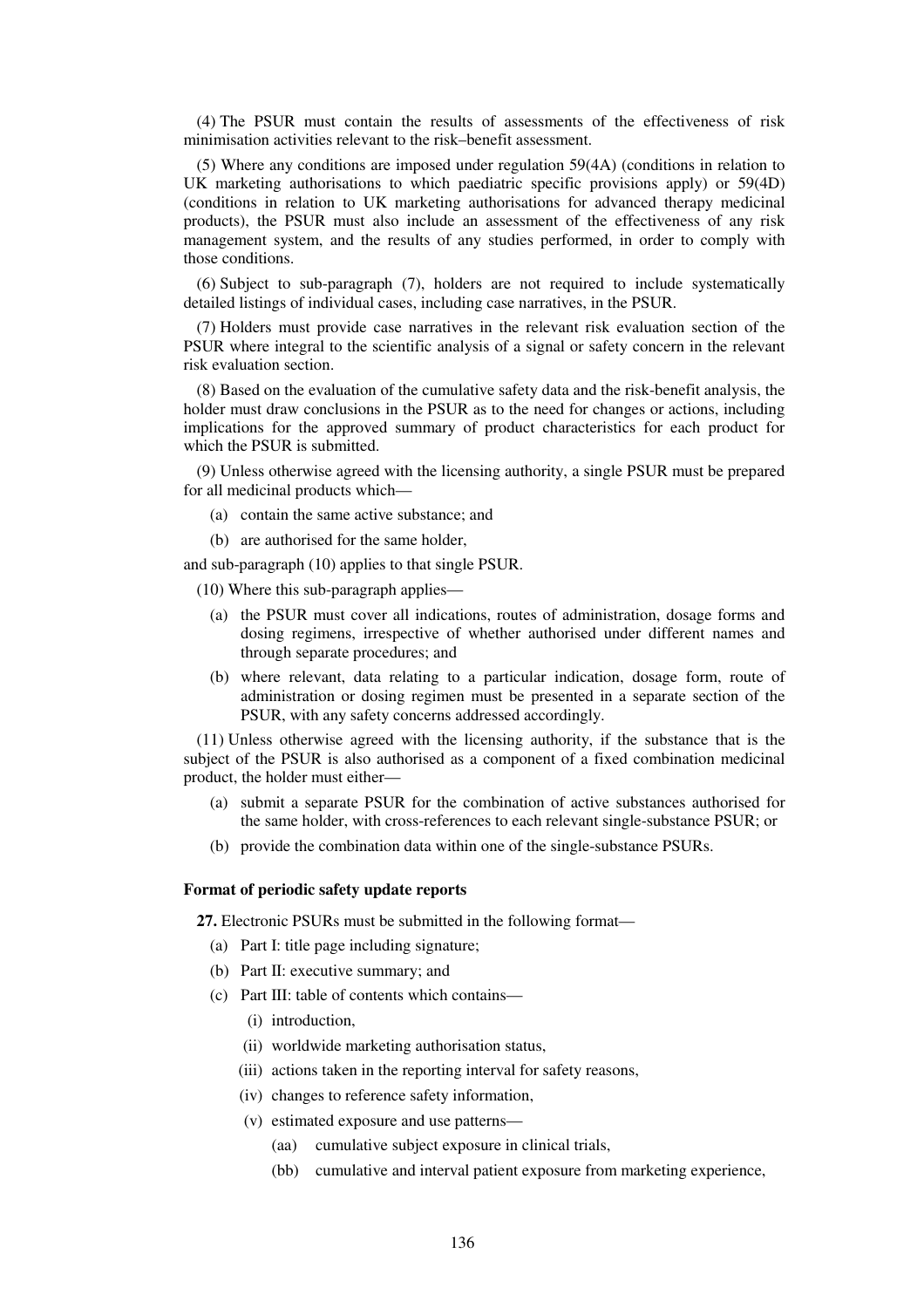(4) The PSUR must contain the results of assessments of the effectiveness of risk minimisation activities relevant to the risk–benefit assessment.

(5) Where any conditions are imposed under regulation 59(4A) (conditions in relation to UK marketing authorisations to which paediatric specific provisions apply) or 59(4D) (conditions in relation to UK marketing authorisations for advanced therapy medicinal products), the PSUR must also include an assessment of the effectiveness of any risk management system, and the results of any studies performed, in order to comply with those conditions.

(6) Subject to sub-paragraph (7), holders are not required to include systematically detailed listings of individual cases, including case narratives, in the PSUR.

(7) Holders must provide case narratives in the relevant risk evaluation section of the PSUR where integral to the scientific analysis of a signal or safety concern in the relevant risk evaluation section.

(8) Based on the evaluation of the cumulative safety data and the risk-benefit analysis, the holder must draw conclusions in the PSUR as to the need for changes or actions, including implications for the approved summary of product characteristics for each product for which the PSUR is submitted.

(9) Unless otherwise agreed with the licensing authority, a single PSUR must be prepared for all medicinal products which—

(a) contain the same active substance; and

(b) are authorised for the same holder,

and sub-paragraph (10) applies to that single PSUR.

(10) Where this sub-paragraph applies—

(a) the PSUR must cover all indications, routes of administration, dosage forms and dosing regimens, irrespective of whether authorised under different names and through separate procedures; and

(b) where relevant, data relating to a particular indication, dosage form, route of administration or dosing regimen must be presented in a separate section of the PSUR, with any safety concerns addressed accordingly.

(11) Unless otherwise agreed with the licensing authority, if the substance that is the subject of the PSUR is also authorised as a component of a fixed combination medicinal product, the holder must either—

(a) submit a separate PSUR for the combination of active substances authorised for the same holder, with cross-references to each relevant single-substance PSUR; or

(b) provide the combination data within one of the single-substance PSURs.

**Format of periodic safety update reports**

**27.** Electronic PSURs must be submitted in the following format—

(a) Part I: title page including signature;

(b) Part II: executive summary; and

(c) Part III: table of contents which contains—

(i) introduction,

(ii) worldwide marketing authorisation status,

(iii) actions taken in the reporting interval for safety reasons,

(iv) changes to reference safety information,

(v) estimated exposure and use patterns—

(aa) cumulative subject exposure in clinical trials,

(bb) cumulative and interval patient exposure from marketing experience,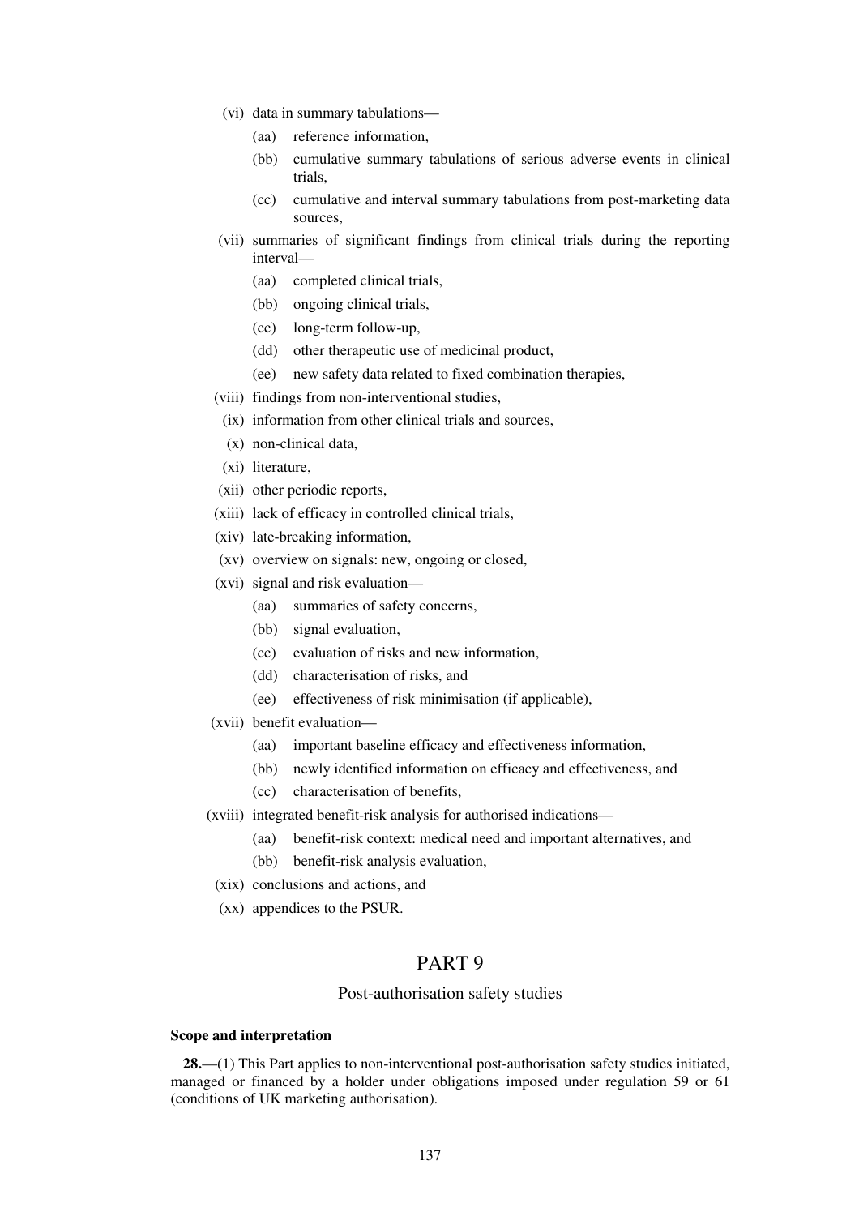(vi) data in summary tabulations—

(aa) reference information,

(bb) cumulative summary tabulations of serious adverse events in clinical trials,

(cc) cumulative and interval summary tabulations from post-marketing data sources,

(vii) summaries of significant findings from clinical trials during the reporting interval—

(aa) completed clinical trials,

(bb) ongoing clinical trials,

(cc) long-term follow-up,

(dd) other therapeutic use of medicinal product,

(ee) new safety data related to fixed combination therapies,

(viii) findings from non-interventional studies,

(ix) information from other clinical trials and sources,

(x) non-clinical data,

(xi) literature,

(xii) other periodic reports,

(xiii) lack of efficacy in controlled clinical trials,

(xiv) late-breaking information,

(xv) overview on signals: new, ongoing or closed,

(xvi) signal and risk evaluation—

(aa) summaries of safety concerns,

(bb) signal evaluation,

(cc) evaluation of risks and new information,

(dd) characterisation of risks, and

(ee) effectiveness of risk minimisation (if applicable),

(xvii) benefit evaluation—

(aa) important baseline efficacy and effectiveness information,

(bb) newly identified information on efficacy and effectiveness, and

(cc) characterisation of benefits,

(xviii) integrated benefit-risk analysis for authorised indications—

(aa) benefit-risk context: medical need and important alternatives, and

(bb) benefit-risk analysis evaluation,

(xix) conclusions and actions, and

(xx) appendices to the PSUR.

# PART 9

## Post-authorisation safety studies

### Scope and interpretation

**28.**—(1) This Part applies to non-interventional post-authorisation safety studies initiated, managed or financed by a holder under obligations imposed under regulation 59 or 61 (conditions of UK marketing authorisation).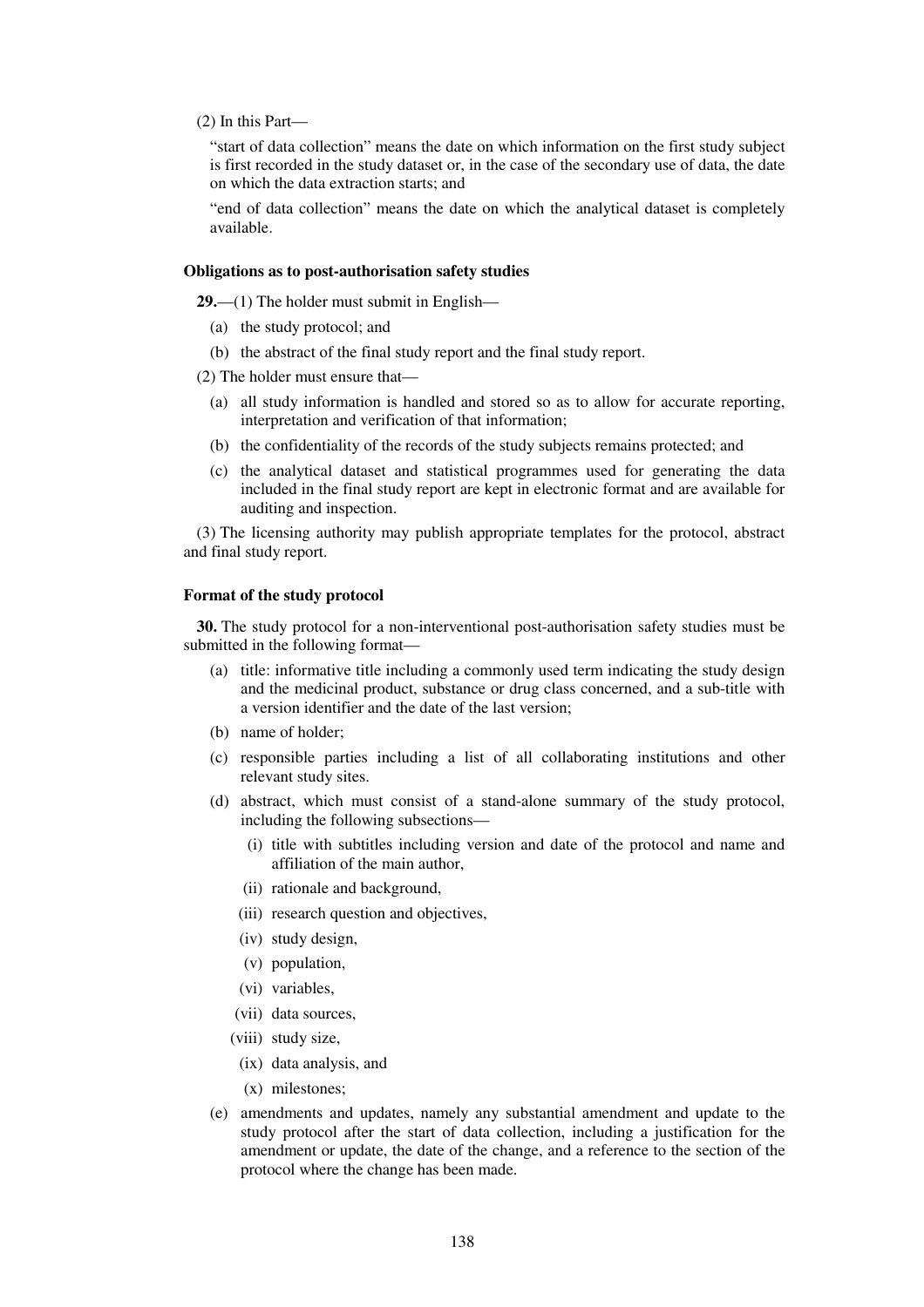(2) In this Part—

"start of data collection" means the date on which information on the first study subject is first recorded in the study dataset or, in the case of the secondary use of data, the date on which the data extraction starts; and

"end of data collection" means the date on which the analytical dataset is completely available.

**Obligations as to post-authorisation safety studies**

**29.**—(1) The holder must submit in English—

(a) the study protocol; and

(b) the abstract of the final study report and the final study report.

(2) The holder must ensure that—

(a) all study information is handled and stored so as to allow for accurate reporting, interpretation and verification of that information;

(b) the confidentiality of the records of the study subjects remains protected; and

(c) the analytical dataset and statistical programmes used for generating the data included in the final study report are kept in electronic format and are available for auditing and inspection.

(3) The licensing authority may publish appropriate templates for the protocol, abstract and final study report.

**Format of the study protocol**

**30.** The study protocol for a non-interventional post-authorisation safety studies must be submitted in the following format—

(a) title: informative title including a commonly used term indicating the study design and the medicinal product, substance or drug class concerned, and a sub-title with a version identifier and the date of the last version;

(b) name of holder;

(c) responsible parties including a list of all collaborating institutions and other relevant study sites.

(d) abstract, which must consist of a stand-alone summary of the study protocol, including the following subsections—

(i) title with subtitles including version and date of the protocol and name and affiliation of the main author,

(ii) rationale and background,

(iii) research question and objectives,

(iv) study design,

(v) population,

(vi) variables,

(vii) data sources,

(viii) study size,

(ix) data analysis, and

(x) milestones;

(e) amendments and updates, namely any substantial amendment and update to the study protocol after the start of data collection, including a justification for the amendment or update, the date of the change, and a reference to the section of the protocol where the change has been made.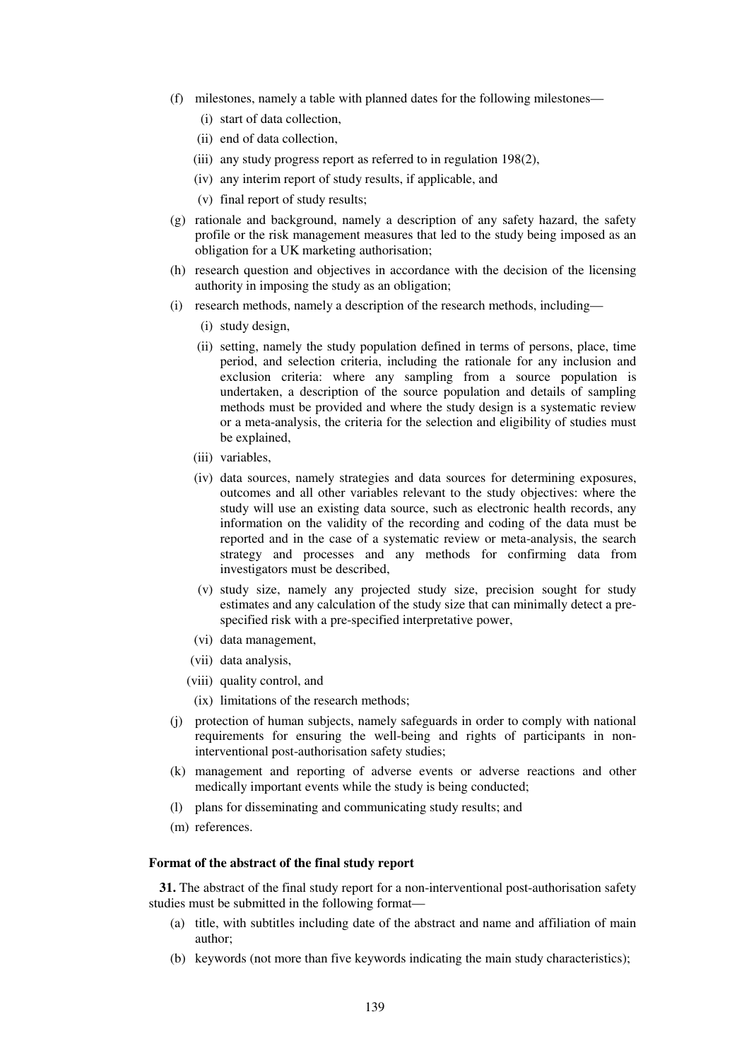(f) milestones, namely a table with planned dates for the following milestones—

   (i) start of data collection,

   (ii) end of data collection,

   (iii) any study progress report as referred to in regulation 198(2),

   (iv) any interim report of study results, if applicable, and

   (v) final report of study results;

(g) rationale and background, namely a description of any safety hazard, the safety profile or the risk management measures that led to the study being imposed as an obligation for a UK marketing authorisation;

(h) research question and objectives in accordance with the decision of the licensing authority in imposing the study as an obligation;

(i) research methods, namely a description of the research methods, including—

   (i) study design,

   (ii) setting, namely the study population defined in terms of persons, place, time period, and selection criteria, including the rationale for any inclusion and exclusion criteria: where any sampling from a source population is undertaken, a description of the source population and details of sampling methods must be provided and where the study design is a systematic review or a meta-analysis, the criteria for the selection and eligibility of studies must be explained,

   (iii) variables,

   (iv) data sources, namely strategies and data sources for determining exposures, outcomes and all other variables relevant to the study objectives: where the study will use an existing data source, such as electronic health records, any information on the validity of the recording and coding of the data must be reported and in the case of a systematic review or meta-analysis, the search strategy and processes and any methods for confirming data from investigators must be described,

   (v) study size, namely any projected study size, precision sought for study estimates and any calculation of the study size that can minimally detect a pre-specified risk with a pre-specified interpretative power,

   (vi) data management,

   (vii) data analysis,

   (viii) quality control, and

   (ix) limitations of the research methods;

(j) protection of human subjects, namely safeguards in order to comply with national requirements for ensuring the well-being and rights of participants in non-interventional post-authorisation safety studies;

(k) management and reporting of adverse events or adverse reactions and other medically important events while the study is being conducted;

(l) plans for disseminating and communicating study results; and

(m) references.

**Format of the abstract of the final study report**

**31.** The abstract of the final study report for a non-interventional post-authorisation safety studies must be submitted in the following format—

(a) title, with subtitles including date of the abstract and name and affiliation of main author;

(b) keywords (not more than five keywords indicating the main study characteristics);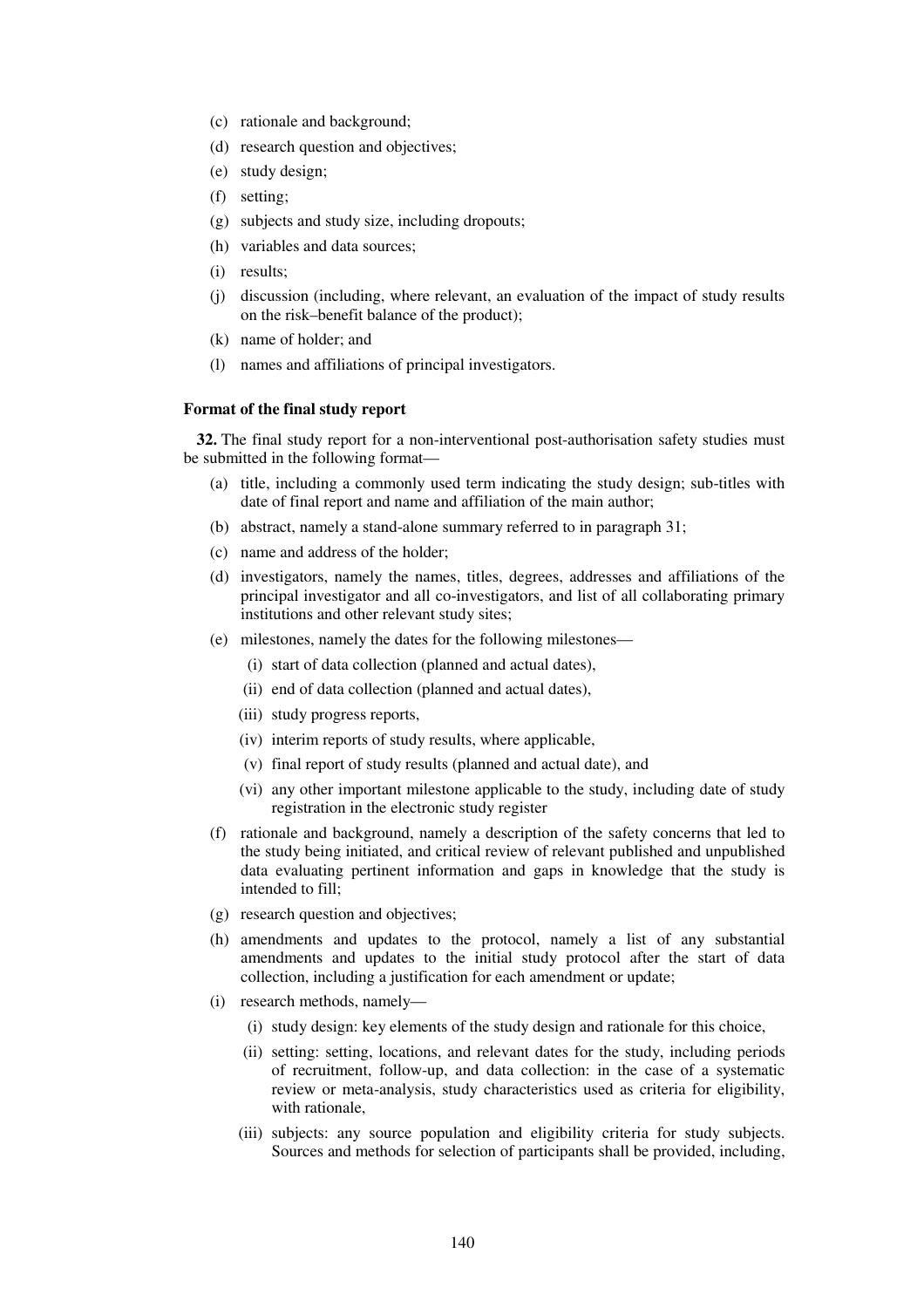(c) rationale and background;

(d) research question and objectives;

(e) study design;

(f) setting;

(g) subjects and study size, including dropouts;

(h) variables and data sources;

(i) results;

(j) discussion (including, where relevant, an evaluation of the impact of study results on the risk–benefit balance of the product);

(k) name of holder; and

(l) names and affiliations of principal investigators.

**Format of the final study report**

**32.** The final study report for a non-interventional post-authorisation safety studies must be submitted in the following format—

(a) title, including a commonly used term indicating the study design; sub-titles with date of final report and name and affiliation of the main author;

(b) abstract, namely a stand-alone summary referred to in paragraph 31;

(c) name and address of the holder;

(d) investigators, namely the names, titles, degrees, addresses and affiliations of the principal investigator and all co-investigators, and list of all collaborating primary institutions and other relevant study sites;

(e) milestones, namely the dates for the following milestones—

  (i) start of data collection (planned and actual dates),

  (ii) end of data collection (planned and actual dates),

  (iii) study progress reports,

  (iv) interim reports of study results, where applicable,

  (v) final report of study results (planned and actual date), and

  (vi) any other important milestone applicable to the study, including date of study registration in the electronic study register

(f) rationale and background, namely a description of the safety concerns that led to the study being initiated, and critical review of relevant published and unpublished data evaluating pertinent information and gaps in knowledge that the study is intended to fill;

(g) research question and objectives;

(h) amendments and updates to the protocol, namely a list of any substantial amendments and updates to the initial study protocol after the start of data collection, including a justification for each amendment or update;

(i) research methods, namely—

  (i) study design: key elements of the study design and rationale for this choice,

  (ii) setting: setting, locations, and relevant dates for the study, including periods of recruitment, follow-up, and data collection: in the case of a systematic review or meta-analysis, study characteristics used as criteria for eligibility, with rationale,

  (iii) subjects: any source population and eligibility criteria for study subjects. Sources and methods for selection of participants shall be provided, including,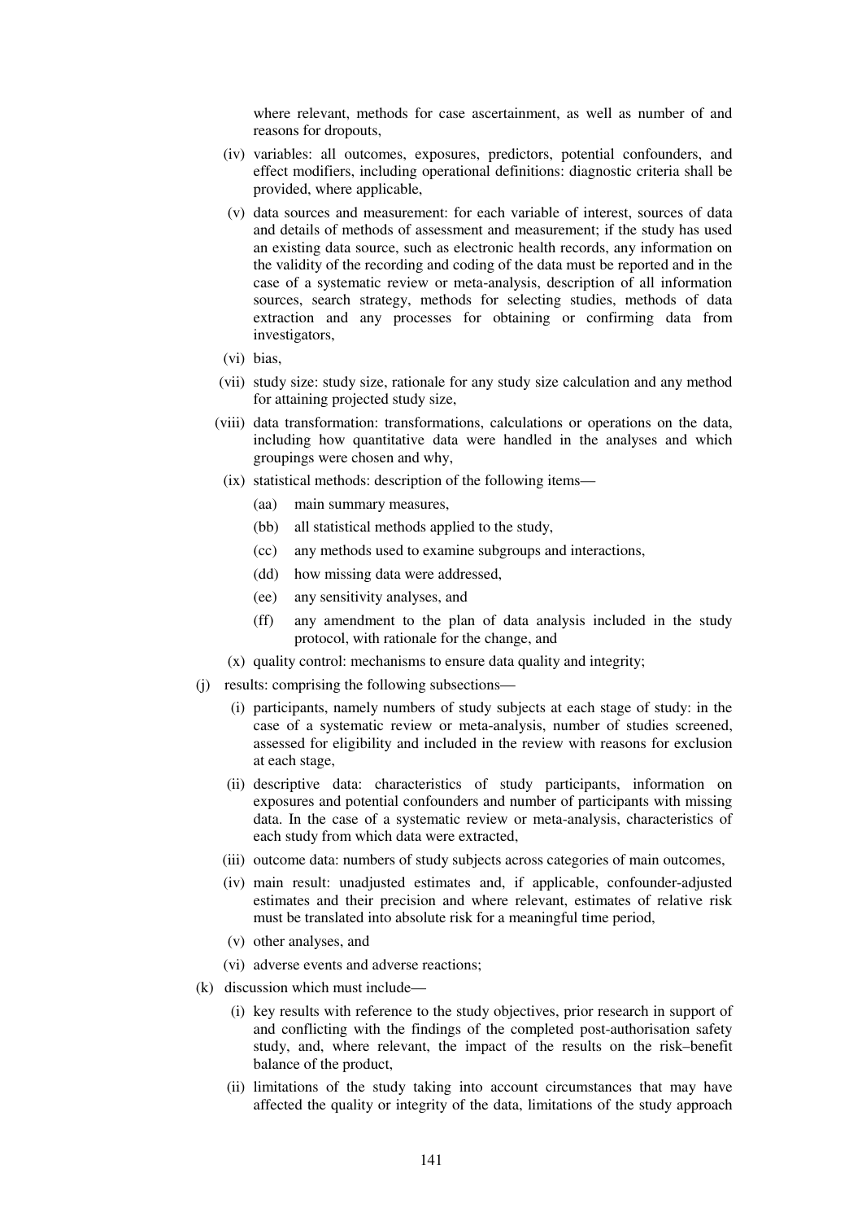where relevant, methods for case ascertainment, as well as number of and reasons for dropouts,

- (iv) variables: all outcomes, exposures, predictors, potential confounders, and effect modifiers, including operational definitions: diagnostic criteria shall be provided, where applicable,
- (v) data sources and measurement: for each variable of interest, sources of data and details of methods of assessment and measurement; if the study has used an existing data source, such as electronic health records, any information on the validity of the recording and coding of the data must be reported and in the case of a systematic review or meta-analysis, description of all information sources, search strategy, methods for selecting studies, methods of data extraction and any processes for obtaining or confirming data from investigators,
- (vi) bias,
- (vii) study size: study size, rationale for any study size calculation and any method for attaining projected study size,
- (viii) data transformation: transformations, calculations or operations on the data, including how quantitative data were handled in the analyses and which groupings were chosen and why,
- (ix) statistical methods: description of the following items—
  - (aa) main summary measures,
  - (bb) all statistical methods applied to the study,
  - (cc) any methods used to examine subgroups and interactions,
  - (dd) how missing data were addressed,
  - (ee) any sensitivity analyses, and
  - (ff) any amendment to the plan of data analysis included in the study protocol, with rationale for the change, and
- (x) quality control: mechanisms to ensure data quality and integrity;

(j) results: comprising the following subsections—

- (i) participants, namely numbers of study subjects at each stage of study: in the case of a systematic review or meta-analysis, number of studies screened, assessed for eligibility and included in the review with reasons for exclusion at each stage,
- (ii) descriptive data: characteristics of study participants, information on exposures and potential confounders and number of participants with missing data. In the case of a systematic review or meta-analysis, characteristics of each study from which data were extracted,
- (iii) outcome data: numbers of study subjects across categories of main outcomes,
- (iv) main result: unadjusted estimates and, if applicable, confounder-adjusted estimates and their precision and where relevant, estimates of relative risk must be translated into absolute risk for a meaningful time period,
- (v) other analyses, and
- (vi) adverse events and adverse reactions;

(k) discussion which must include—

- (i) key results with reference to the study objectives, prior research in support of and conflicting with the findings of the completed post-authorisation safety study, and, where relevant, the impact of the results on the risk–benefit balance of the product,
- (ii) limitations of the study taking into account circumstances that may have affected the quality or integrity of the data, limitations of the study approach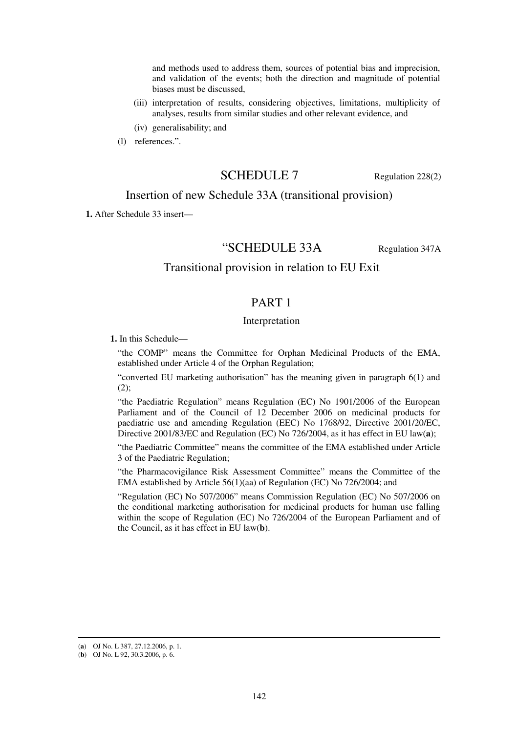and methods used to address them, sources of potential bias and imprecision, and validation of the events; both the direction and magnitude of potential biases must be discussed,

(iii) interpretation of results, considering objectives, limitations, multiplicity of analyses, results from similar studies and other relevant evidence, and

(iv) generalisability; and

(l) references.".

## SCHEDULE 7

Regulation 228(2)

### Insertion of new Schedule 33A (transitional provision)

**1.** After Schedule 33 insert—

## "SCHEDULE 33A

Regulation 347A

### Transitional provision in relation to EU Exit

## PART 1

### Interpretation

**1.** In this Schedule—

"the COMP" means the Committee for Orphan Medicinal Products of the EMA, established under Article 4 of the Orphan Regulation;

"converted EU marketing authorisation" has the meaning given in paragraph 6(1) and (2);

"the Paediatric Regulation" means Regulation (EC) No 1901/2006 of the European Parliament and of the Council of 12 December 2006 on medicinal products for paediatric use and amending Regulation (EEC) No 1768/92, Directive 2001/20/EC, Directive 2001/83/EC and Regulation (EC) No 726/2004, as it has effect in EU law(**a**);

"the Paediatric Committee" means the committee of the EMA established under Article 3 of the Paediatric Regulation;

"the Pharmacovigilance Risk Assessment Committee" means the Committee of the EMA established by Article 56(1)(aa) of Regulation (EC) No 726/2004; and

"Regulation (EC) No 507/2006" means Commission Regulation (EC) No 507/2006 on the conditional marketing authorisation for medicinal products for human use falling within the scope of Regulation (EC) No 726/2004 of the European Parliament and of the Council, as it has effect in EU law(**b**).

---

(**a**) OJ No. L 387, 27.12.2006, p. 1.

(**b**) OJ No. L 92, 30.3.2006, p. 6.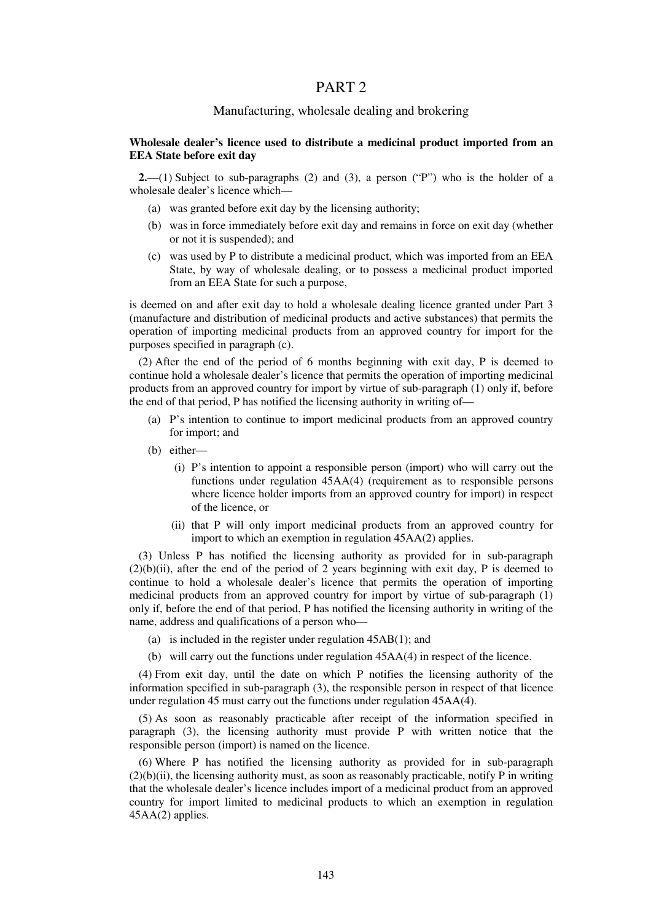# PART 2

## Manufacturing, wholesale dealing and brokering

**Wholesale dealer's licence used to distribute a medicinal product imported from an EEA State before exit day**

**2.**—(1) Subject to sub-paragraphs (2) and (3), a person ("P") who is the holder of a wholesale dealer's licence which—

(a) was granted before exit day by the licensing authority;

(b) was in force immediately before exit day and remains in force on exit day (whether or not it is suspended); and

(c) was used by P to distribute a medicinal product, which was imported from an EEA State, by way of wholesale dealing, or to possess a medicinal product imported from an EEA State for such a purpose,

is deemed on and after exit day to hold a wholesale dealing licence granted under Part 3 (manufacture and distribution of medicinal products and active substances) that permits the operation of importing medicinal products from an approved country for import for the purposes specified in paragraph (c).

(2) After the end of the period of 6 months beginning with exit day, P is deemed to continue hold a wholesale dealer's licence that permits the operation of importing medicinal products from an approved country for import by virtue of sub-paragraph (1) only if, before the end of that period, P has notified the licensing authority in writing of—

(a) P's intention to continue to import medicinal products from an approved country for import; and

(b) either—

(i) P's intention to appoint a responsible person (import) who will carry out the functions under regulation 45AA(4) (requirement as to responsible persons where licence holder imports from an approved country for import) in respect of the licence, or

(ii) that P will only import medicinal products from an approved country for import to which an exemption in regulation 45AA(2) applies.

(3) Unless P has notified the licensing authority as provided for in sub-paragraph (2)(b)(ii), after the end of the period of 2 years beginning with exit day, P is deemed to continue to hold a wholesale dealer's licence that permits the operation of importing medicinal products from an approved country for import by virtue of sub-paragraph (1) only if, before the end of that period, P has notified the licensing authority in writing of the name, address and qualifications of a person who—

(a) is included in the register under regulation 45AB(1); and

(b) will carry out the functions under regulation 45AA(4) in respect of the licence.

(4) From exit day, until the date on which P notifies the licensing authority of the information specified in sub-paragraph (3), the responsible person in respect of that licence under regulation 45 must carry out the functions under regulation 45AA(4).

(5) As soon as reasonably practicable after receipt of the information specified in paragraph (3), the licensing authority must provide P with written notice that the responsible person (import) is named on the licence.

(6) Where P has notified the licensing authority as provided for in sub-paragraph (2)(b)(ii), the licensing authority must, as soon as reasonably practicable, notify P in writing that the wholesale dealer's licence includes import of a medicinal product from an approved country for import limited to medicinal products to which an exemption in regulation 45AA(2) applies.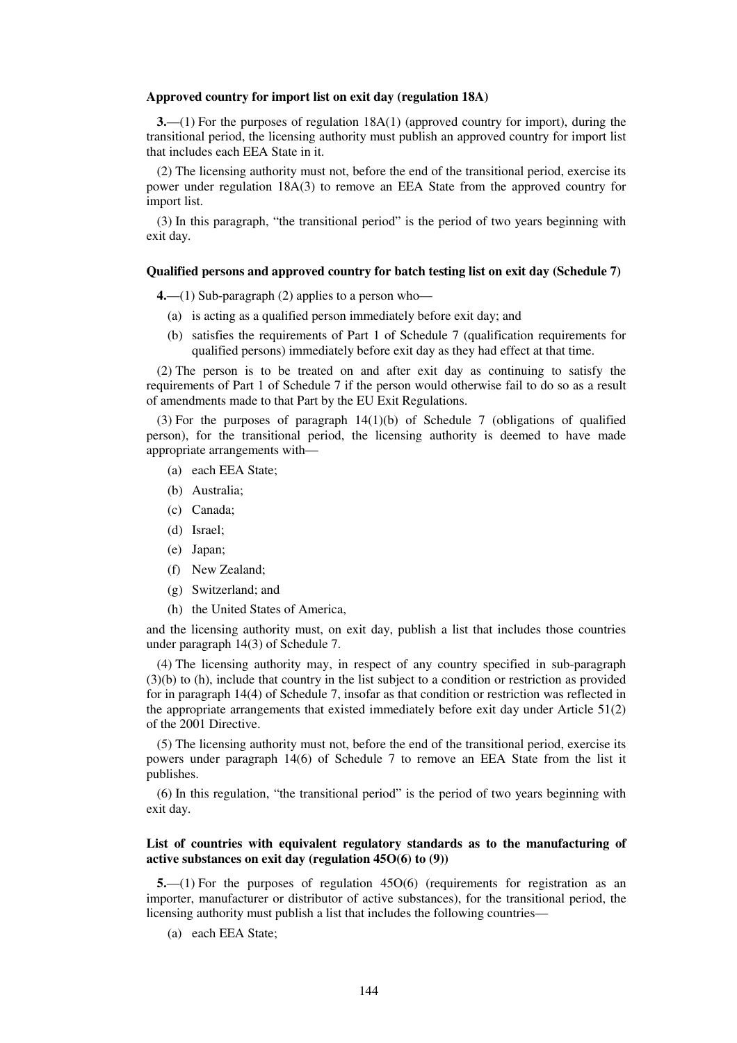**Approved country for import list on exit day (regulation 18A)**

**3.**—(1) For the purposes of regulation 18A(1) (approved country for import), during the transitional period, the licensing authority must publish an approved country for import list that includes each EEA State in it.

(2) The licensing authority must not, before the end of the transitional period, exercise its power under regulation 18A(3) to remove an EEA State from the approved country for import list.

(3) In this paragraph, "the transitional period" is the period of two years beginning with exit day.

**Qualified persons and approved country for batch testing list on exit day (Schedule 7)**

**4.**—(1) Sub-paragraph (2) applies to a person who—

(a) is acting as a qualified person immediately before exit day; and

(b) satisfies the requirements of Part 1 of Schedule 7 (qualification requirements for qualified persons) immediately before exit day as they had effect at that time.

(2) The person is to be treated on and after exit day as continuing to satisfy the requirements of Part 1 of Schedule 7 if the person would otherwise fail to do so as a result of amendments made to that Part by the EU Exit Regulations.

(3) For the purposes of paragraph 14(1)(b) of Schedule 7 (obligations of qualified person), for the transitional period, the licensing authority is deemed to have made appropriate arrangements with—

(a) each EEA State;

(b) Australia;

(c) Canada;

(d) Israel;

(e) Japan;

(f) New Zealand;

(g) Switzerland; and

(h) the United States of America,

and the licensing authority must, on exit day, publish a list that includes those countries under paragraph 14(3) of Schedule 7.

(4) The licensing authority may, in respect of any country specified in sub-paragraph (3)(b) to (h), include that country in the list subject to a condition or restriction as provided for in paragraph 14(4) of Schedule 7, insofar as that condition or restriction was reflected in the appropriate arrangements that existed immediately before exit day under Article 51(2) of the 2001 Directive.

(5) The licensing authority must not, before the end of the transitional period, exercise its powers under paragraph 14(6) of Schedule 7 to remove an EEA State from the list it publishes.

(6) In this regulation, "the transitional period" is the period of two years beginning with exit day.

**List of countries with equivalent regulatory standards as to the manufacturing of active substances on exit day (regulation 45O(6) to (9))**

**5.**—(1) For the purposes of regulation 45O(6) (requirements for registration as an importer, manufacturer or distributor of active substances), for the transitional period, the licensing authority must publish a list that includes the following countries—

(a) each EEA State;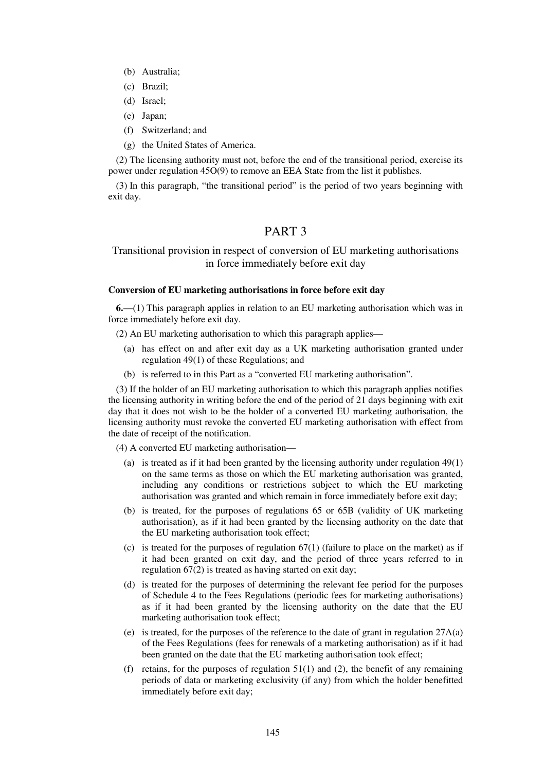(b) Australia;

(c) Brazil;

(d) Israel;

(e) Japan;

(f) Switzerland; and

(g) the United States of America.

(2) The licensing authority must not, before the end of the transitional period, exercise its power under regulation 45O(9) to remove an EEA State from the list it publishes.

(3) In this paragraph, "the transitional period" is the period of two years beginning with exit day.

# PART 3

## Transitional provision in respect of conversion of EU marketing authorisations in force immediately before exit day

**Conversion of EU marketing authorisations in force before exit day**

**6.**—(1) This paragraph applies in relation to an EU marketing authorisation which was in force immediately before exit day.

(2) An EU marketing authorisation to which this paragraph applies—

(a) has effect on and after exit day as a UK marketing authorisation granted under regulation 49(1) of these Regulations; and

(b) is referred to in this Part as a "converted EU marketing authorisation".

(3) If the holder of an EU marketing authorisation to which this paragraph applies notifies the licensing authority in writing before the end of the period of 21 days beginning with exit day that it does not wish to be the holder of a converted EU marketing authorisation, the licensing authority must revoke the converted EU marketing authorisation with effect from the date of receipt of the notification.

(4) A converted EU marketing authorisation—

(a) is treated as if it had been granted by the licensing authority under regulation 49(1) on the same terms as those on which the EU marketing authorisation was granted, including any conditions or restrictions subject to which the EU marketing authorisation was granted and which remain in force immediately before exit day;

(b) is treated, for the purposes of regulations 65 or 65B (validity of UK marketing authorisation), as if it had been granted by the licensing authority on the date that the EU marketing authorisation took effect;

(c) is treated for the purposes of regulation 67(1) (failure to place on the market) as if it had been granted on exit day, and the period of three years referred to in regulation 67(2) is treated as having started on exit day;

(d) is treated for the purposes of determining the relevant fee period for the purposes of Schedule 4 to the Fees Regulations (periodic fees for marketing authorisations) as if it had been granted by the licensing authority on the date that the EU marketing authorisation took effect;

(e) is treated, for the purposes of the reference to the date of grant in regulation 27A(a) of the Fees Regulations (fees for renewals of a marketing authorisation) as if it had been granted on the date that the EU marketing authorisation took effect;

(f) retains, for the purposes of regulation 51(1) and (2), the benefit of any remaining periods of data or marketing exclusivity (if any) from which the holder benefitted immediately before exit day;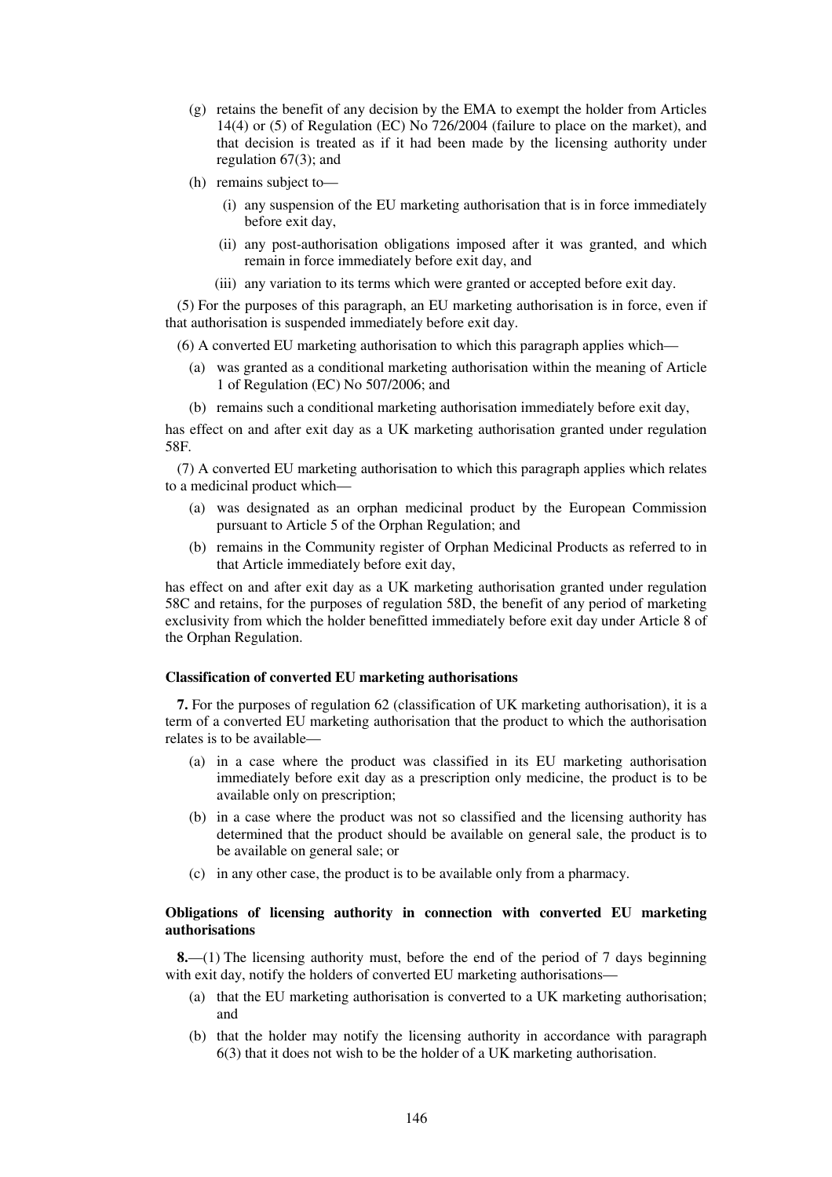(g) retains the benefit of any decision by the EMA to exempt the holder from Articles 14(4) or (5) of Regulation (EC) No 726/2004 (failure to place on the market), and that decision is treated as if it had been made by the licensing authority under regulation 67(3); and

(h) remains subject to—

(i) any suspension of the EU marketing authorisation that is in force immediately before exit day,

(ii) any post-authorisation obligations imposed after it was granted, and which remain in force immediately before exit day, and

(iii) any variation to its terms which were granted or accepted before exit day.

(5) For the purposes of this paragraph, an EU marketing authorisation is in force, even if that authorisation is suspended immediately before exit day.

(6) A converted EU marketing authorisation to which this paragraph applies which—

(a) was granted as a conditional marketing authorisation within the meaning of Article 1 of Regulation (EC) No 507/2006; and

(b) remains such a conditional marketing authorisation immediately before exit day,

has effect on and after exit day as a UK marketing authorisation granted under regulation 58F.

(7) A converted EU marketing authorisation to which this paragraph applies which relates to a medicinal product which—

(a) was designated as an orphan medicinal product by the European Commission pursuant to Article 5 of the Orphan Regulation; and

(b) remains in the Community register of Orphan Medicinal Products as referred to in that Article immediately before exit day,

has effect on and after exit day as a UK marketing authorisation granted under regulation 58C and retains, for the purposes of regulation 58D, the benefit of any period of marketing exclusivity from which the holder benefitted immediately before exit day under Article 8 of the Orphan Regulation.

**Classification of converted EU marketing authorisations**

**7.** For the purposes of regulation 62 (classification of UK marketing authorisation), it is a term of a converted EU marketing authorisation that the product to which the authorisation relates is to be available—

(a) in a case where the product was classified in its EU marketing authorisation immediately before exit day as a prescription only medicine, the product is to be available only on prescription;

(b) in a case where the product was not so classified and the licensing authority has determined that the product should be available on general sale, the product is to be available on general sale; or

(c) in any other case, the product is to be available only from a pharmacy.

**Obligations of licensing authority in connection with converted EU marketing authorisations**

**8.**—(1) The licensing authority must, before the end of the period of 7 days beginning with exit day, notify the holders of converted EU marketing authorisations—

(a) that the EU marketing authorisation is converted to a UK marketing authorisation; and

(b) that the holder may notify the licensing authority in accordance with paragraph 6(3) that it does not wish to be the holder of a UK marketing authorisation.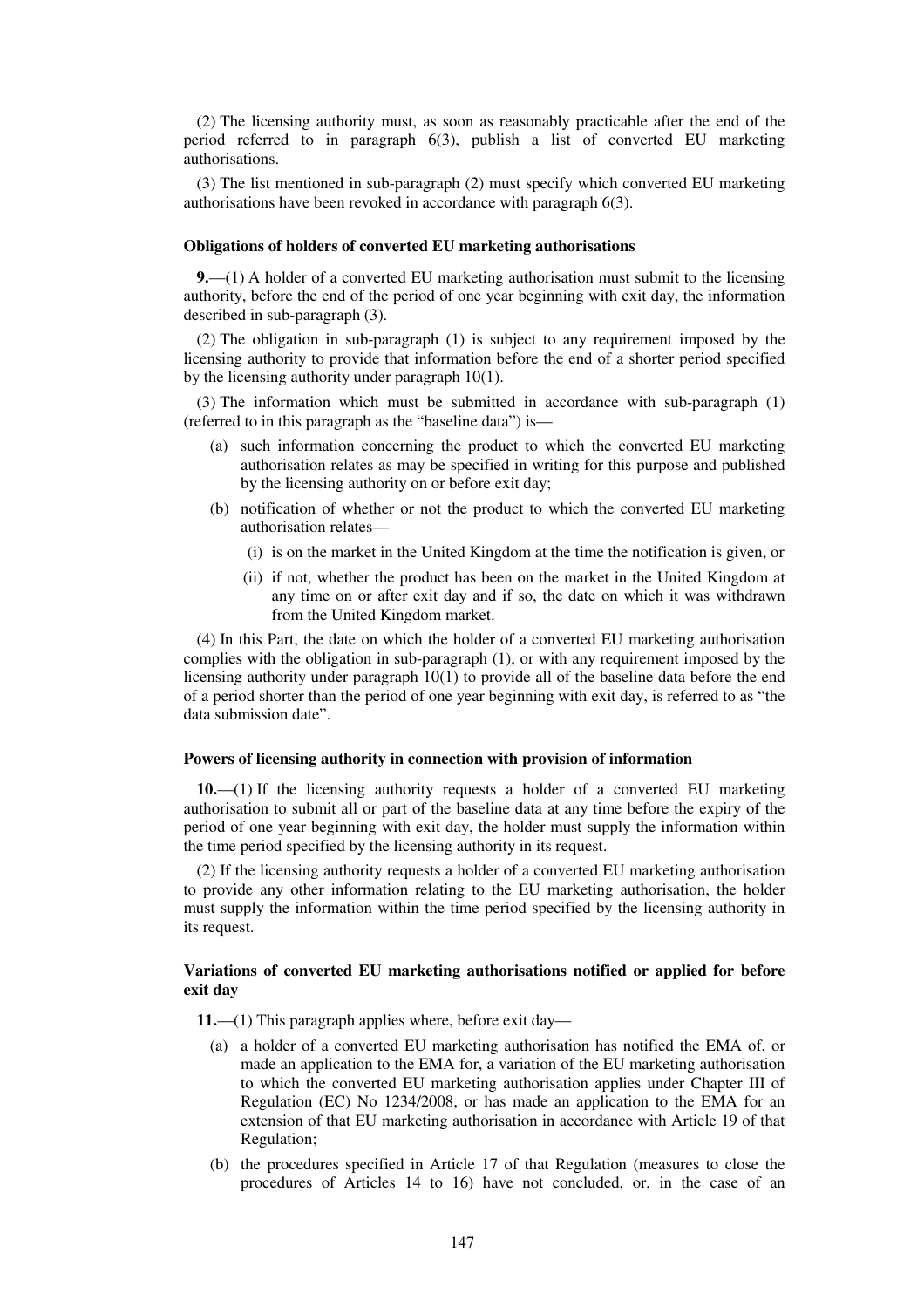(2) The licensing authority must, as soon as reasonably practicable after the end of the period referred to in paragraph 6(3), publish a list of converted EU marketing authorisations.

(3) The list mentioned in sub-paragraph (2) must specify which converted EU marketing authorisations have been revoked in accordance with paragraph 6(3).

**Obligations of holders of converted EU marketing authorisations**

**9.**—(1) A holder of a converted EU marketing authorisation must submit to the licensing authority, before the end of the period of one year beginning with exit day, the information described in sub-paragraph (3).

(2) The obligation in sub-paragraph (1) is subject to any requirement imposed by the licensing authority to provide that information before the end of a shorter period specified by the licensing authority under paragraph 10(1).

(3) The information which must be submitted in accordance with sub-paragraph (1) (referred to in this paragraph as the "baseline data") is—

(a) such information concerning the product to which the converted EU marketing authorisation relates as may be specified in writing for this purpose and published by the licensing authority on or before exit day;

(b) notification of whether or not the product to which the converted EU marketing authorisation relates—

(i) is on the market in the United Kingdom at the time the notification is given, or

(ii) if not, whether the product has been on the market in the United Kingdom at any time on or after exit day and if so, the date on which it was withdrawn from the United Kingdom market.

(4) In this Part, the date on which the holder of a converted EU marketing authorisation complies with the obligation in sub-paragraph (1), or with any requirement imposed by the licensing authority under paragraph 10(1) to provide all of the baseline data before the end of a period shorter than the period of one year beginning with exit day, is referred to as "the data submission date".

**Powers of licensing authority in connection with provision of information**

**10.**—(1) If the licensing authority requests a holder of a converted EU marketing authorisation to submit all or part of the baseline data at any time before the expiry of the period of one year beginning with exit day, the holder must supply the information within the time period specified by the licensing authority in its request.

(2) If the licensing authority requests a holder of a converted EU marketing authorisation to provide any other information relating to the EU marketing authorisation, the holder must supply the information within the time period specified by the licensing authority in its request.

**Variations of converted EU marketing authorisations notified or applied for before exit day**

**11.**—(1) This paragraph applies where, before exit day—

(a) a holder of a converted EU marketing authorisation has notified the EMA of, or made an application to the EMA for, a variation of the EU marketing authorisation to which the converted EU marketing authorisation applies under Chapter III of Regulation (EC) No 1234/2008, or has made an application to the EMA for an extension of that EU marketing authorisation in accordance with Article 19 of that Regulation;

(b) the procedures specified in Article 17 of that Regulation (measures to close the procedures of Articles 14 to 16) have not concluded, or, in the case of an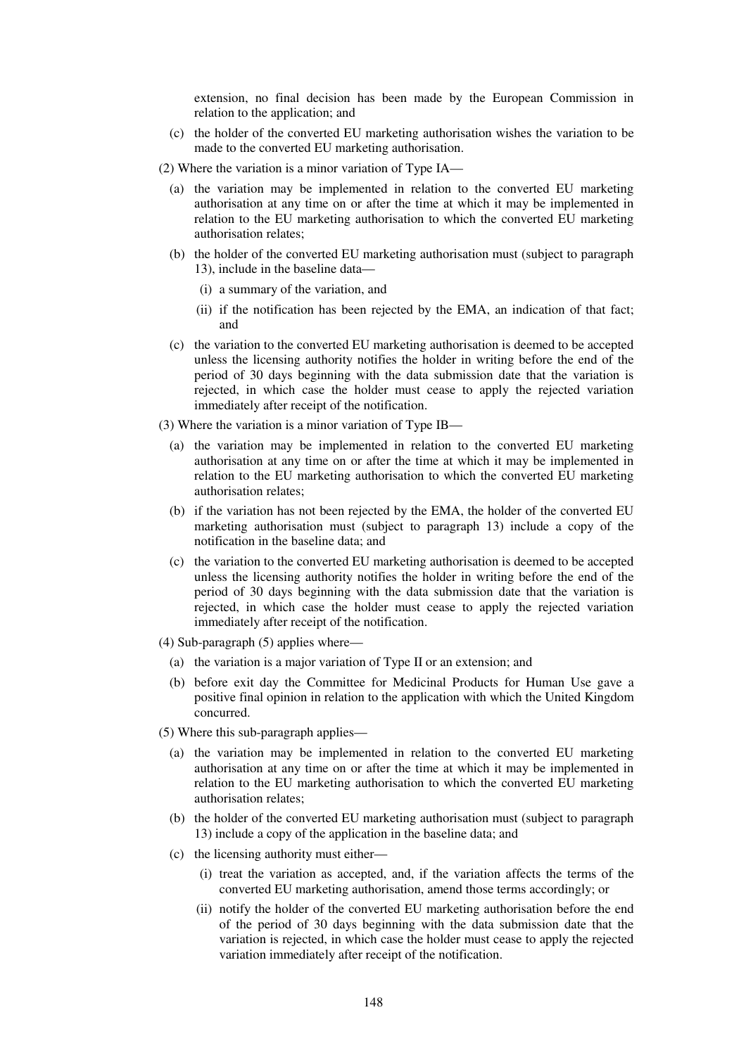extension, no final decision has been made by the European Commission in relation to the application; and

(c) the holder of the converted EU marketing authorisation wishes the variation to be made to the converted EU marketing authorisation.

(2) Where the variation is a minor variation of Type IA—

(a) the variation may be implemented in relation to the converted EU marketing authorisation at any time on or after the time at which it may be implemented in relation to the EU marketing authorisation to which the converted EU marketing authorisation relates;

(b) the holder of the converted EU marketing authorisation must (subject to paragraph 13), include in the baseline data—

(i) a summary of the variation, and

(ii) if the notification has been rejected by the EMA, an indication of that fact; and

(c) the variation to the converted EU marketing authorisation is deemed to be accepted unless the licensing authority notifies the holder in writing before the end of the period of 30 days beginning with the data submission date that the variation is rejected, in which case the holder must cease to apply the rejected variation immediately after receipt of the notification.

(3) Where the variation is a minor variation of Type IB—

(a) the variation may be implemented in relation to the converted EU marketing authorisation at any time on or after the time at which it may be implemented in relation to the EU marketing authorisation to which the converted EU marketing authorisation relates;

(b) if the variation has not been rejected by the EMA, the holder of the converted EU marketing authorisation must (subject to paragraph 13) include a copy of the notification in the baseline data; and

(c) the variation to the converted EU marketing authorisation is deemed to be accepted unless the licensing authority notifies the holder in writing before the end of the period of 30 days beginning with the data submission date that the variation is rejected, in which case the holder must cease to apply the rejected variation immediately after receipt of the notification.

(4) Sub-paragraph (5) applies where—

(a) the variation is a major variation of Type II or an extension; and

(b) before exit day the Committee for Medicinal Products for Human Use gave a positive final opinion in relation to the application with which the United Kingdom concurred.

(5) Where this sub-paragraph applies—

(a) the variation may be implemented in relation to the converted EU marketing authorisation at any time on or after the time at which it may be implemented in relation to the EU marketing authorisation to which the converted EU marketing authorisation relates;

(b) the holder of the converted EU marketing authorisation must (subject to paragraph 13) include a copy of the application in the baseline data; and

(c) the licensing authority must either—

(i) treat the variation as accepted, and, if the variation affects the terms of the converted EU marketing authorisation, amend those terms accordingly; or

(ii) notify the holder of the converted EU marketing authorisation before the end of the period of 30 days beginning with the data submission date that the variation is rejected, in which case the holder must cease to apply the rejected variation immediately after receipt of the notification.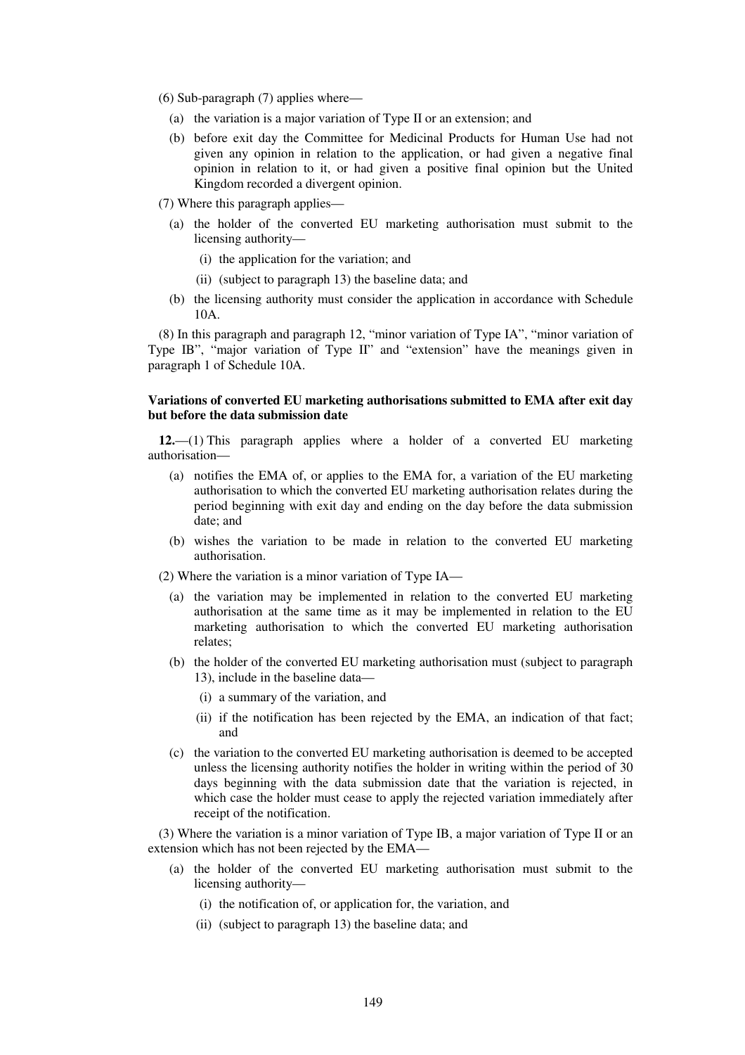(6) Sub-paragraph (7) applies where—

(a) the variation is a major variation of Type II or an extension; and

(b) before exit day the Committee for Medicinal Products for Human Use had not given any opinion in relation to the application, or had given a negative final opinion in relation to it, or had given a positive final opinion but the United Kingdom recorded a divergent opinion.

(7) Where this paragraph applies—

(a) the holder of the converted EU marketing authorisation must submit to the licensing authority—

(i) the application for the variation; and

(ii) (subject to paragraph 13) the baseline data; and

(b) the licensing authority must consider the application in accordance with Schedule 10A.

(8) In this paragraph and paragraph 12, "minor variation of Type IA", "minor variation of Type IB", "major variation of Type II" and "extension" have the meanings given in paragraph 1 of Schedule 10A.

**Variations of converted EU marketing authorisations submitted to EMA after exit day but before the data submission date**

**12.**—(1) This paragraph applies where a holder of a converted EU marketing authorisation—

(a) notifies the EMA of, or applies to the EMA for, a variation of the EU marketing authorisation to which the converted EU marketing authorisation relates during the period beginning with exit day and ending on the day before the data submission date; and

(b) wishes the variation to be made in relation to the converted EU marketing authorisation.

(2) Where the variation is a minor variation of Type IA—

(a) the variation may be implemented in relation to the converted EU marketing authorisation at the same time as it may be implemented in relation to the EU marketing authorisation to which the converted EU marketing authorisation relates;

(b) the holder of the converted EU marketing authorisation must (subject to paragraph 13), include in the baseline data—

(i) a summary of the variation, and

(ii) if the notification has been rejected by the EMA, an indication of that fact; and

(c) the variation to the converted EU marketing authorisation is deemed to be accepted unless the licensing authority notifies the holder in writing within the period of 30 days beginning with the data submission date that the variation is rejected, in which case the holder must cease to apply the rejected variation immediately after receipt of the notification.

(3) Where the variation is a minor variation of Type IB, a major variation of Type II or an extension which has not been rejected by the EMA—

(a) the holder of the converted EU marketing authorisation must submit to the licensing authority—

(i) the notification of, or application for, the variation, and

(ii) (subject to paragraph 13) the baseline data; and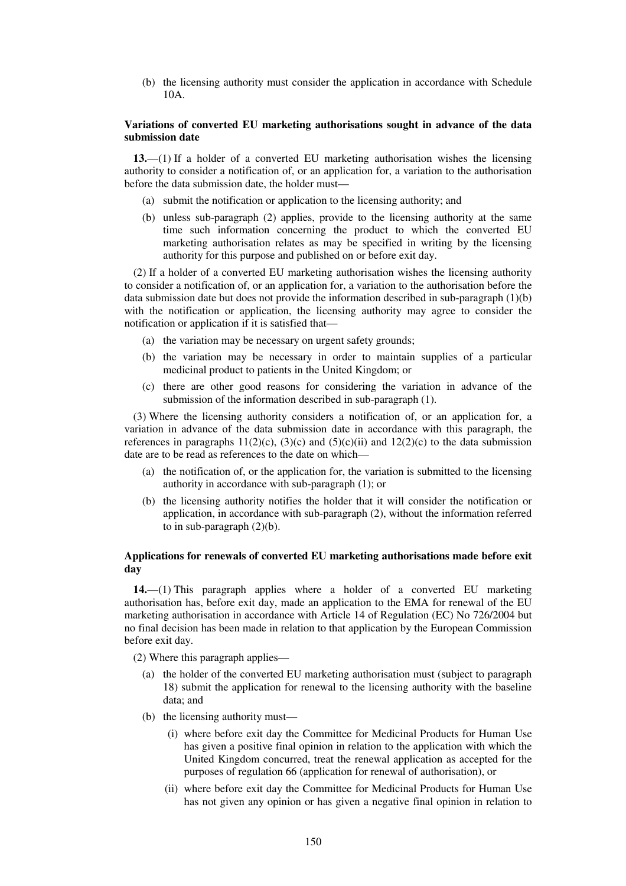(b) the licensing authority must consider the application in accordance with Schedule 10A.

**Variations of converted EU marketing authorisations sought in advance of the data submission date**

**13.**—(1) If a holder of a converted EU marketing authorisation wishes the licensing authority to consider a notification of, or an application for, a variation to the authorisation before the data submission date, the holder must—

(a) submit the notification or application to the licensing authority; and

(b) unless sub-paragraph (2) applies, provide to the licensing authority at the same time such information concerning the product to which the converted EU marketing authorisation relates as may be specified in writing by the licensing authority for this purpose and published on or before exit day.

(2) If a holder of a converted EU marketing authorisation wishes the licensing authority to consider a notification of, or an application for, a variation to the authorisation before the data submission date but does not provide the information described in sub-paragraph (1)(b) with the notification or application, the licensing authority may agree to consider the notification or application if it is satisfied that—

(a) the variation may be necessary on urgent safety grounds;

(b) the variation may be necessary in order to maintain supplies of a particular medicinal product to patients in the United Kingdom; or

(c) there are other good reasons for considering the variation in advance of the submission of the information described in sub-paragraph (1).

(3) Where the licensing authority considers a notification of, or an application for, a variation in advance of the data submission date in accordance with this paragraph, the references in paragraphs 11(2)(c), (3)(c) and (5)(c)(ii) and 12(2)(c) to the data submission date are to be read as references to the date on which—

(a) the notification of, or the application for, the variation is submitted to the licensing authority in accordance with sub-paragraph (1); or

(b) the licensing authority notifies the holder that it will consider the notification or application, in accordance with sub-paragraph (2), without the information referred to in sub-paragraph (2)(b).

**Applications for renewals of converted EU marketing authorisations made before exit day**

**14.**—(1) This paragraph applies where a holder of a converted EU marketing authorisation has, before exit day, made an application to the EMA for renewal of the EU marketing authorisation in accordance with Article 14 of Regulation (EC) No 726/2004 but no final decision has been made in relation to that application by the European Commission before exit day.

(2) Where this paragraph applies—

(a) the holder of the converted EU marketing authorisation must (subject to paragraph 18) submit the application for renewal to the licensing authority with the baseline data; and

(b) the licensing authority must—

(i) where before exit day the Committee for Medicinal Products for Human Use has given a positive final opinion in relation to the application with which the United Kingdom concurred, treat the renewal application as accepted for the purposes of regulation 66 (application for renewal of authorisation), or

(ii) where before exit day the Committee for Medicinal Products for Human Use has not given any opinion or has given a negative final opinion in relation to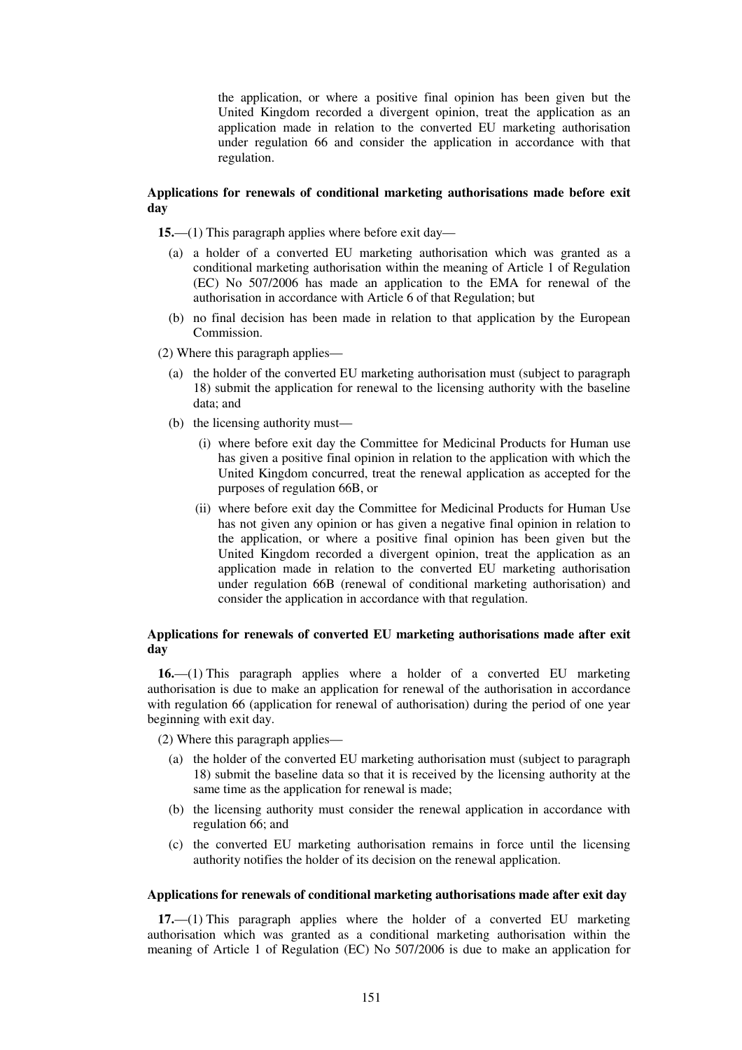the application, or where a positive final opinion has been given but the United Kingdom recorded a divergent opinion, treat the application as an application made in relation to the converted EU marketing authorisation under regulation 66 and consider the application in accordance with that regulation.

**Applications for renewals of conditional marketing authorisations made before exit day**

**15.**—(1) This paragraph applies where before exit day—

(a) a holder of a converted EU marketing authorisation which was granted as a conditional marketing authorisation within the meaning of Article 1 of Regulation (EC) No 507/2006 has made an application to the EMA for renewal of the authorisation in accordance with Article 6 of that Regulation; but

(b) no final decision has been made in relation to that application by the European Commission.

(2) Where this paragraph applies—

(a) the holder of the converted EU marketing authorisation must (subject to paragraph 18) submit the application for renewal to the licensing authority with the baseline data; and

(b) the licensing authority must—

(i) where before exit day the Committee for Medicinal Products for Human use has given a positive final opinion in relation to the application with which the United Kingdom concurred, treat the renewal application as accepted for the purposes of regulation 66B, or

(ii) where before exit day the Committee for Medicinal Products for Human Use has not given any opinion or has given a negative final opinion in relation to the application, or where a positive final opinion has been given but the United Kingdom recorded a divergent opinion, treat the application as an application made in relation to the converted EU marketing authorisation under regulation 66B (renewal of conditional marketing authorisation) and consider the application in accordance with that regulation.

**Applications for renewals of converted EU marketing authorisations made after exit day**

**16.**—(1) This paragraph applies where a holder of a converted EU marketing authorisation is due to make an application for renewal of the authorisation in accordance with regulation 66 (application for renewal of authorisation) during the period of one year beginning with exit day.

(2) Where this paragraph applies—

(a) the holder of the converted EU marketing authorisation must (subject to paragraph 18) submit the baseline data so that it is received by the licensing authority at the same time as the application for renewal is made;

(b) the licensing authority must consider the renewal application in accordance with regulation 66; and

(c) the converted EU marketing authorisation remains in force until the licensing authority notifies the holder of its decision on the renewal application.

**Applications for renewals of conditional marketing authorisations made after exit day**

**17.**—(1) This paragraph applies where the holder of a converted EU marketing authorisation which was granted as a conditional marketing authorisation within the meaning of Article 1 of Regulation (EC) No 507/2006 is due to make an application for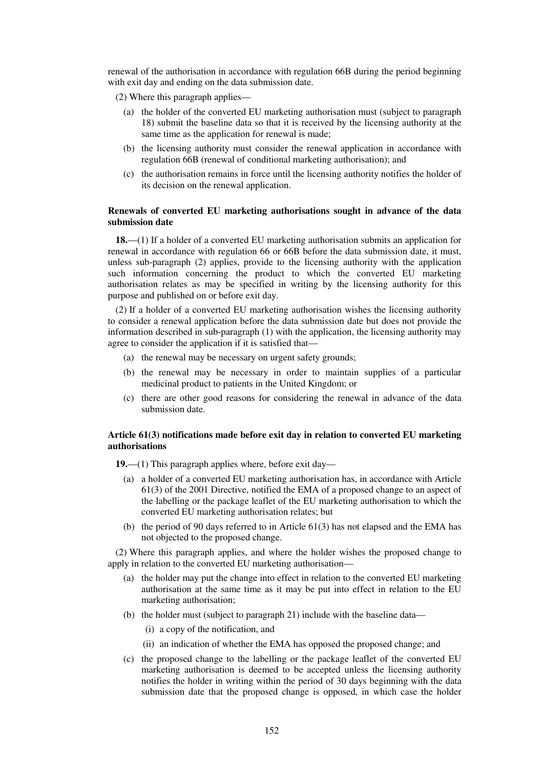renewal of the authorisation in accordance with regulation 66B during the period beginning with exit day and ending on the data submission date.

(2) Where this paragraph applies—

(a) the holder of the converted EU marketing authorisation must (subject to paragraph 18) submit the baseline data so that it is received by the licensing authority at the same time as the application for renewal is made;

(b) the licensing authority must consider the renewal application in accordance with regulation 66B (renewal of conditional marketing authorisation); and

(c) the authorisation remains in force until the licensing authority notifies the holder of its decision on the renewal application.

**Renewals of converted EU marketing authorisations sought in advance of the data submission date**

**18.**—(1) If a holder of a converted EU marketing authorisation submits an application for renewal in accordance with regulation 66 or 66B before the data submission date, it must, unless sub-paragraph (2) applies, provide to the licensing authority with the application such information concerning the product to which the converted EU marketing authorisation relates as may be specified in writing by the licensing authority for this purpose and published on or before exit day.

(2) If a holder of a converted EU marketing authorisation wishes the licensing authority to consider a renewal application before the data submission date but does not provide the information described in sub-paragraph (1) with the application, the licensing authority may agree to consider the application if it is satisfied that—

(a) the renewal may be necessary on urgent safety grounds;

(b) the renewal may be necessary in order to maintain supplies of a particular medicinal product to patients in the United Kingdom; or

(c) there are other good reasons for considering the renewal in advance of the data submission date.

**Article 61(3) notifications made before exit day in relation to converted EU marketing authorisations**

**19.**—(1) This paragraph applies where, before exit day—

(a) a holder of a converted EU marketing authorisation has, in accordance with Article 61(3) of the 2001 Directive, notified the EMA of a proposed change to an aspect of the labelling or the package leaflet of the EU marketing authorisation to which the converted EU marketing authorisation relates; but

(b) the period of 90 days referred to in Article 61(3) has not elapsed and the EMA has not objected to the proposed change.

(2) Where this paragraph applies, and where the holder wishes the proposed change to apply in relation to the converted EU marketing authorisation—

(a) the holder may put the change into effect in relation to the converted EU marketing authorisation at the same time as it may be put into effect in relation to the EU marketing authorisation;

(b) the holder must (subject to paragraph 21) include with the baseline data—

(i) a copy of the notification, and

(ii) an indication of whether the EMA has opposed the proposed change; and

(c) the proposed change to the labelling or the package leaflet of the converted EU marketing authorisation is deemed to be accepted unless the licensing authority notifies the holder in writing within the period of 30 days beginning with the data submission date that the proposed change is opposed, in which case the holder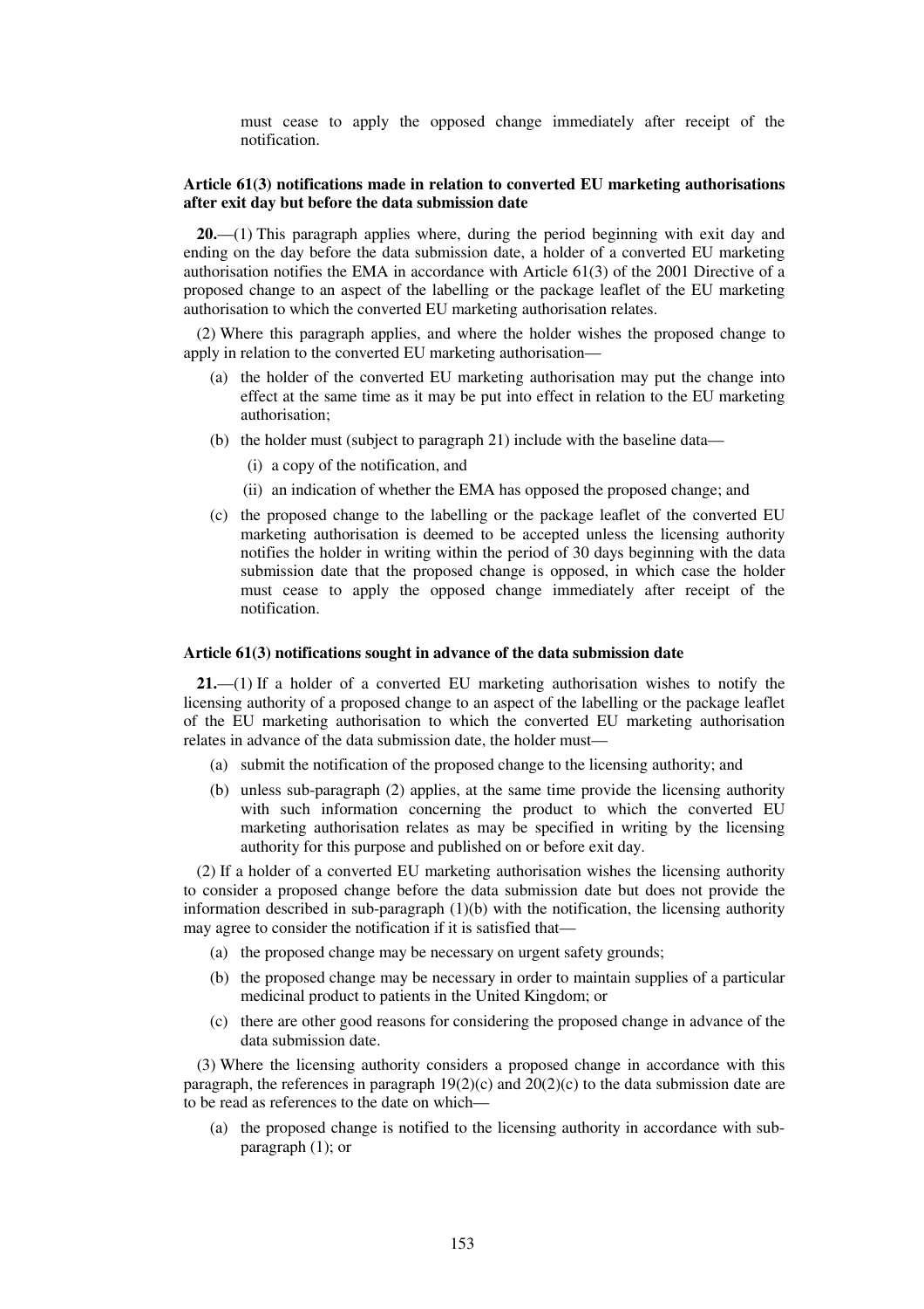must cease to apply the opposed change immediately after receipt of the notification.

**Article 61(3) notifications made in relation to converted EU marketing authorisations after exit day but before the data submission date**

**20.**—(1) This paragraph applies where, during the period beginning with exit day and ending on the day before the data submission date, a holder of a converted EU marketing authorisation notifies the EMA in accordance with Article 61(3) of the 2001 Directive of a proposed change to an aspect of the labelling or the package leaflet of the EU marketing authorisation to which the converted EU marketing authorisation relates.

(2) Where this paragraph applies, and where the holder wishes the proposed change to apply in relation to the converted EU marketing authorisation—

(a) the holder of the converted EU marketing authorisation may put the change into effect at the same time as it may be put into effect in relation to the EU marketing authorisation;

(b) the holder must (subject to paragraph 21) include with the baseline data—

(i) a copy of the notification, and

(ii) an indication of whether the EMA has opposed the proposed change; and

(c) the proposed change to the labelling or the package leaflet of the converted EU marketing authorisation is deemed to be accepted unless the licensing authority notifies the holder in writing within the period of 30 days beginning with the data submission date that the proposed change is opposed, in which case the holder must cease to apply the opposed change immediately after receipt of the notification.

**Article 61(3) notifications sought in advance of the data submission date**

**21.**—(1) If a holder of a converted EU marketing authorisation wishes to notify the licensing authority of a proposed change to an aspect of the labelling or the package leaflet of the EU marketing authorisation to which the converted EU marketing authorisation relates in advance of the data submission date, the holder must—

(a) submit the notification of the proposed change to the licensing authority; and

(b) unless sub-paragraph (2) applies, at the same time provide the licensing authority with such information concerning the product to which the converted EU marketing authorisation relates as may be specified in writing by the licensing authority for this purpose and published on or before exit day.

(2) If a holder of a converted EU marketing authorisation wishes the licensing authority to consider a proposed change before the data submission date but does not provide the information described in sub-paragraph (1)(b) with the notification, the licensing authority may agree to consider the notification if it is satisfied that—

(a) the proposed change may be necessary on urgent safety grounds;

(b) the proposed change may be necessary in order to maintain supplies of a particular medicinal product to patients in the United Kingdom; or

(c) there are other good reasons for considering the proposed change in advance of the data submission date.

(3) Where the licensing authority considers a proposed change in accordance with this paragraph, the references in paragraph 19(2)(c) and 20(2)(c) to the data submission date are to be read as references to the date on which—

(a) the proposed change is notified to the licensing authority in accordance with sub-paragraph (1); or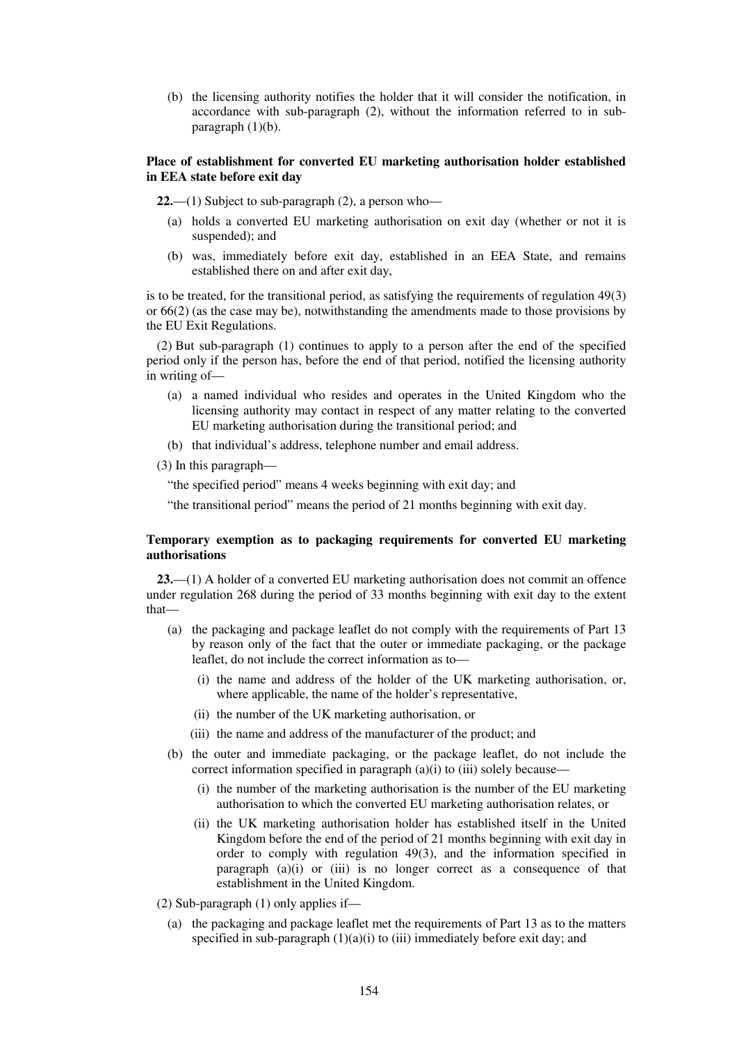(b) the licensing authority notifies the holder that it will consider the notification, in accordance with sub-paragraph (2), without the information referred to in sub-paragraph (1)(b).

**Place of establishment for converted EU marketing authorisation holder established in EEA state before exit day**

**22.**—(1) Subject to sub-paragraph (2), a person who—

(a) holds a converted EU marketing authorisation on exit day (whether or not it is suspended); and

(b) was, immediately before exit day, established in an EEA State, and remains established there on and after exit day,

is to be treated, for the transitional period, as satisfying the requirements of regulation 49(3) or 66(2) (as the case may be), notwithstanding the amendments made to those provisions by the EU Exit Regulations.

(2) But sub-paragraph (1) continues to apply to a person after the end of the specified period only if the person has, before the end of that period, notified the licensing authority in writing of—

(a) a named individual who resides and operates in the United Kingdom who the licensing authority may contact in respect of any matter relating to the converted EU marketing authorisation during the transitional period; and

(b) that individual's address, telephone number and email address.

(3) In this paragraph—

"the specified period" means 4 weeks beginning with exit day; and

"the transitional period" means the period of 21 months beginning with exit day.

**Temporary exemption as to packaging requirements for converted EU marketing authorisations**

**23.**—(1) A holder of a converted EU marketing authorisation does not commit an offence under regulation 268 during the period of 33 months beginning with exit day to the extent that—

(a) the packaging and package leaflet do not comply with the requirements of Part 13 by reason only of the fact that the outer or immediate packaging, or the package leaflet, do not include the correct information as to—

(i) the name and address of the holder of the UK marketing authorisation, or, where applicable, the name of the holder's representative,

(ii) the number of the UK marketing authorisation, or

(iii) the name and address of the manufacturer of the product; and

(b) the outer and immediate packaging, or the package leaflet, do not include the correct information specified in paragraph (a)(i) to (iii) solely because—

(i) the number of the marketing authorisation is the number of the EU marketing authorisation to which the converted EU marketing authorisation relates, or

(ii) the UK marketing authorisation holder has established itself in the United Kingdom before the end of the period of 21 months beginning with exit day in order to comply with regulation 49(3), and the information specified in paragraph (a)(i) or (iii) is no longer correct as a consequence of that establishment in the United Kingdom.

(2) Sub-paragraph (1) only applies if—

(a) the packaging and package leaflet met the requirements of Part 13 as to the matters specified in sub-paragraph (1)(a)(i) to (iii) immediately before exit day; and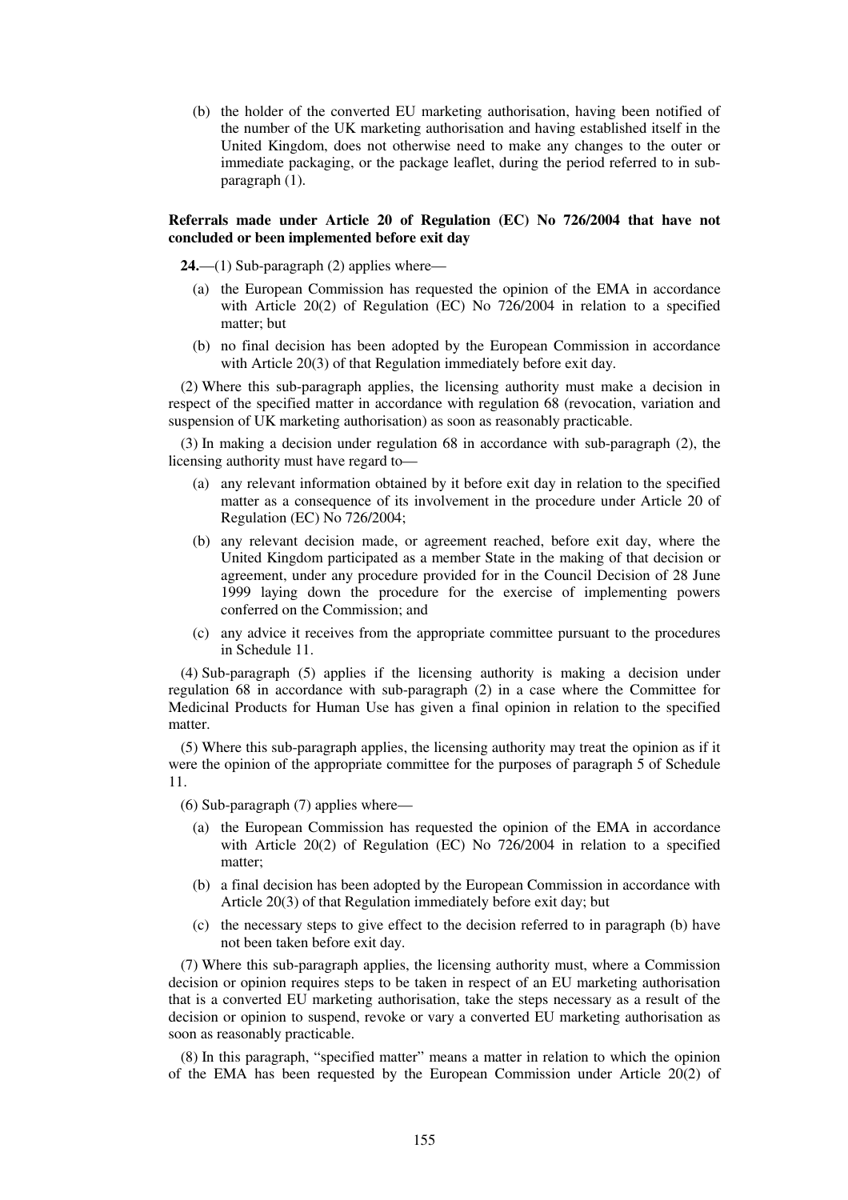(b) the holder of the converted EU marketing authorisation, having been notified of the number of the UK marketing authorisation and having established itself in the United Kingdom, does not otherwise need to make any changes to the outer or immediate packaging, or the package leaflet, during the period referred to in sub-paragraph (1).

**Referrals made under Article 20 of Regulation (EC) No 726/2004 that have not concluded or been implemented before exit day**

**24.**—(1) Sub-paragraph (2) applies where—

(a) the European Commission has requested the opinion of the EMA in accordance with Article 20(2) of Regulation (EC) No 726/2004 in relation to a specified matter; but

(b) no final decision has been adopted by the European Commission in accordance with Article 20(3) of that Regulation immediately before exit day.

(2) Where this sub-paragraph applies, the licensing authority must make a decision in respect of the specified matter in accordance with regulation 68 (revocation, variation and suspension of UK marketing authorisation) as soon as reasonably practicable.

(3) In making a decision under regulation 68 in accordance with sub-paragraph (2), the licensing authority must have regard to—

(a) any relevant information obtained by it before exit day in relation to the specified matter as a consequence of its involvement in the procedure under Article 20 of Regulation (EC) No 726/2004;

(b) any relevant decision made, or agreement reached, before exit day, where the United Kingdom participated as a member State in the making of that decision or agreement, under any procedure provided for in the Council Decision of 28 June 1999 laying down the procedure for the exercise of implementing powers conferred on the Commission; and

(c) any advice it receives from the appropriate committee pursuant to the procedures in Schedule 11.

(4) Sub-paragraph (5) applies if the licensing authority is making a decision under regulation 68 in accordance with sub-paragraph (2) in a case where the Committee for Medicinal Products for Human Use has given a final opinion in relation to the specified matter.

(5) Where this sub-paragraph applies, the licensing authority may treat the opinion as if it were the opinion of the appropriate committee for the purposes of paragraph 5 of Schedule 11.

(6) Sub-paragraph (7) applies where—

(a) the European Commission has requested the opinion of the EMA in accordance with Article 20(2) of Regulation (EC) No 726/2004 in relation to a specified matter;

(b) a final decision has been adopted by the European Commission in accordance with Article 20(3) of that Regulation immediately before exit day; but

(c) the necessary steps to give effect to the decision referred to in paragraph (b) have not been taken before exit day.

(7) Where this sub-paragraph applies, the licensing authority must, where a Commission decision or opinion requires steps to be taken in respect of an EU marketing authorisation that is a converted EU marketing authorisation, take the steps necessary as a result of the decision or opinion to suspend, revoke or vary a converted EU marketing authorisation as soon as reasonably practicable.

(8) In this paragraph, "specified matter" means a matter in relation to which the opinion of the EMA has been requested by the European Commission under Article 20(2) of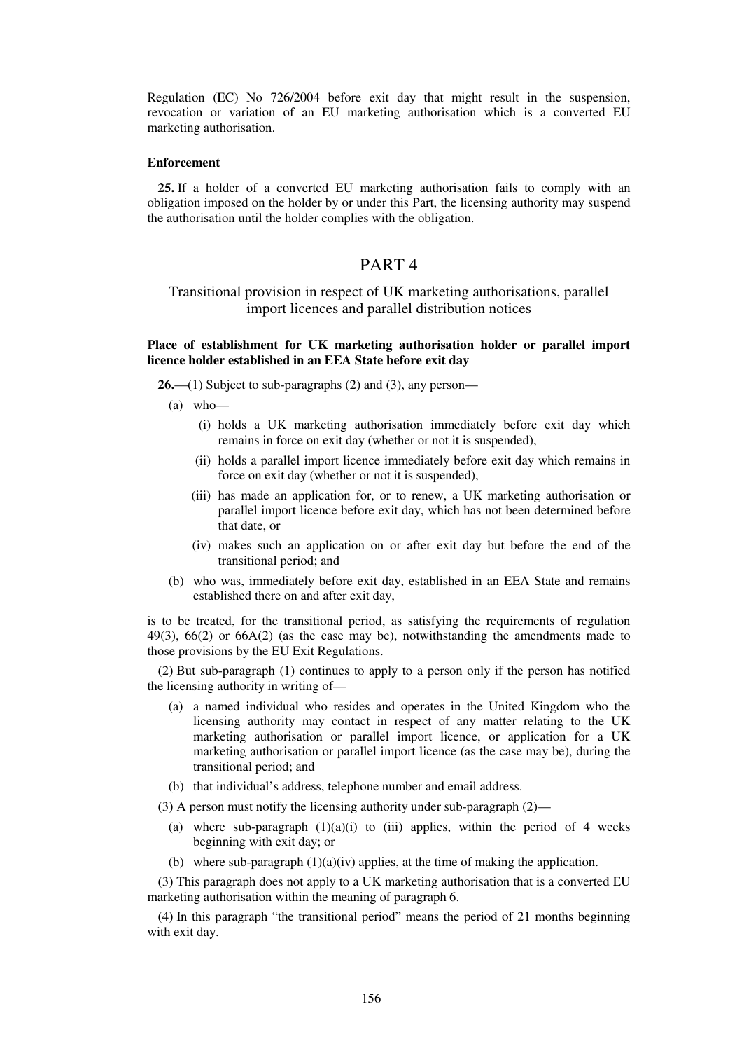Regulation (EC) No 726/2004 before exit day that might result in the suspension, revocation or variation of an EU marketing authorisation which is a converted EU marketing authorisation.

**Enforcement**

**25.** If a holder of a converted EU marketing authorisation fails to comply with an obligation imposed on the holder by or under this Part, the licensing authority may suspend the authorisation until the holder complies with the obligation.

# PART 4

## Transitional provision in respect of UK marketing authorisations, parallel import licences and parallel distribution notices

**Place of establishment for UK marketing authorisation holder or parallel import licence holder established in an EEA State before exit day**

**26.**—(1) Subject to sub-paragraphs (2) and (3), any person—

(a) who—

(i) holds a UK marketing authorisation immediately before exit day which remains in force on exit day (whether or not it is suspended),

(ii) holds a parallel import licence immediately before exit day which remains in force on exit day (whether or not it is suspended),

(iii) has made an application for, or to renew, a UK marketing authorisation or parallel import licence before exit day, which has not been determined before that date, or

(iv) makes such an application on or after exit day but before the end of the transitional period; and

(b) who was, immediately before exit day, established in an EEA State and remains established there on and after exit day,

is to be treated, for the transitional period, as satisfying the requirements of regulation 49(3), 66(2) or 66A(2) (as the case may be), notwithstanding the amendments made to those provisions by the EU Exit Regulations.

(2) But sub-paragraph (1) continues to apply to a person only if the person has notified the licensing authority in writing of—

(a) a named individual who resides and operates in the United Kingdom who the licensing authority may contact in respect of any matter relating to the UK marketing authorisation or parallel import licence, or application for a UK marketing authorisation or parallel import licence (as the case may be), during the transitional period; and

(b) that individual's address, telephone number and email address.

(3) A person must notify the licensing authority under sub-paragraph (2)—

(a) where sub-paragraph (1)(a)(i) to (iii) applies, within the period of 4 weeks beginning with exit day; or

(b) where sub-paragraph (1)(a)(iv) applies, at the time of making the application.

(3) This paragraph does not apply to a UK marketing authorisation that is a converted EU marketing authorisation within the meaning of paragraph 6.

(4) In this paragraph "the transitional period" means the period of 21 months beginning with exit day.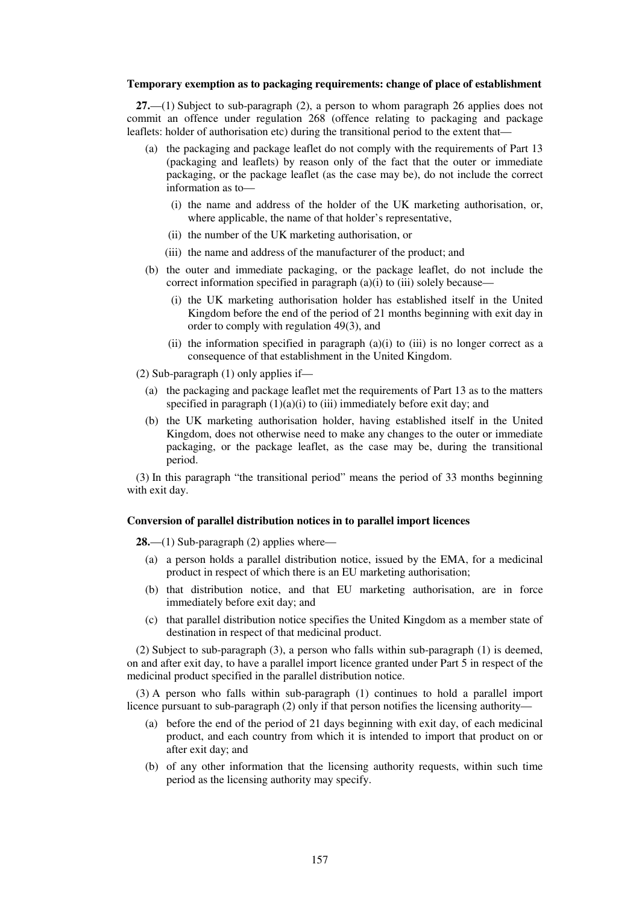**Temporary exemption as to packaging requirements: change of place of establishment**

**27.**—(1) Subject to sub-paragraph (2), a person to whom paragraph 26 applies does not commit an offence under regulation 268 (offence relating to packaging and package leaflets: holder of authorisation etc) during the transitional period to the extent that—

- (a) the packaging and package leaflet do not comply with the requirements of Part 13 (packaging and leaflets) by reason only of the fact that the outer or immediate packaging, or the package leaflet (as the case may be), do not include the correct information as to—
  - (i) the name and address of the holder of the UK marketing authorisation, or, where applicable, the name of that holder's representative,
  - (ii) the number of the UK marketing authorisation, or
  - (iii) the name and address of the manufacturer of the product; and
- (b) the outer and immediate packaging, or the package leaflet, do not include the correct information specified in paragraph (a)(i) to (iii) solely because—
  - (i) the UK marketing authorisation holder has established itself in the United Kingdom before the end of the period of 21 months beginning with exit day in order to comply with regulation 49(3), and
  - (ii) the information specified in paragraph (a)(i) to (iii) is no longer correct as a consequence of that establishment in the United Kingdom.

(2) Sub-paragraph (1) only applies if—

- (a) the packaging and package leaflet met the requirements of Part 13 as to the matters specified in paragraph (1)(a)(i) to (iii) immediately before exit day; and
- (b) the UK marketing authorisation holder, having established itself in the United Kingdom, does not otherwise need to make any changes to the outer or immediate packaging, or the package leaflet, as the case may be, during the transitional period.

(3) In this paragraph "the transitional period" means the period of 33 months beginning with exit day.

**Conversion of parallel distribution notices in to parallel import licences**

**28.**—(1) Sub-paragraph (2) applies where—

- (a) a person holds a parallel distribution notice, issued by the EMA, for a medicinal product in respect of which there is an EU marketing authorisation;
- (b) that distribution notice, and that EU marketing authorisation, are in force immediately before exit day; and
- (c) that parallel distribution notice specifies the United Kingdom as a member state of destination in respect of that medicinal product.

(2) Subject to sub-paragraph (3), a person who falls within sub-paragraph (1) is deemed, on and after exit day, to have a parallel import licence granted under Part 5 in respect of the medicinal product specified in the parallel distribution notice.

(3) A person who falls within sub-paragraph (1) continues to hold a parallel import licence pursuant to sub-paragraph (2) only if that person notifies the licensing authority—

- (a) before the end of the period of 21 days beginning with exit day, of each medicinal product, and each country from which it is intended to import that product on or after exit day; and
- (b) of any other information that the licensing authority requests, within such time period as the licensing authority may specify.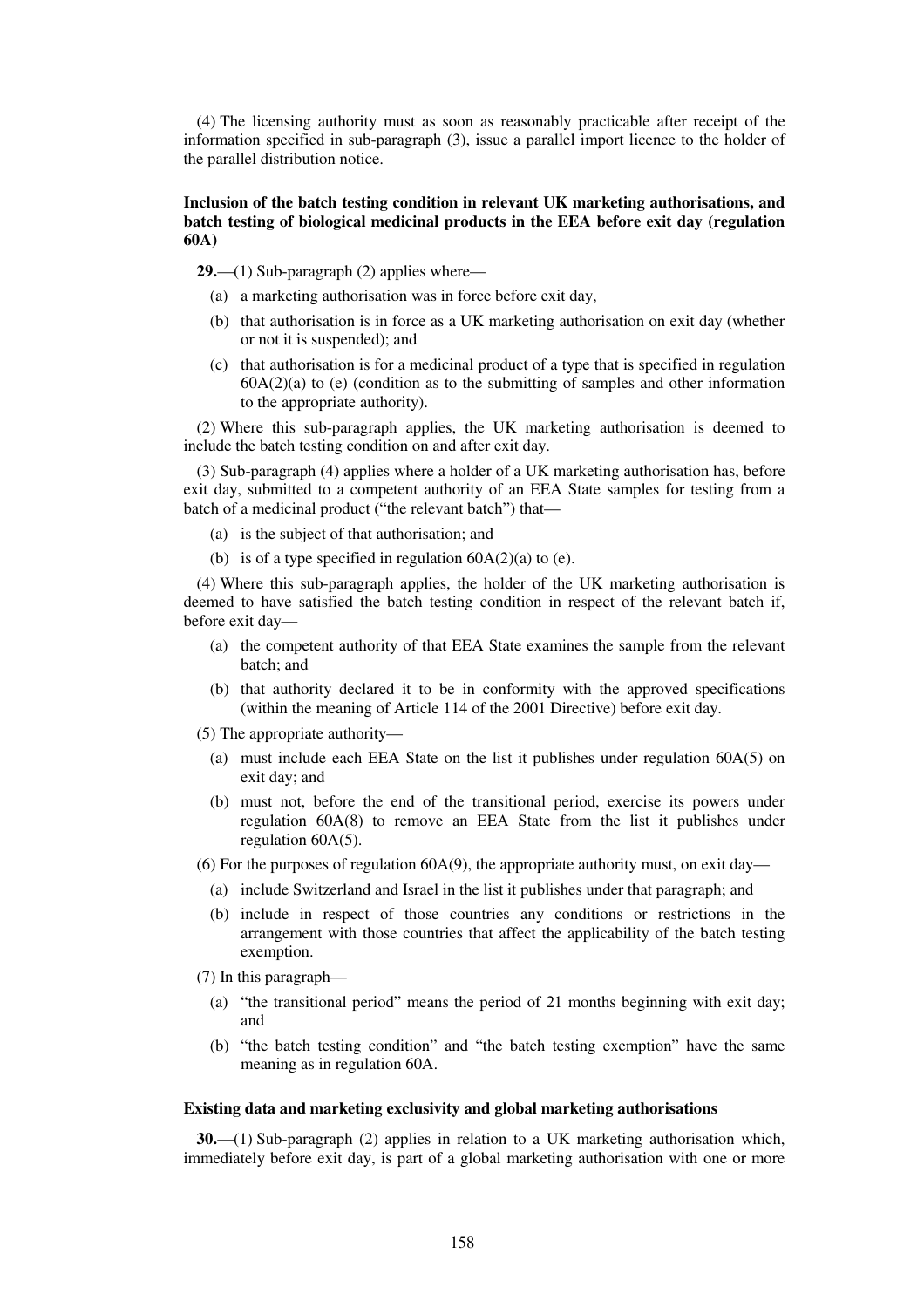(4) The licensing authority must as soon as reasonably practicable after receipt of the information specified in sub-paragraph (3), issue a parallel import licence to the holder of the parallel distribution notice.

**Inclusion of the batch testing condition in relevant UK marketing authorisations, and batch testing of biological medicinal products in the EEA before exit day (regulation 60A)**

**29.**—(1) Sub-paragraph (2) applies where—

(a) a marketing authorisation was in force before exit day,

(b) that authorisation is in force as a UK marketing authorisation on exit day (whether or not it is suspended); and

(c) that authorisation is for a medicinal product of a type that is specified in regulation 60A(2)(a) to (e) (condition as to the submitting of samples and other information to the appropriate authority).

(2) Where this sub-paragraph applies, the UK marketing authorisation is deemed to include the batch testing condition on and after exit day.

(3) Sub-paragraph (4) applies where a holder of a UK marketing authorisation has, before exit day, submitted to a competent authority of an EEA State samples for testing from a batch of a medicinal product ("the relevant batch") that—

(a) is the subject of that authorisation; and

(b) is of a type specified in regulation 60A(2)(a) to (e).

(4) Where this sub-paragraph applies, the holder of the UK marketing authorisation is deemed to have satisfied the batch testing condition in respect of the relevant batch if, before exit day—

(a) the competent authority of that EEA State examines the sample from the relevant batch; and

(b) that authority declared it to be in conformity with the approved specifications (within the meaning of Article 114 of the 2001 Directive) before exit day.

(5) The appropriate authority—

(a) must include each EEA State on the list it publishes under regulation 60A(5) on exit day; and

(b) must not, before the end of the transitional period, exercise its powers under regulation 60A(8) to remove an EEA State from the list it publishes under regulation 60A(5).

(6) For the purposes of regulation 60A(9), the appropriate authority must, on exit day—

(a) include Switzerland and Israel in the list it publishes under that paragraph; and

(b) include in respect of those countries any conditions or restrictions in the arrangement with those countries that affect the applicability of the batch testing exemption.

(7) In this paragraph—

(a) "the transitional period" means the period of 21 months beginning with exit day; and

(b) "the batch testing condition" and "the batch testing exemption" have the same meaning as in regulation 60A.

**Existing data and marketing exclusivity and global marketing authorisations**

**30.**—(1) Sub-paragraph (2) applies in relation to a UK marketing authorisation which, immediately before exit day, is part of a global marketing authorisation with one or more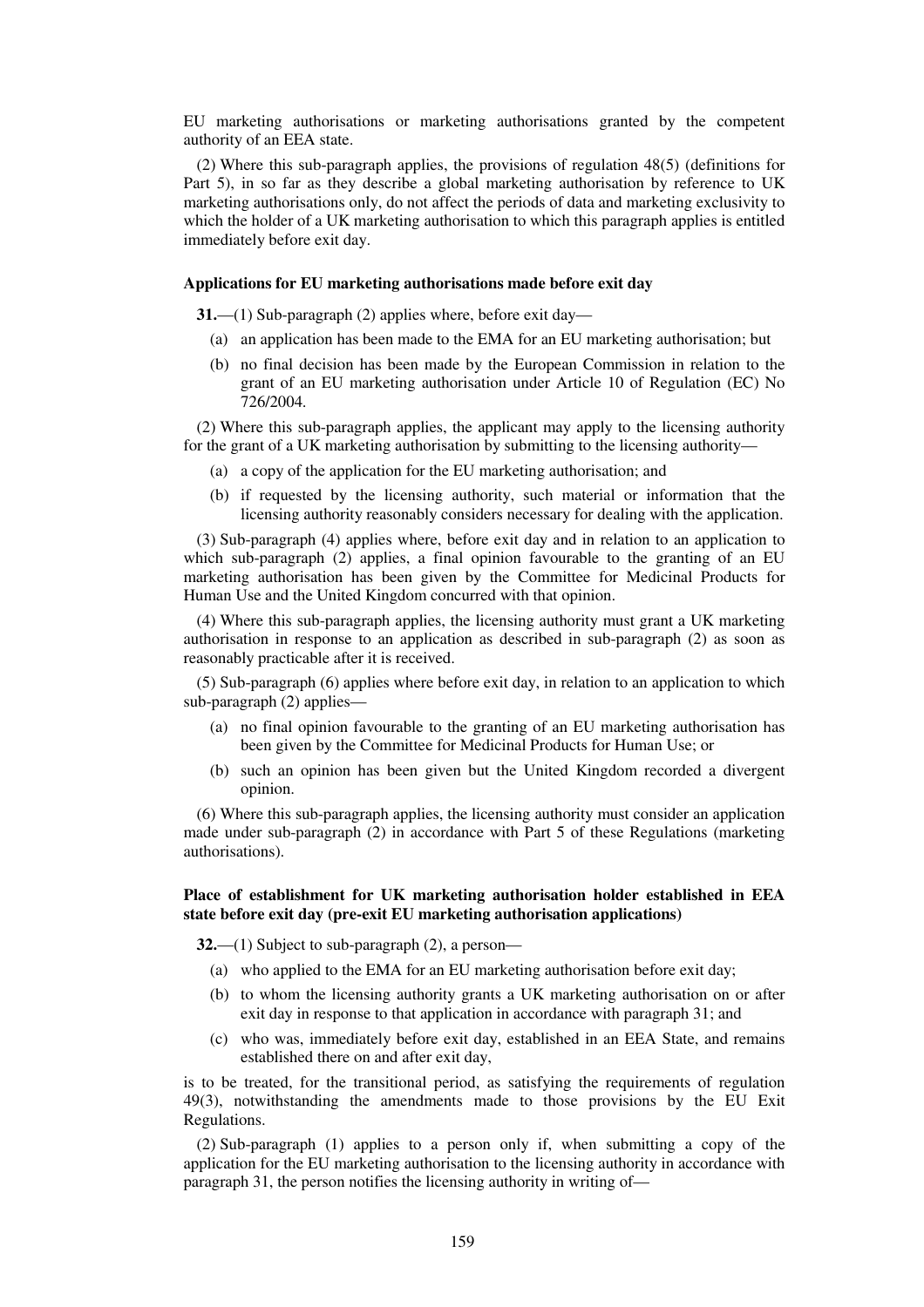EU marketing authorisations or marketing authorisations granted by the competent authority of an EEA state.

(2) Where this sub-paragraph applies, the provisions of regulation 48(5) (definitions for Part 5), in so far as they describe a global marketing authorisation by reference to UK marketing authorisations only, do not affect the periods of data and marketing exclusivity to which the holder of a UK marketing authorisation to which this paragraph applies is entitled immediately before exit day.

**Applications for EU marketing authorisations made before exit day**

**31.**—(1) Sub-paragraph (2) applies where, before exit day—

- (a) an application has been made to the EMA for an EU marketing authorisation; but
- (b) no final decision has been made by the European Commission in relation to the grant of an EU marketing authorisation under Article 10 of Regulation (EC) No 726/2004.

(2) Where this sub-paragraph applies, the applicant may apply to the licensing authority for the grant of a UK marketing authorisation by submitting to the licensing authority—

- (a) a copy of the application for the EU marketing authorisation; and
- (b) if requested by the licensing authority, such material or information that the licensing authority reasonably considers necessary for dealing with the application.

(3) Sub-paragraph (4) applies where, before exit day and in relation to an application to which sub-paragraph (2) applies, a final opinion favourable to the granting of an EU marketing authorisation has been given by the Committee for Medicinal Products for Human Use and the United Kingdom concurred with that opinion.

(4) Where this sub-paragraph applies, the licensing authority must grant a UK marketing authorisation in response to an application as described in sub-paragraph (2) as soon as reasonably practicable after it is received.

(5) Sub-paragraph (6) applies where before exit day, in relation to an application to which sub-paragraph (2) applies—

- (a) no final opinion favourable to the granting of an EU marketing authorisation has been given by the Committee for Medicinal Products for Human Use; or
- (b) such an opinion has been given but the United Kingdom recorded a divergent opinion.

(6) Where this sub-paragraph applies, the licensing authority must consider an application made under sub-paragraph (2) in accordance with Part 5 of these Regulations (marketing authorisations).

**Place of establishment for UK marketing authorisation holder established in EEA state before exit day (pre-exit EU marketing authorisation applications)**

**32.**—(1) Subject to sub-paragraph (2), a person—

- (a) who applied to the EMA for an EU marketing authorisation before exit day;
- (b) to whom the licensing authority grants a UK marketing authorisation on or after exit day in response to that application in accordance with paragraph 31; and
- (c) who was, immediately before exit day, established in an EEA State, and remains established there on and after exit day,

is to be treated, for the transitional period, as satisfying the requirements of regulation 49(3), notwithstanding the amendments made to those provisions by the EU Exit Regulations.

(2) Sub-paragraph (1) applies to a person only if, when submitting a copy of the application for the EU marketing authorisation to the licensing authority in accordance with paragraph 31, the person notifies the licensing authority in writing of—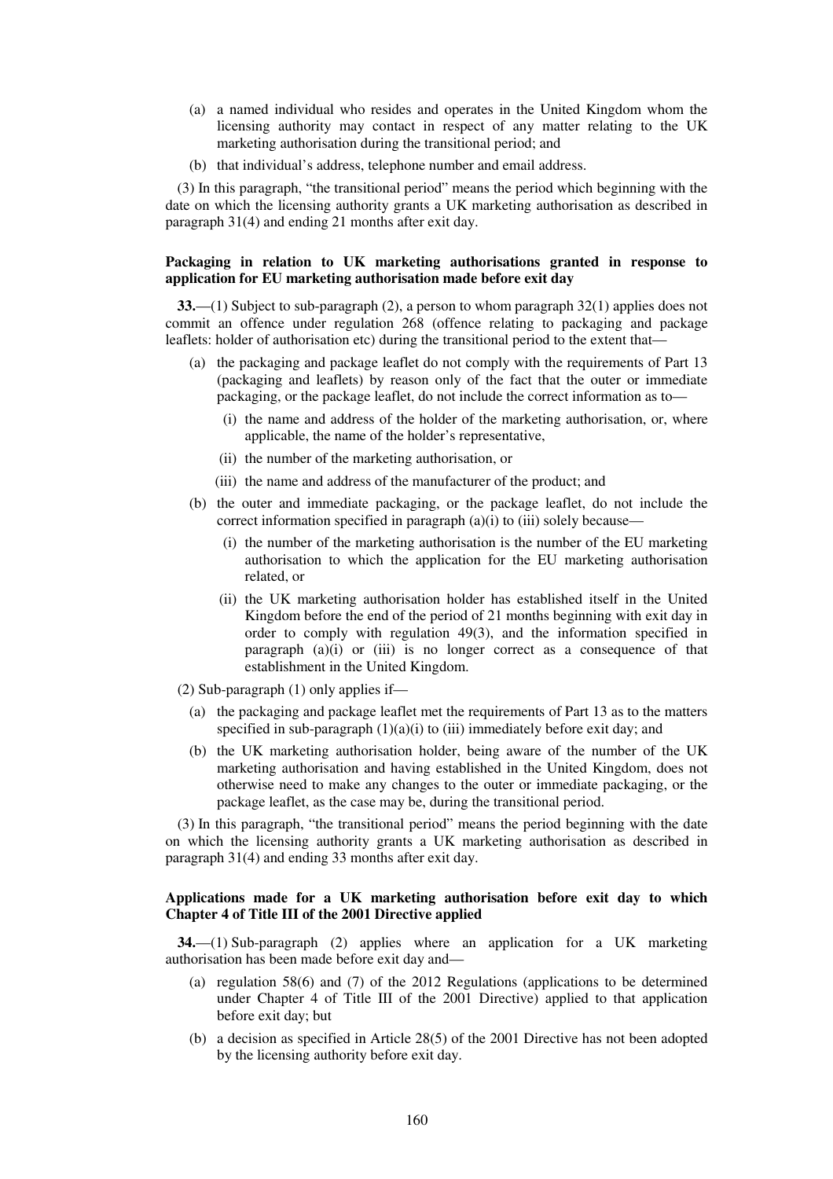(a) a named individual who resides and operates in the United Kingdom whom the licensing authority may contact in respect of any matter relating to the UK marketing authorisation during the transitional period; and

(b) that individual's address, telephone number and email address.

(3) In this paragraph, "the transitional period" means the period which beginning with the date on which the licensing authority grants a UK marketing authorisation as described in paragraph 31(4) and ending 21 months after exit day.

**Packaging in relation to UK marketing authorisations granted in response to application for EU marketing authorisation made before exit day**

**33.**—(1) Subject to sub-paragraph (2), a person to whom paragraph 32(1) applies does not commit an offence under regulation 268 (offence relating to packaging and package leaflets: holder of authorisation etc) during the transitional period to the extent that—

(a) the packaging and package leaflet do not comply with the requirements of Part 13 (packaging and leaflets) by reason only of the fact that the outer or immediate packaging, or the package leaflet, do not include the correct information as to—

(i) the name and address of the holder of the marketing authorisation, or, where applicable, the name of the holder's representative,

(ii) the number of the marketing authorisation, or

(iii) the name and address of the manufacturer of the product; and

(b) the outer and immediate packaging, or the package leaflet, do not include the correct information specified in paragraph (a)(i) to (iii) solely because—

(i) the number of the marketing authorisation is the number of the EU marketing authorisation to which the application for the EU marketing authorisation related, or

(ii) the UK marketing authorisation holder has established itself in the United Kingdom before the end of the period of 21 months beginning with exit day in order to comply with regulation 49(3), and the information specified in paragraph (a)(i) or (iii) is no longer correct as a consequence of that establishment in the United Kingdom.

(2) Sub-paragraph (1) only applies if—

(a) the packaging and package leaflet met the requirements of Part 13 as to the matters specified in sub-paragraph (1)(a)(i) to (iii) immediately before exit day; and

(b) the UK marketing authorisation holder, being aware of the number of the UK marketing authorisation and having established in the United Kingdom, does not otherwise need to make any changes to the outer or immediate packaging, or the package leaflet, as the case may be, during the transitional period.

(3) In this paragraph, "the transitional period" means the period beginning with the date on which the licensing authority grants a UK marketing authorisation as described in paragraph 31(4) and ending 33 months after exit day.

**Applications made for a UK marketing authorisation before exit day to which Chapter 4 of Title III of the 2001 Directive applied**

**34.**—(1) Sub-paragraph (2) applies where an application for a UK marketing authorisation has been made before exit day and—

(a) regulation 58(6) and (7) of the 2012 Regulations (applications to be determined under Chapter 4 of Title III of the 2001 Directive) applied to that application before exit day; but

(b) a decision as specified in Article 28(5) of the 2001 Directive has not been adopted by the licensing authority before exit day.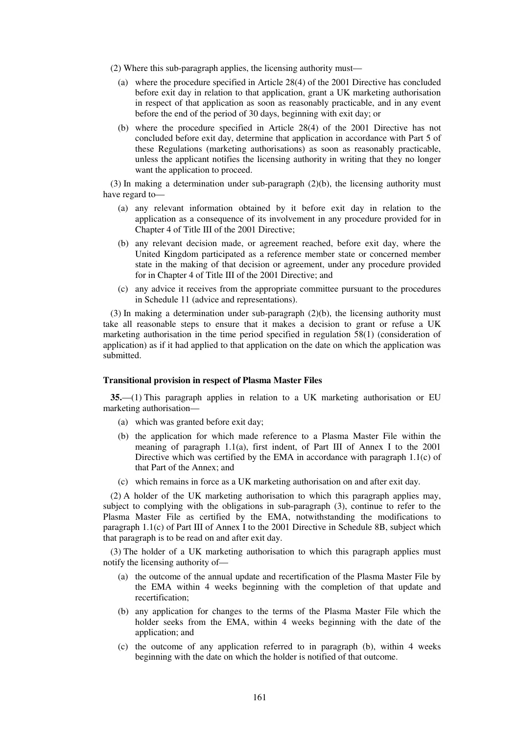(2) Where this sub-paragraph applies, the licensing authority must—

(a) where the procedure specified in Article 28(4) of the 2001 Directive has concluded before exit day in relation to that application, grant a UK marketing authorisation in respect of that application as soon as reasonably practicable, and in any event before the end of the period of 30 days, beginning with exit day; or

(b) where the procedure specified in Article 28(4) of the 2001 Directive has not concluded before exit day, determine that application in accordance with Part 5 of these Regulations (marketing authorisations) as soon as reasonably practicable, unless the applicant notifies the licensing authority in writing that they no longer want the application to proceed.

(3) In making a determination under sub-paragraph (2)(b), the licensing authority must have regard to—

(a) any relevant information obtained by it before exit day in relation to the application as a consequence of its involvement in any procedure provided for in Chapter 4 of Title III of the 2001 Directive;

(b) any relevant decision made, or agreement reached, before exit day, where the United Kingdom participated as a reference member state or concerned member state in the making of that decision or agreement, under any procedure provided for in Chapter 4 of Title III of the 2001 Directive; and

(c) any advice it receives from the appropriate committee pursuant to the procedures in Schedule 11 (advice and representations).

(3) In making a determination under sub-paragraph (2)(b), the licensing authority must take all reasonable steps to ensure that it makes a decision to grant or refuse a UK marketing authorisation in the time period specified in regulation 58(1) (consideration of application) as if it had applied to that application on the date on which the application was submitted.

**Transitional provision in respect of Plasma Master Files**

**35.**—(1) This paragraph applies in relation to a UK marketing authorisation or EU marketing authorisation—

(a) which was granted before exit day;

(b) the application for which made reference to a Plasma Master File within the meaning of paragraph 1.1(a), first indent, of Part III of Annex I to the 2001 Directive which was certified by the EMA in accordance with paragraph 1.1(c) of that Part of the Annex; and

(c) which remains in force as a UK marketing authorisation on and after exit day.

(2) A holder of the UK marketing authorisation to which this paragraph applies may, subject to complying with the obligations in sub-paragraph (3), continue to refer to the Plasma Master File as certified by the EMA, notwithstanding the modifications to paragraph 1.1(c) of Part III of Annex I to the 2001 Directive in Schedule 8B, subject which that paragraph is to be read on and after exit day.

(3) The holder of a UK marketing authorisation to which this paragraph applies must notify the licensing authority of—

(a) the outcome of the annual update and recertification of the Plasma Master File by the EMA within 4 weeks beginning with the completion of that update and recertification;

(b) any application for changes to the terms of the Plasma Master File which the holder seeks from the EMA, within 4 weeks beginning with the date of the application; and

(c) the outcome of any application referred to in paragraph (b), within 4 weeks beginning with the date on which the holder is notified of that outcome.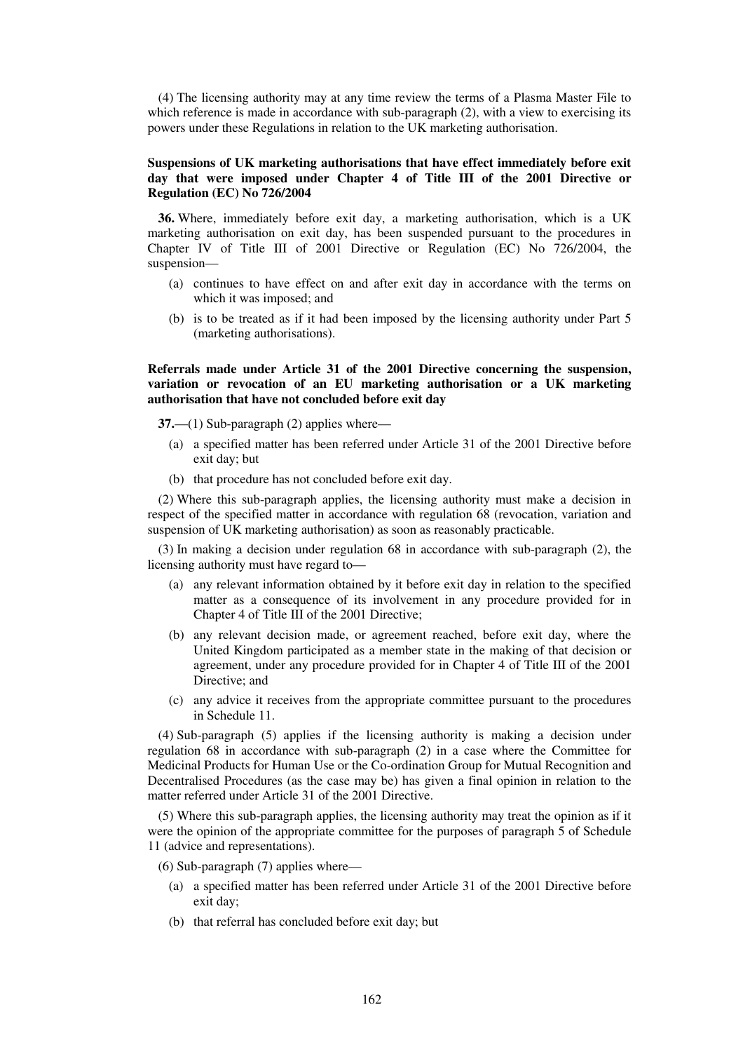(4) The licensing authority may at any time review the terms of a Plasma Master File to which reference is made in accordance with sub-paragraph (2), with a view to exercising its powers under these Regulations in relation to the UK marketing authorisation.

**Suspensions of UK marketing authorisations that have effect immediately before exit day that were imposed under Chapter 4 of Title III of the 2001 Directive or Regulation (EC) No 726/2004**

**36.** Where, immediately before exit day, a marketing authorisation, which is a UK marketing authorisation on exit day, has been suspended pursuant to the procedures in Chapter IV of Title III of 2001 Directive or Regulation (EC) No 726/2004, the suspension—

- (a) continues to have effect on and after exit day in accordance with the terms on which it was imposed; and
- (b) is to be treated as if it had been imposed by the licensing authority under Part 5 (marketing authorisations).

**Referrals made under Article 31 of the 2001 Directive concerning the suspension, variation or revocation of an EU marketing authorisation or a UK marketing authorisation that have not concluded before exit day**

**37.**—(1) Sub-paragraph (2) applies where—

- (a) a specified matter has been referred under Article 31 of the 2001 Directive before exit day; but
- (b) that procedure has not concluded before exit day.

(2) Where this sub-paragraph applies, the licensing authority must make a decision in respect of the specified matter in accordance with regulation 68 (revocation, variation and suspension of UK marketing authorisation) as soon as reasonably practicable.

(3) In making a decision under regulation 68 in accordance with sub-paragraph (2), the licensing authority must have regard to—

- (a) any relevant information obtained by it before exit day in relation to the specified matter as a consequence of its involvement in any procedure provided for in Chapter 4 of Title III of the 2001 Directive;
- (b) any relevant decision made, or agreement reached, before exit day, where the United Kingdom participated as a member state in the making of that decision or agreement, under any procedure provided for in Chapter 4 of Title III of the 2001 Directive; and
- (c) any advice it receives from the appropriate committee pursuant to the procedures in Schedule 11.

(4) Sub-paragraph (5) applies if the licensing authority is making a decision under regulation 68 in accordance with sub-paragraph (2) in a case where the Committee for Medicinal Products for Human Use or the Co-ordination Group for Mutual Recognition and Decentralised Procedures (as the case may be) has given a final opinion in relation to the matter referred under Article 31 of the 2001 Directive.

(5) Where this sub-paragraph applies, the licensing authority may treat the opinion as if it were the opinion of the appropriate committee for the purposes of paragraph 5 of Schedule 11 (advice and representations).

(6) Sub-paragraph (7) applies where—

- (a) a specified matter has been referred under Article 31 of the 2001 Directive before exit day;
- (b) that referral has concluded before exit day; but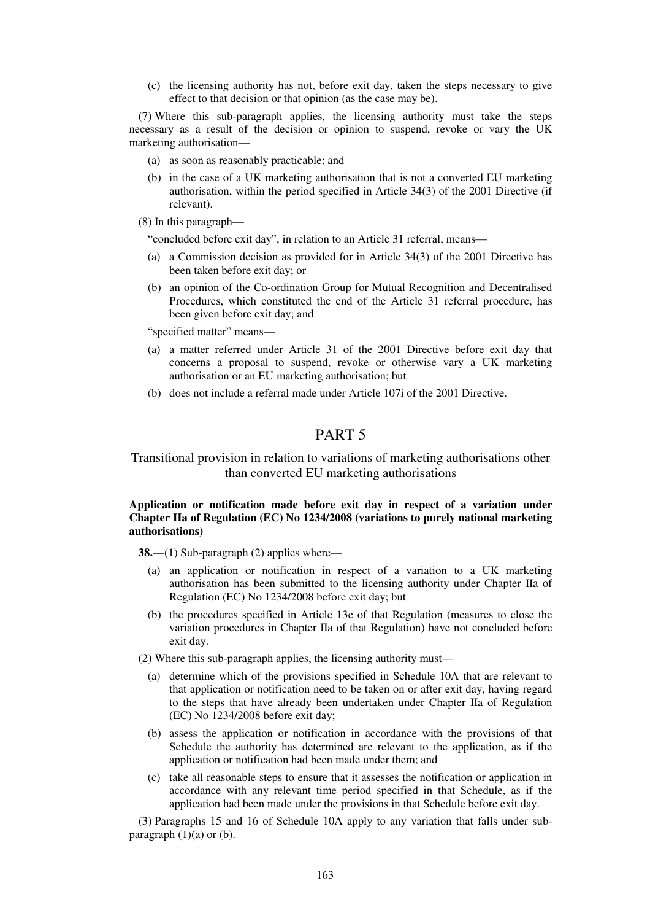(c) the licensing authority has not, before exit day, taken the steps necessary to give effect to that decision or that opinion (as the case may be).

(7) Where this sub-paragraph applies, the licensing authority must take the steps necessary as a result of the decision or opinion to suspend, revoke or vary the UK marketing authorisation—

(a) as soon as reasonably practicable; and

(b) in the case of a UK marketing authorisation that is not a converted EU marketing authorisation, within the period specified in Article 34(3) of the 2001 Directive (if relevant).

(8) In this paragraph—

"concluded before exit day", in relation to an Article 31 referral, means—

(a) a Commission decision as provided for in Article 34(3) of the 2001 Directive has been taken before exit day; or

(b) an opinion of the Co-ordination Group for Mutual Recognition and Decentralised Procedures, which constituted the end of the Article 31 referral procedure, has been given before exit day; and

"specified matter" means—

(a) a matter referred under Article 31 of the 2001 Directive before exit day that concerns a proposal to suspend, revoke or otherwise vary a UK marketing authorisation or an EU marketing authorisation; but

(b) does not include a referral made under Article 107i of the 2001 Directive.

## PART 5

### Transitional provision in relation to variations of marketing authorisations other than converted EU marketing authorisations

**Application or notification made before exit day in respect of a variation under Chapter IIa of Regulation (EC) No 1234/2008 (variations to purely national marketing authorisations)**

**38.**—(1) Sub-paragraph (2) applies where—

(a) an application or notification in respect of a variation to a UK marketing authorisation has been submitted to the licensing authority under Chapter IIa of Regulation (EC) No 1234/2008 before exit day; but

(b) the procedures specified in Article 13e of that Regulation (measures to close the variation procedures in Chapter IIa of that Regulation) have not concluded before exit day.

(2) Where this sub-paragraph applies, the licensing authority must—

(a) determine which of the provisions specified in Schedule 10A that are relevant to that application or notification need to be taken on or after exit day, having regard to the steps that have already been undertaken under Chapter IIa of Regulation (EC) No 1234/2008 before exit day;

(b) assess the application or notification in accordance with the provisions of that Schedule the authority has determined are relevant to the application, as if the application or notification had been made under them; and

(c) take all reasonable steps to ensure that it assesses the notification or application in accordance with any relevant time period specified in that Schedule, as if the application had been made under the provisions in that Schedule before exit day.

(3) Paragraphs 15 and 16 of Schedule 10A apply to any variation that falls under sub-paragraph (1)(a) or (b).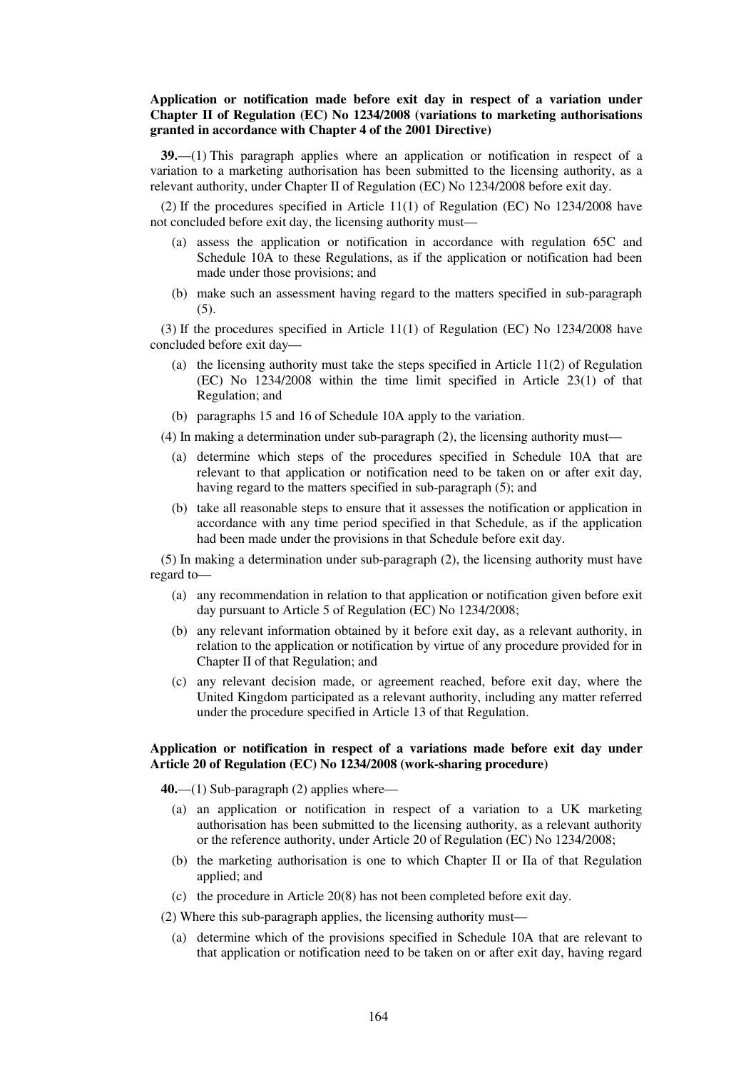**Application or notification made before exit day in respect of a variation under Chapter II of Regulation (EC) No 1234/2008 (variations to marketing authorisations granted in accordance with Chapter 4 of the 2001 Directive)**

**39.**—(1) This paragraph applies where an application or notification in respect of a variation to a marketing authorisation has been submitted to the licensing authority, as a relevant authority, under Chapter II of Regulation (EC) No 1234/2008 before exit day.

(2) If the procedures specified in Article 11(1) of Regulation (EC) No 1234/2008 have not concluded before exit day, the licensing authority must—

- (a) assess the application or notification in accordance with regulation 65C and Schedule 10A to these Regulations, as if the application or notification had been made under those provisions; and
- (b) make such an assessment having regard to the matters specified in sub-paragraph (5).

(3) If the procedures specified in Article 11(1) of Regulation (EC) No 1234/2008 have concluded before exit day—

- (a) the licensing authority must take the steps specified in Article 11(2) of Regulation (EC) No 1234/2008 within the time limit specified in Article 23(1) of that Regulation; and
- (b) paragraphs 15 and 16 of Schedule 10A apply to the variation.

(4) In making a determination under sub-paragraph (2), the licensing authority must—

- (a) determine which steps of the procedures specified in Schedule 10A that are relevant to that application or notification need to be taken on or after exit day, having regard to the matters specified in sub-paragraph (5); and
- (b) take all reasonable steps to ensure that it assesses the notification or application in accordance with any time period specified in that Schedule, as if the application had been made under the provisions in that Schedule before exit day.

(5) In making a determination under sub-paragraph (2), the licensing authority must have regard to—

- (a) any recommendation in relation to that application or notification given before exit day pursuant to Article 5 of Regulation (EC) No 1234/2008;
- (b) any relevant information obtained by it before exit day, as a relevant authority, in relation to the application or notification by virtue of any procedure provided for in Chapter II of that Regulation; and
- (c) any relevant decision made, or agreement reached, before exit day, where the United Kingdom participated as a relevant authority, including any matter referred under the procedure specified in Article 13 of that Regulation.

**Application or notification in respect of a variations made before exit day under Article 20 of Regulation (EC) No 1234/2008 (work-sharing procedure)**

**40.**—(1) Sub-paragraph (2) applies where—

- (a) an application or notification in respect of a variation to a UK marketing authorisation has been submitted to the licensing authority, as a relevant authority or the reference authority, under Article 20 of Regulation (EC) No 1234/2008;
- (b) the marketing authorisation is one to which Chapter II or IIa of that Regulation applied; and
- (c) the procedure in Article 20(8) has not been completed before exit day.

(2) Where this sub-paragraph applies, the licensing authority must—

- (a) determine which of the provisions specified in Schedule 10A that are relevant to that application or notification need to be taken on or after exit day, having regard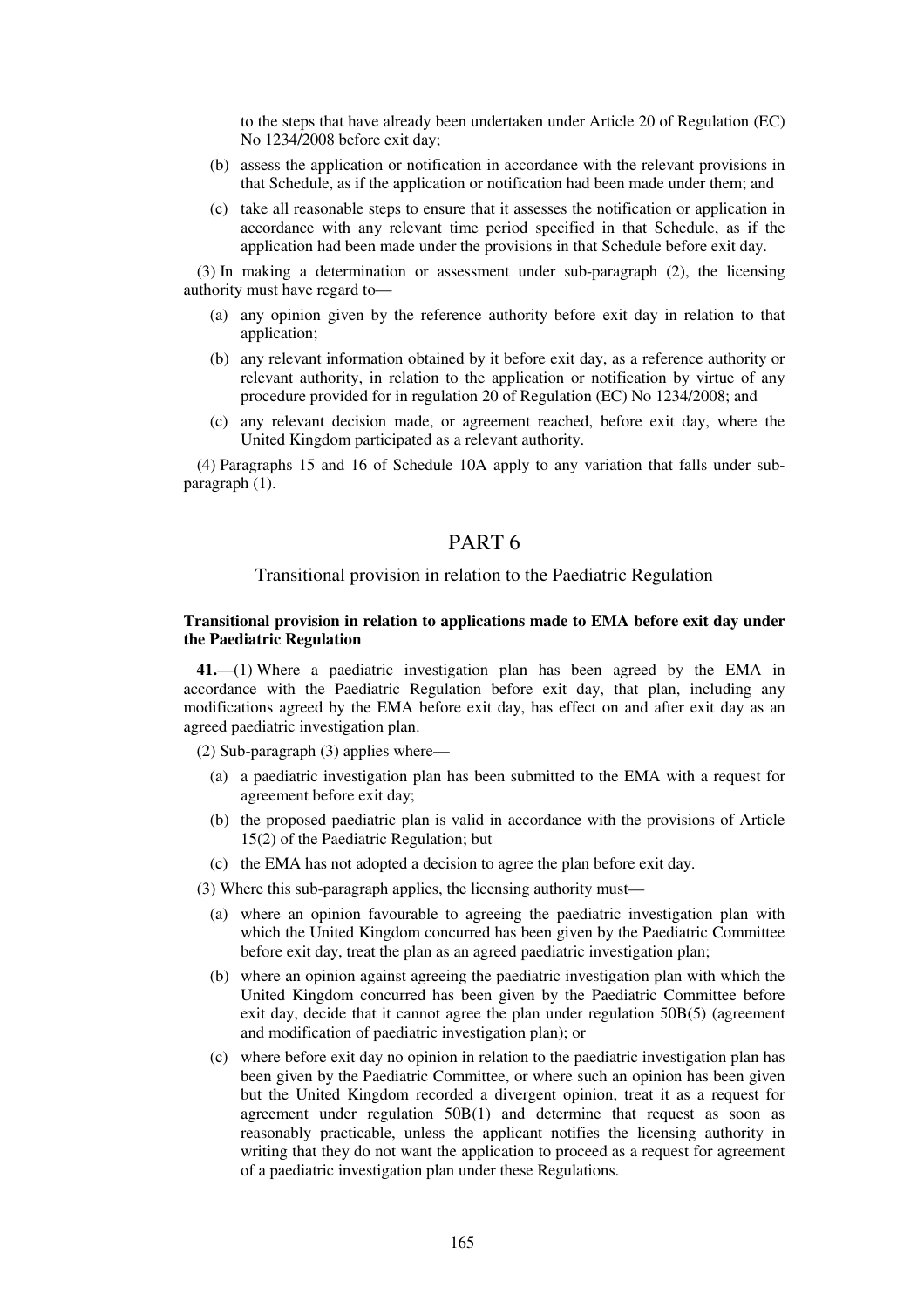to the steps that have already been undertaken under Article 20 of Regulation (EC) No 1234/2008 before exit day;

(b) assess the application or notification in accordance with the relevant provisions in that Schedule, as if the application or notification had been made under them; and

(c) take all reasonable steps to ensure that it assesses the notification or application in accordance with any relevant time period specified in that Schedule, as if the application had been made under the provisions in that Schedule before exit day.

(3) In making a determination or assessment under sub-paragraph (2), the licensing authority must have regard to—

(a) any opinion given by the reference authority before exit day in relation to that application;

(b) any relevant information obtained by it before exit day, as a reference authority or relevant authority, in relation to the application or notification by virtue of any procedure provided for in regulation 20 of Regulation (EC) No 1234/2008; and

(c) any relevant decision made, or agreement reached, before exit day, where the United Kingdom participated as a relevant authority.

(4) Paragraphs 15 and 16 of Schedule 10A apply to any variation that falls under sub-paragraph (1).

# PART 6

## Transitional provision in relation to the Paediatric Regulation

**Transitional provision in relation to applications made to EMA before exit day under the Paediatric Regulation**

**41.**—(1) Where a paediatric investigation plan has been agreed by the EMA in accordance with the Paediatric Regulation before exit day, that plan, including any modifications agreed by the EMA before exit day, has effect on and after exit day as an agreed paediatric investigation plan.

(2) Sub-paragraph (3) applies where—

(a) a paediatric investigation plan has been submitted to the EMA with a request for agreement before exit day;

(b) the proposed paediatric plan is valid in accordance with the provisions of Article 15(2) of the Paediatric Regulation; but

(c) the EMA has not adopted a decision to agree the plan before exit day.

(3) Where this sub-paragraph applies, the licensing authority must—

(a) where an opinion favourable to agreeing the paediatric investigation plan with which the United Kingdom concurred has been given by the Paediatric Committee before exit day, treat the plan as an agreed paediatric investigation plan;

(b) where an opinion against agreeing the paediatric investigation plan with which the United Kingdom concurred has been given by the Paediatric Committee before exit day, decide that it cannot agree the plan under regulation 50B(5) (agreement and modification of paediatric investigation plan); or

(c) where before exit day no opinion in relation to the paediatric investigation plan has been given by the Paediatric Committee, or where such an opinion has been given but the United Kingdom recorded a divergent opinion, treat it as a request for agreement under regulation 50B(1) and determine that request as soon as reasonably practicable, unless the applicant notifies the licensing authority in writing that they do not want the application to proceed as a request for agreement of a paediatric investigation plan under these Regulations.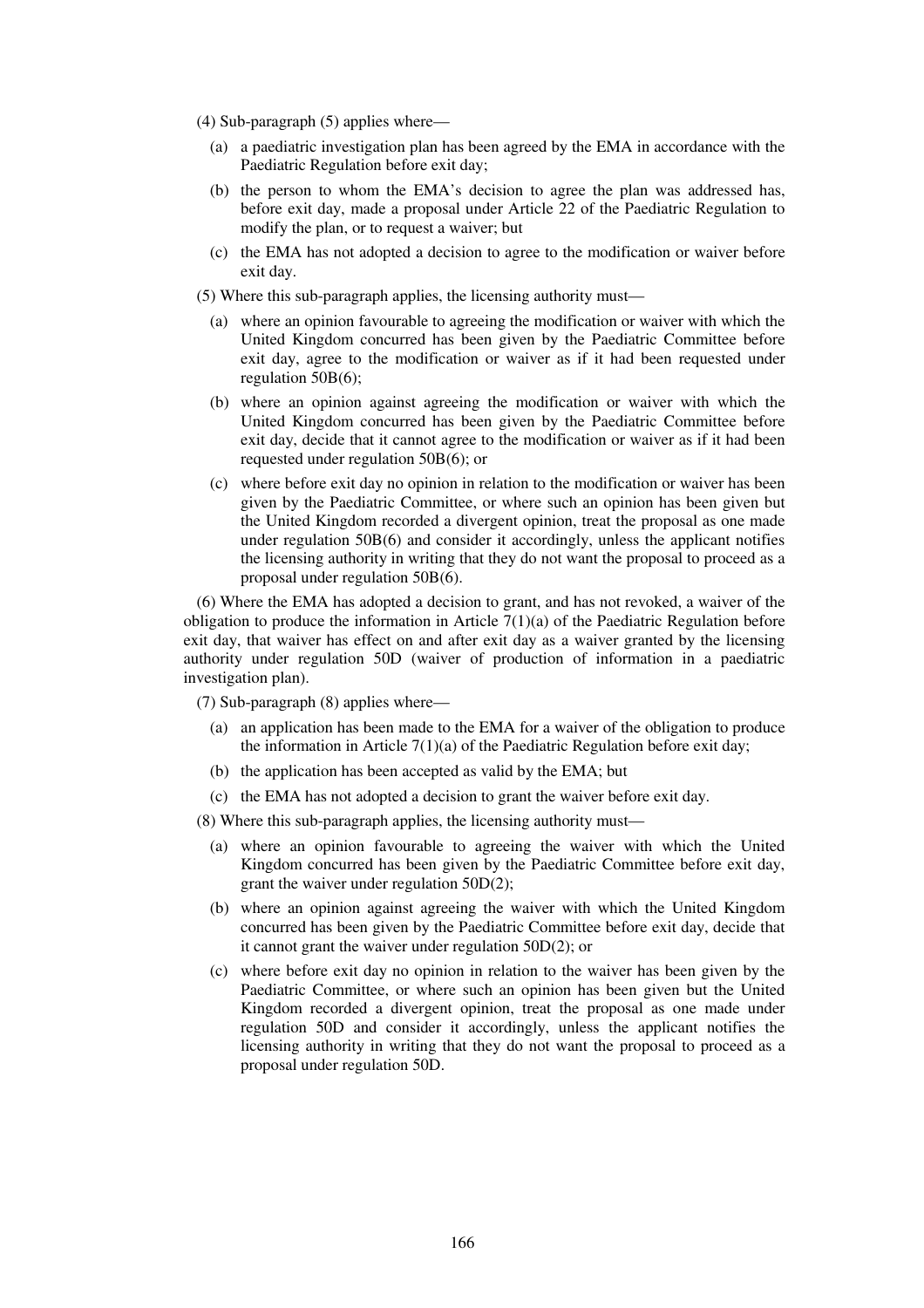(4) Sub-paragraph (5) applies where—

(a) a paediatric investigation plan has been agreed by the EMA in accordance with the Paediatric Regulation before exit day;

(b) the person to whom the EMA's decision to agree the plan was addressed has, before exit day, made a proposal under Article 22 of the Paediatric Regulation to modify the plan, or to request a waiver; but

(c) the EMA has not adopted a decision to agree to the modification or waiver before exit day.

(5) Where this sub-paragraph applies, the licensing authority must—

(a) where an opinion favourable to agreeing the modification or waiver with which the United Kingdom concurred has been given by the Paediatric Committee before exit day, agree to the modification or waiver as if it had been requested under regulation 50B(6);

(b) where an opinion against agreeing the modification or waiver with which the United Kingdom concurred has been given by the Paediatric Committee before exit day, decide that it cannot agree to the modification or waiver as if it had been requested under regulation 50B(6); or

(c) where before exit day no opinion in relation to the modification or waiver has been given by the Paediatric Committee, or where such an opinion has been given but the United Kingdom recorded a divergent opinion, treat the proposal as one made under regulation 50B(6) and consider it accordingly, unless the applicant notifies the licensing authority in writing that they do not want the proposal to proceed as a proposal under regulation 50B(6).

(6) Where the EMA has adopted a decision to grant, and has not revoked, a waiver of the obligation to produce the information in Article 7(1)(a) of the Paediatric Regulation before exit day, that waiver has effect on and after exit day as a waiver granted by the licensing authority under regulation 50D (waiver of production of information in a paediatric investigation plan).

(7) Sub-paragraph (8) applies where—

(a) an application has been made to the EMA for a waiver of the obligation to produce the information in Article 7(1)(a) of the Paediatric Regulation before exit day;

(b) the application has been accepted as valid by the EMA; but

(c) the EMA has not adopted a decision to grant the waiver before exit day.

(8) Where this sub-paragraph applies, the licensing authority must—

(a) where an opinion favourable to agreeing the waiver with which the United Kingdom concurred has been given by the Paediatric Committee before exit day, grant the waiver under regulation 50D(2);

(b) where an opinion against agreeing the waiver with which the United Kingdom concurred has been given by the Paediatric Committee before exit day, decide that it cannot grant the waiver under regulation 50D(2); or

(c) where before exit day no opinion in relation to the waiver has been given by the Paediatric Committee, or where such an opinion has been given but the United Kingdom recorded a divergent opinion, treat the proposal as one made under regulation 50D and consider it accordingly, unless the applicant notifies the licensing authority in writing that they do not want the proposal to proceed as a proposal under regulation 50D.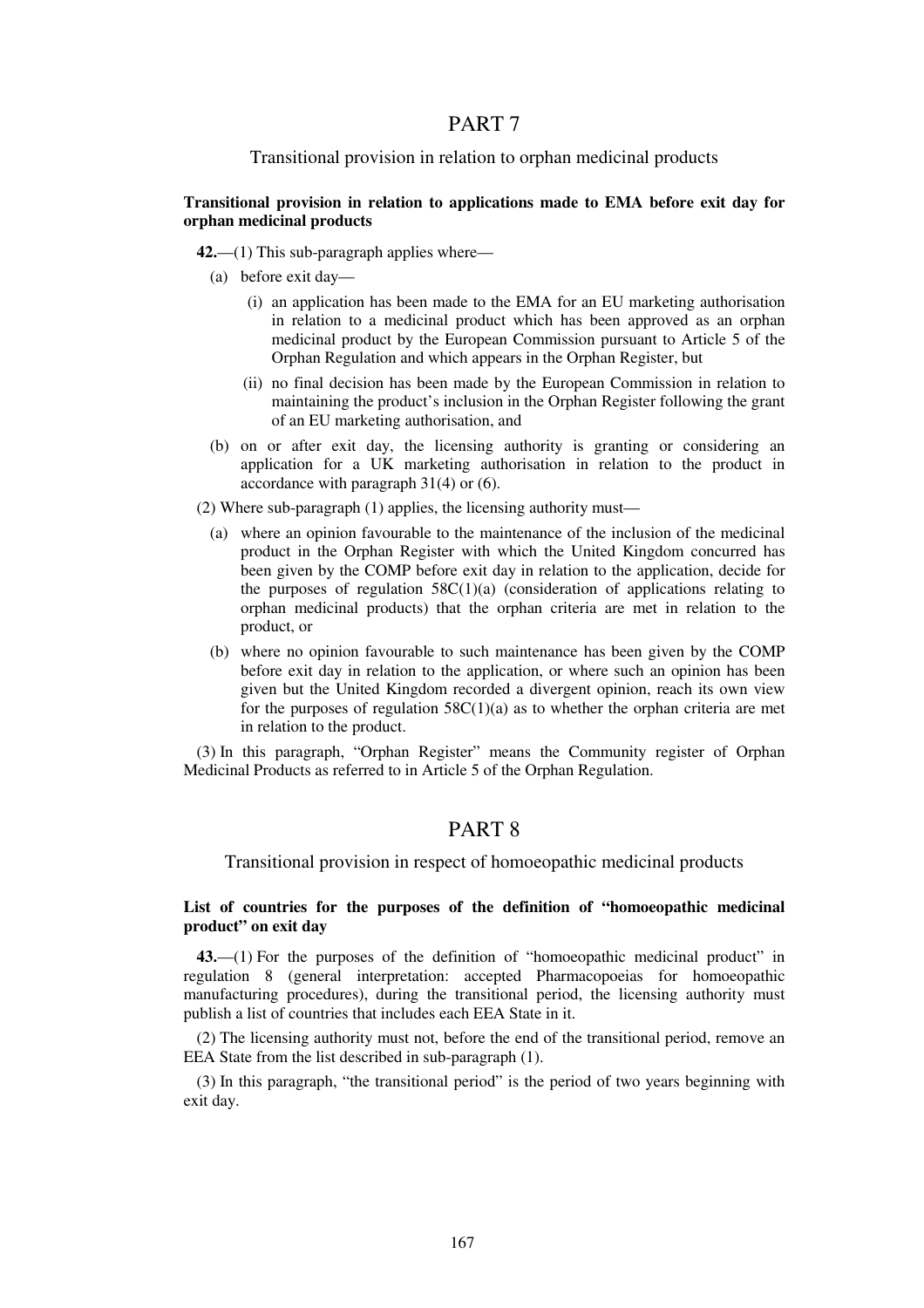# PART 7

## Transitional provision in relation to orphan medicinal products

**Transitional provision in relation to applications made to EMA before exit day for orphan medicinal products**

**42.**—(1) This sub-paragraph applies where—

(a) before exit day—

(i) an application has been made to the EMA for an EU marketing authorisation in relation to a medicinal product which has been approved as an orphan medicinal product by the European Commission pursuant to Article 5 of the Orphan Regulation and which appears in the Orphan Register, but

(ii) no final decision has been made by the European Commission in relation to maintaining the product's inclusion in the Orphan Register following the grant of an EU marketing authorisation, and

(b) on or after exit day, the licensing authority is granting or considering an application for a UK marketing authorisation in relation to the product in accordance with paragraph 31(4) or (6).

(2) Where sub-paragraph (1) applies, the licensing authority must—

(a) where an opinion favourable to the maintenance of the inclusion of the medicinal product in the Orphan Register with which the United Kingdom concurred has been given by the COMP before exit day in relation to the application, decide for the purposes of regulation 58C(1)(a) (consideration of applications relating to orphan medicinal products) that the orphan criteria are met in relation to the product, or

(b) where no opinion favourable to such maintenance has been given by the COMP before exit day in relation to the application, or where such an opinion has been given but the United Kingdom recorded a divergent opinion, reach its own view for the purposes of regulation 58C(1)(a) as to whether the orphan criteria are met in relation to the product.

(3) In this paragraph, "Orphan Register" means the Community register of Orphan Medicinal Products as referred to in Article 5 of the Orphan Regulation.

# PART 8

## Transitional provision in respect of homoeopathic medicinal products

**List of countries for the purposes of the definition of "homoeopathic medicinal product" on exit day**

**43.**—(1) For the purposes of the definition of "homoeopathic medicinal product" in regulation 8 (general interpretation: accepted Pharmacopoeias for homoeopathic manufacturing procedures), during the transitional period, the licensing authority must publish a list of countries that includes each EEA State in it.

(2) The licensing authority must not, before the end of the transitional period, remove an EEA State from the list described in sub-paragraph (1).

(3) In this paragraph, "the transitional period" is the period of two years beginning with exit day.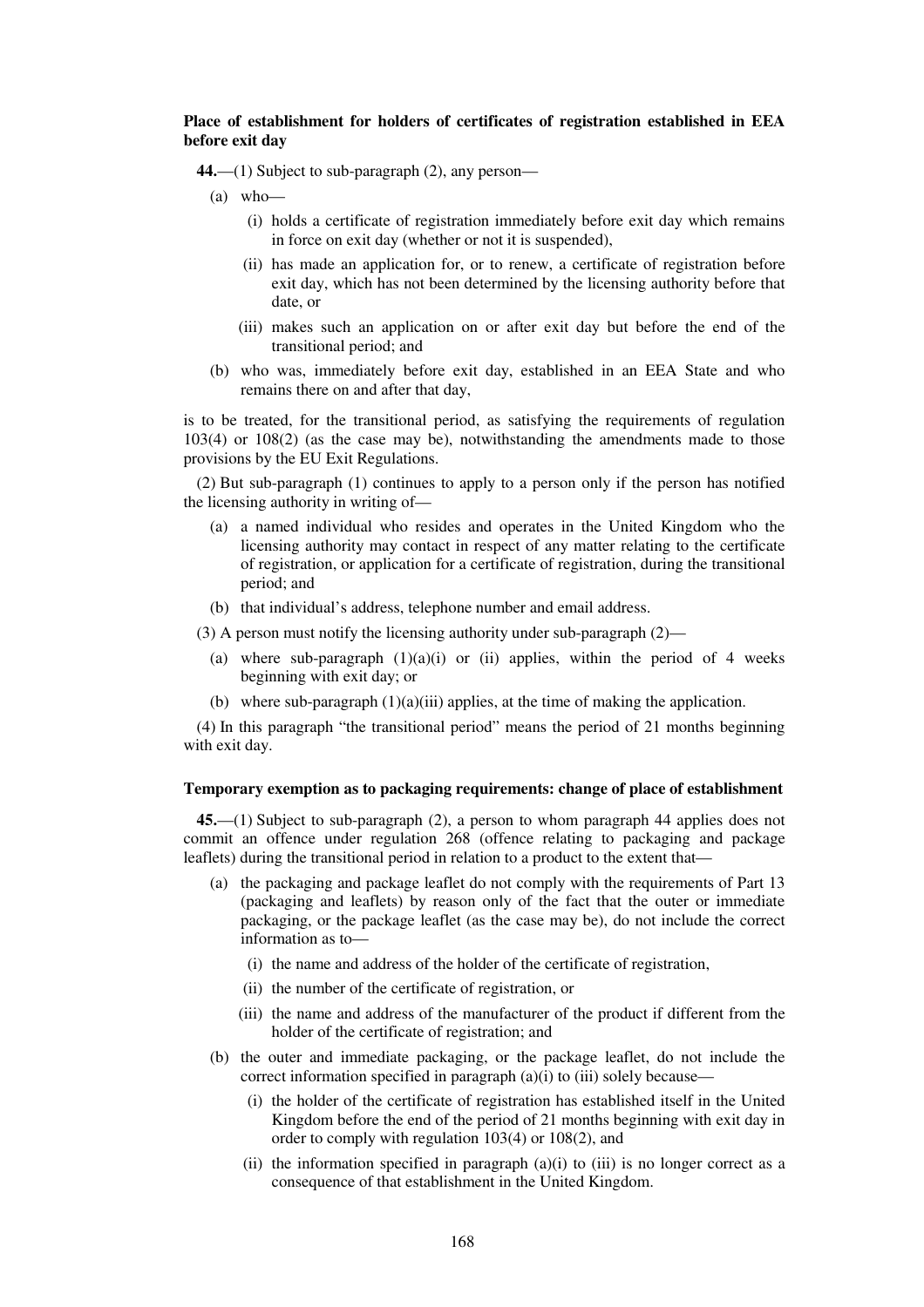**Place of establishment for holders of certificates of registration established in EEA before exit day**

**44.**—(1) Subject to sub-paragraph (2), any person—

(a) who—

(i) holds a certificate of registration immediately before exit day which remains in force on exit day (whether or not it is suspended),

(ii) has made an application for, or to renew, a certificate of registration before exit day, which has not been determined by the licensing authority before that date, or

(iii) makes such an application on or after exit day but before the end of the transitional period; and

(b) who was, immediately before exit day, established in an EEA State and who remains there on and after that day,

is to be treated, for the transitional period, as satisfying the requirements of regulation 103(4) or 108(2) (as the case may be), notwithstanding the amendments made to those provisions by the EU Exit Regulations.

(2) But sub-paragraph (1) continues to apply to a person only if the person has notified the licensing authority in writing of—

(a) a named individual who resides and operates in the United Kingdom who the licensing authority may contact in respect of any matter relating to the certificate of registration, or application for a certificate of registration, during the transitional period; and

(b) that individual's address, telephone number and email address.

(3) A person must notify the licensing authority under sub-paragraph (2)—

(a) where sub-paragraph (1)(a)(i) or (ii) applies, within the period of 4 weeks beginning with exit day; or

(b) where sub-paragraph (1)(a)(iii) applies, at the time of making the application.

(4) In this paragraph "the transitional period" means the period of 21 months beginning with exit day.

**Temporary exemption as to packaging requirements: change of place of establishment**

**45.**—(1) Subject to sub-paragraph (2), a person to whom paragraph 44 applies does not commit an offence under regulation 268 (offence relating to packaging and package leaflets) during the transitional period in relation to a product to the extent that—

(a) the packaging and package leaflet do not comply with the requirements of Part 13 (packaging and leaflets) by reason only of the fact that the outer or immediate packaging, or the package leaflet (as the case may be), do not include the correct information as to—

(i) the name and address of the holder of the certificate of registration,

(ii) the number of the certificate of registration, or

(iii) the name and address of the manufacturer of the product if different from the holder of the certificate of registration; and

(b) the outer and immediate packaging, or the package leaflet, do not include the correct information specified in paragraph (a)(i) to (iii) solely because—

(i) the holder of the certificate of registration has established itself in the United Kingdom before the end of the period of 21 months beginning with exit day in order to comply with regulation 103(4) or 108(2), and

(ii) the information specified in paragraph (a)(i) to (iii) is no longer correct as a consequence of that establishment in the United Kingdom.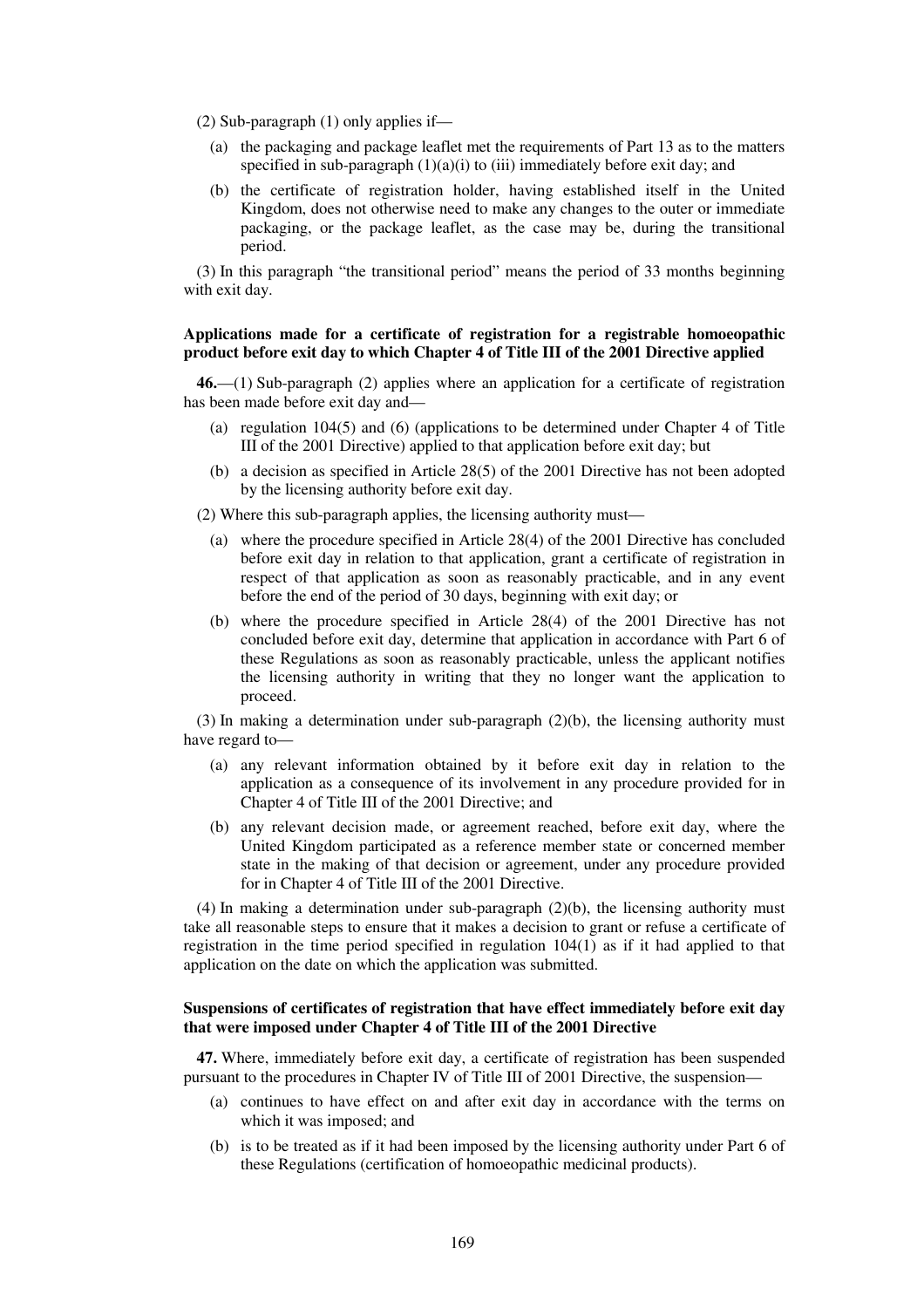(2) Sub-paragraph (1) only applies if—

(a) the packaging and package leaflet met the requirements of Part 13 as to the matters specified in sub-paragraph (1)(a)(i) to (iii) immediately before exit day; and

(b) the certificate of registration holder, having established itself in the United Kingdom, does not otherwise need to make any changes to the outer or immediate packaging, or the package leaflet, as the case may be, during the transitional period.

(3) In this paragraph "the transitional period" means the period of 33 months beginning with exit day.

**Applications made for a certificate of registration for a registrable homoeopathic product before exit day to which Chapter 4 of Title III of the 2001 Directive applied**

**46.**—(1) Sub-paragraph (2) applies where an application for a certificate of registration has been made before exit day and—

(a) regulation 104(5) and (6) (applications to be determined under Chapter 4 of Title III of the 2001 Directive) applied to that application before exit day; but

(b) a decision as specified in Article 28(5) of the 2001 Directive has not been adopted by the licensing authority before exit day.

(2) Where this sub-paragraph applies, the licensing authority must—

(a) where the procedure specified in Article 28(4) of the 2001 Directive has concluded before exit day in relation to that application, grant a certificate of registration in respect of that application as soon as reasonably practicable, and in any event before the end of the period of 30 days, beginning with exit day; or

(b) where the procedure specified in Article 28(4) of the 2001 Directive has not concluded before exit day, determine that application in accordance with Part 6 of these Regulations as soon as reasonably practicable, unless the applicant notifies the licensing authority in writing that they no longer want the application to proceed.

(3) In making a determination under sub-paragraph (2)(b), the licensing authority must have regard to—

(a) any relevant information obtained by it before exit day in relation to the application as a consequence of its involvement in any procedure provided for in Chapter 4 of Title III of the 2001 Directive; and

(b) any relevant decision made, or agreement reached, before exit day, where the United Kingdom participated as a reference member state or concerned member state in the making of that decision or agreement, under any procedure provided for in Chapter 4 of Title III of the 2001 Directive.

(4) In making a determination under sub-paragraph (2)(b), the licensing authority must take all reasonable steps to ensure that it makes a decision to grant or refuse a certificate of registration in the time period specified in regulation 104(1) as if it had applied to that application on the date on which the application was submitted.

**Suspensions of certificates of registration that have effect immediately before exit day that were imposed under Chapter 4 of Title III of the 2001 Directive**

**47.** Where, immediately before exit day, a certificate of registration has been suspended pursuant to the procedures in Chapter IV of Title III of 2001 Directive, the suspension—

(a) continues to have effect on and after exit day in accordance with the terms on which it was imposed; and

(b) is to be treated as if it had been imposed by the licensing authority under Part 6 of these Regulations (certification of homoeopathic medicinal products).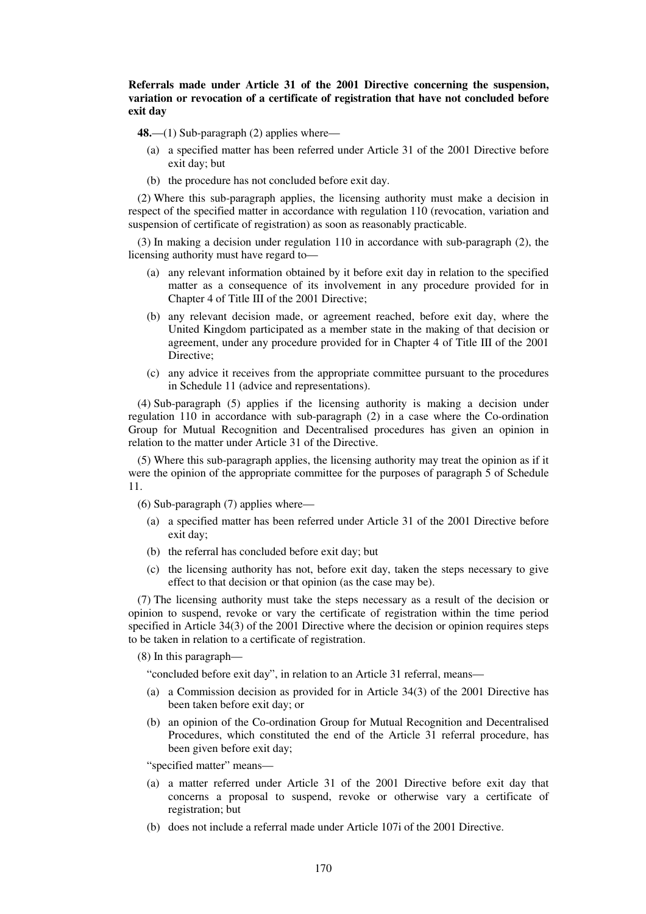**Referrals made under Article 31 of the 2001 Directive concerning the suspension, variation or revocation of a certificate of registration that have not concluded before exit day**

**48.**—(1) Sub-paragraph (2) applies where—

(a) a specified matter has been referred under Article 31 of the 2001 Directive before exit day; but

(b) the procedure has not concluded before exit day.

(2) Where this sub-paragraph applies, the licensing authority must make a decision in respect of the specified matter in accordance with regulation 110 (revocation, variation and suspension of certificate of registration) as soon as reasonably practicable.

(3) In making a decision under regulation 110 in accordance with sub-paragraph (2), the licensing authority must have regard to—

(a) any relevant information obtained by it before exit day in relation to the specified matter as a consequence of its involvement in any procedure provided for in Chapter 4 of Title III of the 2001 Directive;

(b) any relevant decision made, or agreement reached, before exit day, where the United Kingdom participated as a member state in the making of that decision or agreement, under any procedure provided for in Chapter 4 of Title III of the 2001 Directive;

(c) any advice it receives from the appropriate committee pursuant to the procedures in Schedule 11 (advice and representations).

(4) Sub-paragraph (5) applies if the licensing authority is making a decision under regulation 110 in accordance with sub-paragraph (2) in a case where the Co-ordination Group for Mutual Recognition and Decentralised procedures has given an opinion in relation to the matter under Article 31 of the Directive.

(5) Where this sub-paragraph applies, the licensing authority may treat the opinion as if it were the opinion of the appropriate committee for the purposes of paragraph 5 of Schedule 11.

(6) Sub-paragraph (7) applies where—

(a) a specified matter has been referred under Article 31 of the 2001 Directive before exit day;

(b) the referral has concluded before exit day; but

(c) the licensing authority has not, before exit day, taken the steps necessary to give effect to that decision or that opinion (as the case may be).

(7) The licensing authority must take the steps necessary as a result of the decision or opinion to suspend, revoke or vary the certificate of registration within the time period specified in Article 34(3) of the 2001 Directive where the decision or opinion requires steps to be taken in relation to a certificate of registration.

(8) In this paragraph—

"concluded before exit day", in relation to an Article 31 referral, means—

(a) a Commission decision as provided for in Article 34(3) of the 2001 Directive has been taken before exit day; or

(b) an opinion of the Co-ordination Group for Mutual Recognition and Decentralised Procedures, which constituted the end of the Article 31 referral procedure, has been given before exit day;

"specified matter" means—

(a) a matter referred under Article 31 of the 2001 Directive before exit day that concerns a proposal to suspend, revoke or otherwise vary a certificate of registration; but

(b) does not include a referral made under Article 107i of the 2001 Directive.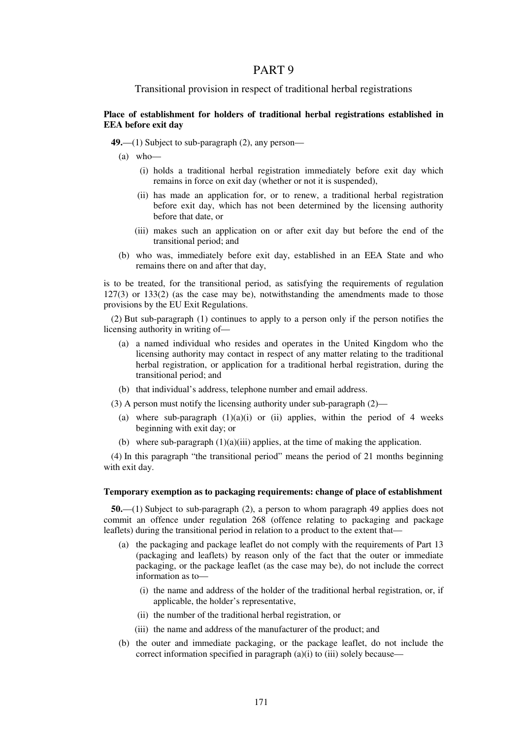# PART 9

## Transitional provision in respect of traditional herbal registrations

### Place of establishment for holders of traditional herbal registrations established in EEA before exit day

**49.**—(1) Subject to sub-paragraph (2), any person—

- (a) who—
  - (i) holds a traditional herbal registration immediately before exit day which remains in force on exit day (whether or not it is suspended),
  - (ii) has made an application for, or to renew, a traditional herbal registration before exit day, which has not been determined by the licensing authority before that date, or
  - (iii) makes such an application on or after exit day but before the end of the transitional period; and
- (b) who was, immediately before exit day, established in an EEA State and who remains there on and after that day,

is to be treated, for the transitional period, as satisfying the requirements of regulation 127(3) or 133(2) (as the case may be), notwithstanding the amendments made to those provisions by the EU Exit Regulations.

(2) But sub-paragraph (1) continues to apply to a person only if the person notifies the licensing authority in writing of—

- (a) a named individual who resides and operates in the United Kingdom who the licensing authority may contact in respect of any matter relating to the traditional herbal registration, or application for a traditional herbal registration, during the transitional period; and
- (b) that individual's address, telephone number and email address.

(3) A person must notify the licensing authority under sub-paragraph (2)—

- (a) where sub-paragraph (1)(a)(i) or (ii) applies, within the period of 4 weeks beginning with exit day; or
- (b) where sub-paragraph (1)(a)(iii) applies, at the time of making the application.

(4) In this paragraph "the transitional period" means the period of 21 months beginning with exit day.

### Temporary exemption as to packaging requirements: change of place of establishment

**50.**—(1) Subject to sub-paragraph (2), a person to whom paragraph 49 applies does not commit an offence under regulation 268 (offence relating to packaging and package leaflets) during the transitional period in relation to a product to the extent that—

- (a) the packaging and package leaflet do not comply with the requirements of Part 13 (packaging and leaflets) by reason only of the fact that the outer or immediate packaging, or the package leaflet (as the case may be), do not include the correct information as to—
  - (i) the name and address of the holder of the traditional herbal registration, or, if applicable, the holder's representative,
  - (ii) the number of the traditional herbal registration, or
  - (iii) the name and address of the manufacturer of the product; and
- (b) the outer and immediate packaging, or the package leaflet, do not include the correct information specified in paragraph (a)(i) to (iii) solely because—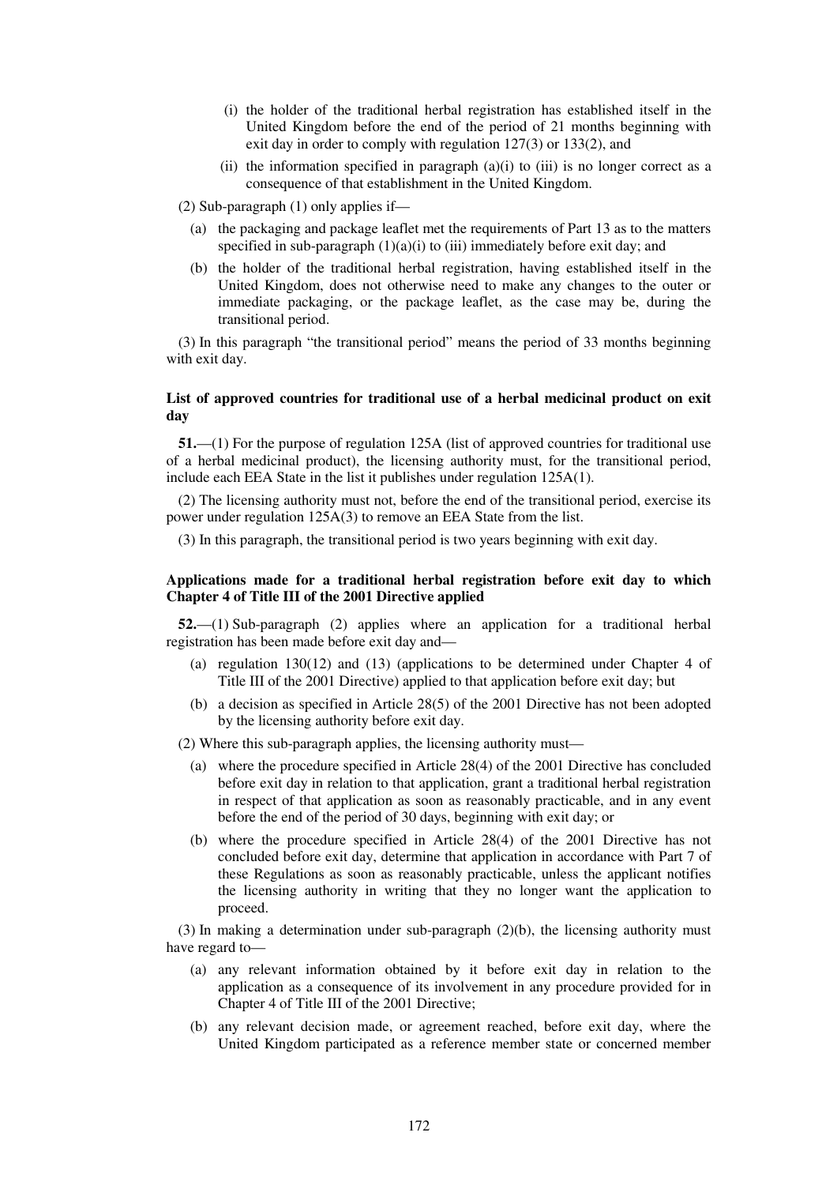(i) the holder of the traditional herbal registration has established itself in the United Kingdom before the end of the period of 21 months beginning with exit day in order to comply with regulation 127(3) or 133(2), and

(ii) the information specified in paragraph (a)(i) to (iii) is no longer correct as a consequence of that establishment in the United Kingdom.

(2) Sub-paragraph (1) only applies if—

(a) the packaging and package leaflet met the requirements of Part 13 as to the matters specified in sub-paragraph (1)(a)(i) to (iii) immediately before exit day; and

(b) the holder of the traditional herbal registration, having established itself in the United Kingdom, does not otherwise need to make any changes to the outer or immediate packaging, or the package leaflet, as the case may be, during the transitional period.

(3) In this paragraph "the transitional period" means the period of 33 months beginning with exit day.

**List of approved countries for traditional use of a herbal medicinal product on exit day**

**51.**—(1) For the purpose of regulation 125A (list of approved countries for traditional use of a herbal medicinal product), the licensing authority must, for the transitional period, include each EEA State in the list it publishes under regulation 125A(1).

(2) The licensing authority must not, before the end of the transitional period, exercise its power under regulation 125A(3) to remove an EEA State from the list.

(3) In this paragraph, the transitional period is two years beginning with exit day.

**Applications made for a traditional herbal registration before exit day to which Chapter 4 of Title III of the 2001 Directive applied**

**52.**—(1) Sub-paragraph (2) applies where an application for a traditional herbal registration has been made before exit day and—

(a) regulation 130(12) and (13) (applications to be determined under Chapter 4 of Title III of the 2001 Directive) applied to that application before exit day; but

(b) a decision as specified in Article 28(5) of the 2001 Directive has not been adopted by the licensing authority before exit day.

(2) Where this sub-paragraph applies, the licensing authority must—

(a) where the procedure specified in Article 28(4) of the 2001 Directive has concluded before exit day in relation to that application, grant a traditional herbal registration in respect of that application as soon as reasonably practicable, and in any event before the end of the period of 30 days, beginning with exit day; or

(b) where the procedure specified in Article 28(4) of the 2001 Directive has not concluded before exit day, determine that application in accordance with Part 7 of these Regulations as soon as reasonably practicable, unless the applicant notifies the licensing authority in writing that they no longer want the application to proceed.

(3) In making a determination under sub-paragraph (2)(b), the licensing authority must have regard to—

(a) any relevant information obtained by it before exit day in relation to the application as a consequence of its involvement in any procedure provided for in Chapter 4 of Title III of the 2001 Directive;

(b) any relevant decision made, or agreement reached, before exit day, where the United Kingdom participated as a reference member state or concerned member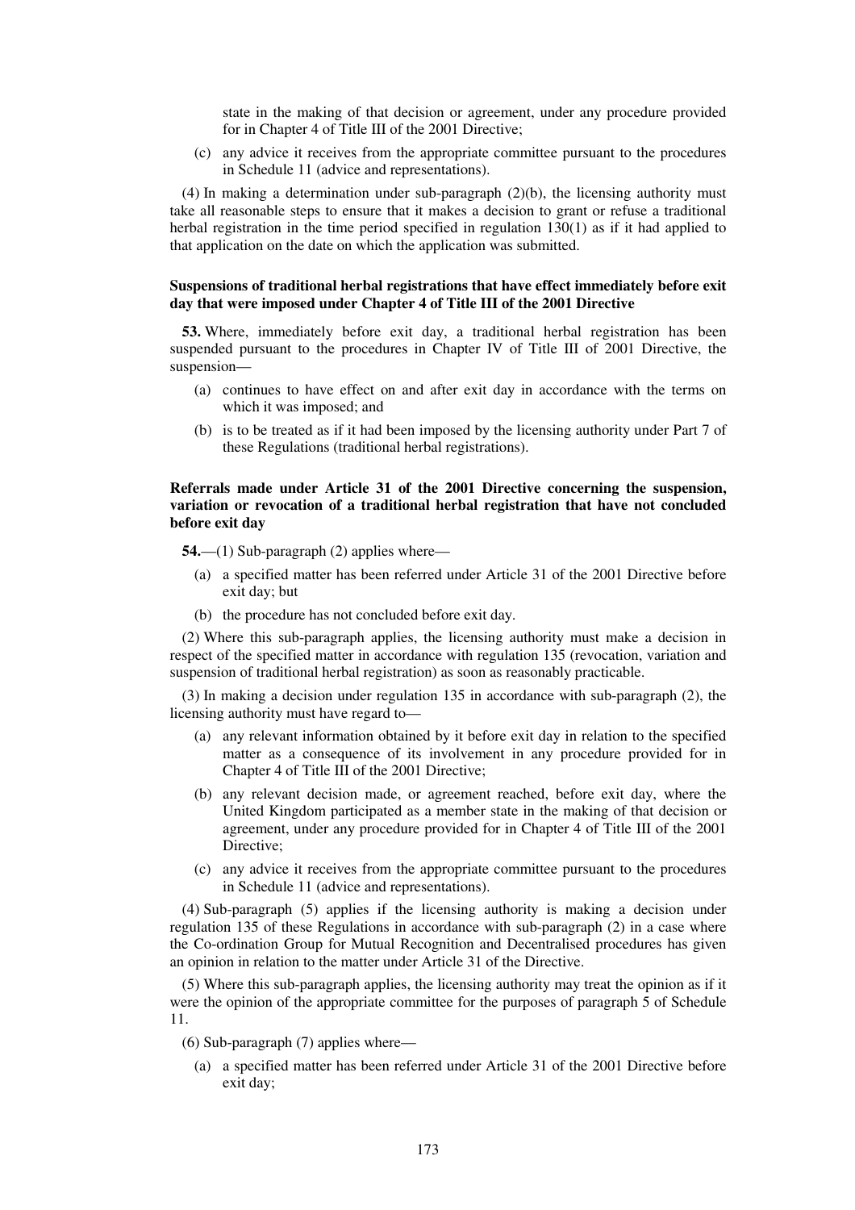state in the making of that decision or agreement, under any procedure provided for in Chapter 4 of Title III of the 2001 Directive;

(c) any advice it receives from the appropriate committee pursuant to the procedures in Schedule 11 (advice and representations).

(4) In making a determination under sub-paragraph (2)(b), the licensing authority must take all reasonable steps to ensure that it makes a decision to grant or refuse a traditional herbal registration in the time period specified in regulation 130(1) as if it had applied to that application on the date on which the application was submitted.

**Suspensions of traditional herbal registrations that have effect immediately before exit day that were imposed under Chapter 4 of Title III of the 2001 Directive**

**53.** Where, immediately before exit day, a traditional herbal registration has been suspended pursuant to the procedures in Chapter IV of Title III of 2001 Directive, the suspension—

(a) continues to have effect on and after exit day in accordance with the terms on which it was imposed; and

(b) is to be treated as if it had been imposed by the licensing authority under Part 7 of these Regulations (traditional herbal registrations).

**Referrals made under Article 31 of the 2001 Directive concerning the suspension, variation or revocation of a traditional herbal registration that have not concluded before exit day**

**54.**—(1) Sub-paragraph (2) applies where—

(a) a specified matter has been referred under Article 31 of the 2001 Directive before exit day; but

(b) the procedure has not concluded before exit day.

(2) Where this sub-paragraph applies, the licensing authority must make a decision in respect of the specified matter in accordance with regulation 135 (revocation, variation and suspension of traditional herbal registration) as soon as reasonably practicable.

(3) In making a decision under regulation 135 in accordance with sub-paragraph (2), the licensing authority must have regard to—

(a) any relevant information obtained by it before exit day in relation to the specified matter as a consequence of its involvement in any procedure provided for in Chapter 4 of Title III of the 2001 Directive;

(b) any relevant decision made, or agreement reached, before exit day, where the United Kingdom participated as a member state in the making of that decision or agreement, under any procedure provided for in Chapter 4 of Title III of the 2001 Directive;

(c) any advice it receives from the appropriate committee pursuant to the procedures in Schedule 11 (advice and representations).

(4) Sub-paragraph (5) applies if the licensing authority is making a decision under regulation 135 of these Regulations in accordance with sub-paragraph (2) in a case where the Co-ordination Group for Mutual Recognition and Decentralised procedures has given an opinion in relation to the matter under Article 31 of the Directive.

(5) Where this sub-paragraph applies, the licensing authority may treat the opinion as if it were the opinion of the appropriate committee for the purposes of paragraph 5 of Schedule 11.

(6) Sub-paragraph (7) applies where—

(a) a specified matter has been referred under Article 31 of the 2001 Directive before exit day;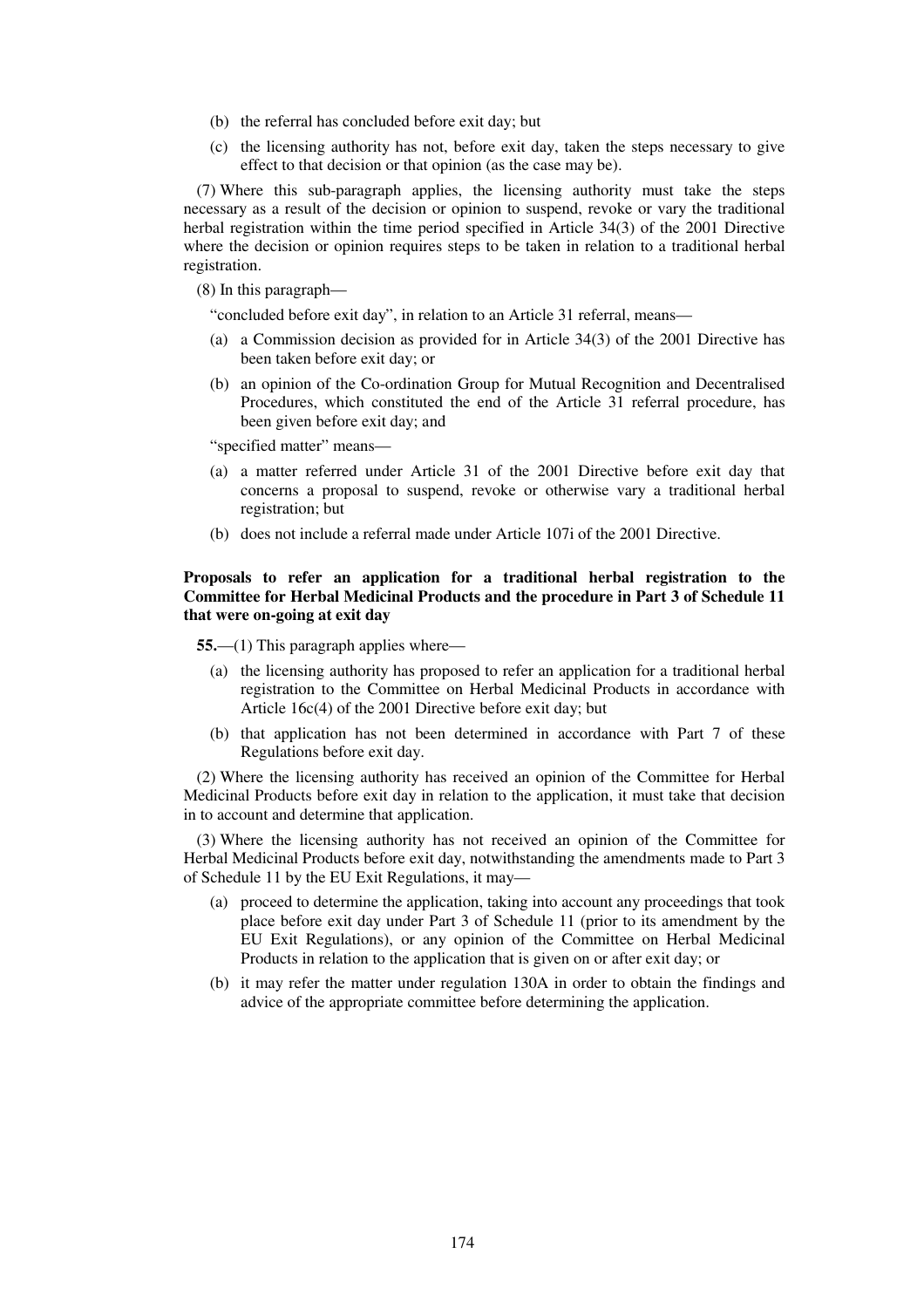(b) the referral has concluded before exit day; but

(c) the licensing authority has not, before exit day, taken the steps necessary to give effect to that decision or that opinion (as the case may be).

(7) Where this sub-paragraph applies, the licensing authority must take the steps necessary as a result of the decision or opinion to suspend, revoke or vary the traditional herbal registration within the time period specified in Article 34(3) of the 2001 Directive where the decision or opinion requires steps to be taken in relation to a traditional herbal registration.

(8) In this paragraph—

"concluded before exit day", in relation to an Article 31 referral, means—

(a) a Commission decision as provided for in Article 34(3) of the 2001 Directive has been taken before exit day; or

(b) an opinion of the Co-ordination Group for Mutual Recognition and Decentralised Procedures, which constituted the end of the Article 31 referral procedure, has been given before exit day; and

"specified matter" means—

(a) a matter referred under Article 31 of the 2001 Directive before exit day that concerns a proposal to suspend, revoke or otherwise vary a traditional herbal registration; but

(b) does not include a referral made under Article 107i of the 2001 Directive.

**Proposals to refer an application for a traditional herbal registration to the Committee for Herbal Medicinal Products and the procedure in Part 3 of Schedule 11 that were on-going at exit day**

**55.**—(1) This paragraph applies where—

(a) the licensing authority has proposed to refer an application for a traditional herbal registration to the Committee on Herbal Medicinal Products in accordance with Article 16c(4) of the 2001 Directive before exit day; but

(b) that application has not been determined in accordance with Part 7 of these Regulations before exit day.

(2) Where the licensing authority has received an opinion of the Committee for Herbal Medicinal Products before exit day in relation to the application, it must take that decision in to account and determine that application.

(3) Where the licensing authority has not received an opinion of the Committee for Herbal Medicinal Products before exit day, notwithstanding the amendments made to Part 3 of Schedule 11 by the EU Exit Regulations, it may—

(a) proceed to determine the application, taking into account any proceedings that took place before exit day under Part 3 of Schedule 11 (prior to its amendment by the EU Exit Regulations), or any opinion of the Committee on Herbal Medicinal Products in relation to the application that is given on or after exit day; or

(b) it may refer the matter under regulation 130A in order to obtain the findings and advice of the appropriate committee before determining the application.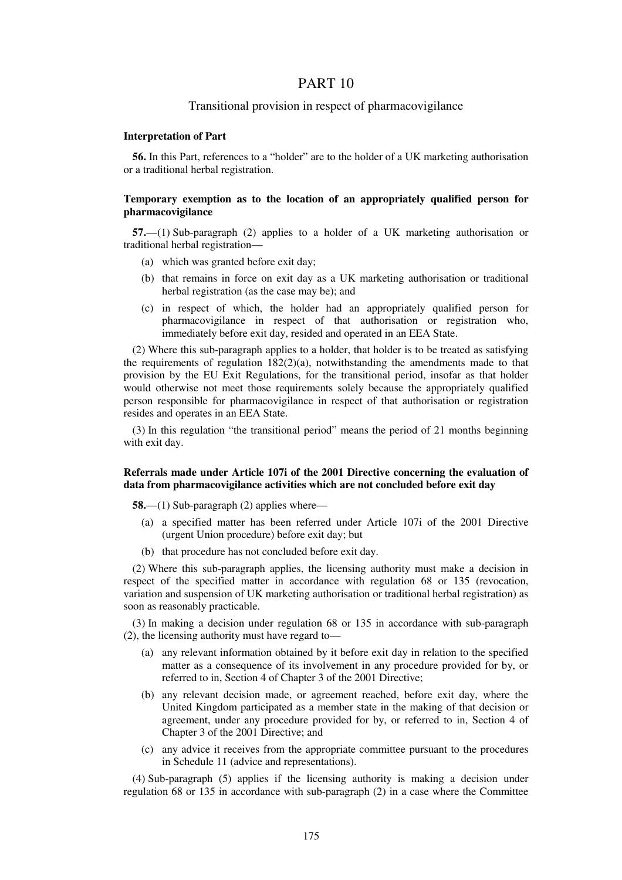# PART 10

## Transitional provision in respect of pharmacovigilance

**Interpretation of Part**

**56.** In this Part, references to a "holder" are to the holder of a UK marketing authorisation or a traditional herbal registration.

**Temporary exemption as to the location of an appropriately qualified person for pharmacovigilance**

**57.**—(1) Sub-paragraph (2) applies to a holder of a UK marketing authorisation or traditional herbal registration—

- (a) which was granted before exit day;
- (b) that remains in force on exit day as a UK marketing authorisation or traditional herbal registration (as the case may be); and
- (c) in respect of which, the holder had an appropriately qualified person for pharmacovigilance in respect of that authorisation or registration who, immediately before exit day, resided and operated in an EEA State.

(2) Where this sub-paragraph applies to a holder, that holder is to be treated as satisfying the requirements of regulation 182(2)(a), notwithstanding the amendments made to that provision by the EU Exit Regulations, for the transitional period, insofar as that holder would otherwise not meet those requirements solely because the appropriately qualified person responsible for pharmacovigilance in respect of that authorisation or registration resides and operates in an EEA State.

(3) In this regulation "the transitional period" means the period of 21 months beginning with exit day.

**Referrals made under Article 107i of the 2001 Directive concerning the evaluation of data from pharmacovigilance activities which are not concluded before exit day**

**58.**—(1) Sub-paragraph (2) applies where—

- (a) a specified matter has been referred under Article 107i of the 2001 Directive (urgent Union procedure) before exit day; but
- (b) that procedure has not concluded before exit day.

(2) Where this sub-paragraph applies, the licensing authority must make a decision in respect of the specified matter in accordance with regulation 68 or 135 (revocation, variation and suspension of UK marketing authorisation or traditional herbal registration) as soon as reasonably practicable.

(3) In making a decision under regulation 68 or 135 in accordance with sub-paragraph (2), the licensing authority must have regard to—

- (a) any relevant information obtained by it before exit day in relation to the specified matter as a consequence of its involvement in any procedure provided for by, or referred to in, Section 4 of Chapter 3 of the 2001 Directive;
- (b) any relevant decision made, or agreement reached, before exit day, where the United Kingdom participated as a member state in the making of that decision or agreement, under any procedure provided for by, or referred to in, Section 4 of Chapter 3 of the 2001 Directive; and
- (c) any advice it receives from the appropriate committee pursuant to the procedures in Schedule 11 (advice and representations).

(4) Sub-paragraph (5) applies if the licensing authority is making a decision under regulation 68 or 135 in accordance with sub-paragraph (2) in a case where the Committee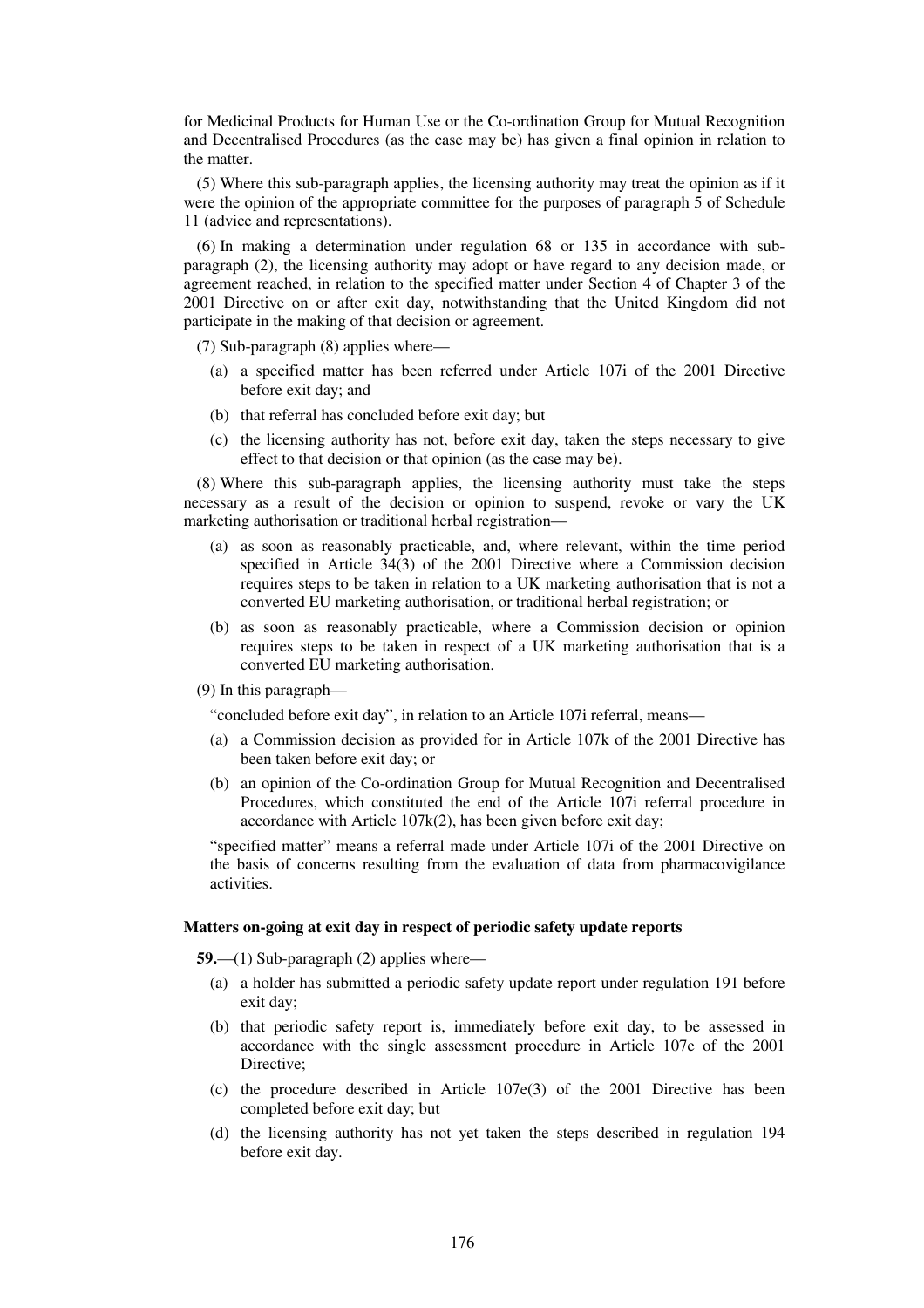for Medicinal Products for Human Use or the Co-ordination Group for Mutual Recognition and Decentralised Procedures (as the case may be) has given a final opinion in relation to the matter.

(5) Where this sub-paragraph applies, the licensing authority may treat the opinion as if it were the opinion of the appropriate committee for the purposes of paragraph 5 of Schedule 11 (advice and representations).

(6) In making a determination under regulation 68 or 135 in accordance with sub-paragraph (2), the licensing authority may adopt or have regard to any decision made, or agreement reached, in relation to the specified matter under Section 4 of Chapter 3 of the 2001 Directive on or after exit day, notwithstanding that the United Kingdom did not participate in the making of that decision or agreement.

(7) Sub-paragraph (8) applies where—

(a) a specified matter has been referred under Article 107i of the 2001 Directive before exit day; and

(b) that referral has concluded before exit day; but

(c) the licensing authority has not, before exit day, taken the steps necessary to give effect to that decision or that opinion (as the case may be).

(8) Where this sub-paragraph applies, the licensing authority must take the steps necessary as a result of the decision or opinion to suspend, revoke or vary the UK marketing authorisation or traditional herbal registration—

(a) as soon as reasonably practicable, and, where relevant, within the time period specified in Article 34(3) of the 2001 Directive where a Commission decision requires steps to be taken in relation to a UK marketing authorisation that is not a converted EU marketing authorisation, or traditional herbal registration; or

(b) as soon as reasonably practicable, where a Commission decision or opinion requires steps to be taken in respect of a UK marketing authorisation that is a converted EU marketing authorisation.

(9) In this paragraph—

"concluded before exit day", in relation to an Article 107i referral, means—

(a) a Commission decision as provided for in Article 107k of the 2001 Directive has been taken before exit day; or

(b) an opinion of the Co-ordination Group for Mutual Recognition and Decentralised Procedures, which constituted the end of the Article 107i referral procedure in accordance with Article 107k(2), has been given before exit day;

"specified matter" means a referral made under Article 107i of the 2001 Directive on the basis of concerns resulting from the evaluation of data from pharmacovigilance activities.

**Matters on-going at exit day in respect of periodic safety update reports**

**59.**—(1) Sub-paragraph (2) applies where—

(a) a holder has submitted a periodic safety update report under regulation 191 before exit day;

(b) that periodic safety report is, immediately before exit day, to be assessed in accordance with the single assessment procedure in Article 107e of the 2001 Directive;

(c) the procedure described in Article 107e(3) of the 2001 Directive has been completed before exit day; but

(d) the licensing authority has not yet taken the steps described in regulation 194 before exit day.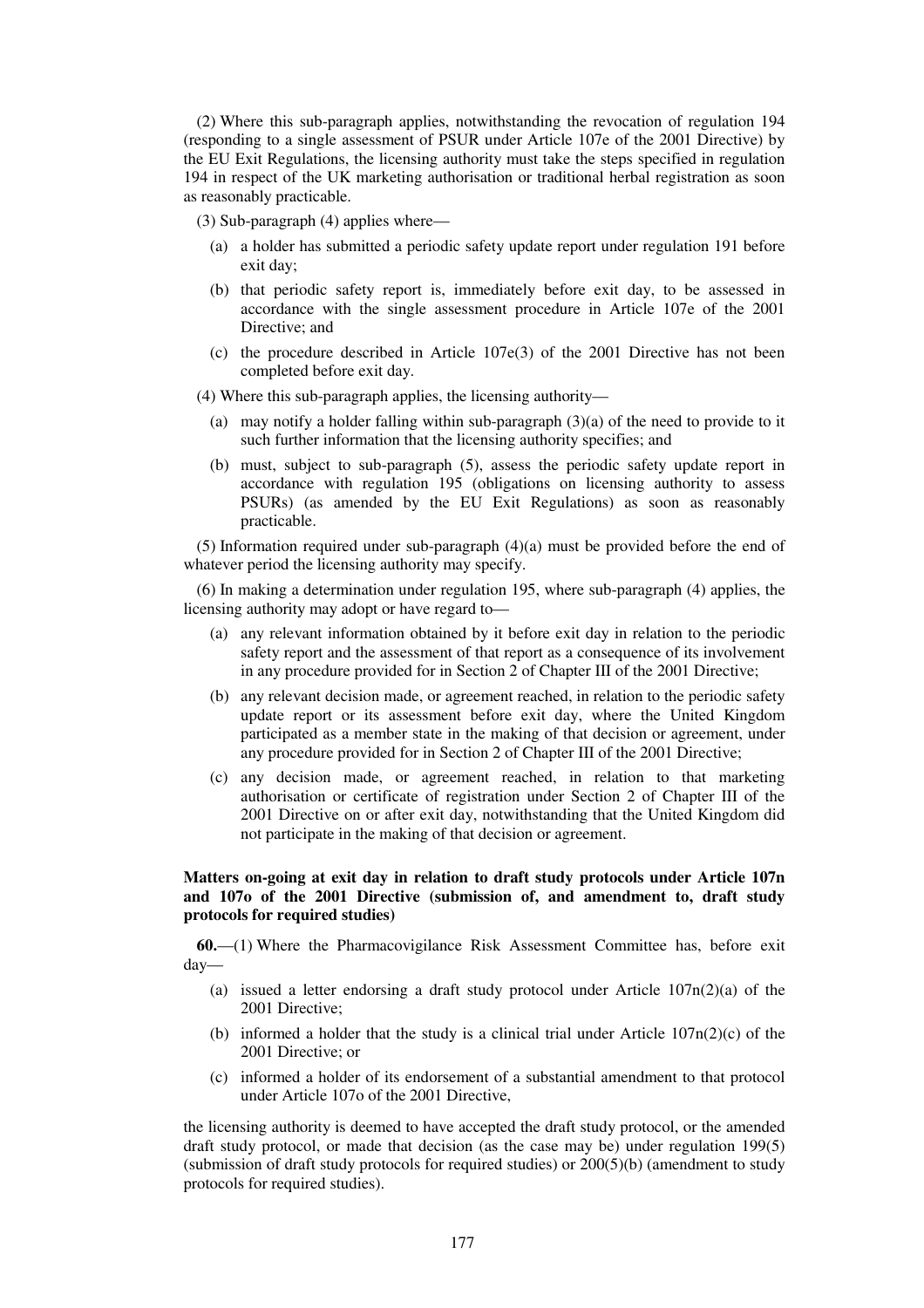(2) Where this sub-paragraph applies, notwithstanding the revocation of regulation 194 (responding to a single assessment of PSUR under Article 107e of the 2001 Directive) by the EU Exit Regulations, the licensing authority must take the steps specified in regulation 194 in respect of the UK marketing authorisation or traditional herbal registration as soon as reasonably practicable.

(3) Sub-paragraph (4) applies where—

(a) a holder has submitted a periodic safety update report under regulation 191 before exit day;

(b) that periodic safety report is, immediately before exit day, to be assessed in accordance with the single assessment procedure in Article 107e of the 2001 Directive; and

(c) the procedure described in Article 107e(3) of the 2001 Directive has not been completed before exit day.

(4) Where this sub-paragraph applies, the licensing authority—

(a) may notify a holder falling within sub-paragraph (3)(a) of the need to provide to it such further information that the licensing authority specifies; and

(b) must, subject to sub-paragraph (5), assess the periodic safety update report in accordance with regulation 195 (obligations on licensing authority to assess PSURs) (as amended by the EU Exit Regulations) as soon as reasonably practicable.

(5) Information required under sub-paragraph (4)(a) must be provided before the end of whatever period the licensing authority may specify.

(6) In making a determination under regulation 195, where sub-paragraph (4) applies, the licensing authority may adopt or have regard to—

(a) any relevant information obtained by it before exit day in relation to the periodic safety report and the assessment of that report as a consequence of its involvement in any procedure provided for in Section 2 of Chapter III of the 2001 Directive;

(b) any relevant decision made, or agreement reached, in relation to the periodic safety update report or its assessment before exit day, where the United Kingdom participated as a member state in the making of that decision or agreement, under any procedure provided for in Section 2 of Chapter III of the 2001 Directive;

(c) any decision made, or agreement reached, in relation to that marketing authorisation or certificate of registration under Section 2 of Chapter III of the 2001 Directive on or after exit day, notwithstanding that the United Kingdom did not participate in the making of that decision or agreement.

**Matters on-going at exit day in relation to draft study protocols under Article 107n and 107o of the 2001 Directive (submission of, and amendment to, draft study protocols for required studies)**

**60.**—(1) Where the Pharmacovigilance Risk Assessment Committee has, before exit day—

(a) issued a letter endorsing a draft study protocol under Article 107n(2)(a) of the 2001 Directive;

(b) informed a holder that the study is a clinical trial under Article 107n(2)(c) of the 2001 Directive; or

(c) informed a holder of its endorsement of a substantial amendment to that protocol under Article 107o of the 2001 Directive,

the licensing authority is deemed to have accepted the draft study protocol, or the amended draft study protocol, or made that decision (as the case may be) under regulation 199(5) (submission of draft study protocols for required studies) or 200(5)(b) (amendment to study protocols for required studies).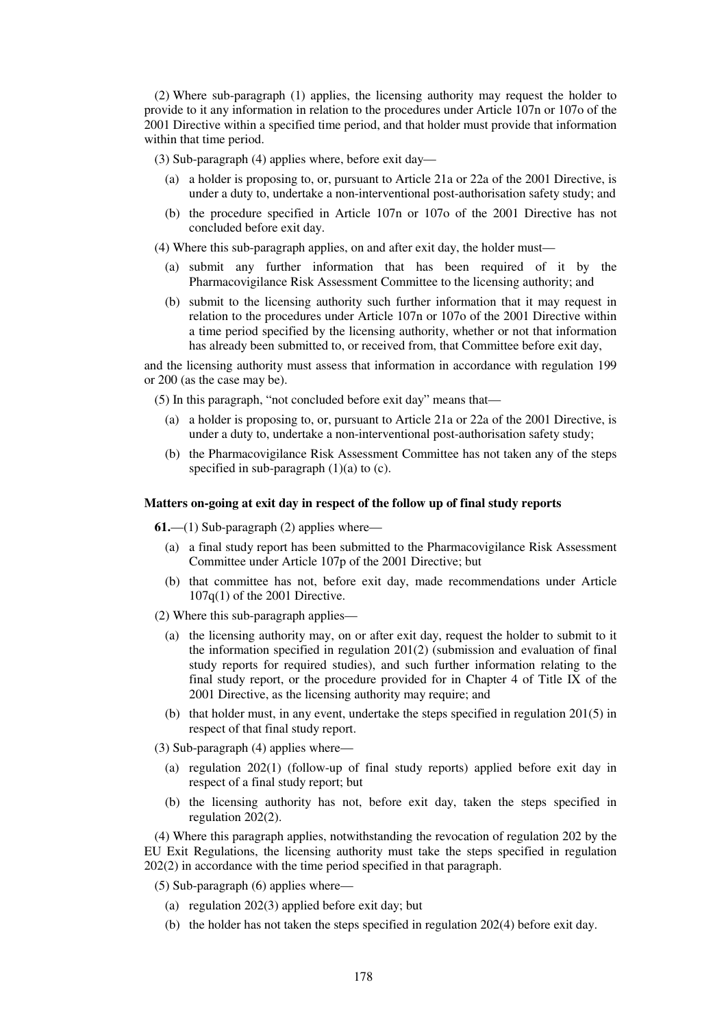(2) Where sub-paragraph (1) applies, the licensing authority may request the holder to provide to it any information in relation to the procedures under Article 107n or 107o of the 2001 Directive within a specified time period, and that holder must provide that information within that time period.

(3) Sub-paragraph (4) applies where, before exit day—

- (a) a holder is proposing to, or, pursuant to Article 21a or 22a of the 2001 Directive, is under a duty to, undertake a non-interventional post-authorisation safety study; and
- (b) the procedure specified in Article 107n or 107o of the 2001 Directive has not concluded before exit day.

(4) Where this sub-paragraph applies, on and after exit day, the holder must—

- (a) submit any further information that has been required of it by the Pharmacovigilance Risk Assessment Committee to the licensing authority; and
- (b) submit to the licensing authority such further information that it may request in relation to the procedures under Article 107n or 107o of the 2001 Directive within a time period specified by the licensing authority, whether or not that information has already been submitted to, or received from, that Committee before exit day,

and the licensing authority must assess that information in accordance with regulation 199 or 200 (as the case may be).

(5) In this paragraph, "not concluded before exit day" means that—

- (a) a holder is proposing to, or, pursuant to Article 21a or 22a of the 2001 Directive, is under a duty to, undertake a non-interventional post-authorisation safety study;
- (b) the Pharmacovigilance Risk Assessment Committee has not taken any of the steps specified in sub-paragraph (1)(a) to (c).

**Matters on-going at exit day in respect of the follow up of final study reports**

**61.**—(1) Sub-paragraph (2) applies where—

- (a) a final study report has been submitted to the Pharmacovigilance Risk Assessment Committee under Article 107p of the 2001 Directive; but
- (b) that committee has not, before exit day, made recommendations under Article 107q(1) of the 2001 Directive.

(2) Where this sub-paragraph applies—

- (a) the licensing authority may, on or after exit day, request the holder to submit to it the information specified in regulation 201(2) (submission and evaluation of final study reports for required studies), and such further information relating to the final study report, or the procedure provided for in Chapter 4 of Title IX of the 2001 Directive, as the licensing authority may require; and
- (b) that holder must, in any event, undertake the steps specified in regulation 201(5) in respect of that final study report.

(3) Sub-paragraph (4) applies where—

- (a) regulation 202(1) (follow-up of final study reports) applied before exit day in respect of a final study report; but
- (b) the licensing authority has not, before exit day, taken the steps specified in regulation 202(2).

(4) Where this paragraph applies, notwithstanding the revocation of regulation 202 by the EU Exit Regulations, the licensing authority must take the steps specified in regulation 202(2) in accordance with the time period specified in that paragraph.

(5) Sub-paragraph (6) applies where—

- (a) regulation 202(3) applied before exit day; but
- (b) the holder has not taken the steps specified in regulation 202(4) before exit day.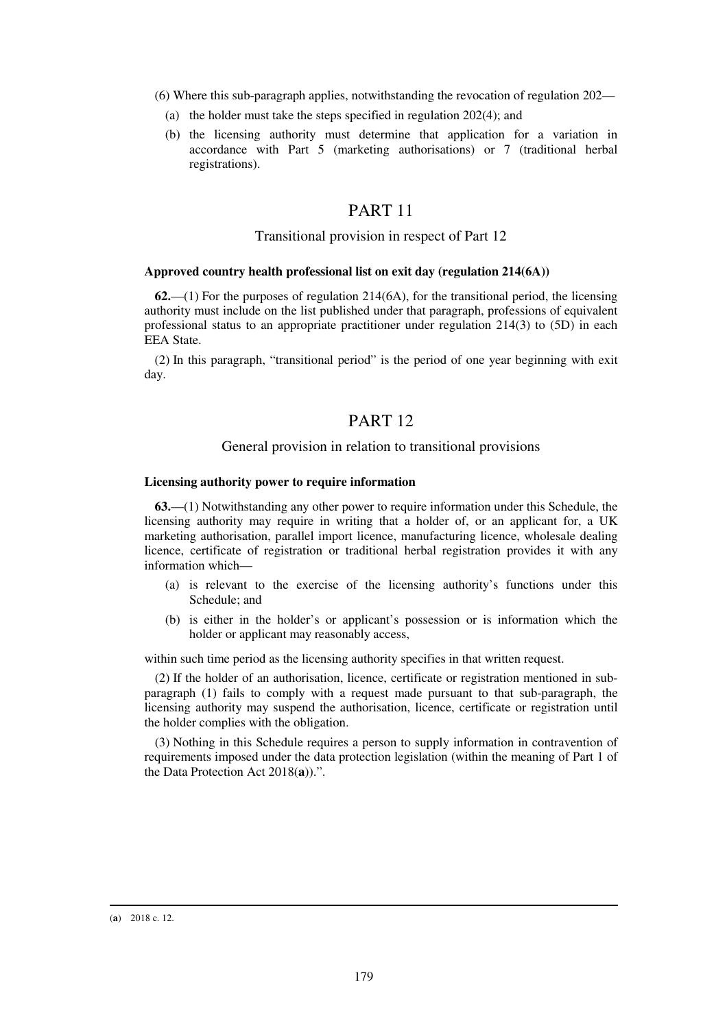(6) Where this sub-paragraph applies, notwithstanding the revocation of regulation 202—

(a) the holder must take the steps specified in regulation 202(4); and

(b) the licensing authority must determine that application for a variation in accordance with Part 5 (marketing authorisations) or 7 (traditional herbal registrations).

## PART 11

### Transitional provision in respect of Part 12

**Approved country health professional list on exit day (regulation 214(6A))**

**62.**—(1) For the purposes of regulation 214(6A), for the transitional period, the licensing authority must include on the list published under that paragraph, professions of equivalent professional status to an appropriate practitioner under regulation 214(3) to (5D) in each EEA State.

(2) In this paragraph, "transitional period" is the period of one year beginning with exit day.

## PART 12

### General provision in relation to transitional provisions

**Licensing authority power to require information**

**63.**—(1) Notwithstanding any other power to require information under this Schedule, the licensing authority may require in writing that a holder of, or an applicant for, a UK marketing authorisation, parallel import licence, manufacturing licence, wholesale dealing licence, certificate of registration or traditional herbal registration provides it with any information which—

(a) is relevant to the exercise of the licensing authority's functions under this Schedule; and

(b) is either in the holder's or applicant's possession or is information which the holder or applicant may reasonably access,

within such time period as the licensing authority specifies in that written request.

(2) If the holder of an authorisation, licence, certificate or registration mentioned in sub-paragraph (1) fails to comply with a request made pursuant to that sub-paragraph, the licensing authority may suspend the authorisation, licence, certificate or registration until the holder complies with the obligation.

(3) Nothing in this Schedule requires a person to supply information in contravention of requirements imposed under the data protection legislation (within the meaning of Part 1 of the Data Protection Act 2018([a]))."."

---

([a]) 2018 c. 12.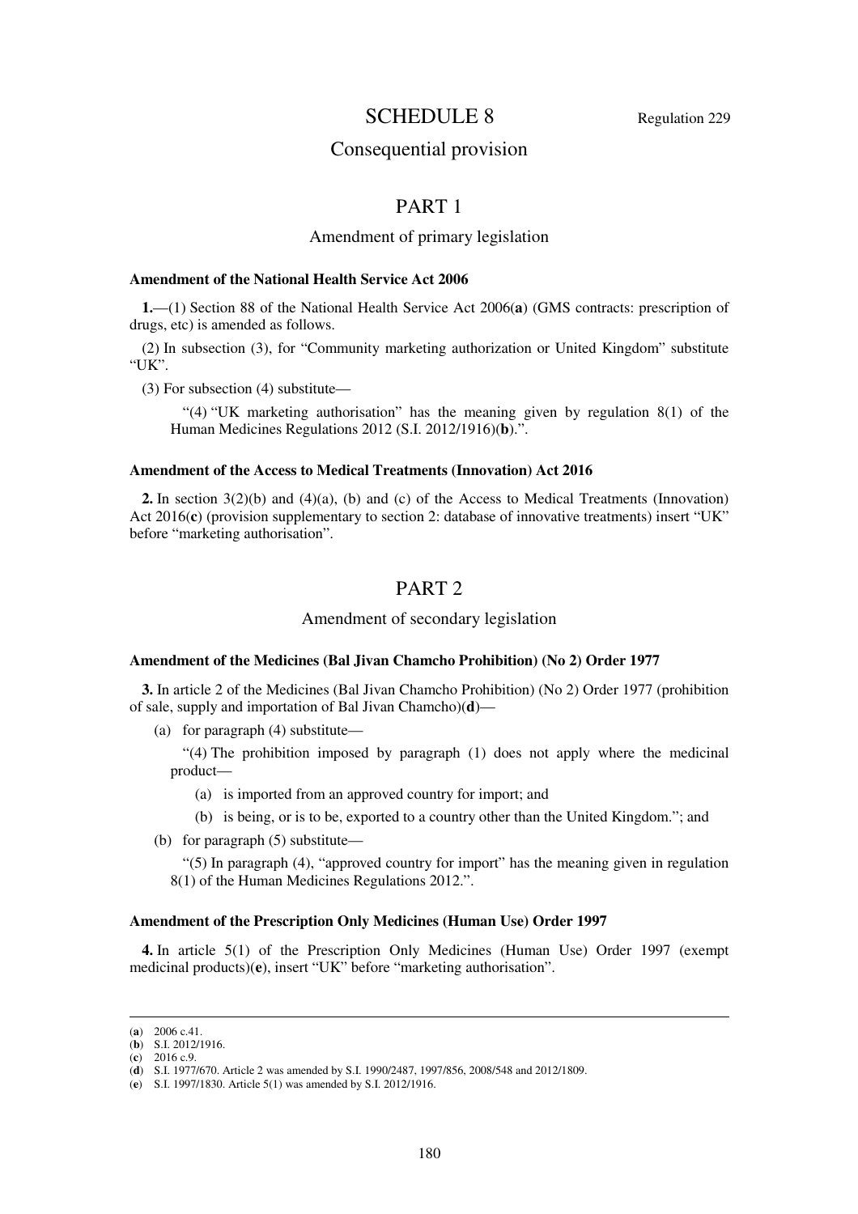# SCHEDULE 8

Regulation 229

## Consequential provision

## PART 1

### Amendment of primary legislation

#### Amendment of the National Health Service Act 2006

**1.**—(1) Section 88 of the National Health Service Act 2006(**a**) (GMS contracts: prescription of drugs, etc) is amended as follows.

(2) In subsection (3), for "Community marketing authorization or United Kingdom" substitute "UK".

(3) For subsection (4) substitute—

> "(4) "UK marketing authorisation" has the meaning given by regulation 8(1) of the Human Medicines Regulations 2012 (S.I. 2012/1916)(**b**).".

#### Amendment of the Access to Medical Treatments (Innovation) Act 2016

**2.** In section 3(2)(b) and (4)(a), (b) and (c) of the Access to Medical Treatments (Innovation) Act 2016(**c**) (provision supplementary to section 2: database of innovative treatments) insert "UK" before "marketing authorisation".

## PART 2

### Amendment of secondary legislation

#### Amendment of the Medicines (Bal Jivan Chamcho Prohibition) (No 2) Order 1977

**3.** In article 2 of the Medicines (Bal Jivan Chamcho Prohibition) (No 2) Order 1977 (prohibition of sale, supply and importation of Bal Jivan Chamcho)(**d**)—

(a) for paragraph (4) substitute—

> "(4) The prohibition imposed by paragraph (1) does not apply where the medicinal product—
>
> (a) is imported from an approved country for import; and
>
> (b) is being, or is to be, exported to a country other than the United Kingdom."; and

(b) for paragraph (5) substitute—

> "(5) In paragraph (4), "approved country for import" has the meaning given in regulation 8(1) of the Human Medicines Regulations 2012.".

#### Amendment of the Prescription Only Medicines (Human Use) Order 1997

**4.** In article 5(1) of the Prescription Only Medicines (Human Use) Order 1997 (exempt medicinal products)(**e**), insert "UK" before "marketing authorisation".

---

(**a**) 2006 c.41.
(**b**) S.I. 2012/1916.
(**c**) 2016 c.9.
(**d**) S.I. 1977/670. Article 2 was amended by S.I. 1990/2487, 1997/856, 2008/548 and 2012/1809.
(**e**) S.I. 1997/1830. Article 5(1) was amended by S.I. 2012/1916.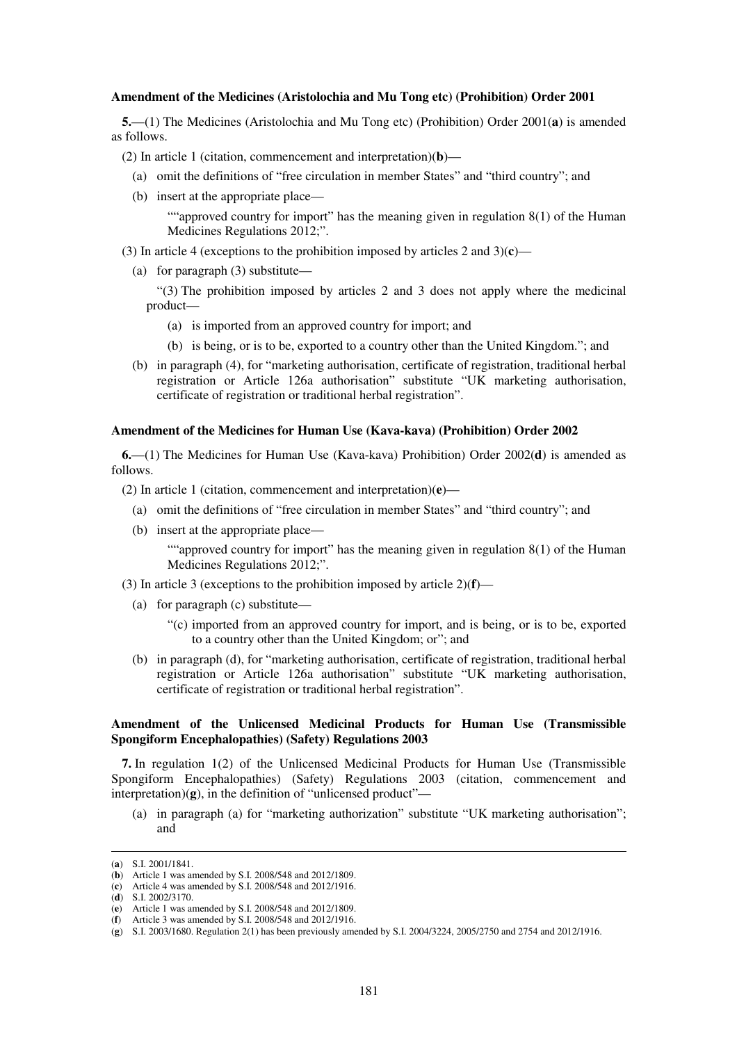**Amendment of the Medicines (Aristolochia and Mu Tong etc) (Prohibition) Order 2001**

**5.**—(1) The Medicines (Aristolochia and Mu Tong etc) (Prohibition) Order 2001(**a**) is amended as follows.

(2) In article 1 (citation, commencement and interpretation)(**b**)—

(a) omit the definitions of "free circulation in member States" and "third country"; and

(b) insert at the appropriate place—

""approved country for import" has the meaning given in regulation 8(1) of the Human Medicines Regulations 2012;".

(3) In article 4 (exceptions to the prohibition imposed by articles 2 and 3)(**c**)—

(a) for paragraph (3) substitute—

"(3) The prohibition imposed by articles 2 and 3 does not apply where the medicinal product—

(a) is imported from an approved country for import; and

(b) is being, or is to be, exported to a country other than the United Kingdom."; and

(b) in paragraph (4), for "marketing authorisation, certificate of registration, traditional herbal registration or Article 126a authorisation" substitute "UK marketing authorisation, certificate of registration or traditional herbal registration".

**Amendment of the Medicines for Human Use (Kava-kava) (Prohibition) Order 2002**

**6.**—(1) The Medicines for Human Use (Kava-kava) Prohibition) Order 2002(**d**) is amended as follows.

(2) In article 1 (citation, commencement and interpretation)(**e**)—

(a) omit the definitions of "free circulation in member States" and "third country"; and

(b) insert at the appropriate place—

""approved country for import" has the meaning given in regulation 8(1) of the Human Medicines Regulations 2012;".

(3) In article 3 (exceptions to the prohibition imposed by article 2)(**f**)—

(a) for paragraph (c) substitute—

"(c) imported from an approved country for import, and is being, or is to be, exported to a country other than the United Kingdom; or"; and

(b) in paragraph (d), for "marketing authorisation, certificate of registration, traditional herbal registration or Article 126a authorisation" substitute "UK marketing authorisation, certificate of registration or traditional herbal registration".

**Amendment of the Unlicensed Medicinal Products for Human Use (Transmissible Spongiform Encephalopathies) (Safety) Regulations 2003**

**7.** In regulation 1(2) of the Unlicensed Medicinal Products for Human Use (Transmissible Spongiform Encephalopathies) (Safety) Regulations 2003 (citation, commencement and interpretation)(**g**), in the definition of "unlicensed product"—

(a) in paragraph (a) for "marketing authorization" substitute "UK marketing authorisation"; and

---

(**a**) S.I. 2001/1841.
(**b**) Article 1 was amended by S.I. 2008/548 and 2012/1809.
(**c**) Article 4 was amended by S.I. 2008/548 and 2012/1916.
(**d**) S.I. 2002/3170.
(**e**) Article 1 was amended by S.I. 2008/548 and 2012/1809.
(**f**) Article 3 was amended by S.I. 2008/548 and 2012/1916.
(**g**) S.I. 2003/1680. Regulation 2(1) has been previously amended by S.I. 2004/3224, 2005/2750 and 2754 and 2012/1916.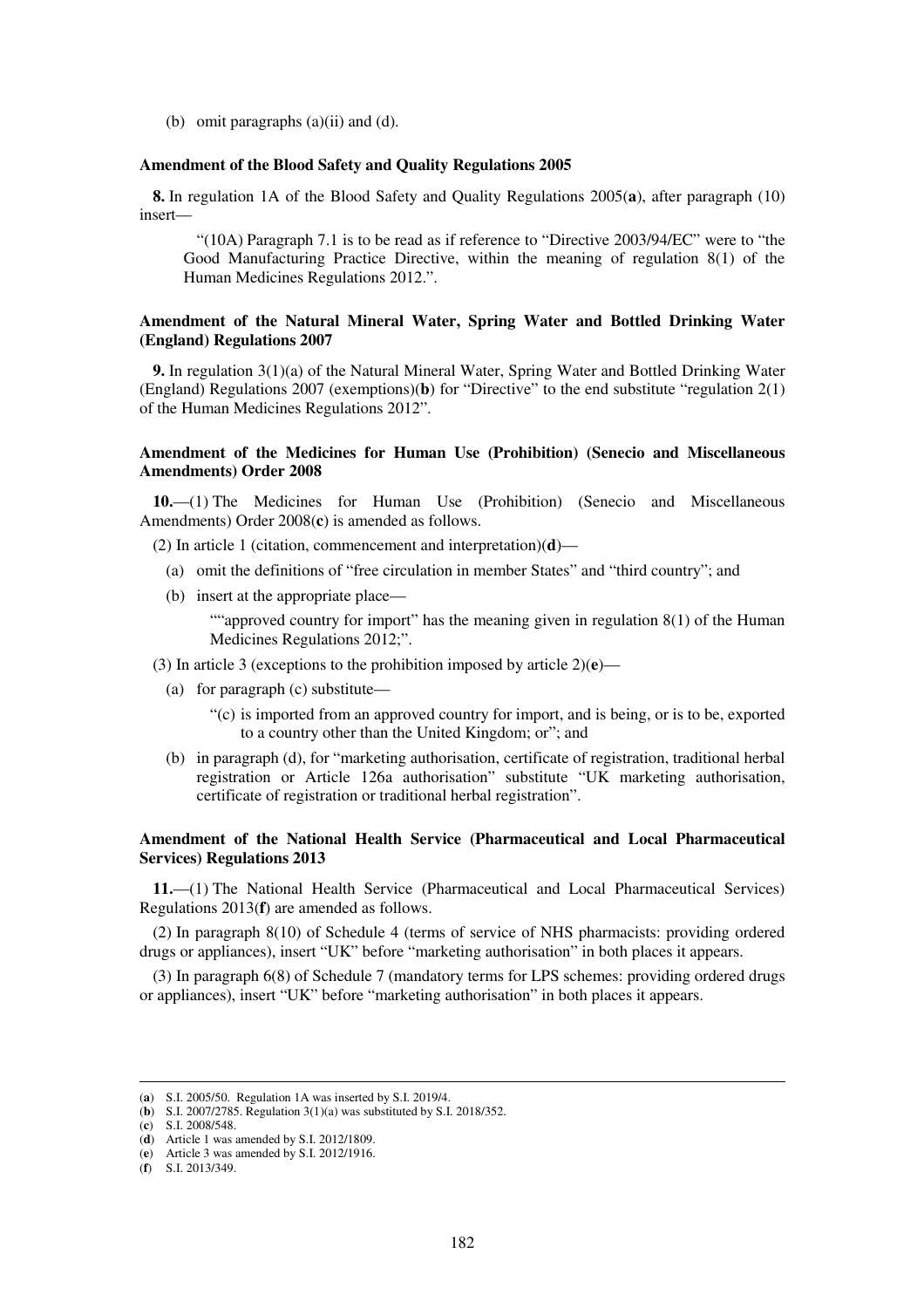(b) omit paragraphs (a)(ii) and (d).

### Amendment of the Blood Safety and Quality Regulations 2005

**8.** In regulation 1A of the Blood Safety and Quality Regulations 2005(**a**), after paragraph (10) insert—

> "(10A) Paragraph 7.1 is to be read as if reference to "Directive 2003/94/EC" were to "the Good Manufacturing Practice Directive, within the meaning of regulation 8(1) of the Human Medicines Regulations 2012.".

### Amendment of the Natural Mineral Water, Spring Water and Bottled Drinking Water (England) Regulations 2007

**9.** In regulation 3(1)(a) of the Natural Mineral Water, Spring Water and Bottled Drinking Water (England) Regulations 2007 (exemptions)(**b**) for "Directive" to the end substitute "regulation 2(1) of the Human Medicines Regulations 2012".

### Amendment of the Medicines for Human Use (Prohibition) (Senecio and Miscellaneous Amendments) Order 2008

**10.**—(1) The Medicines for Human Use (Prohibition) (Senecio and Miscellaneous Amendments) Order 2008(**c**) is amended as follows.

(2) In article 1 (citation, commencement and interpretation)(**d**)—

- (a) omit the definitions of "free circulation in member States" and "third country"; and
- (b) insert at the appropriate place—

  > ""approved country for import" has the meaning given in regulation 8(1) of the Human Medicines Regulations 2012;".

(3) In article 3 (exceptions to the prohibition imposed by article 2)(**e**)—

- (a) for paragraph (c) substitute—

  > "(c) is imported from an approved country for import, and is being, or is to be, exported to a country other than the United Kingdom; or"; and

- (b) in paragraph (d), for "marketing authorisation, certificate of registration, traditional herbal registration or Article 126a authorisation" substitute "UK marketing authorisation, certificate of registration or traditional herbal registration".

### Amendment of the National Health Service (Pharmaceutical and Local Pharmaceutical Services) Regulations 2013

**11.**—(1) The National Health Service (Pharmaceutical and Local Pharmaceutical Services) Regulations 2013(**f**) are amended as follows.

(2) In paragraph 8(10) of Schedule 4 (terms of service of NHS pharmacists: providing ordered drugs or appliances), insert "UK" before "marketing authorisation" in both places it appears.

(3) In paragraph 6(8) of Schedule 7 (mandatory terms for LPS schemes: providing ordered drugs or appliances), insert "UK" before "marketing authorisation" in both places it appears.

---

(**a**) S.I. 2005/50. Regulation 1A was inserted by S.I. 2019/4.
(**b**) S.I. 2007/2785. Regulation 3(1)(a) was substituted by S.I. 2018/352.
(**c**) S.I. 2008/548.
(**d**) Article 1 was amended by S.I. 2012/1809.
(**e**) Article 3 was amended by S.I. 2012/1916.
(**f**) S.I. 2013/349.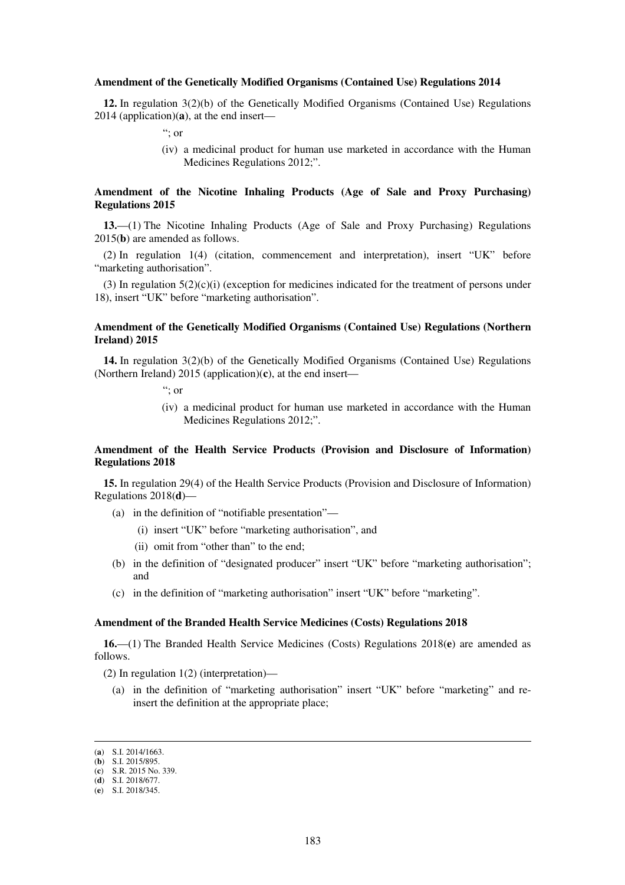**Amendment of the Genetically Modified Organisms (Contained Use) Regulations 2014**

**12.** In regulation 3(2)(b) of the Genetically Modified Organisms (Contained Use) Regulations 2014 (application)(**a**), at the end insert—

> "; or
>
> (iv) a medicinal product for human use marketed in accordance with the Human Medicines Regulations 2012;".

**Amendment of the Nicotine Inhaling Products (Age of Sale and Proxy Purchasing) Regulations 2015**

**13.**—(1) The Nicotine Inhaling Products (Age of Sale and Proxy Purchasing) Regulations 2015(**b**) are amended as follows.

(2) In regulation 1(4) (citation, commencement and interpretation), insert "UK" before "marketing authorisation".

(3) In regulation 5(2)(c)(i) (exception for medicines indicated for the treatment of persons under 18), insert "UK" before "marketing authorisation".

**Amendment of the Genetically Modified Organisms (Contained Use) Regulations (Northern Ireland) 2015**

**14.** In regulation 3(2)(b) of the Genetically Modified Organisms (Contained Use) Regulations (Northern Ireland) 2015 (application)(**c**), at the end insert—

> "; or
>
> (iv) a medicinal product for human use marketed in accordance with the Human Medicines Regulations 2012;".

**Amendment of the Health Service Products (Provision and Disclosure of Information) Regulations 2018**

**15.** In regulation 29(4) of the Health Service Products (Provision and Disclosure of Information) Regulations 2018(**d**)—

- (a) in the definition of "notifiable presentation"—
  - (i) insert "UK" before "marketing authorisation", and
  - (ii) omit from "other than" to the end;
- (b) in the definition of "designated producer" insert "UK" before "marketing authorisation"; and
- (c) in the definition of "marketing authorisation" insert "UK" before "marketing".

**Amendment of the Branded Health Service Medicines (Costs) Regulations 2018**

**16.**—(1) The Branded Health Service Medicines (Costs) Regulations 2018(**e**) are amended as follows.

(2) In regulation 1(2) (interpretation)—

- (a) in the definition of "marketing authorisation" insert "UK" before "marketing" and re-insert the definition at the appropriate place;

---

(**a**) S.I. 2014/1663.
(**b**) S.I. 2015/895.
(**c**) S.R. 2015 No. 339.
(**d**) S.I. 2018/677.
(**e**) S.I. 2018/345.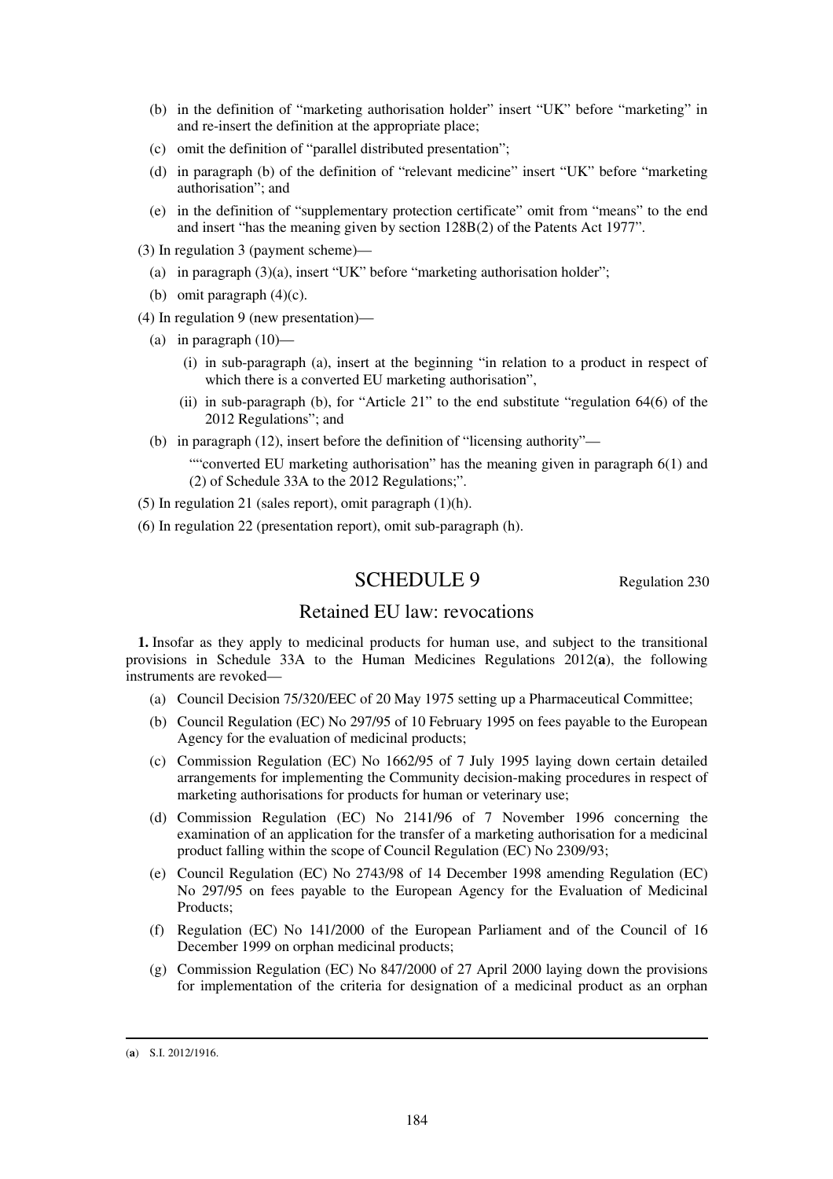(b) in the definition of "marketing authorisation holder" insert "UK" before "marketing" in and re-insert the definition at the appropriate place;

(c) omit the definition of "parallel distributed presentation";

(d) in paragraph (b) of the definition of "relevant medicine" insert "UK" before "marketing authorisation"; and

(e) in the definition of "supplementary protection certificate" omit from "means" to the end and insert "has the meaning given by section 128B(2) of the Patents Act 1977".

(3) In regulation 3 (payment scheme)—

(a) in paragraph (3)(a), insert "UK" before "marketing authorisation holder";

(b) omit paragraph (4)(c).

(4) In regulation 9 (new presentation)—

(a) in paragraph (10)—

(i) in sub-paragraph (a), insert at the beginning "in relation to a product in respect of which there is a converted EU marketing authorisation",

(ii) in sub-paragraph (b), for "Article 21" to the end substitute "regulation 64(6) of the 2012 Regulations"; and

(b) in paragraph (12), insert before the definition of "licensing authority"—

""converted EU marketing authorisation" has the meaning given in paragraph 6(1) and (2) of Schedule 33A to the 2012 Regulations;".

(5) In regulation 21 (sales report), omit paragraph (1)(h).

(6) In regulation 22 (presentation report), omit sub-paragraph (h).

## SCHEDULE 9

Regulation 230

### Retained EU law: revocations

**1.** Insofar as they apply to medicinal products for human use, and subject to the transitional provisions in Schedule 33A to the Human Medicines Regulations 2012(**a**), the following instruments are revoked—

(a) Council Decision 75/320/EEC of 20 May 1975 setting up a Pharmaceutical Committee;

(b) Council Regulation (EC) No 297/95 of 10 February 1995 on fees payable to the European Agency for the evaluation of medicinal products;

(c) Commission Regulation (EC) No 1662/95 of 7 July 1995 laying down certain detailed arrangements for implementing the Community decision-making procedures in respect of marketing authorisations for products for human or veterinary use;

(d) Commission Regulation (EC) No 2141/96 of 7 November 1996 concerning the examination of an application for the transfer of a marketing authorisation for a medicinal product falling within the scope of Council Regulation (EC) No 2309/93;

(e) Council Regulation (EC) No 2743/98 of 14 December 1998 amending Regulation (EC) No 297/95 on fees payable to the European Agency for the Evaluation of Medicinal Products;

(f) Regulation (EC) No 141/2000 of the European Parliament and of the Council of 16 December 1999 on orphan medicinal products;

(g) Commission Regulation (EC) No 847/2000 of 27 April 2000 laying down the provisions for implementation of the criteria for designation of a medicinal product as an orphan

---

(**a**) S.I. 2012/1916.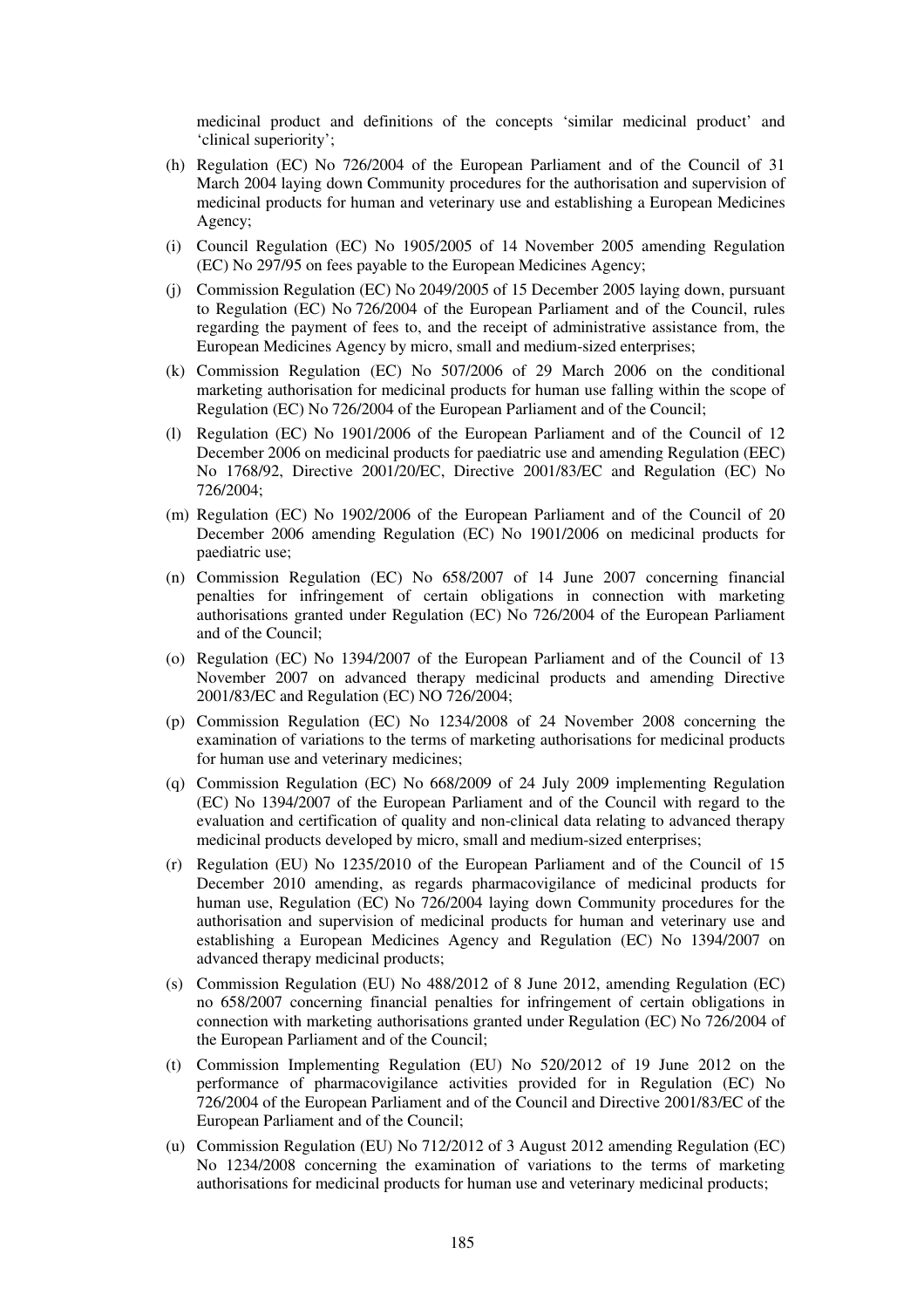medicinal product and definitions of the concepts 'similar medicinal product' and 'clinical superiority';

(h) Regulation (EC) No 726/2004 of the European Parliament and of the Council of 31 March 2004 laying down Community procedures for the authorisation and supervision of medicinal products for human and veterinary use and establishing a European Medicines Agency;

(i) Council Regulation (EC) No 1905/2005 of 14 November 2005 amending Regulation (EC) No 297/95 on fees payable to the European Medicines Agency;

(j) Commission Regulation (EC) No 2049/2005 of 15 December 2005 laying down, pursuant to Regulation (EC) No 726/2004 of the European Parliament and of the Council, rules regarding the payment of fees to, and the receipt of administrative assistance from, the European Medicines Agency by micro, small and medium-sized enterprises;

(k) Commission Regulation (EC) No 507/2006 of 29 March 2006 on the conditional marketing authorisation for medicinal products for human use falling within the scope of Regulation (EC) No 726/2004 of the European Parliament and of the Council;

(l) Regulation (EC) No 1901/2006 of the European Parliament and of the Council of 12 December 2006 on medicinal products for paediatric use and amending Regulation (EEC) No 1768/92, Directive 2001/20/EC, Directive 2001/83/EC and Regulation (EC) No 726/2004;

(m) Regulation (EC) No 1902/2006 of the European Parliament and of the Council of 20 December 2006 amending Regulation (EC) No 1901/2006 on medicinal products for paediatric use;

(n) Commission Regulation (EC) No 658/2007 of 14 June 2007 concerning financial penalties for infringement of certain obligations in connection with marketing authorisations granted under Regulation (EC) No 726/2004 of the European Parliament and of the Council;

(o) Regulation (EC) No 1394/2007 of the European Parliament and of the Council of 13 November 2007 on advanced therapy medicinal products and amending Directive 2001/83/EC and Regulation (EC) NO 726/2004;

(p) Commission Regulation (EC) No 1234/2008 of 24 November 2008 concerning the examination of variations to the terms of marketing authorisations for medicinal products for human use and veterinary medicines;

(q) Commission Regulation (EC) No 668/2009 of 24 July 2009 implementing Regulation (EC) No 1394/2007 of the European Parliament and of the Council with regard to the evaluation and certification of quality and non-clinical data relating to advanced therapy medicinal products developed by micro, small and medium-sized enterprises;

(r) Regulation (EU) No 1235/2010 of the European Parliament and of the Council of 15 December 2010 amending, as regards pharmacovigilance of medicinal products for human use, Regulation (EC) No 726/2004 laying down Community procedures for the authorisation and supervision of medicinal products for human and veterinary use and establishing a European Medicines Agency and Regulation (EC) No 1394/2007 on advanced therapy medicinal products;

(s) Commission Regulation (EU) No 488/2012 of 8 June 2012, amending Regulation (EC) no 658/2007 concerning financial penalties for infringement of certain obligations in connection with marketing authorisations granted under Regulation (EC) No 726/2004 of the European Parliament and of the Council;

(t) Commission Implementing Regulation (EU) No 520/2012 of 19 June 2012 on the performance of pharmacovigilance activities provided for in Regulation (EC) No 726/2004 of the European Parliament and of the Council and Directive 2001/83/EC of the European Parliament and of the Council;

(u) Commission Regulation (EU) No 712/2012 of 3 August 2012 amending Regulation (EC) No 1234/2008 concerning the examination of variations to the terms of marketing authorisations for medicinal products for human use and veterinary medicinal products;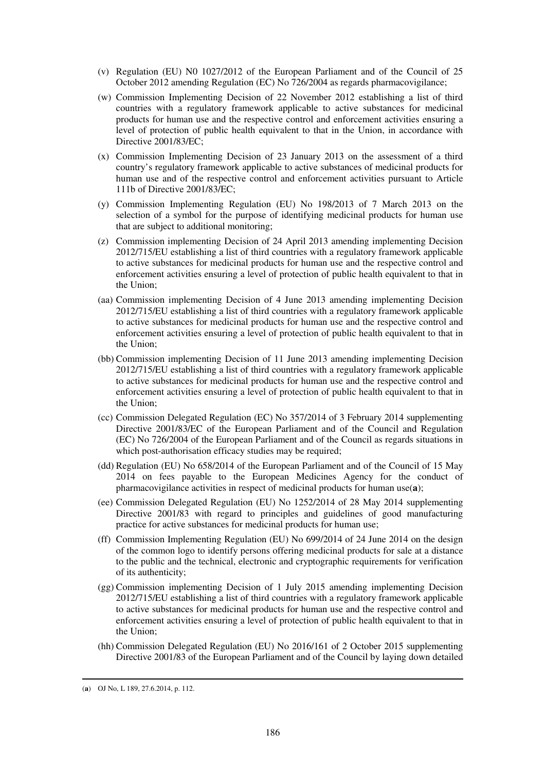(v) Regulation (EU) N0 1027/2012 of the European Parliament and of the Council of 25 October 2012 amending Regulation (EC) No 726/2004 as regards pharmacovigilance;

(w) Commission Implementing Decision of 22 November 2012 establishing a list of third countries with a regulatory framework applicable to active substances for medicinal products for human use and the respective control and enforcement activities ensuring a level of protection of public health equivalent to that in the Union, in accordance with Directive 2001/83/EC;

(x) Commission Implementing Decision of 23 January 2013 on the assessment of a third country's regulatory framework applicable to active substances of medicinal products for human use and of the respective control and enforcement activities pursuant to Article 111b of Directive 2001/83/EC;

(y) Commission Implementing Regulation (EU) No 198/2013 of 7 March 2013 on the selection of a symbol for the purpose of identifying medicinal products for human use that are subject to additional monitoring;

(z) Commission implementing Decision of 24 April 2013 amending implementing Decision 2012/715/EU establishing a list of third countries with a regulatory framework applicable to active substances for medicinal products for human use and the respective control and enforcement activities ensuring a level of protection of public health equivalent to that in the Union;

(aa) Commission implementing Decision of 4 June 2013 amending implementing Decision 2012/715/EU establishing a list of third countries with a regulatory framework applicable to active substances for medicinal products for human use and the respective control and enforcement activities ensuring a level of protection of public health equivalent to that in the Union;

(bb) Commission implementing Decision of 11 June 2013 amending implementing Decision 2012/715/EU establishing a list of third countries with a regulatory framework applicable to active substances for medicinal products for human use and the respective control and enforcement activities ensuring a level of protection of public health equivalent to that in the Union;

(cc) Commission Delegated Regulation (EC) No 357/2014 of 3 February 2014 supplementing Directive 2001/83/EC of the European Parliament and of the Council and Regulation (EC) No 726/2004 of the European Parliament and of the Council as regards situations in which post-authorisation efficacy studies may be required;

(dd) Regulation (EU) No 658/2014 of the European Parliament and of the Council of 15 May 2014 on fees payable to the European Medicines Agency for the conduct of pharmacovigilance activities in respect of medicinal products for human use(**a**);

(ee) Commission Delegated Regulation (EU) No 1252/2014 of 28 May 2014 supplementing Directive 2001/83 with regard to principles and guidelines of good manufacturing practice for active substances for medicinal products for human use;

(ff) Commission Implementing Regulation (EU) No 699/2014 of 24 June 2014 on the design of the common logo to identify persons offering medicinal products for sale at a distance to the public and the technical, electronic and cryptographic requirements for verification of its authenticity;

(gg) Commission implementing Decision of 1 July 2015 amending implementing Decision 2012/715/EU establishing a list of third countries with a regulatory framework applicable to active substances for medicinal products for human use and the respective control and enforcement activities ensuring a level of protection of public health equivalent to that in the Union;

(hh) Commission Delegated Regulation (EU) No 2016/161 of 2 October 2015 supplementing Directive 2001/83 of the European Parliament and of the Council by laying down detailed

---

(**a**) OJ No, L 189, 27.6.2014, p. 112.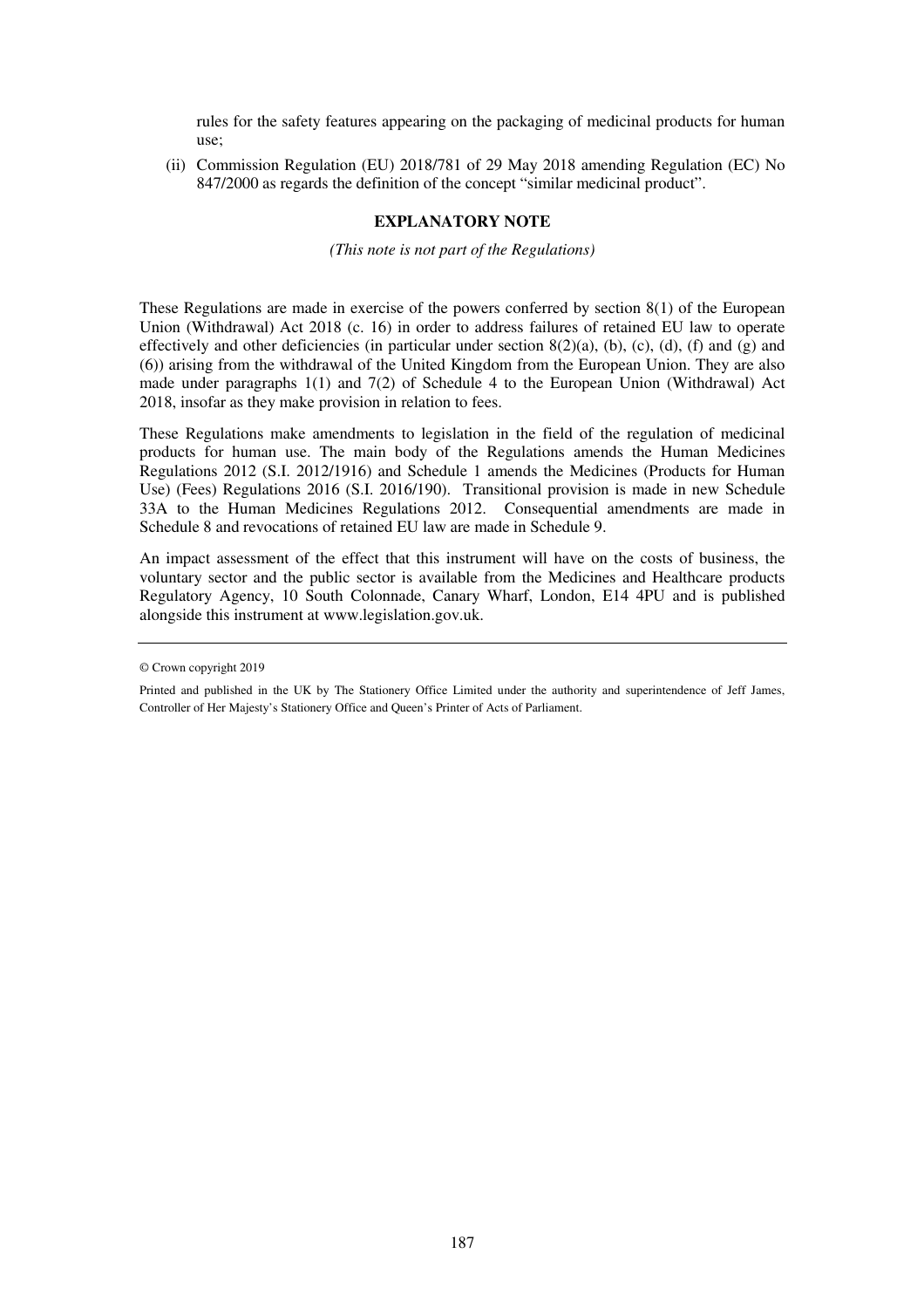rules for the safety features appearing on the packaging of medicinal products for human use;

(ii) Commission Regulation (EU) 2018/781 of 29 May 2018 amending Regulation (EC) No 847/2000 as regards the definition of the concept "similar medicinal product".

## EXPLANATORY NOTE

*(This note is not part of the Regulations)*

These Regulations are made in exercise of the powers conferred by section 8(1) of the European Union (Withdrawal) Act 2018 (c. 16) in order to address failures of retained EU law to operate effectively and other deficiencies (in particular under section 8(2)(a), (b), (c), (d), (f) and (g) and (6)) arising from the withdrawal of the United Kingdom from the European Union. They are also made under paragraphs 1(1) and 7(2) of Schedule 4 to the European Union (Withdrawal) Act 2018, insofar as they make provision in relation to fees.

These Regulations make amendments to legislation in the field of the regulation of medicinal products for human use. The main body of the Regulations amends the Human Medicines Regulations 2012 (S.I. 2012/1916) and Schedule 1 amends the Medicines (Products for Human Use) (Fees) Regulations 2016 (S.I. 2016/190). Transitional provision is made in new Schedule 33A to the Human Medicines Regulations 2012. Consequential amendments are made in Schedule 8 and revocations of retained EU law are made in Schedule 9.

An impact assessment of the effect that this instrument will have on the costs of business, the voluntary sector and the public sector is available from the Medicines and Healthcare products Regulatory Agency, 10 South Colonnade, Canary Wharf, London, E14 4PU and is published alongside this instrument at www.legislation.gov.uk.

---

© Crown copyright 2019

Printed and published in the UK by The Stationery Office Limited under the authority and superintendence of Jeff James, Controller of Her Majesty's Stationery Office and Queen's Printer of Acts of Parliament.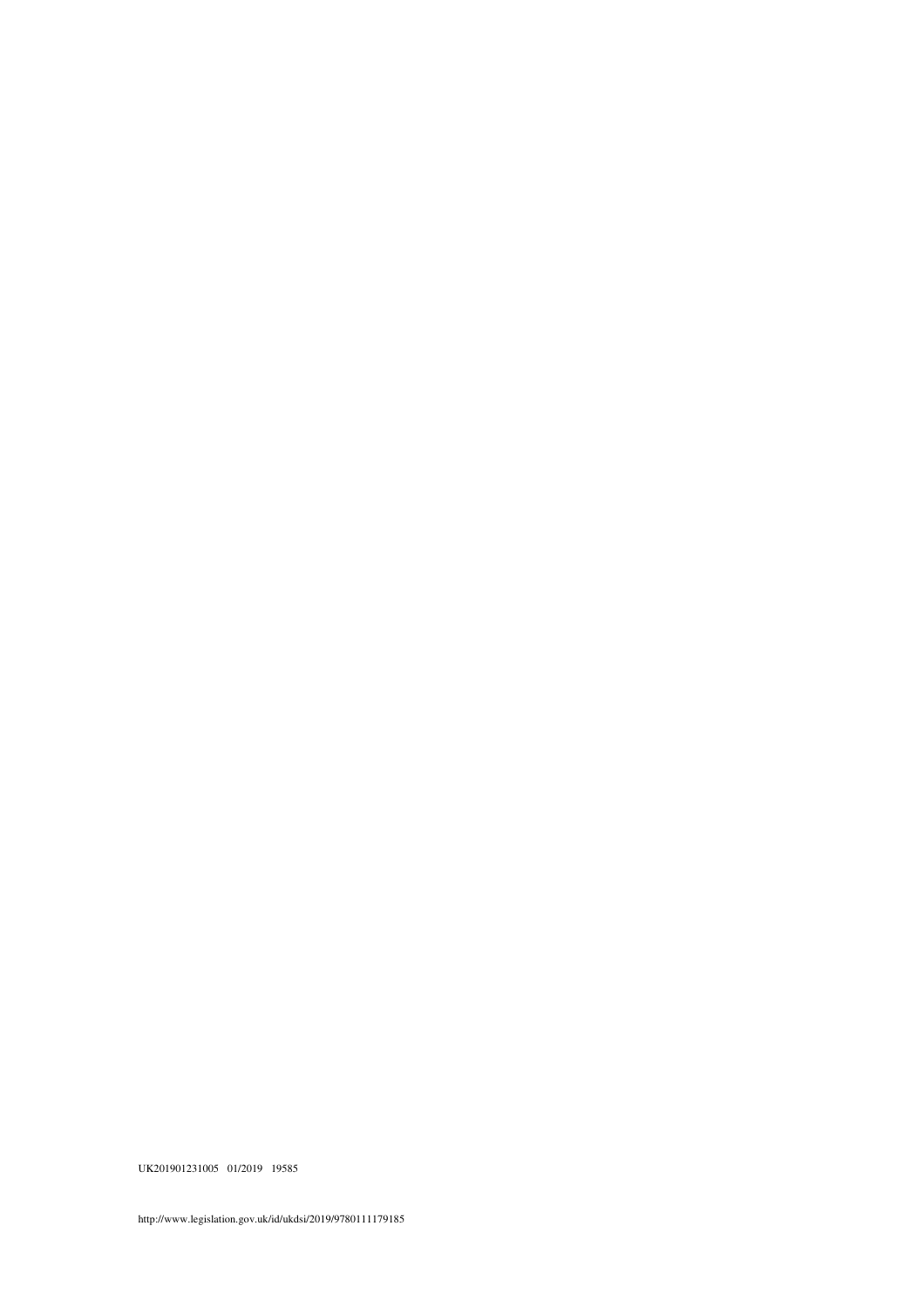UK201901231005 01/2019 19585

http://www.legislation.gov.uk/id/ukdsi/2019/9780111179185